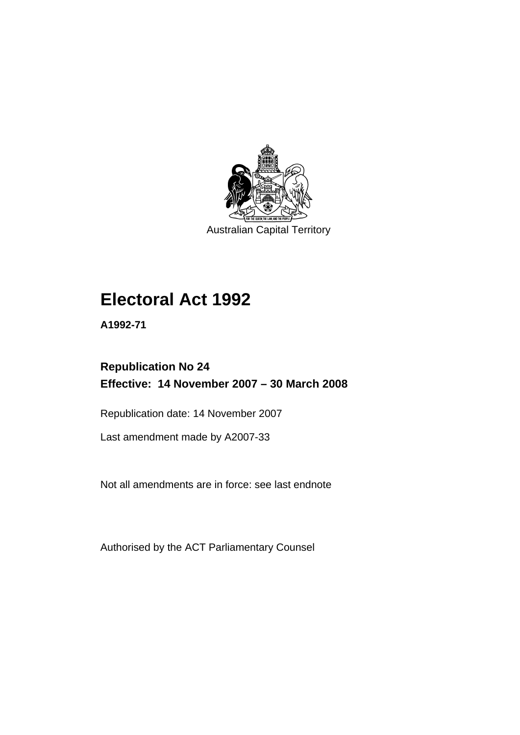Australian Capital Territory

# Electoral Act 1992

**A1992-71**

**Republication No 24**
**Effective: 14 November 2007 – 30 March 2008**

Republication date: 14 November 2007

Last amendment made by A2007-33

Not all amendments are in force: see last endnote

Authorised by the ACT Parliamentary Counsel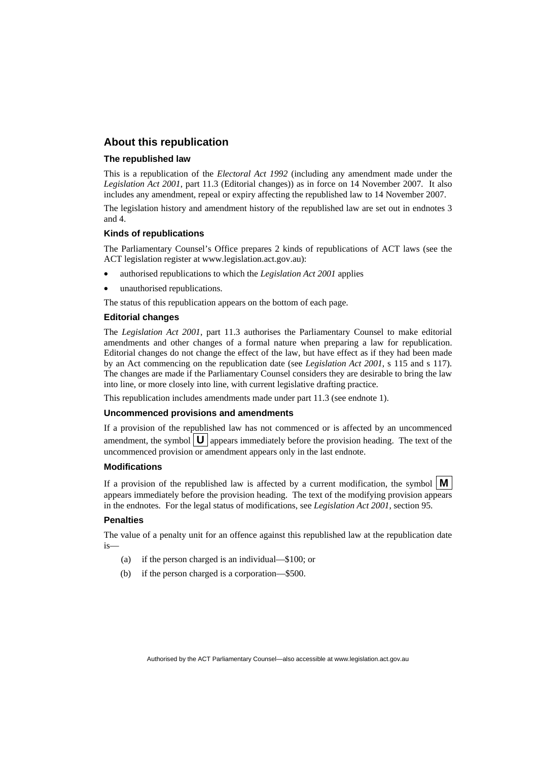## About this republication

### The republished law

This is a republication of the *Electoral Act 1992* (including any amendment made under the *Legislation Act 2001*, part 11.3 (Editorial changes)) as in force on 14 November 2007. It also includes any amendment, repeal or expiry affecting the republished law to 14 November 2007.

The legislation history and amendment history of the republished law are set out in endnotes 3 and 4.

### Kinds of republications

The Parliamentary Counsel's Office prepares 2 kinds of republications of ACT laws (see the ACT legislation register at www.legislation.act.gov.au):

- authorised republications to which the *Legislation Act 2001* applies
- unauthorised republications.

The status of this republication appears on the bottom of each page.

### Editorial changes

The *Legislation Act 2001*, part 11.3 authorises the Parliamentary Counsel to make editorial amendments and other changes of a formal nature when preparing a law for republication. Editorial changes do not change the effect of the law, but have effect as if they had been made by an Act commencing on the republication date (see *Legislation Act 2001*, s 115 and s 117). The changes are made if the Parliamentary Counsel considers they are desirable to bring the law into line, or more closely into line, with current legislative drafting practice.

This republication includes amendments made under part 11.3 (see endnote 1).

### Uncommenced provisions and amendments

If a provision of the republished law has not commenced or is affected by an uncommenced amendment, the symbol **U** appears immediately before the provision heading. The text of the uncommenced provision or amendment appears only in the last endnote.

### Modifications

If a provision of the republished law is affected by a current modification, the symbol **M** appears immediately before the provision heading. The text of the modifying provision appears in the endnotes. For the legal status of modifications, see *Legislation Act 2001*, section 95.

### Penalties

The value of a penalty unit for an offence against this republished law at the republication date is—

(a) if the person charged is an individual—$100; or

(b) if the person charged is a corporation—$500.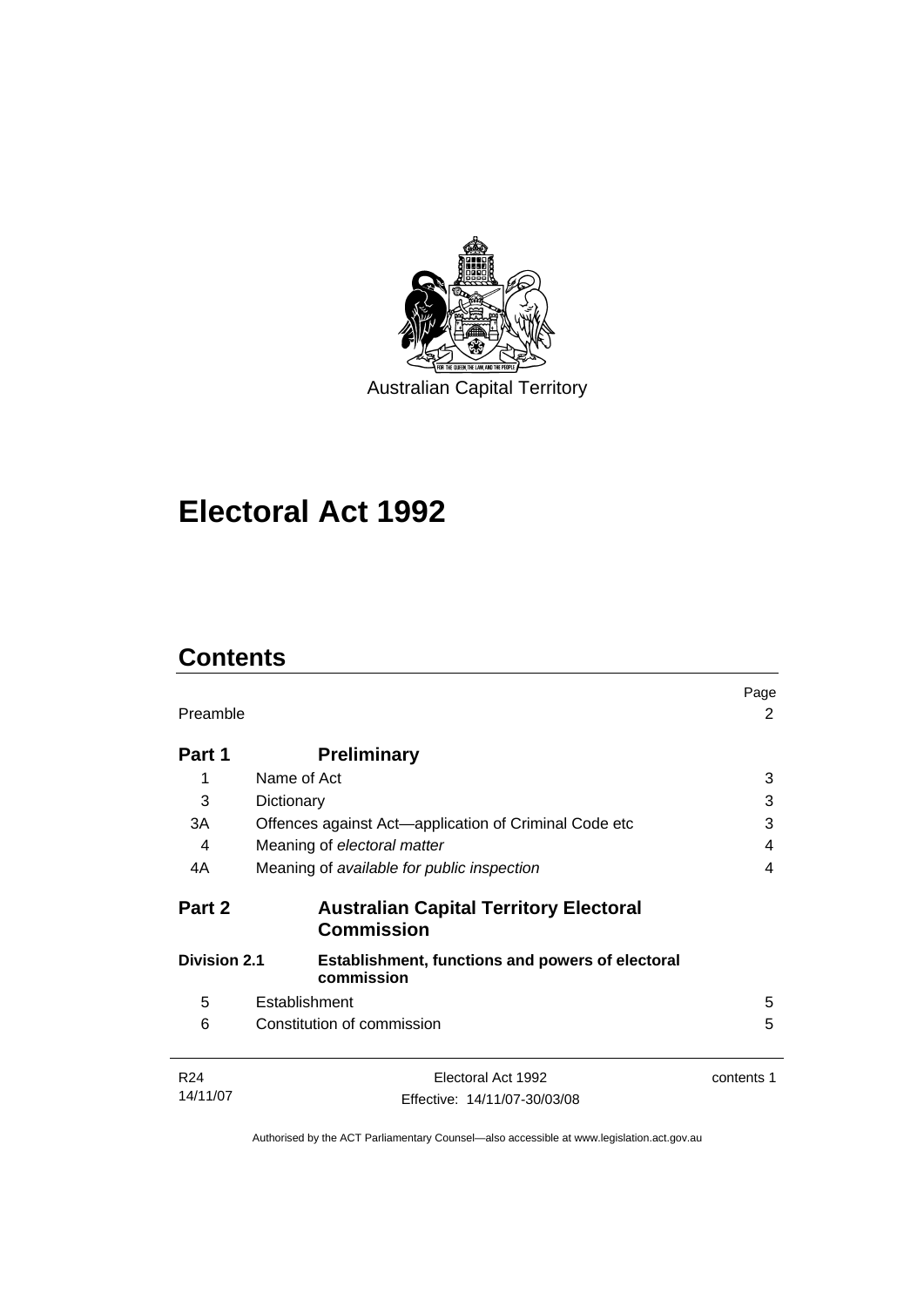Australian Capital Territory

# Electoral Act 1992

## Contents

| | | Page |
|---|---|---|
| Preamble | | 2 |
| **Part 1** | **Preliminary** | |
| 1 | Name of Act | 3 |
| 3 | Dictionary | 3 |
| 3A | Offences against Act—application of Criminal Code etc | 3 |
| 4 | Meaning of *electoral matter* | 4 |
| 4A | Meaning of *available for public inspection* | 4 |
| **Part 2** | **Australian Capital Territory Electoral Commission** | |
| **Division 2.1** | **Establishment, functions and powers of electoral commission** | |
| 5 | Establishment | 5 |
| 6 | Constitution of commission | 5 |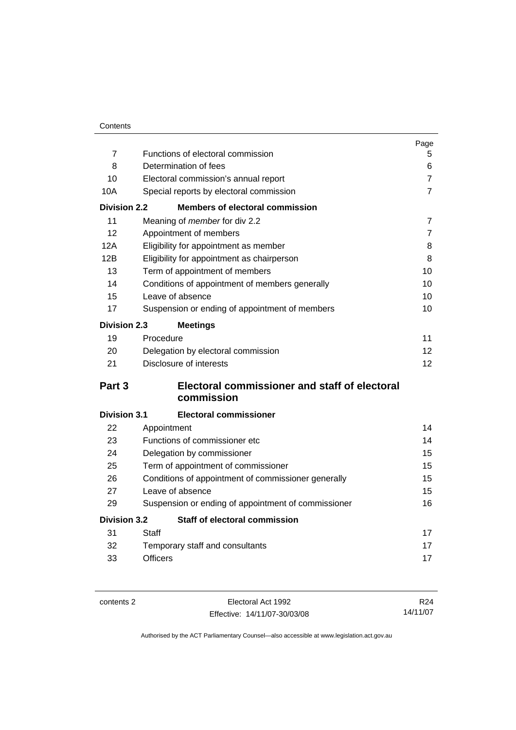| | | Page |
|---|---|---|
| 7 | Functions of electoral commission | 5 |
| 8 | Determination of fees | 6 |
| 10 | Electoral commission's annual report | 7 |
| 10A | Special reports by electoral commission | 7 |
| **Division 2.2** | **Members of electoral commission** | |
| 11 | Meaning of *member* for div 2.2 | 7 |
| 12 | Appointment of members | 7 |
| 12A | Eligibility for appointment as member | 8 |
| 12B | Eligibility for appointment as chairperson | 8 |
| 13 | Term of appointment of members | 10 |
| 14 | Conditions of appointment of members generally | 10 |
| 15 | Leave of absence | 10 |
| 17 | Suspension or ending of appointment of members | 10 |
| **Division 2.3** | **Meetings** | |
| 19 | Procedure | 11 |
| 20 | Delegation by electoral commission | 12 |
| 21 | Disclosure of interests | 12 |
| **Part 3** | **Electoral commissioner and staff of electoral commission** | |
| **Division 3.1** | **Electoral commissioner** | |
| 22 | Appointment | 14 |
| 23 | Functions of commissioner etc | 14 |
| 24 | Delegation by commissioner | 15 |
| 25 | Term of appointment of commissioner | 15 |
| 26 | Conditions of appointment of commissioner generally | 15 |
| 27 | Leave of absence | 15 |
| 29 | Suspension or ending of appointment of commissioner | 16 |
| **Division 3.2** | **Staff of electoral commission** | |
| 31 | Staff | 17 |
| 32 | Temporary staff and consultants | 17 |
| 33 | Officers | 17 |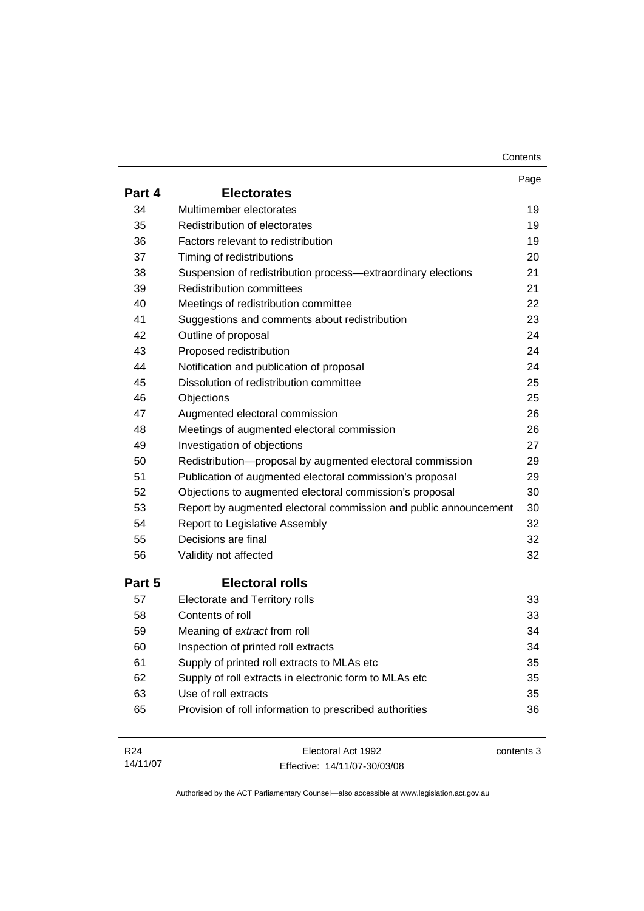| | | Page |
|---|---|---|
| **Part 4** | **Electorates** | |
| 34 | Multimember electorates | 19 |
| 35 | Redistribution of electorates | 19 |
| 36 | Factors relevant to redistribution | 19 |
| 37 | Timing of redistributions | 20 |
| 38 | Suspension of redistribution process—extraordinary elections | 21 |
| 39 | Redistribution committees | 21 |
| 40 | Meetings of redistribution committee | 22 |
| 41 | Suggestions and comments about redistribution | 23 |
| 42 | Outline of proposal | 24 |
| 43 | Proposed redistribution | 24 |
| 44 | Notification and publication of proposal | 24 |
| 45 | Dissolution of redistribution committee | 25 |
| 46 | Objections | 25 |
| 47 | Augmented electoral commission | 26 |
| 48 | Meetings of augmented electoral commission | 26 |
| 49 | Investigation of objections | 27 |
| 50 | Redistribution—proposal by augmented electoral commission | 29 |
| 51 | Publication of augmented electoral commission's proposal | 29 |
| 52 | Objections to augmented electoral commission's proposal | 30 |
| 53 | Report by augmented electoral commission and public announcement | 30 |
| 54 | Report to Legislative Assembly | 32 |
| 55 | Decisions are final | 32 |
| 56 | Validity not affected | 32 |
| **Part 5** | **Electoral rolls** | |
| 57 | Electorate and Territory rolls | 33 |
| 58 | Contents of roll | 33 |
| 59 | Meaning of *extract* from roll | 34 |
| 60 | Inspection of printed roll extracts | 34 |
| 61 | Supply of printed roll extracts to MLAs etc | 35 |
| 62 | Supply of roll extracts in electronic form to MLAs etc | 35 |
| 63 | Use of roll extracts | 35 |
| 65 | Provision of roll information to prescribed authorities | 36 |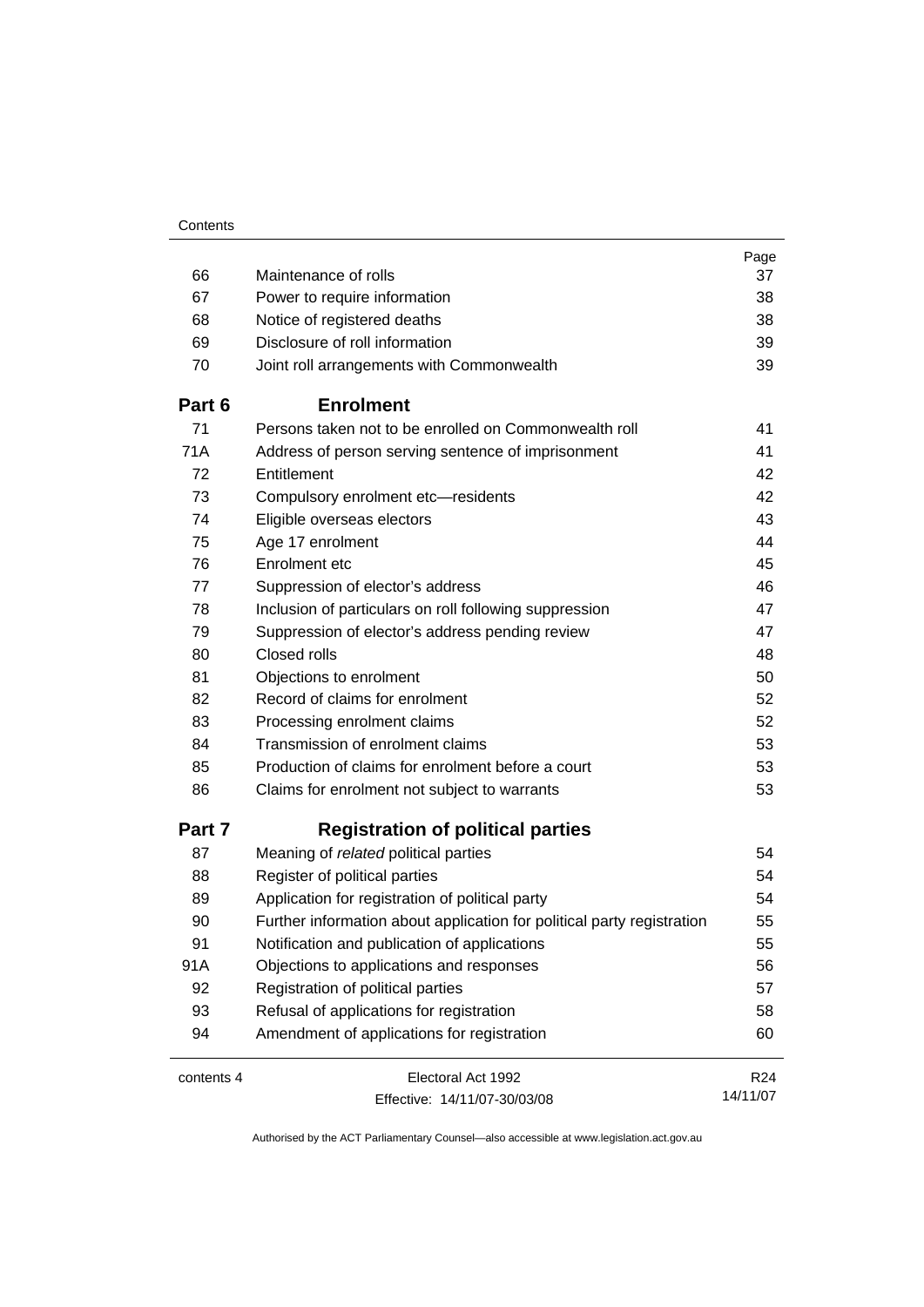| | | Page |
|---|---|---|
| 66 | Maintenance of rolls | 37 |
| 67 | Power to require information | 38 |
| 68 | Notice of registered deaths | 38 |
| 69 | Disclosure of roll information | 39 |
| 70 | Joint roll arrangements with Commonwealth | 39 |
| **Part 6** | **Enrolment** | |
| 71 | Persons taken not to be enrolled on Commonwealth roll | 41 |
| 71A | Address of person serving sentence of imprisonment | 41 |
| 72 | Entitlement | 42 |
| 73 | Compulsory enrolment etc—residents | 42 |
| 74 | Eligible overseas electors | 43 |
| 75 | Age 17 enrolment | 44 |
| 76 | Enrolment etc | 45 |
| 77 | Suppression of elector's address | 46 |
| 78 | Inclusion of particulars on roll following suppression | 47 |
| 79 | Suppression of elector's address pending review | 47 |
| 80 | Closed rolls | 48 |
| 81 | Objections to enrolment | 50 |
| 82 | Record of claims for enrolment | 52 |
| 83 | Processing enrolment claims | 52 |
| 84 | Transmission of enrolment claims | 53 |
| 85 | Production of claims for enrolment before a court | 53 |
| 86 | Claims for enrolment not subject to warrants | 53 |
| **Part 7** | **Registration of political parties** | |
| 87 | Meaning of *related* political parties | 54 |
| 88 | Register of political parties | 54 |
| 89 | Application for registration of political party | 54 |
| 90 | Further information about application for political party registration | 55 |
| 91 | Notification and publication of applications | 55 |
| 91A | Objections to applications and responses | 56 |
| 92 | Registration of political parties | 57 |
| 93 | Refusal of applications for registration | 58 |
| 94 | Amendment of applications for registration | 60 |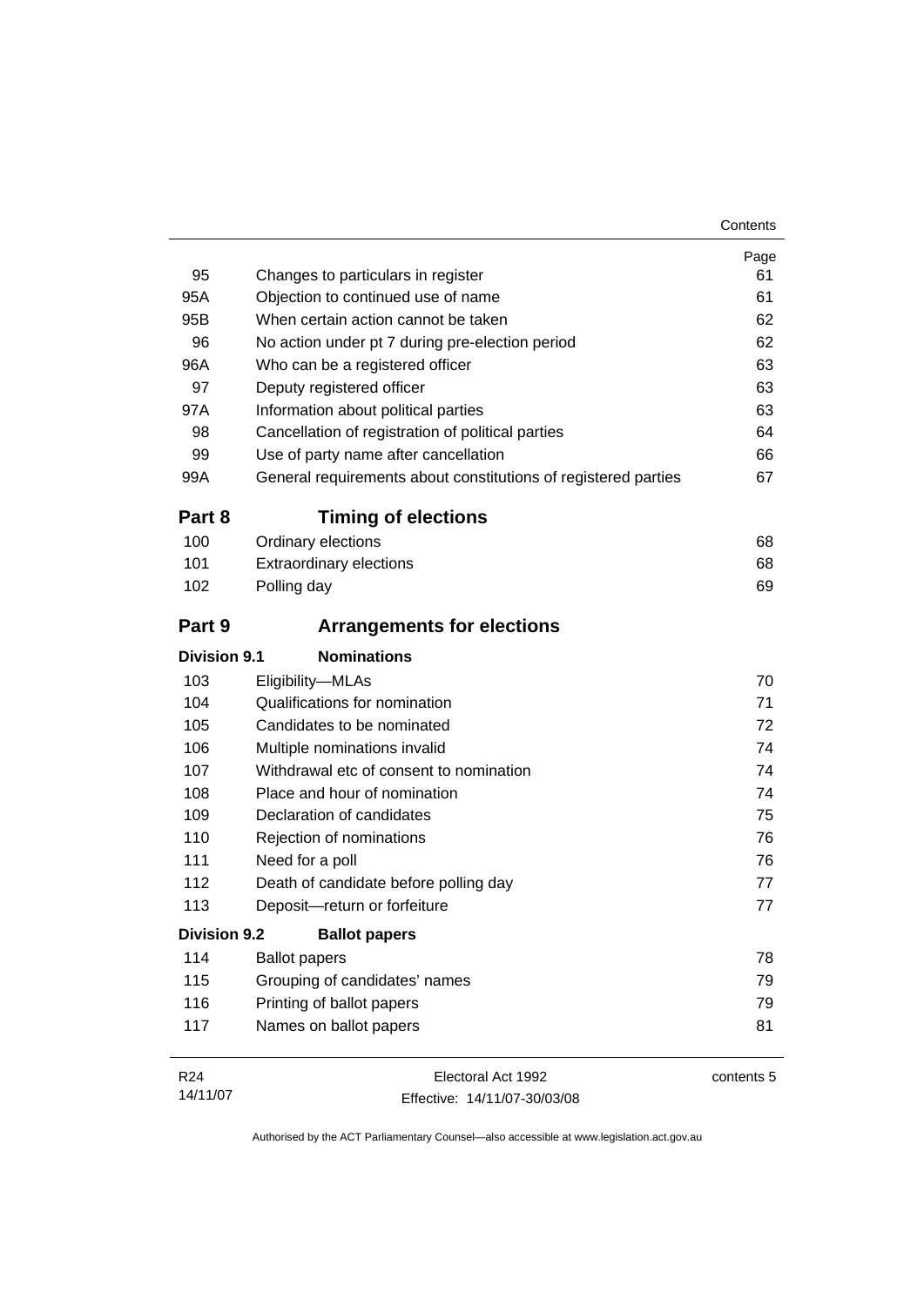| | | Page |
|---|---|---|
| 95 | Changes to particulars in register | 61 |
| 95A | Objection to continued use of name | 61 |
| 95B | When certain action cannot be taken | 62 |
| 96 | No action under pt 7 during pre-election period | 62 |
| 96A | Who can be a registered officer | 63 |
| 97 | Deputy registered officer | 63 |
| 97A | Information about political parties | 63 |
| 98 | Cancellation of registration of political parties | 64 |
| 99 | Use of party name after cancellation | 66 |
| 99A | General requirements about constitutions of registered parties | 67 |

## Part 8 Timing of elections

| | | |
|---|---|---|
| 100 | Ordinary elections | 68 |
| 101 | Extraordinary elections | 68 |
| 102 | Polling day | 69 |

## Part 9 Arrangements for elections

### Division 9.1 Nominations

| | | |
|---|---|---|
| 103 | Eligibility—MLAs | 70 |
| 104 | Qualifications for nomination | 71 |
| 105 | Candidates to be nominated | 72 |
| 106 | Multiple nominations invalid | 74 |
| 107 | Withdrawal etc of consent to nomination | 74 |
| 108 | Place and hour of nomination | 74 |
| 109 | Declaration of candidates | 75 |
| 110 | Rejection of nominations | 76 |
| 111 | Need for a poll | 76 |
| 112 | Death of candidate before polling day | 77 |
| 113 | Deposit—return or forfeiture | 77 |

### Division 9.2 Ballot papers

| | | |
|---|---|---|
| 114 | Ballot papers | 78 |
| 115 | Grouping of candidates' names | 79 |
| 116 | Printing of ballot papers | 79 |
| 117 | Names on ballot papers | 81 |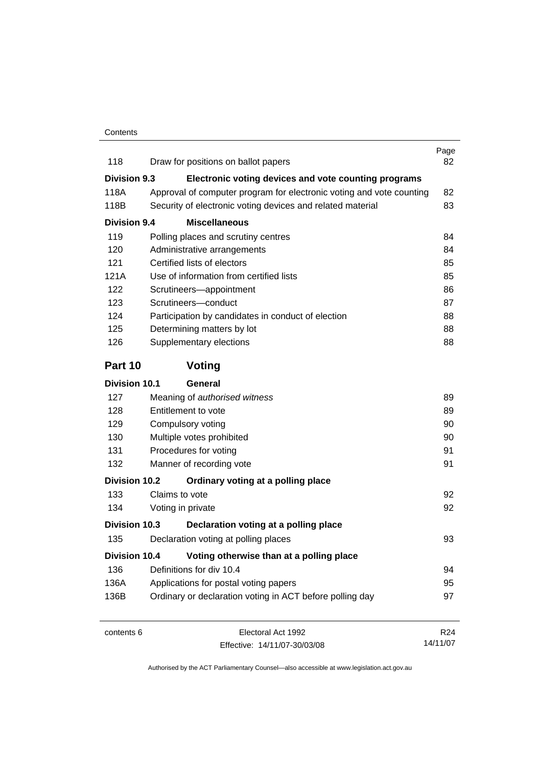| | | Page |
|---|---|---|
| 118 | Draw for positions on ballot papers | 82 |
| **Division 9.3** | **Electronic voting devices and vote counting programs** | |
| 118A | Approval of computer program for electronic voting and vote counting | 82 |
| 118B | Security of electronic voting devices and related material | 83 |
| **Division 9.4** | **Miscellaneous** | |
| 119 | Polling places and scrutiny centres | 84 |
| 120 | Administrative arrangements | 84 |
| 121 | Certified lists of electors | 85 |
| 121A | Use of information from certified lists | 85 |
| 122 | Scrutineers—appointment | 86 |
| 123 | Scrutineers—conduct | 87 |
| 124 | Participation by candidates in conduct of election | 88 |
| 125 | Determining matters by lot | 88 |
| 126 | Supplementary elections | 88 |

## Part 10 Voting

| | | |
|---|---|---|
| **Division 10.1** | **General** | |
| 127 | Meaning of *authorised witness* | 89 |
| 128 | Entitlement to vote | 89 |
| 129 | Compulsory voting | 90 |
| 130 | Multiple votes prohibited | 90 |
| 131 | Procedures for voting | 91 |
| 132 | Manner of recording vote | 91 |
| **Division 10.2** | **Ordinary voting at a polling place** | |
| 133 | Claims to vote | 92 |
| 134 | Voting in private | 92 |
| **Division 10.3** | **Declaration voting at a polling place** | |
| 135 | Declaration voting at polling places | 93 |
| **Division 10.4** | **Voting otherwise than at a polling place** | |
| 136 | Definitions for div 10.4 | 94 |
| 136A | Applications for postal voting papers | 95 |
| 136B | Ordinary or declaration voting in ACT before polling day | 97 |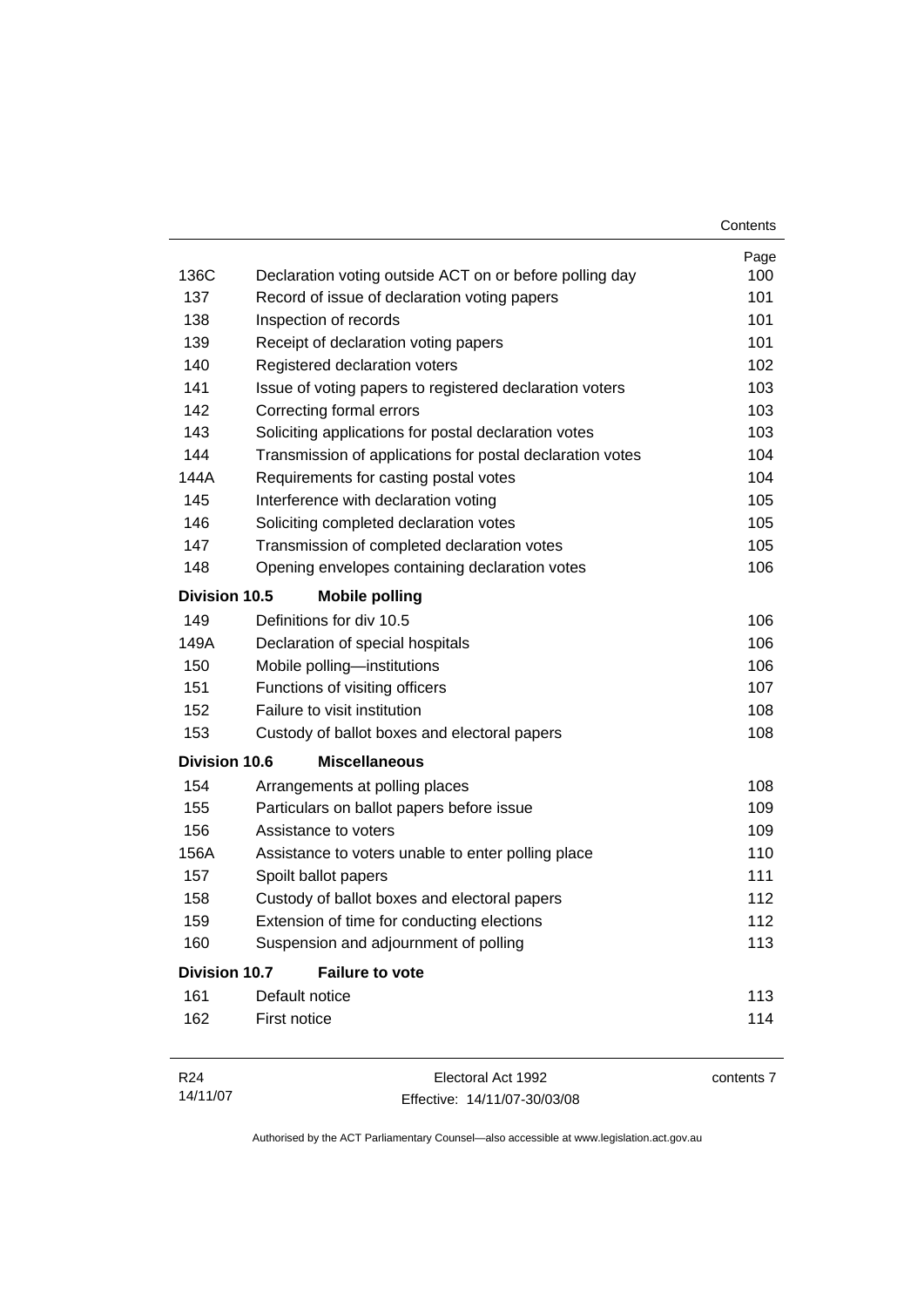| | | Page |
|---|---|---|
| 136C | Declaration voting outside ACT on or before polling day | 100 |
| 137 | Record of issue of declaration voting papers | 101 |
| 138 | Inspection of records | 101 |
| 139 | Receipt of declaration voting papers | 101 |
| 140 | Registered declaration voters | 102 |
| 141 | Issue of voting papers to registered declaration voters | 103 |
| 142 | Correcting formal errors | 103 |
| 143 | Soliciting applications for postal declaration votes | 103 |
| 144 | Transmission of applications for postal declaration votes | 104 |
| 144A | Requirements for casting postal votes | 104 |
| 145 | Interference with declaration voting | 105 |
| 146 | Soliciting completed declaration votes | 105 |
| 147 | Transmission of completed declaration votes | 105 |
| 148 | Opening envelopes containing declaration votes | 106 |
| **Division 10.5** | **Mobile polling** | |
| 149 | Definitions for div 10.5 | 106 |
| 149A | Declaration of special hospitals | 106 |
| 150 | Mobile polling—institutions | 106 |
| 151 | Functions of visiting officers | 107 |
| 152 | Failure to visit institution | 108 |
| 153 | Custody of ballot boxes and electoral papers | 108 |
| **Division 10.6** | **Miscellaneous** | |
| 154 | Arrangements at polling places | 108 |
| 155 | Particulars on ballot papers before issue | 109 |
| 156 | Assistance to voters | 109 |
| 156A | Assistance to voters unable to enter polling place | 110 |
| 157 | Spoilt ballot papers | 111 |
| 158 | Custody of ballot boxes and electoral papers | 112 |
| 159 | Extension of time for conducting elections | 112 |
| 160 | Suspension and adjournment of polling | 113 |
| **Division 10.7** | **Failure to vote** | |
| 161 | Default notice | 113 |
| 162 | First notice | 114 |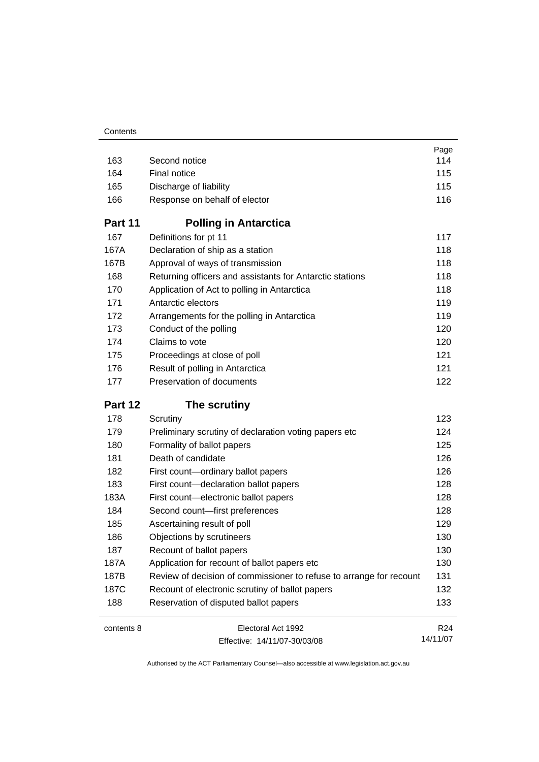| | | Page |
|---|---|---|
| 163 | Second notice | 114 |
| 164 | Final notice | 115 |
| 165 | Discharge of liability | 115 |
| 166 | Response on behalf of elector | 116 |

## Part 11 Polling in Antarctica

| | | |
|---|---|---|
| 167 | Definitions for pt 11 | 117 |
| 167A | Declaration of ship as a station | 118 |
| 167B | Approval of ways of transmission | 118 |
| 168 | Returning officers and assistants for Antarctic stations | 118 |
| 170 | Application of Act to polling in Antarctica | 118 |
| 171 | Antarctic electors | 119 |
| 172 | Arrangements for the polling in Antarctica | 119 |
| 173 | Conduct of the polling | 120 |
| 174 | Claims to vote | 120 |
| 175 | Proceedings at close of poll | 121 |
| 176 | Result of polling in Antarctica | 121 |
| 177 | Preservation of documents | 122 |

## Part 12 The scrutiny

| | | |
|---|---|---|
| 178 | Scrutiny | 123 |
| 179 | Preliminary scrutiny of declaration voting papers etc | 124 |
| 180 | Formality of ballot papers | 125 |
| 181 | Death of candidate | 126 |
| 182 | First count—ordinary ballot papers | 126 |
| 183 | First count—declaration ballot papers | 128 |
| 183A | First count—electronic ballot papers | 128 |
| 184 | Second count—first preferences | 128 |
| 185 | Ascertaining result of poll | 129 |
| 186 | Objections by scrutineers | 130 |
| 187 | Recount of ballot papers | 130 |
| 187A | Application for recount of ballot papers etc | 130 |
| 187B | Review of decision of commissioner to refuse to arrange for recount | 131 |
| 187C | Recount of electronic scrutiny of ballot papers | 132 |
| 188 | Reservation of disputed ballot papers | 133 |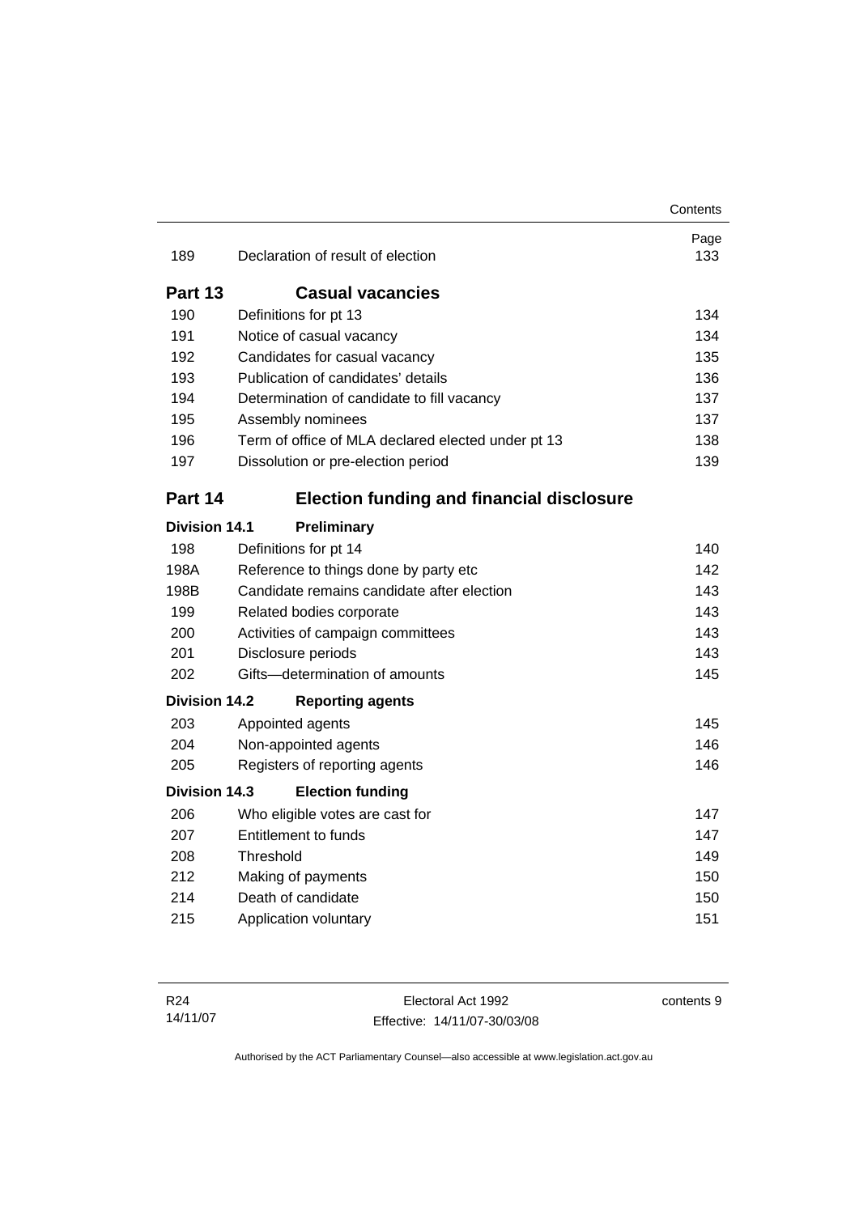| | | Page |
|---|---|---|
| 189 | Declaration of result of election | 133 |
| **Part 13** | **Casual vacancies** | |
| 190 | Definitions for pt 13 | 134 |
| 191 | Notice of casual vacancy | 134 |
| 192 | Candidates for casual vacancy | 135 |
| 193 | Publication of candidates' details | 136 |
| 194 | Determination of candidate to fill vacancy | 137 |
| 195 | Assembly nominees | 137 |
| 196 | Term of office of MLA declared elected under pt 13 | 138 |
| 197 | Dissolution or pre-election period | 139 |
| **Part 14** | **Election funding and financial disclosure** | |
| **Division 14.1** | **Preliminary** | |
| 198 | Definitions for pt 14 | 140 |
| 198A | Reference to things done by party etc | 142 |
| 198B | Candidate remains candidate after election | 143 |
| 199 | Related bodies corporate | 143 |
| 200 | Activities of campaign committees | 143 |
| 201 | Disclosure periods | 143 |
| 202 | Gifts—determination of amounts | 145 |
| **Division 14.2** | **Reporting agents** | |
| 203 | Appointed agents | 145 |
| 204 | Non-appointed agents | 146 |
| 205 | Registers of reporting agents | 146 |
| **Division 14.3** | **Election funding** | |
| 206 | Who eligible votes are cast for | 147 |
| 207 | Entitlement to funds | 147 |
| 208 | Threshold | 149 |
| 212 | Making of payments | 150 |
| 214 | Death of candidate | 150 |
| 215 | Application voluntary | 151 |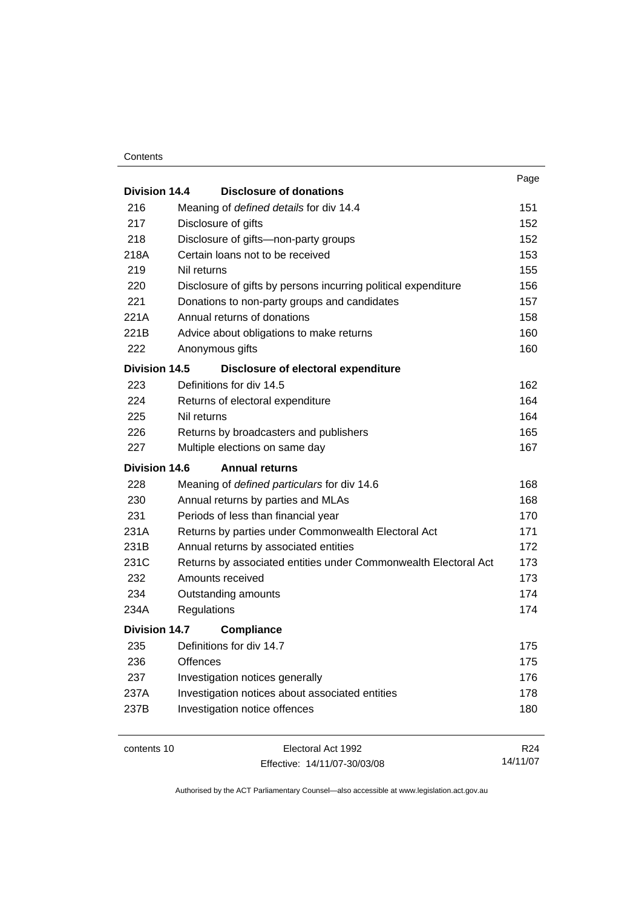| | | Page |
|---|---|---|
| **Division 14.4** | **Disclosure of donations** | |
| 216 | Meaning of *defined details* for div 14.4 | 151 |
| 217 | Disclosure of gifts | 152 |
| 218 | Disclosure of gifts—non-party groups | 152 |
| 218A | Certain loans not to be received | 153 |
| 219 | Nil returns | 155 |
| 220 | Disclosure of gifts by persons incurring political expenditure | 156 |
| 221 | Donations to non-party groups and candidates | 157 |
| 221A | Annual returns of donations | 158 |
| 221B | Advice about obligations to make returns | 160 |
| 222 | Anonymous gifts | 160 |
| **Division 14.5** | **Disclosure of electoral expenditure** | |
| 223 | Definitions for div 14.5 | 162 |
| 224 | Returns of electoral expenditure | 164 |
| 225 | Nil returns | 164 |
| 226 | Returns by broadcasters and publishers | 165 |
| 227 | Multiple elections on same day | 167 |
| **Division 14.6** | **Annual returns** | |
| 228 | Meaning of *defined particulars* for div 14.6 | 168 |
| 230 | Annual returns by parties and MLAs | 168 |
| 231 | Periods of less than financial year | 170 |
| 231A | Returns by parties under Commonwealth Electoral Act | 171 |
| 231B | Annual returns by associated entities | 172 |
| 231C | Returns by associated entities under Commonwealth Electoral Act | 173 |
| 232 | Amounts received | 173 |
| 234 | Outstanding amounts | 174 |
| 234A | Regulations | 174 |
| **Division 14.7** | **Compliance** | |
| 235 | Definitions for div 14.7 | 175 |
| 236 | Offences | 175 |
| 237 | Investigation notices generally | 176 |
| 237A | Investigation notices about associated entities | 178 |
| 237B | Investigation notice offences | 180 |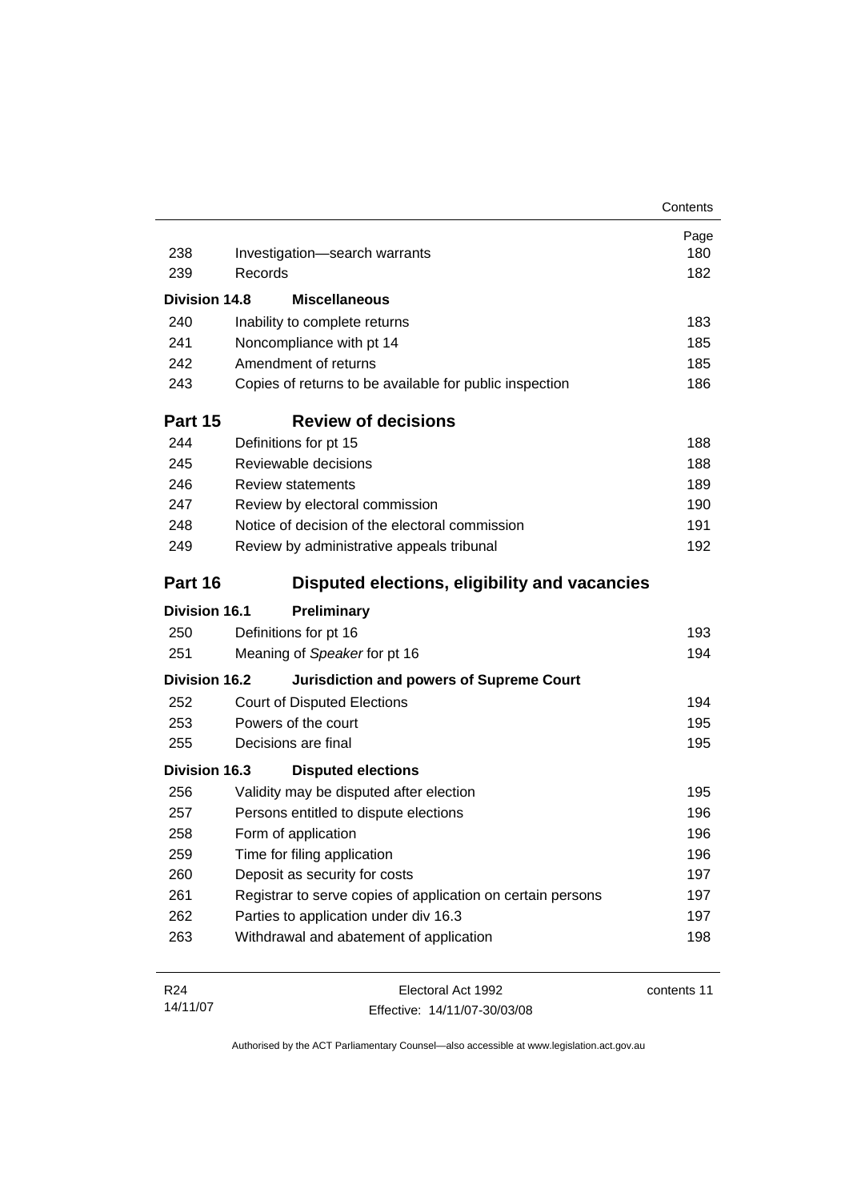| | | Page |
|---|---|---|
| 238 | Investigation—search warrants | 180 |
| 239 | Records | 182 |
| **Division 14.8** | **Miscellaneous** | |
| 240 | Inability to complete returns | 183 |
| 241 | Noncompliance with pt 14 | 185 |
| 242 | Amendment of returns | 185 |
| 243 | Copies of returns to be available for public inspection | 186 |
| **Part 15** | **Review of decisions** | |
| 244 | Definitions for pt 15 | 188 |
| 245 | Reviewable decisions | 188 |
| 246 | Review statements | 189 |
| 247 | Review by electoral commission | 190 |
| 248 | Notice of decision of the electoral commission | 191 |
| 249 | Review by administrative appeals tribunal | 192 |
| **Part 16** | **Disputed elections, eligibility and vacancies** | |
| **Division 16.1** | **Preliminary** | |
| 250 | Definitions for pt 16 | 193 |
| 251 | Meaning of *Speaker* for pt 16 | 194 |
| **Division 16.2** | **Jurisdiction and powers of Supreme Court** | |
| 252 | Court of Disputed Elections | 194 |
| 253 | Powers of the court | 195 |
| 255 | Decisions are final | 195 |
| **Division 16.3** | **Disputed elections** | |
| 256 | Validity may be disputed after election | 195 |
| 257 | Persons entitled to dispute elections | 196 |
| 258 | Form of application | 196 |
| 259 | Time for filing application | 196 |
| 260 | Deposit as security for costs | 197 |
| 261 | Registrar to serve copies of application on certain persons | 197 |
| 262 | Parties to application under div 16.3 | 197 |
| 263 | Withdrawal and abatement of application | 198 |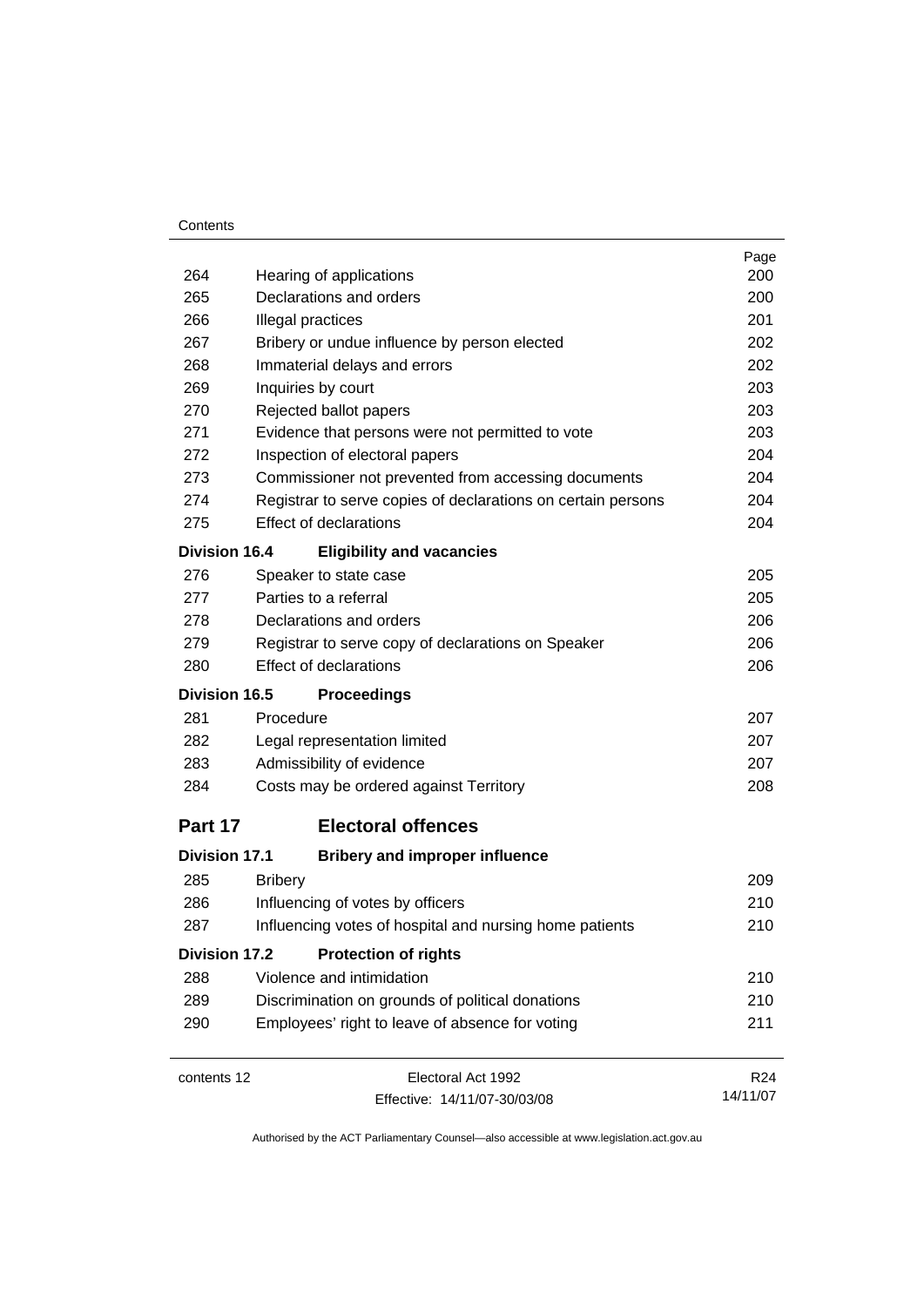| | | Page |
|---|---|---|
| 264 | Hearing of applications | 200 |
| 265 | Declarations and orders | 200 |
| 266 | Illegal practices | 201 |
| 267 | Bribery or undue influence by person elected | 202 |
| 268 | Immaterial delays and errors | 202 |
| 269 | Inquiries by court | 203 |
| 270 | Rejected ballot papers | 203 |
| 271 | Evidence that persons were not permitted to vote | 203 |
| 272 | Inspection of electoral papers | 204 |
| 273 | Commissioner not prevented from accessing documents | 204 |
| 274 | Registrar to serve copies of declarations on certain persons | 204 |
| 275 | Effect of declarations | 204 |
| **Division 16.4** | **Eligibility and vacancies** | |
| 276 | Speaker to state case | 205 |
| 277 | Parties to a referral | 205 |
| 278 | Declarations and orders | 206 |
| 279 | Registrar to serve copy of declarations on Speaker | 206 |
| 280 | Effect of declarations | 206 |
| **Division 16.5** | **Proceedings** | |
| 281 | Procedure | 207 |
| 282 | Legal representation limited | 207 |
| 283 | Admissibility of evidence | 207 |
| 284 | Costs may be ordered against Territory | 208 |

## Part 17 Electoral offences

| | | |
|---|---|---|
| **Division 17.1** | **Bribery and improper influence** | |
| 285 | Bribery | 209 |
| 286 | Influencing of votes by officers | 210 |
| 287 | Influencing votes of hospital and nursing home patients | 210 |
| **Division 17.2** | **Protection of rights** | |
| 288 | Violence and intimidation | 210 |
| 289 | Discrimination on grounds of political donations | 210 |
| 290 | Employees' right to leave of absence for voting | 211 |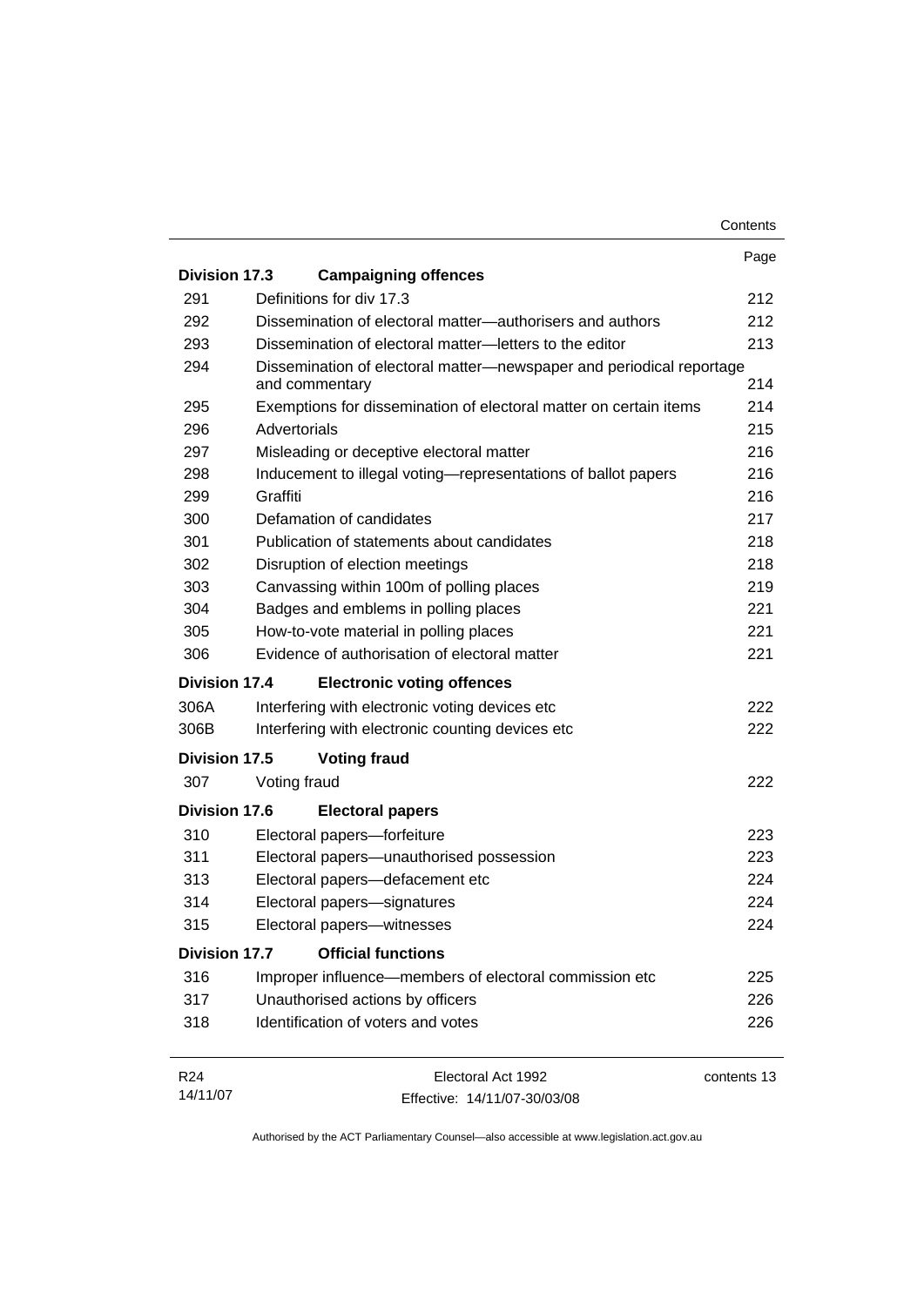| | | Page |
|---|---|---|
| **Division 17.3** | **Campaigning offences** | |
| 291 | Definitions for div 17.3 | 212 |
| 292 | Dissemination of electoral matter—authorisers and authors | 212 |
| 293 | Dissemination of electoral matter—letters to the editor | 213 |
| 294 | Dissemination of electoral matter—newspaper and periodical reportage and commentary | 214 |
| 295 | Exemptions for dissemination of electoral matter on certain items | 214 |
| 296 | Advertorials | 215 |
| 297 | Misleading or deceptive electoral matter | 216 |
| 298 | Inducement to illegal voting—representations of ballot papers | 216 |
| 299 | Graffiti | 216 |
| 300 | Defamation of candidates | 217 |
| 301 | Publication of statements about candidates | 218 |
| 302 | Disruption of election meetings | 218 |
| 303 | Canvassing within 100m of polling places | 219 |
| 304 | Badges and emblems in polling places | 221 |
| 305 | How-to-vote material in polling places | 221 |
| 306 | Evidence of authorisation of electoral matter | 221 |
| **Division 17.4** | **Electronic voting offences** | |
| 306A | Interfering with electronic voting devices etc | 222 |
| 306B | Interfering with electronic counting devices etc | 222 |
| **Division 17.5** | **Voting fraud** | |
| 307 | Voting fraud | 222 |
| **Division 17.6** | **Electoral papers** | |
| 310 | Electoral papers—forfeiture | 223 |
| 311 | Electoral papers—unauthorised possession | 223 |
| 313 | Electoral papers—defacement etc | 224 |
| 314 | Electoral papers—signatures | 224 |
| 315 | Electoral papers—witnesses | 224 |
| **Division 17.7** | **Official functions** | |
| 316 | Improper influence—members of electoral commission etc | 225 |
| 317 | Unauthorised actions by officers | 226 |
| 318 | Identification of voters and votes | 226 |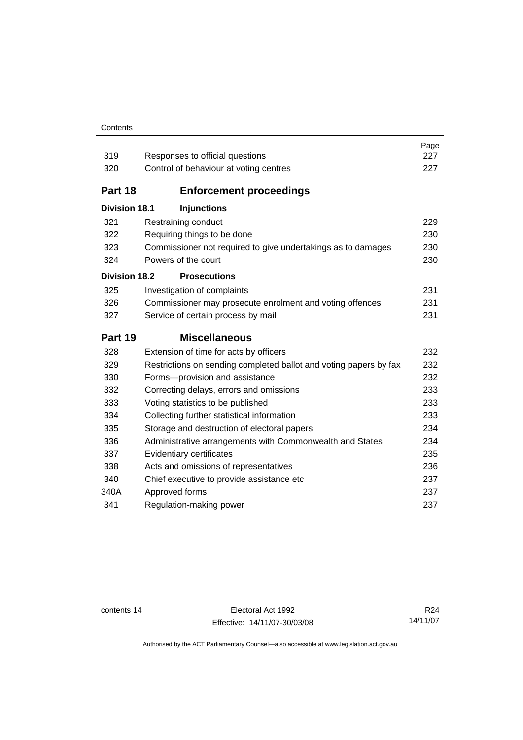| | | Page |
|---|---|---|
| 319 | Responses to official questions | 227 |
| 320 | Control of behaviour at voting centres | 227 |

## Part 18 Enforcement proceedings

### Division 18.1 Injunctions

| | | |
|---|---|---|
| 321 | Restraining conduct | 229 |
| 322 | Requiring things to be done | 230 |
| 323 | Commissioner not required to give undertakings as to damages | 230 |
| 324 | Powers of the court | 230 |

### Division 18.2 Prosecutions

| | | |
|---|---|---|
| 325 | Investigation of complaints | 231 |
| 326 | Commissioner may prosecute enrolment and voting offences | 231 |
| 327 | Service of certain process by mail | 231 |

## Part 19 Miscellaneous

| | | |
|---|---|---|
| 328 | Extension of time for acts by officers | 232 |
| 329 | Restrictions on sending completed ballot and voting papers by fax | 232 |
| 330 | Forms—provision and assistance | 232 |
| 332 | Correcting delays, errors and omissions | 233 |
| 333 | Voting statistics to be published | 233 |
| 334 | Collecting further statistical information | 233 |
| 335 | Storage and destruction of electoral papers | 234 |
| 336 | Administrative arrangements with Commonwealth and States | 234 |
| 337 | Evidentiary certificates | 235 |
| 338 | Acts and omissions of representatives | 236 |
| 340 | Chief executive to provide assistance etc | 237 |
| 340A | Approved forms | 237 |
| 341 | Regulation-making power | 237 |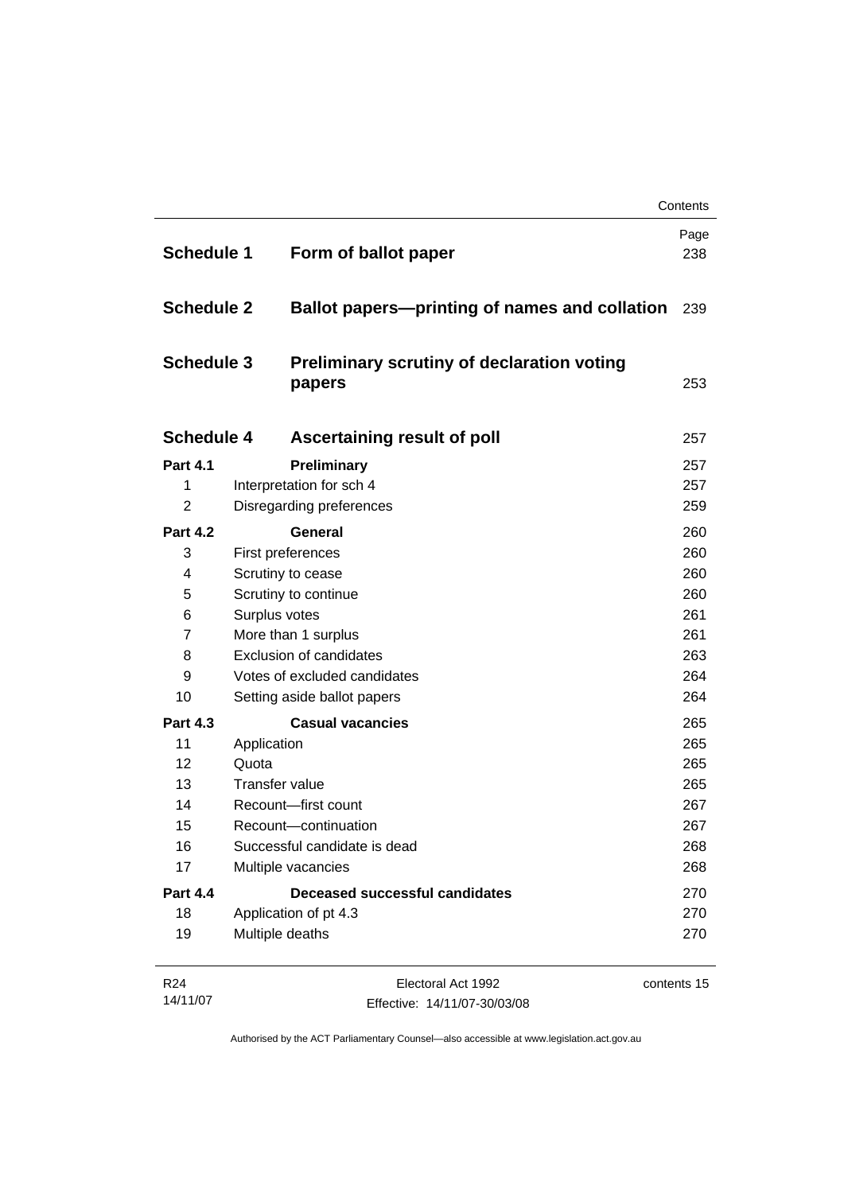| | | Page |
|---|---|---|
| **Schedule 1** | **Form of ballot paper** | 238 |
| **Schedule 2** | **Ballot papers—printing of names and collation** | 239 |
| **Schedule 3** | **Preliminary scrutiny of declaration voting papers** | 253 |
| **Schedule 4** | **Ascertaining result of poll** | 257 |
| **Part 4.1** | **Preliminary** | 257 |
| 1 | Interpretation for sch 4 | 257 |
| 2 | Disregarding preferences | 259 |
| **Part 4.2** | **General** | 260 |
| 3 | First preferences | 260 |
| 4 | Scrutiny to cease | 260 |
| 5 | Scrutiny to continue | 260 |
| 6 | Surplus votes | 261 |
| 7 | More than 1 surplus | 261 |
| 8 | Exclusion of candidates | 263 |
| 9 | Votes of excluded candidates | 264 |
| 10 | Setting aside ballot papers | 264 |
| **Part 4.3** | **Casual vacancies** | 265 |
| 11 | Application | 265 |
| 12 | Quota | 265 |
| 13 | Transfer value | 265 |
| 14 | Recount—first count | 267 |
| 15 | Recount—continuation | 267 |
| 16 | Successful candidate is dead | 268 |
| 17 | Multiple vacancies | 268 |
| **Part 4.4** | **Deceased successful candidates** | 270 |
| 18 | Application of pt 4.3 | 270 |
| 19 | Multiple deaths | 270 |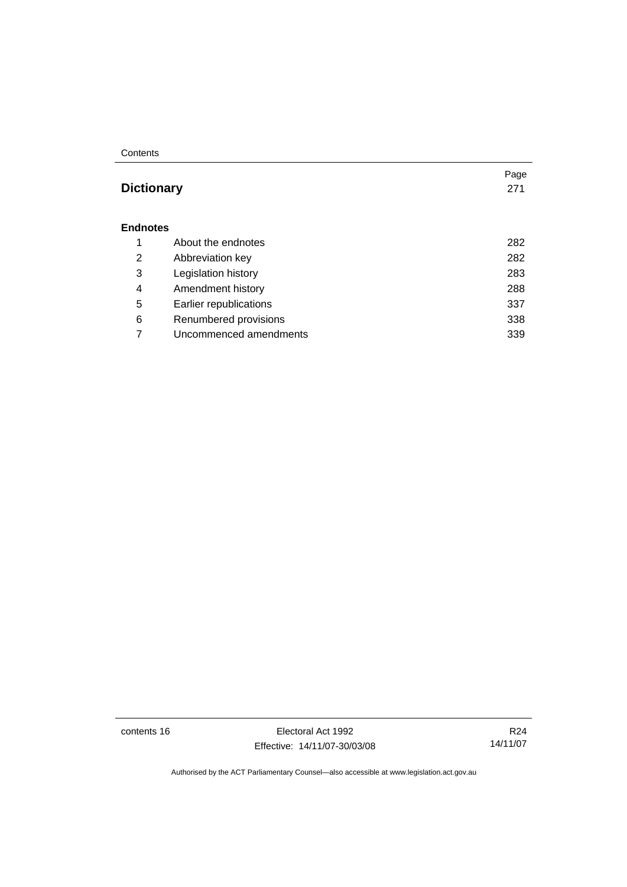| | | Page |
|---|---|---|
| **Dictionary** | | 271 |
| **Endnotes** | | |
| 1 | About the endnotes | 282 |
| 2 | Abbreviation key | 282 |
| 3 | Legislation history | 283 |
| 4 | Amendment history | 288 |
| 5 | Earlier republications | 337 |
| 6 | Renumbered provisions | 338 |
| 7 | Uncommenced amendments | 339 |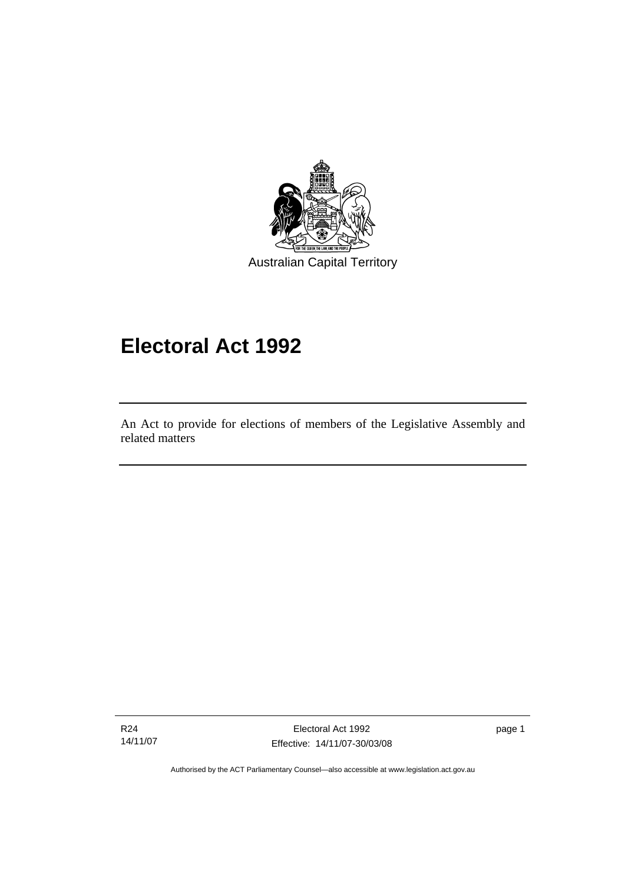Australian Capital Territory

# Electoral Act 1992

An Act to provide for elections of members of the Legislative Assembly and related matters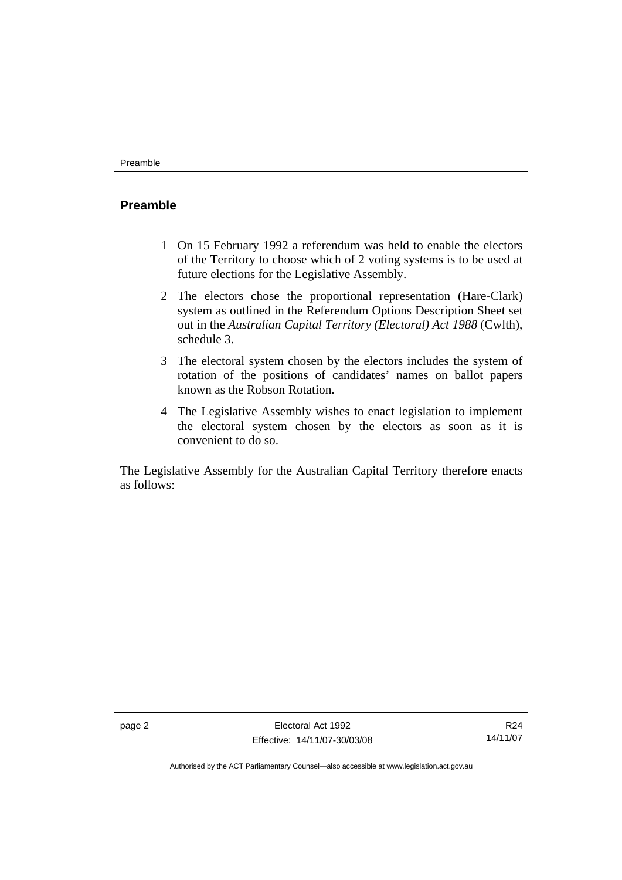## Preamble

1 On 15 February 1992 a referendum was held to enable the electors of the Territory to choose which of 2 voting systems is to be used at future elections for the Legislative Assembly.

2 The electors chose the proportional representation (Hare-Clark) system as outlined in the Referendum Options Description Sheet set out in the *Australian Capital Territory (Electoral) Act 1988* (Cwlth), schedule 3.

3 The electoral system chosen by the electors includes the system of rotation of the positions of candidates' names on ballot papers known as the Robson Rotation.

4 The Legislative Assembly wishes to enact legislation to implement the electoral system chosen by the electors as soon as it is convenient to do so.

The Legislative Assembly for the Australian Capital Territory therefore enacts as follows: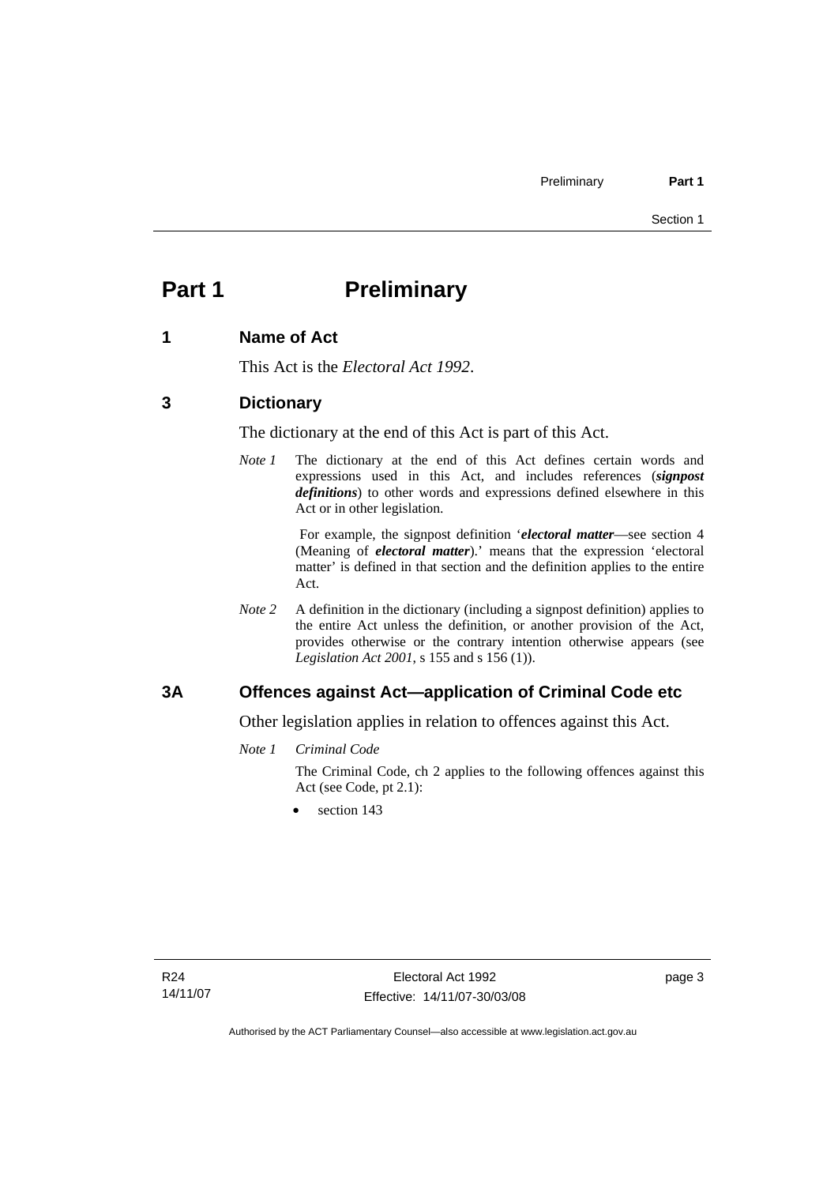# Part 1 Preliminary

## 1 Name of Act

This Act is the *Electoral Act 1992*.

## 3 Dictionary

The dictionary at the end of this Act is part of this Act.

*Note 1* The dictionary at the end of this Act defines certain words and expressions used in this Act, and includes references (***signpost definitions***) to other words and expressions defined elsewhere in this Act or in other legislation.

For example, the signpost definition '***electoral matter***—see section 4 (Meaning of ***electoral matter***).' means that the expression 'electoral matter' is defined in that section and the definition applies to the entire Act.

*Note 2* A definition in the dictionary (including a signpost definition) applies to the entire Act unless the definition, or another provision of the Act, provides otherwise or the contrary intention otherwise appears (see *Legislation Act 2001*, s 155 and s 156 (1)).

## 3A Offences against Act—application of Criminal Code etc

Other legislation applies in relation to offences against this Act.

*Note 1 Criminal Code*

The Criminal Code, ch 2 applies to the following offences against this Act (see Code, pt 2.1):

- section 143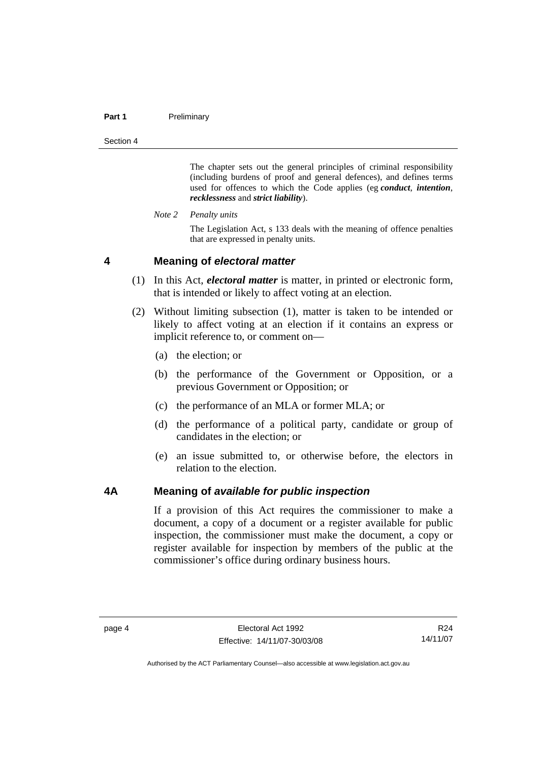The chapter sets out the general principles of criminal responsibility (including burdens of proof and general defences), and defines terms used for offences to which the Code applies (eg ***conduct***, ***intention***, ***recklessness*** and ***strict liability***).

*Note 2 Penalty units*

The Legislation Act, s 133 deals with the meaning of offence penalties that are expressed in penalty units.

## 4 Meaning of *electoral matter*

(1) In this Act, ***electoral matter*** is matter, in printed or electronic form, that is intended or likely to affect voting at an election.

(2) Without limiting subsection (1), matter is taken to be intended or likely to affect voting at an election if it contains an express or implicit reference to, or comment on—

(a) the election; or

(b) the performance of the Government or Opposition, or a previous Government or Opposition; or

(c) the performance of an MLA or former MLA; or

(d) the performance of a political party, candidate or group of candidates in the election; or

(e) an issue submitted to, or otherwise before, the electors in relation to the election.

## 4A Meaning of *available for public inspection*

If a provision of this Act requires the commissioner to make a document, a copy of a document or a register available for public inspection, the commissioner must make the document, a copy or register available for inspection by members of the public at the commissioner's office during ordinary business hours.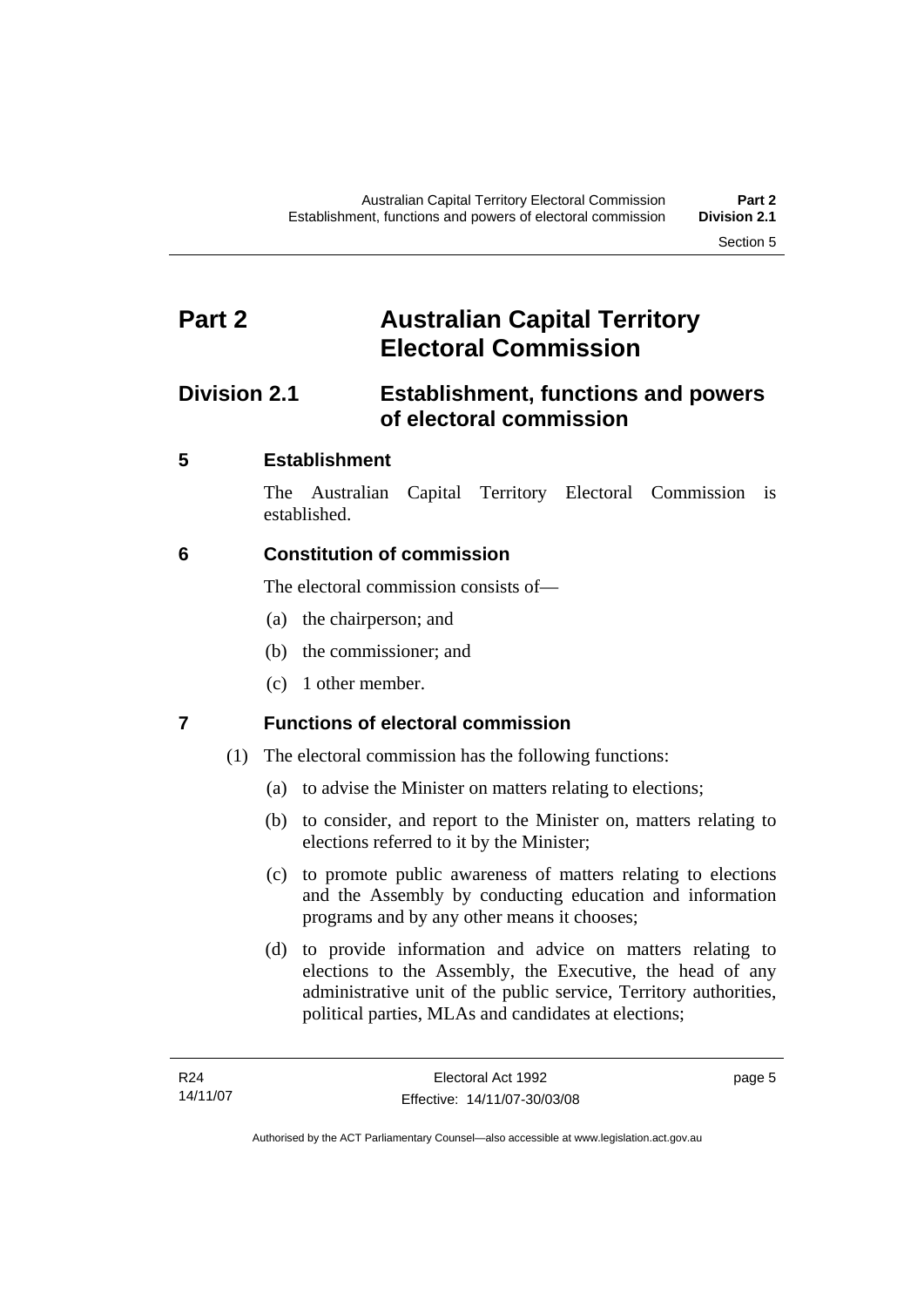# Part 2 Australian Capital Territory Electoral Commission

## Division 2.1 Establishment, functions and powers of electoral commission

### 5 Establishment

The Australian Capital Territory Electoral Commission is established.

### 6 Constitution of commission

The electoral commission consists of—

(a) the chairperson; and

(b) the commissioner; and

(c) 1 other member.

### 7 Functions of electoral commission

(1) The electoral commission has the following functions:

(a) to advise the Minister on matters relating to elections;

(b) to consider, and report to the Minister on, matters relating to elections referred to it by the Minister;

(c) to promote public awareness of matters relating to elections and the Assembly by conducting education and information programs and by any other means it chooses;

(d) to provide information and advice on matters relating to elections to the Assembly, the Executive, the head of any administrative unit of the public service, Territory authorities, political parties, MLAs and candidates at elections;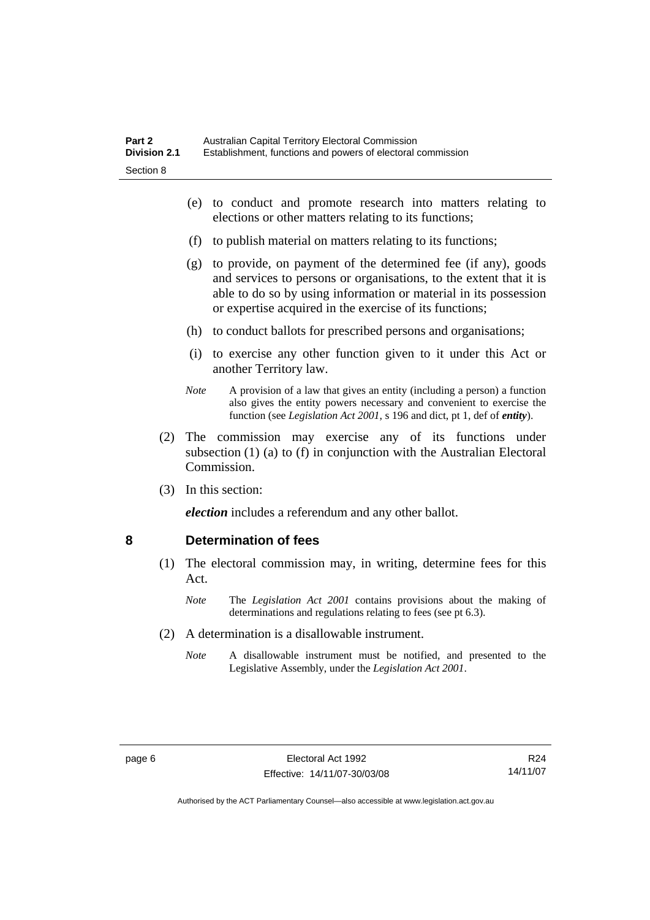(e) to conduct and promote research into matters relating to elections or other matters relating to its functions;

(f) to publish material on matters relating to its functions;

(g) to provide, on payment of the determined fee (if any), goods and services to persons or organisations, to the extent that it is able to do so by using information or material in its possession or expertise acquired in the exercise of its functions;

(h) to conduct ballots for prescribed persons and organisations;

(i) to exercise any other function given to it under this Act or another Territory law.

*Note* A provision of a law that gives an entity (including a person) a function also gives the entity powers necessary and convenient to exercise the function (see *Legislation Act 2001*, s 196 and dict, pt 1, def of ***entity***).

(2) The commission may exercise any of its functions under subsection (1) (a) to (f) in conjunction with the Australian Electoral Commission.

(3) In this section:

***election*** includes a referendum and any other ballot.

## 8 Determination of fees

(1) The electoral commission may, in writing, determine fees for this Act.

*Note* The *Legislation Act 2001* contains provisions about the making of determinations and regulations relating to fees (see pt 6.3).

(2) A determination is a disallowable instrument.

*Note* A disallowable instrument must be notified, and presented to the Legislative Assembly, under the *Legislation Act 2001*.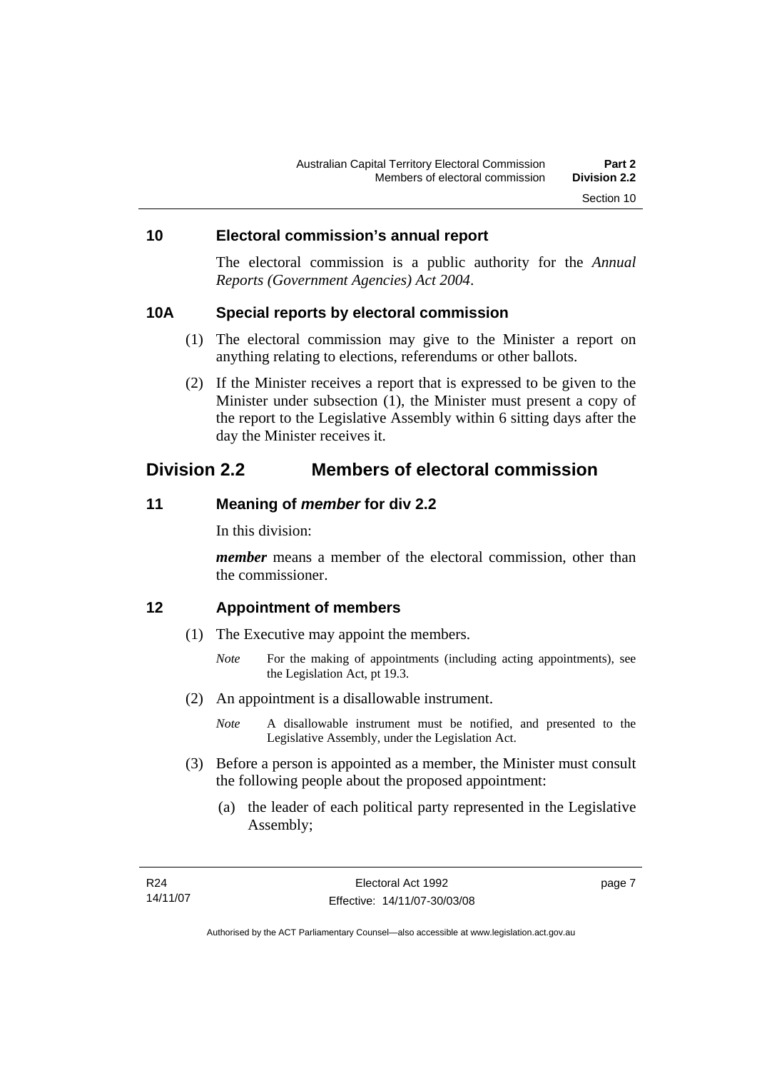## 10 Electoral commission's annual report

The electoral commission is a public authority for the *Annual Reports (Government Agencies) Act 2004*.

## 10A Special reports by electoral commission

(1) The electoral commission may give to the Minister a report on anything relating to elections, referendums or other ballots.

(2) If the Minister receives a report that is expressed to be given to the Minister under subsection (1), the Minister must present a copy of the report to the Legislative Assembly within 6 sitting days after the day the Minister receives it.

# Division 2.2 Members of electoral commission

## 11 Meaning of *member* for div 2.2

In this division:

***member*** means a member of the electoral commission, other than the commissioner.

## 12 Appointment of members

(1) The Executive may appoint the members.

*Note* For the making of appointments (including acting appointments), see the Legislation Act, pt 19.3.

(2) An appointment is a disallowable instrument.

*Note* A disallowable instrument must be notified, and presented to the Legislative Assembly, under the Legislation Act.

(3) Before a person is appointed as a member, the Minister must consult the following people about the proposed appointment:

(a) the leader of each political party represented in the Legislative Assembly;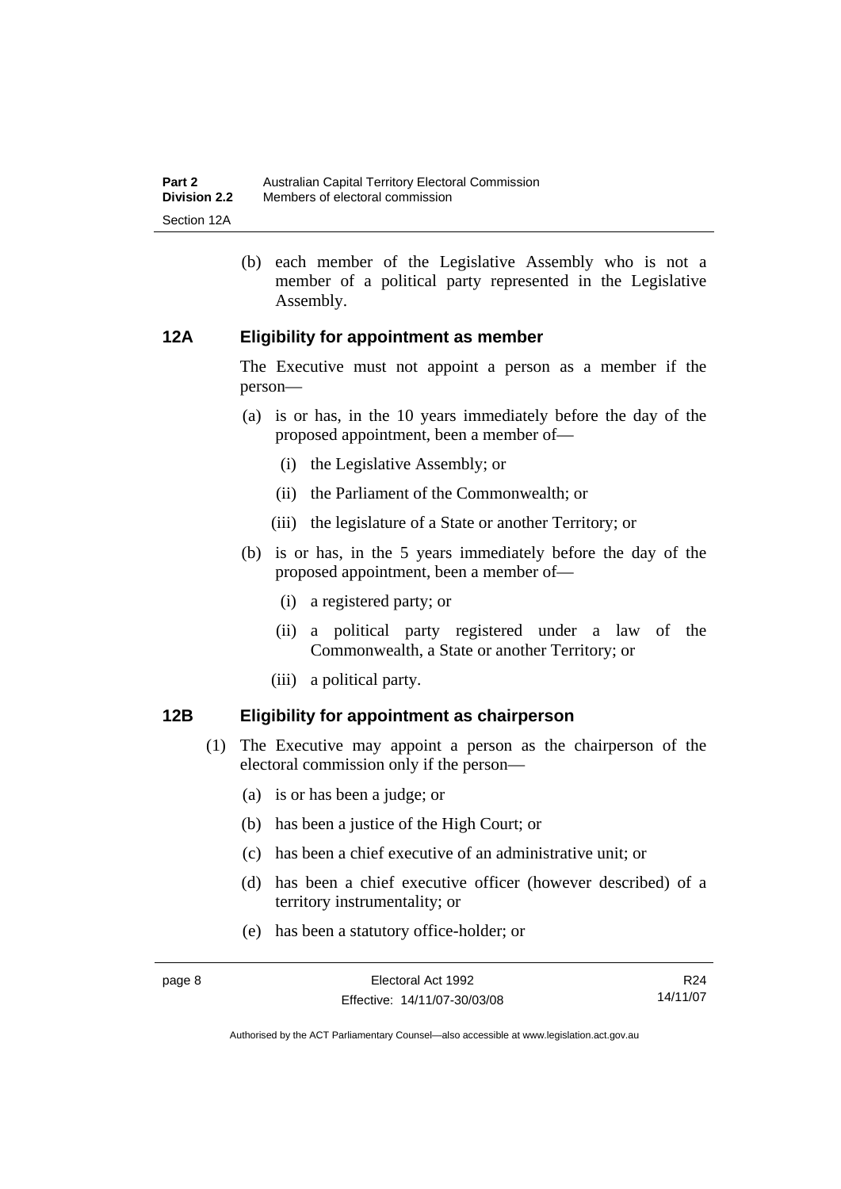(b) each member of the Legislative Assembly who is not a member of a political party represented in the Legislative Assembly.

### 12A Eligibility for appointment as member

The Executive must not appoint a person as a member if the person—

(a) is or has, in the 10 years immediately before the day of the proposed appointment, been a member of—

  (i) the Legislative Assembly; or

  (ii) the Parliament of the Commonwealth; or

  (iii) the legislature of a State or another Territory; or

(b) is or has, in the 5 years immediately before the day of the proposed appointment, been a member of—

  (i) a registered party; or

  (ii) a political party registered under a law of the Commonwealth, a State or another Territory; or

  (iii) a political party.

### 12B Eligibility for appointment as chairperson

(1) The Executive may appoint a person as the chairperson of the electoral commission only if the person—

  (a) is or has been a judge; or

  (b) has been a justice of the High Court; or

  (c) has been a chief executive of an administrative unit; or

  (d) has been a chief executive officer (however described) of a territory instrumentality; or

  (e) has been a statutory office-holder; or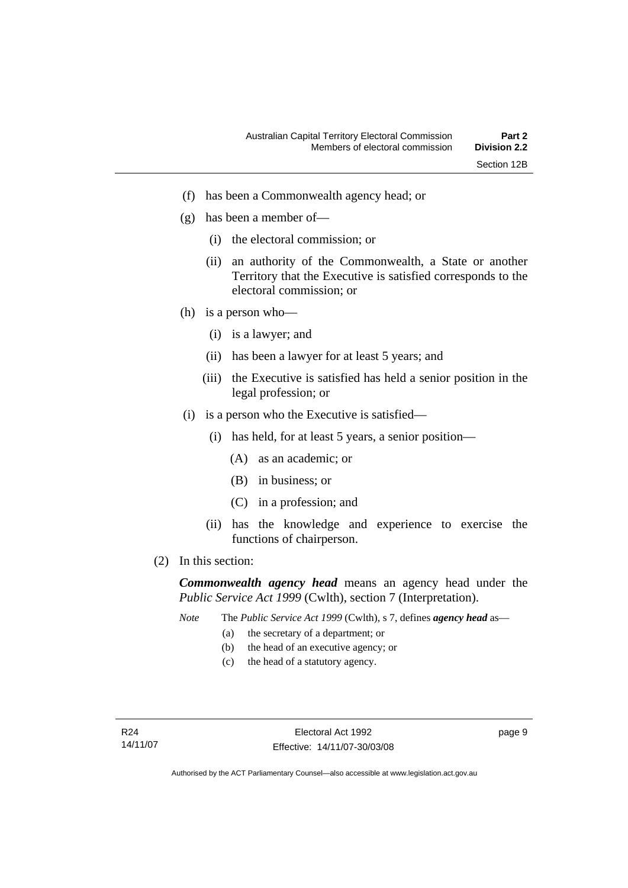(f) has been a Commonwealth agency head; or

(g) has been a member of—

   (i) the electoral commission; or

   (ii) an authority of the Commonwealth, a State or another Territory that the Executive is satisfied corresponds to the electoral commission; or

(h) is a person who—

   (i) is a lawyer; and

   (ii) has been a lawyer for at least 5 years; and

   (iii) the Executive is satisfied has held a senior position in the legal profession; or

(i) is a person who the Executive is satisfied—

   (i) has held, for at least 5 years, a senior position—

      (A) as an academic; or

      (B) in business; or

      (C) in a profession; and

   (ii) has the knowledge and experience to exercise the functions of chairperson.

(2) In this section:

***Commonwealth agency head*** means an agency head under the *Public Service Act 1999* (Cwlth), section 7 (Interpretation).

*Note* The *Public Service Act 1999* (Cwlth), s 7, defines ***agency head*** as—

(a) the secretary of a department; or

(b) the head of an executive agency; or

(c) the head of a statutory agency.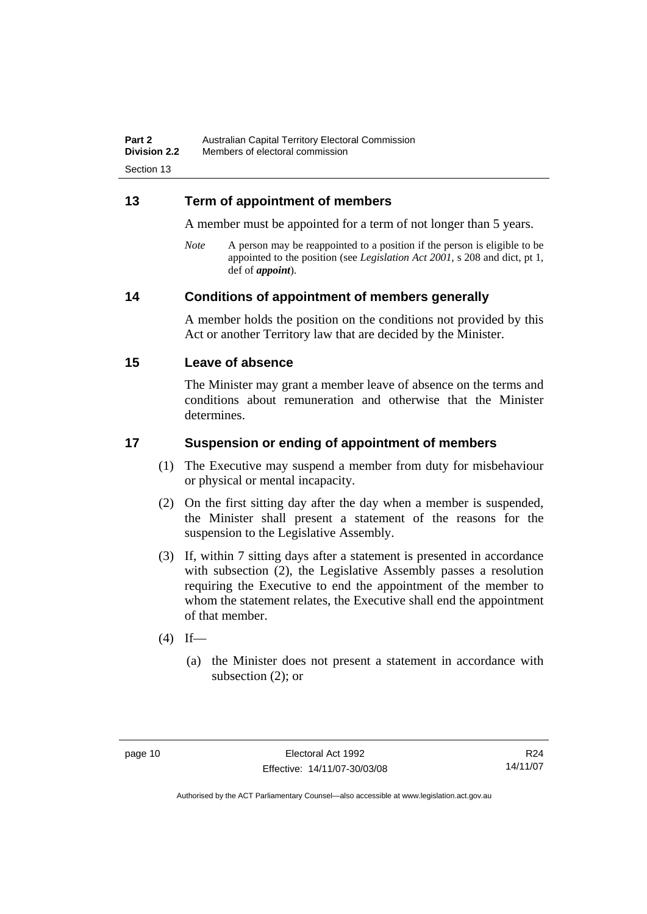## 13 Term of appointment of members

A member must be appointed for a term of not longer than 5 years.

*Note* A person may be reappointed to a position if the person is eligible to be appointed to the position (see *Legislation Act 2001*, s 208 and dict, pt 1, def of ***appoint***).

## 14 Conditions of appointment of members generally

A member holds the position on the conditions not provided by this Act or another Territory law that are decided by the Minister.

## 15 Leave of absence

The Minister may grant a member leave of absence on the terms and conditions about remuneration and otherwise that the Minister determines.

## 17 Suspension or ending of appointment of members

(1) The Executive may suspend a member from duty for misbehaviour or physical or mental incapacity.

(2) On the first sitting day after the day when a member is suspended, the Minister shall present a statement of the reasons for the suspension to the Legislative Assembly.

(3) If, within 7 sitting days after a statement is presented in accordance with subsection (2), the Legislative Assembly passes a resolution requiring the Executive to end the appointment of the member to whom the statement relates, the Executive shall end the appointment of that member.

(4) If—

(a) the Minister does not present a statement in accordance with subsection (2); or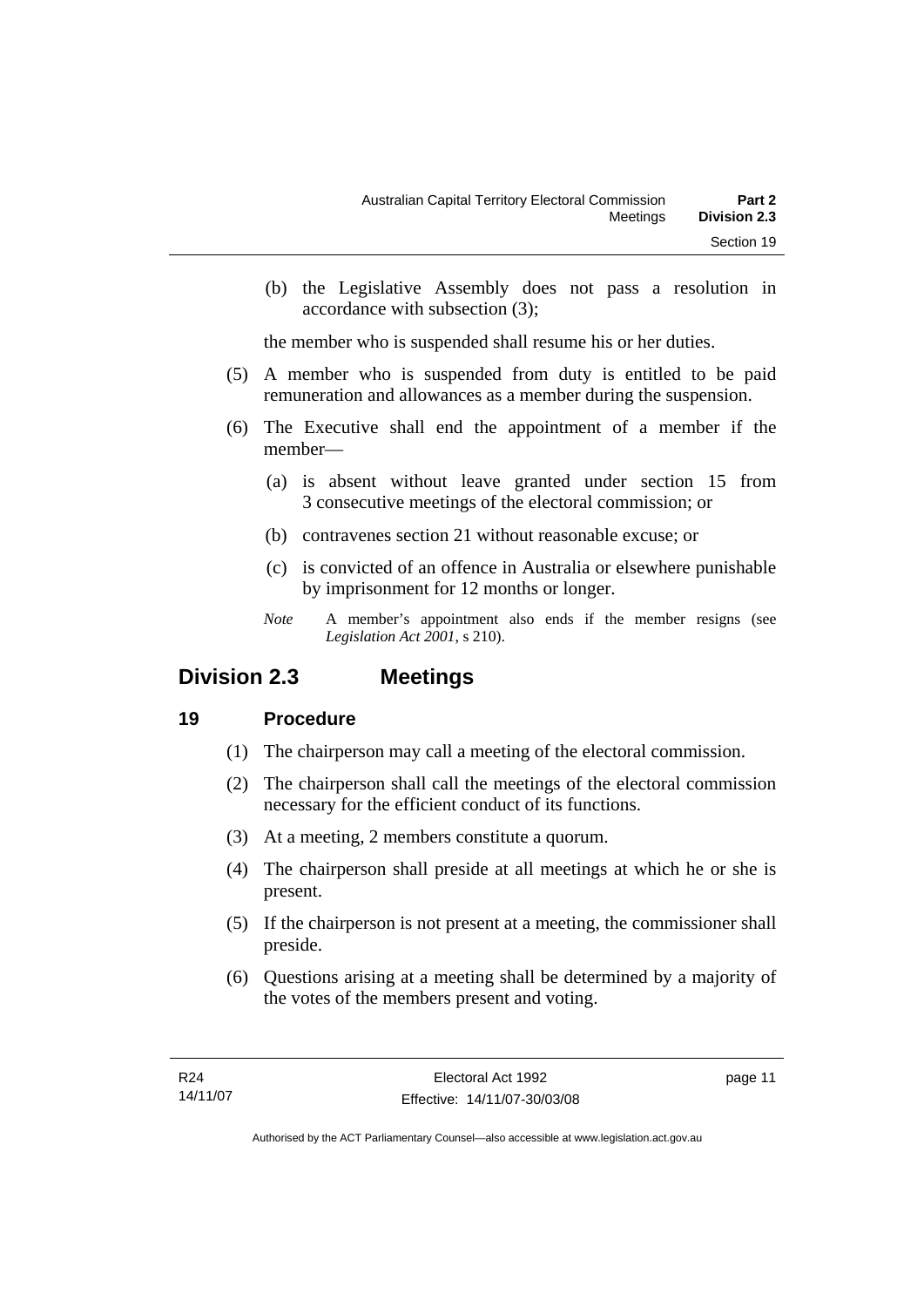(b) the Legislative Assembly does not pass a resolution in accordance with subsection (3);

the member who is suspended shall resume his or her duties.

(5) A member who is suspended from duty is entitled to be paid remuneration and allowances as a member during the suspension.

(6) The Executive shall end the appointment of a member if the member—

(a) is absent without leave granted under section 15 from 3 consecutive meetings of the electoral commission; or

(b) contravenes section 21 without reasonable excuse; or

(c) is convicted of an offence in Australia or elsewhere punishable by imprisonment for 12 months or longer.

*Note* A member's appointment also ends if the member resigns (see *Legislation Act 2001*, s 210).

## Division 2.3 Meetings

### 19 Procedure

(1) The chairperson may call a meeting of the electoral commission.

(2) The chairperson shall call the meetings of the electoral commission necessary for the efficient conduct of its functions.

(3) At a meeting, 2 members constitute a quorum.

(4) The chairperson shall preside at all meetings at which he or she is present.

(5) If the chairperson is not present at a meeting, the commissioner shall preside.

(6) Questions arising at a meeting shall be determined by a majority of the votes of the members present and voting.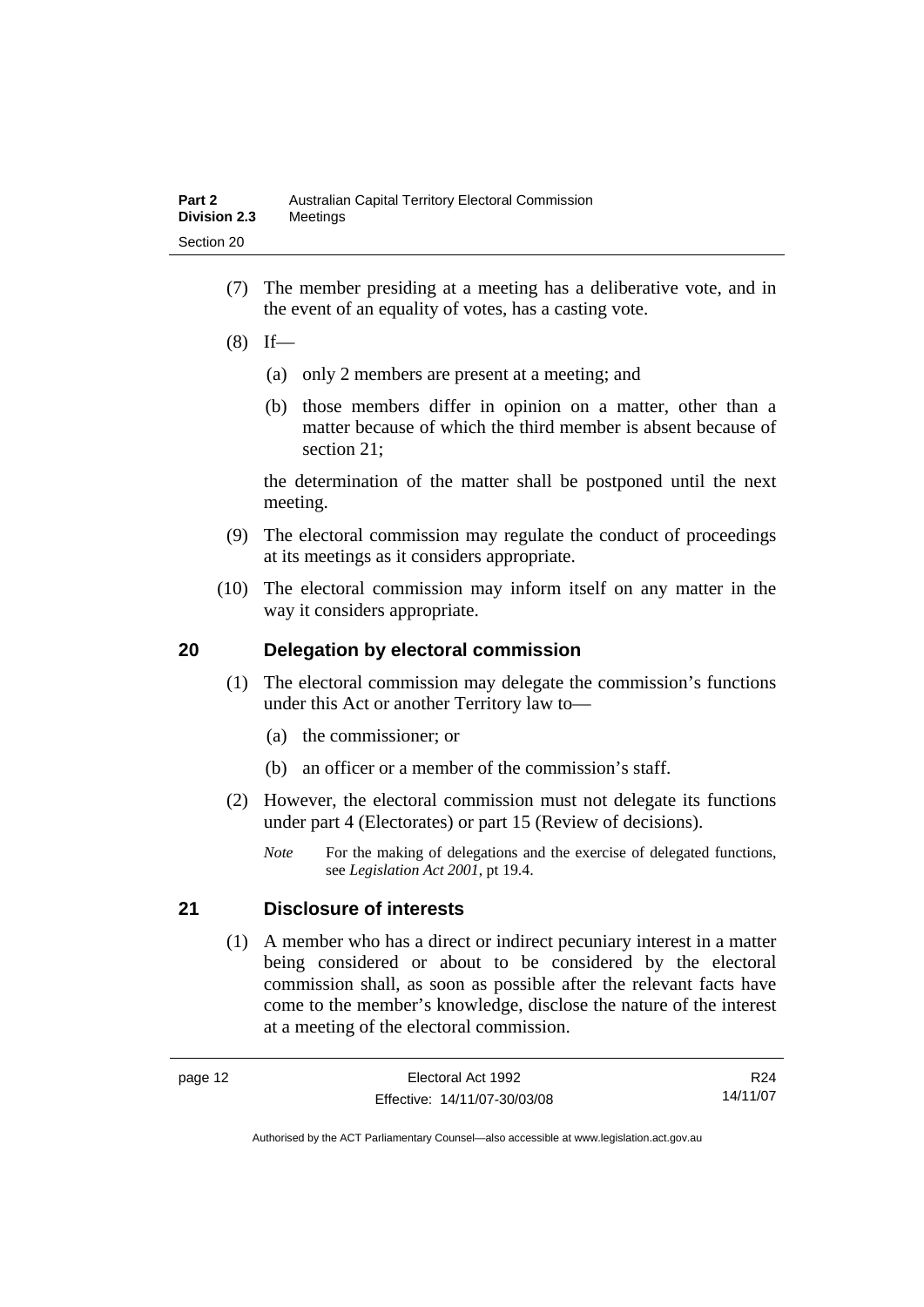(7) The member presiding at a meeting has a deliberative vote, and in the event of an equality of votes, has a casting vote.

(8) If—

(a) only 2 members are present at a meeting; and

(b) those members differ in opinion on a matter, other than a matter because of which the third member is absent because of section 21;

the determination of the matter shall be postponed until the next meeting.

(9) The electoral commission may regulate the conduct of proceedings at its meetings as it considers appropriate.

(10) The electoral commission may inform itself on any matter in the way it considers appropriate.

## 20 Delegation by electoral commission

(1) The electoral commission may delegate the commission's functions under this Act or another Territory law to—

(a) the commissioner; or

(b) an officer or a member of the commission's staff.

(2) However, the electoral commission must not delegate its functions under part 4 (Electorates) or part 15 (Review of decisions).

*Note* For the making of delegations and the exercise of delegated functions, see *Legislation Act 2001*, pt 19.4.

## 21 Disclosure of interests

(1) A member who has a direct or indirect pecuniary interest in a matter being considered or about to be considered by the electoral commission shall, as soon as possible after the relevant facts have come to the member's knowledge, disclose the nature of the interest at a meeting of the electoral commission.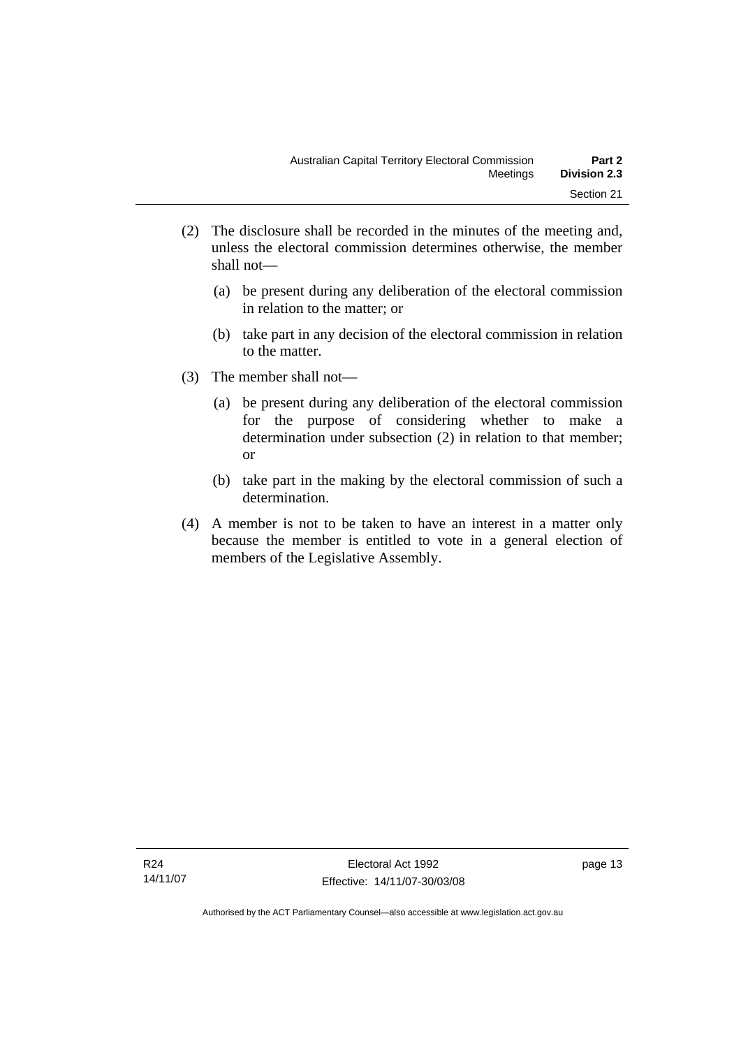(2) The disclosure shall be recorded in the minutes of the meeting and, unless the electoral commission determines otherwise, the member shall not—

(a) be present during any deliberation of the electoral commission in relation to the matter; or

(b) take part in any decision of the electoral commission in relation to the matter.

(3) The member shall not—

(a) be present during any deliberation of the electoral commission for the purpose of considering whether to make a determination under subsection (2) in relation to that member; or

(b) take part in the making by the electoral commission of such a determination.

(4) A member is not to be taken to have an interest in a matter only because the member is entitled to vote in a general election of members of the Legislative Assembly.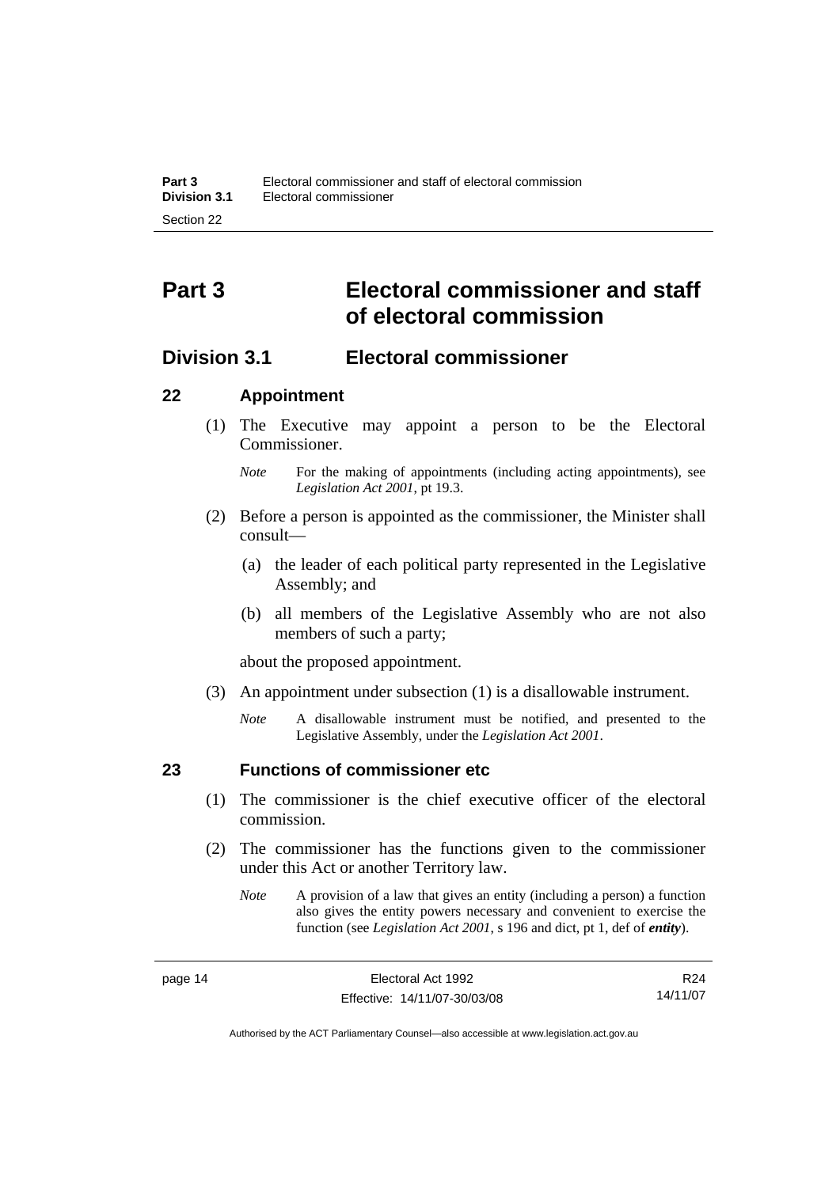# Part 3 Electoral commissioner and staff of electoral commission

## Division 3.1 Electoral commissioner

### 22 Appointment

(1) The Executive may appoint a person to be the Electoral Commissioner.

*Note* For the making of appointments (including acting appointments), see *Legislation Act 2001*, pt 19.3.

(2) Before a person is appointed as the commissioner, the Minister shall consult—

(a) the leader of each political party represented in the Legislative Assembly; and

(b) all members of the Legislative Assembly who are not also members of such a party;

about the proposed appointment.

(3) An appointment under subsection (1) is a disallowable instrument.

*Note* A disallowable instrument must be notified, and presented to the Legislative Assembly, under the *Legislation Act 2001*.

### 23 Functions of commissioner etc

(1) The commissioner is the chief executive officer of the electoral commission.

(2) The commissioner has the functions given to the commissioner under this Act or another Territory law.

*Note* A provision of a law that gives an entity (including a person) a function also gives the entity powers necessary and convenient to exercise the function (see *Legislation Act 2001*, s 196 and dict, pt 1, def of ***entity***).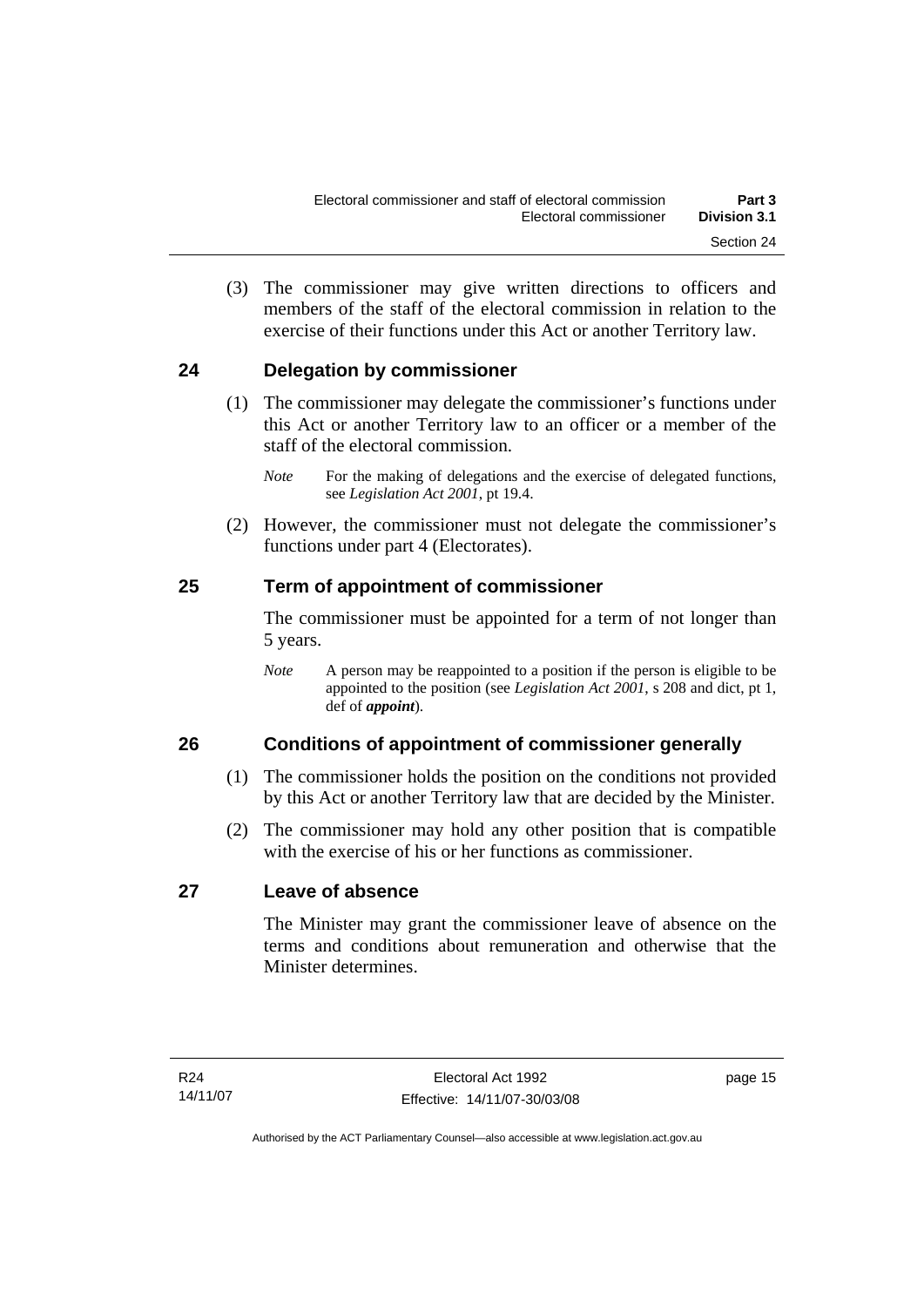(3) The commissioner may give written directions to officers and members of the staff of the electoral commission in relation to the exercise of their functions under this Act or another Territory law.

## 24 Delegation by commissioner

(1) The commissioner may delegate the commissioner's functions under this Act or another Territory law to an officer or a member of the staff of the electoral commission.

*Note* For the making of delegations and the exercise of delegated functions, see *Legislation Act 2001*, pt 19.4.

(2) However, the commissioner must not delegate the commissioner's functions under part 4 (Electorates).

## 25 Term of appointment of commissioner

The commissioner must be appointed for a term of not longer than 5 years.

*Note* A person may be reappointed to a position if the person is eligible to be appointed to the position (see *Legislation Act 2001*, s 208 and dict, pt 1, def of ***appoint***).

## 26 Conditions of appointment of commissioner generally

(1) The commissioner holds the position on the conditions not provided by this Act or another Territory law that are decided by the Minister.

(2) The commissioner may hold any other position that is compatible with the exercise of his or her functions as commissioner.

## 27 Leave of absence

The Minister may grant the commissioner leave of absence on the terms and conditions about remuneration and otherwise that the Minister determines.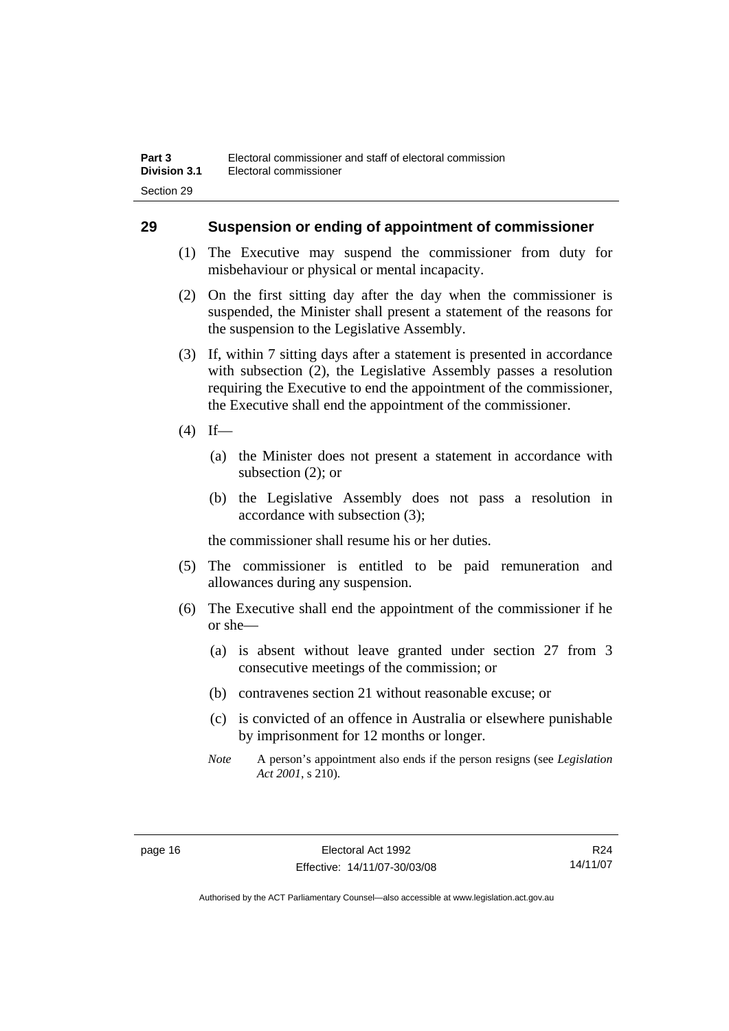## 29 Suspension or ending of appointment of commissioner

(1) The Executive may suspend the commissioner from duty for misbehaviour or physical or mental incapacity.

(2) On the first sitting day after the day when the commissioner is suspended, the Minister shall present a statement of the reasons for the suspension to the Legislative Assembly.

(3) If, within 7 sitting days after a statement is presented in accordance with subsection (2), the Legislative Assembly passes a resolution requiring the Executive to end the appointment of the commissioner, the Executive shall end the appointment of the commissioner.

(4) If—

(a) the Minister does not present a statement in accordance with subsection (2); or

(b) the Legislative Assembly does not pass a resolution in accordance with subsection (3);

the commissioner shall resume his or her duties.

(5) The commissioner is entitled to be paid remuneration and allowances during any suspension.

(6) The Executive shall end the appointment of the commissioner if he or she—

(a) is absent without leave granted under section 27 from 3 consecutive meetings of the commission; or

(b) contravenes section 21 without reasonable excuse; or

(c) is convicted of an offence in Australia or elsewhere punishable by imprisonment for 12 months or longer.

*Note* A person's appointment also ends if the person resigns (see *Legislation Act 2001*, s 210).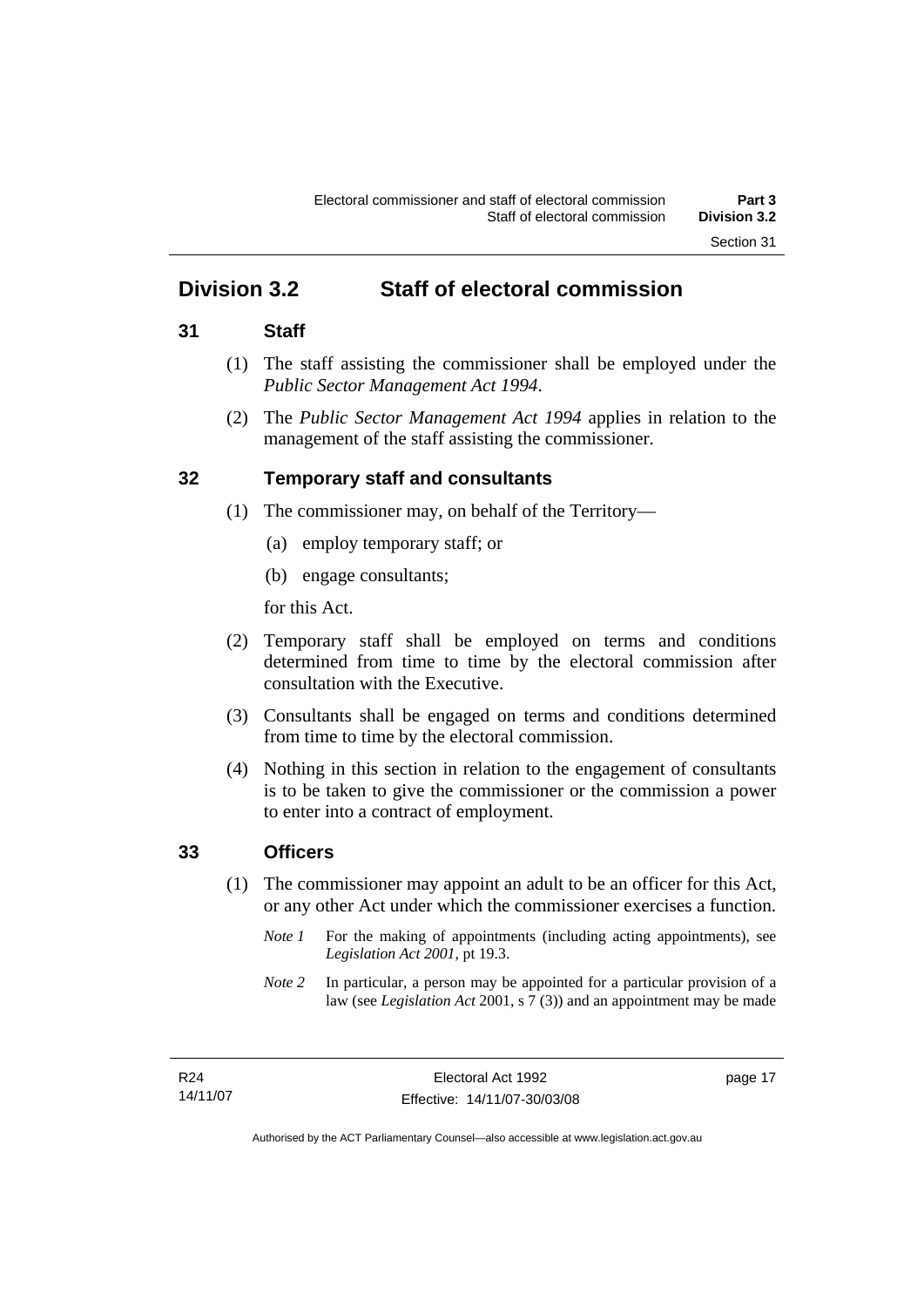## Division 3.2 Staff of electoral commission

### 31 Staff

(1) The staff assisting the commissioner shall be employed under the *Public Sector Management Act 1994*.

(2) The *Public Sector Management Act 1994* applies in relation to the management of the staff assisting the commissioner.

### 32 Temporary staff and consultants

(1) The commissioner may, on behalf of the Territory—

(a) employ temporary staff; or

(b) engage consultants;

for this Act.

(2) Temporary staff shall be employed on terms and conditions determined from time to time by the electoral commission after consultation with the Executive.

(3) Consultants shall be engaged on terms and conditions determined from time to time by the electoral commission.

(4) Nothing in this section in relation to the engagement of consultants is to be taken to give the commissioner or the commission a power to enter into a contract of employment.

### 33 Officers

(1) The commissioner may appoint an adult to be an officer for this Act, or any other Act under which the commissioner exercises a function.

*Note 1* For the making of appointments (including acting appointments), see *Legislation Act 2001*, pt 19.3.

*Note 2* In particular, a person may be appointed for a particular provision of a law (see *Legislation Act* 2001, s 7 (3)) and an appointment may be made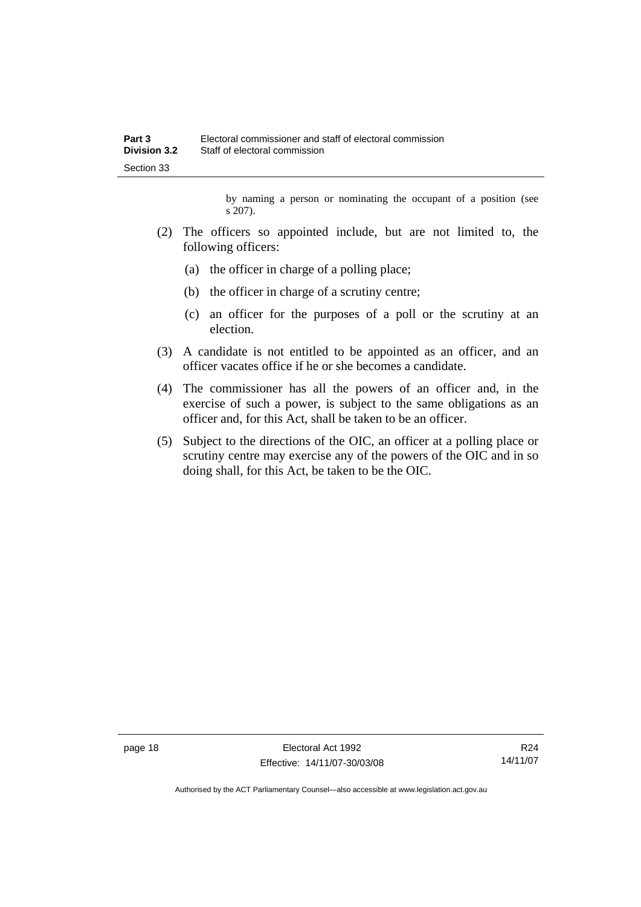by naming a person or nominating the occupant of a position (see s 207).

(2) The officers so appointed include, but are not limited to, the following officers:

(a) the officer in charge of a polling place;

(b) the officer in charge of a scrutiny centre;

(c) an officer for the purposes of a poll or the scrutiny at an election.

(3) A candidate is not entitled to be appointed as an officer, and an officer vacates office if he or she becomes a candidate.

(4) The commissioner has all the powers of an officer and, in the exercise of such a power, is subject to the same obligations as an officer and, for this Act, shall be taken to be an officer.

(5) Subject to the directions of the OIC, an officer at a polling place or scrutiny centre may exercise any of the powers of the OIC and in so doing shall, for this Act, be taken to be the OIC.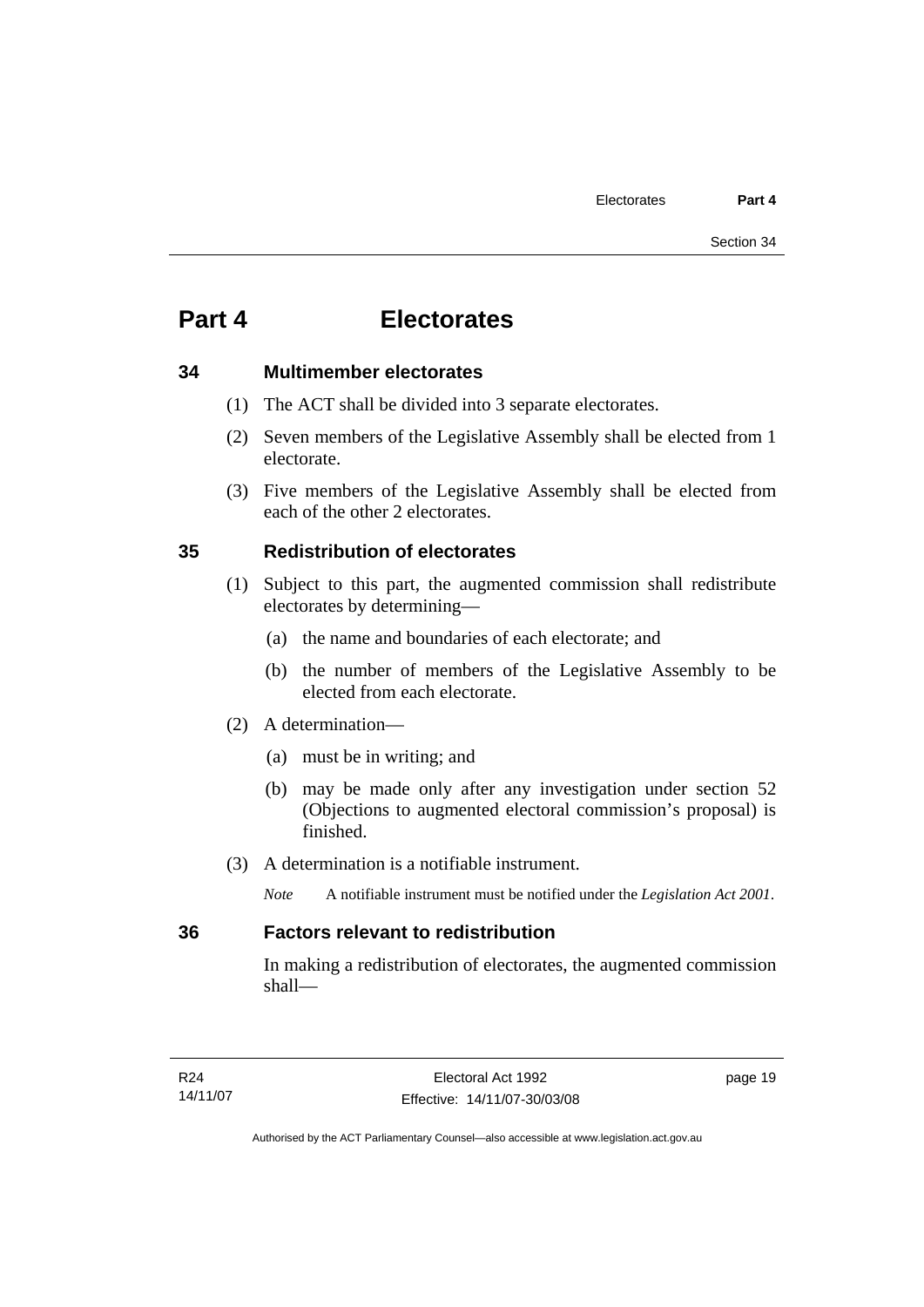# Part 4 Electorates

## 34 Multimember electorates

(1) The ACT shall be divided into 3 separate electorates.

(2) Seven members of the Legislative Assembly shall be elected from 1 electorate.

(3) Five members of the Legislative Assembly shall be elected from each of the other 2 electorates.

## 35 Redistribution of electorates

(1) Subject to this part, the augmented commission shall redistribute electorates by determining—

(a) the name and boundaries of each electorate; and

(b) the number of members of the Legislative Assembly to be elected from each electorate.

(2) A determination—

(a) must be in writing; and

(b) may be made only after any investigation under section 52 (Objections to augmented electoral commission's proposal) is finished.

(3) A determination is a notifiable instrument.

*Note* A notifiable instrument must be notified under the *Legislation Act 2001*.

## 36 Factors relevant to redistribution

In making a redistribution of electorates, the augmented commission shall—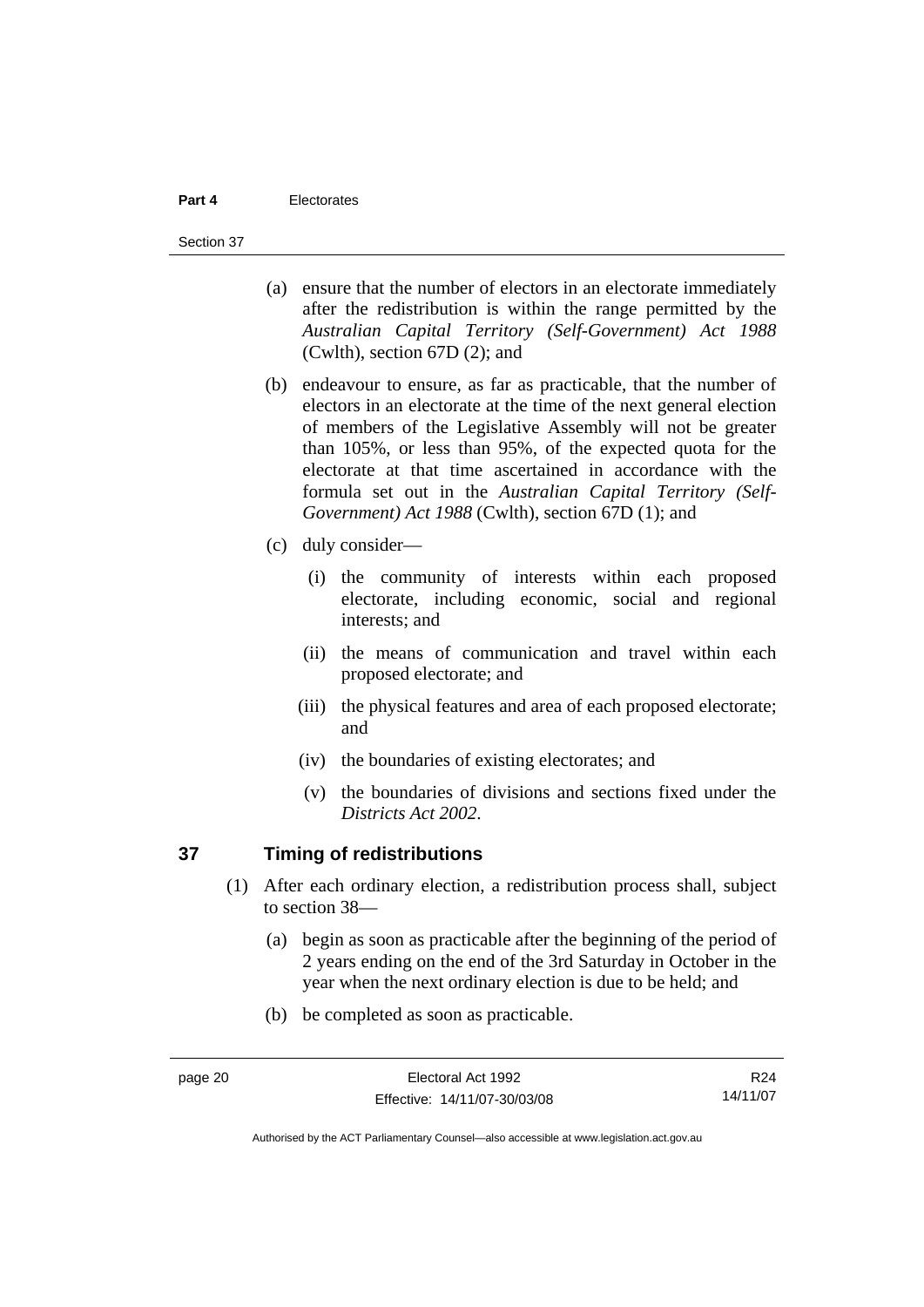(a) ensure that the number of electors in an electorate immediately after the redistribution is within the range permitted by the *Australian Capital Territory (Self-Government) Act 1988* (Cwlth), section 67D (2); and

(b) endeavour to ensure, as far as practicable, that the number of electors in an electorate at the time of the next general election of members of the Legislative Assembly will not be greater than 105%, or less than 95%, of the expected quota for the electorate at that time ascertained in accordance with the formula set out in the *Australian Capital Territory (Self-Government) Act 1988* (Cwlth), section 67D (1); and

(c) duly consider—

(i) the community of interests within each proposed electorate, including economic, social and regional interests; and

(ii) the means of communication and travel within each proposed electorate; and

(iii) the physical features and area of each proposed electorate; and

(iv) the boundaries of existing electorates; and

(v) the boundaries of divisions and sections fixed under the *Districts Act 2002*.

## 37 Timing of redistributions

(1) After each ordinary election, a redistribution process shall, subject to section 38—

(a) begin as soon as practicable after the beginning of the period of 2 years ending on the end of the 3rd Saturday in October in the year when the next ordinary election is due to be held; and

(b) be completed as soon as practicable.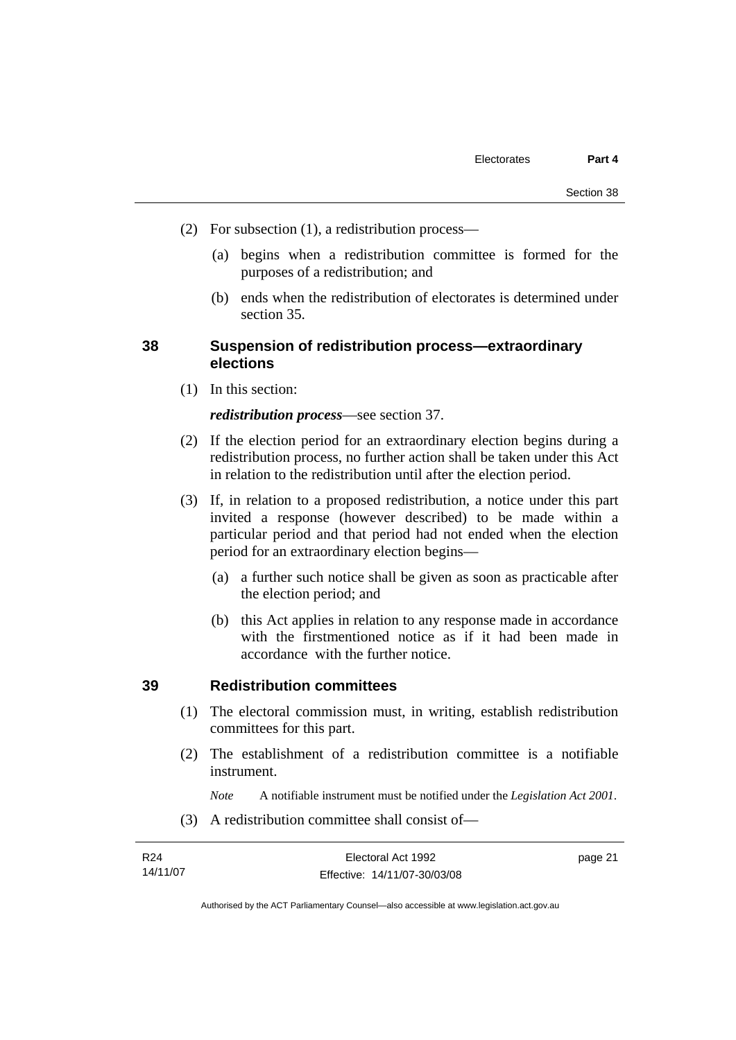(2) For subsection (1), a redistribution process—

(a) begins when a redistribution committee is formed for the purposes of a redistribution; and

(b) ends when the redistribution of electorates is determined under section 35.

## 38 Suspension of redistribution process—extraordinary elections

(1) In this section:

***redistribution process***—see section 37.

(2) If the election period for an extraordinary election begins during a redistribution process, no further action shall be taken under this Act in relation to the redistribution until after the election period.

(3) If, in relation to a proposed redistribution, a notice under this part invited a response (however described) to be made within a particular period and that period had not ended when the election period for an extraordinary election begins—

(a) a further such notice shall be given as soon as practicable after the election period; and

(b) this Act applies in relation to any response made in accordance with the firstmentioned notice as if it had been made in accordance with the further notice.

## 39 Redistribution committees

(1) The electoral commission must, in writing, establish redistribution committees for this part.

(2) The establishment of a redistribution committee is a notifiable instrument.

*Note* A notifiable instrument must be notified under the *Legislation Act 2001*.

(3) A redistribution committee shall consist of—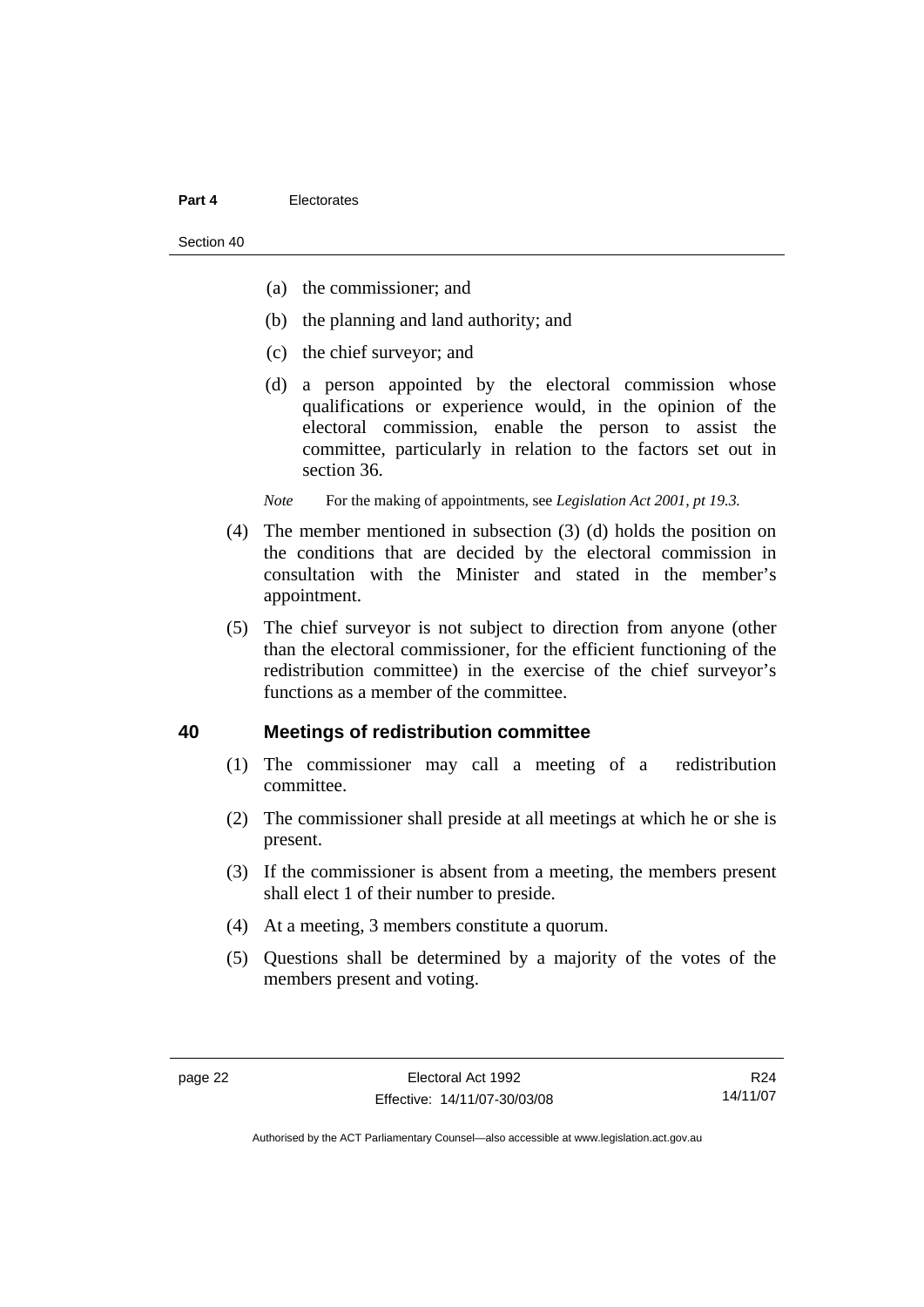(a) the commissioner; and

(b) the planning and land authority; and

(c) the chief surveyor; and

(d) a person appointed by the electoral commission whose qualifications or experience would, in the opinion of the electoral commission, enable the person to assist the committee, particularly in relation to the factors set out in section 36.

*Note* For the making of appointments, see *Legislation Act 2001, pt 19.3.*

(4) The member mentioned in subsection (3) (d) holds the position on the conditions that are decided by the electoral commission in consultation with the Minister and stated in the member's appointment.

(5) The chief surveyor is not subject to direction from anyone (other than the electoral commissioner, for the efficient functioning of the redistribution committee) in the exercise of the chief surveyor's functions as a member of the committee.

## 40 Meetings of redistribution committee

(1) The commissioner may call a meeting of a redistribution committee.

(2) The commissioner shall preside at all meetings at which he or she is present.

(3) If the commissioner is absent from a meeting, the members present shall elect 1 of their number to preside.

(4) At a meeting, 3 members constitute a quorum.

(5) Questions shall be determined by a majority of the votes of the members present and voting.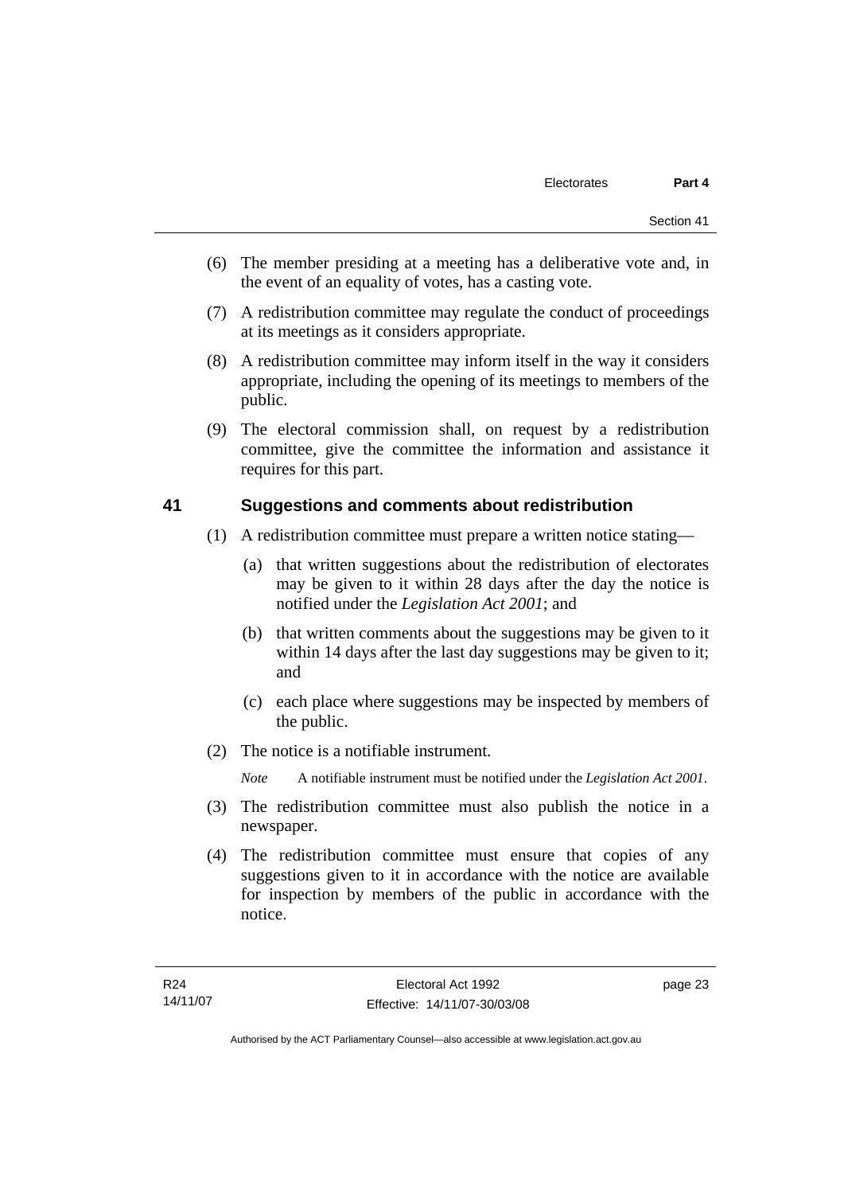(6) The member presiding at a meeting has a deliberative vote and, in the event of an equality of votes, has a casting vote.

(7) A redistribution committee may regulate the conduct of proceedings at its meetings as it considers appropriate.

(8) A redistribution committee may inform itself in the way it considers appropriate, including the opening of its meetings to members of the public.

(9) The electoral commission shall, on request by a redistribution committee, give the committee the information and assistance it requires for this part.

## 41 Suggestions and comments about redistribution

(1) A redistribution committee must prepare a written notice stating—

(a) that written suggestions about the redistribution of electorates may be given to it within 28 days after the day the notice is notified under the *Legislation Act 2001*; and

(b) that written comments about the suggestions may be given to it within 14 days after the last day suggestions may be given to it; and

(c) each place where suggestions may be inspected by members of the public.

(2) The notice is a notifiable instrument.

*Note* A notifiable instrument must be notified under the *Legislation Act 2001*.

(3) The redistribution committee must also publish the notice in a newspaper.

(4) The redistribution committee must ensure that copies of any suggestions given to it in accordance with the notice are available for inspection by members of the public in accordance with the notice.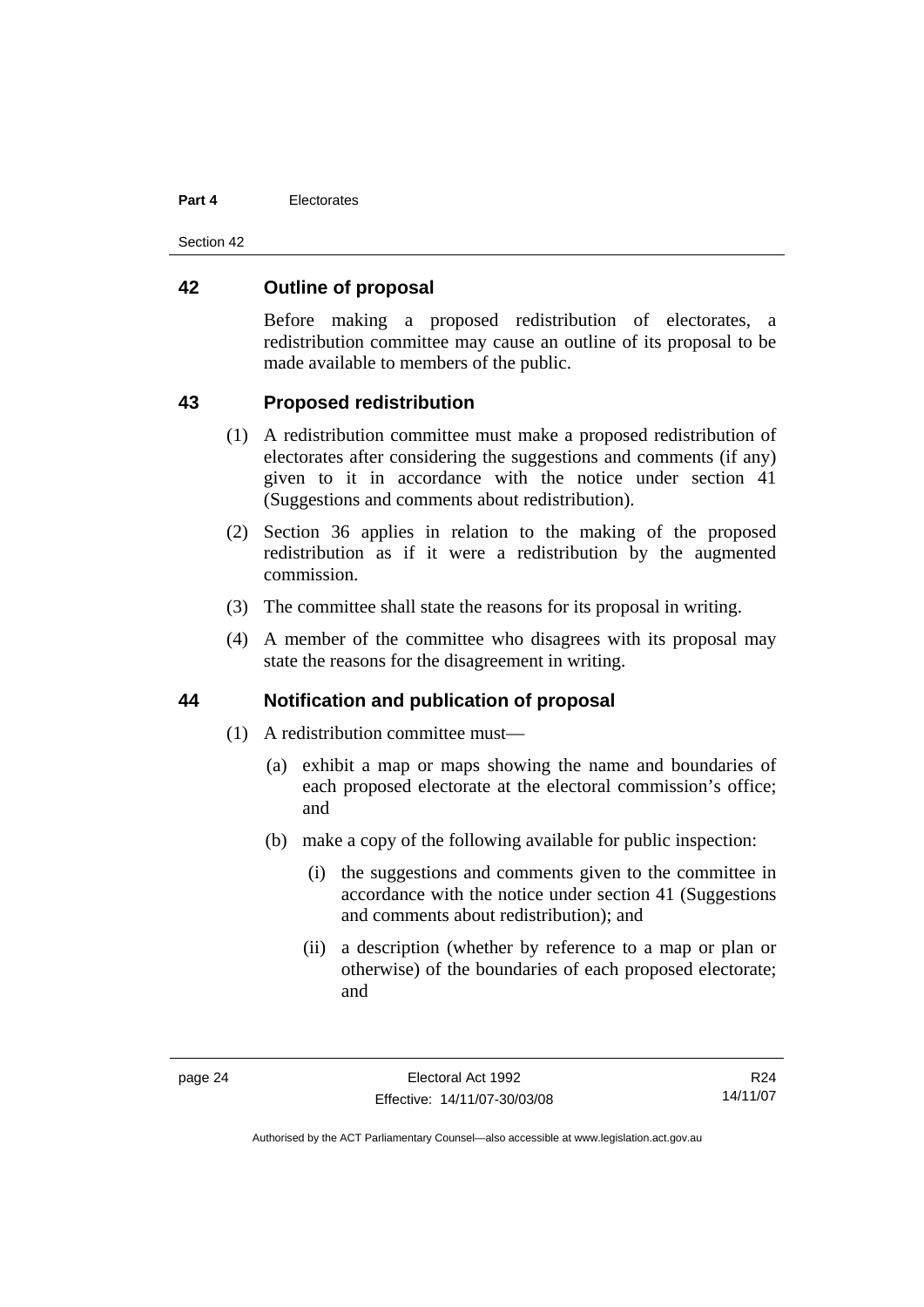## 42 Outline of proposal

Before making a proposed redistribution of electorates, a redistribution committee may cause an outline of its proposal to be made available to members of the public.

## 43 Proposed redistribution

(1) A redistribution committee must make a proposed redistribution of electorates after considering the suggestions and comments (if any) given to it in accordance with the notice under section 41 (Suggestions and comments about redistribution).

(2) Section 36 applies in relation to the making of the proposed redistribution as if it were a redistribution by the augmented commission.

(3) The committee shall state the reasons for its proposal in writing.

(4) A member of the committee who disagrees with its proposal may state the reasons for the disagreement in writing.

## 44 Notification and publication of proposal

(1) A redistribution committee must—

(a) exhibit a map or maps showing the name and boundaries of each proposed electorate at the electoral commission's office; and

(b) make a copy of the following available for public inspection:

(i) the suggestions and comments given to the committee in accordance with the notice under section 41 (Suggestions and comments about redistribution); and

(ii) a description (whether by reference to a map or plan or otherwise) of the boundaries of each proposed electorate; and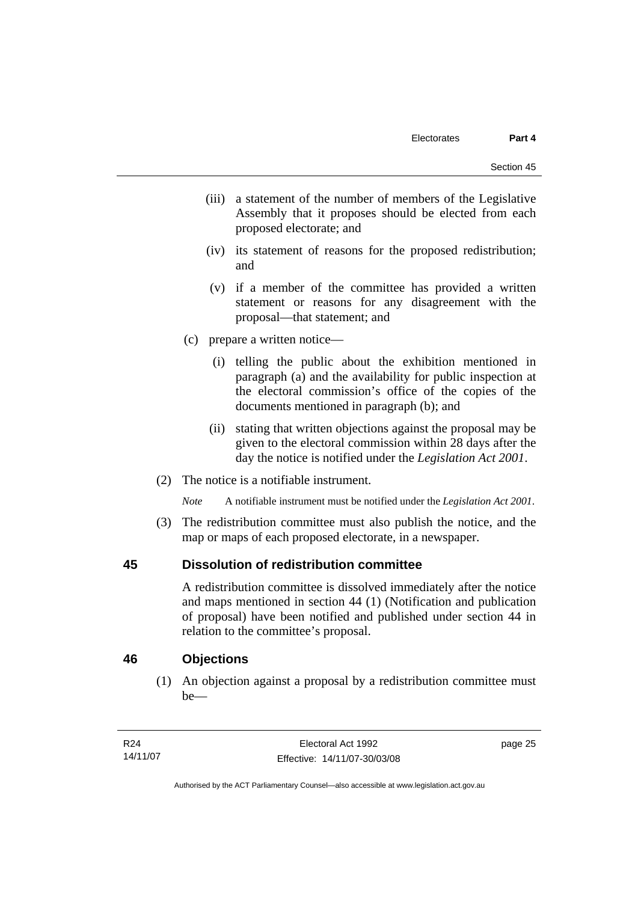(iii) a statement of the number of members of the Legislative Assembly that it proposes should be elected from each proposed electorate; and

(iv) its statement of reasons for the proposed redistribution; and

(v) if a member of the committee has provided a written statement or reasons for any disagreement with the proposal—that statement; and

(c) prepare a written notice—

(i) telling the public about the exhibition mentioned in paragraph (a) and the availability for public inspection at the electoral commission's office of the copies of the documents mentioned in paragraph (b); and

(ii) stating that written objections against the proposal may be given to the electoral commission within 28 days after the day the notice is notified under the *Legislation Act 2001*.

(2) The notice is a notifiable instrument.

*Note* A notifiable instrument must be notified under the *Legislation Act 2001*.

(3) The redistribution committee must also publish the notice, and the map or maps of each proposed electorate, in a newspaper.

## 45 Dissolution of redistribution committee

A redistribution committee is dissolved immediately after the notice and maps mentioned in section 44 (1) (Notification and publication of proposal) have been notified and published under section 44 in relation to the committee's proposal.

## 46 Objections

(1) An objection against a proposal by a redistribution committee must be—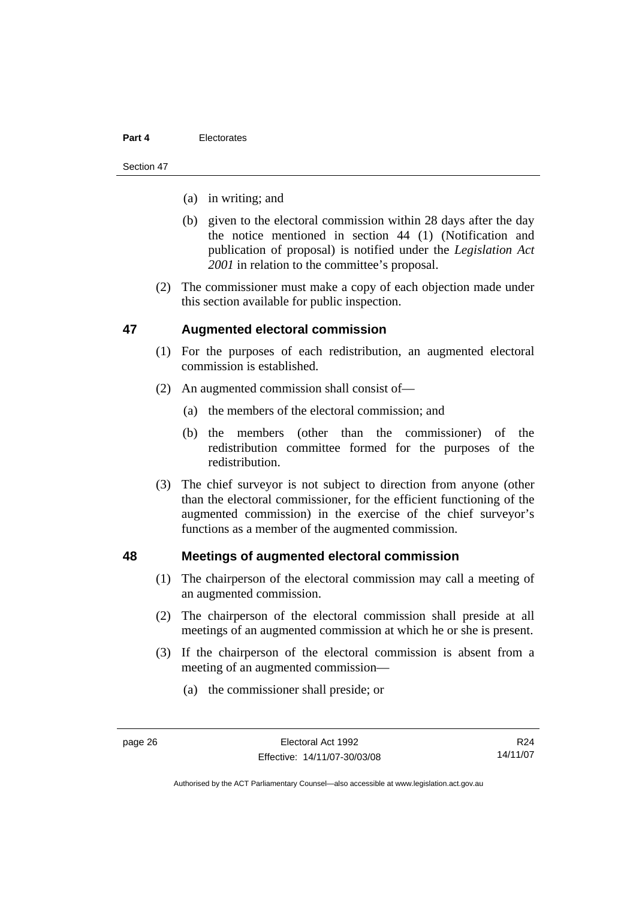(a) in writing; and

(b) given to the electoral commission within 28 days after the day the notice mentioned in section 44 (1) (Notification and publication of proposal) is notified under the *Legislation Act 2001* in relation to the committee's proposal.

(2) The commissioner must make a copy of each objection made under this section available for public inspection.

## 47 Augmented electoral commission

(1) For the purposes of each redistribution, an augmented electoral commission is established.

(2) An augmented commission shall consist of—

(a) the members of the electoral commission; and

(b) the members (other than the commissioner) of the redistribution committee formed for the purposes of the redistribution.

(3) The chief surveyor is not subject to direction from anyone (other than the electoral commissioner, for the efficient functioning of the augmented commission) in the exercise of the chief surveyor's functions as a member of the augmented commission.

## 48 Meetings of augmented electoral commission

(1) The chairperson of the electoral commission may call a meeting of an augmented commission.

(2) The chairperson of the electoral commission shall preside at all meetings of an augmented commission at which he or she is present.

(3) If the chairperson of the electoral commission is absent from a meeting of an augmented commission—

(a) the commissioner shall preside; or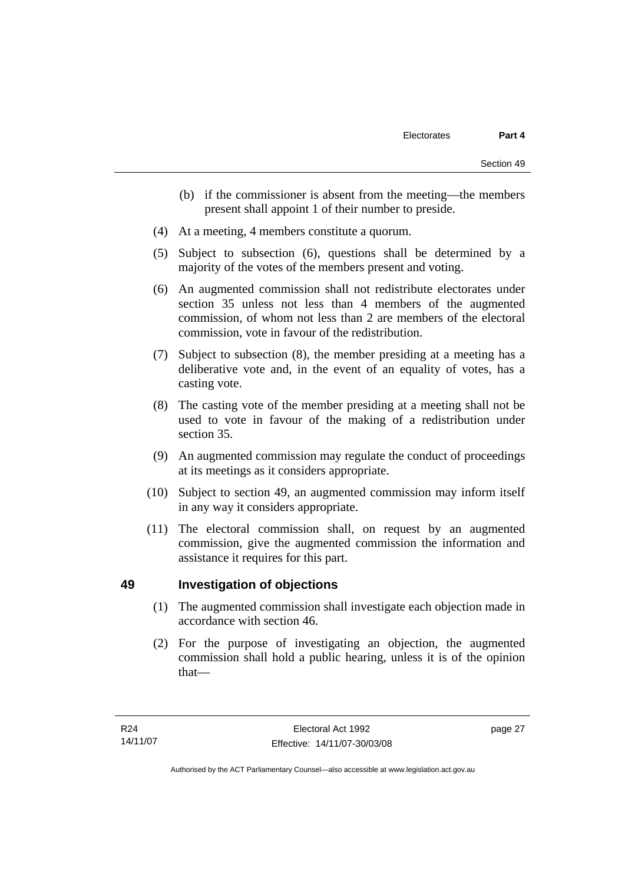(b) if the commissioner is absent from the meeting—the members present shall appoint 1 of their number to preside.

(4) At a meeting, 4 members constitute a quorum.

(5) Subject to subsection (6), questions shall be determined by a majority of the votes of the members present and voting.

(6) An augmented commission shall not redistribute electorates under section 35 unless not less than 4 members of the augmented commission, of whom not less than 2 are members of the electoral commission, vote in favour of the redistribution.

(7) Subject to subsection (8), the member presiding at a meeting has a deliberative vote and, in the event of an equality of votes, has a casting vote.

(8) The casting vote of the member presiding at a meeting shall not be used to vote in favour of the making of a redistribution under section 35.

(9) An augmented commission may regulate the conduct of proceedings at its meetings as it considers appropriate.

(10) Subject to section 49, an augmented commission may inform itself in any way it considers appropriate.

(11) The electoral commission shall, on request by an augmented commission, give the augmented commission the information and assistance it requires for this part.

## 49 Investigation of objections

(1) The augmented commission shall investigate each objection made in accordance with section 46.

(2) For the purpose of investigating an objection, the augmented commission shall hold a public hearing, unless it is of the opinion that—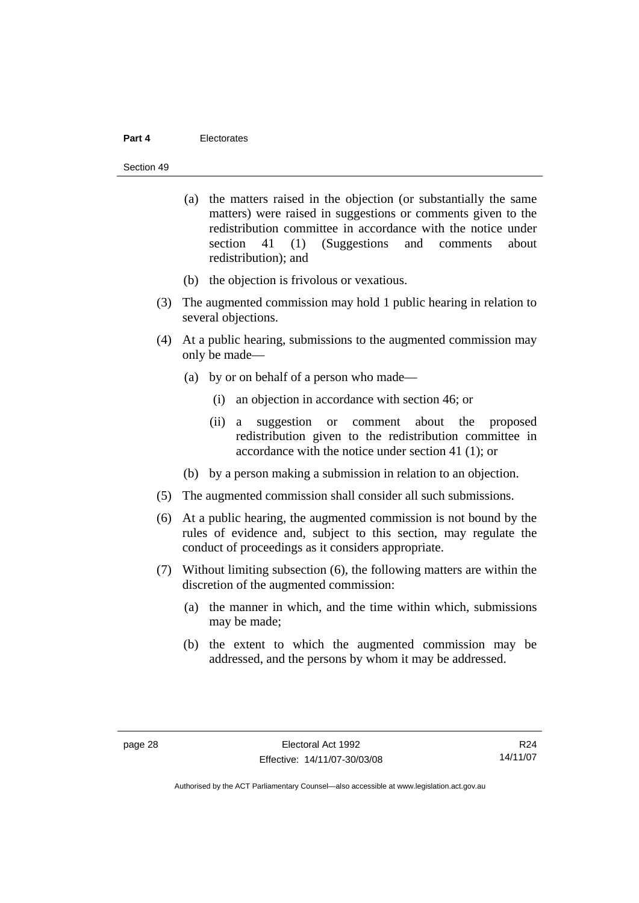(a) the matters raised in the objection (or substantially the same matters) were raised in suggestions or comments given to the redistribution committee in accordance with the notice under section 41 (1) (Suggestions and comments about redistribution); and

(b) the objection is frivolous or vexatious.

(3) The augmented commission may hold 1 public hearing in relation to several objections.

(4) At a public hearing, submissions to the augmented commission may only be made—

(a) by or on behalf of a person who made—

(i) an objection in accordance with section 46; or

(ii) a suggestion or comment about the proposed redistribution given to the redistribution committee in accordance with the notice under section 41 (1); or

(b) by a person making a submission in relation to an objection.

(5) The augmented commission shall consider all such submissions.

(6) At a public hearing, the augmented commission is not bound by the rules of evidence and, subject to this section, may regulate the conduct of proceedings as it considers appropriate.

(7) Without limiting subsection (6), the following matters are within the discretion of the augmented commission:

(a) the manner in which, and the time within which, submissions may be made;

(b) the extent to which the augmented commission may be addressed, and the persons by whom it may be addressed.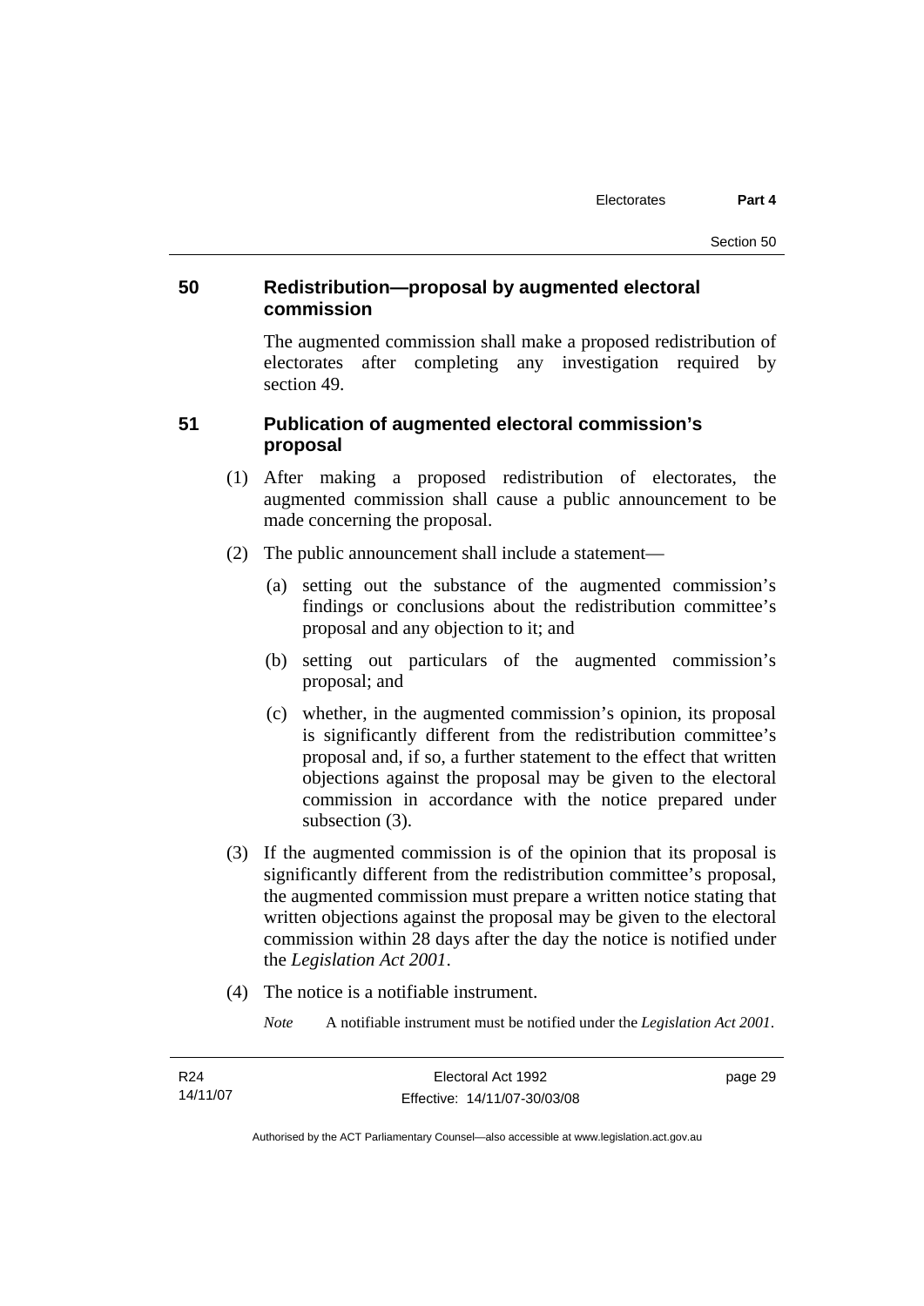## 50 Redistribution—proposal by augmented electoral commission

The augmented commission shall make a proposed redistribution of electorates after completing any investigation required by section 49.

## 51 Publication of augmented electoral commission's proposal

(1) After making a proposed redistribution of electorates, the augmented commission shall cause a public announcement to be made concerning the proposal.

(2) The public announcement shall include a statement—

(a) setting out the substance of the augmented commission's findings or conclusions about the redistribution committee's proposal and any objection to it; and

(b) setting out particulars of the augmented commission's proposal; and

(c) whether, in the augmented commission's opinion, its proposal is significantly different from the redistribution committee's proposal and, if so, a further statement to the effect that written objections against the proposal may be given to the electoral commission in accordance with the notice prepared under subsection (3).

(3) If the augmented commission is of the opinion that its proposal is significantly different from the redistribution committee's proposal, the augmented commission must prepare a written notice stating that written objections against the proposal may be given to the electoral commission within 28 days after the day the notice is notified under the *Legislation Act 2001*.

(4) The notice is a notifiable instrument.

*Note* A notifiable instrument must be notified under the *Legislation Act 2001*.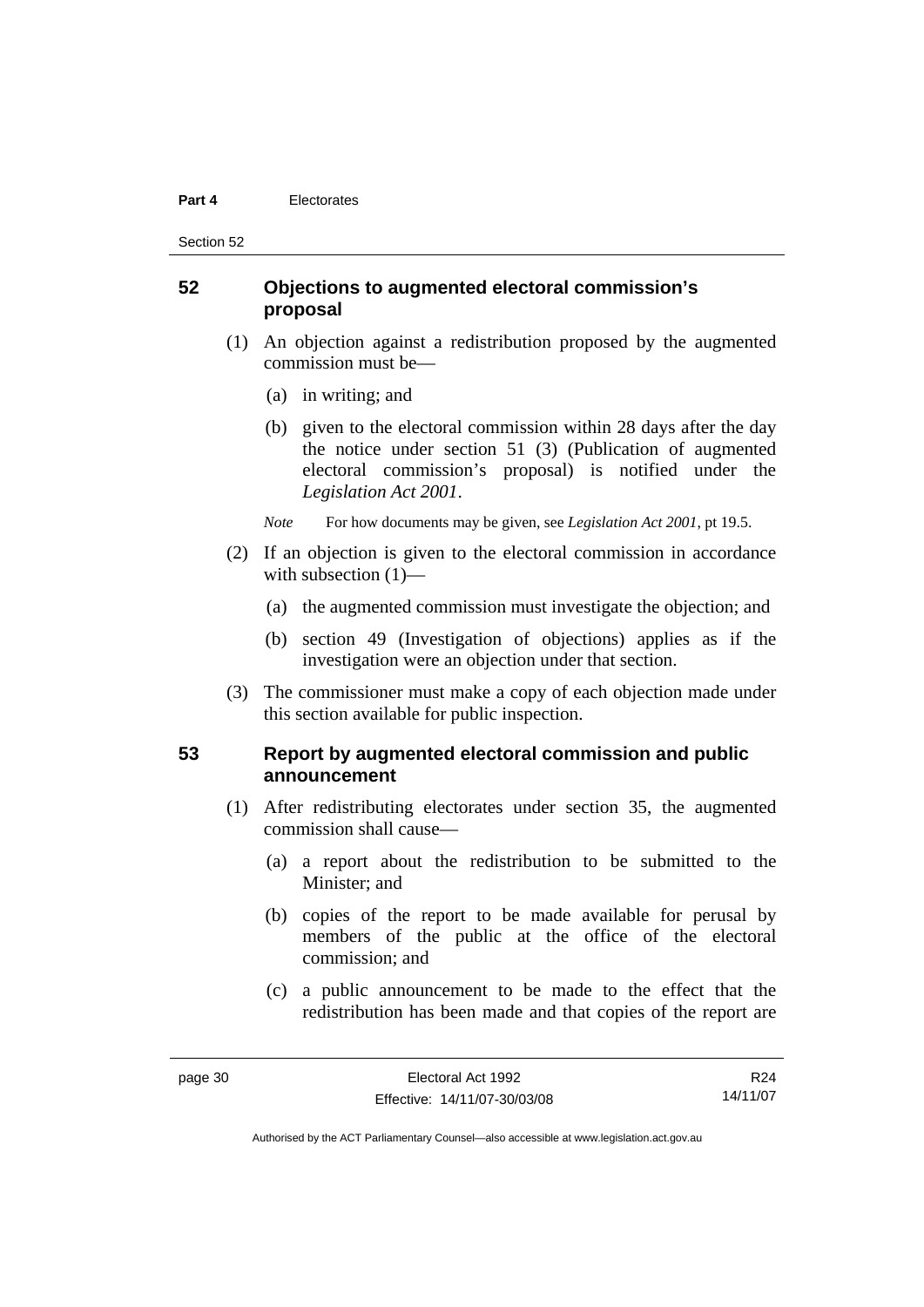## 52 Objections to augmented electoral commission's proposal

(1) An objection against a redistribution proposed by the augmented commission must be—

(a) in writing; and

(b) given to the electoral commission within 28 days after the day the notice under section 51 (3) (Publication of augmented electoral commission's proposal) is notified under the *Legislation Act 2001*.

*Note* For how documents may be given, see *Legislation Act 2001*, pt 19.5.

(2) If an objection is given to the electoral commission in accordance with subsection (1)—

(a) the augmented commission must investigate the objection; and

(b) section 49 (Investigation of objections) applies as if the investigation were an objection under that section.

(3) The commissioner must make a copy of each objection made under this section available for public inspection.

## 53 Report by augmented electoral commission and public announcement

(1) After redistributing electorates under section 35, the augmented commission shall cause—

(a) a report about the redistribution to be submitted to the Minister; and

(b) copies of the report to be made available for perusal by members of the public at the office of the electoral commission; and

(c) a public announcement to be made to the effect that the redistribution has been made and that copies of the report are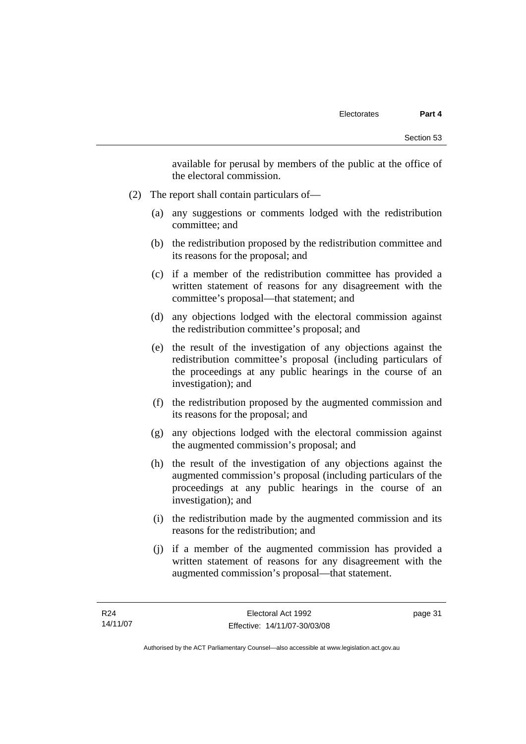available for perusal by members of the public at the office of the electoral commission.

(2) The report shall contain particulars of—

(a) any suggestions or comments lodged with the redistribution committee; and

(b) the redistribution proposed by the redistribution committee and its reasons for the proposal; and

(c) if a member of the redistribution committee has provided a written statement of reasons for any disagreement with the committee's proposal—that statement; and

(d) any objections lodged with the electoral commission against the redistribution committee's proposal; and

(e) the result of the investigation of any objections against the redistribution committee's proposal (including particulars of the proceedings at any public hearings in the course of an investigation); and

(f) the redistribution proposed by the augmented commission and its reasons for the proposal; and

(g) any objections lodged with the electoral commission against the augmented commission's proposal; and

(h) the result of the investigation of any objections against the augmented commission's proposal (including particulars of the proceedings at any public hearings in the course of an investigation); and

(i) the redistribution made by the augmented commission and its reasons for the redistribution; and

(j) if a member of the augmented commission has provided a written statement of reasons for any disagreement with the augmented commission's proposal—that statement.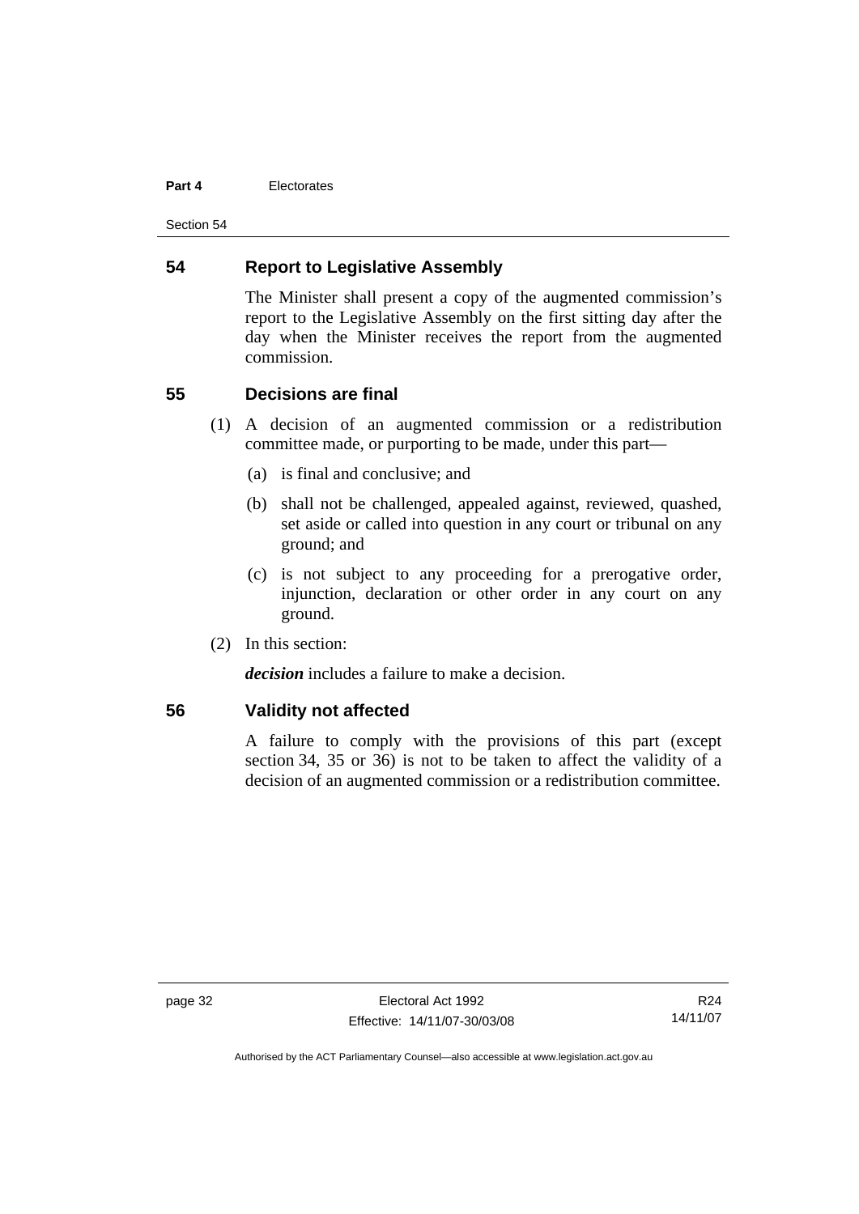## 54 Report to Legislative Assembly

The Minister shall present a copy of the augmented commission's report to the Legislative Assembly on the first sitting day after the day when the Minister receives the report from the augmented commission.

## 55 Decisions are final

(1) A decision of an augmented commission or a redistribution committee made, or purporting to be made, under this part—

(a) is final and conclusive; and

(b) shall not be challenged, appealed against, reviewed, quashed, set aside or called into question in any court or tribunal on any ground; and

(c) is not subject to any proceeding for a prerogative order, injunction, declaration or other order in any court on any ground.

(2) In this section:

***decision*** includes a failure to make a decision.

## 56 Validity not affected

A failure to comply with the provisions of this part (except section 34, 35 or 36) is not to be taken to affect the validity of a decision of an augmented commission or a redistribution committee.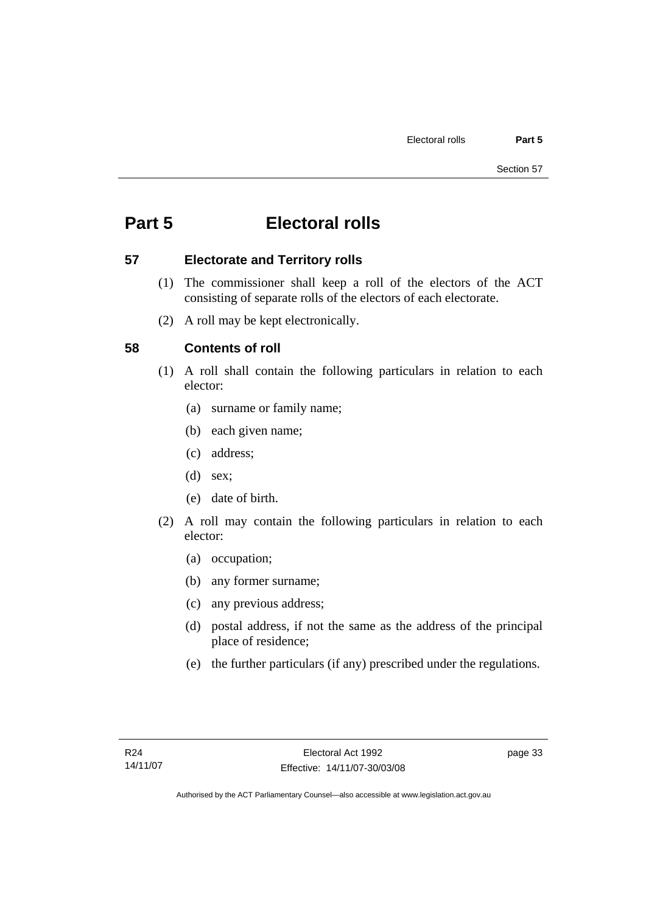# Part 5 Electoral rolls

## 57 Electorate and Territory rolls

(1) The commissioner shall keep a roll of the electors of the ACT consisting of separate rolls of the electors of each electorate.

(2) A roll may be kept electronically.

## 58 Contents of roll

(1) A roll shall contain the following particulars in relation to each elector:

- (a) surname or family name;
- (b) each given name;
- (c) address;
- (d) sex;
- (e) date of birth.

(2) A roll may contain the following particulars in relation to each elector:

- (a) occupation;
- (b) any former surname;
- (c) any previous address;
- (d) postal address, if not the same as the address of the principal place of residence;
- (e) the further particulars (if any) prescribed under the regulations.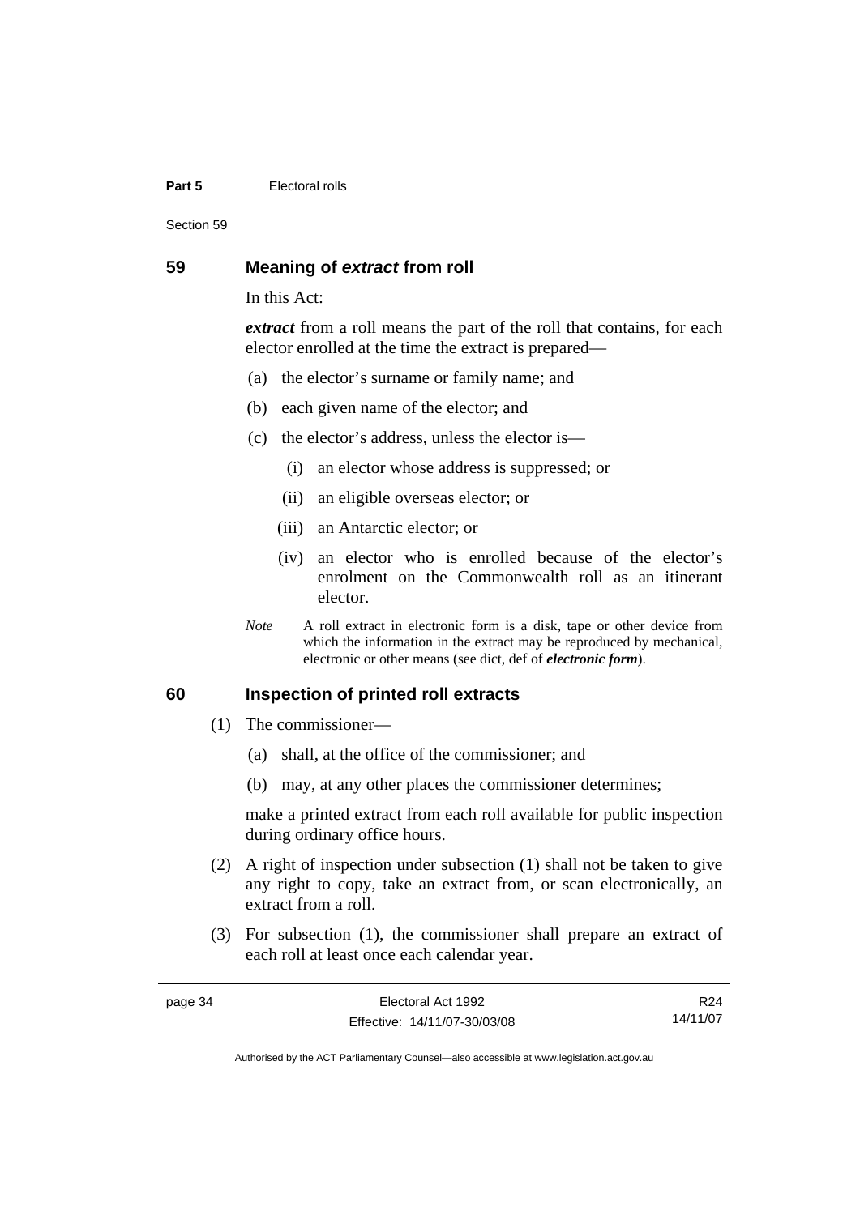## 59 Meaning of *extract* from roll

In this Act:

***extract*** from a roll means the part of the roll that contains, for each elector enrolled at the time the extract is prepared—

(a) the elector's surname or family name; and

(b) each given name of the elector; and

(c) the elector's address, unless the elector is—

(i) an elector whose address is suppressed; or

(ii) an eligible overseas elector; or

(iii) an Antarctic elector; or

(iv) an elector who is enrolled because of the elector's enrolment on the Commonwealth roll as an itinerant elector.

*Note* A roll extract in electronic form is a disk, tape or other device from which the information in the extract may be reproduced by mechanical, electronic or other means (see dict, def of ***electronic form***).

## 60 Inspection of printed roll extracts

(1) The commissioner—

(a) shall, at the office of the commissioner; and

(b) may, at any other places the commissioner determines;

make a printed extract from each roll available for public inspection during ordinary office hours.

(2) A right of inspection under subsection (1) shall not be taken to give any right to copy, take an extract from, or scan electronically, an extract from a roll.

(3) For subsection (1), the commissioner shall prepare an extract of each roll at least once each calendar year.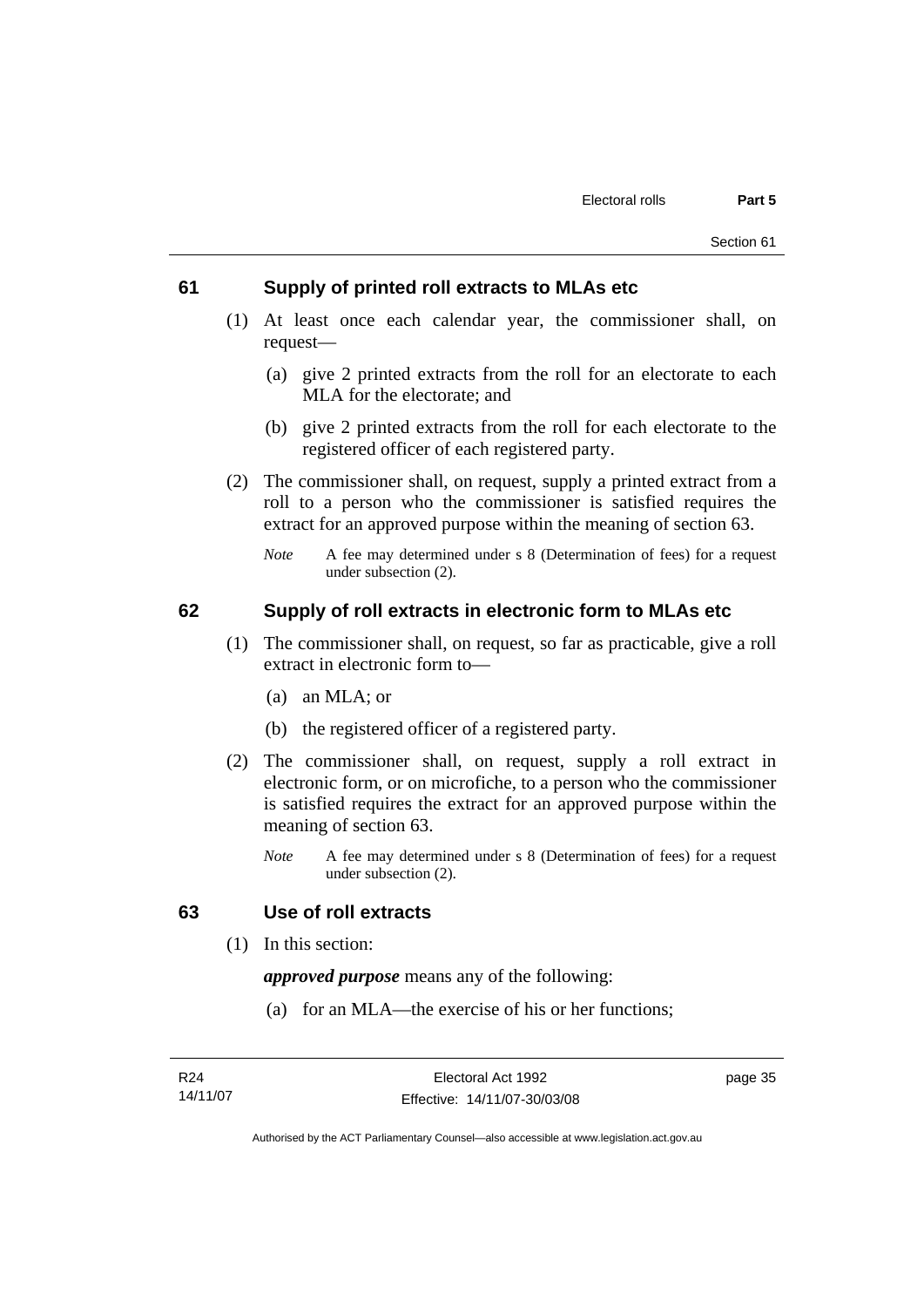## 61 Supply of printed roll extracts to MLAs etc

(1) At least once each calendar year, the commissioner shall, on request—

(a) give 2 printed extracts from the roll for an electorate to each MLA for the electorate; and

(b) give 2 printed extracts from the roll for each electorate to the registered officer of each registered party.

(2) The commissioner shall, on request, supply a printed extract from a roll to a person who the commissioner is satisfied requires the extract for an approved purpose within the meaning of section 63.

*Note* A fee may determined under s 8 (Determination of fees) for a request under subsection (2).

## 62 Supply of roll extracts in electronic form to MLAs etc

(1) The commissioner shall, on request, so far as practicable, give a roll extract in electronic form to—

(a) an MLA; or

(b) the registered officer of a registered party.

(2) The commissioner shall, on request, supply a roll extract in electronic form, or on microfiche, to a person who the commissioner is satisfied requires the extract for an approved purpose within the meaning of section 63.

*Note* A fee may determined under s 8 (Determination of fees) for a request under subsection (2).

## 63 Use of roll extracts

(1) In this section:

***approved purpose*** means any of the following:

(a) for an MLA—the exercise of his or her functions;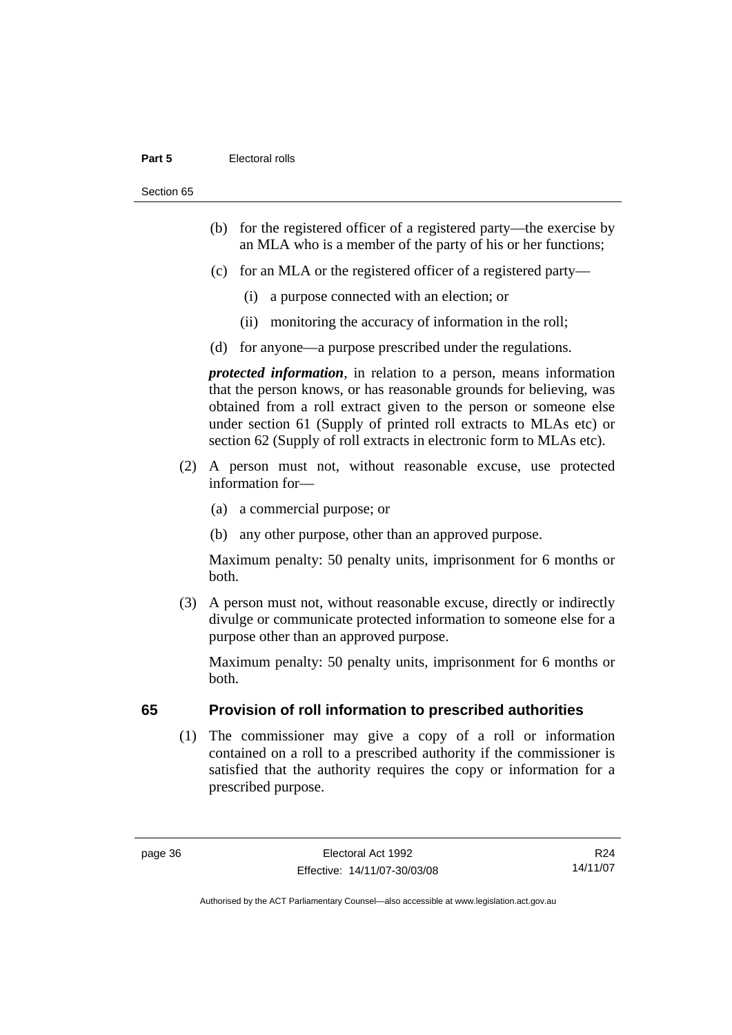(b) for the registered officer of a registered party—the exercise by an MLA who is a member of the party of his or her functions;

(c) for an MLA or the registered officer of a registered party—

  (i) a purpose connected with an election; or

  (ii) monitoring the accuracy of information in the roll;

(d) for anyone—a purpose prescribed under the regulations.

***protected information***, in relation to a person, means information that the person knows, or has reasonable grounds for believing, was obtained from a roll extract given to the person or someone else under section 61 (Supply of printed roll extracts to MLAs etc) or section 62 (Supply of roll extracts in electronic form to MLAs etc).

(2) A person must not, without reasonable excuse, use protected information for—

  (a) a commercial purpose; or

  (b) any other purpose, other than an approved purpose.

Maximum penalty: 50 penalty units, imprisonment for 6 months or both.

(3) A person must not, without reasonable excuse, directly or indirectly divulge or communicate protected information to someone else for a purpose other than an approved purpose.

Maximum penalty: 50 penalty units, imprisonment for 6 months or both.

## 65 Provision of roll information to prescribed authorities

(1) The commissioner may give a copy of a roll or information contained on a roll to a prescribed authority if the commissioner is satisfied that the authority requires the copy or information for a prescribed purpose.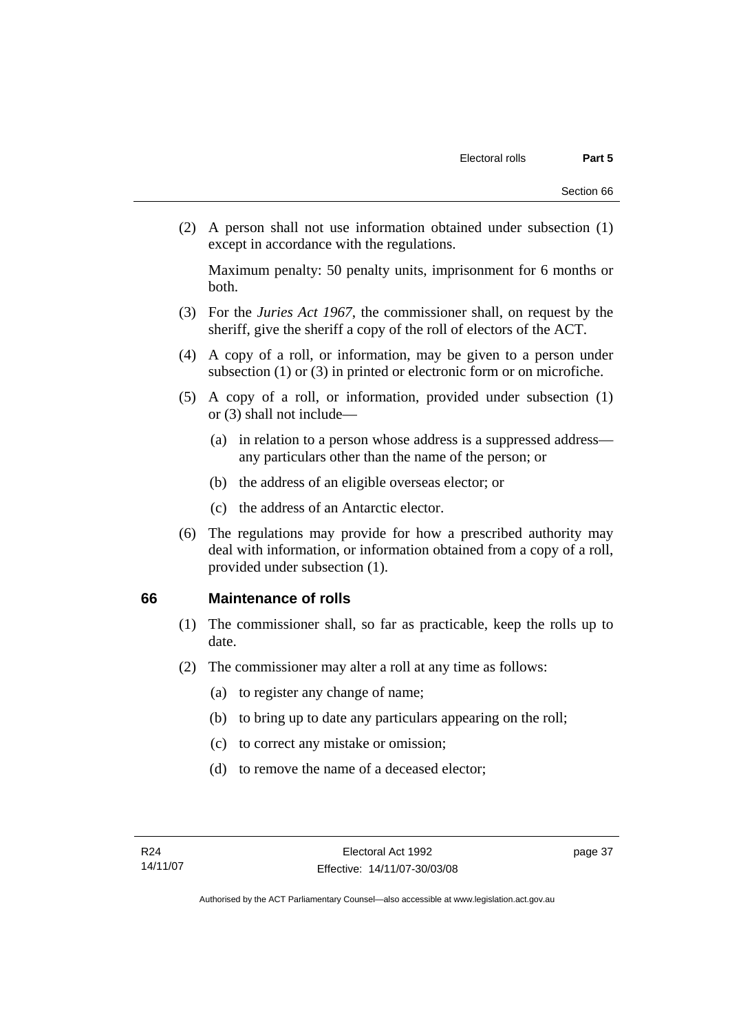(2) A person shall not use information obtained under subsection (1) except in accordance with the regulations.

Maximum penalty: 50 penalty units, imprisonment for 6 months or both.

(3) For the *Juries Act 1967*, the commissioner shall, on request by the sheriff, give the sheriff a copy of the roll of electors of the ACT.

(4) A copy of a roll, or information, may be given to a person under subsection (1) or (3) in printed or electronic form or on microfiche.

(5) A copy of a roll, or information, provided under subsection (1) or (3) shall not include—

(a) in relation to a person whose address is a suppressed address—any particulars other than the name of the person; or

(b) the address of an eligible overseas elector; or

(c) the address of an Antarctic elector.

(6) The regulations may provide for how a prescribed authority may deal with information, or information obtained from a copy of a roll, provided under subsection (1).

## 66 Maintenance of rolls

(1) The commissioner shall, so far as practicable, keep the rolls up to date.

(2) The commissioner may alter a roll at any time as follows:

(a) to register any change of name;

(b) to bring up to date any particulars appearing on the roll;

(c) to correct any mistake or omission;

(d) to remove the name of a deceased elector;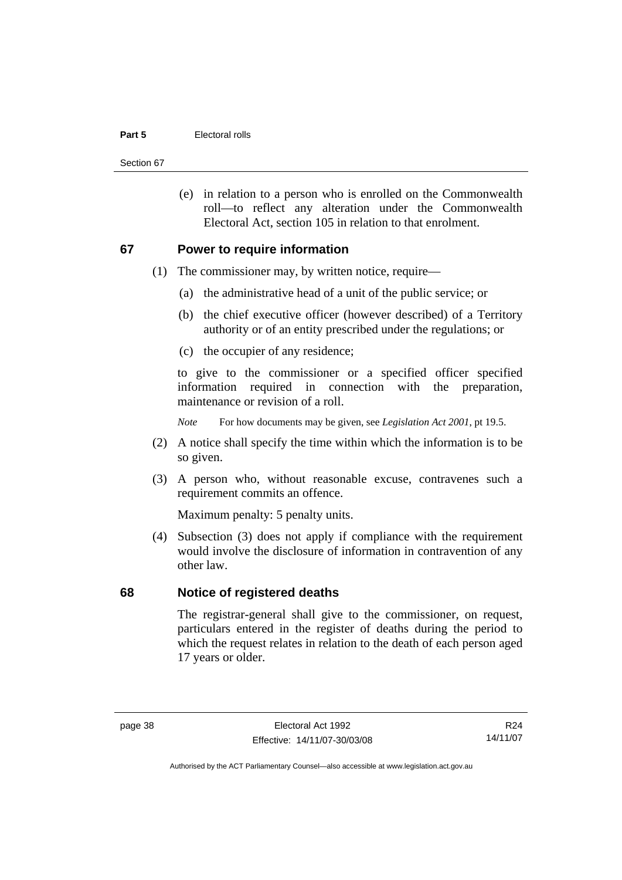(e) in relation to a person who is enrolled on the Commonwealth roll—to reflect any alteration under the Commonwealth Electoral Act, section 105 in relation to that enrolment.

## 67 Power to require information

(1) The commissioner may, by written notice, require—

(a) the administrative head of a unit of the public service; or

(b) the chief executive officer (however described) of a Territory authority or of an entity prescribed under the regulations; or

(c) the occupier of any residence;

to give to the commissioner or a specified officer specified information required in connection with the preparation, maintenance or revision of a roll.

*Note* For how documents may be given, see *Legislation Act 2001*, pt 19.5.

(2) A notice shall specify the time within which the information is to be so given.

(3) A person who, without reasonable excuse, contravenes such a requirement commits an offence.

Maximum penalty: 5 penalty units.

(4) Subsection (3) does not apply if compliance with the requirement would involve the disclosure of information in contravention of any other law.

## 68 Notice of registered deaths

The registrar-general shall give to the commissioner, on request, particulars entered in the register of deaths during the period to which the request relates in relation to the death of each person aged 17 years or older.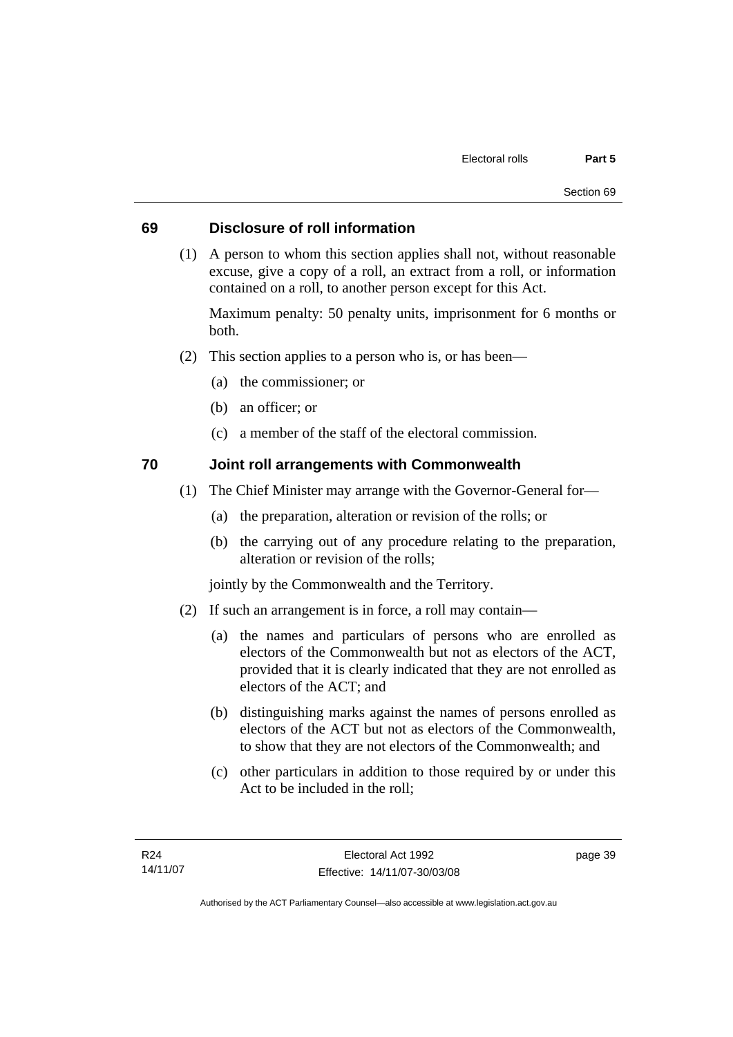## 69 Disclosure of roll information

(1) A person to whom this section applies shall not, without reasonable excuse, give a copy of a roll, an extract from a roll, or information contained on a roll, to another person except for this Act.

Maximum penalty: 50 penalty units, imprisonment for 6 months or both.

(2) This section applies to a person who is, or has been—

(a) the commissioner; or

(b) an officer; or

(c) a member of the staff of the electoral commission.

## 70 Joint roll arrangements with Commonwealth

(1) The Chief Minister may arrange with the Governor-General for—

(a) the preparation, alteration or revision of the rolls; or

(b) the carrying out of any procedure relating to the preparation, alteration or revision of the rolls;

jointly by the Commonwealth and the Territory.

(2) If such an arrangement is in force, a roll may contain—

(a) the names and particulars of persons who are enrolled as electors of the Commonwealth but not as electors of the ACT, provided that it is clearly indicated that they are not enrolled as electors of the ACT; and

(b) distinguishing marks against the names of persons enrolled as electors of the ACT but not as electors of the Commonwealth, to show that they are not electors of the Commonwealth; and

(c) other particulars in addition to those required by or under this Act to be included in the roll;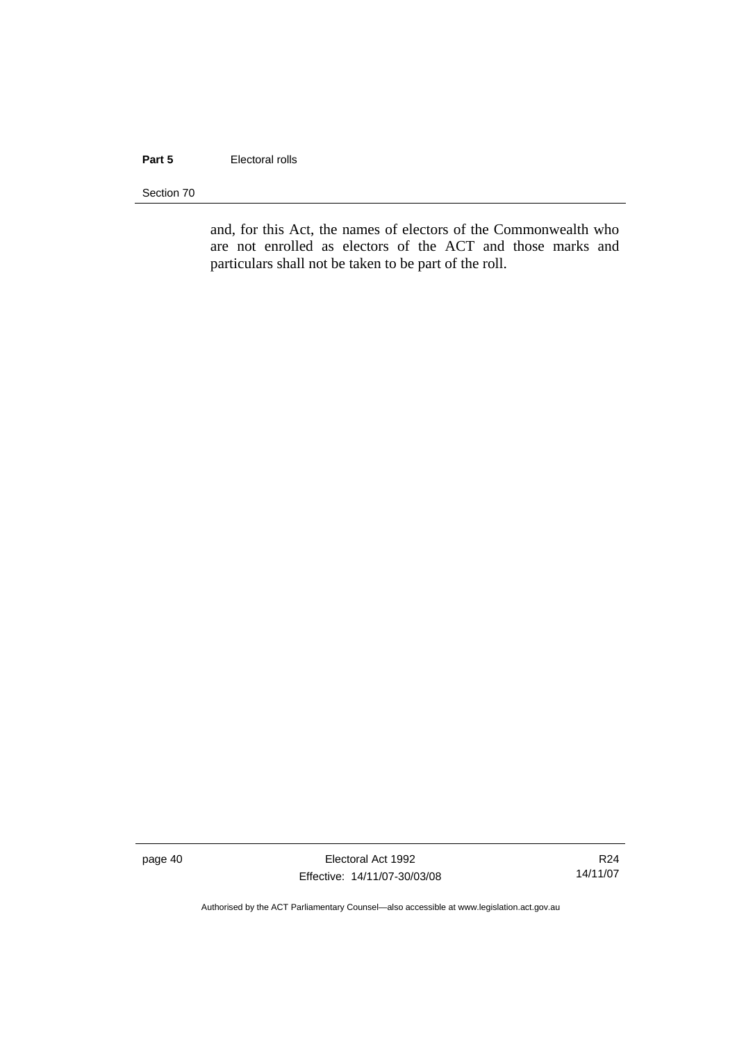and, for this Act, the names of electors of the Commonwealth who are not enrolled as electors of the ACT and those marks and particulars shall not be taken to be part of the roll.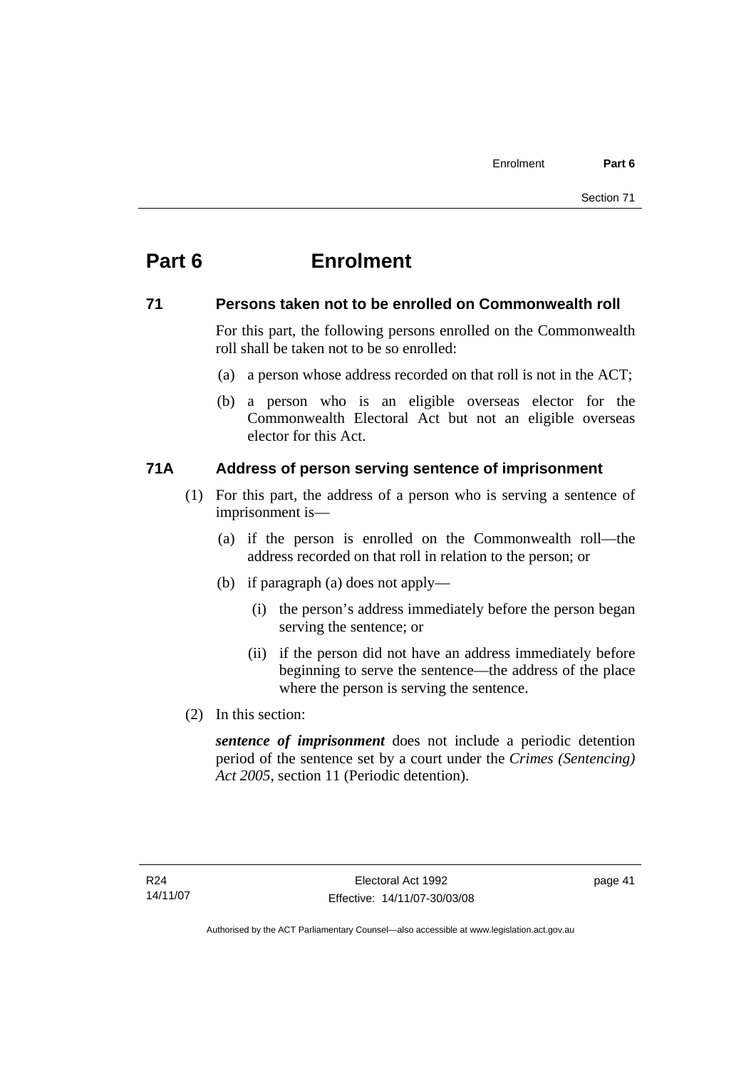# Part 6 Enrolment

## 71 Persons taken not to be enrolled on Commonwealth roll

For this part, the following persons enrolled on the Commonwealth roll shall be taken not to be so enrolled:

(a) a person whose address recorded on that roll is not in the ACT;

(b) a person who is an eligible overseas elector for the Commonwealth Electoral Act but not an eligible overseas elector for this Act.

## 71A Address of person serving sentence of imprisonment

(1) For this part, the address of a person who is serving a sentence of imprisonment is—

(a) if the person is enrolled on the Commonwealth roll—the address recorded on that roll in relation to the person; or

(b) if paragraph (a) does not apply—

(i) the person's address immediately before the person began serving the sentence; or

(ii) if the person did not have an address immediately before beginning to serve the sentence—the address of the place where the person is serving the sentence.

(2) In this section:

***sentence of imprisonment*** does not include a periodic detention period of the sentence set by a court under the *Crimes (Sentencing) Act 2005*, section 11 (Periodic detention).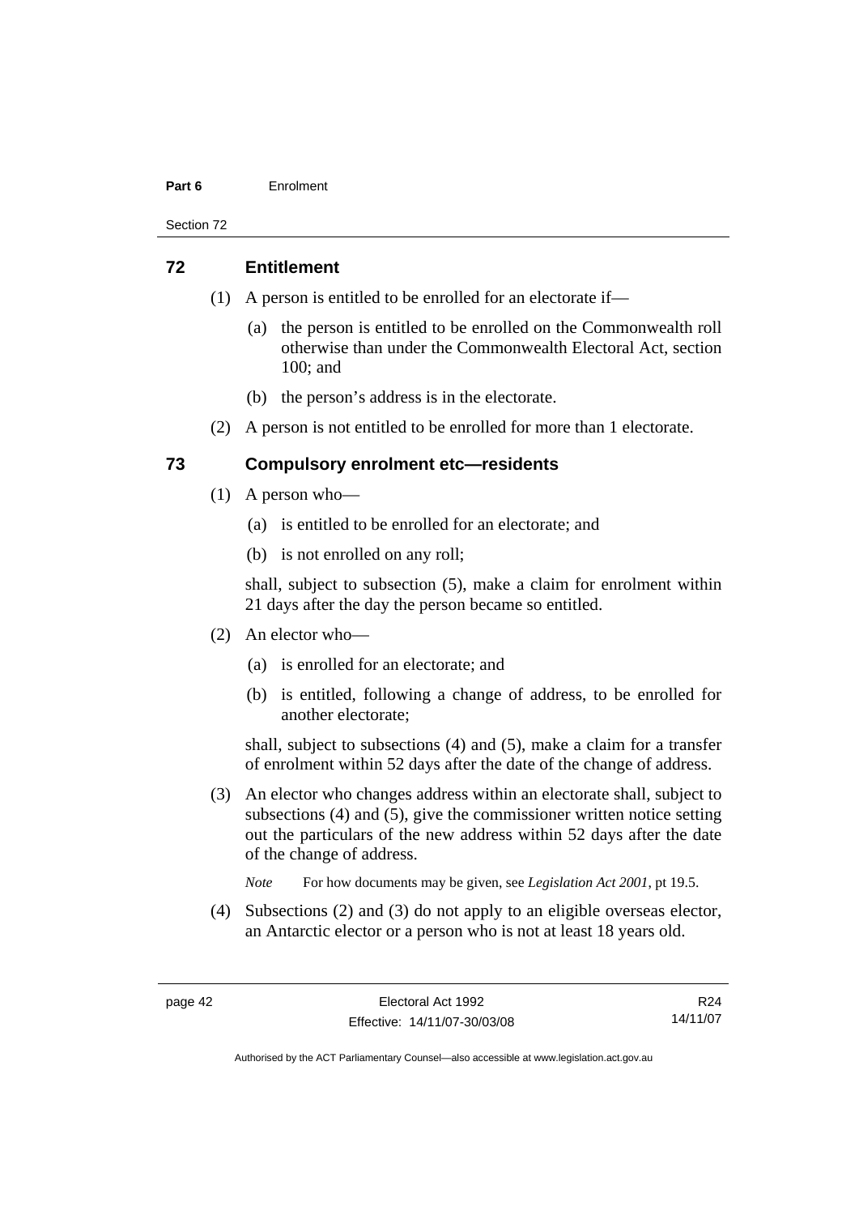## 72 Entitlement

(1) A person is entitled to be enrolled for an electorate if—

(a) the person is entitled to be enrolled on the Commonwealth roll otherwise than under the Commonwealth Electoral Act, section 100; and

(b) the person's address is in the electorate.

(2) A person is not entitled to be enrolled for more than 1 electorate.

## 73 Compulsory enrolment etc—residents

(1) A person who—

(a) is entitled to be enrolled for an electorate; and

(b) is not enrolled on any roll;

shall, subject to subsection (5), make a claim for enrolment within 21 days after the day the person became so entitled.

(2) An elector who—

(a) is enrolled for an electorate; and

(b) is entitled, following a change of address, to be enrolled for another electorate;

shall, subject to subsections (4) and (5), make a claim for a transfer of enrolment within 52 days after the date of the change of address.

(3) An elector who changes address within an electorate shall, subject to subsections (4) and (5), give the commissioner written notice setting out the particulars of the new address within 52 days after the date of the change of address.

*Note* For how documents may be given, see *Legislation Act 2001*, pt 19.5.

(4) Subsections (2) and (3) do not apply to an eligible overseas elector, an Antarctic elector or a person who is not at least 18 years old.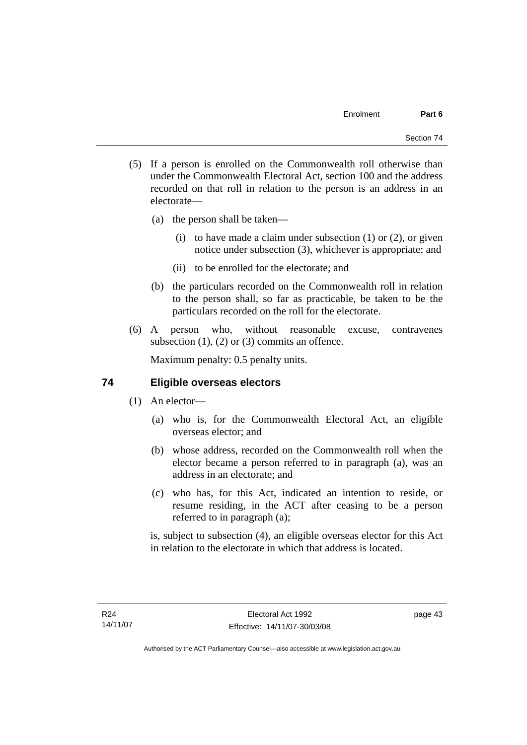(5) If a person is enrolled on the Commonwealth roll otherwise than under the Commonwealth Electoral Act, section 100 and the address recorded on that roll in relation to the person is an address in an electorate—

(a) the person shall be taken—

(i) to have made a claim under subsection (1) or (2), or given notice under subsection (3), whichever is appropriate; and

(ii) to be enrolled for the electorate; and

(b) the particulars recorded on the Commonwealth roll in relation to the person shall, so far as practicable, be taken to be the particulars recorded on the roll for the electorate.

(6) A person who, without reasonable excuse, contravenes subsection (1), (2) or (3) commits an offence.

Maximum penalty: 0.5 penalty units.

## 74 Eligible overseas electors

(1) An elector—

(a) who is, for the Commonwealth Electoral Act, an eligible overseas elector; and

(b) whose address, recorded on the Commonwealth roll when the elector became a person referred to in paragraph (a), was an address in an electorate; and

(c) who has, for this Act, indicated an intention to reside, or resume residing, in the ACT after ceasing to be a person referred to in paragraph (a);

is, subject to subsection (4), an eligible overseas elector for this Act in relation to the electorate in which that address is located.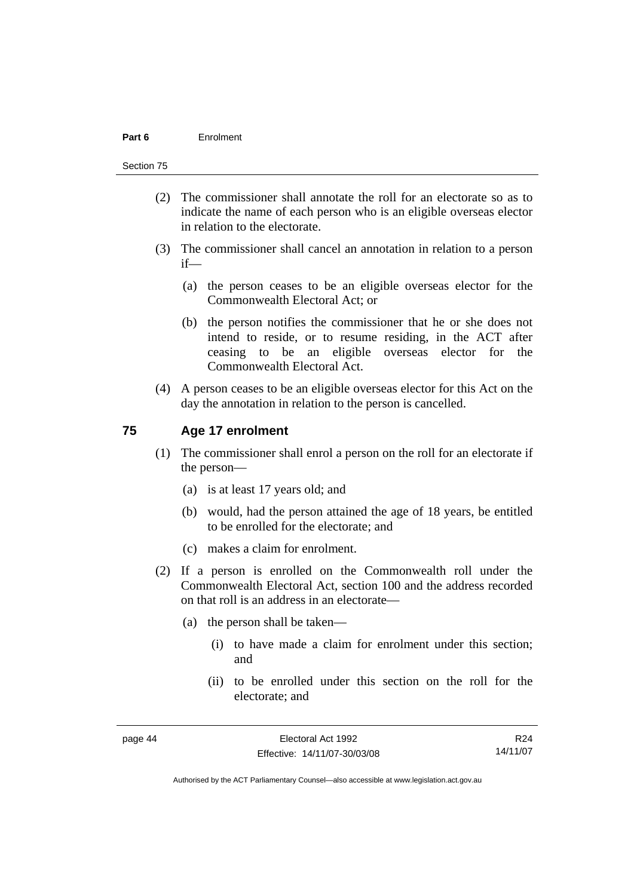(2) The commissioner shall annotate the roll for an electorate so as to indicate the name of each person who is an eligible overseas elector in relation to the electorate.

(3) The commissioner shall cancel an annotation in relation to a person if—

(a) the person ceases to be an eligible overseas elector for the Commonwealth Electoral Act; or

(b) the person notifies the commissioner that he or she does not intend to reside, or to resume residing, in the ACT after ceasing to be an eligible overseas elector for the Commonwealth Electoral Act.

(4) A person ceases to be an eligible overseas elector for this Act on the day the annotation in relation to the person is cancelled.

## 75 Age 17 enrolment

(1) The commissioner shall enrol a person on the roll for an electorate if the person—

(a) is at least 17 years old; and

(b) would, had the person attained the age of 18 years, be entitled to be enrolled for the electorate; and

(c) makes a claim for enrolment.

(2) If a person is enrolled on the Commonwealth roll under the Commonwealth Electoral Act, section 100 and the address recorded on that roll is an address in an electorate—

(a) the person shall be taken—

(i) to have made a claim for enrolment under this section; and

(ii) to be enrolled under this section on the roll for the electorate; and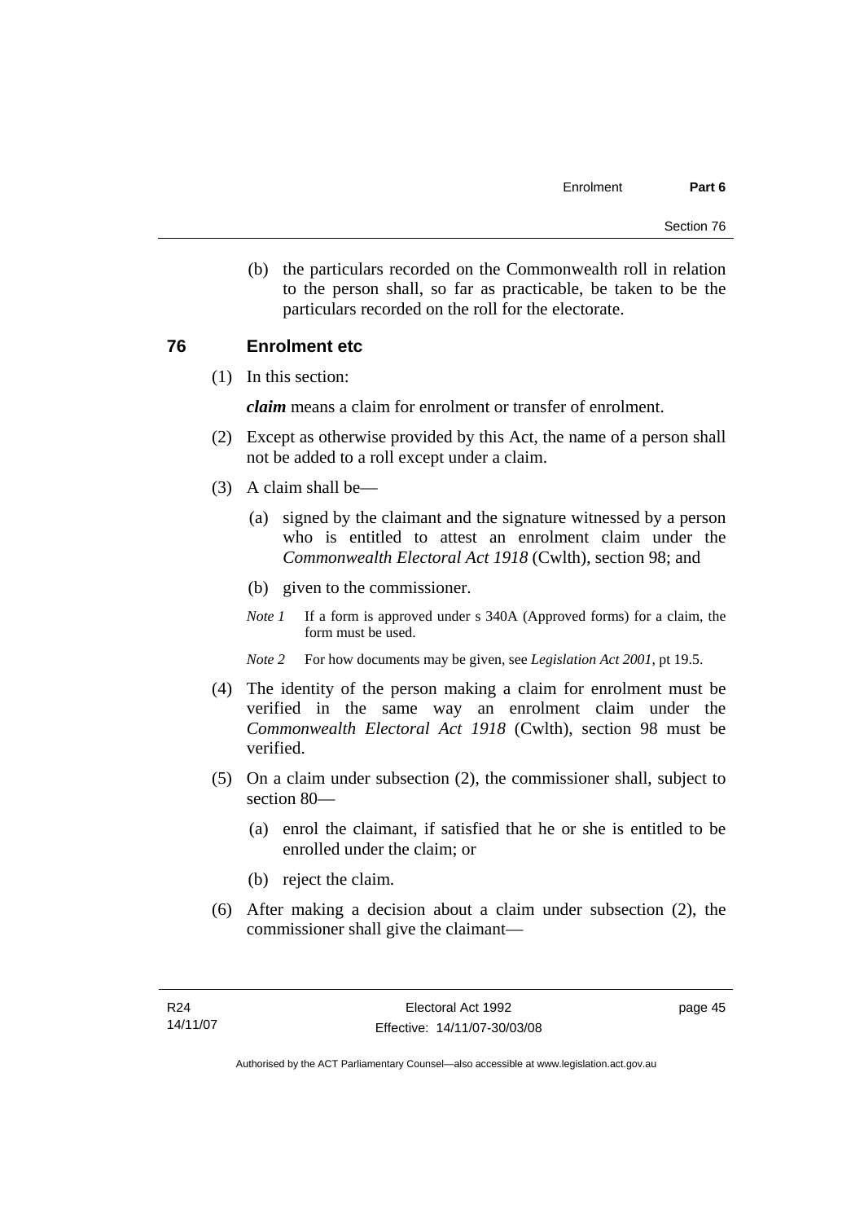(b) the particulars recorded on the Commonwealth roll in relation to the person shall, so far as practicable, be taken to be the particulars recorded on the roll for the electorate.

## 76 Enrolment etc

(1) In this section:

***claim*** means a claim for enrolment or transfer of enrolment.

(2) Except as otherwise provided by this Act, the name of a person shall not be added to a roll except under a claim.

(3) A claim shall be—

(a) signed by the claimant and the signature witnessed by a person who is entitled to attest an enrolment claim under the *Commonwealth Electoral Act 1918* (Cwlth), section 98; and

(b) given to the commissioner.

*Note 1* If a form is approved under s 340A (Approved forms) for a claim, the form must be used.

*Note 2* For how documents may be given, see *Legislation Act 2001*, pt 19.5.

(4) The identity of the person making a claim for enrolment must be verified in the same way an enrolment claim under the *Commonwealth Electoral Act 1918* (Cwlth), section 98 must be verified.

(5) On a claim under subsection (2), the commissioner shall, subject to section 80—

(a) enrol the claimant, if satisfied that he or she is entitled to be enrolled under the claim; or

(b) reject the claim.

(6) After making a decision about a claim under subsection (2), the commissioner shall give the claimant—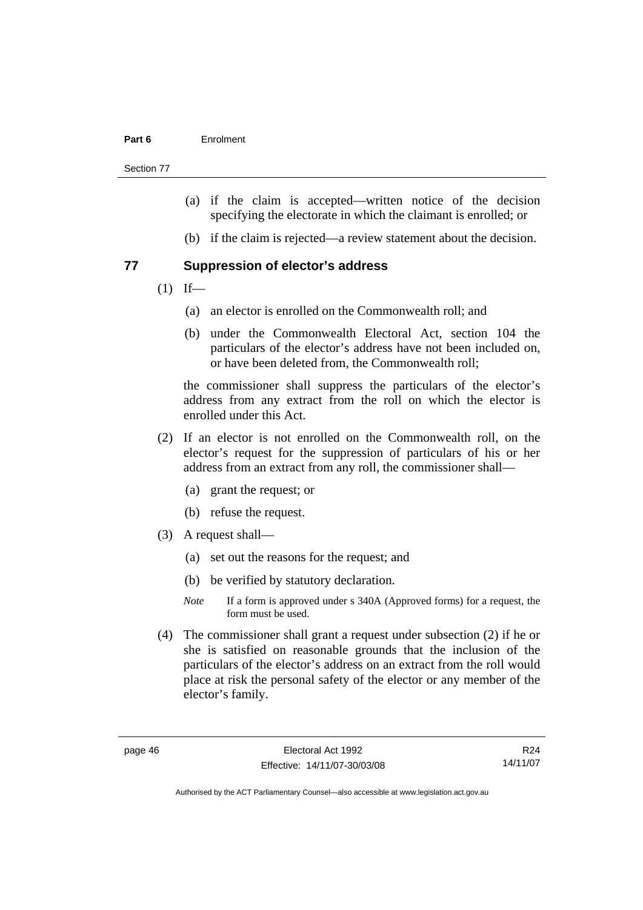(a) if the claim is accepted—written notice of the decision specifying the electorate in which the claimant is enrolled; or

(b) if the claim is rejected—a review statement about the decision.

## 77 Suppression of elector's address

(1) If—

(a) an elector is enrolled on the Commonwealth roll; and

(b) under the Commonwealth Electoral Act, section 104 the particulars of the elector's address have not been included on, or have been deleted from, the Commonwealth roll;

the commissioner shall suppress the particulars of the elector's address from any extract from the roll on which the elector is enrolled under this Act.

(2) If an elector is not enrolled on the Commonwealth roll, on the elector's request for the suppression of particulars of his or her address from an extract from any roll, the commissioner shall—

(a) grant the request; or

(b) refuse the request.

(3) A request shall—

(a) set out the reasons for the request; and

(b) be verified by statutory declaration.

*Note* If a form is approved under s 340A (Approved forms) for a request, the form must be used.

(4) The commissioner shall grant a request under subsection (2) if he or she is satisfied on reasonable grounds that the inclusion of the particulars of the elector's address on an extract from the roll would place at risk the personal safety of the elector or any member of the elector's family.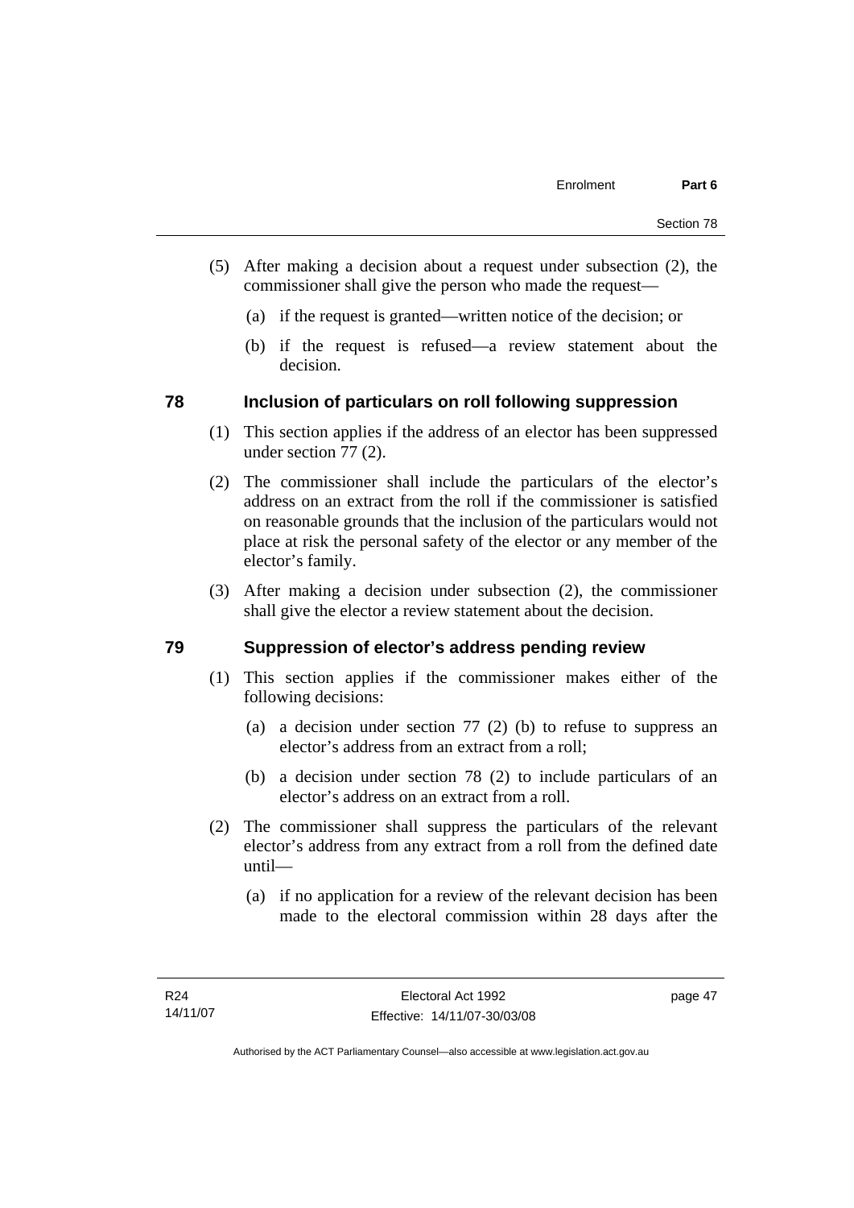(5) After making a decision about a request under subsection (2), the commissioner shall give the person who made the request—

  (a) if the request is granted—written notice of the decision; or

  (b) if the request is refused—a review statement about the decision.

## 78 Inclusion of particulars on roll following suppression

(1) This section applies if the address of an elector has been suppressed under section 77 (2).

(2) The commissioner shall include the particulars of the elector's address on an extract from the roll if the commissioner is satisfied on reasonable grounds that the inclusion of the particulars would not place at risk the personal safety of the elector or any member of the elector's family.

(3) After making a decision under subsection (2), the commissioner shall give the elector a review statement about the decision.

## 79 Suppression of elector's address pending review

(1) This section applies if the commissioner makes either of the following decisions:

  (a) a decision under section 77 (2) (b) to refuse to suppress an elector's address from an extract from a roll;

  (b) a decision under section 78 (2) to include particulars of an elector's address on an extract from a roll.

(2) The commissioner shall suppress the particulars of the relevant elector's address from any extract from a roll from the defined date until—

  (a) if no application for a review of the relevant decision has been made to the electoral commission within 28 days after the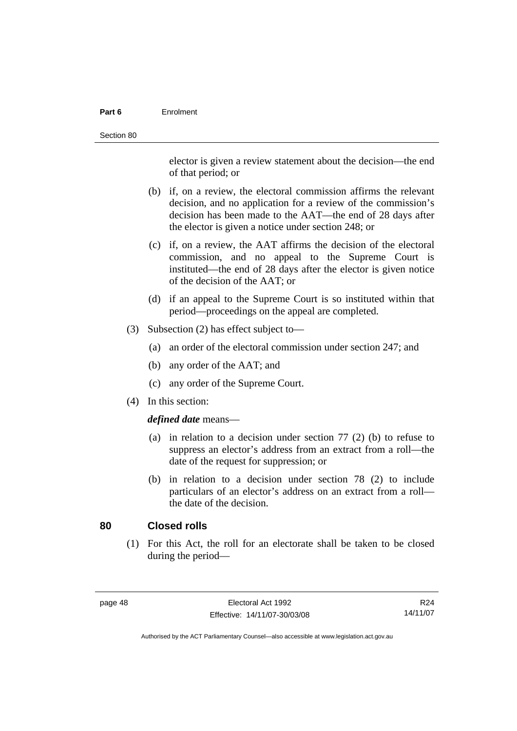elector is given a review statement about the decision—the end of that period; or

(b) if, on a review, the electoral commission affirms the relevant decision, and no application for a review of the commission's decision has been made to the AAT—the end of 28 days after the elector is given a notice under section 248; or

(c) if, on a review, the AAT affirms the decision of the electoral commission, and no appeal to the Supreme Court is instituted—the end of 28 days after the elector is given notice of the decision of the AAT; or

(d) if an appeal to the Supreme Court is so instituted within that period—proceedings on the appeal are completed.

(3) Subsection (2) has effect subject to—

(a) an order of the electoral commission under section 247; and

(b) any order of the AAT; and

(c) any order of the Supreme Court.

(4) In this section:

***defined date*** means—

(a) in relation to a decision under section 77 (2) (b) to refuse to suppress an elector's address from an extract from a roll—the date of the request for suppression; or

(b) in relation to a decision under section 78 (2) to include particulars of an elector's address on an extract from a roll—the date of the decision.

## 80 Closed rolls

(1) For this Act, the roll for an electorate shall be taken to be closed during the period—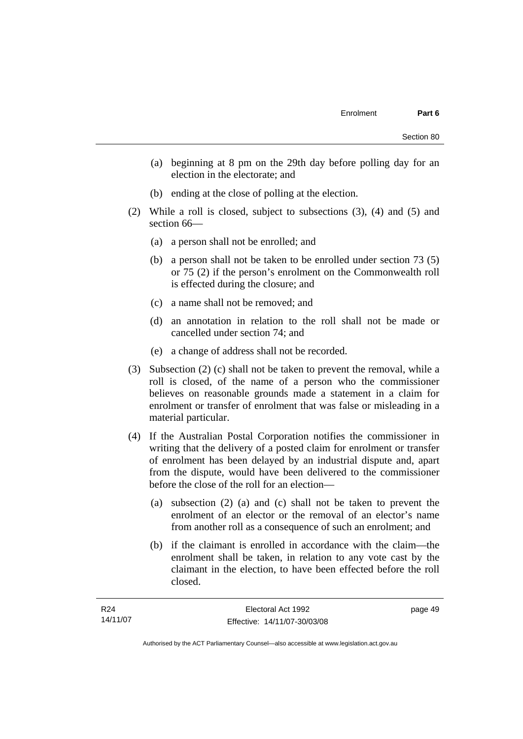(a) beginning at 8 pm on the 29th day before polling day for an election in the electorate; and

(b) ending at the close of polling at the election.

(2) While a roll is closed, subject to subsections (3), (4) and (5) and section 66—

(a) a person shall not be enrolled; and

(b) a person shall not be taken to be enrolled under section 73 (5) or 75 (2) if the person's enrolment on the Commonwealth roll is effected during the closure; and

(c) a name shall not be removed; and

(d) an annotation in relation to the roll shall not be made or cancelled under section 74; and

(e) a change of address shall not be recorded.

(3) Subsection (2) (c) shall not be taken to prevent the removal, while a roll is closed, of the name of a person who the commissioner believes on reasonable grounds made a statement in a claim for enrolment or transfer of enrolment that was false or misleading in a material particular.

(4) If the Australian Postal Corporation notifies the commissioner in writing that the delivery of a posted claim for enrolment or transfer of enrolment has been delayed by an industrial dispute and, apart from the dispute, would have been delivered to the commissioner before the close of the roll for an election—

(a) subsection (2) (a) and (c) shall not be taken to prevent the enrolment of an elector or the removal of an elector's name from another roll as a consequence of such an enrolment; and

(b) if the claimant is enrolled in accordance with the claim—the enrolment shall be taken, in relation to any vote cast by the claimant in the election, to have been effected before the roll closed.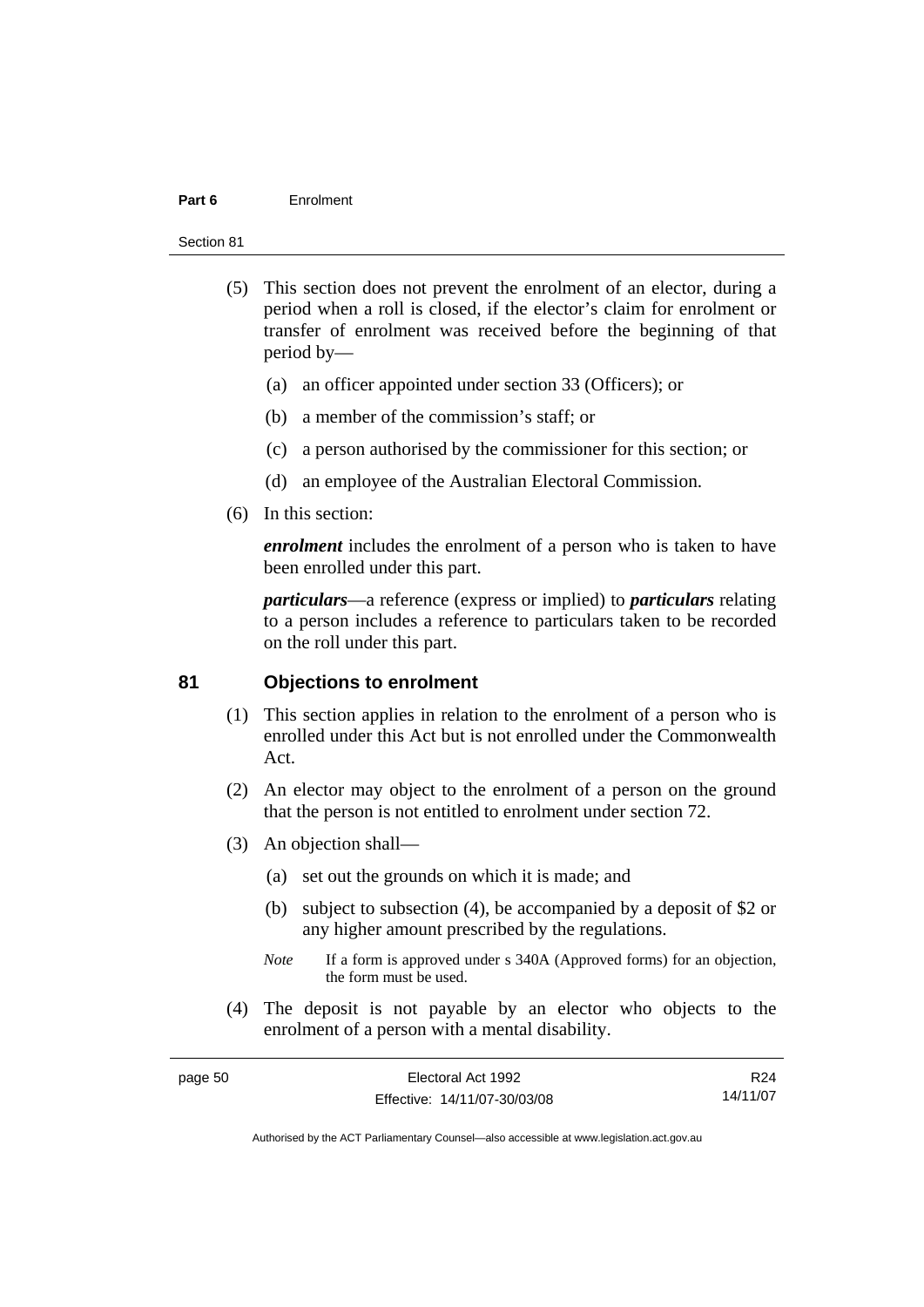(5) This section does not prevent the enrolment of an elector, during a period when a roll is closed, if the elector's claim for enrolment or transfer of enrolment was received before the beginning of that period by—

(a) an officer appointed under section 33 (Officers); or

(b) a member of the commission's staff; or

(c) a person authorised by the commissioner for this section; or

(d) an employee of the Australian Electoral Commission.

(6) In this section:

***enrolment*** includes the enrolment of a person who is taken to have been enrolled under this part.

***particulars***—a reference (express or implied) to ***particulars*** relating to a person includes a reference to particulars taken to be recorded on the roll under this part.

## 81 Objections to enrolment

(1) This section applies in relation to the enrolment of a person who is enrolled under this Act but is not enrolled under the Commonwealth Act.

(2) An elector may object to the enrolment of a person on the ground that the person is not entitled to enrolment under section 72.

(3) An objection shall—

(a) set out the grounds on which it is made; and

(b) subject to subsection (4), be accompanied by a deposit of $2 or any higher amount prescribed by the regulations.

*Note* If a form is approved under s 340A (Approved forms) for an objection, the form must be used.

(4) The deposit is not payable by an elector who objects to the enrolment of a person with a mental disability.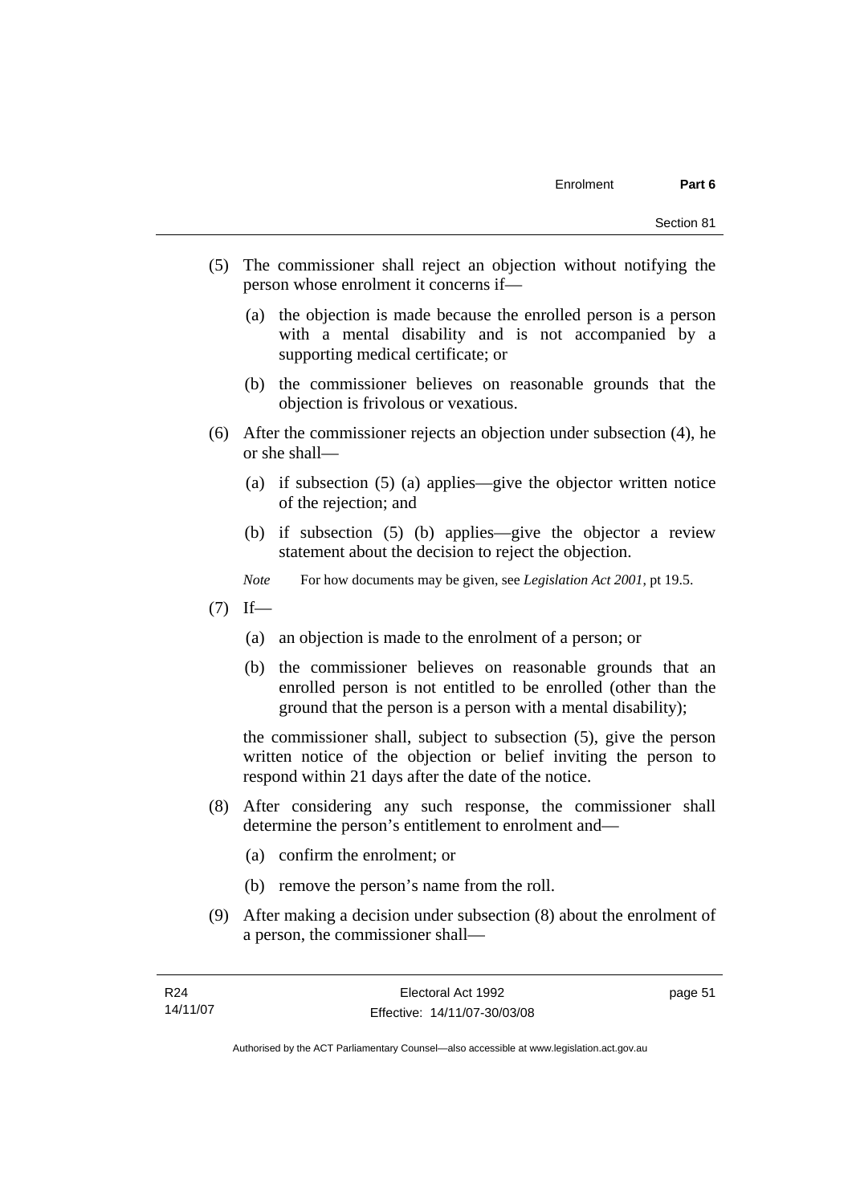(5) The commissioner shall reject an objection without notifying the person whose enrolment it concerns if—

   (a) the objection is made because the enrolled person is a person with a mental disability and is not accompanied by a supporting medical certificate; or

   (b) the commissioner believes on reasonable grounds that the objection is frivolous or vexatious.

(6) After the commissioner rejects an objection under subsection (4), he or she shall—

   (a) if subsection (5) (a) applies—give the objector written notice of the rejection; and

   (b) if subsection (5) (b) applies—give the objector a review statement about the decision to reject the objection.

   *Note* For how documents may be given, see *Legislation Act 2001*, pt 19.5.

(7) If—

   (a) an objection is made to the enrolment of a person; or

   (b) the commissioner believes on reasonable grounds that an enrolled person is not entitled to be enrolled (other than the ground that the person is a person with a mental disability);

   the commissioner shall, subject to subsection (5), give the person written notice of the objection or belief inviting the person to respond within 21 days after the date of the notice.

(8) After considering any such response, the commissioner shall determine the person's entitlement to enrolment and—

   (a) confirm the enrolment; or

   (b) remove the person's name from the roll.

(9) After making a decision under subsection (8) about the enrolment of a person, the commissioner shall—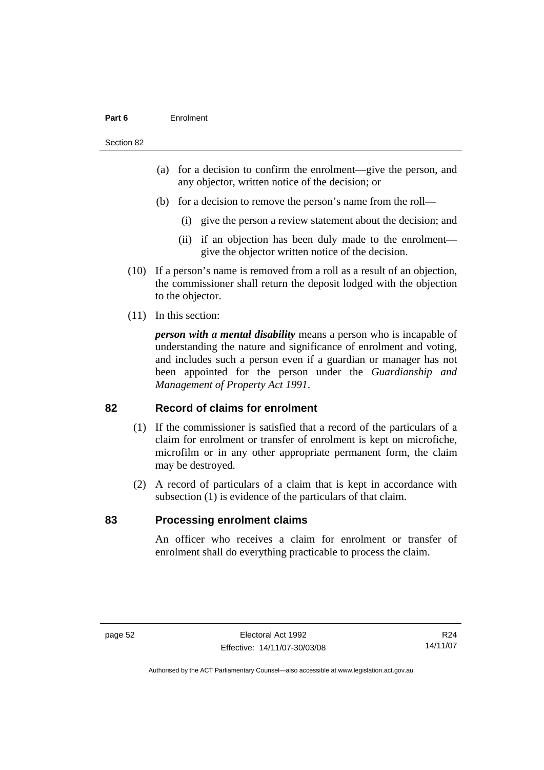(a) for a decision to confirm the enrolment—give the person, and any objector, written notice of the decision; or

(b) for a decision to remove the person's name from the roll—

(i) give the person a review statement about the decision; and

(ii) if an objection has been duly made to the enrolment—give the objector written notice of the decision.

(10) If a person's name is removed from a roll as a result of an objection, the commissioner shall return the deposit lodged with the objection to the objector.

(11) In this section:

***person with a mental disability*** means a person who is incapable of understanding the nature and significance of enrolment and voting, and includes such a person even if a guardian or manager has not been appointed for the person under the *Guardianship and Management of Property Act 1991*.

## 82 Record of claims for enrolment

(1) If the commissioner is satisfied that a record of the particulars of a claim for enrolment or transfer of enrolment is kept on microfiche, microfilm or in any other appropriate permanent form, the claim may be destroyed.

(2) A record of particulars of a claim that is kept in accordance with subsection (1) is evidence of the particulars of that claim.

## 83 Processing enrolment claims

An officer who receives a claim for enrolment or transfer of enrolment shall do everything practicable to process the claim.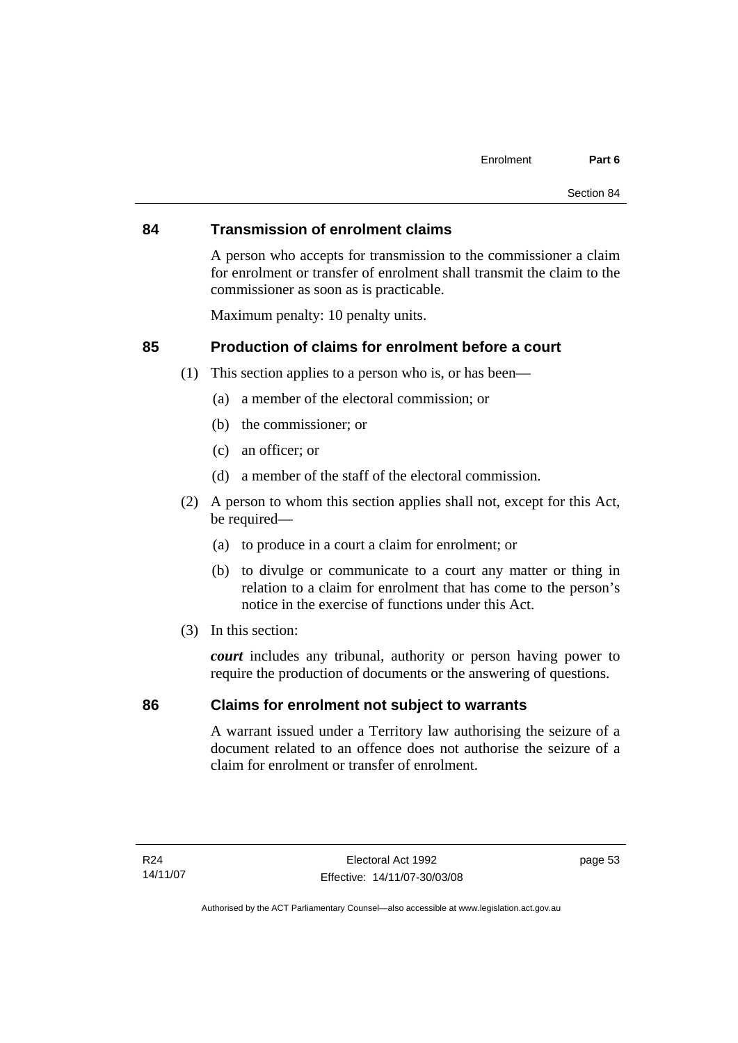## 84 Transmission of enrolment claims

A person who accepts for transmission to the commissioner a claim for enrolment or transfer of enrolment shall transmit the claim to the commissioner as soon as is practicable.

Maximum penalty: 10 penalty units.

## 85 Production of claims for enrolment before a court

(1) This section applies to a person who is, or has been—

(a) a member of the electoral commission; or

(b) the commissioner; or

(c) an officer; or

(d) a member of the staff of the electoral commission.

(2) A person to whom this section applies shall not, except for this Act, be required—

(a) to produce in a court a claim for enrolment; or

(b) to divulge or communicate to a court any matter or thing in relation to a claim for enrolment that has come to the person's notice in the exercise of functions under this Act.

(3) In this section:

***court*** includes any tribunal, authority or person having power to require the production of documents or the answering of questions.

## 86 Claims for enrolment not subject to warrants

A warrant issued under a Territory law authorising the seizure of a document related to an offence does not authorise the seizure of a claim for enrolment or transfer of enrolment.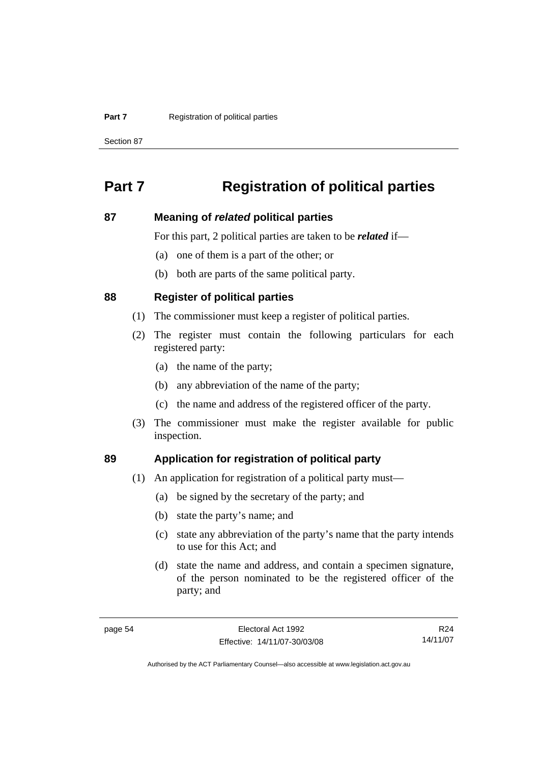# Part 7 Registration of political parties

## 87 Meaning of ***related*** political parties

For this part, 2 political parties are taken to be ***related*** if—

(a) one of them is a part of the other; or

(b) both are parts of the same political party.

## 88 Register of political parties

(1) The commissioner must keep a register of political parties.

(2) The register must contain the following particulars for each registered party:

(a) the name of the party;

(b) any abbreviation of the name of the party;

(c) the name and address of the registered officer of the party.

(3) The commissioner must make the register available for public inspection.

## 89 Application for registration of political party

(1) An application for registration of a political party must—

(a) be signed by the secretary of the party; and

(b) state the party's name; and

(c) state any abbreviation of the party's name that the party intends to use for this Act; and

(d) state the name and address, and contain a specimen signature, of the person nominated to be the registered officer of the party; and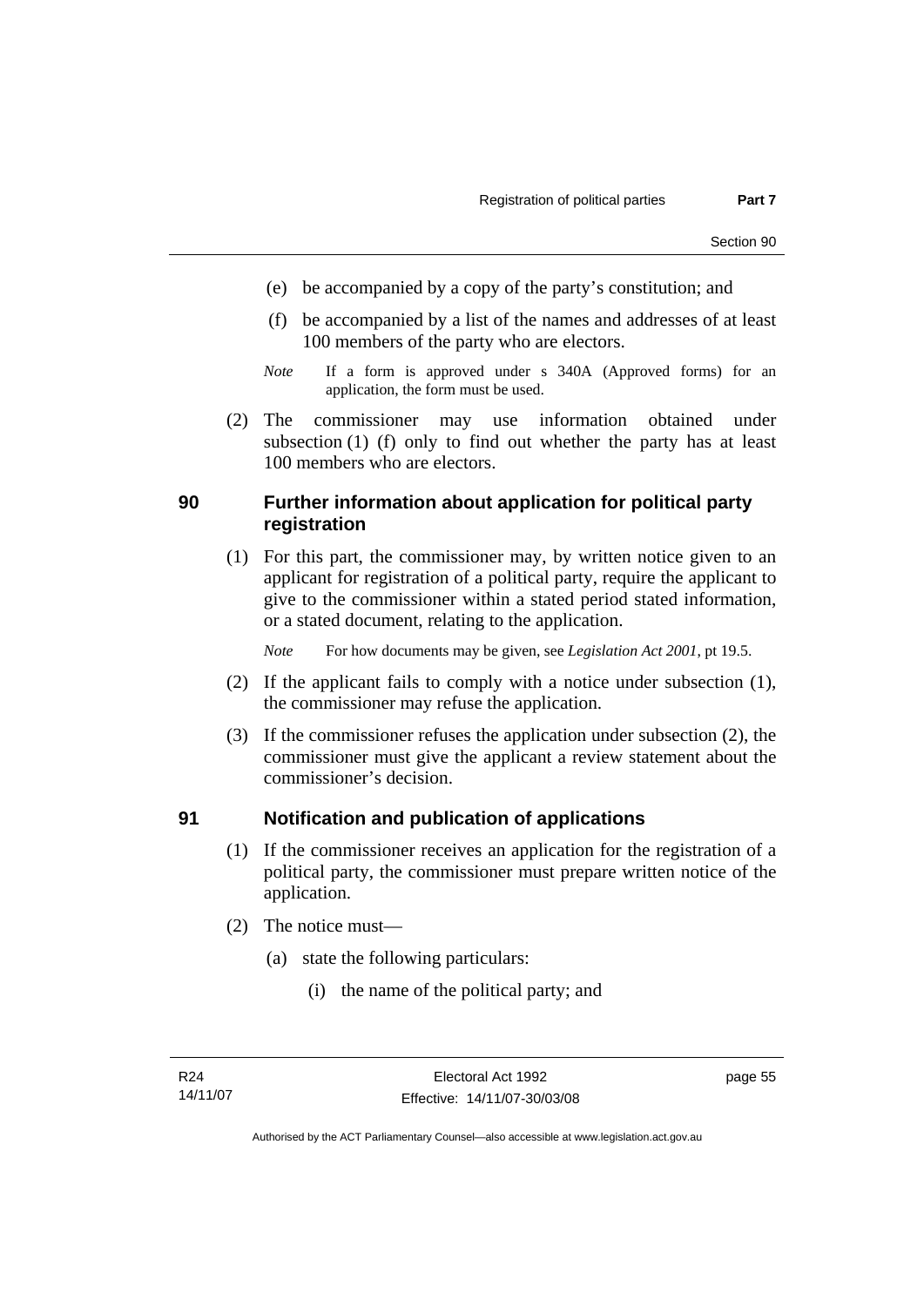(e) be accompanied by a copy of the party's constitution; and

(f) be accompanied by a list of the names and addresses of at least 100 members of the party who are electors.

*Note* If a form is approved under s 340A (Approved forms) for an application, the form must be used.

(2) The commissioner may use information obtained under subsection (1) (f) only to find out whether the party has at least 100 members who are electors.

## 90 Further information about application for political party registration

(1) For this part, the commissioner may, by written notice given to an applicant for registration of a political party, require the applicant to give to the commissioner within a stated period stated information, or a stated document, relating to the application.

*Note* For how documents may be given, see *Legislation Act 2001*, pt 19.5.

(2) If the applicant fails to comply with a notice under subsection (1), the commissioner may refuse the application.

(3) If the commissioner refuses the application under subsection (2), the commissioner must give the applicant a review statement about the commissioner's decision.

## 91 Notification and publication of applications

(1) If the commissioner receives an application for the registration of a political party, the commissioner must prepare written notice of the application.

(2) The notice must—

(a) state the following particulars:

(i) the name of the political party; and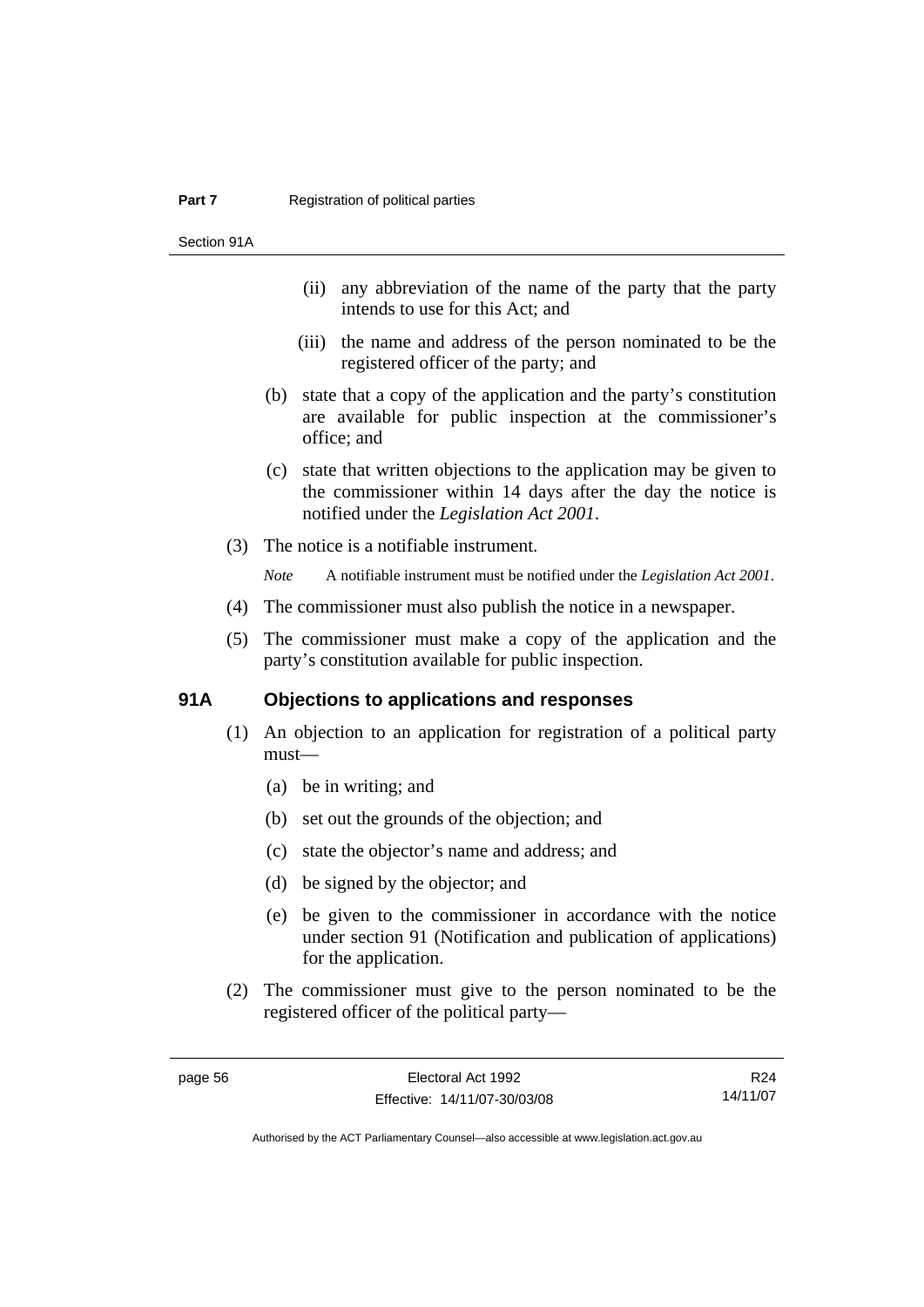(ii) any abbreviation of the name of the party that the party intends to use for this Act; and

(iii) the name and address of the person nominated to be the registered officer of the party; and

(b) state that a copy of the application and the party's constitution are available for public inspection at the commissioner's office; and

(c) state that written objections to the application may be given to the commissioner within 14 days after the day the notice is notified under the *Legislation Act 2001*.

(3) The notice is a notifiable instrument.

*Note* A notifiable instrument must be notified under the *Legislation Act 2001*.

(4) The commissioner must also publish the notice in a newspaper.

(5) The commissioner must make a copy of the application and the party's constitution available for public inspection.

### 91A Objections to applications and responses

(1) An objection to an application for registration of a political party must—

(a) be in writing; and

(b) set out the grounds of the objection; and

(c) state the objector's name and address; and

(d) be signed by the objector; and

(e) be given to the commissioner in accordance with the notice under section 91 (Notification and publication of applications) for the application.

(2) The commissioner must give to the person nominated to be the registered officer of the political party—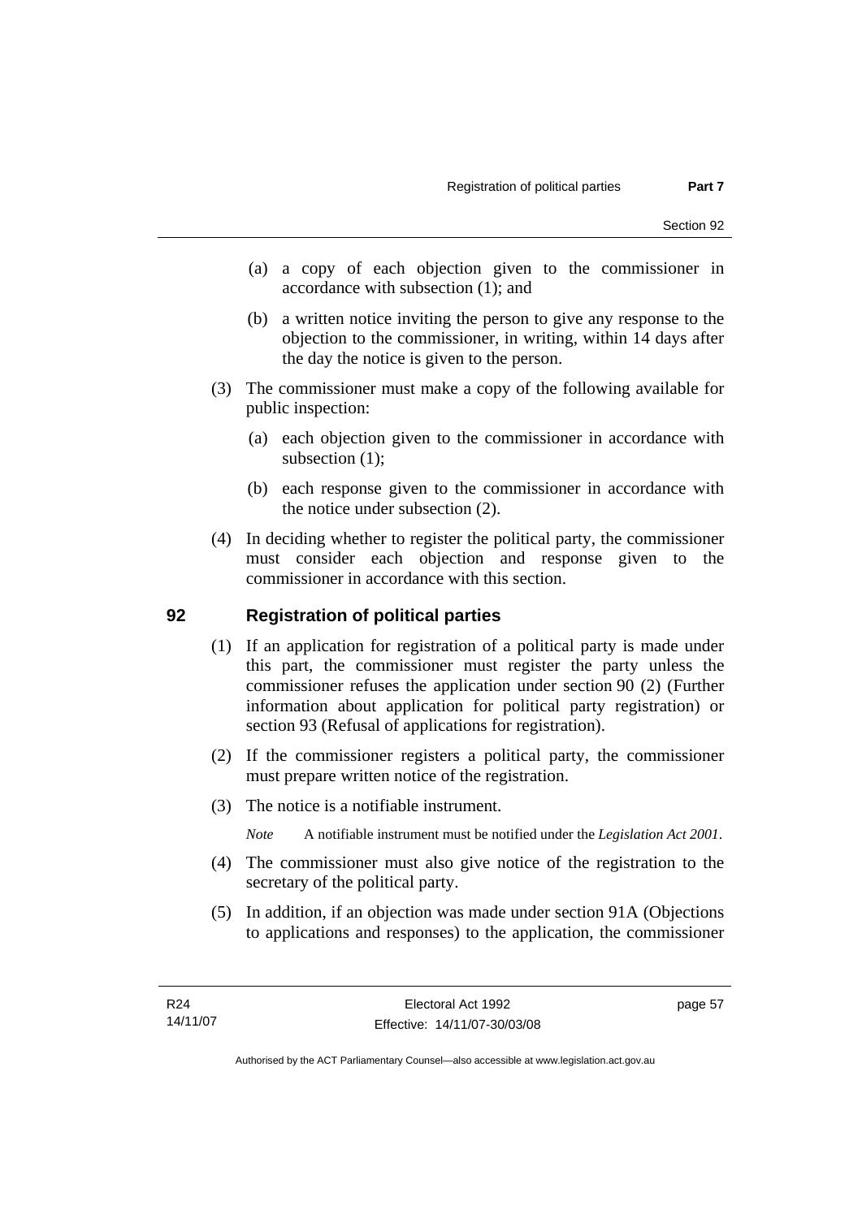(a) a copy of each objection given to the commissioner in accordance with subsection (1); and

(b) a written notice inviting the person to give any response to the objection to the commissioner, in writing, within 14 days after the day the notice is given to the person.

(3) The commissioner must make a copy of the following available for public inspection:

(a) each objection given to the commissioner in accordance with subsection (1);

(b) each response given to the commissioner in accordance with the notice under subsection (2).

(4) In deciding whether to register the political party, the commissioner must consider each objection and response given to the commissioner in accordance with this section.

## 92 Registration of political parties

(1) If an application for registration of a political party is made under this part, the commissioner must register the party unless the commissioner refuses the application under section 90 (2) (Further information about application for political party registration) or section 93 (Refusal of applications for registration).

(2) If the commissioner registers a political party, the commissioner must prepare written notice of the registration.

(3) The notice is a notifiable instrument.

*Note* A notifiable instrument must be notified under the *Legislation Act 2001*.

(4) The commissioner must also give notice of the registration to the secretary of the political party.

(5) In addition, if an objection was made under section 91A (Objections to applications and responses) to the application, the commissioner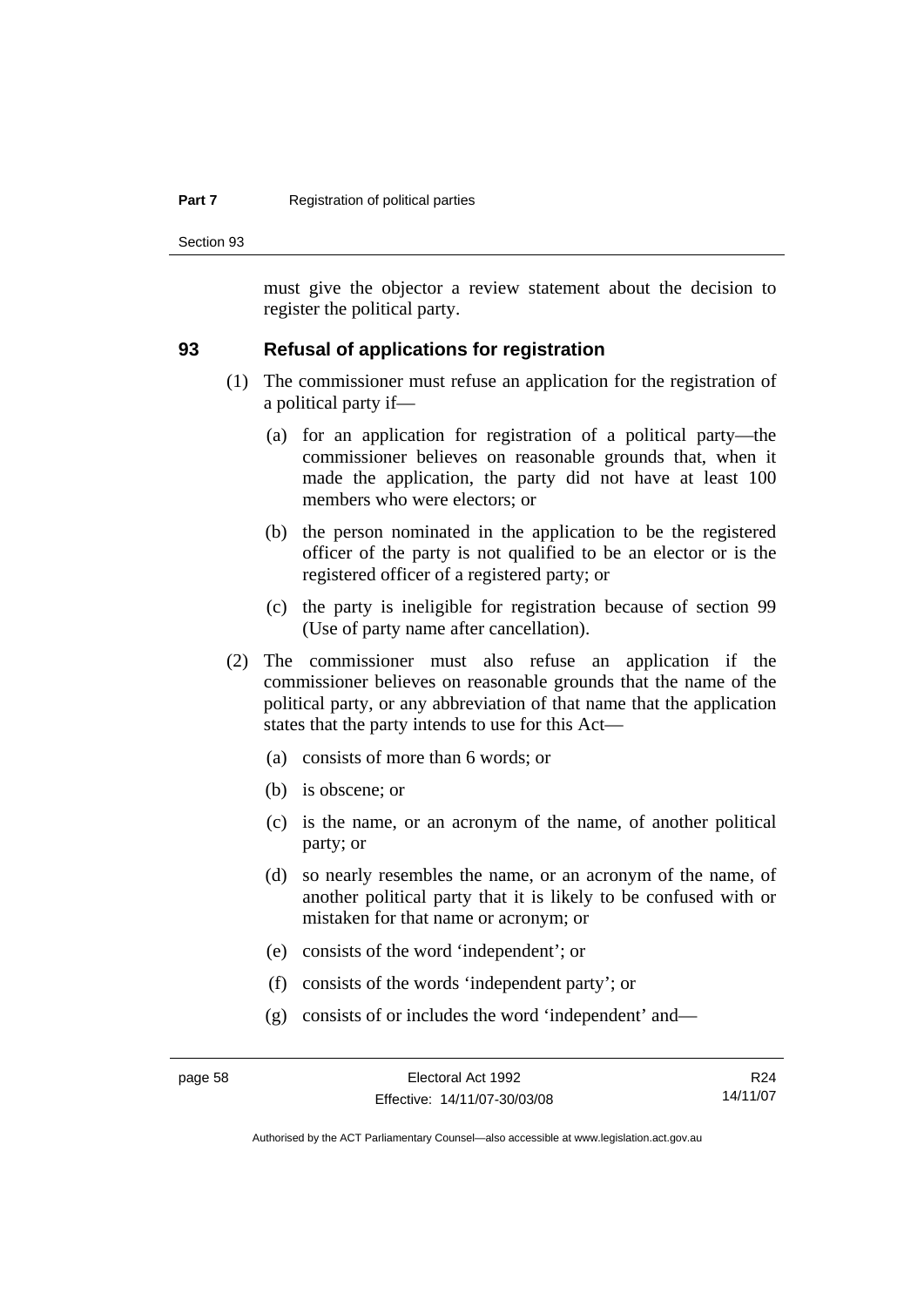must give the objector a review statement about the decision to register the political party.

## 93 Refusal of applications for registration

(1) The commissioner must refuse an application for the registration of a political party if—

(a) for an application for registration of a political party—the commissioner believes on reasonable grounds that, when it made the application, the party did not have at least 100 members who were electors; or

(b) the person nominated in the application to be the registered officer of the party is not qualified to be an elector or is the registered officer of a registered party; or

(c) the party is ineligible for registration because of section 99 (Use of party name after cancellation).

(2) The commissioner must also refuse an application if the commissioner believes on reasonable grounds that the name of the political party, or any abbreviation of that name that the application states that the party intends to use for this Act—

(a) consists of more than 6 words; or

(b) is obscene; or

(c) is the name, or an acronym of the name, of another political party; or

(d) so nearly resembles the name, or an acronym of the name, of another political party that it is likely to be confused with or mistaken for that name or acronym; or

(e) consists of the word 'independent'; or

(f) consists of the words 'independent party'; or

(g) consists of or includes the word 'independent' and—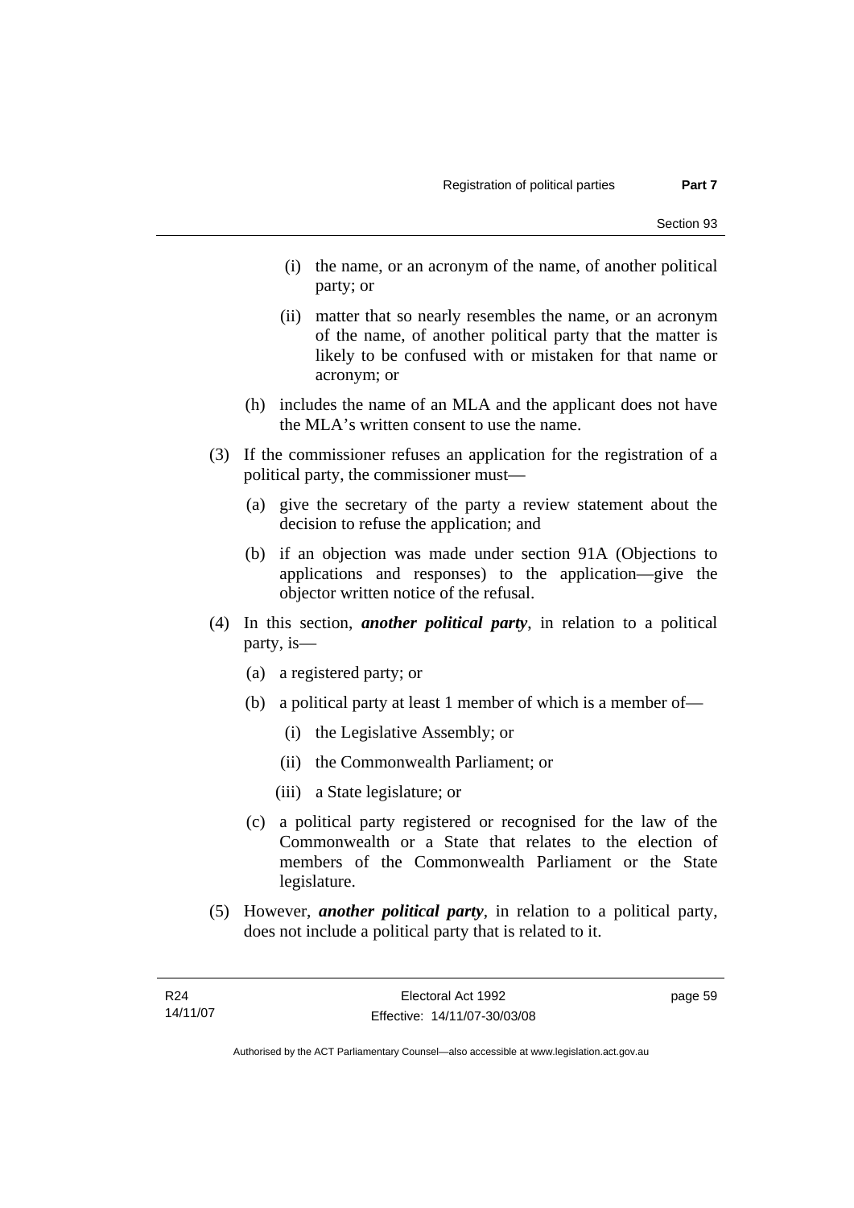(i) the name, or an acronym of the name, of another political party; or

(ii) matter that so nearly resembles the name, or an acronym of the name, of another political party that the matter is likely to be confused with or mistaken for that name or acronym; or

(h) includes the name of an MLA and the applicant does not have the MLA's written consent to use the name.

(3) If the commissioner refuses an application for the registration of a political party, the commissioner must—

(a) give the secretary of the party a review statement about the decision to refuse the application; and

(b) if an objection was made under section 91A (Objections to applications and responses) to the application—give the objector written notice of the refusal.

(4) In this section, ***another political party***, in relation to a political party, is—

(a) a registered party; or

(b) a political party at least 1 member of which is a member of—

(i) the Legislative Assembly; or

(ii) the Commonwealth Parliament; or

(iii) a State legislature; or

(c) a political party registered or recognised for the law of the Commonwealth or a State that relates to the election of members of the Commonwealth Parliament or the State legislature.

(5) However, ***another political party***, in relation to a political party, does not include a political party that is related to it.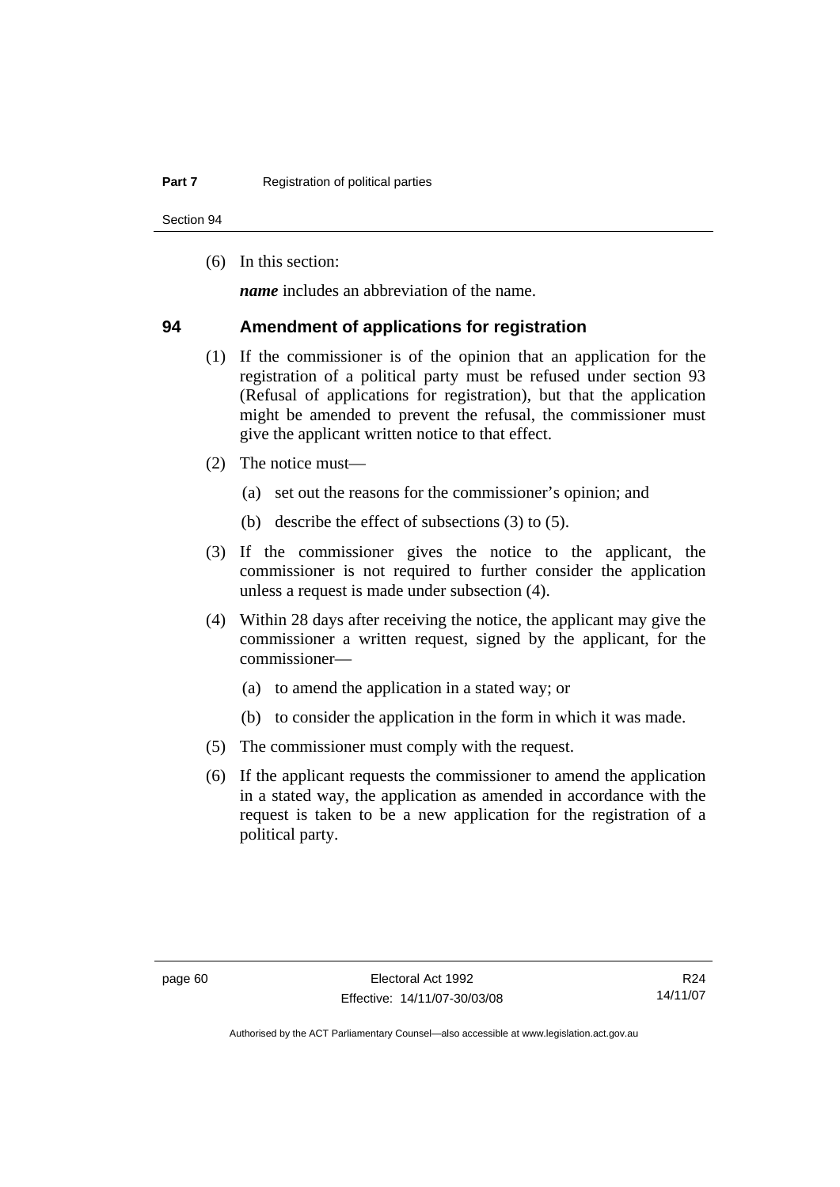(6) In this section:

***name*** includes an abbreviation of the name.

## 94 Amendment of applications for registration

(1) If the commissioner is of the opinion that an application for the registration of a political party must be refused under section 93 (Refusal of applications for registration), but that the application might be amended to prevent the refusal, the commissioner must give the applicant written notice to that effect.

(2) The notice must—

(a) set out the reasons for the commissioner's opinion; and

(b) describe the effect of subsections (3) to (5).

(3) If the commissioner gives the notice to the applicant, the commissioner is not required to further consider the application unless a request is made under subsection (4).

(4) Within 28 days after receiving the notice, the applicant may give the commissioner a written request, signed by the applicant, for the commissioner—

(a) to amend the application in a stated way; or

(b) to consider the application in the form in which it was made.

(5) The commissioner must comply with the request.

(6) If the applicant requests the commissioner to amend the application in a stated way, the application as amended in accordance with the request is taken to be a new application for the registration of a political party.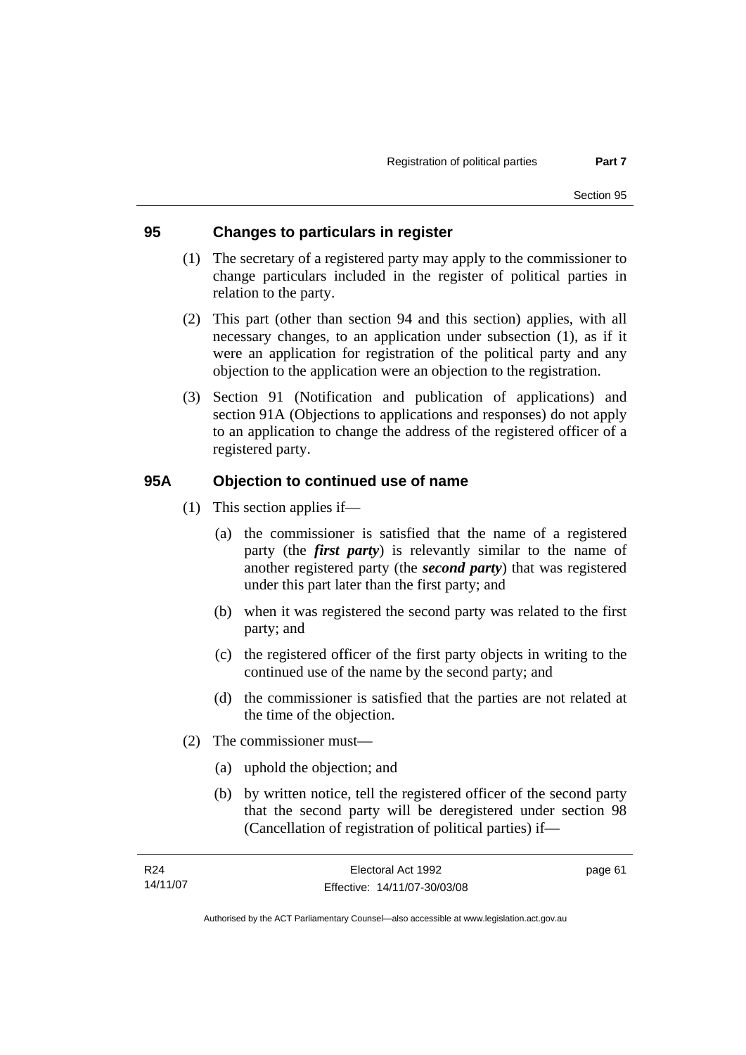## 95 Changes to particulars in register

(1) The secretary of a registered party may apply to the commissioner to change particulars included in the register of political parties in relation to the party.

(2) This part (other than section 94 and this section) applies, with all necessary changes, to an application under subsection (1), as if it were an application for registration of the political party and any objection to the application were an objection to the registration.

(3) Section 91 (Notification and publication of applications) and section 91A (Objections to applications and responses) do not apply to an application to change the address of the registered officer of a registered party.

## 95A Objection to continued use of name

(1) This section applies if—

(a) the commissioner is satisfied that the name of a registered party (the ***first party***) is relevantly similar to the name of another registered party (the ***second party***) that was registered under this part later than the first party; and

(b) when it was registered the second party was related to the first party; and

(c) the registered officer of the first party objects in writing to the continued use of the name by the second party; and

(d) the commissioner is satisfied that the parties are not related at the time of the objection.

(2) The commissioner must—

(a) uphold the objection; and

(b) by written notice, tell the registered officer of the second party that the second party will be deregistered under section 98 (Cancellation of registration of political parties) if—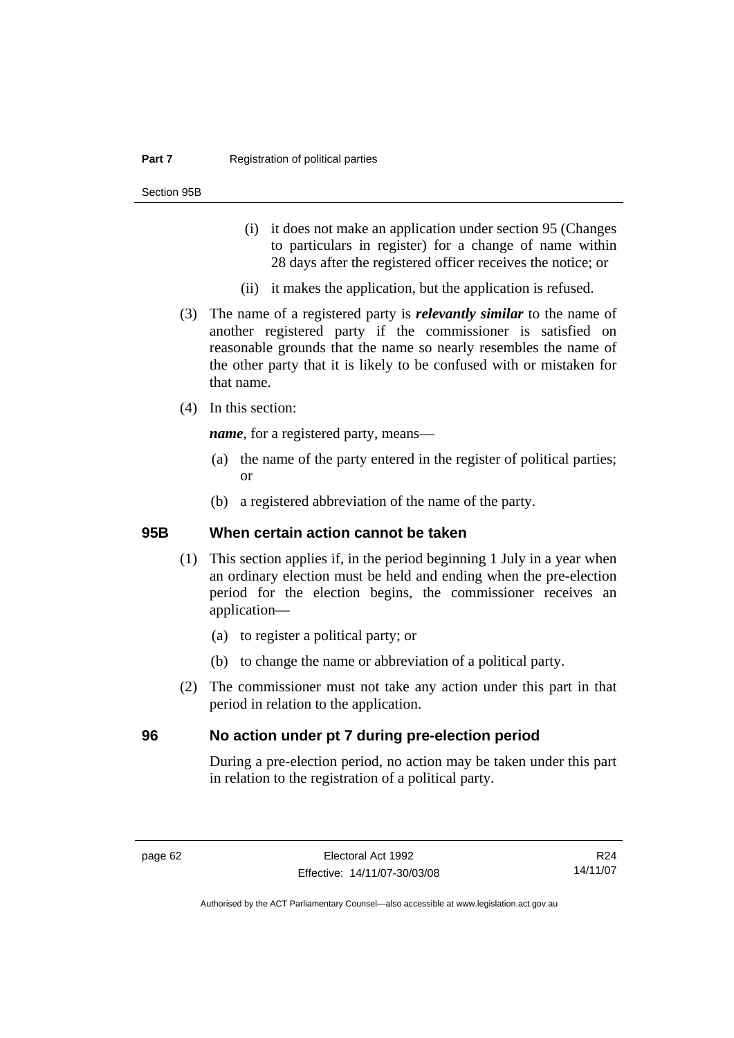(i) it does not make an application under section 95 (Changes to particulars in register) for a change of name within 28 days after the registered officer receives the notice; or

(ii) it makes the application, but the application is refused.

(3) The name of a registered party is ***relevantly similar*** to the name of another registered party if the commissioner is satisfied on reasonable grounds that the name so nearly resembles the name of the other party that it is likely to be confused with or mistaken for that name.

(4) In this section:

***name***, for a registered party, means—

(a) the name of the party entered in the register of political parties; or

(b) a registered abbreviation of the name of the party.

## 95B When certain action cannot be taken

(1) This section applies if, in the period beginning 1 July in a year when an ordinary election must be held and ending when the pre-election period for the election begins, the commissioner receives an application—

(a) to register a political party; or

(b) to change the name or abbreviation of a political party.

(2) The commissioner must not take any action under this part in that period in relation to the application.

## 96 No action under pt 7 during pre-election period

During a pre-election period, no action may be taken under this part in relation to the registration of a political party.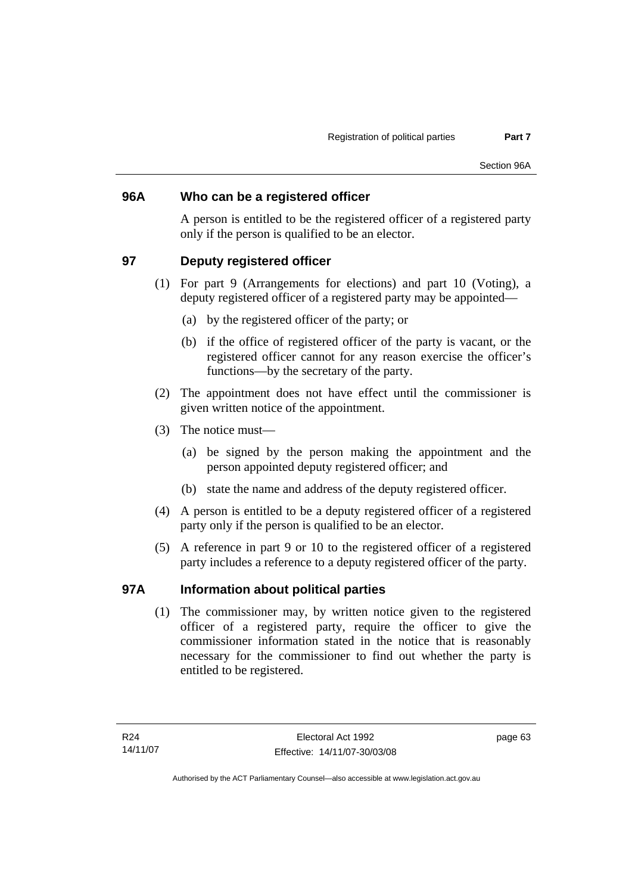## 96A Who can be a registered officer

A person is entitled to be the registered officer of a registered party only if the person is qualified to be an elector.

## 97 Deputy registered officer

(1) For part 9 (Arrangements for elections) and part 10 (Voting), a deputy registered officer of a registered party may be appointed—

(a) by the registered officer of the party; or

(b) if the office of registered officer of the party is vacant, or the registered officer cannot for any reason exercise the officer's functions—by the secretary of the party.

(2) The appointment does not have effect until the commissioner is given written notice of the appointment.

(3) The notice must—

(a) be signed by the person making the appointment and the person appointed deputy registered officer; and

(b) state the name and address of the deputy registered officer.

(4) A person is entitled to be a deputy registered officer of a registered party only if the person is qualified to be an elector.

(5) A reference in part 9 or 10 to the registered officer of a registered party includes a reference to a deputy registered officer of the party.

## 97A Information about political parties

(1) The commissioner may, by written notice given to the registered officer of a registered party, require the officer to give the commissioner information stated in the notice that is reasonably necessary for the commissioner to find out whether the party is entitled to be registered.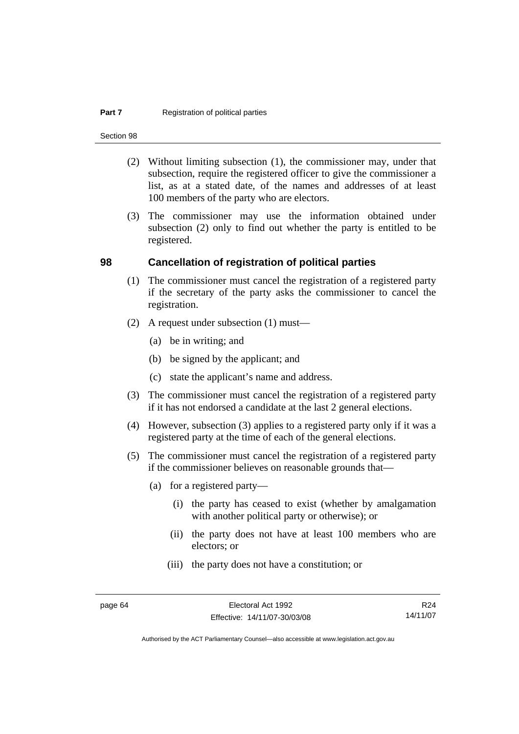(2) Without limiting subsection (1), the commissioner may, under that subsection, require the registered officer to give the commissioner a list, as at a stated date, of the names and addresses of at least 100 members of the party who are electors.

(3) The commissioner may use the information obtained under subsection (2) only to find out whether the party is entitled to be registered.

## 98 Cancellation of registration of political parties

(1) The commissioner must cancel the registration of a registered party if the secretary of the party asks the commissioner to cancel the registration.

(2) A request under subsection (1) must—

(a) be in writing; and

(b) be signed by the applicant; and

(c) state the applicant's name and address.

(3) The commissioner must cancel the registration of a registered party if it has not endorsed a candidate at the last 2 general elections.

(4) However, subsection (3) applies to a registered party only if it was a registered party at the time of each of the general elections.

(5) The commissioner must cancel the registration of a registered party if the commissioner believes on reasonable grounds that—

(a) for a registered party—

(i) the party has ceased to exist (whether by amalgamation with another political party or otherwise); or

(ii) the party does not have at least 100 members who are electors; or

(iii) the party does not have a constitution; or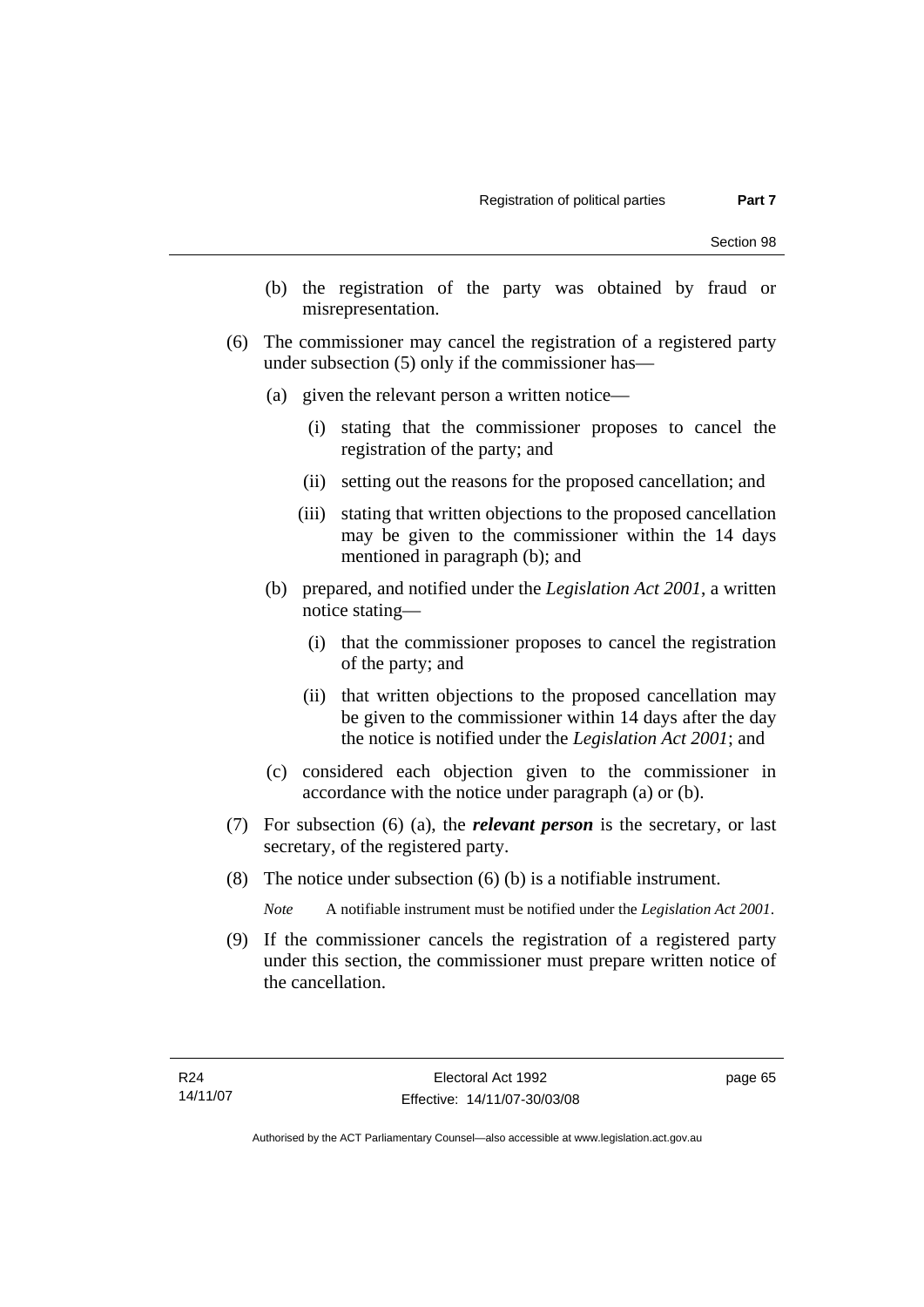(b) the registration of the party was obtained by fraud or misrepresentation.

(6) The commissioner may cancel the registration of a registered party under subsection (5) only if the commissioner has—

(a) given the relevant person a written notice—

(i) stating that the commissioner proposes to cancel the registration of the party; and

(ii) setting out the reasons for the proposed cancellation; and

(iii) stating that written objections to the proposed cancellation may be given to the commissioner within the 14 days mentioned in paragraph (b); and

(b) prepared, and notified under the *Legislation Act 2001*, a written notice stating—

(i) that the commissioner proposes to cancel the registration of the party; and

(ii) that written objections to the proposed cancellation may be given to the commissioner within 14 days after the day the notice is notified under the *Legislation Act 2001*; and

(c) considered each objection given to the commissioner in accordance with the notice under paragraph (a) or (b).

(7) For subsection (6) (a), the ***relevant person*** is the secretary, or last secretary, of the registered party.

(8) The notice under subsection (6) (b) is a notifiable instrument.

*Note* A notifiable instrument must be notified under the *Legislation Act 2001*.

(9) If the commissioner cancels the registration of a registered party under this section, the commissioner must prepare written notice of the cancellation.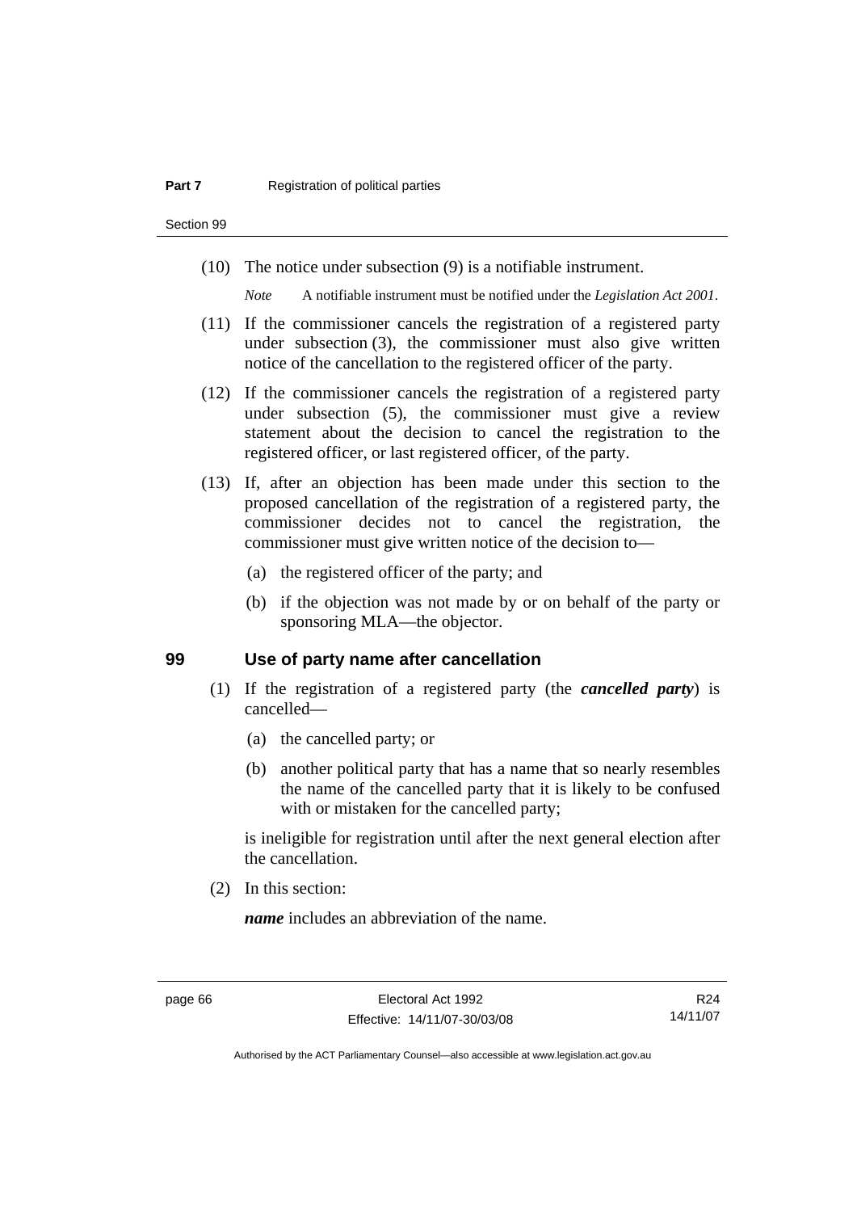(10) The notice under subsection (9) is a notifiable instrument.

*Note* A notifiable instrument must be notified under the *Legislation Act 2001*.

(11) If the commissioner cancels the registration of a registered party under subsection (3), the commissioner must also give written notice of the cancellation to the registered officer of the party.

(12) If the commissioner cancels the registration of a registered party under subsection (5), the commissioner must give a review statement about the decision to cancel the registration to the registered officer, or last registered officer, of the party.

(13) If, after an objection has been made under this section to the proposed cancellation of the registration of a registered party, the commissioner decides not to cancel the registration, the commissioner must give written notice of the decision to—

(a) the registered officer of the party; and

(b) if the objection was not made by or on behalf of the party or sponsoring MLA—the objector.

## 99 Use of party name after cancellation

(1) If the registration of a registered party (the ***cancelled party***) is cancelled—

(a) the cancelled party; or

(b) another political party that has a name that so nearly resembles the name of the cancelled party that it is likely to be confused with or mistaken for the cancelled party;

is ineligible for registration until after the next general election after the cancellation.

(2) In this section:

***name*** includes an abbreviation of the name.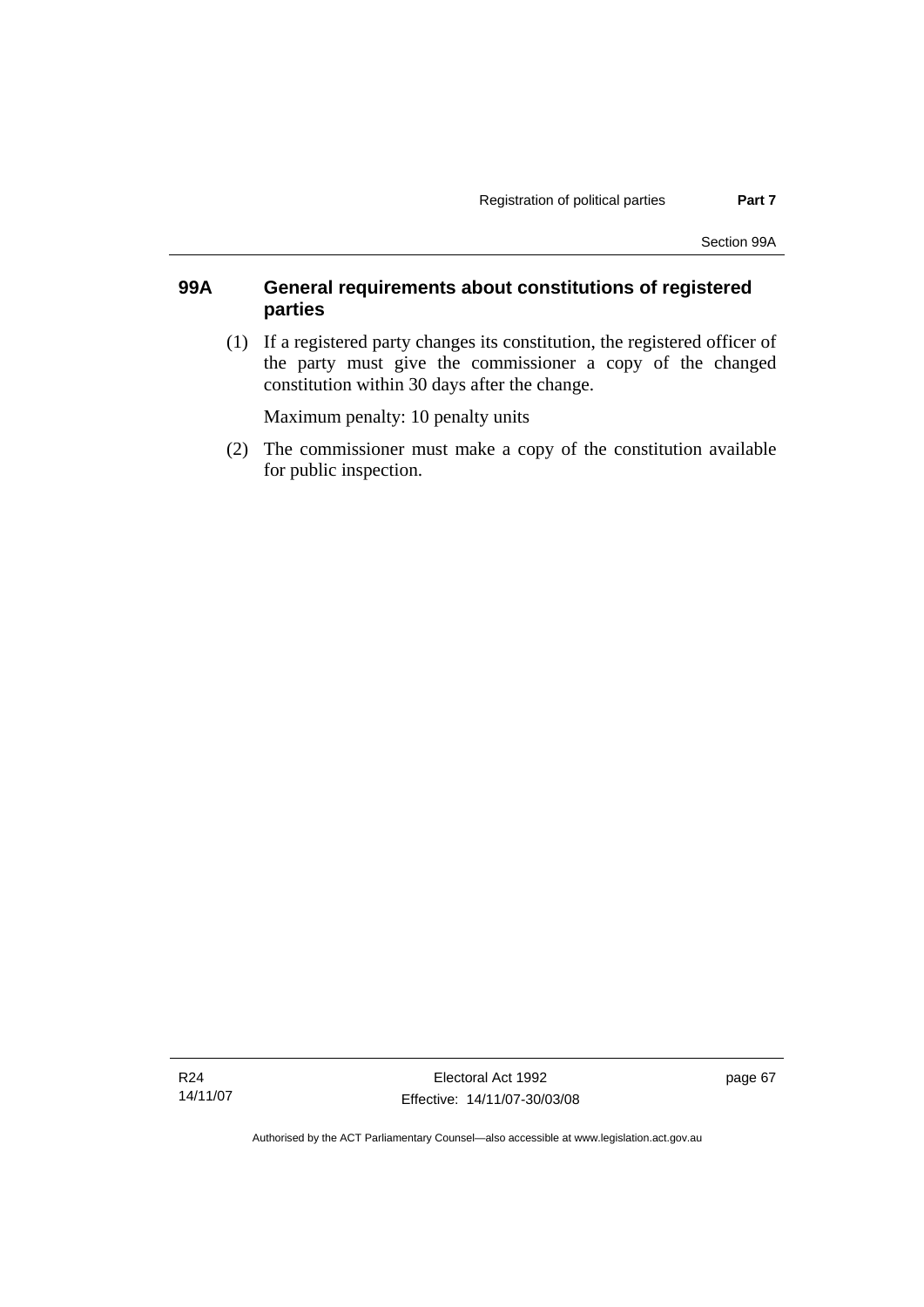## 99A General requirements about constitutions of registered parties

(1) If a registered party changes its constitution, the registered officer of the party must give the commissioner a copy of the changed constitution within 30 days after the change.

Maximum penalty: 10 penalty units

(2) The commissioner must make a copy of the constitution available for public inspection.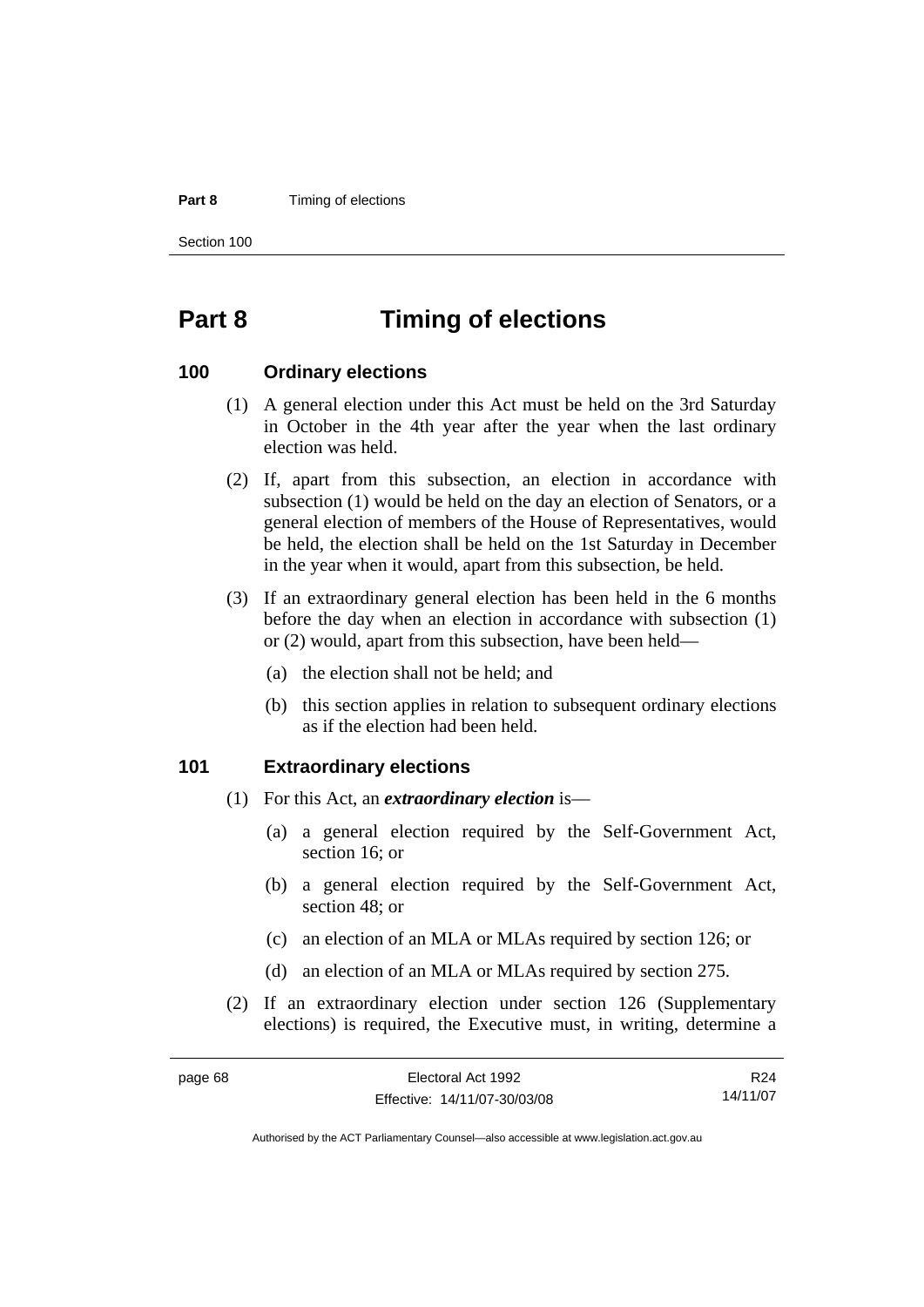# Part 8 Timing of elections

## 100 Ordinary elections

(1) A general election under this Act must be held on the 3rd Saturday in October in the 4th year after the year when the last ordinary election was held.

(2) If, apart from this subsection, an election in accordance with subsection (1) would be held on the day an election of Senators, or a general election of members of the House of Representatives, would be held, the election shall be held on the 1st Saturday in December in the year when it would, apart from this subsection, be held.

(3) If an extraordinary general election has been held in the 6 months before the day when an election in accordance with subsection (1) or (2) would, apart from this subsection, have been held—

(a) the election shall not be held; and

(b) this section applies in relation to subsequent ordinary elections as if the election had been held.

## 101 Extraordinary elections

(1) For this Act, an ***extraordinary election*** is—

(a) a general election required by the Self-Government Act, section 16; or

(b) a general election required by the Self-Government Act, section 48; or

(c) an election of an MLA or MLAs required by section 126; or

(d) an election of an MLA or MLAs required by section 275.

(2) If an extraordinary election under section 126 (Supplementary elections) is required, the Executive must, in writing, determine a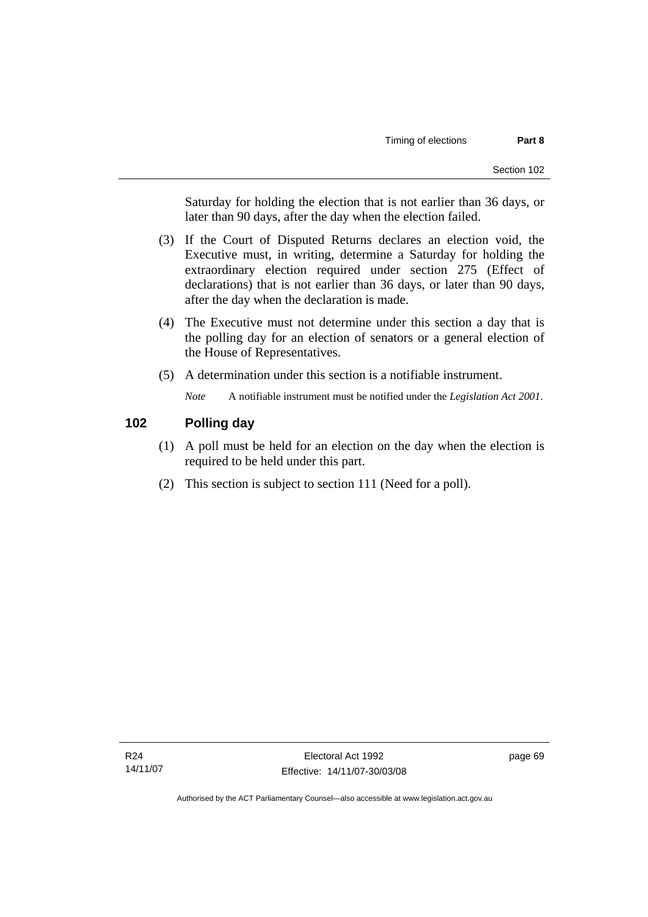Saturday for holding the election that is not earlier than 36 days, or later than 90 days, after the day when the election failed.

(3) If the Court of Disputed Returns declares an election void, the Executive must, in writing, determine a Saturday for holding the extraordinary election required under section 275 (Effect of declarations) that is not earlier than 36 days, or later than 90 days, after the day when the declaration is made.

(4) The Executive must not determine under this section a day that is the polling day for an election of senators or a general election of the House of Representatives.

(5) A determination under this section is a notifiable instrument.

*Note* A notifiable instrument must be notified under the *Legislation Act 2001*.

## 102 Polling day

(1) A poll must be held for an election on the day when the election is required to be held under this part.

(2) This section is subject to section 111 (Need for a poll).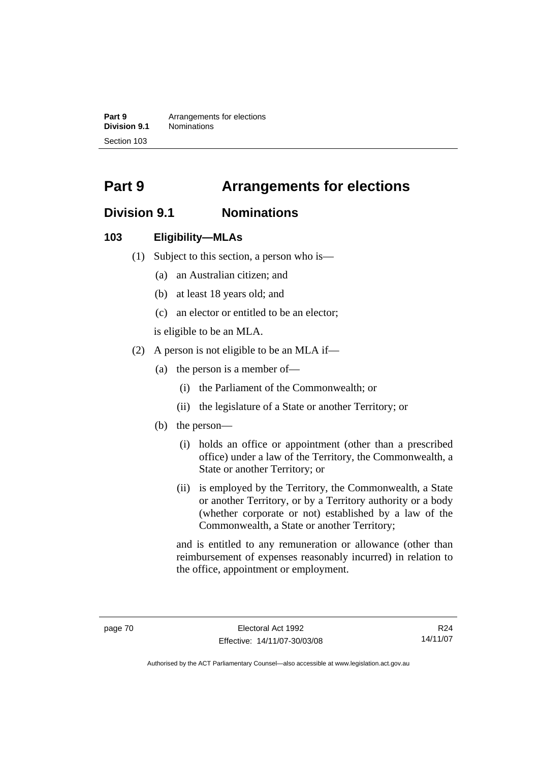# Part 9 Arrangements for elections

## Division 9.1 Nominations

### 103 Eligibility—MLAs

(1) Subject to this section, a person who is—

(a) an Australian citizen; and

(b) at least 18 years old; and

(c) an elector or entitled to be an elector;

is eligible to be an MLA.

(2) A person is not eligible to be an MLA if—

(a) the person is a member of—

(i) the Parliament of the Commonwealth; or

(ii) the legislature of a State or another Territory; or

(b) the person—

(i) holds an office or appointment (other than a prescribed office) under a law of the Territory, the Commonwealth, a State or another Territory; or

(ii) is employed by the Territory, the Commonwealth, a State or another Territory, or by a Territory authority or a body (whether corporate or not) established by a law of the Commonwealth, a State or another Territory;

and is entitled to any remuneration or allowance (other than reimbursement of expenses reasonably incurred) in relation to the office, appointment or employment.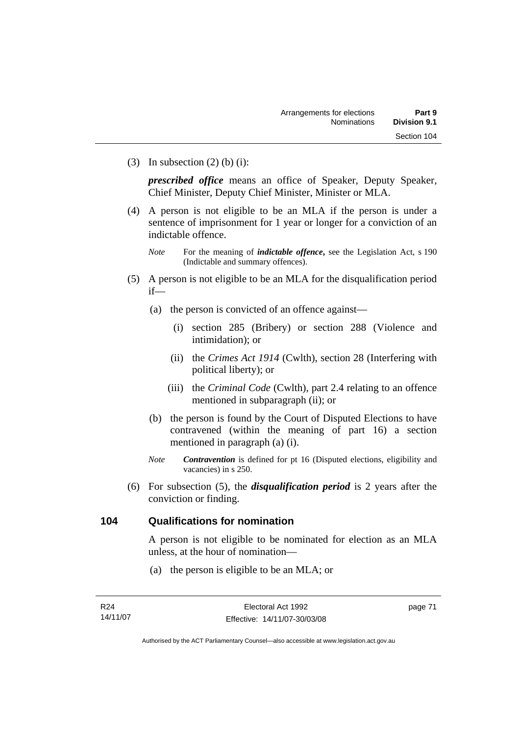(3) In subsection (2) (b) (i):

***prescribed office*** means an office of Speaker, Deputy Speaker, Chief Minister, Deputy Chief Minister, Minister or MLA.

(4) A person is not eligible to be an MLA if the person is under a sentence of imprisonment for 1 year or longer for a conviction of an indictable offence.

*Note* For the meaning of ***indictable offence*****,** see the Legislation Act, s 190 (Indictable and summary offences).

(5) A person is not eligible to be an MLA for the disqualification period if—

(a) the person is convicted of an offence against—

(i) section 285 (Bribery) or section 288 (Violence and intimidation); or

(ii) the *Crimes Act 1914* (Cwlth), section 28 (Interfering with political liberty); or

(iii) the *Criminal Code* (Cwlth), part 2.4 relating to an offence mentioned in subparagraph (ii); or

(b) the person is found by the Court of Disputed Elections to have contravened (within the meaning of part 16) a section mentioned in paragraph (a) (i).

*Note* ***Contravention*** is defined for pt 16 (Disputed elections, eligibility and vacancies) in s 250.

(6) For subsection (5), the ***disqualification period*** is 2 years after the conviction or finding.

## 104 Qualifications for nomination

A person is not eligible to be nominated for election as an MLA unless, at the hour of nomination—

(a) the person is eligible to be an MLA; or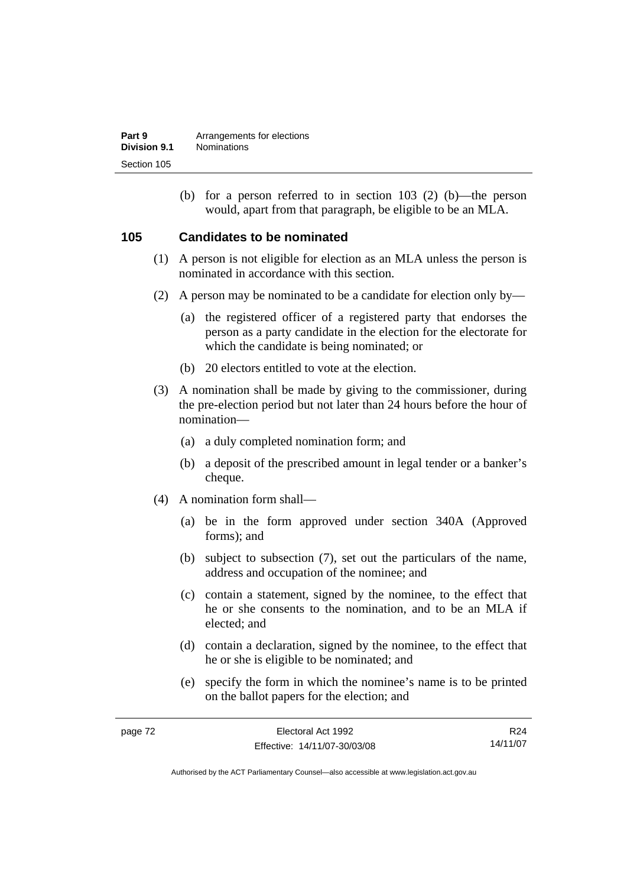(b) for a person referred to in section 103 (2) (b)—the person would, apart from that paragraph, be eligible to be an MLA.

## 105 Candidates to be nominated

(1) A person is not eligible for election as an MLA unless the person is nominated in accordance with this section.

(2) A person may be nominated to be a candidate for election only by—

(a) the registered officer of a registered party that endorses the person as a party candidate in the election for the electorate for which the candidate is being nominated; or

(b) 20 electors entitled to vote at the election.

(3) A nomination shall be made by giving to the commissioner, during the pre-election period but not later than 24 hours before the hour of nomination—

(a) a duly completed nomination form; and

(b) a deposit of the prescribed amount in legal tender or a banker's cheque.

(4) A nomination form shall—

(a) be in the form approved under section 340A (Approved forms); and

(b) subject to subsection (7), set out the particulars of the name, address and occupation of the nominee; and

(c) contain a statement, signed by the nominee, to the effect that he or she consents to the nomination, and to be an MLA if elected; and

(d) contain a declaration, signed by the nominee, to the effect that he or she is eligible to be nominated; and

(e) specify the form in which the nominee's name is to be printed on the ballot papers for the election; and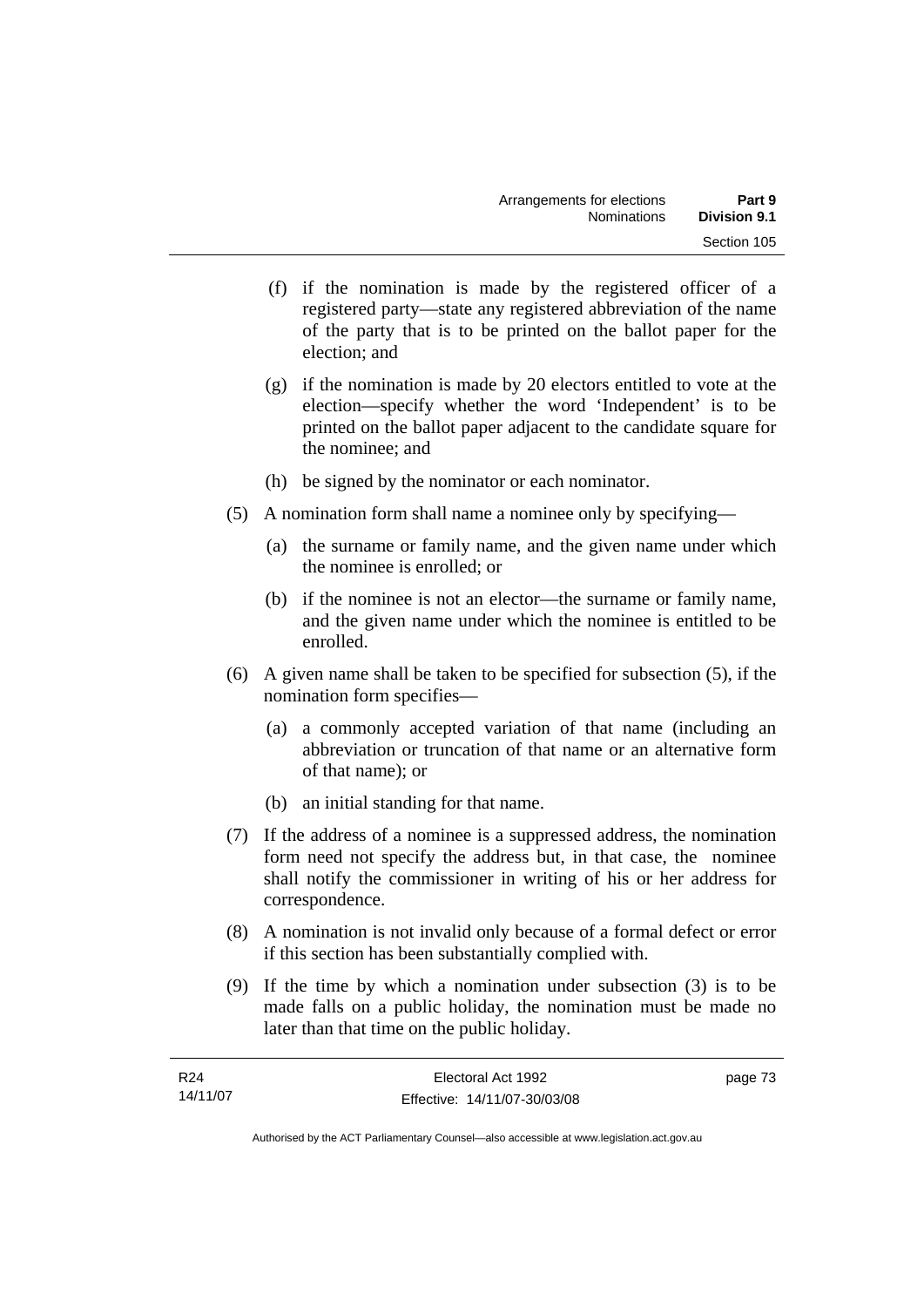(f) if the nomination is made by the registered officer of a registered party—state any registered abbreviation of the name of the party that is to be printed on the ballot paper for the election; and

(g) if the nomination is made by 20 electors entitled to vote at the election—specify whether the word 'Independent' is to be printed on the ballot paper adjacent to the candidate square for the nominee; and

(h) be signed by the nominator or each nominator.

(5) A nomination form shall name a nominee only by specifying—

(a) the surname or family name, and the given name under which the nominee is enrolled; or

(b) if the nominee is not an elector—the surname or family name, and the given name under which the nominee is entitled to be enrolled.

(6) A given name shall be taken to be specified for subsection (5), if the nomination form specifies—

(a) a commonly accepted variation of that name (including an abbreviation or truncation of that name or an alternative form of that name); or

(b) an initial standing for that name.

(7) If the address of a nominee is a suppressed address, the nomination form need not specify the address but, in that case, the nominee shall notify the commissioner in writing of his or her address for correspondence.

(8) A nomination is not invalid only because of a formal defect or error if this section has been substantially complied with.

(9) If the time by which a nomination under subsection (3) is to be made falls on a public holiday, the nomination must be made no later than that time on the public holiday.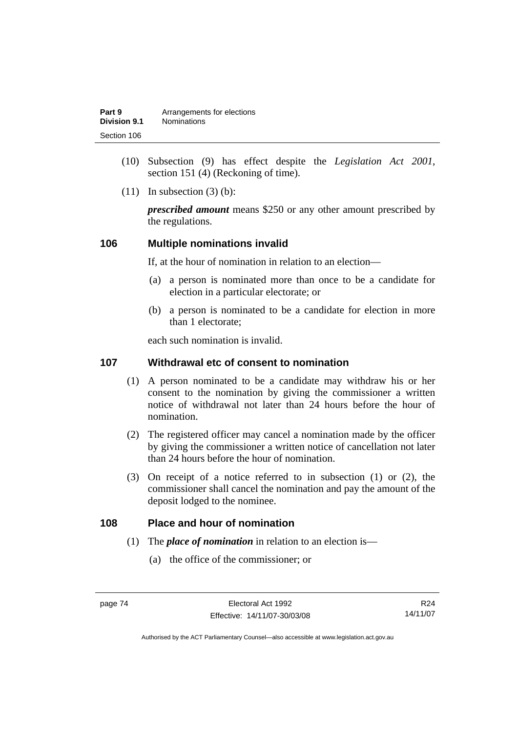(10) Subsection (9) has effect despite the *Legislation Act 2001*, section 151 (4) (Reckoning of time).

(11) In subsection (3) (b):

***prescribed amount*** means $250 or any other amount prescribed by the regulations.

## 106 Multiple nominations invalid

If, at the hour of nomination in relation to an election—

(a) a person is nominated more than once to be a candidate for election in a particular electorate; or

(b) a person is nominated to be a candidate for election in more than 1 electorate;

each such nomination is invalid.

## 107 Withdrawal etc of consent to nomination

(1) A person nominated to be a candidate may withdraw his or her consent to the nomination by giving the commissioner a written notice of withdrawal not later than 24 hours before the hour of nomination.

(2) The registered officer may cancel a nomination made by the officer by giving the commissioner a written notice of cancellation not later than 24 hours before the hour of nomination.

(3) On receipt of a notice referred to in subsection (1) or (2), the commissioner shall cancel the nomination and pay the amount of the deposit lodged to the nominee.

## 108 Place and hour of nomination

(1) The ***place of nomination*** in relation to an election is—

(a) the office of the commissioner; or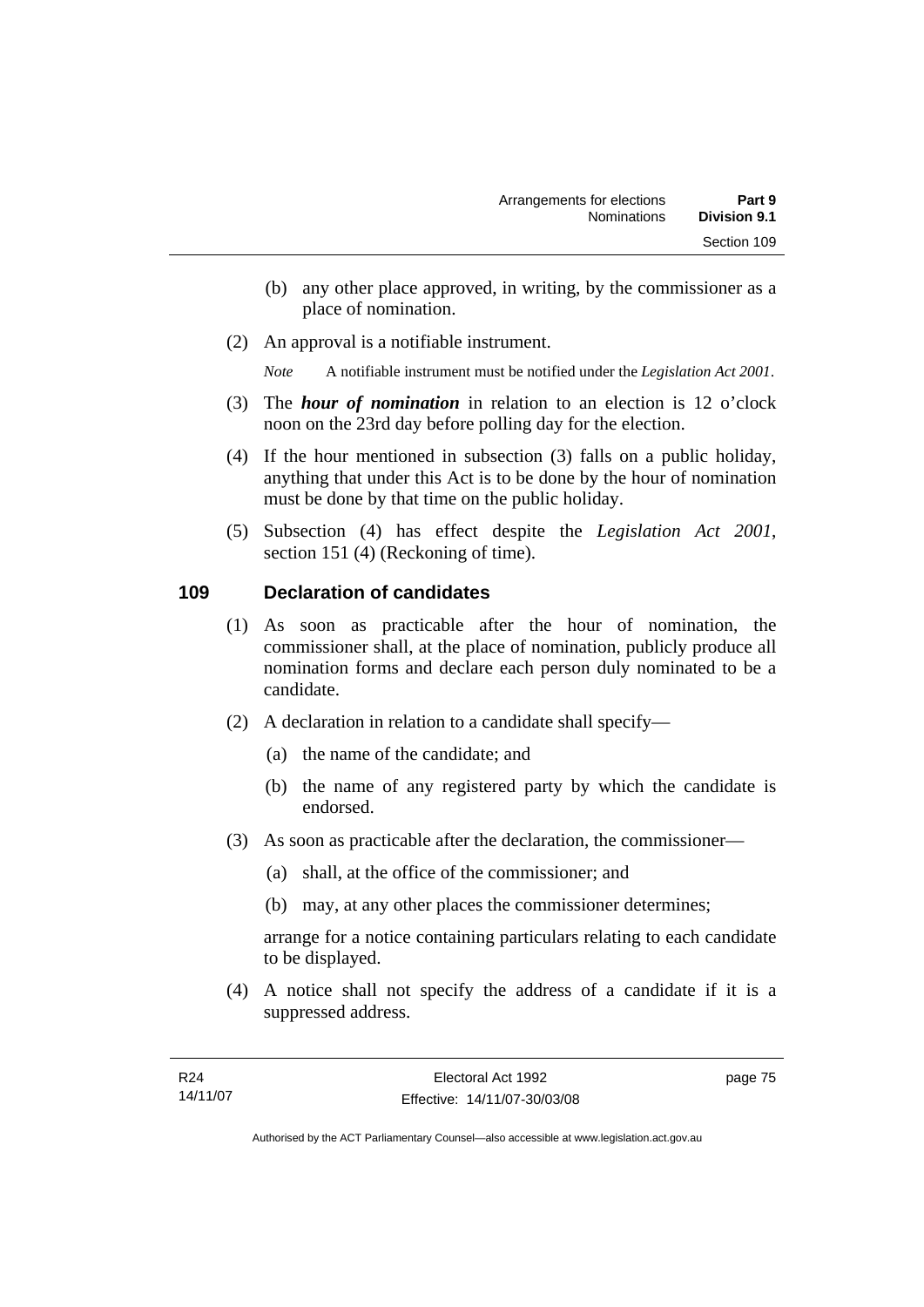(b) any other place approved, in writing, by the commissioner as a place of nomination.

(2) An approval is a notifiable instrument.

*Note* A notifiable instrument must be notified under the *Legislation Act 2001*.

(3) The ***hour of nomination*** in relation to an election is 12 o'clock noon on the 23rd day before polling day for the election.

(4) If the hour mentioned in subsection (3) falls on a public holiday, anything that under this Act is to be done by the hour of nomination must be done by that time on the public holiday.

(5) Subsection (4) has effect despite the *Legislation Act 2001*, section 151 (4) (Reckoning of time).

## 109 Declaration of candidates

(1) As soon as practicable after the hour of nomination, the commissioner shall, at the place of nomination, publicly produce all nomination forms and declare each person duly nominated to be a candidate.

(2) A declaration in relation to a candidate shall specify—

(a) the name of the candidate; and

(b) the name of any registered party by which the candidate is endorsed.

(3) As soon as practicable after the declaration, the commissioner—

(a) shall, at the office of the commissioner; and

(b) may, at any other places the commissioner determines;

arrange for a notice containing particulars relating to each candidate to be displayed.

(4) A notice shall not specify the address of a candidate if it is a suppressed address.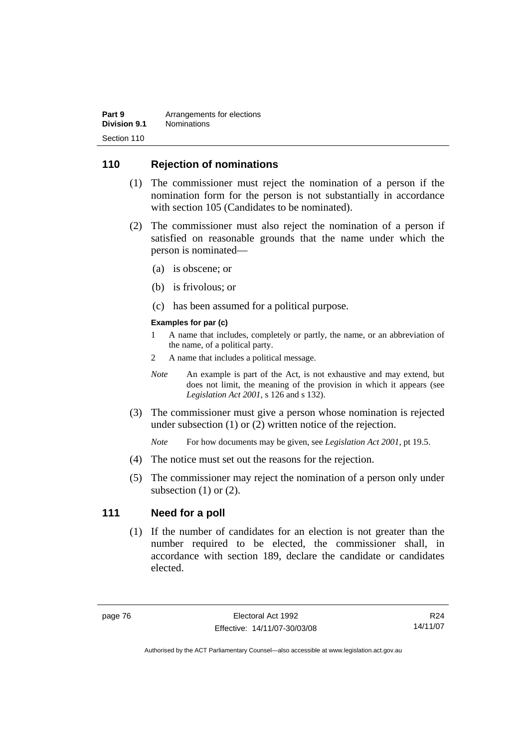## 110 Rejection of nominations

(1) The commissioner must reject the nomination of a person if the nomination form for the person is not substantially in accordance with section 105 (Candidates to be nominated).

(2) The commissioner must also reject the nomination of a person if satisfied on reasonable grounds that the name under which the person is nominated—

(a) is obscene; or

(b) is frivolous; or

(c) has been assumed for a political purpose.

**Examples for par (c)**

1 A name that includes, completely or partly, the name, or an abbreviation of the name, of a political party.

2 A name that includes a political message.

*Note* An example is part of the Act, is not exhaustive and may extend, but does not limit, the meaning of the provision in which it appears (see *Legislation Act 2001*, s 126 and s 132).

(3) The commissioner must give a person whose nomination is rejected under subsection (1) or (2) written notice of the rejection.

*Note* For how documents may be given, see *Legislation Act 2001*, pt 19.5.

(4) The notice must set out the reasons for the rejection.

(5) The commissioner may reject the nomination of a person only under subsection (1) or (2).

## 111 Need for a poll

(1) If the number of candidates for an election is not greater than the number required to be elected, the commissioner shall, in accordance with section 189, declare the candidate or candidates elected.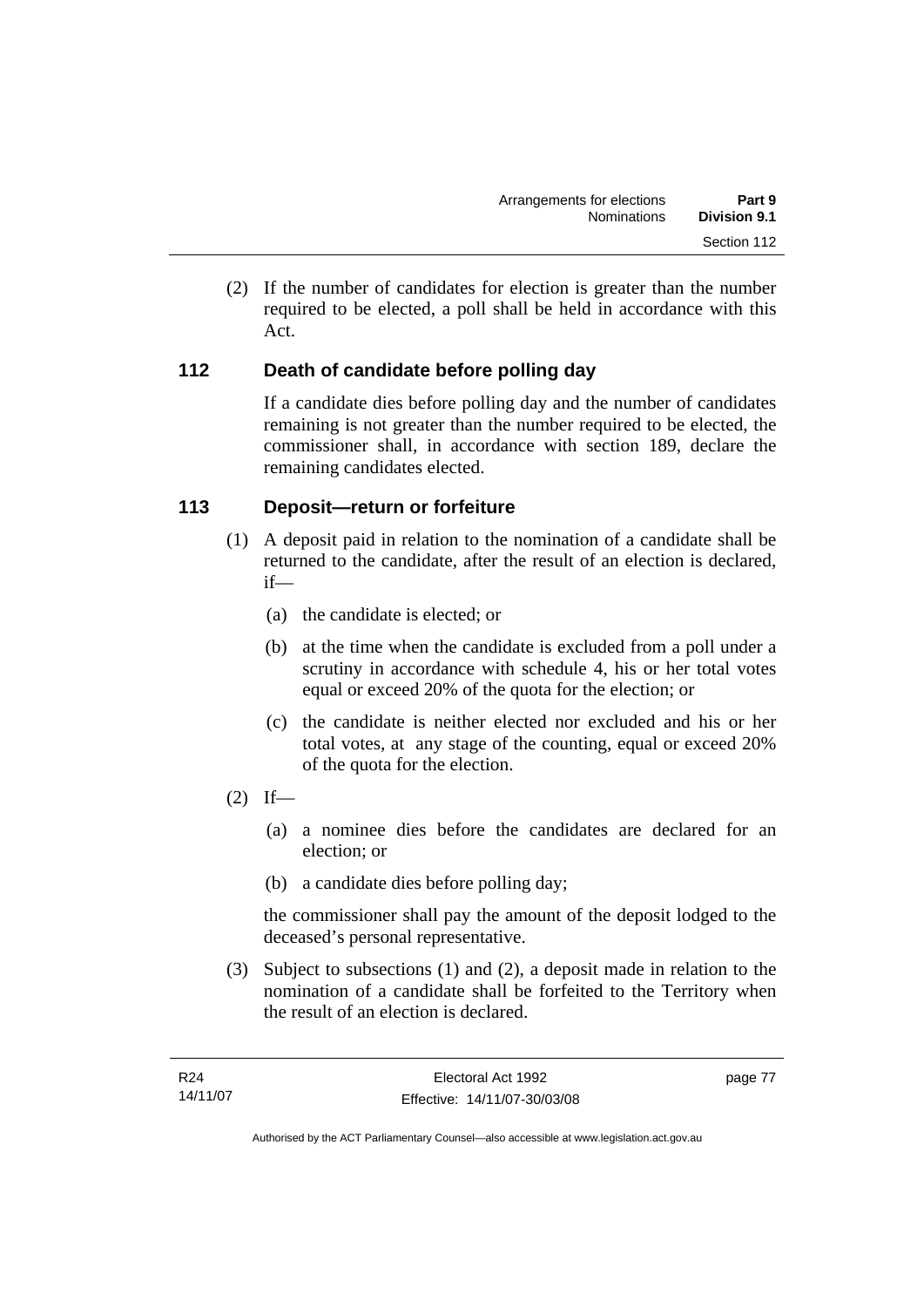(2) If the number of candidates for election is greater than the number required to be elected, a poll shall be held in accordance with this Act.

## 112 Death of candidate before polling day

If a candidate dies before polling day and the number of candidates remaining is not greater than the number required to be elected, the commissioner shall, in accordance with section 189, declare the remaining candidates elected.

## 113 Deposit—return or forfeiture

(1) A deposit paid in relation to the nomination of a candidate shall be returned to the candidate, after the result of an election is declared, if—

(a) the candidate is elected; or

(b) at the time when the candidate is excluded from a poll under a scrutiny in accordance with schedule 4, his or her total votes equal or exceed 20% of the quota for the election; or

(c) the candidate is neither elected nor excluded and his or her total votes, at any stage of the counting, equal or exceed 20% of the quota for the election.

(2) If—

(a) a nominee dies before the candidates are declared for an election; or

(b) a candidate dies before polling day;

the commissioner shall pay the amount of the deposit lodged to the deceased's personal representative.

(3) Subject to subsections (1) and (2), a deposit made in relation to the nomination of a candidate shall be forfeited to the Territory when the result of an election is declared.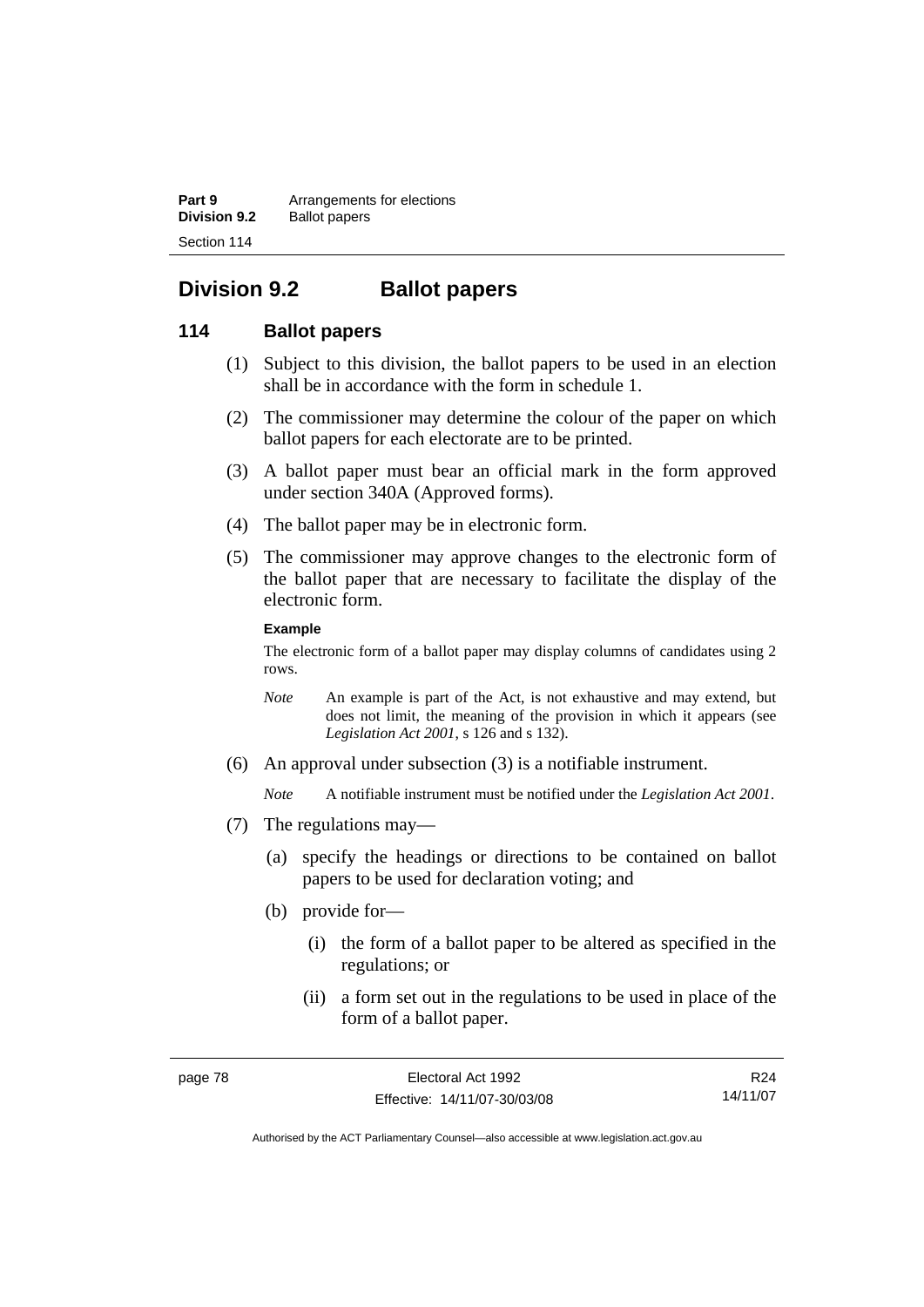## Division 9.2 Ballot papers

### 114 Ballot papers

(1) Subject to this division, the ballot papers to be used in an election shall be in accordance with the form in schedule 1.

(2) The commissioner may determine the colour of the paper on which ballot papers for each electorate are to be printed.

(3) A ballot paper must bear an official mark in the form approved under section 340A (Approved forms).

(4) The ballot paper may be in electronic form.

(5) The commissioner may approve changes to the electronic form of the ballot paper that are necessary to facilitate the display of the electronic form.

**Example**

The electronic form of a ballot paper may display columns of candidates using 2 rows.

*Note* An example is part of the Act, is not exhaustive and may extend, but does not limit, the meaning of the provision in which it appears (see *Legislation Act 2001*, s 126 and s 132).

(6) An approval under subsection (3) is a notifiable instrument.

*Note* A notifiable instrument must be notified under the *Legislation Act 2001*.

(7) The regulations may—

(a) specify the headings or directions to be contained on ballot papers to be used for declaration voting; and

(b) provide for—

(i) the form of a ballot paper to be altered as specified in the regulations; or

(ii) a form set out in the regulations to be used in place of the form of a ballot paper.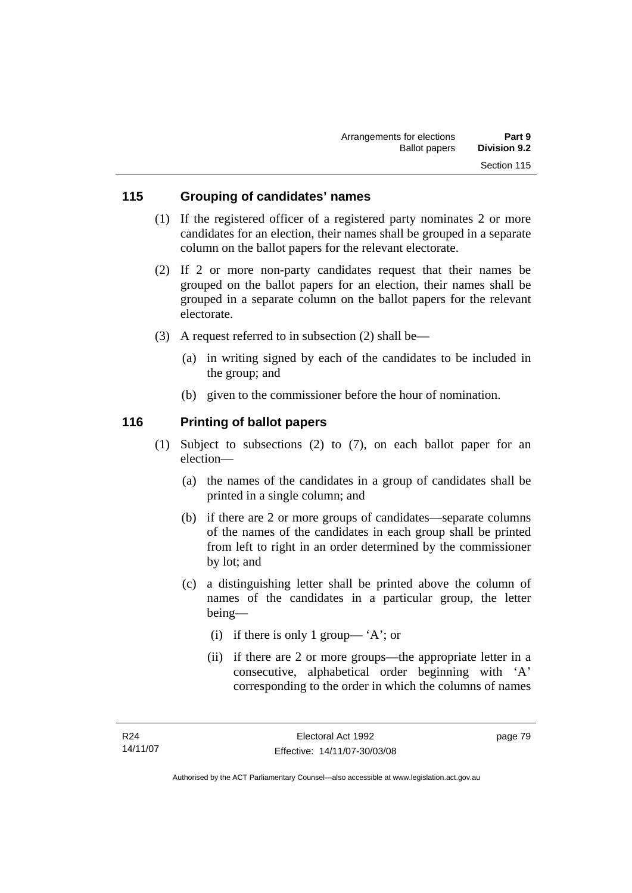## 115 Grouping of candidates' names

(1) If the registered officer of a registered party nominates 2 or more candidates for an election, their names shall be grouped in a separate column on the ballot papers for the relevant electorate.

(2) If 2 or more non-party candidates request that their names be grouped on the ballot papers for an election, their names shall be grouped in a separate column on the ballot papers for the relevant electorate.

(3) A request referred to in subsection (2) shall be—

(a) in writing signed by each of the candidates to be included in the group; and

(b) given to the commissioner before the hour of nomination.

## 116 Printing of ballot papers

(1) Subject to subsections (2) to (7), on each ballot paper for an election—

(a) the names of the candidates in a group of candidates shall be printed in a single column; and

(b) if there are 2 or more groups of candidates—separate columns of the names of the candidates in each group shall be printed from left to right in an order determined by the commissioner by lot; and

(c) a distinguishing letter shall be printed above the column of names of the candidates in a particular group, the letter being—

(i) if there is only 1 group— 'A'; or

(ii) if there are 2 or more groups—the appropriate letter in a consecutive, alphabetical order beginning with 'A' corresponding to the order in which the columns of names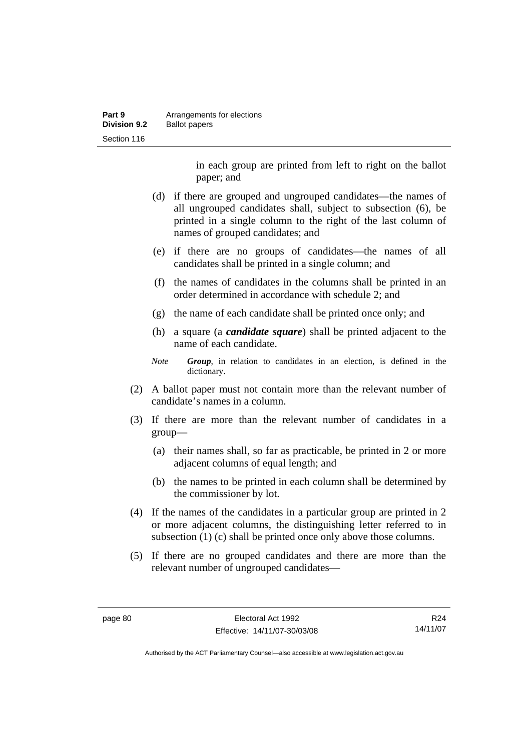in each group are printed from left to right on the ballot paper; and

(d) if there are grouped and ungrouped candidates—the names of all ungrouped candidates shall, subject to subsection (6), be printed in a single column to the right of the last column of names of grouped candidates; and

(e) if there are no groups of candidates—the names of all candidates shall be printed in a single column; and

(f) the names of candidates in the columns shall be printed in an order determined in accordance with schedule 2; and

(g) the name of each candidate shall be printed once only; and

(h) a square (a ***candidate square***) shall be printed adjacent to the name of each candidate.

*Note* ***Group***, in relation to candidates in an election, is defined in the dictionary.

(2) A ballot paper must not contain more than the relevant number of candidate's names in a column.

(3) If there are more than the relevant number of candidates in a group—

(a) their names shall, so far as practicable, be printed in 2 or more adjacent columns of equal length; and

(b) the names to be printed in each column shall be determined by the commissioner by lot.

(4) If the names of the candidates in a particular group are printed in 2 or more adjacent columns, the distinguishing letter referred to in subsection (1) (c) shall be printed once only above those columns.

(5) If there are no grouped candidates and there are more than the relevant number of ungrouped candidates—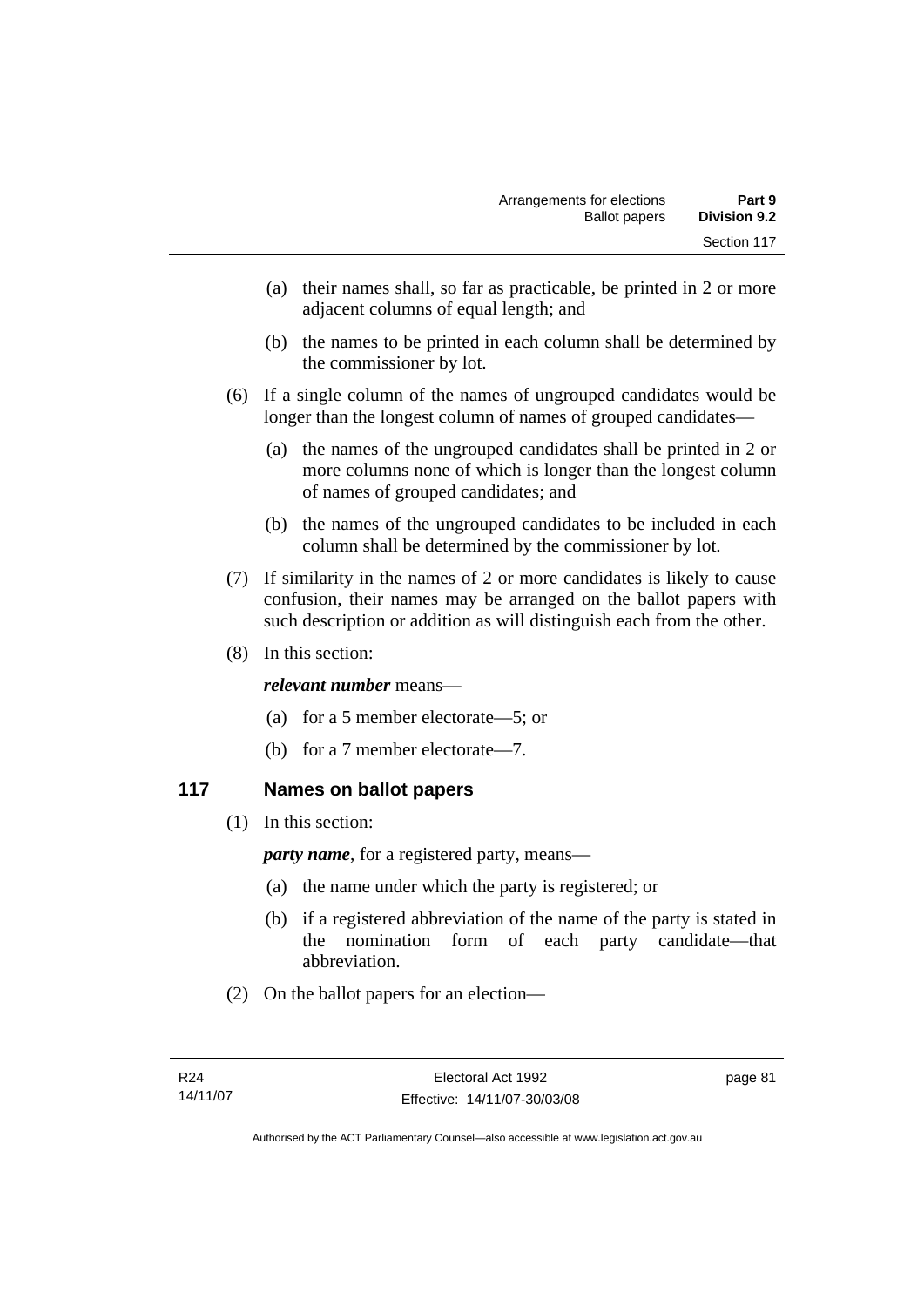(a) their names shall, so far as practicable, be printed in 2 or more adjacent columns of equal length; and

(b) the names to be printed in each column shall be determined by the commissioner by lot.

(6) If a single column of the names of ungrouped candidates would be longer than the longest column of names of grouped candidates—

(a) the names of the ungrouped candidates shall be printed in 2 or more columns none of which is longer than the longest column of names of grouped candidates; and

(b) the names of the ungrouped candidates to be included in each column shall be determined by the commissioner by lot.

(7) If similarity in the names of 2 or more candidates is likely to cause confusion, their names may be arranged on the ballot papers with such description or addition as will distinguish each from the other.

(8) In this section:

***relevant number*** means—

(a) for a 5 member electorate—5; or

(b) for a 7 member electorate—7.

## 117 Names on ballot papers

(1) In this section:

***party name***, for a registered party, means—

(a) the name under which the party is registered; or

(b) if a registered abbreviation of the name of the party is stated in the nomination form of each party candidate—that abbreviation.

(2) On the ballot papers for an election—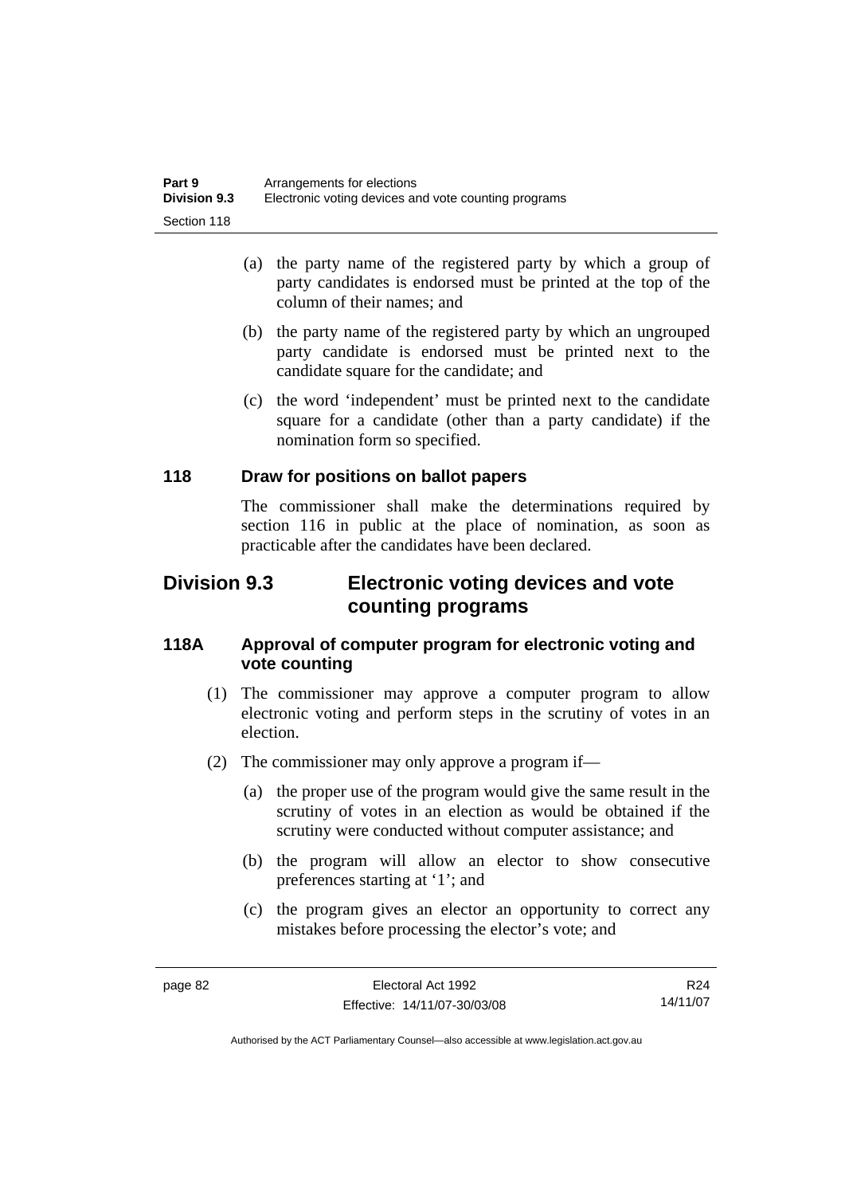(a) the party name of the registered party by which a group of party candidates is endorsed must be printed at the top of the column of their names; and

(b) the party name of the registered party by which an ungrouped party candidate is endorsed must be printed next to the candidate square for the candidate; and

(c) the word 'independent' must be printed next to the candidate square for a candidate (other than a party candidate) if the nomination form so specified.

### 118 Draw for positions on ballot papers

The commissioner shall make the determinations required by section 116 in public at the place of nomination, as soon as practicable after the candidates have been declared.

## Division 9.3 Electronic voting devices and vote counting programs

### 118A Approval of computer program for electronic voting and vote counting

(1) The commissioner may approve a computer program to allow electronic voting and perform steps in the scrutiny of votes in an election.

(2) The commissioner may only approve a program if—

(a) the proper use of the program would give the same result in the scrutiny of votes in an election as would be obtained if the scrutiny were conducted without computer assistance; and

(b) the program will allow an elector to show consecutive preferences starting at '1'; and

(c) the program gives an elector an opportunity to correct any mistakes before processing the elector's vote; and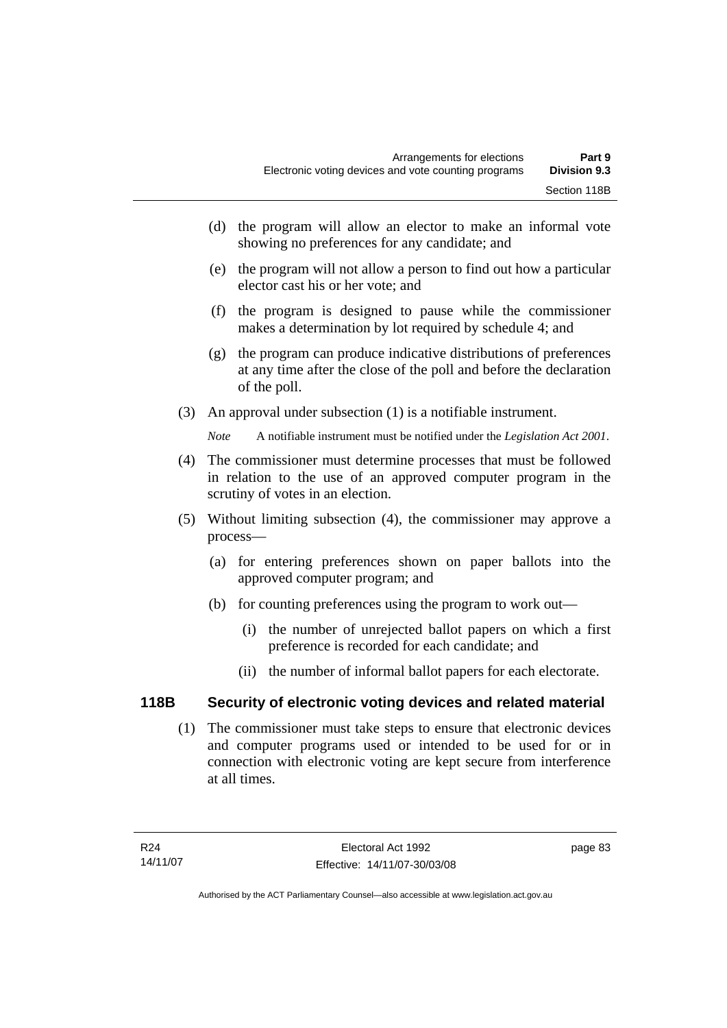(d) the program will allow an elector to make an informal vote showing no preferences for any candidate; and

(e) the program will not allow a person to find out how a particular elector cast his or her vote; and

(f) the program is designed to pause while the commissioner makes a determination by lot required by schedule 4; and

(g) the program can produce indicative distributions of preferences at any time after the close of the poll and before the declaration of the poll.

(3) An approval under subsection (1) is a notifiable instrument.

*Note* A notifiable instrument must be notified under the *Legislation Act 2001*.

(4) The commissioner must determine processes that must be followed in relation to the use of an approved computer program in the scrutiny of votes in an election.

(5) Without limiting subsection (4), the commissioner may approve a process—

(a) for entering preferences shown on paper ballots into the approved computer program; and

(b) for counting preferences using the program to work out—

(i) the number of unrejected ballot papers on which a first preference is recorded for each candidate; and

(ii) the number of informal ballot papers for each electorate.

### 118B Security of electronic voting devices and related material

(1) The commissioner must take steps to ensure that electronic devices and computer programs used or intended to be used for or in connection with electronic voting are kept secure from interference at all times.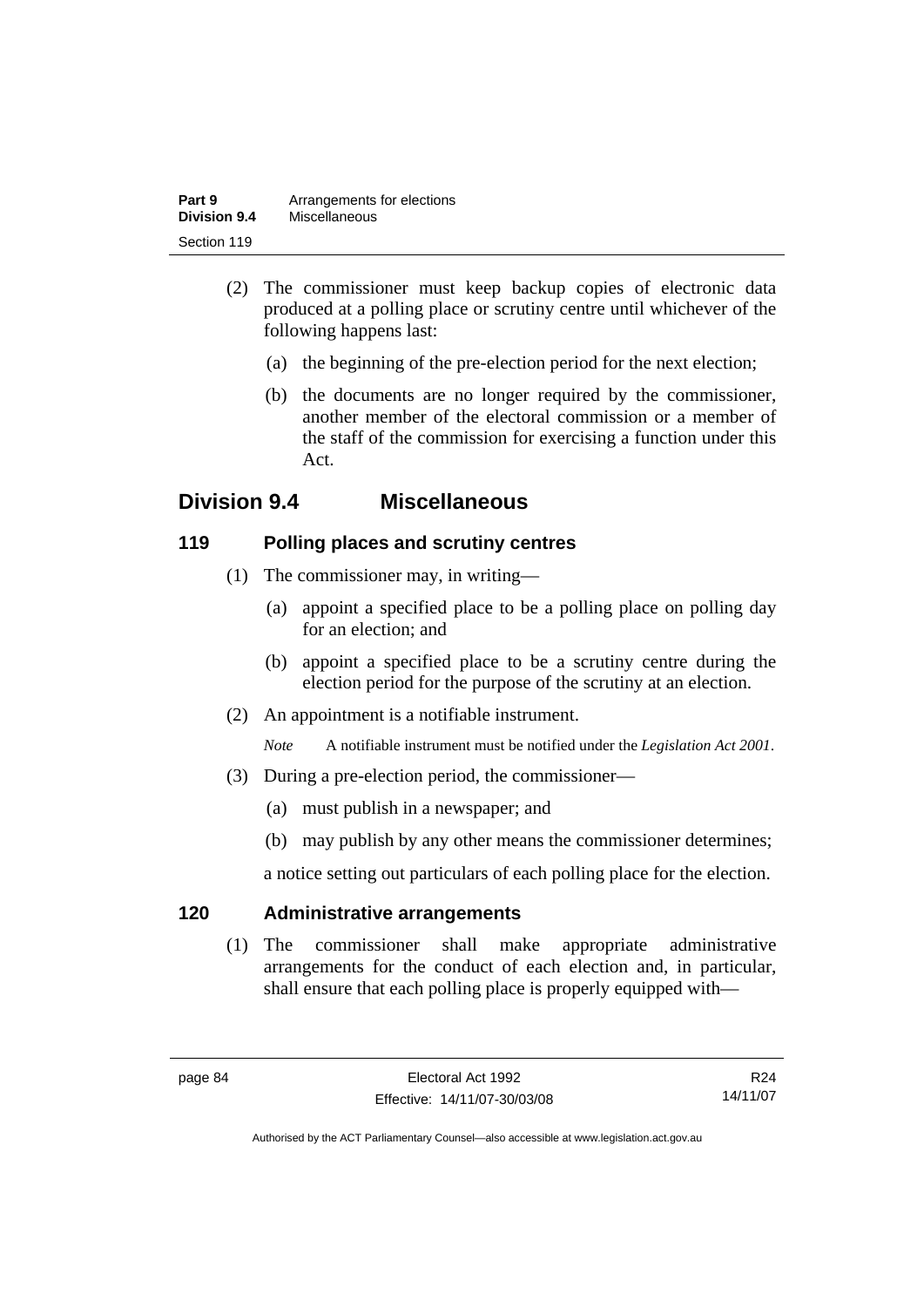(2) The commissioner must keep backup copies of electronic data produced at a polling place or scrutiny centre until whichever of the following happens last:

(a) the beginning of the pre-election period for the next election;

(b) the documents are no longer required by the commissioner, another member of the electoral commission or a member of the staff of the commission for exercising a function under this Act.

## Division 9.4 Miscellaneous

### 119 Polling places and scrutiny centres

(1) The commissioner may, in writing—

(a) appoint a specified place to be a polling place on polling day for an election; and

(b) appoint a specified place to be a scrutiny centre during the election period for the purpose of the scrutiny at an election.

(2) An appointment is a notifiable instrument.

*Note* A notifiable instrument must be notified under the *Legislation Act 2001*.

(3) During a pre-election period, the commissioner—

(a) must publish in a newspaper; and

(b) may publish by any other means the commissioner determines;

a notice setting out particulars of each polling place for the election.

### 120 Administrative arrangements

(1) The commissioner shall make appropriate administrative arrangements for the conduct of each election and, in particular, shall ensure that each polling place is properly equipped with—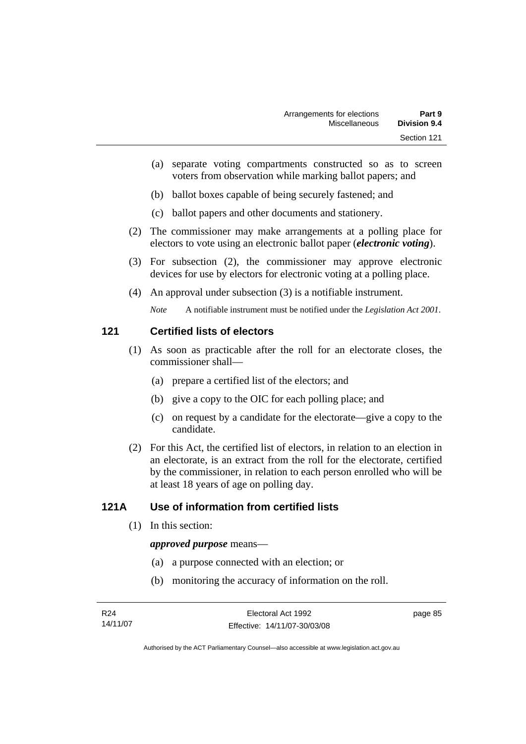(a) separate voting compartments constructed so as to screen voters from observation while marking ballot papers; and

(b) ballot boxes capable of being securely fastened; and

(c) ballot papers and other documents and stationery.

(2) The commissioner may make arrangements at a polling place for electors to vote using an electronic ballot paper (***electronic voting***).

(3) For subsection (2), the commissioner may approve electronic devices for use by electors for electronic voting at a polling place.

(4) An approval under subsection (3) is a notifiable instrument.

*Note* A notifiable instrument must be notified under the *Legislation Act 2001*.

## 121 Certified lists of electors

(1) As soon as practicable after the roll for an electorate closes, the commissioner shall—

(a) prepare a certified list of the electors; and

(b) give a copy to the OIC for each polling place; and

(c) on request by a candidate for the electorate—give a copy to the candidate.

(2) For this Act, the certified list of electors, in relation to an election in an electorate, is an extract from the roll for the electorate, certified by the commissioner, in relation to each person enrolled who will be at least 18 years of age on polling day.

## 121A Use of information from certified lists

(1) In this section:

***approved purpose*** means—

(a) a purpose connected with an election; or

(b) monitoring the accuracy of information on the roll.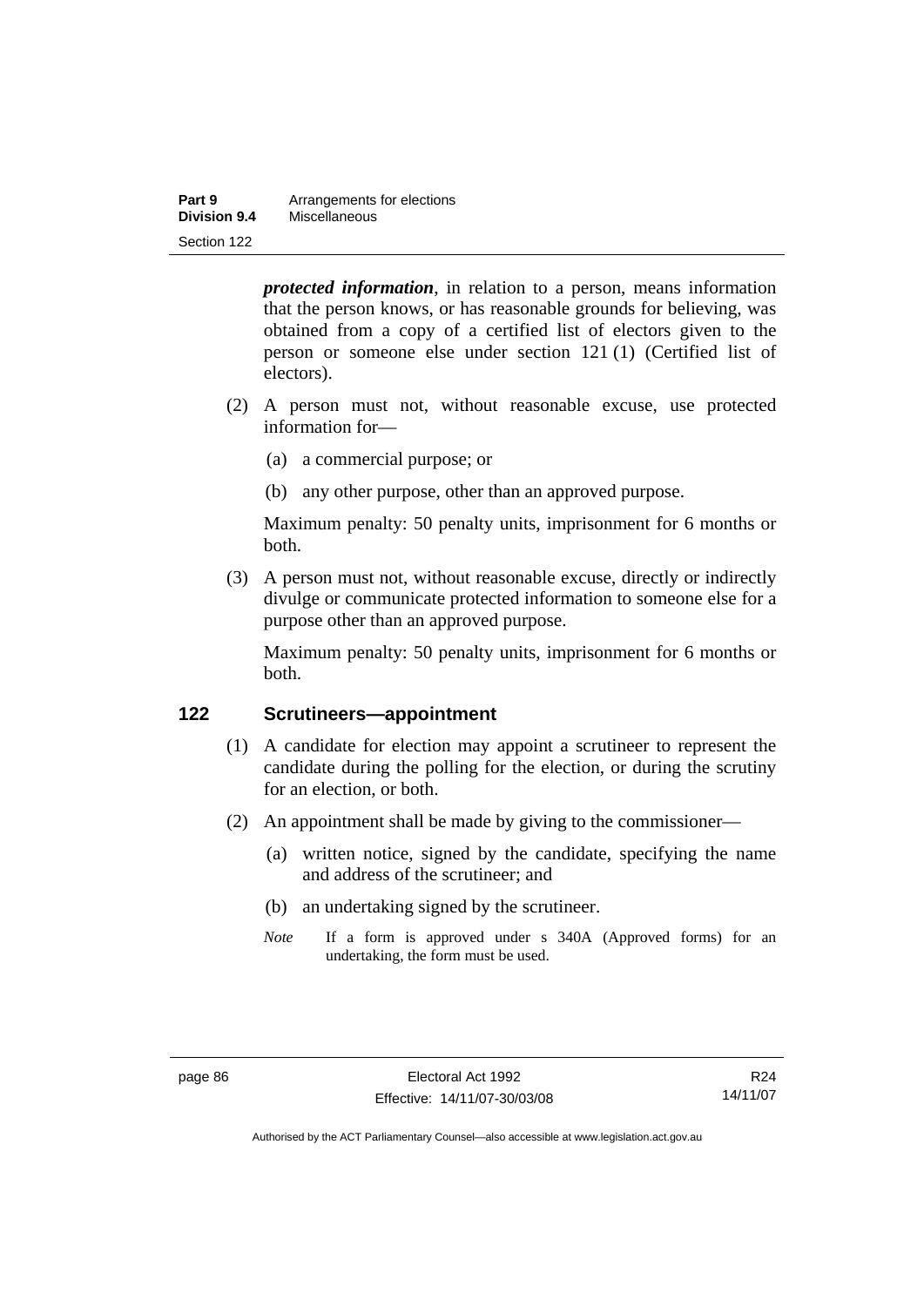***protected information***, in relation to a person, means information that the person knows, or has reasonable grounds for believing, was obtained from a copy of a certified list of electors given to the person or someone else under section 121 (1) (Certified list of electors).

(2) A person must not, without reasonable excuse, use protected information for—

(a) a commercial purpose; or

(b) any other purpose, other than an approved purpose.

Maximum penalty: 50 penalty units, imprisonment for 6 months or both.

(3) A person must not, without reasonable excuse, directly or indirectly divulge or communicate protected information to someone else for a purpose other than an approved purpose.

Maximum penalty: 50 penalty units, imprisonment for 6 months or both.

## 122 Scrutineers—appointment

(1) A candidate for election may appoint a scrutineer to represent the candidate during the polling for the election, or during the scrutiny for an election, or both.

(2) An appointment shall be made by giving to the commissioner—

(a) written notice, signed by the candidate, specifying the name and address of the scrutineer; and

(b) an undertaking signed by the scrutineer.

*Note* If a form is approved under s 340A (Approved forms) for an undertaking, the form must be used.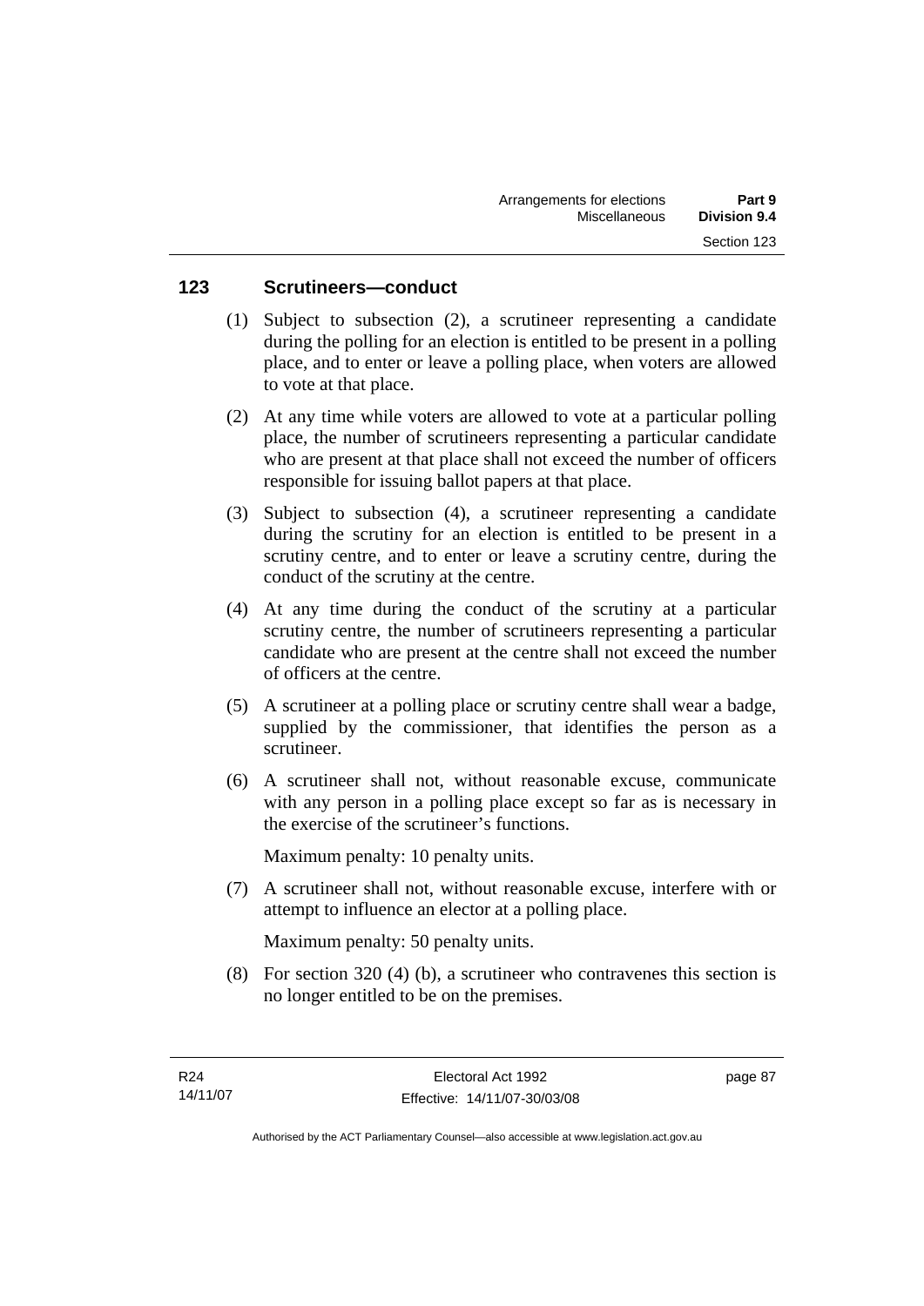## 123 Scrutineers—conduct

(1) Subject to subsection (2), a scrutineer representing a candidate during the polling for an election is entitled to be present in a polling place, and to enter or leave a polling place, when voters are allowed to vote at that place.

(2) At any time while voters are allowed to vote at a particular polling place, the number of scrutineers representing a particular candidate who are present at that place shall not exceed the number of officers responsible for issuing ballot papers at that place.

(3) Subject to subsection (4), a scrutineer representing a candidate during the scrutiny for an election is entitled to be present in a scrutiny centre, and to enter or leave a scrutiny centre, during the conduct of the scrutiny at the centre.

(4) At any time during the conduct of the scrutiny at a particular scrutiny centre, the number of scrutineers representing a particular candidate who are present at the centre shall not exceed the number of officers at the centre.

(5) A scrutineer at a polling place or scrutiny centre shall wear a badge, supplied by the commissioner, that identifies the person as a scrutineer.

(6) A scrutineer shall not, without reasonable excuse, communicate with any person in a polling place except so far as is necessary in the exercise of the scrutineer's functions.

Maximum penalty: 10 penalty units.

(7) A scrutineer shall not, without reasonable excuse, interfere with or attempt to influence an elector at a polling place.

Maximum penalty: 50 penalty units.

(8) For section 320 (4) (b), a scrutineer who contravenes this section is no longer entitled to be on the premises.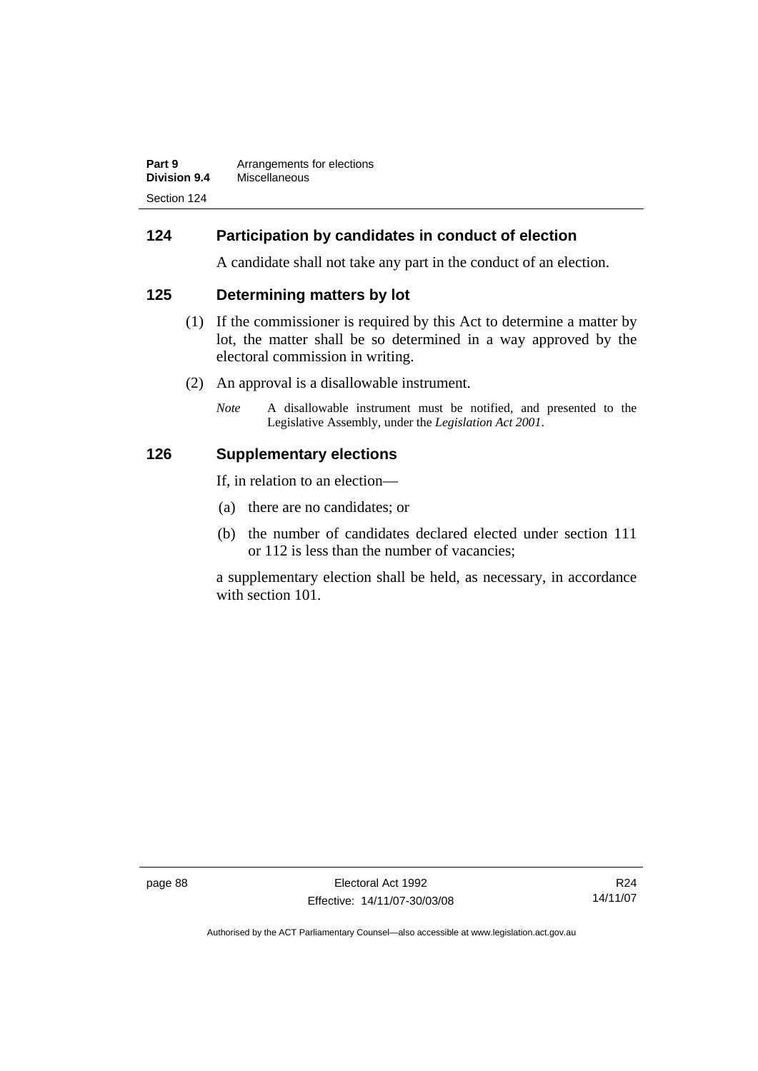## 124 Participation by candidates in conduct of election

A candidate shall not take any part in the conduct of an election.

## 125 Determining matters by lot

(1) If the commissioner is required by this Act to determine a matter by lot, the matter shall be so determined in a way approved by the electoral commission in writing.

(2) An approval is a disallowable instrument.

*Note* A disallowable instrument must be notified, and presented to the Legislative Assembly, under the *Legislation Act 2001*.

## 126 Supplementary elections

If, in relation to an election—

(a) there are no candidates; or

(b) the number of candidates declared elected under section 111 or 112 is less than the number of vacancies;

a supplementary election shall be held, as necessary, in accordance with section 101.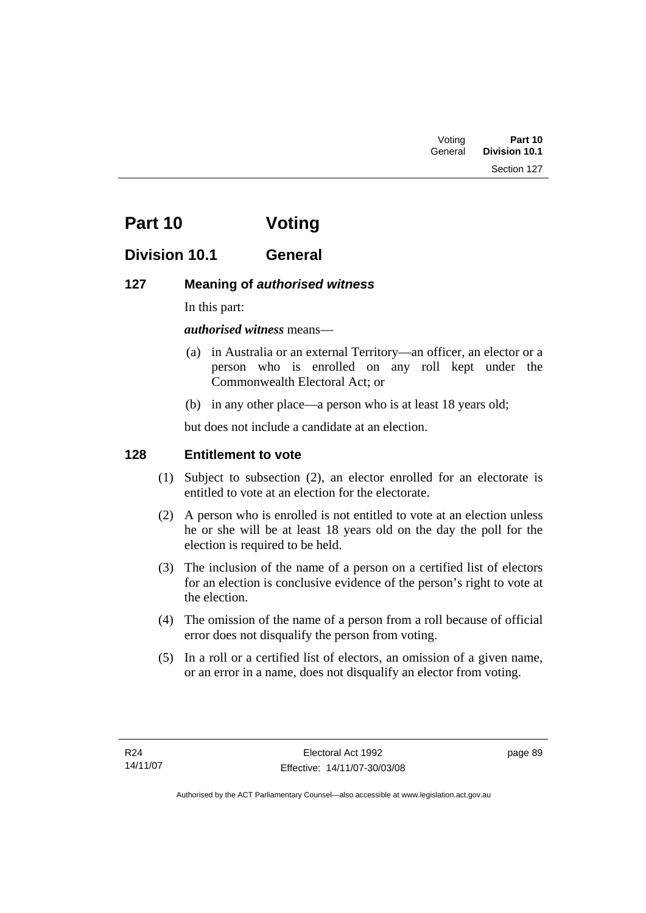# Part 10 Voting

## Division 10.1 General

### 127 Meaning of *authorised witness*

In this part:

***authorised witness*** means—

(a) in Australia or an external Territory—an officer, an elector or a person who is enrolled on any roll kept under the Commonwealth Electoral Act; or

(b) in any other place—a person who is at least 18 years old;

but does not include a candidate at an election.

### 128 Entitlement to vote

(1) Subject to subsection (2), an elector enrolled for an electorate is entitled to vote at an election for the electorate.

(2) A person who is enrolled is not entitled to vote at an election unless he or she will be at least 18 years old on the day the poll for the election is required to be held.

(3) The inclusion of the name of a person on a certified list of electors for an election is conclusive evidence of the person's right to vote at the election.

(4) The omission of the name of a person from a roll because of official error does not disqualify the person from voting.

(5) In a roll or a certified list of electors, an omission of a given name, or an error in a name, does not disqualify an elector from voting.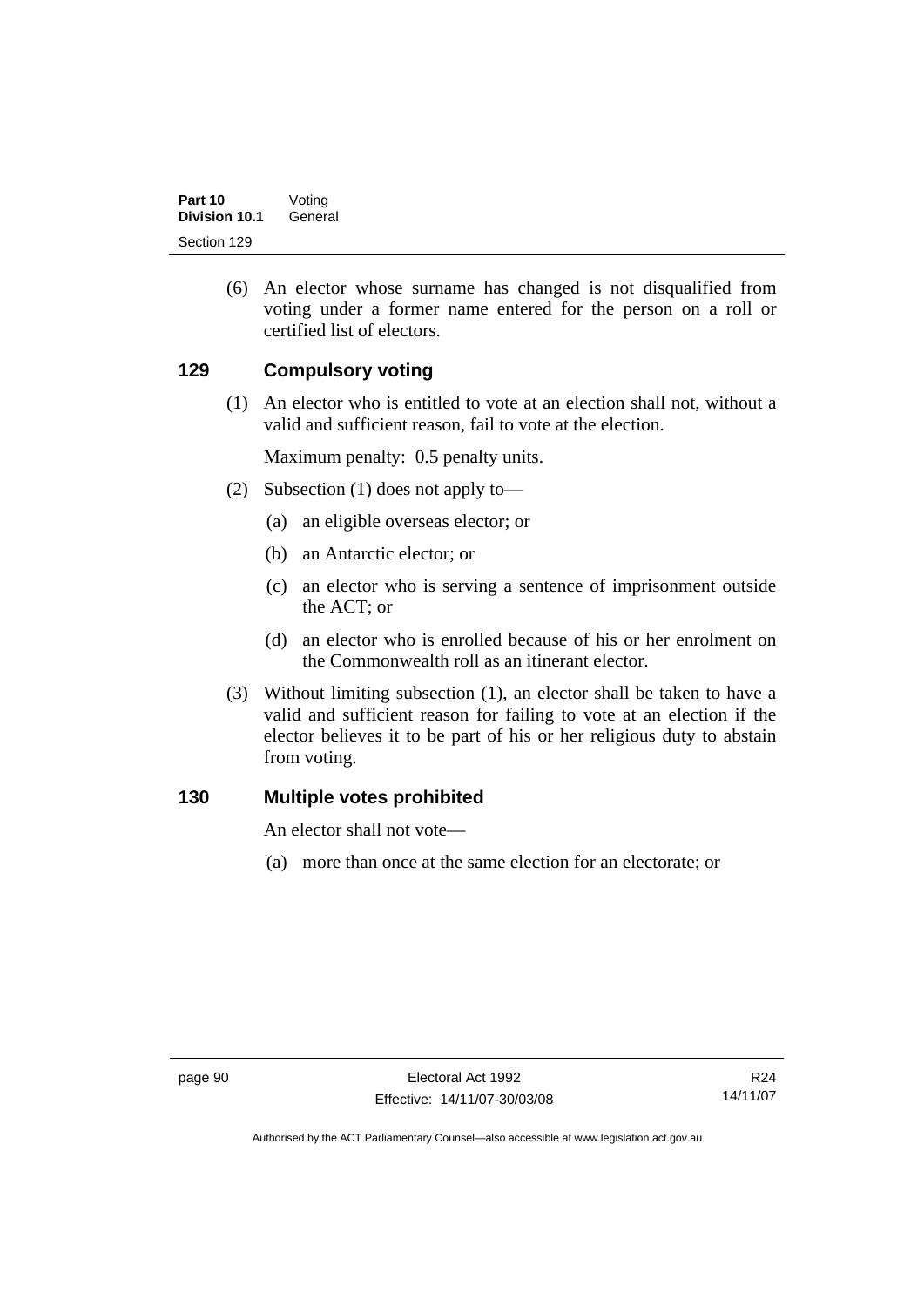(6) An elector whose surname has changed is not disqualified from voting under a former name entered for the person on a roll or certified list of electors.

## 129 Compulsory voting

(1) An elector who is entitled to vote at an election shall not, without a valid and sufficient reason, fail to vote at the election.

Maximum penalty: 0.5 penalty units.

(2) Subsection (1) does not apply to—

(a) an eligible overseas elector; or

(b) an Antarctic elector; or

(c) an elector who is serving a sentence of imprisonment outside the ACT; or

(d) an elector who is enrolled because of his or her enrolment on the Commonwealth roll as an itinerant elector.

(3) Without limiting subsection (1), an elector shall be taken to have a valid and sufficient reason for failing to vote at an election if the elector believes it to be part of his or her religious duty to abstain from voting.

## 130 Multiple votes prohibited

An elector shall not vote—

(a) more than once at the same election for an electorate; or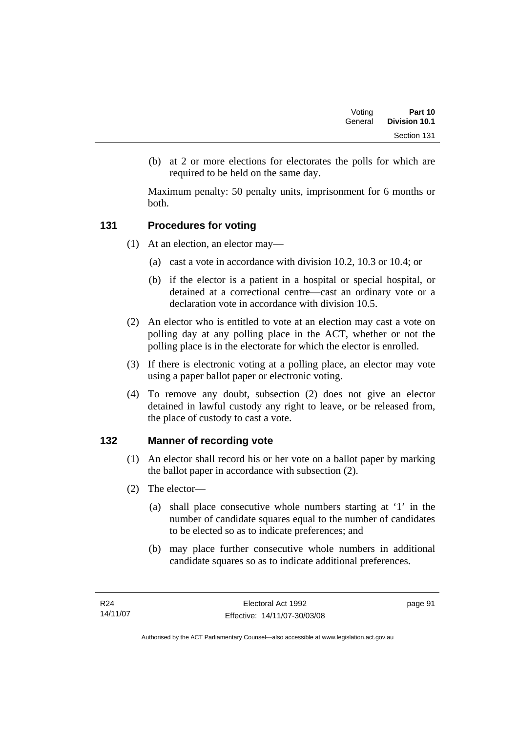(b) at 2 or more elections for electorates the polls for which are required to be held on the same day.

Maximum penalty: 50 penalty units, imprisonment for 6 months or both.

## 131 Procedures for voting

(1) At an election, an elector may—

(a) cast a vote in accordance with division 10.2, 10.3 or 10.4; or

(b) if the elector is a patient in a hospital or special hospital, or detained at a correctional centre—cast an ordinary vote or a declaration vote in accordance with division 10.5.

(2) An elector who is entitled to vote at an election may cast a vote on polling day at any polling place in the ACT, whether or not the polling place is in the electorate for which the elector is enrolled.

(3) If there is electronic voting at a polling place, an elector may vote using a paper ballot paper or electronic voting.

(4) To remove any doubt, subsection (2) does not give an elector detained in lawful custody any right to leave, or be released from, the place of custody to cast a vote.

## 132 Manner of recording vote

(1) An elector shall record his or her vote on a ballot paper by marking the ballot paper in accordance with subsection (2).

(2) The elector—

(a) shall place consecutive whole numbers starting at '1' in the number of candidate squares equal to the number of candidates to be elected so as to indicate preferences; and

(b) may place further consecutive whole numbers in additional candidate squares so as to indicate additional preferences.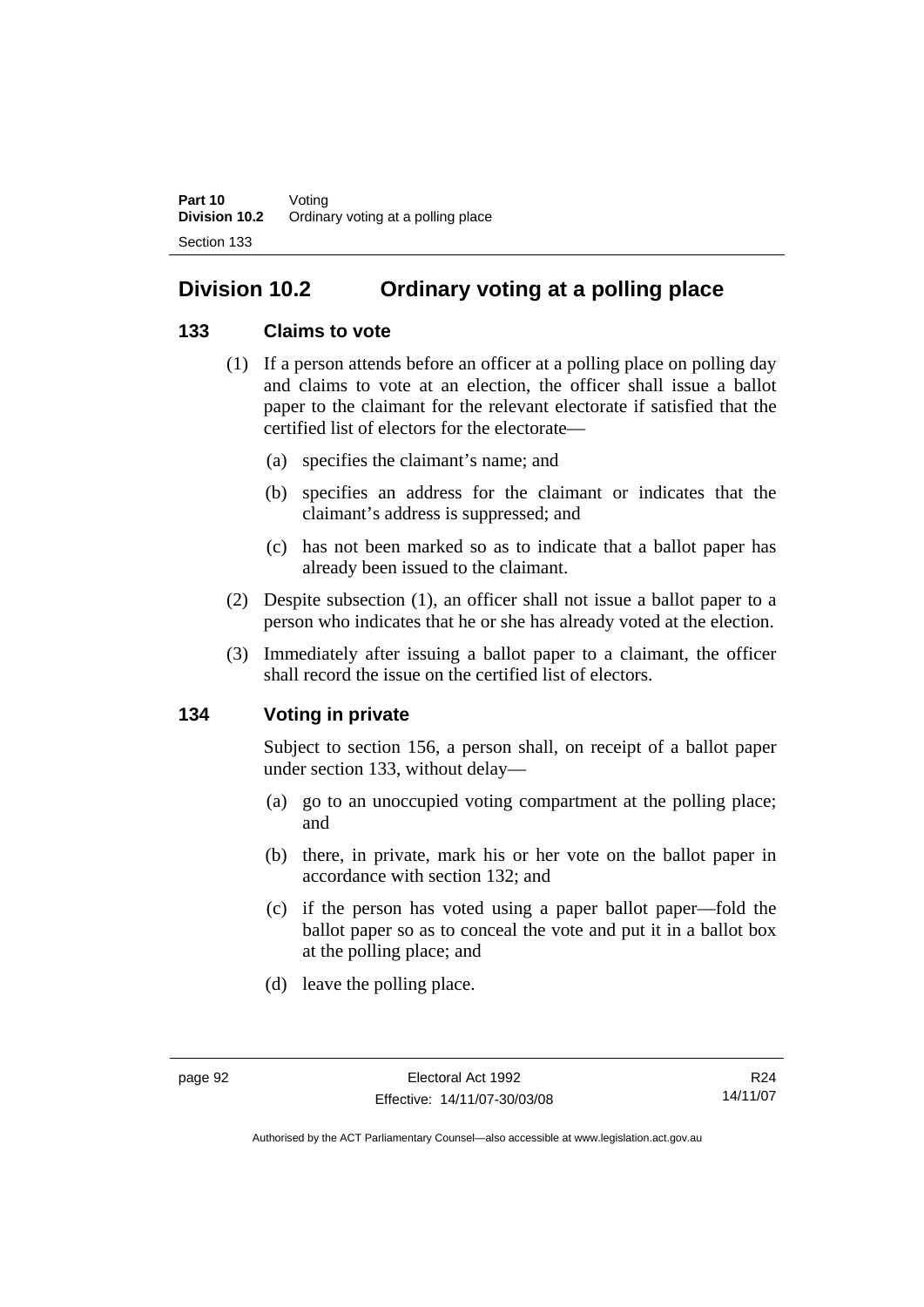## Division 10.2 Ordinary voting at a polling place

### 133 Claims to vote

(1) If a person attends before an officer at a polling place on polling day and claims to vote at an election, the officer shall issue a ballot paper to the claimant for the relevant electorate if satisfied that the certified list of electors for the electorate—

(a) specifies the claimant's name; and

(b) specifies an address for the claimant or indicates that the claimant's address is suppressed; and

(c) has not been marked so as to indicate that a ballot paper has already been issued to the claimant.

(2) Despite subsection (1), an officer shall not issue a ballot paper to a person who indicates that he or she has already voted at the election.

(3) Immediately after issuing a ballot paper to a claimant, the officer shall record the issue on the certified list of electors.

### 134 Voting in private

Subject to section 156, a person shall, on receipt of a ballot paper under section 133, without delay—

(a) go to an unoccupied voting compartment at the polling place; and

(b) there, in private, mark his or her vote on the ballot paper in accordance with section 132; and

(c) if the person has voted using a paper ballot paper—fold the ballot paper so as to conceal the vote and put it in a ballot box at the polling place; and

(d) leave the polling place.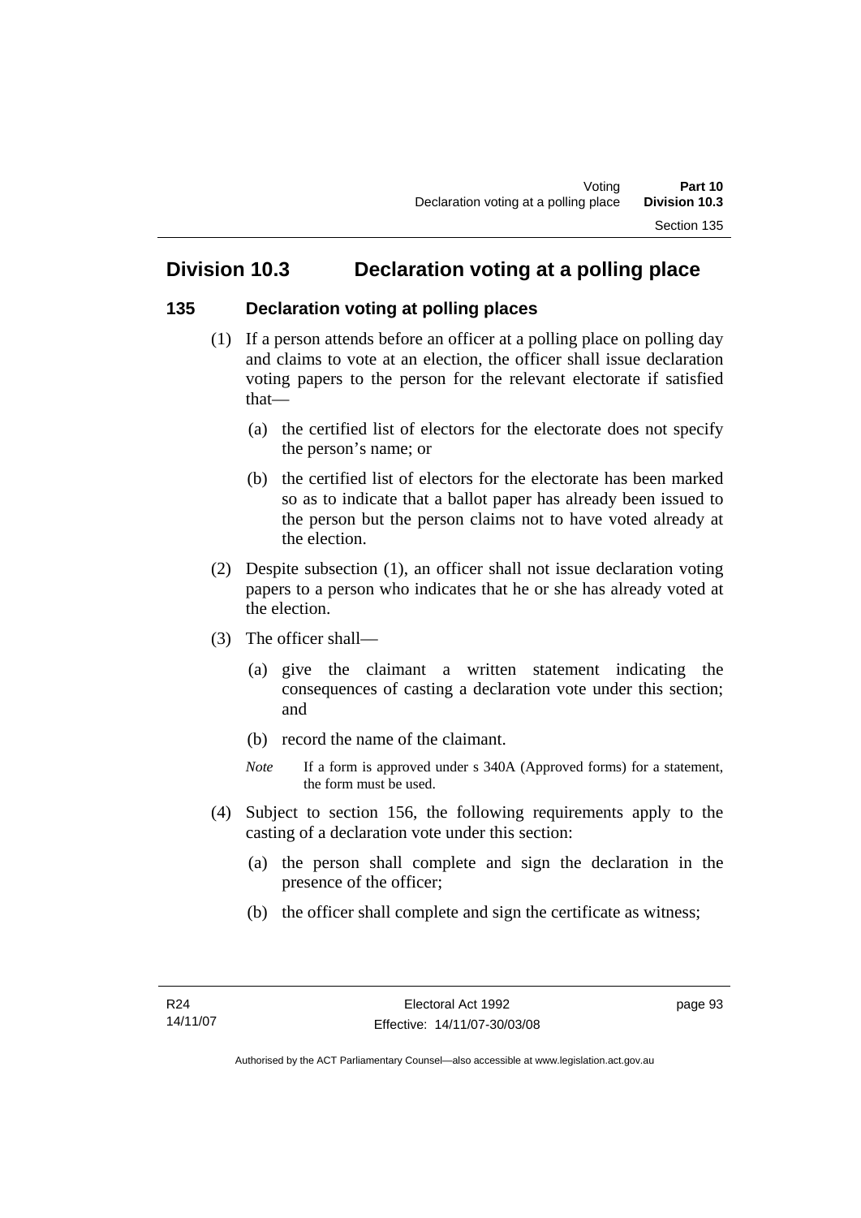## Division 10.3 Declaration voting at a polling place

### 135 Declaration voting at polling places

(1) If a person attends before an officer at a polling place on polling day and claims to vote at an election, the officer shall issue declaration voting papers to the person for the relevant electorate if satisfied that—

(a) the certified list of electors for the electorate does not specify the person's name; or

(b) the certified list of electors for the electorate has been marked so as to indicate that a ballot paper has already been issued to the person but the person claims not to have voted already at the election.

(2) Despite subsection (1), an officer shall not issue declaration voting papers to a person who indicates that he or she has already voted at the election.

(3) The officer shall—

(a) give the claimant a written statement indicating the consequences of casting a declaration vote under this section; and

(b) record the name of the claimant.

*Note* If a form is approved under s 340A (Approved forms) for a statement, the form must be used.

(4) Subject to section 156, the following requirements apply to the casting of a declaration vote under this section:

(a) the person shall complete and sign the declaration in the presence of the officer;

(b) the officer shall complete and sign the certificate as witness;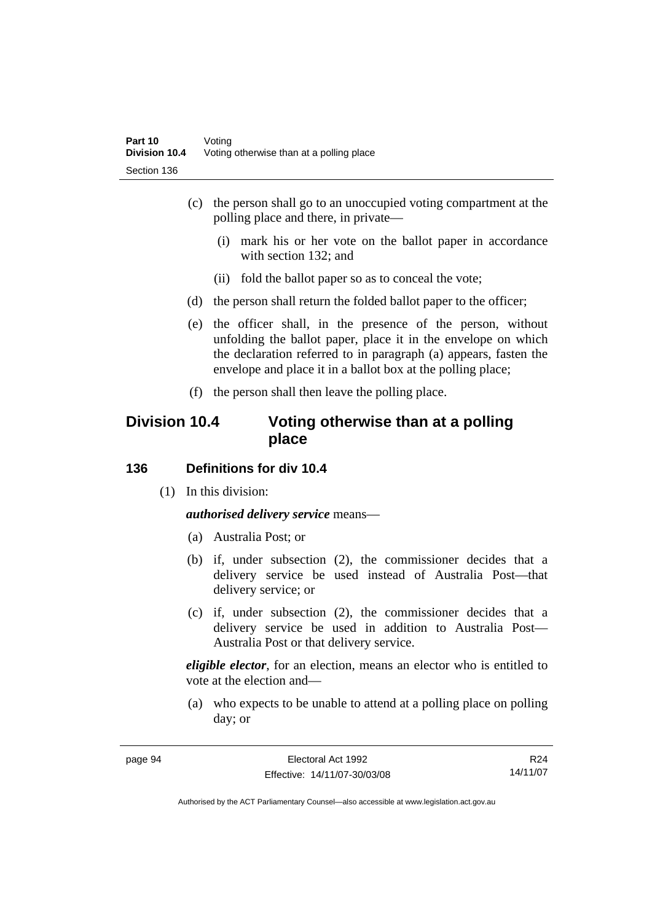(c) the person shall go to an unoccupied voting compartment at the polling place and there, in private—

(i) mark his or her vote on the ballot paper in accordance with section 132; and

(ii) fold the ballot paper so as to conceal the vote;

(d) the person shall return the folded ballot paper to the officer;

(e) the officer shall, in the presence of the person, without unfolding the ballot paper, place it in the envelope on which the declaration referred to in paragraph (a) appears, fasten the envelope and place it in a ballot box at the polling place;

(f) the person shall then leave the polling place.

## Division 10.4 Voting otherwise than at a polling place

### 136 Definitions for div 10.4

(1) In this division:

***authorised delivery service*** means—

(a) Australia Post; or

(b) if, under subsection (2), the commissioner decides that a delivery service be used instead of Australia Post—that delivery service; or

(c) if, under subsection (2), the commissioner decides that a delivery service be used in addition to Australia Post—Australia Post or that delivery service.

***eligible elector***, for an election, means an elector who is entitled to vote at the election and—

(a) who expects to be unable to attend at a polling place on polling day; or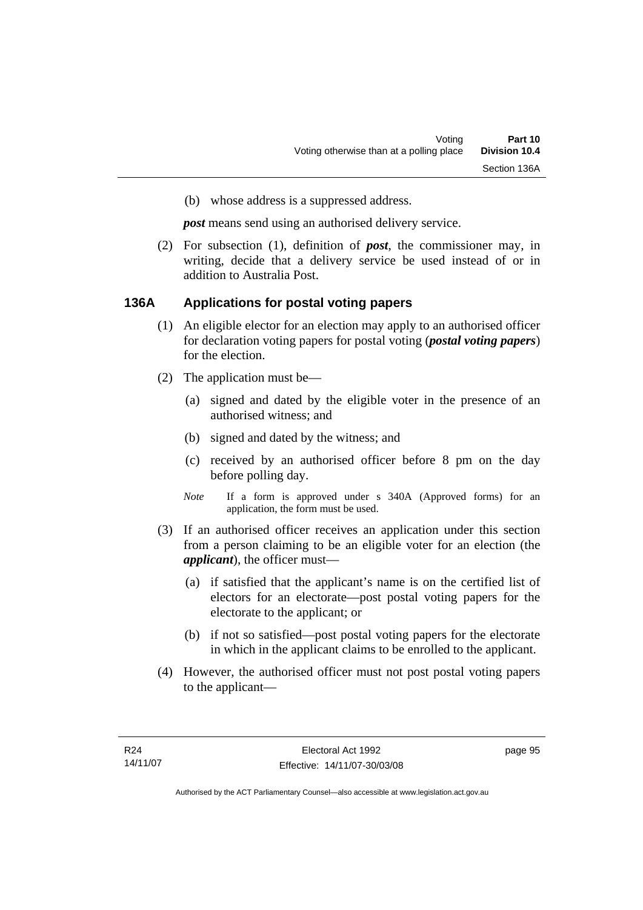(b) whose address is a suppressed address.

***post*** means send using an authorised delivery service.

(2) For subsection (1), definition of ***post***, the commissioner may, in writing, decide that a delivery service be used instead of or in addition to Australia Post.

## 136A Applications for postal voting papers

(1) An eligible elector for an election may apply to an authorised officer for declaration voting papers for postal voting (***postal voting papers***) for the election.

(2) The application must be—

(a) signed and dated by the eligible voter in the presence of an authorised witness; and

(b) signed and dated by the witness; and

(c) received by an authorised officer before 8 pm on the day before polling day.

*Note* If a form is approved under s 340A (Approved forms) for an application, the form must be used.

(3) If an authorised officer receives an application under this section from a person claiming to be an eligible voter for an election (the ***applicant***), the officer must—

(a) if satisfied that the applicant's name is on the certified list of electors for an electorate—post postal voting papers for the electorate to the applicant; or

(b) if not so satisfied—post postal voting papers for the electorate in which in the applicant claims to be enrolled to the applicant.

(4) However, the authorised officer must not post postal voting papers to the applicant—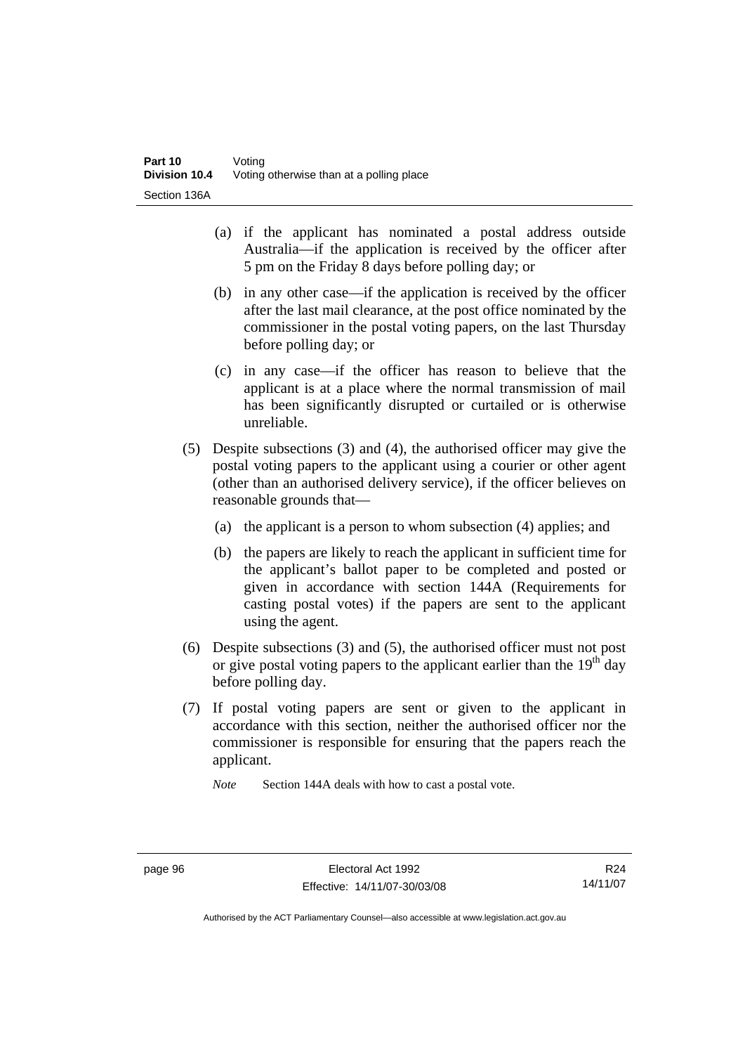(a) if the applicant has nominated a postal address outside Australia—if the application is received by the officer after 5 pm on the Friday 8 days before polling day; or

(b) in any other case—if the application is received by the officer after the last mail clearance, at the post office nominated by the commissioner in the postal voting papers, on the last Thursday before polling day; or

(c) in any case—if the officer has reason to believe that the applicant is at a place where the normal transmission of mail has been significantly disrupted or curtailed or is otherwise unreliable.

(5) Despite subsections (3) and (4), the authorised officer may give the postal voting papers to the applicant using a courier or other agent (other than an authorised delivery service), if the officer believes on reasonable grounds that—

(a) the applicant is a person to whom subsection (4) applies; and

(b) the papers are likely to reach the applicant in sufficient time for the applicant's ballot paper to be completed and posted or given in accordance with section 144A (Requirements for casting postal votes) if the papers are sent to the applicant using the agent.

(6) Despite subsections (3) and (5), the authorised officer must not post or give postal voting papers to the applicant earlier than the 19th day before polling day.

(7) If postal voting papers are sent or given to the applicant in accordance with this section, neither the authorised officer nor the commissioner is responsible for ensuring that the papers reach the applicant.

*Note* Section 144A deals with how to cast a postal vote.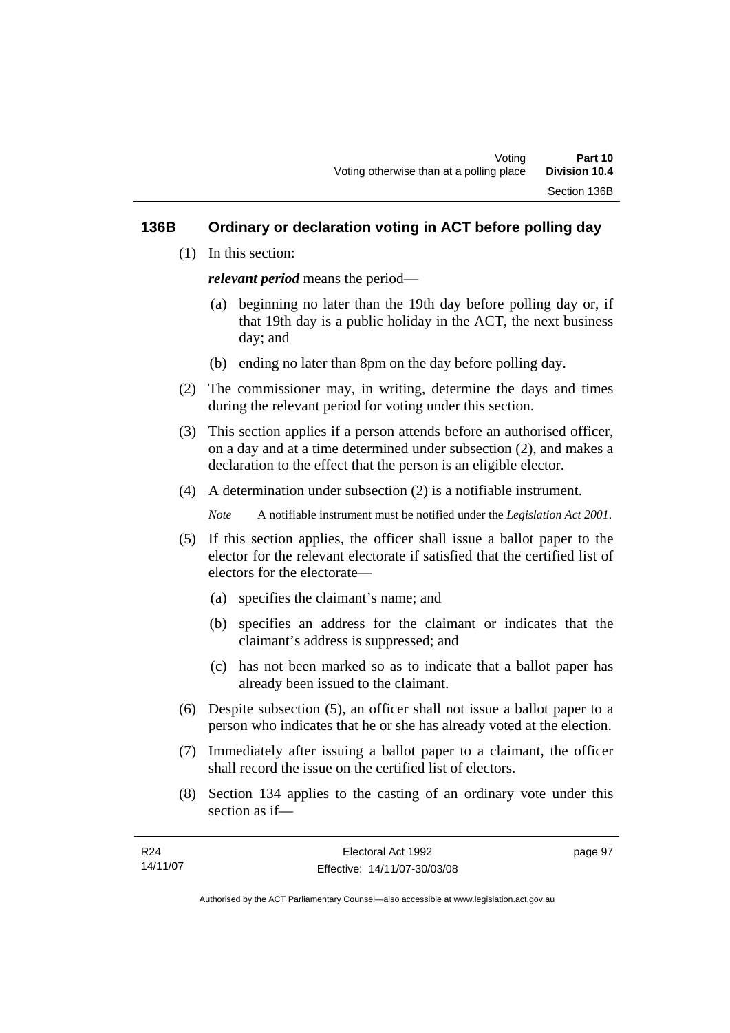## 136B Ordinary or declaration voting in ACT before polling day

(1) In this section:

***relevant period*** means the period—

(a) beginning no later than the 19th day before polling day or, if that 19th day is a public holiday in the ACT, the next business day; and

(b) ending no later than 8pm on the day before polling day.

(2) The commissioner may, in writing, determine the days and times during the relevant period for voting under this section.

(3) This section applies if a person attends before an authorised officer, on a day and at a time determined under subsection (2), and makes a declaration to the effect that the person is an eligible elector.

(4) A determination under subsection (2) is a notifiable instrument.

*Note* A notifiable instrument must be notified under the *Legislation Act 2001*.

(5) If this section applies, the officer shall issue a ballot paper to the elector for the relevant electorate if satisfied that the certified list of electors for the electorate—

(a) specifies the claimant's name; and

(b) specifies an address for the claimant or indicates that the claimant's address is suppressed; and

(c) has not been marked so as to indicate that a ballot paper has already been issued to the claimant.

(6) Despite subsection (5), an officer shall not issue a ballot paper to a person who indicates that he or she has already voted at the election.

(7) Immediately after issuing a ballot paper to a claimant, the officer shall record the issue on the certified list of electors.

(8) Section 134 applies to the casting of an ordinary vote under this section as if—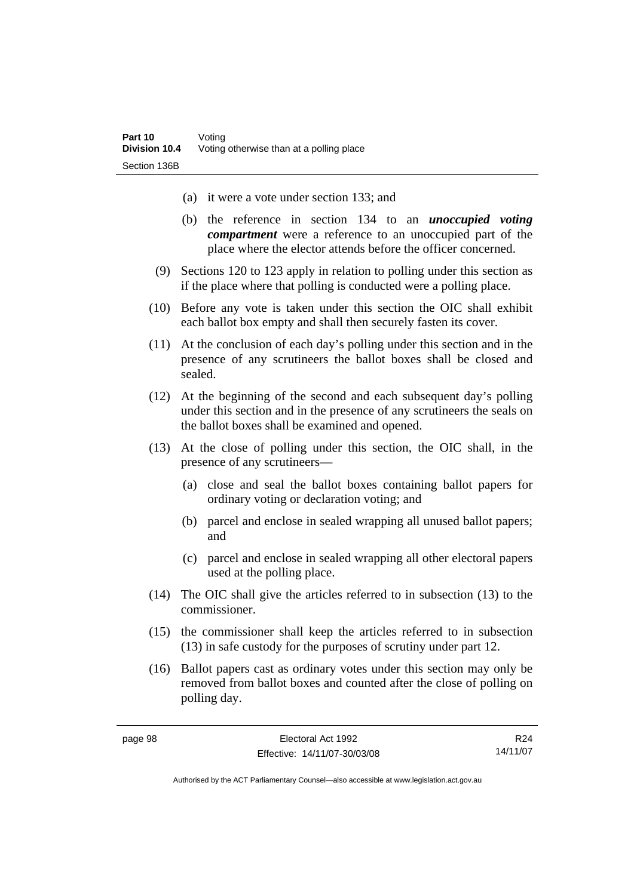(a) it were a vote under section 133; and

(b) the reference in section 134 to an ***unoccupied voting compartment*** were a reference to an unoccupied part of the place where the elector attends before the officer concerned.

(9) Sections 120 to 123 apply in relation to polling under this section as if the place where that polling is conducted were a polling place.

(10) Before any vote is taken under this section the OIC shall exhibit each ballot box empty and shall then securely fasten its cover.

(11) At the conclusion of each day's polling under this section and in the presence of any scrutineers the ballot boxes shall be closed and sealed.

(12) At the beginning of the second and each subsequent day's polling under this section and in the presence of any scrutineers the seals on the ballot boxes shall be examined and opened.

(13) At the close of polling under this section, the OIC shall, in the presence of any scrutineers—

(a) close and seal the ballot boxes containing ballot papers for ordinary voting or declaration voting; and

(b) parcel and enclose in sealed wrapping all unused ballot papers; and

(c) parcel and enclose in sealed wrapping all other electoral papers used at the polling place.

(14) The OIC shall give the articles referred to in subsection (13) to the commissioner.

(15) the commissioner shall keep the articles referred to in subsection (13) in safe custody for the purposes of scrutiny under part 12.

(16) Ballot papers cast as ordinary votes under this section may only be removed from ballot boxes and counted after the close of polling on polling day.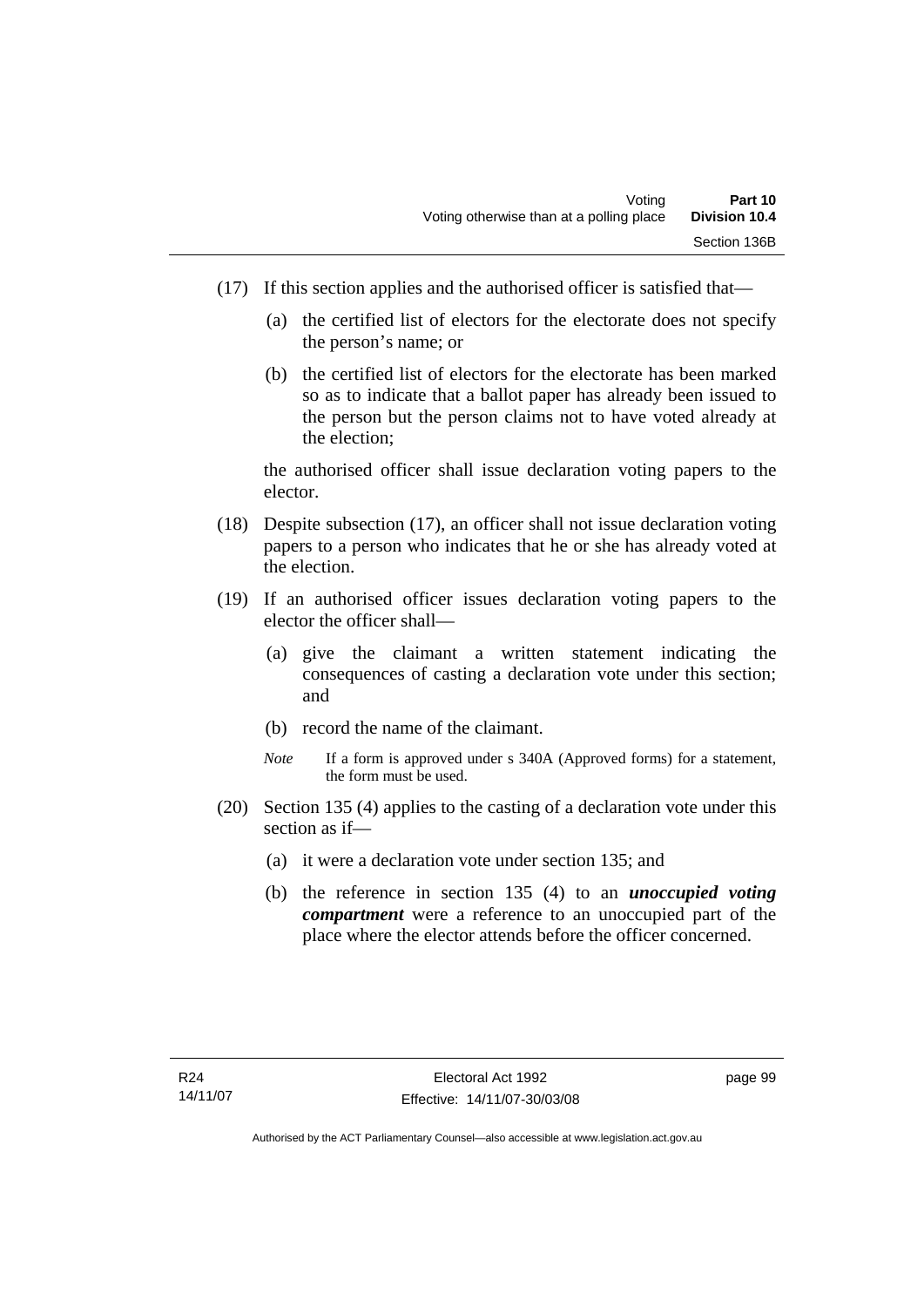(17) If this section applies and the authorised officer is satisfied that—

(a) the certified list of electors for the electorate does not specify the person's name; or

(b) the certified list of electors for the electorate has been marked so as to indicate that a ballot paper has already been issued to the person but the person claims not to have voted already at the election;

the authorised officer shall issue declaration voting papers to the elector.

(18) Despite subsection (17), an officer shall not issue declaration voting papers to a person who indicates that he or she has already voted at the election.

(19) If an authorised officer issues declaration voting papers to the elector the officer shall—

(a) give the claimant a written statement indicating the consequences of casting a declaration vote under this section; and

(b) record the name of the claimant.

*Note* If a form is approved under s 340A (Approved forms) for a statement, the form must be used.

(20) Section 135 (4) applies to the casting of a declaration vote under this section as if—

(a) it were a declaration vote under section 135; and

(b) the reference in section 135 (4) to an ***unoccupied voting compartment*** were a reference to an unoccupied part of the place where the elector attends before the officer concerned.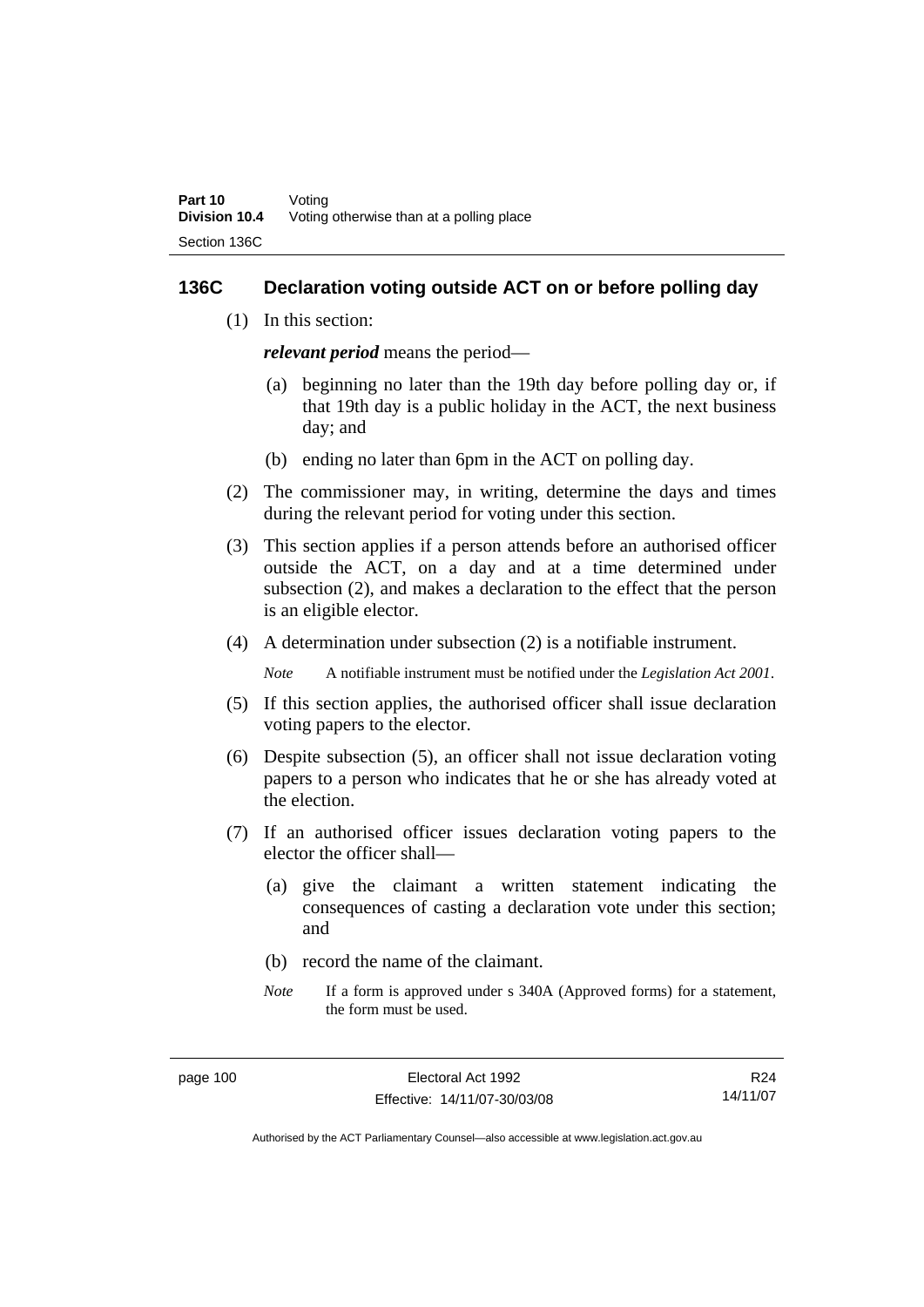## 136C Declaration voting outside ACT on or before polling day

(1) In this section:

***relevant period*** means the period—

(a) beginning no later than the 19th day before polling day or, if that 19th day is a public holiday in the ACT, the next business day; and

(b) ending no later than 6pm in the ACT on polling day.

(2) The commissioner may, in writing, determine the days and times during the relevant period for voting under this section.

(3) This section applies if a person attends before an authorised officer outside the ACT, on a day and at a time determined under subsection (2), and makes a declaration to the effect that the person is an eligible elector.

(4) A determination under subsection (2) is a notifiable instrument.

*Note* A notifiable instrument must be notified under the *Legislation Act 2001*.

(5) If this section applies, the authorised officer shall issue declaration voting papers to the elector.

(6) Despite subsection (5), an officer shall not issue declaration voting papers to a person who indicates that he or she has already voted at the election.

(7) If an authorised officer issues declaration voting papers to the elector the officer shall—

(a) give the claimant a written statement indicating the consequences of casting a declaration vote under this section; and

(b) record the name of the claimant.

*Note* If a form is approved under s 340A (Approved forms) for a statement, the form must be used.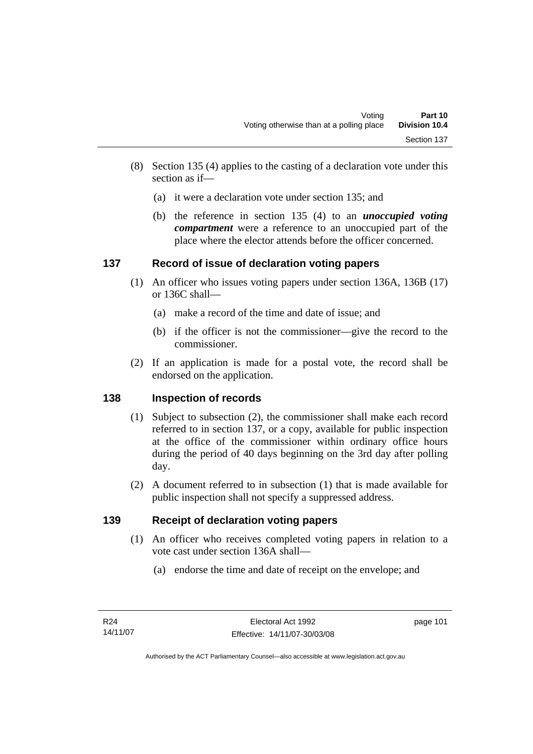(8) Section 135 (4) applies to the casting of a declaration vote under this section as if—

(a) it were a declaration vote under section 135; and

(b) the reference in section 135 (4) to an ***unoccupied voting compartment*** were a reference to an unoccupied part of the place where the elector attends before the officer concerned.

## 137 Record of issue of declaration voting papers

(1) An officer who issues voting papers under section 136A, 136B (17) or 136C shall—

(a) make a record of the time and date of issue; and

(b) if the officer is not the commissioner—give the record to the commissioner.

(2) If an application is made for a postal vote, the record shall be endorsed on the application.

## 138 Inspection of records

(1) Subject to subsection (2), the commissioner shall make each record referred to in section 137, or a copy, available for public inspection at the office of the commissioner within ordinary office hours during the period of 40 days beginning on the 3rd day after polling day.

(2) A document referred to in subsection (1) that is made available for public inspection shall not specify a suppressed address.

## 139 Receipt of declaration voting papers

(1) An officer who receives completed voting papers in relation to a vote cast under section 136A shall—

(a) endorse the time and date of receipt on the envelope; and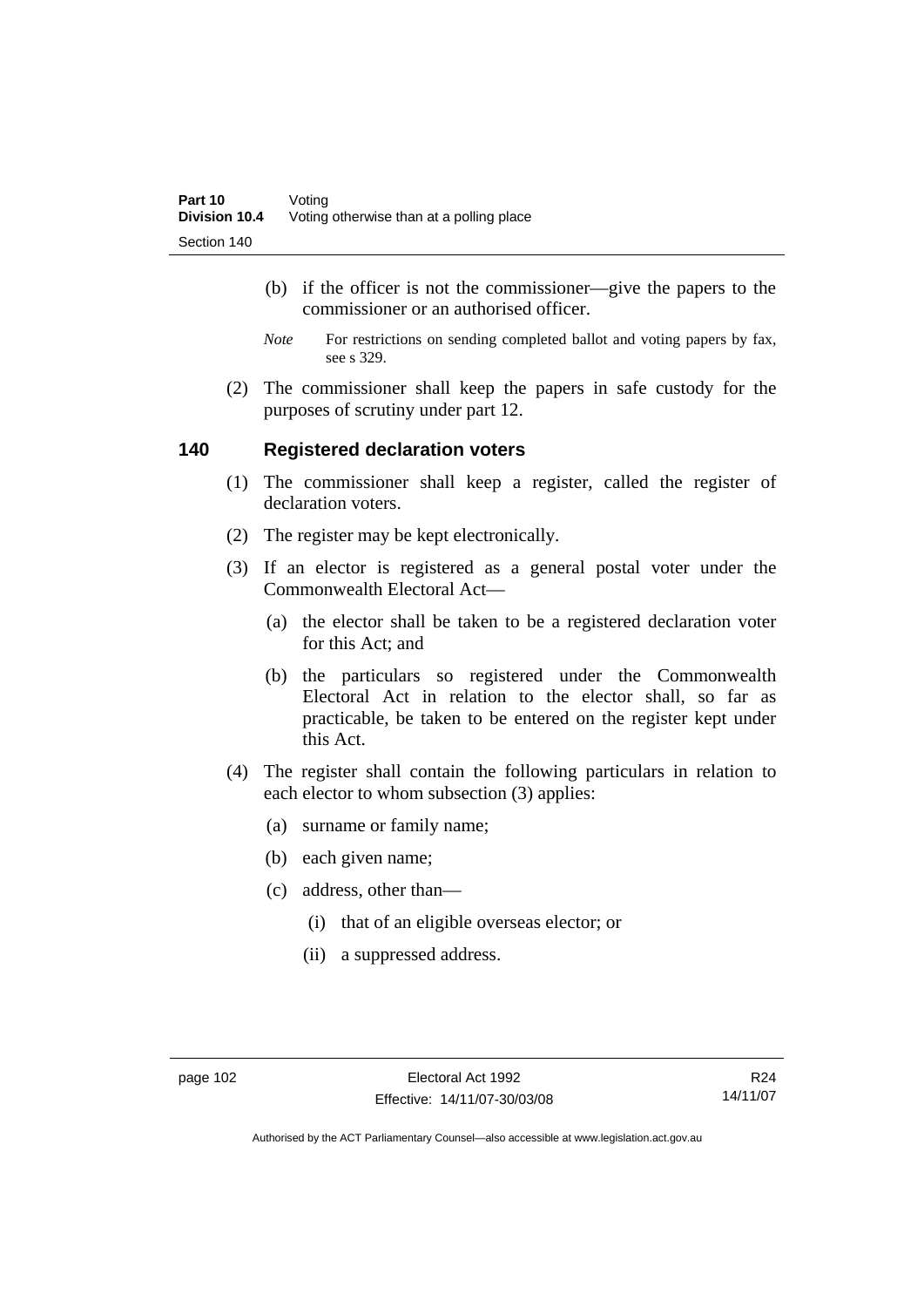(b) if the officer is not the commissioner—give the papers to the commissioner or an authorised officer.

*Note* For restrictions on sending completed ballot and voting papers by fax, see s 329.

(2) The commissioner shall keep the papers in safe custody for the purposes of scrutiny under part 12.

## 140 Registered declaration voters

(1) The commissioner shall keep a register, called the register of declaration voters.

(2) The register may be kept electronically.

(3) If an elector is registered as a general postal voter under the Commonwealth Electoral Act—

(a) the elector shall be taken to be a registered declaration voter for this Act; and

(b) the particulars so registered under the Commonwealth Electoral Act in relation to the elector shall, so far as practicable, be taken to be entered on the register kept under this Act.

(4) The register shall contain the following particulars in relation to each elector to whom subsection (3) applies:

(a) surname or family name;

(b) each given name;

(c) address, other than—

(i) that of an eligible overseas elector; or

(ii) a suppressed address.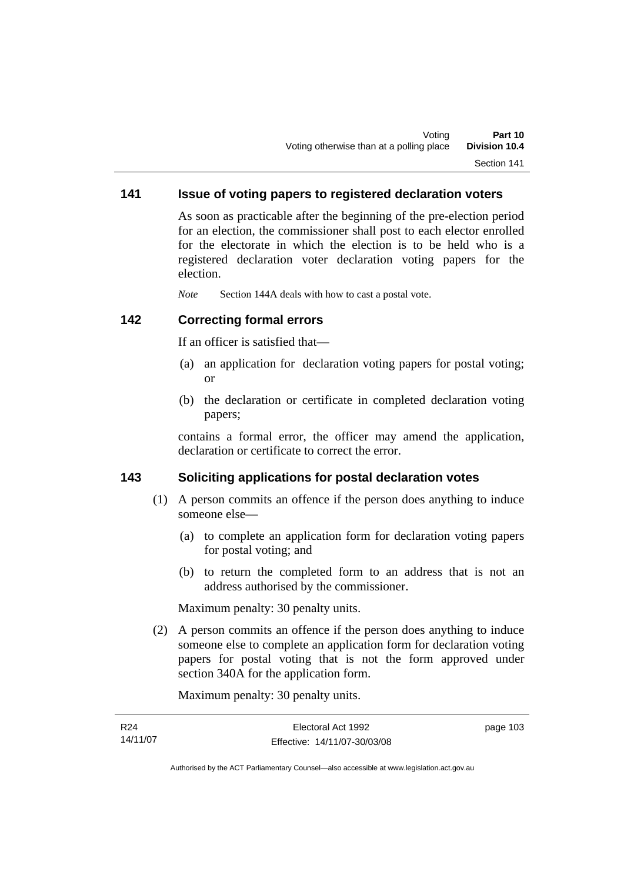## 141 Issue of voting papers to registered declaration voters

As soon as practicable after the beginning of the pre-election period for an election, the commissioner shall post to each elector enrolled for the electorate in which the election is to be held who is a registered declaration voter declaration voting papers for the election.

*Note* Section 144A deals with how to cast a postal vote.

## 142 Correcting formal errors

If an officer is satisfied that—

(a) an application for declaration voting papers for postal voting; or

(b) the declaration or certificate in completed declaration voting papers;

contains a formal error, the officer may amend the application, declaration or certificate to correct the error.

## 143 Soliciting applications for postal declaration votes

(1) A person commits an offence if the person does anything to induce someone else—

(a) to complete an application form for declaration voting papers for postal voting; and

(b) to return the completed form to an address that is not an address authorised by the commissioner.

Maximum penalty: 30 penalty units.

(2) A person commits an offence if the person does anything to induce someone else to complete an application form for declaration voting papers for postal voting that is not the form approved under section 340A for the application form.

Maximum penalty: 30 penalty units.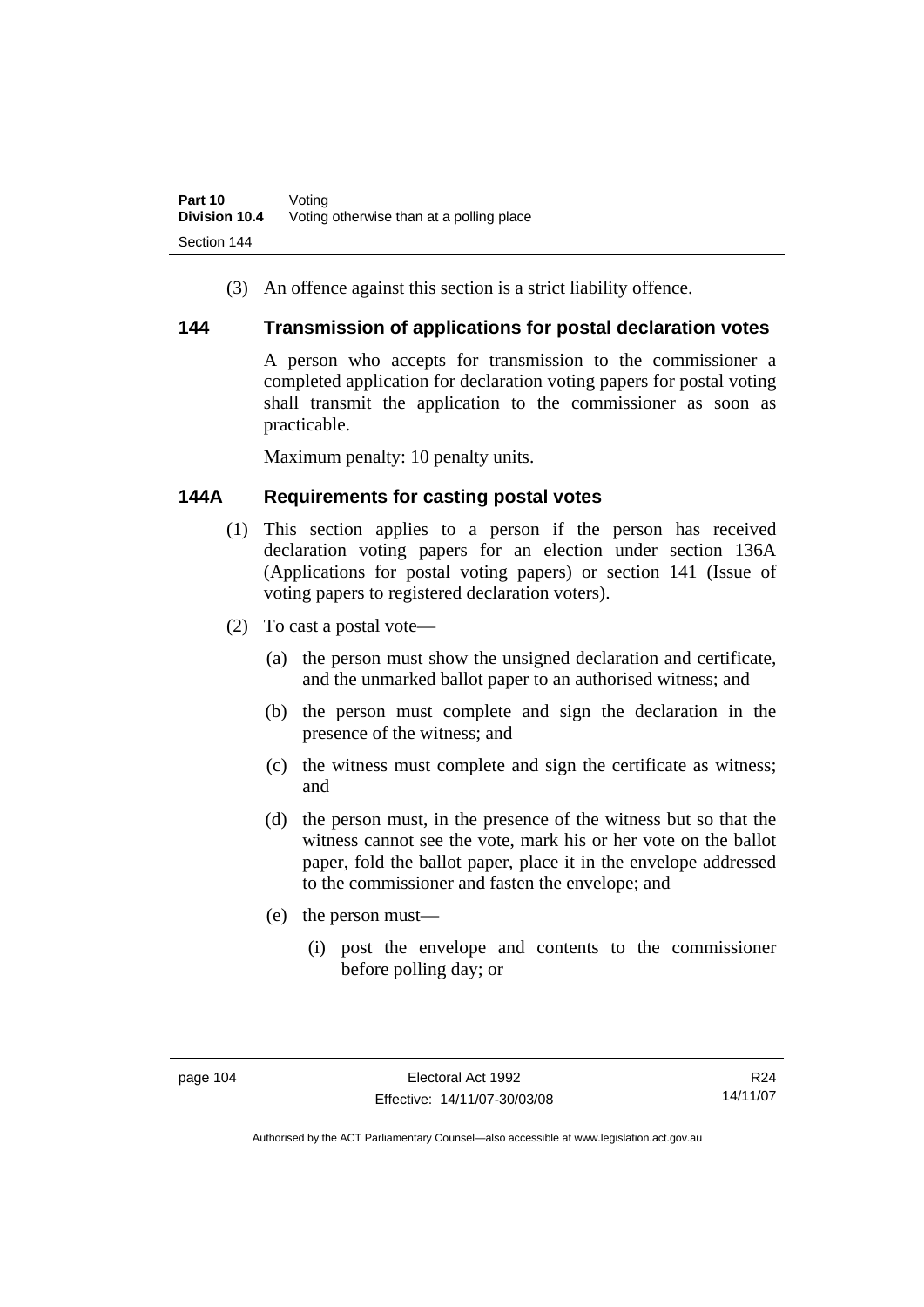(3) An offence against this section is a strict liability offence.

## 144 Transmission of applications for postal declaration votes

A person who accepts for transmission to the commissioner a completed application for declaration voting papers for postal voting shall transmit the application to the commissioner as soon as practicable.

Maximum penalty: 10 penalty units.

## 144A Requirements for casting postal votes

(1) This section applies to a person if the person has received declaration voting papers for an election under section 136A (Applications for postal voting papers) or section 141 (Issue of voting papers to registered declaration voters).

(2) To cast a postal vote—

(a) the person must show the unsigned declaration and certificate, and the unmarked ballot paper to an authorised witness; and

(b) the person must complete and sign the declaration in the presence of the witness; and

(c) the witness must complete and sign the certificate as witness; and

(d) the person must, in the presence of the witness but so that the witness cannot see the vote, mark his or her vote on the ballot paper, fold the ballot paper, place it in the envelope addressed to the commissioner and fasten the envelope; and

(e) the person must—

(i) post the envelope and contents to the commissioner before polling day; or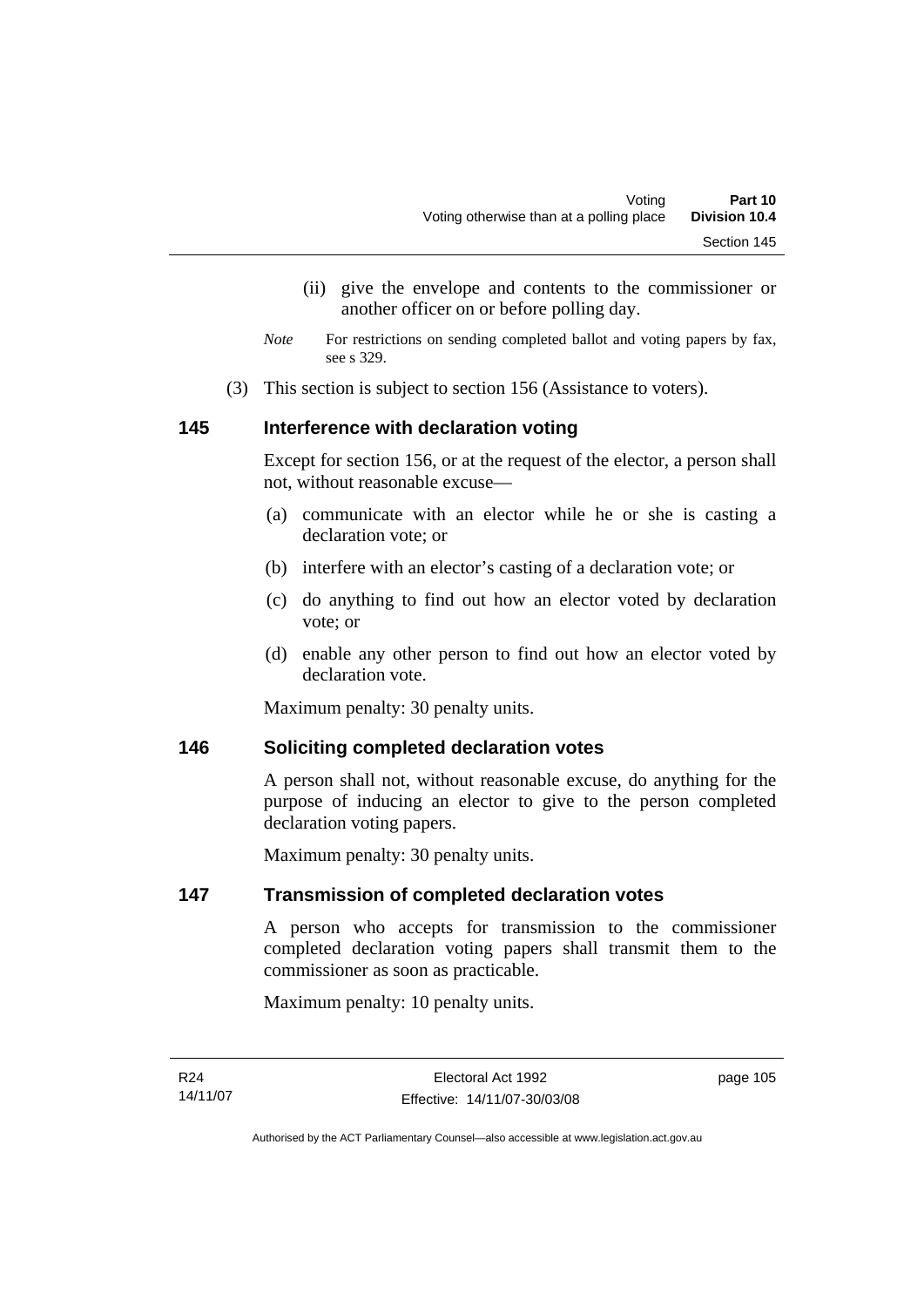(ii) give the envelope and contents to the commissioner or another officer on or before polling day.

*Note* For restrictions on sending completed ballot and voting papers by fax, see s 329.

(3) This section is subject to section 156 (Assistance to voters).

### 145 Interference with declaration voting

Except for section 156, or at the request of the elector, a person shall not, without reasonable excuse—

(a) communicate with an elector while he or she is casting a declaration vote; or

(b) interfere with an elector's casting of a declaration vote; or

(c) do anything to find out how an elector voted by declaration vote; or

(d) enable any other person to find out how an elector voted by declaration vote.

Maximum penalty: 30 penalty units.

### 146 Soliciting completed declaration votes

A person shall not, without reasonable excuse, do anything for the purpose of inducing an elector to give to the person completed declaration voting papers.

Maximum penalty: 30 penalty units.

### 147 Transmission of completed declaration votes

A person who accepts for transmission to the commissioner completed declaration voting papers shall transmit them to the commissioner as soon as practicable.

Maximum penalty: 10 penalty units.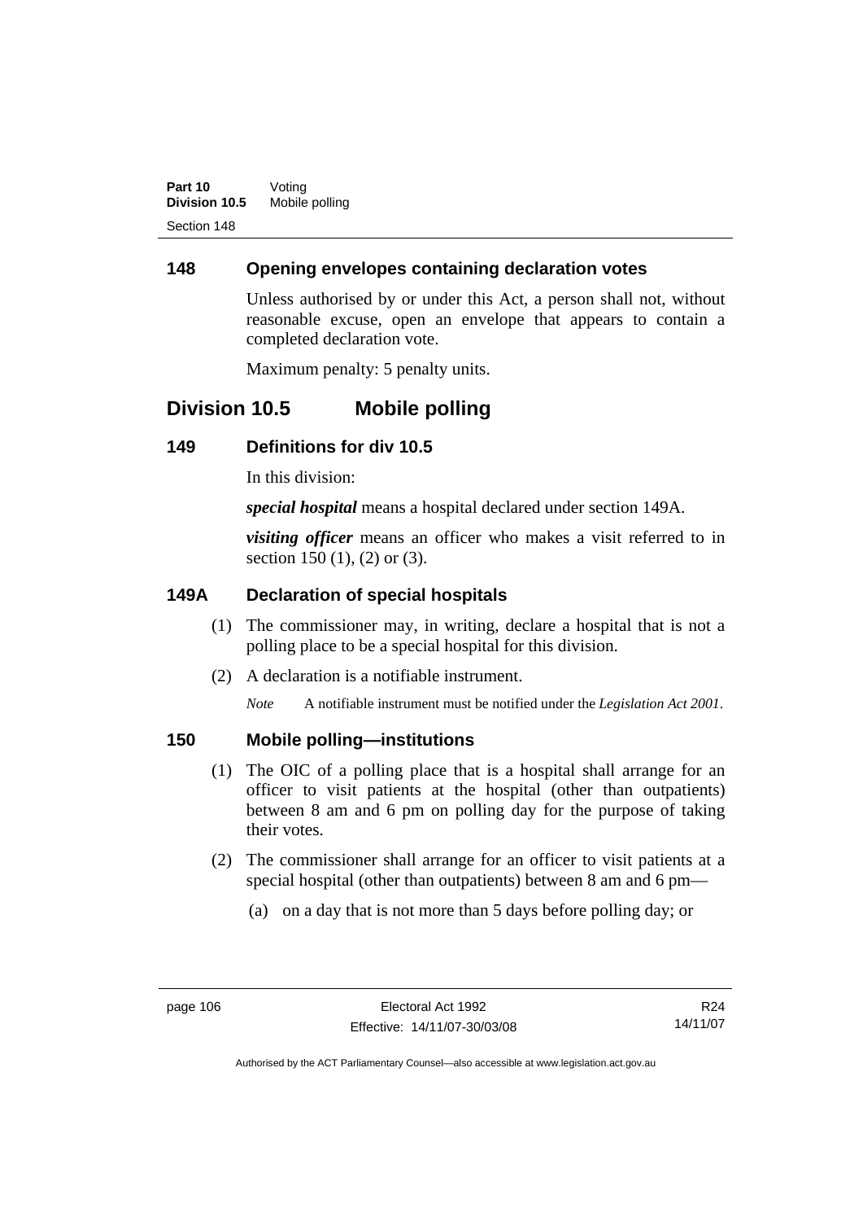### 148 Opening envelopes containing declaration votes

Unless authorised by or under this Act, a person shall not, without reasonable excuse, open an envelope that appears to contain a completed declaration vote.

Maximum penalty: 5 penalty units.

## Division 10.5 Mobile polling

### 149 Definitions for div 10.5

In this division:

***special hospital*** means a hospital declared under section 149A.

***visiting officer*** means an officer who makes a visit referred to in section 150 (1), (2) or (3).

### 149A Declaration of special hospitals

(1) The commissioner may, in writing, declare a hospital that is not a polling place to be a special hospital for this division.

(2) A declaration is a notifiable instrument.

*Note* A notifiable instrument must be notified under the *Legislation Act 2001*.

### 150 Mobile polling—institutions

(1) The OIC of a polling place that is a hospital shall arrange for an officer to visit patients at the hospital (other than outpatients) between 8 am and 6 pm on polling day for the purpose of taking their votes.

(2) The commissioner shall arrange for an officer to visit patients at a special hospital (other than outpatients) between 8 am and 6 pm—

(a) on a day that is not more than 5 days before polling day; or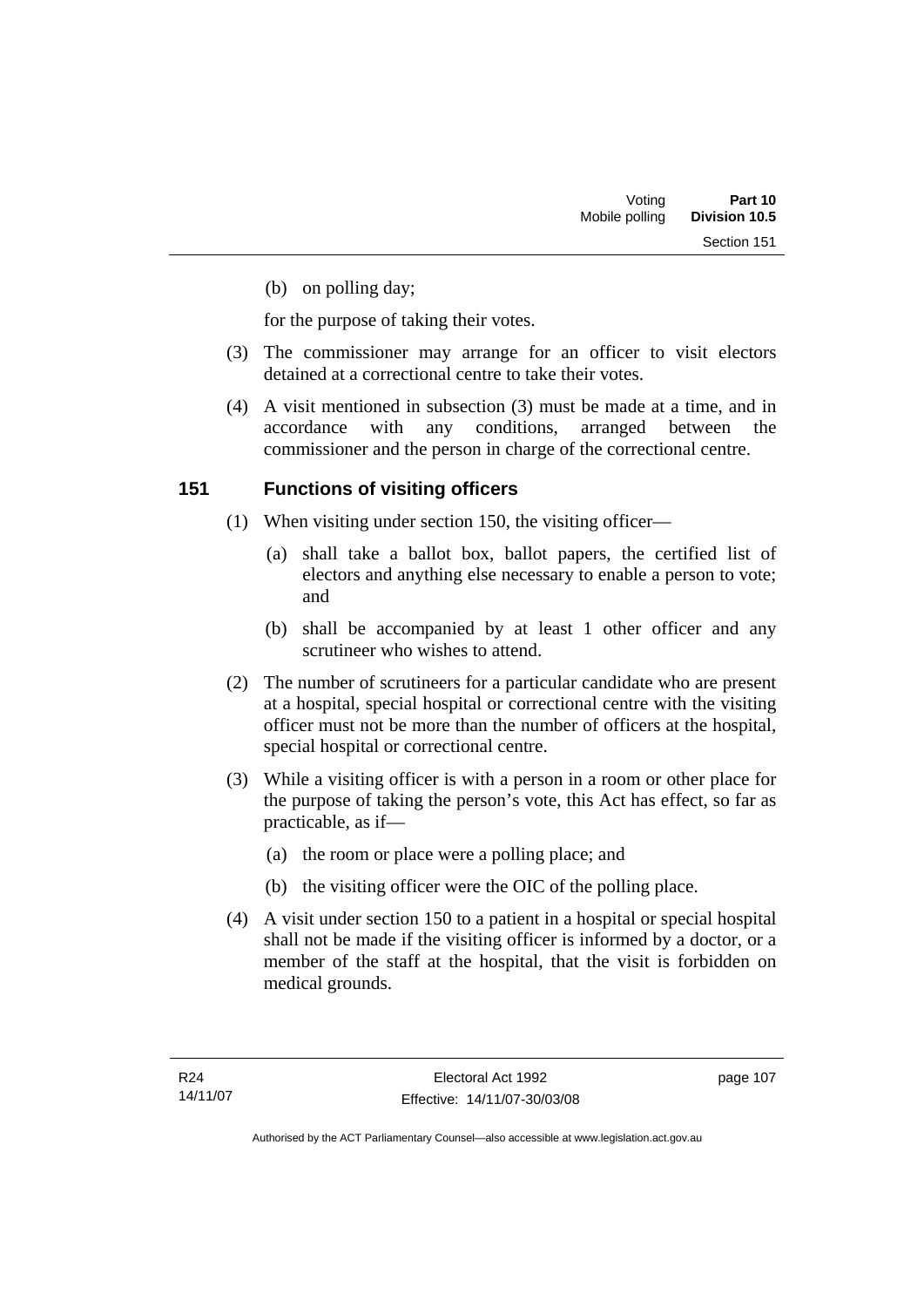(b) on polling day;

for the purpose of taking their votes.

(3) The commissioner may arrange for an officer to visit electors detained at a correctional centre to take their votes.

(4) A visit mentioned in subsection (3) must be made at a time, and in accordance with any conditions, arranged between the commissioner and the person in charge of the correctional centre.

## 151 Functions of visiting officers

(1) When visiting under section 150, the visiting officer—

(a) shall take a ballot box, ballot papers, the certified list of electors and anything else necessary to enable a person to vote; and

(b) shall be accompanied by at least 1 other officer and any scrutineer who wishes to attend.

(2) The number of scrutineers for a particular candidate who are present at a hospital, special hospital or correctional centre with the visiting officer must not be more than the number of officers at the hospital, special hospital or correctional centre.

(3) While a visiting officer is with a person in a room or other place for the purpose of taking the person's vote, this Act has effect, so far as practicable, as if—

(a) the room or place were a polling place; and

(b) the visiting officer were the OIC of the polling place.

(4) A visit under section 150 to a patient in a hospital or special hospital shall not be made if the visiting officer is informed by a doctor, or a member of the staff at the hospital, that the visit is forbidden on medical grounds.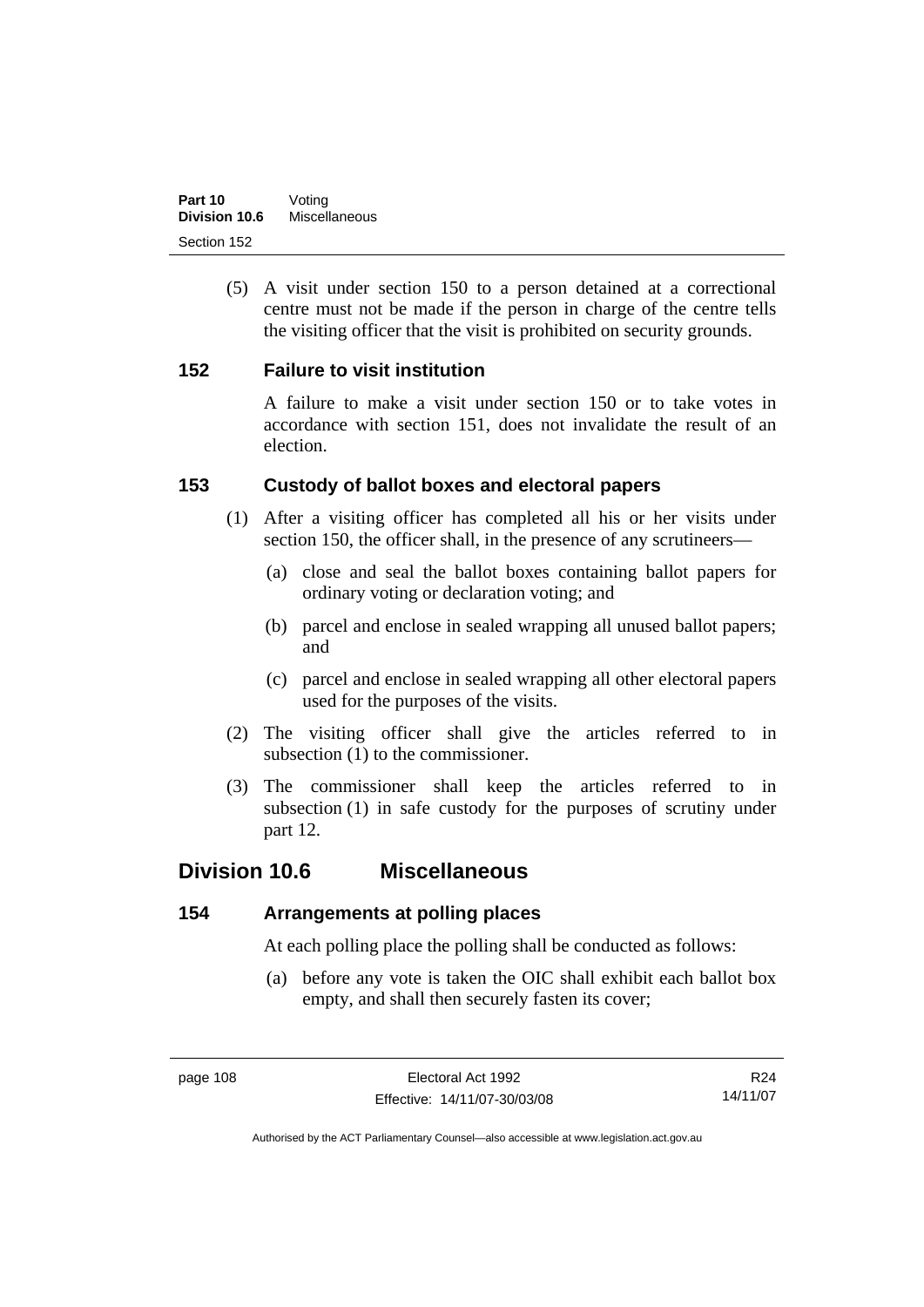(5) A visit under section 150 to a person detained at a correctional centre must not be made if the person in charge of the centre tells the visiting officer that the visit is prohibited on security grounds.

### 152 Failure to visit institution

A failure to make a visit under section 150 or to take votes in accordance with section 151, does not invalidate the result of an election.

### 153 Custody of ballot boxes and electoral papers

(1) After a visiting officer has completed all his or her visits under section 150, the officer shall, in the presence of any scrutineers—

(a) close and seal the ballot boxes containing ballot papers for ordinary voting or declaration voting; and

(b) parcel and enclose in sealed wrapping all unused ballot papers; and

(c) parcel and enclose in sealed wrapping all other electoral papers used for the purposes of the visits.

(2) The visiting officer shall give the articles referred to in subsection (1) to the commissioner.

(3) The commissioner shall keep the articles referred to in subsection (1) in safe custody for the purposes of scrutiny under part 12.

## Division 10.6 Miscellaneous

### 154 Arrangements at polling places

At each polling place the polling shall be conducted as follows:

(a) before any vote is taken the OIC shall exhibit each ballot box empty, and shall then securely fasten its cover;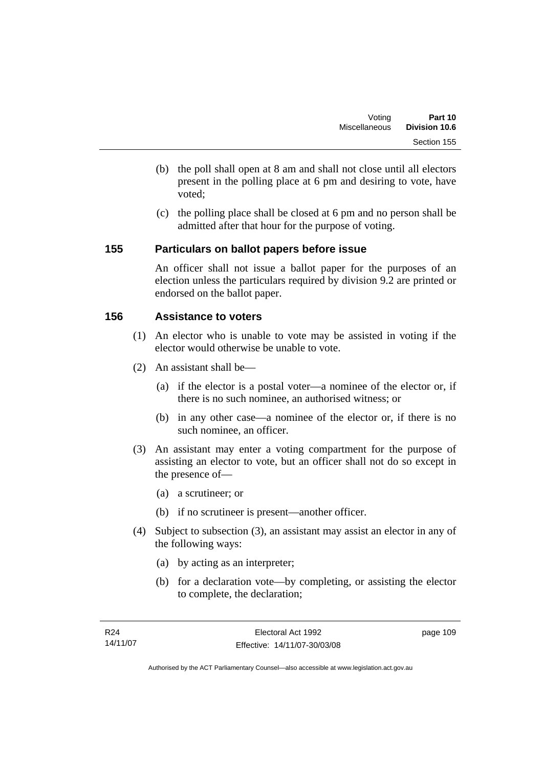(b) the poll shall open at 8 am and shall not close until all electors present in the polling place at 6 pm and desiring to vote, have voted;

(c) the polling place shall be closed at 6 pm and no person shall be admitted after that hour for the purpose of voting.

### 155 Particulars on ballot papers before issue

An officer shall not issue a ballot paper for the purposes of an election unless the particulars required by division 9.2 are printed or endorsed on the ballot paper.

### 156 Assistance to voters

(1) An elector who is unable to vote may be assisted in voting if the elector would otherwise be unable to vote.

(2) An assistant shall be—

(a) if the elector is a postal voter—a nominee of the elector or, if there is no such nominee, an authorised witness; or

(b) in any other case—a nominee of the elector or, if there is no such nominee, an officer.

(3) An assistant may enter a voting compartment for the purpose of assisting an elector to vote, but an officer shall not do so except in the presence of—

(a) a scrutineer; or

(b) if no scrutineer is present—another officer.

(4) Subject to subsection (3), an assistant may assist an elector in any of the following ways:

(a) by acting as an interpreter;

(b) for a declaration vote—by completing, or assisting the elector to complete, the declaration;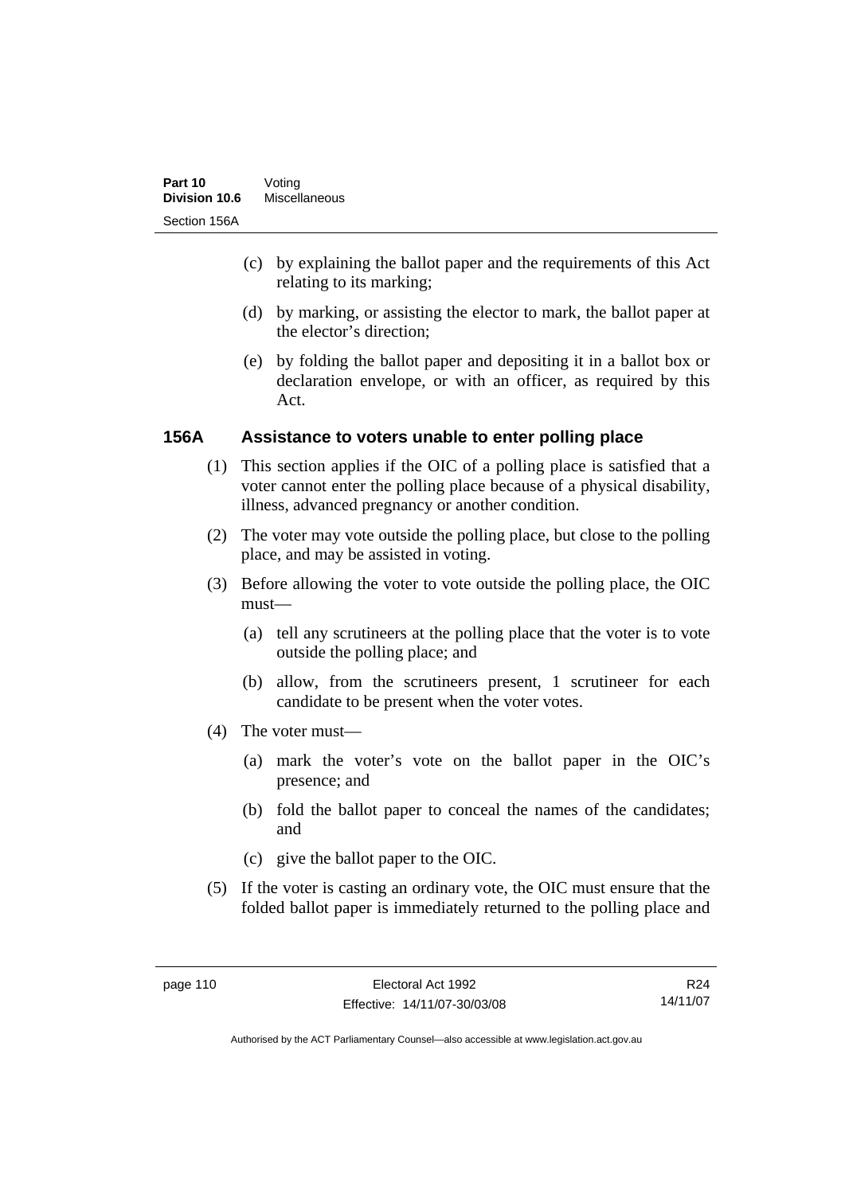(c) by explaining the ballot paper and the requirements of this Act relating to its marking;

(d) by marking, or assisting the elector to mark, the ballot paper at the elector's direction;

(e) by folding the ballot paper and depositing it in a ballot box or declaration envelope, or with an officer, as required by this Act.

### 156A Assistance to voters unable to enter polling place

(1) This section applies if the OIC of a polling place is satisfied that a voter cannot enter the polling place because of a physical disability, illness, advanced pregnancy or another condition.

(2) The voter may vote outside the polling place, but close to the polling place, and may be assisted in voting.

(3) Before allowing the voter to vote outside the polling place, the OIC must—

(a) tell any scrutineers at the polling place that the voter is to vote outside the polling place; and

(b) allow, from the scrutineers present, 1 scrutineer for each candidate to be present when the voter votes.

(4) The voter must—

(a) mark the voter's vote on the ballot paper in the OIC's presence; and

(b) fold the ballot paper to conceal the names of the candidates; and

(c) give the ballot paper to the OIC.

(5) If the voter is casting an ordinary vote, the OIC must ensure that the folded ballot paper is immediately returned to the polling place and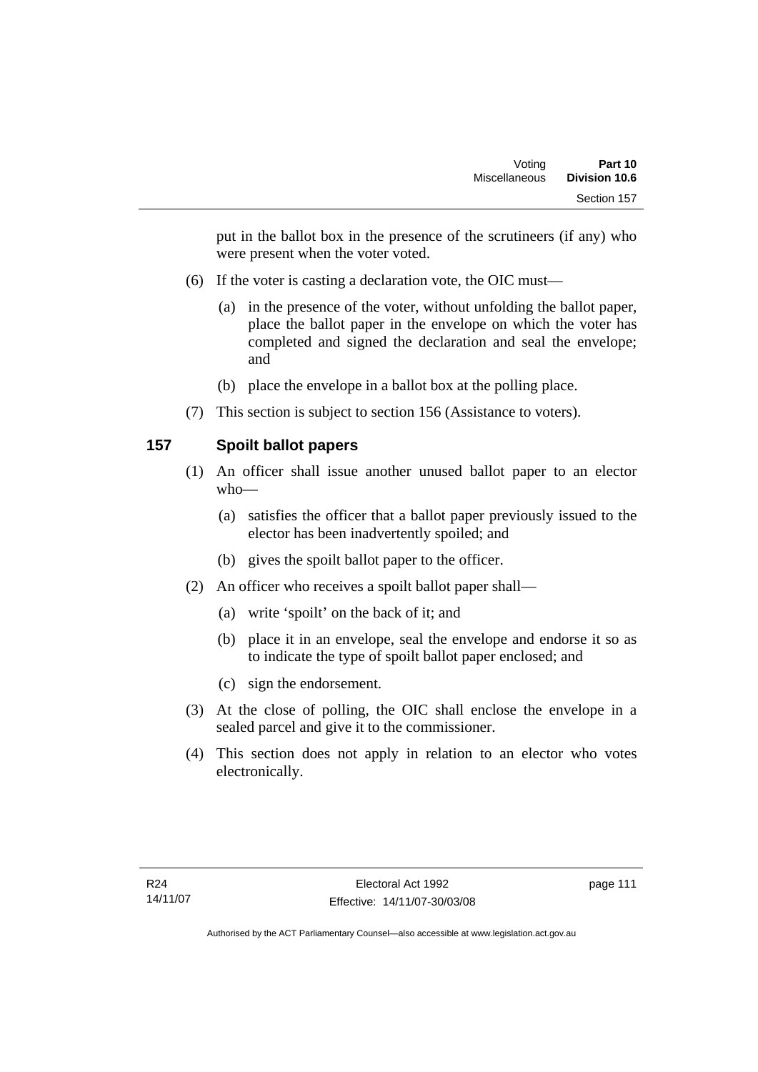put in the ballot box in the presence of the scrutineers (if any) who were present when the voter voted.

(6) If the voter is casting a declaration vote, the OIC must—

(a) in the presence of the voter, without unfolding the ballot paper, place the ballot paper in the envelope on which the voter has completed and signed the declaration and seal the envelope; and

(b) place the envelope in a ballot box at the polling place.

(7) This section is subject to section 156 (Assistance to voters).

## 157 Spoilt ballot papers

(1) An officer shall issue another unused ballot paper to an elector who—

(a) satisfies the officer that a ballot paper previously issued to the elector has been inadvertently spoiled; and

(b) gives the spoilt ballot paper to the officer.

(2) An officer who receives a spoilt ballot paper shall—

(a) write 'spoilt' on the back of it; and

(b) place it in an envelope, seal the envelope and endorse it so as to indicate the type of spoilt ballot paper enclosed; and

(c) sign the endorsement.

(3) At the close of polling, the OIC shall enclose the envelope in a sealed parcel and give it to the commissioner.

(4) This section does not apply in relation to an elector who votes electronically.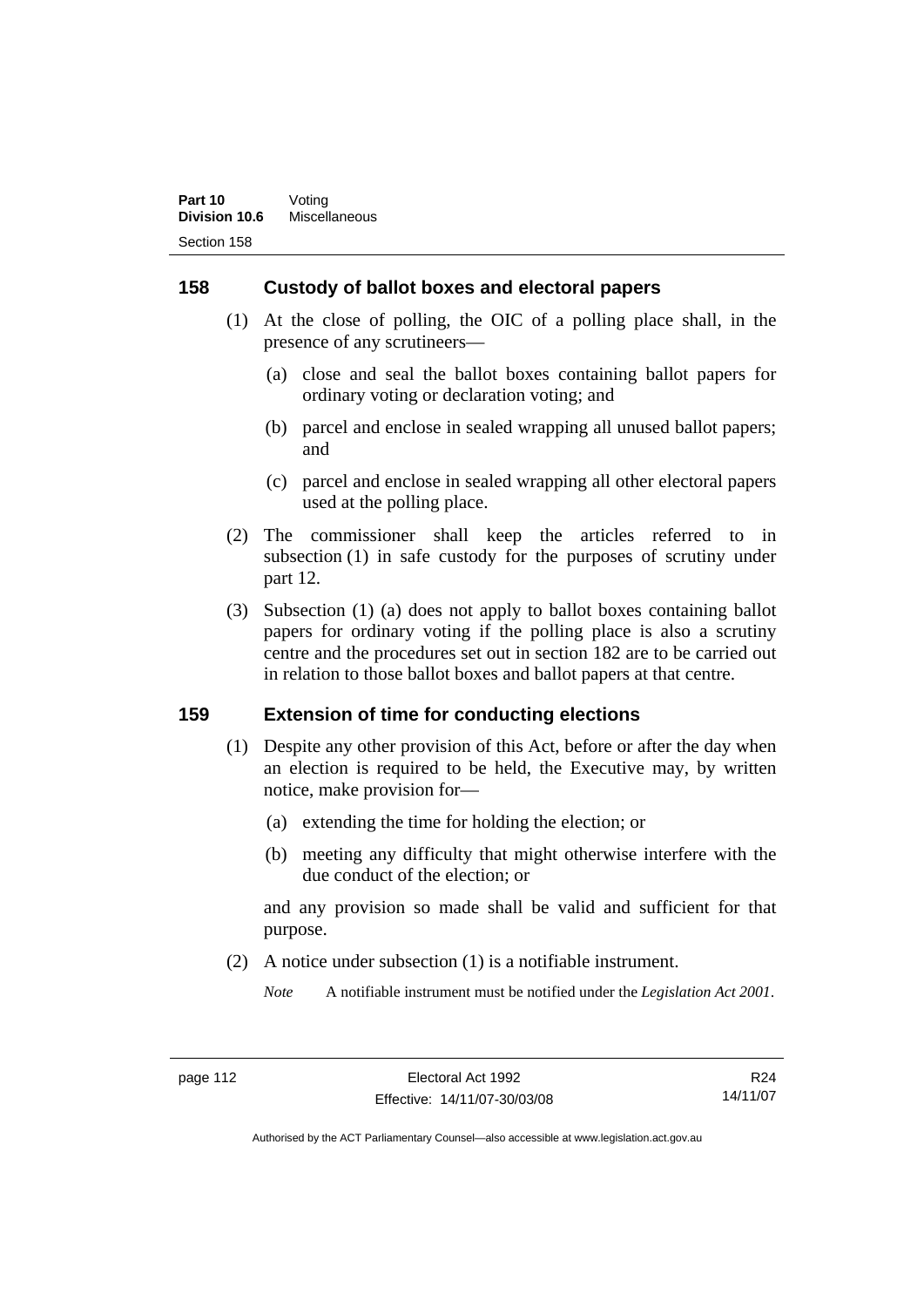## 158 Custody of ballot boxes and electoral papers

(1) At the close of polling, the OIC of a polling place shall, in the presence of any scrutineers—

(a) close and seal the ballot boxes containing ballot papers for ordinary voting or declaration voting; and

(b) parcel and enclose in sealed wrapping all unused ballot papers; and

(c) parcel and enclose in sealed wrapping all other electoral papers used at the polling place.

(2) The commissioner shall keep the articles referred to in subsection (1) in safe custody for the purposes of scrutiny under part 12.

(3) Subsection (1) (a) does not apply to ballot boxes containing ballot papers for ordinary voting if the polling place is also a scrutiny centre and the procedures set out in section 182 are to be carried out in relation to those ballot boxes and ballot papers at that centre.

## 159 Extension of time for conducting elections

(1) Despite any other provision of this Act, before or after the day when an election is required to be held, the Executive may, by written notice, make provision for—

(a) extending the time for holding the election; or

(b) meeting any difficulty that might otherwise interfere with the due conduct of the election; or

and any provision so made shall be valid and sufficient for that purpose.

(2) A notice under subsection (1) is a notifiable instrument.

*Note* A notifiable instrument must be notified under the *Legislation Act 2001*.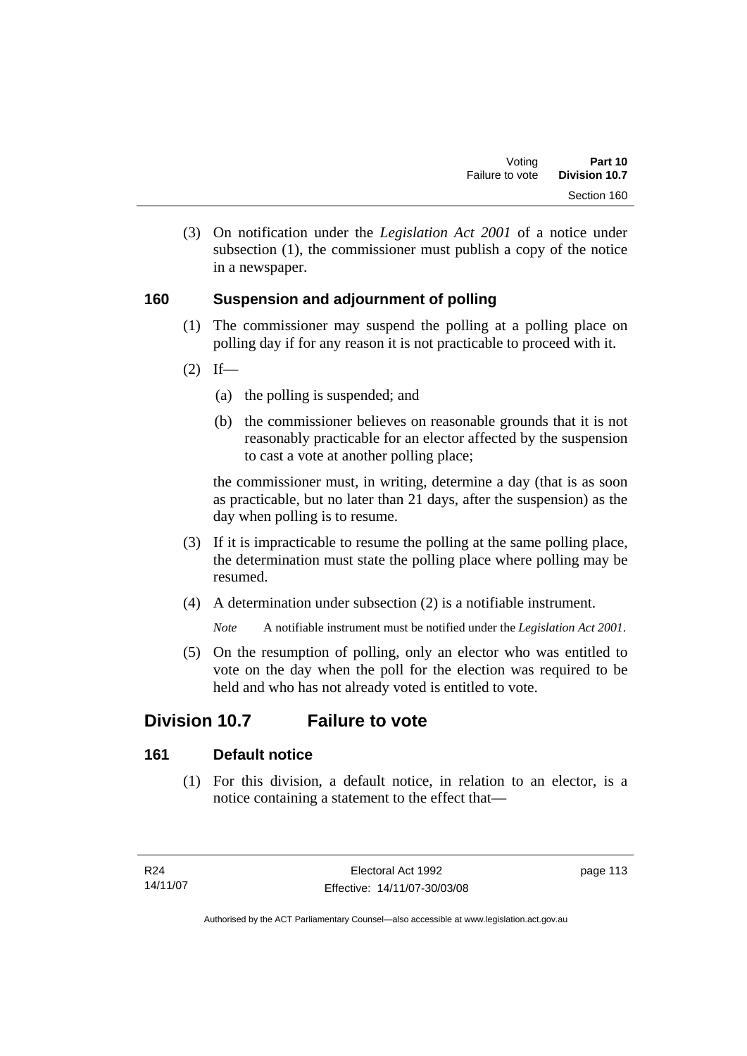(3) On notification under the *Legislation Act 2001* of a notice under subsection (1), the commissioner must publish a copy of the notice in a newspaper.

### 160 Suspension and adjournment of polling

(1) The commissioner may suspend the polling at a polling place on polling day if for any reason it is not practicable to proceed with it.

(2) If—

(a) the polling is suspended; and

(b) the commissioner believes on reasonable grounds that it is not reasonably practicable for an elector affected by the suspension to cast a vote at another polling place;

the commissioner must, in writing, determine a day (that is as soon as practicable, but no later than 21 days, after the suspension) as the day when polling is to resume.

(3) If it is impracticable to resume the polling at the same polling place, the determination must state the polling place where polling may be resumed.

(4) A determination under subsection (2) is a notifiable instrument.

*Note* A notifiable instrument must be notified under the *Legislation Act 2001*.

(5) On the resumption of polling, only an elector who was entitled to vote on the day when the poll for the election was required to be held and who has not already voted is entitled to vote.

## Division 10.7 Failure to vote

### 161 Default notice

(1) For this division, a default notice, in relation to an elector, is a notice containing a statement to the effect that—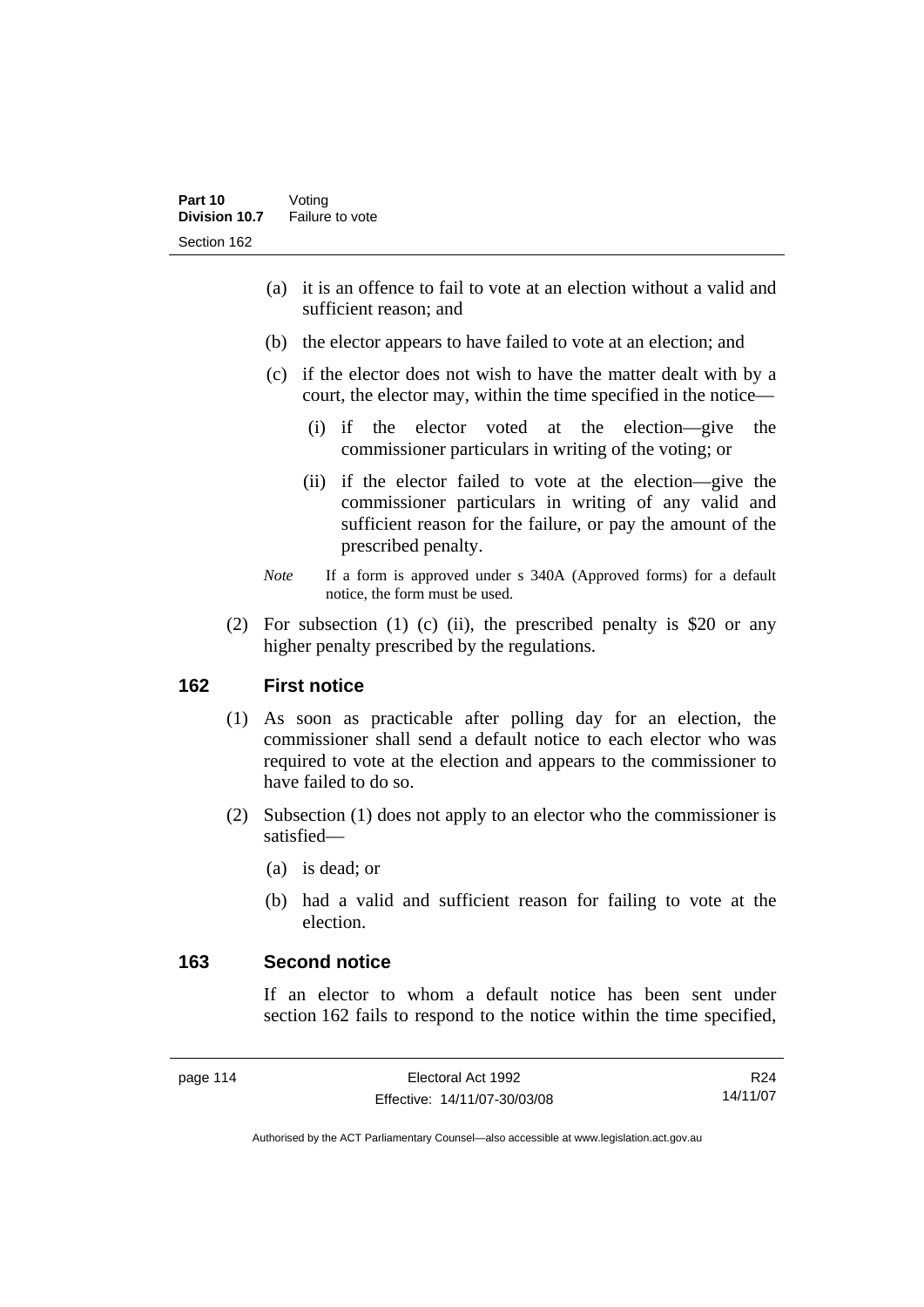(a) it is an offence to fail to vote at an election without a valid and sufficient reason; and

(b) the elector appears to have failed to vote at an election; and

(c) if the elector does not wish to have the matter dealt with by a court, the elector may, within the time specified in the notice—

(i) if the elector voted at the election—give the commissioner particulars in writing of the voting; or

(ii) if the elector failed to vote at the election—give the commissioner particulars in writing of any valid and sufficient reason for the failure, or pay the amount of the prescribed penalty.

*Note* If a form is approved under s 340A (Approved forms) for a default notice, the form must be used.

(2) For subsection (1) (c) (ii), the prescribed penalty is $20 or any higher penalty prescribed by the regulations.

## 162 First notice

(1) As soon as practicable after polling day for an election, the commissioner shall send a default notice to each elector who was required to vote at the election and appears to the commissioner to have failed to do so.

(2) Subsection (1) does not apply to an elector who the commissioner is satisfied—

(a) is dead; or

(b) had a valid and sufficient reason for failing to vote at the election.

## 163 Second notice

If an elector to whom a default notice has been sent under section 162 fails to respond to the notice within the time specified,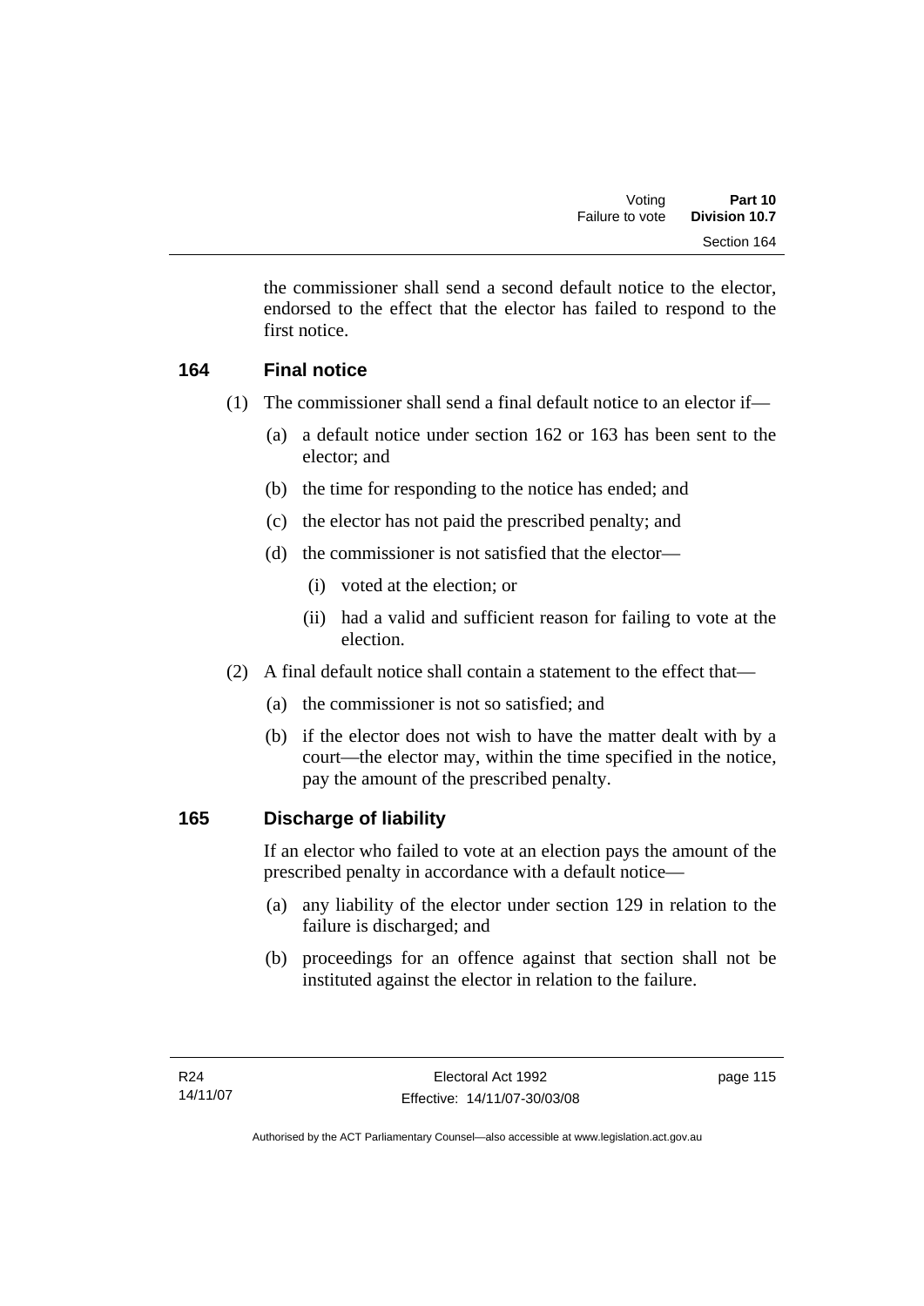the commissioner shall send a second default notice to the elector, endorsed to the effect that the elector has failed to respond to the first notice.

### 164 Final notice

(1) The commissioner shall send a final default notice to an elector if—

(a) a default notice under section 162 or 163 has been sent to the elector; and

(b) the time for responding to the notice has ended; and

(c) the elector has not paid the prescribed penalty; and

(d) the commissioner is not satisfied that the elector—

(i) voted at the election; or

(ii) had a valid and sufficient reason for failing to vote at the election.

(2) A final default notice shall contain a statement to the effect that—

(a) the commissioner is not so satisfied; and

(b) if the elector does not wish to have the matter dealt with by a court—the elector may, within the time specified in the notice, pay the amount of the prescribed penalty.

### 165 Discharge of liability

If an elector who failed to vote at an election pays the amount of the prescribed penalty in accordance with a default notice—

(a) any liability of the elector under section 129 in relation to the failure is discharged; and

(b) proceedings for an offence against that section shall not be instituted against the elector in relation to the failure.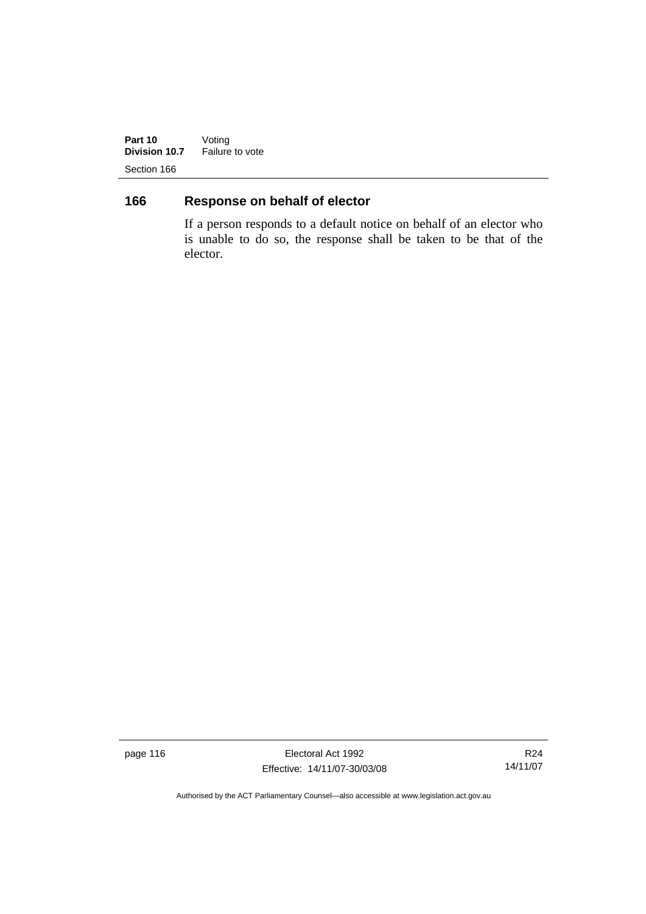## 166 Response on behalf of elector

If a person responds to a default notice on behalf of an elector who is unable to do so, the response shall be taken to be that of the elector.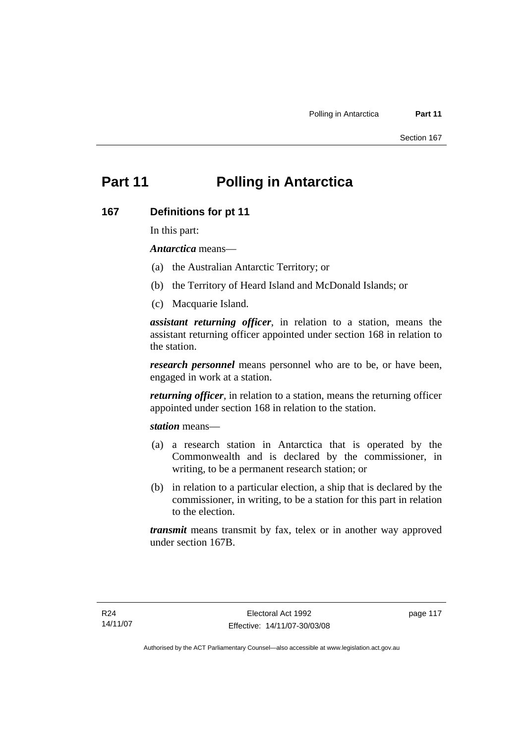# Part 11 Polling in Antarctica

## 167 Definitions for pt 11

In this part:

***Antarctica*** means—

(a) the Australian Antarctic Territory; or

(b) the Territory of Heard Island and McDonald Islands; or

(c) Macquarie Island.

***assistant returning officer***, in relation to a station, means the assistant returning officer appointed under section 168 in relation to the station.

***research personnel*** means personnel who are to be, or have been, engaged in work at a station.

***returning officer***, in relation to a station, means the returning officer appointed under section 168 in relation to the station.

***station*** means—

(a) a research station in Antarctica that is operated by the Commonwealth and is declared by the commissioner, in writing, to be a permanent research station; or

(b) in relation to a particular election, a ship that is declared by the commissioner, in writing, to be a station for this part in relation to the election.

***transmit*** means transmit by fax, telex or in another way approved under section 167B.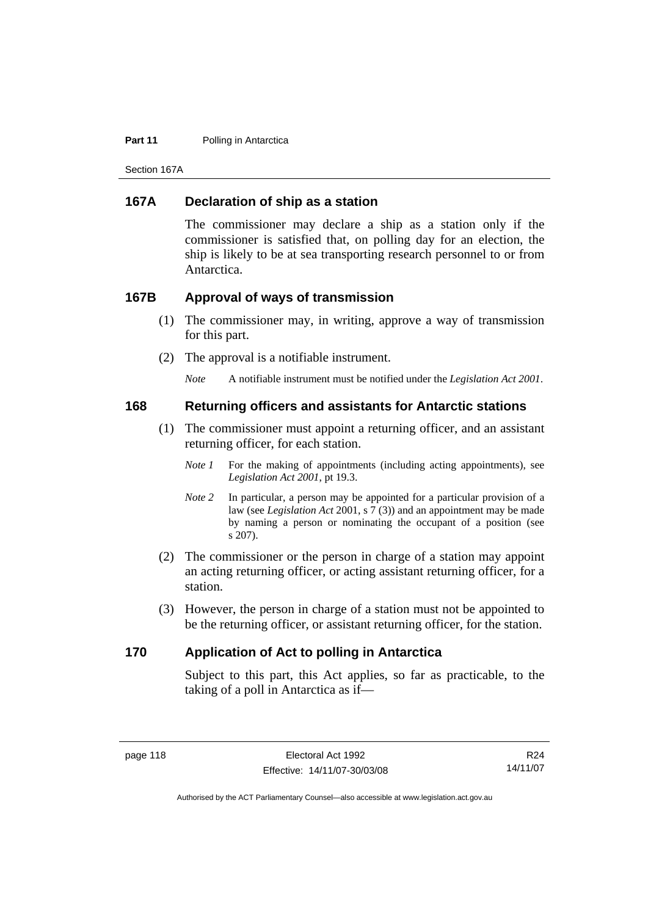## 167A Declaration of ship as a station

The commissioner may declare a ship as a station only if the commissioner is satisfied that, on polling day for an election, the ship is likely to be at sea transporting research personnel to or from Antarctica.

## 167B Approval of ways of transmission

(1) The commissioner may, in writing, approve a way of transmission for this part.

(2) The approval is a notifiable instrument.

*Note* A notifiable instrument must be notified under the *Legislation Act 2001*.

## 168 Returning officers and assistants for Antarctic stations

(1) The commissioner must appoint a returning officer, and an assistant returning officer, for each station.

*Note 1* For the making of appointments (including acting appointments), see *Legislation Act 2001*, pt 19.3.

*Note 2* In particular, a person may be appointed for a particular provision of a law (see *Legislation Act* 2001, s 7 (3)) and an appointment may be made by naming a person or nominating the occupant of a position (see s 207).

(2) The commissioner or the person in charge of a station may appoint an acting returning officer, or acting assistant returning officer, for a station.

(3) However, the person in charge of a station must not be appointed to be the returning officer, or assistant returning officer, for the station.

## 170 Application of Act to polling in Antarctica

Subject to this part, this Act applies, so far as practicable, to the taking of a poll in Antarctica as if—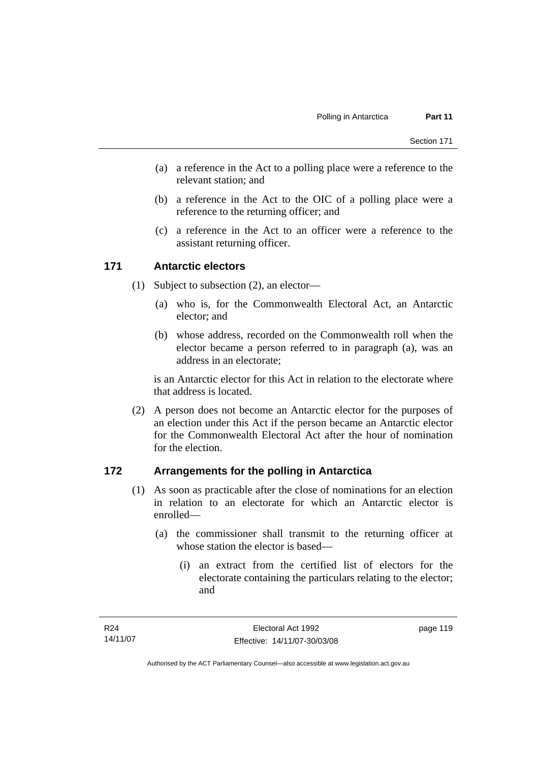(a) a reference in the Act to a polling place were a reference to the relevant station; and

(b) a reference in the Act to the OIC of a polling place were a reference to the returning officer; and

(c) a reference in the Act to an officer were a reference to the assistant returning officer.

## 171 Antarctic electors

(1) Subject to subsection (2), an elector—

(a) who is, for the Commonwealth Electoral Act, an Antarctic elector; and

(b) whose address, recorded on the Commonwealth roll when the elector became a person referred to in paragraph (a), was an address in an electorate;

is an Antarctic elector for this Act in relation to the electorate where that address is located.

(2) A person does not become an Antarctic elector for the purposes of an election under this Act if the person became an Antarctic elector for the Commonwealth Electoral Act after the hour of nomination for the election.

## 172 Arrangements for the polling in Antarctica

(1) As soon as practicable after the close of nominations for an election in relation to an electorate for which an Antarctic elector is enrolled—

(a) the commissioner shall transmit to the returning officer at whose station the elector is based—

(i) an extract from the certified list of electors for the electorate containing the particulars relating to the elector; and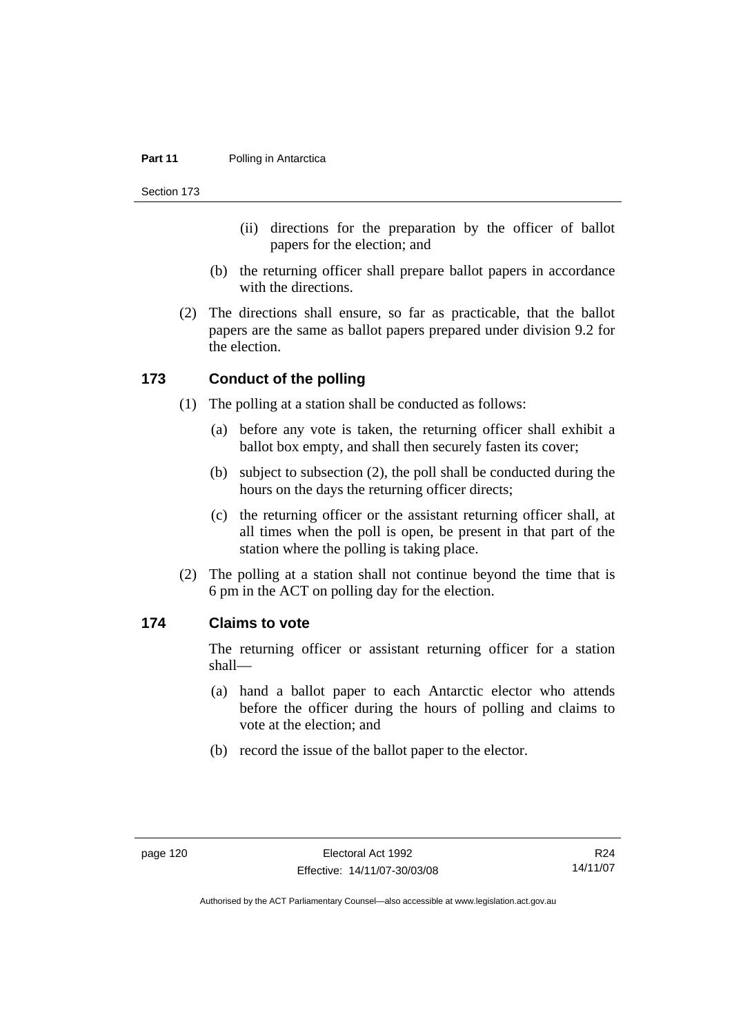(ii) directions for the preparation by the officer of ballot papers for the election; and

(b) the returning officer shall prepare ballot papers in accordance with the directions.

(2) The directions shall ensure, so far as practicable, that the ballot papers are the same as ballot papers prepared under division 9.2 for the election.

## 173 Conduct of the polling

(1) The polling at a station shall be conducted as follows:

(a) before any vote is taken, the returning officer shall exhibit a ballot box empty, and shall then securely fasten its cover;

(b) subject to subsection (2), the poll shall be conducted during the hours on the days the returning officer directs;

(c) the returning officer or the assistant returning officer shall, at all times when the poll is open, be present in that part of the station where the polling is taking place.

(2) The polling at a station shall not continue beyond the time that is 6 pm in the ACT on polling day for the election.

## 174 Claims to vote

The returning officer or assistant returning officer for a station shall—

(a) hand a ballot paper to each Antarctic elector who attends before the officer during the hours of polling and claims to vote at the election; and

(b) record the issue of the ballot paper to the elector.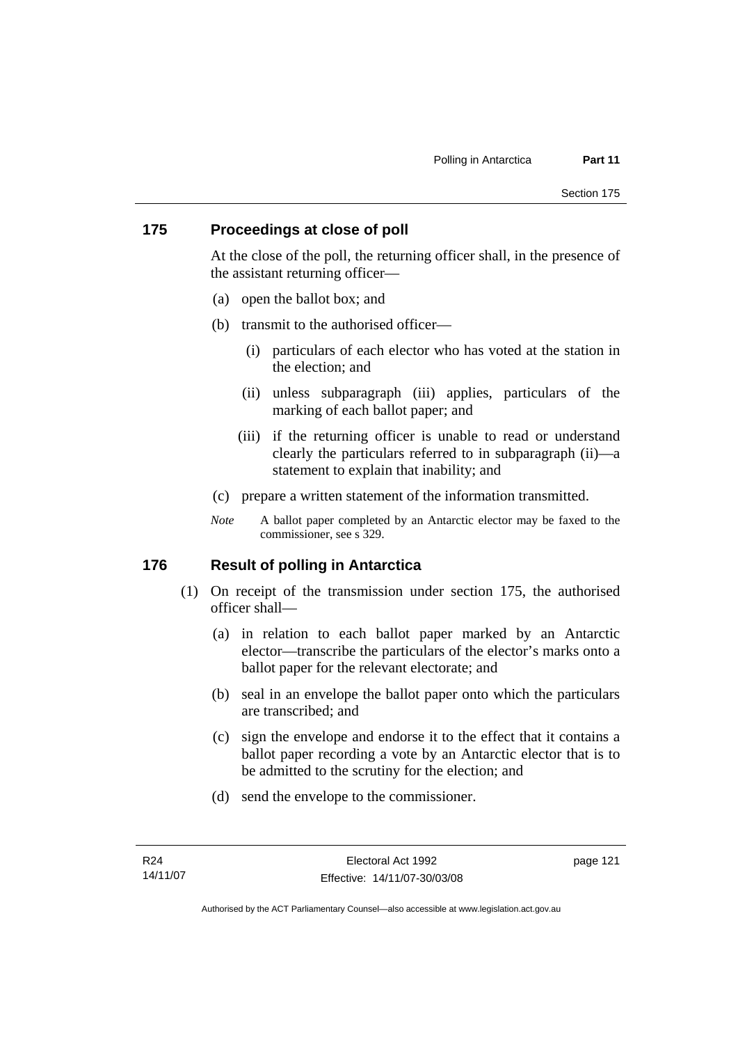## 175 Proceedings at close of poll

At the close of the poll, the returning officer shall, in the presence of the assistant returning officer—

(a) open the ballot box; and

(b) transmit to the authorised officer—

  (i) particulars of each elector who has voted at the station in the election; and

  (ii) unless subparagraph (iii) applies, particulars of the marking of each ballot paper; and

  (iii) if the returning officer is unable to read or understand clearly the particulars referred to in subparagraph (ii)—a statement to explain that inability; and

(c) prepare a written statement of the information transmitted.

*Note* A ballot paper completed by an Antarctic elector may be faxed to the commissioner, see s 329.

## 176 Result of polling in Antarctica

(1) On receipt of the transmission under section 175, the authorised officer shall—

  (a) in relation to each ballot paper marked by an Antarctic elector—transcribe the particulars of the elector's marks onto a ballot paper for the relevant electorate; and

  (b) seal in an envelope the ballot paper onto which the particulars are transcribed; and

  (c) sign the envelope and endorse it to the effect that it contains a ballot paper recording a vote by an Antarctic elector that is to be admitted to the scrutiny for the election; and

  (d) send the envelope to the commissioner.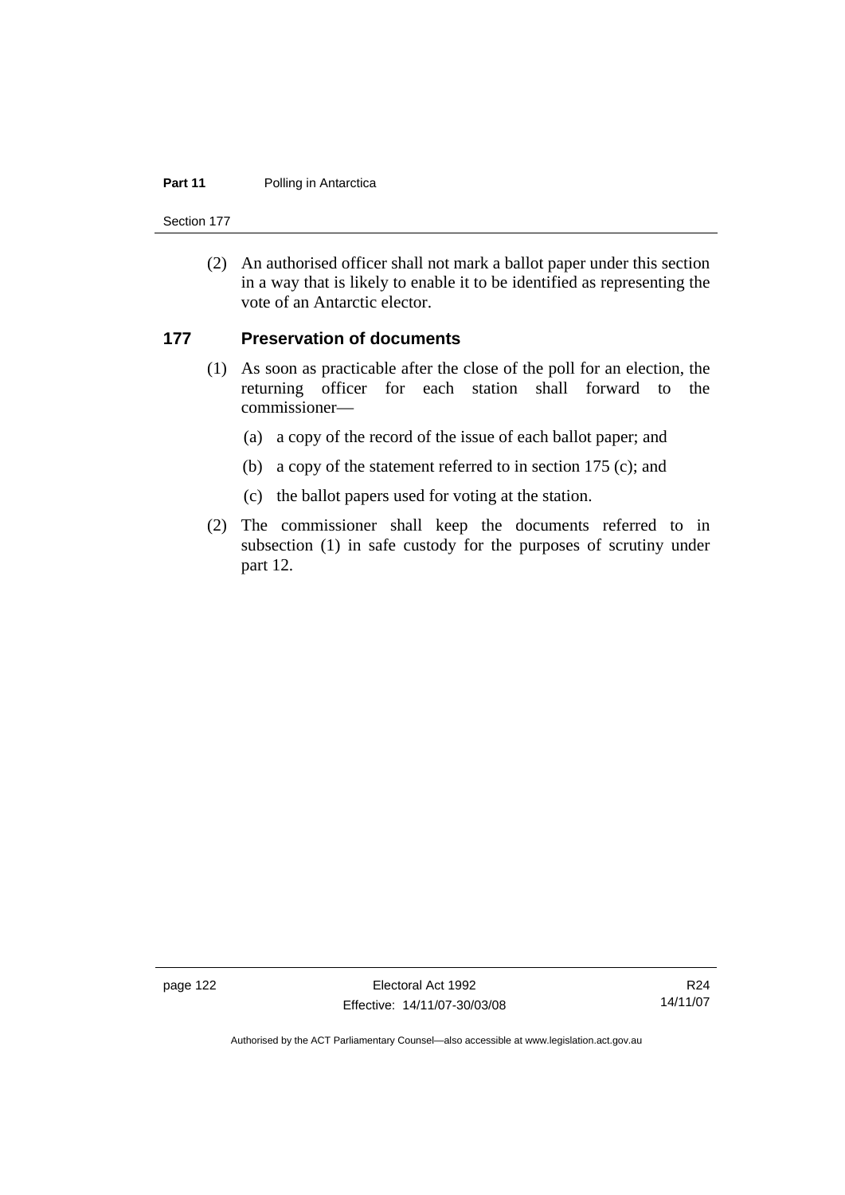(2) An authorised officer shall not mark a ballot paper under this section in a way that is likely to enable it to be identified as representing the vote of an Antarctic elector.

## 177 Preservation of documents

(1) As soon as practicable after the close of the poll for an election, the returning officer for each station shall forward to the commissioner—

(a) a copy of the record of the issue of each ballot paper; and

(b) a copy of the statement referred to in section 175 (c); and

(c) the ballot papers used for voting at the station.

(2) The commissioner shall keep the documents referred to in subsection (1) in safe custody for the purposes of scrutiny under part 12.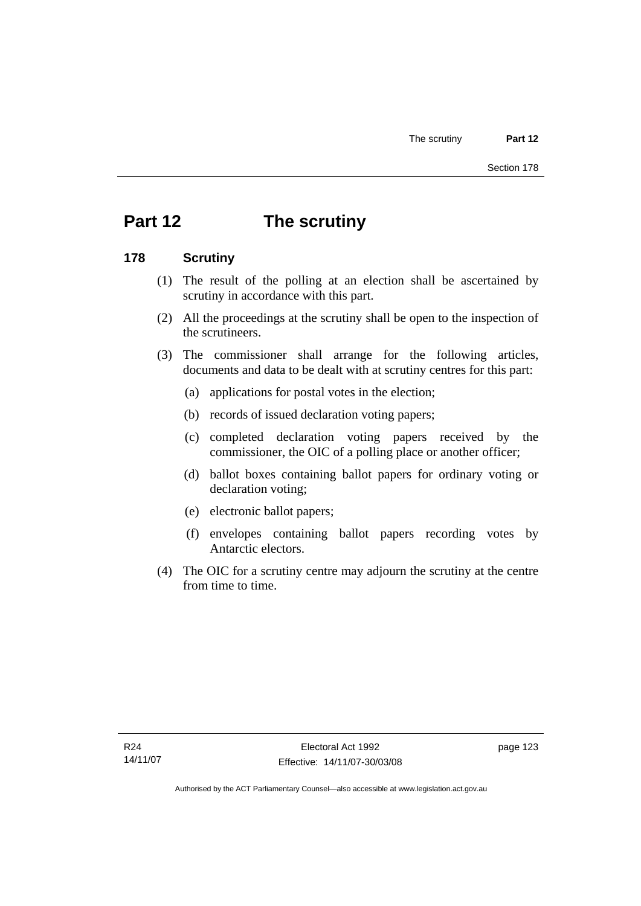# Part 12 The scrutiny

## 178 Scrutiny

(1) The result of the polling at an election shall be ascertained by scrutiny in accordance with this part.

(2) All the proceedings at the scrutiny shall be open to the inspection of the scrutineers.

(3) The commissioner shall arrange for the following articles, documents and data to be dealt with at scrutiny centres for this part:

(a) applications for postal votes in the election;

(b) records of issued declaration voting papers;

(c) completed declaration voting papers received by the commissioner, the OIC of a polling place or another officer;

(d) ballot boxes containing ballot papers for ordinary voting or declaration voting;

(e) electronic ballot papers;

(f) envelopes containing ballot papers recording votes by Antarctic electors.

(4) The OIC for a scrutiny centre may adjourn the scrutiny at the centre from time to time.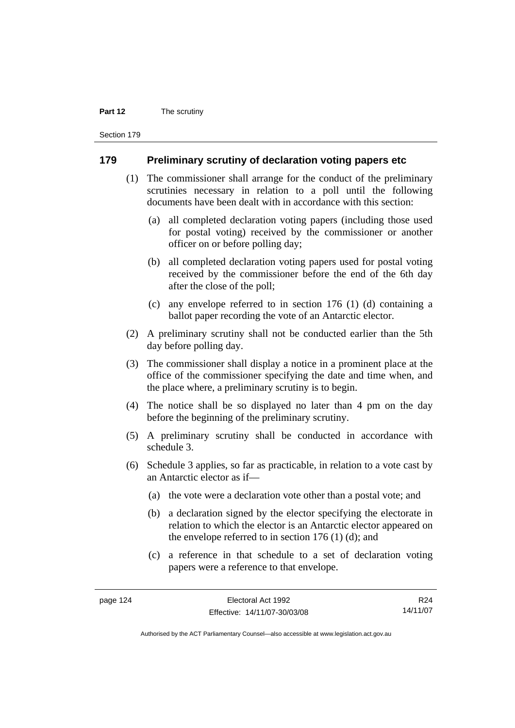## 179 Preliminary scrutiny of declaration voting papers etc

(1) The commissioner shall arrange for the conduct of the preliminary scrutinies necessary in relation to a poll until the following documents have been dealt with in accordance with this section:

(a) all completed declaration voting papers (including those used for postal voting) received by the commissioner or another officer on or before polling day;

(b) all completed declaration voting papers used for postal voting received by the commissioner before the end of the 6th day after the close of the poll;

(c) any envelope referred to in section 176 (1) (d) containing a ballot paper recording the vote of an Antarctic elector.

(2) A preliminary scrutiny shall not be conducted earlier than the 5th day before polling day.

(3) The commissioner shall display a notice in a prominent place at the office of the commissioner specifying the date and time when, and the place where, a preliminary scrutiny is to begin.

(4) The notice shall be so displayed no later than 4 pm on the day before the beginning of the preliminary scrutiny.

(5) A preliminary scrutiny shall be conducted in accordance with schedule 3.

(6) Schedule 3 applies, so far as practicable, in relation to a vote cast by an Antarctic elector as if—

(a) the vote were a declaration vote other than a postal vote; and

(b) a declaration signed by the elector specifying the electorate in relation to which the elector is an Antarctic elector appeared on the envelope referred to in section 176 (1) (d); and

(c) a reference in that schedule to a set of declaration voting papers were a reference to that envelope.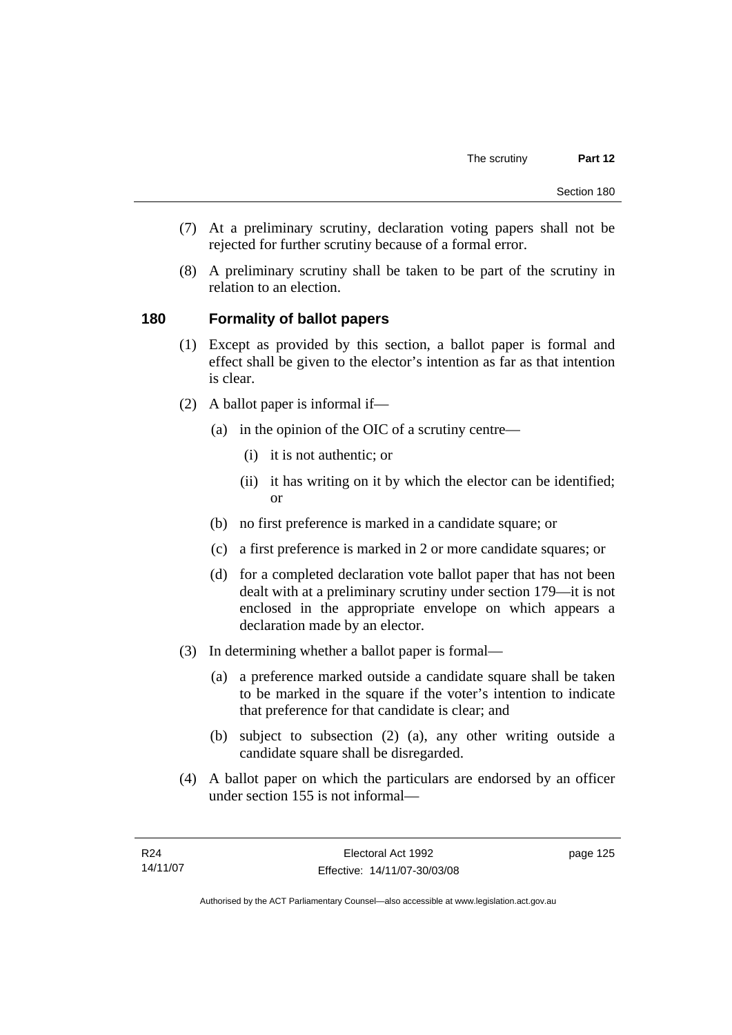(7) At a preliminary scrutiny, declaration voting papers shall not be rejected for further scrutiny because of a formal error.

(8) A preliminary scrutiny shall be taken to be part of the scrutiny in relation to an election.

### 180 Formality of ballot papers

(1) Except as provided by this section, a ballot paper is formal and effect shall be given to the elector's intention as far as that intention is clear.

(2) A ballot paper is informal if—

(a) in the opinion of the OIC of a scrutiny centre—

(i) it is not authentic; or

(ii) it has writing on it by which the elector can be identified; or

(b) no first preference is marked in a candidate square; or

(c) a first preference is marked in 2 or more candidate squares; or

(d) for a completed declaration vote ballot paper that has not been dealt with at a preliminary scrutiny under section 179—it is not enclosed in the appropriate envelope on which appears a declaration made by an elector.

(3) In determining whether a ballot paper is formal—

(a) a preference marked outside a candidate square shall be taken to be marked in the square if the voter's intention to indicate that preference for that candidate is clear; and

(b) subject to subsection (2) (a), any other writing outside a candidate square shall be disregarded.

(4) A ballot paper on which the particulars are endorsed by an officer under section 155 is not informal—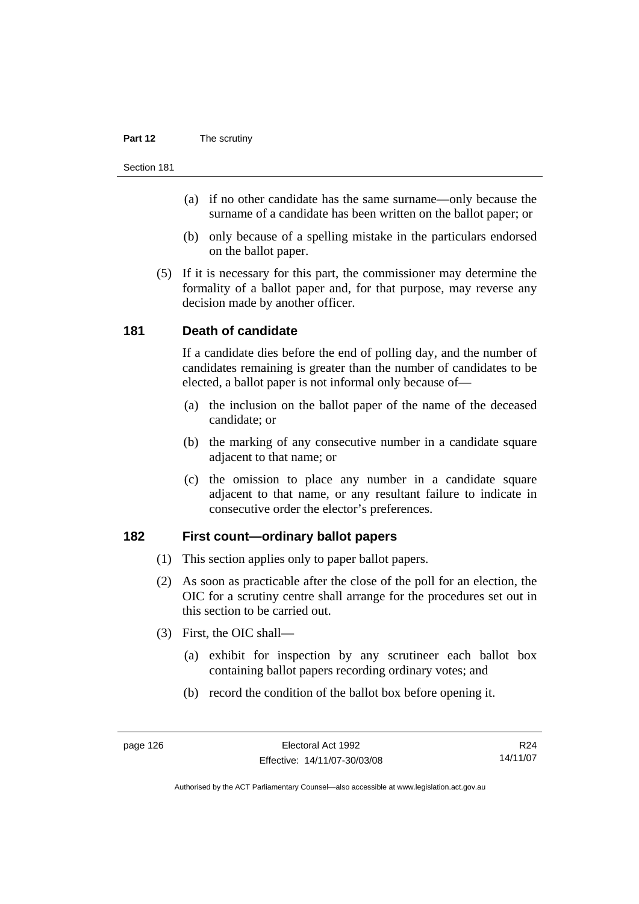(a) if no other candidate has the same surname—only because the surname of a candidate has been written on the ballot paper; or

(b) only because of a spelling mistake in the particulars endorsed on the ballot paper.

(5) If it is necessary for this part, the commissioner may determine the formality of a ballot paper and, for that purpose, may reverse any decision made by another officer.

## 181 Death of candidate

If a candidate dies before the end of polling day, and the number of candidates remaining is greater than the number of candidates to be elected, a ballot paper is not informal only because of—

(a) the inclusion on the ballot paper of the name of the deceased candidate; or

(b) the marking of any consecutive number in a candidate square adjacent to that name; or

(c) the omission to place any number in a candidate square adjacent to that name, or any resultant failure to indicate in consecutive order the elector's preferences.

## 182 First count—ordinary ballot papers

(1) This section applies only to paper ballot papers.

(2) As soon as practicable after the close of the poll for an election, the OIC for a scrutiny centre shall arrange for the procedures set out in this section to be carried out.

(3) First, the OIC shall—

(a) exhibit for inspection by any scrutineer each ballot box containing ballot papers recording ordinary votes; and

(b) record the condition of the ballot box before opening it.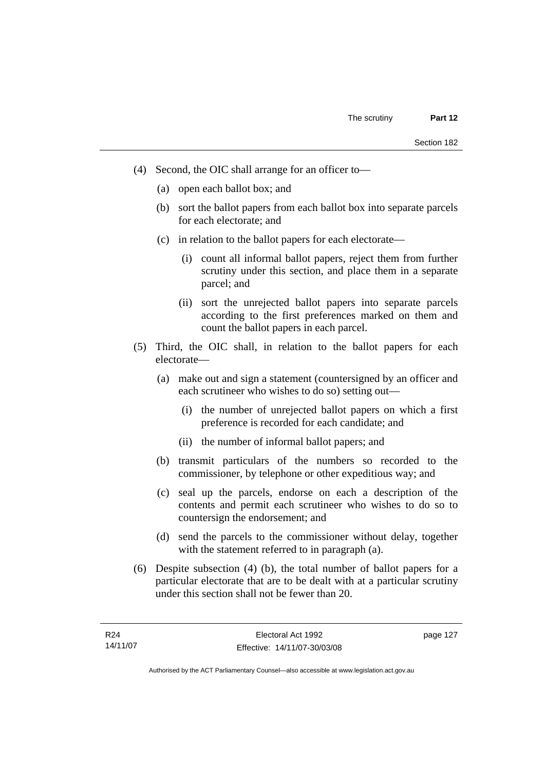(4) Second, the OIC shall arrange for an officer to—

  (a) open each ballot box; and

  (b) sort the ballot papers from each ballot box into separate parcels for each electorate; and

  (c) in relation to the ballot papers for each electorate—

    (i) count all informal ballot papers, reject them from further scrutiny under this section, and place them in a separate parcel; and

    (ii) sort the unrejected ballot papers into separate parcels according to the first preferences marked on them and count the ballot papers in each parcel.

(5) Third, the OIC shall, in relation to the ballot papers for each electorate—

  (a) make out and sign a statement (countersigned by an officer and each scrutineer who wishes to do so) setting out—

    (i) the number of unrejected ballot papers on which a first preference is recorded for each candidate; and

    (ii) the number of informal ballot papers; and

  (b) transmit particulars of the numbers so recorded to the commissioner, by telephone or other expeditious way; and

  (c) seal up the parcels, endorse on each a description of the contents and permit each scrutineer who wishes to do so to countersign the endorsement; and

  (d) send the parcels to the commissioner without delay, together with the statement referred to in paragraph (a).

(6) Despite subsection (4) (b), the total number of ballot papers for a particular electorate that are to be dealt with at a particular scrutiny under this section shall not be fewer than 20.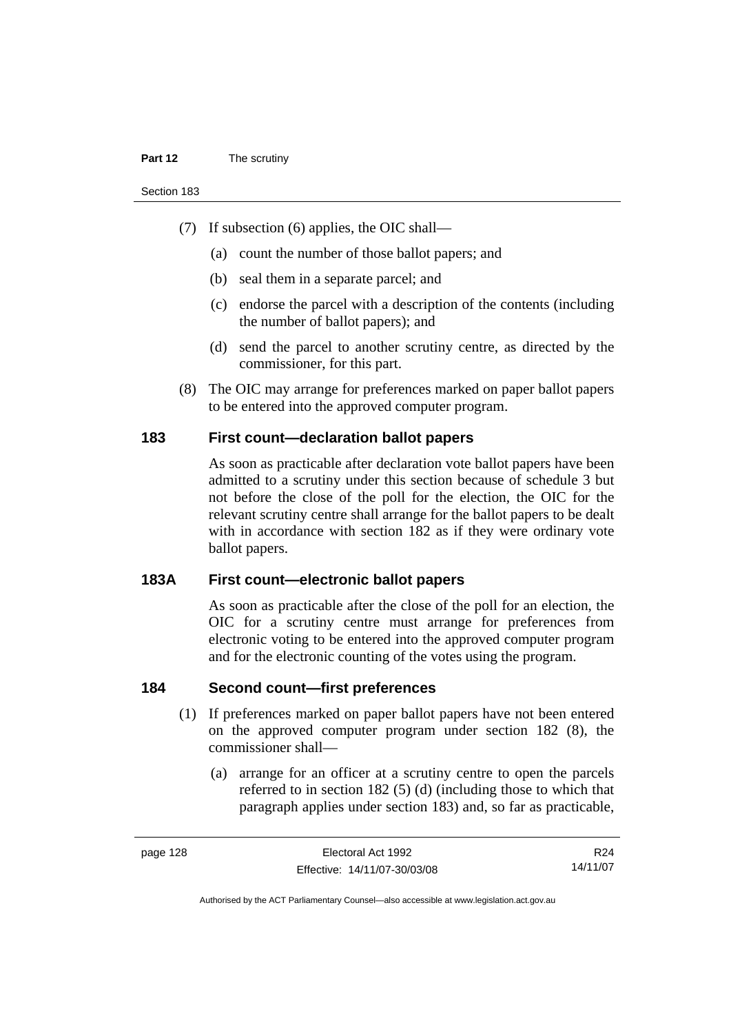(7) If subsection (6) applies, the OIC shall—

(a) count the number of those ballot papers; and

(b) seal them in a separate parcel; and

(c) endorse the parcel with a description of the contents (including the number of ballot papers); and

(d) send the parcel to another scrutiny centre, as directed by the commissioner, for this part.

(8) The OIC may arrange for preferences marked on paper ballot papers to be entered into the approved computer program.

## 183 First count—declaration ballot papers

As soon as practicable after declaration vote ballot papers have been admitted to a scrutiny under this section because of schedule 3 but not before the close of the poll for the election, the OIC for the relevant scrutiny centre shall arrange for the ballot papers to be dealt with in accordance with section 182 as if they were ordinary vote ballot papers.

## 183A First count—electronic ballot papers

As soon as practicable after the close of the poll for an election, the OIC for a scrutiny centre must arrange for preferences from electronic voting to be entered into the approved computer program and for the electronic counting of the votes using the program.

## 184 Second count—first preferences

(1) If preferences marked on paper ballot papers have not been entered on the approved computer program under section 182 (8), the commissioner shall—

(a) arrange for an officer at a scrutiny centre to open the parcels referred to in section 182 (5) (d) (including those to which that paragraph applies under section 183) and, so far as practicable,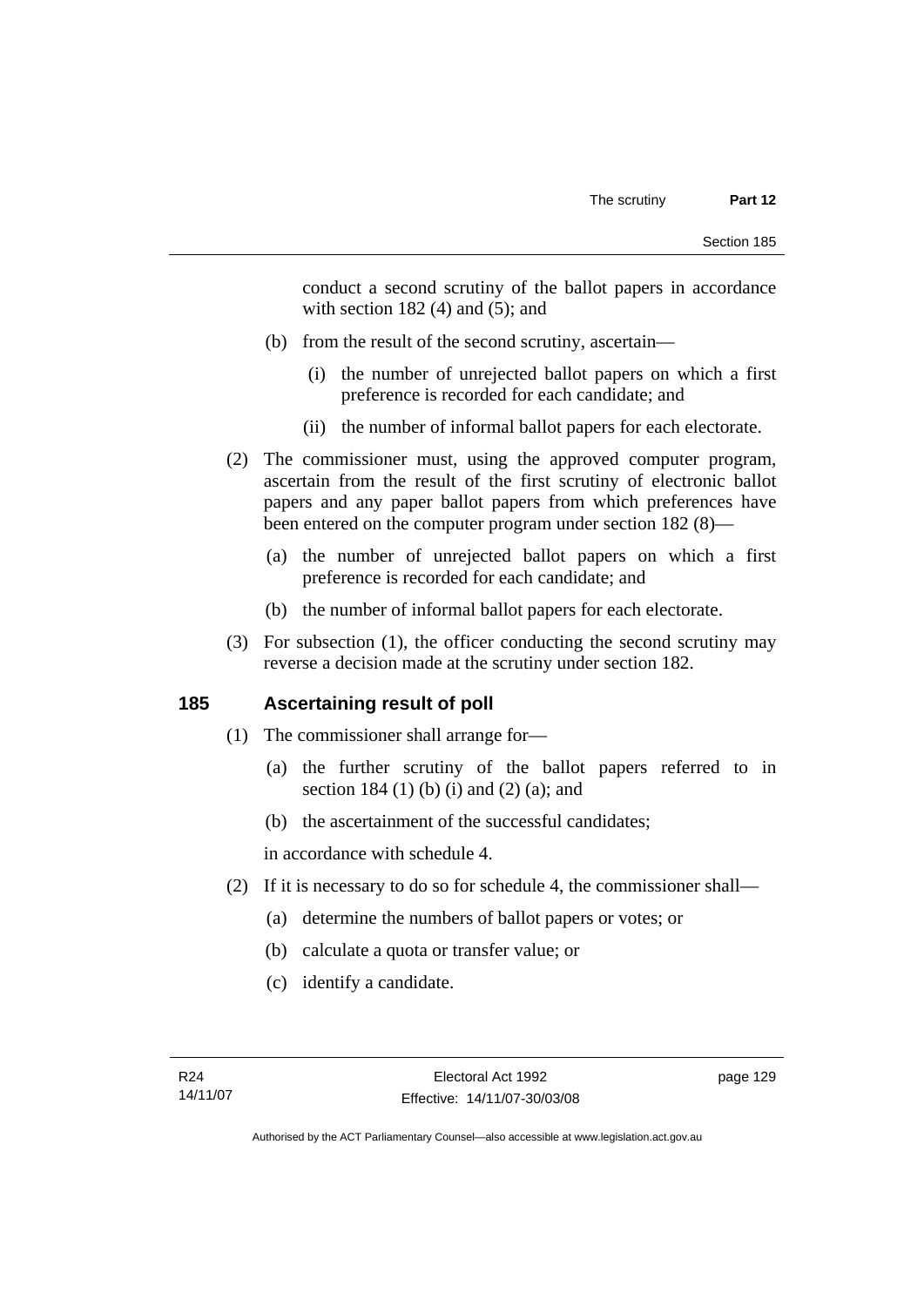conduct a second scrutiny of the ballot papers in accordance with section 182 (4) and (5); and

(b) from the result of the second scrutiny, ascertain—

(i) the number of unrejected ballot papers on which a first preference is recorded for each candidate; and

(ii) the number of informal ballot papers for each electorate.

(2) The commissioner must, using the approved computer program, ascertain from the result of the first scrutiny of electronic ballot papers and any paper ballot papers from which preferences have been entered on the computer program under section 182 (8)—

(a) the number of unrejected ballot papers on which a first preference is recorded for each candidate; and

(b) the number of informal ballot papers for each electorate.

(3) For subsection (1), the officer conducting the second scrutiny may reverse a decision made at the scrutiny under section 182.

## 185 Ascertaining result of poll

(1) The commissioner shall arrange for—

(a) the further scrutiny of the ballot papers referred to in section 184 (1) (b) (i) and (2) (a); and

(b) the ascertainment of the successful candidates;

in accordance with schedule 4.

(2) If it is necessary to do so for schedule 4, the commissioner shall—

(a) determine the numbers of ballot papers or votes; or

(b) calculate a quota or transfer value; or

(c) identify a candidate.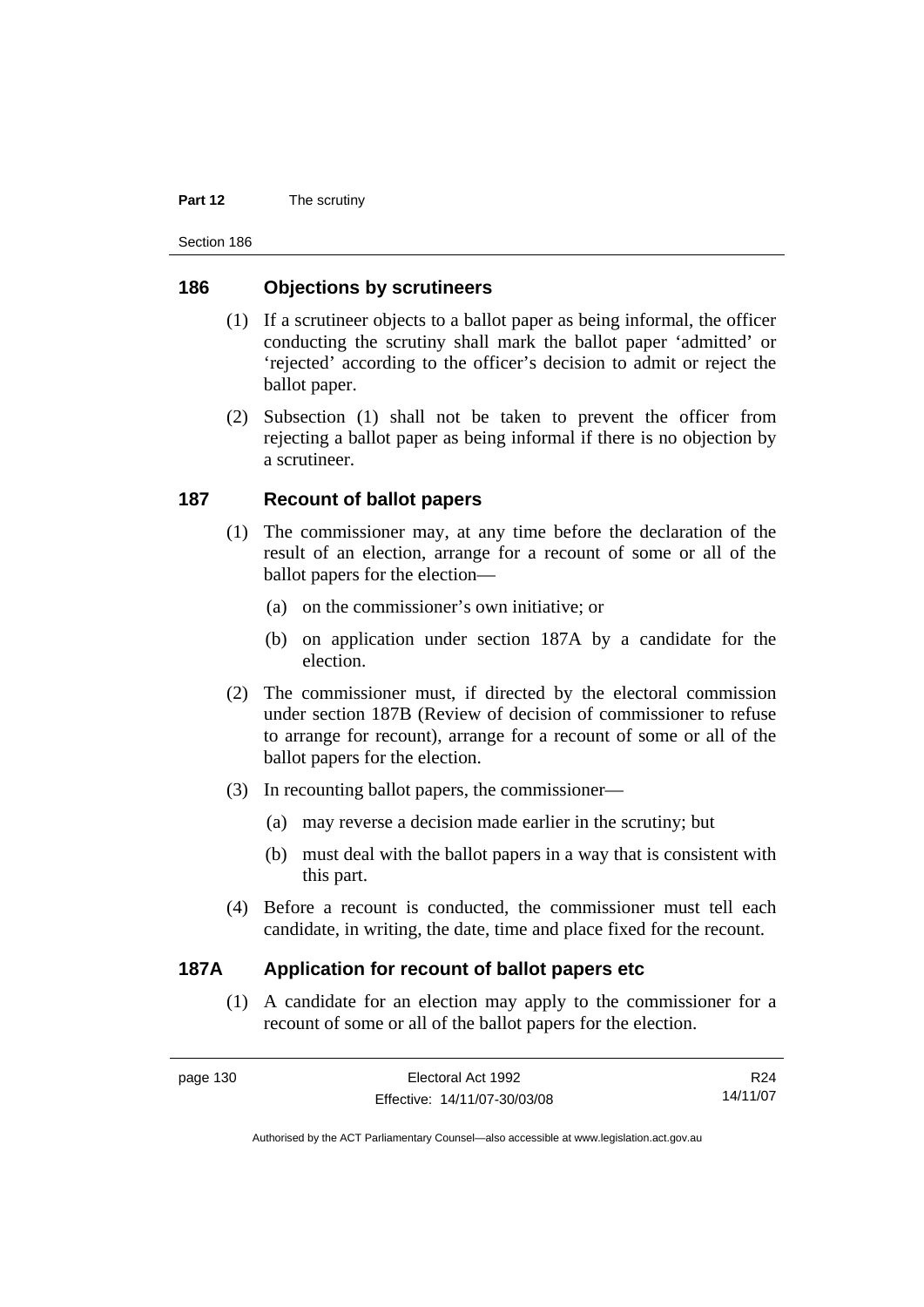## 186 Objections by scrutineers

(1) If a scrutineer objects to a ballot paper as being informal, the officer conducting the scrutiny shall mark the ballot paper 'admitted' or 'rejected' according to the officer's decision to admit or reject the ballot paper.

(2) Subsection (1) shall not be taken to prevent the officer from rejecting a ballot paper as being informal if there is no objection by a scrutineer.

## 187 Recount of ballot papers

(1) The commissioner may, at any time before the declaration of the result of an election, arrange for a recount of some or all of the ballot papers for the election—

(a) on the commissioner's own initiative; or

(b) on application under section 187A by a candidate for the election.

(2) The commissioner must, if directed by the electoral commission under section 187B (Review of decision of commissioner to refuse to arrange for recount), arrange for a recount of some or all of the ballot papers for the election.

(3) In recounting ballot papers, the commissioner—

(a) may reverse a decision made earlier in the scrutiny; but

(b) must deal with the ballot papers in a way that is consistent with this part.

(4) Before a recount is conducted, the commissioner must tell each candidate, in writing, the date, time and place fixed for the recount.

## 187A Application for recount of ballot papers etc

(1) A candidate for an election may apply to the commissioner for a recount of some or all of the ballot papers for the election.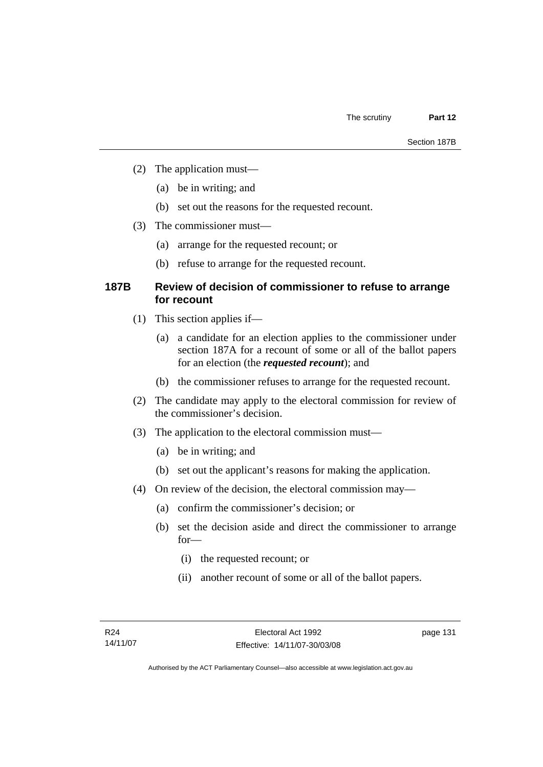(2) The application must—

(a) be in writing; and

(b) set out the reasons for the requested recount.

(3) The commissioner must—

(a) arrange for the requested recount; or

(b) refuse to arrange for the requested recount.

### 187B Review of decision of commissioner to refuse to arrange for recount

(1) This section applies if—

(a) a candidate for an election applies to the commissioner under section 187A for a recount of some or all of the ballot papers for an election (the ***requested recount***); and

(b) the commissioner refuses to arrange for the requested recount.

(2) The candidate may apply to the electoral commission for review of the commissioner's decision.

(3) The application to the electoral commission must—

(a) be in writing; and

(b) set out the applicant's reasons for making the application.

(4) On review of the decision, the electoral commission may—

(a) confirm the commissioner's decision; or

(b) set the decision aside and direct the commissioner to arrange for—

(i) the requested recount; or

(ii) another recount of some or all of the ballot papers.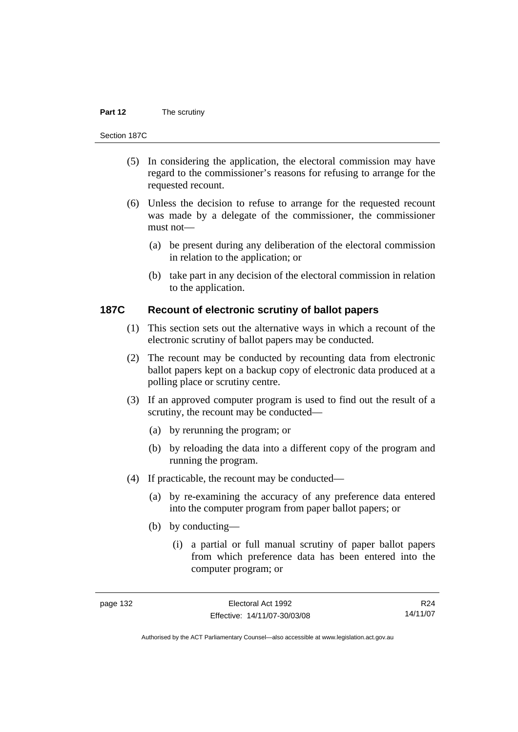(5) In considering the application, the electoral commission may have regard to the commissioner's reasons for refusing to arrange for the requested recount.

(6) Unless the decision to refuse to arrange for the requested recount was made by a delegate of the commissioner, the commissioner must not—

(a) be present during any deliberation of the electoral commission in relation to the application; or

(b) take part in any decision of the electoral commission in relation to the application.

### 187C Recount of electronic scrutiny of ballot papers

(1) This section sets out the alternative ways in which a recount of the electronic scrutiny of ballot papers may be conducted.

(2) The recount may be conducted by recounting data from electronic ballot papers kept on a backup copy of electronic data produced at a polling place or scrutiny centre.

(3) If an approved computer program is used to find out the result of a scrutiny, the recount may be conducted—

(a) by rerunning the program; or

(b) by reloading the data into a different copy of the program and running the program.

(4) If practicable, the recount may be conducted—

(a) by re-examining the accuracy of any preference data entered into the computer program from paper ballot papers; or

(b) by conducting—

(i) a partial or full manual scrutiny of paper ballot papers from which preference data has been entered into the computer program; or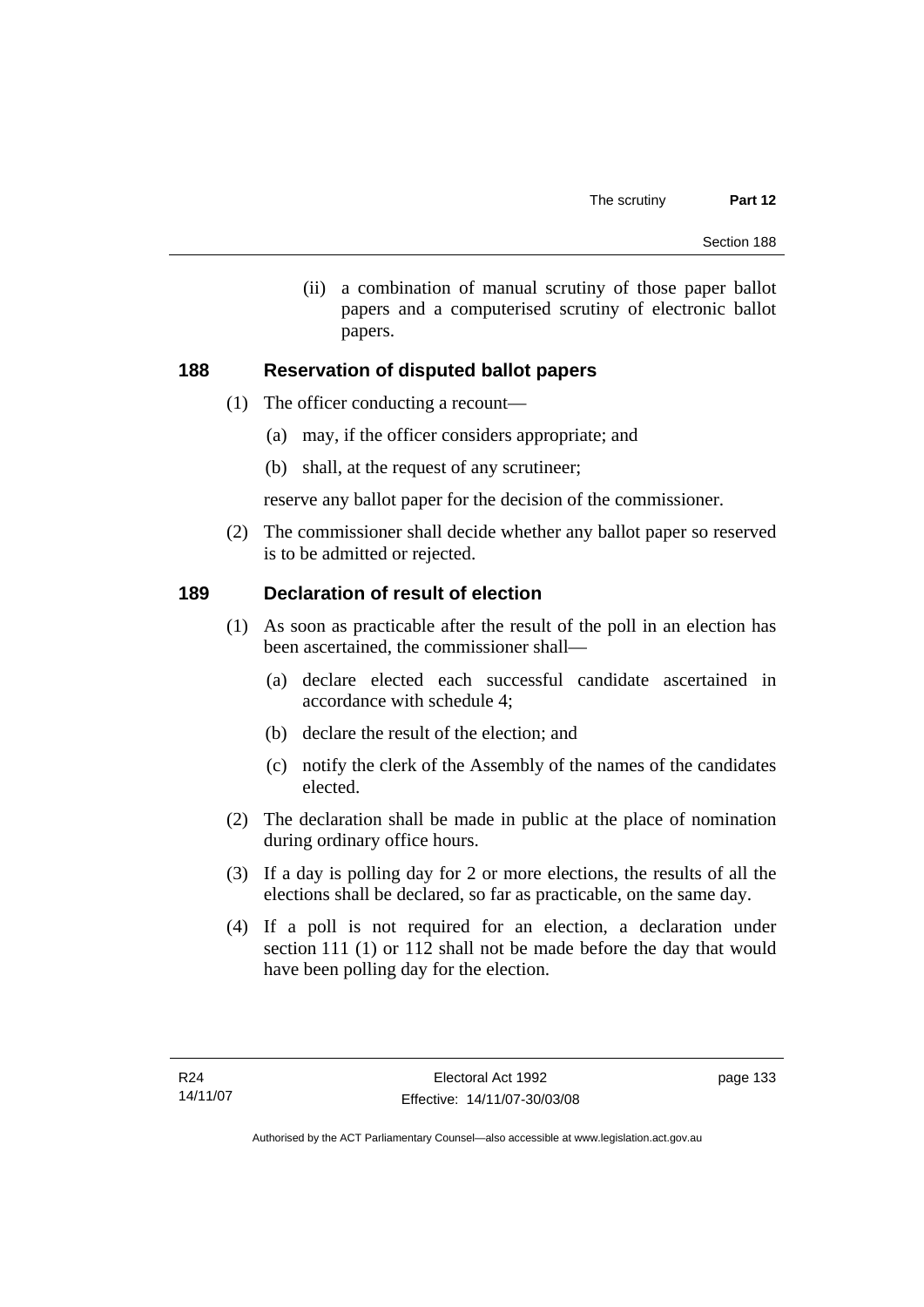(ii) a combination of manual scrutiny of those paper ballot papers and a computerised scrutiny of electronic ballot papers.

### 188 Reservation of disputed ballot papers

(1) The officer conducting a recount—

(a) may, if the officer considers appropriate; and

(b) shall, at the request of any scrutineer;

reserve any ballot paper for the decision of the commissioner.

(2) The commissioner shall decide whether any ballot paper so reserved is to be admitted or rejected.

### 189 Declaration of result of election

(1) As soon as practicable after the result of the poll in an election has been ascertained, the commissioner shall—

(a) declare elected each successful candidate ascertained in accordance with schedule 4;

(b) declare the result of the election; and

(c) notify the clerk of the Assembly of the names of the candidates elected.

(2) The declaration shall be made in public at the place of nomination during ordinary office hours.

(3) If a day is polling day for 2 or more elections, the results of all the elections shall be declared, so far as practicable, on the same day.

(4) If a poll is not required for an election, a declaration under section 111 (1) or 112 shall not be made before the day that would have been polling day for the election.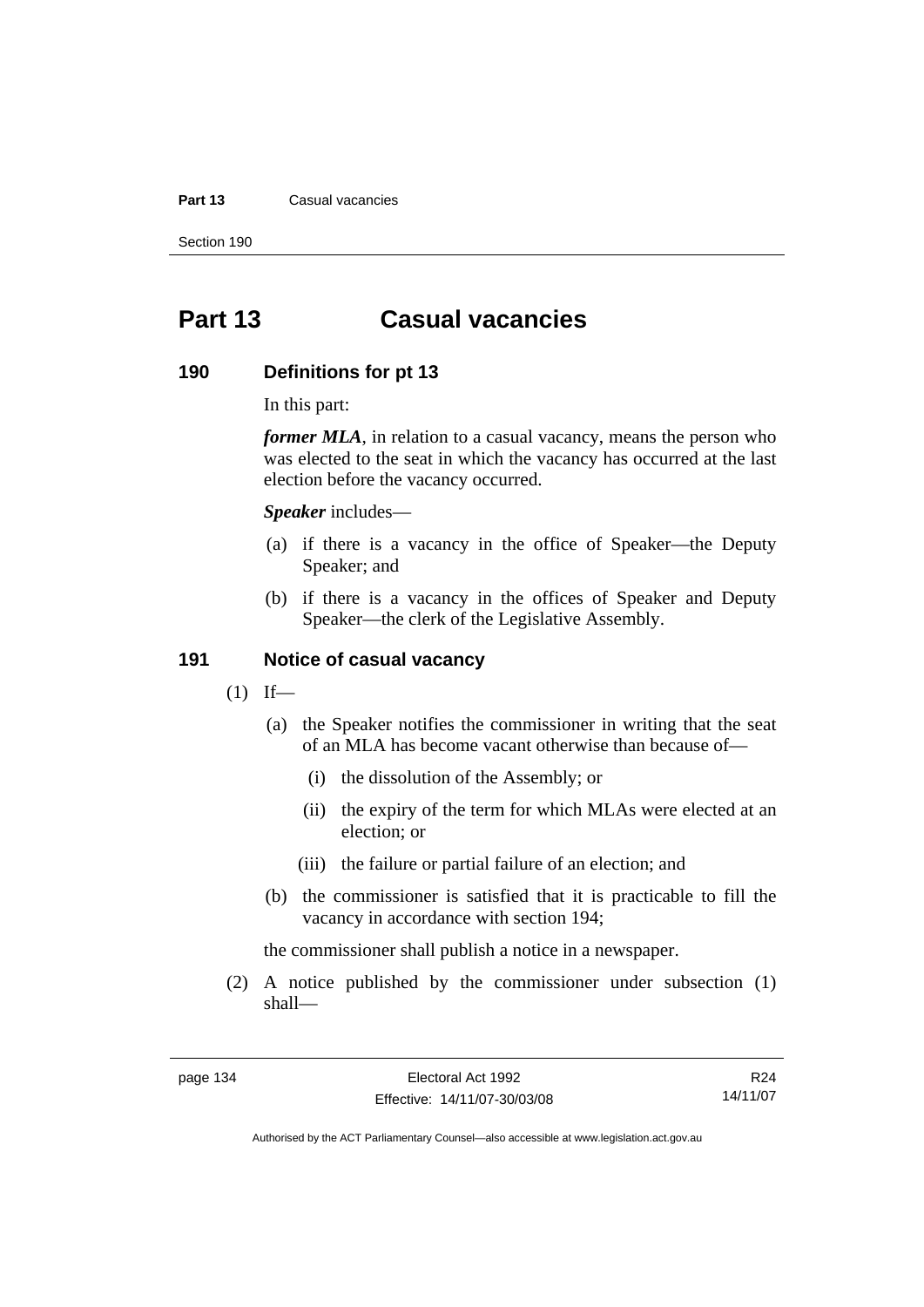# Part 13 Casual vacancies

## 190 Definitions for pt 13

In this part:

***former MLA***, in relation to a casual vacancy, means the person who was elected to the seat in which the vacancy has occurred at the last election before the vacancy occurred.

***Speaker*** includes—

(a) if there is a vacancy in the office of Speaker—the Deputy Speaker; and

(b) if there is a vacancy in the offices of Speaker and Deputy Speaker—the clerk of the Legislative Assembly.

## 191 Notice of casual vacancy

(1) If—

(a) the Speaker notifies the commissioner in writing that the seat of an MLA has become vacant otherwise than because of—

(i) the dissolution of the Assembly; or

(ii) the expiry of the term for which MLAs were elected at an election; or

(iii) the failure or partial failure of an election; and

(b) the commissioner is satisfied that it is practicable to fill the vacancy in accordance with section 194;

the commissioner shall publish a notice in a newspaper.

(2) A notice published by the commissioner under subsection (1) shall—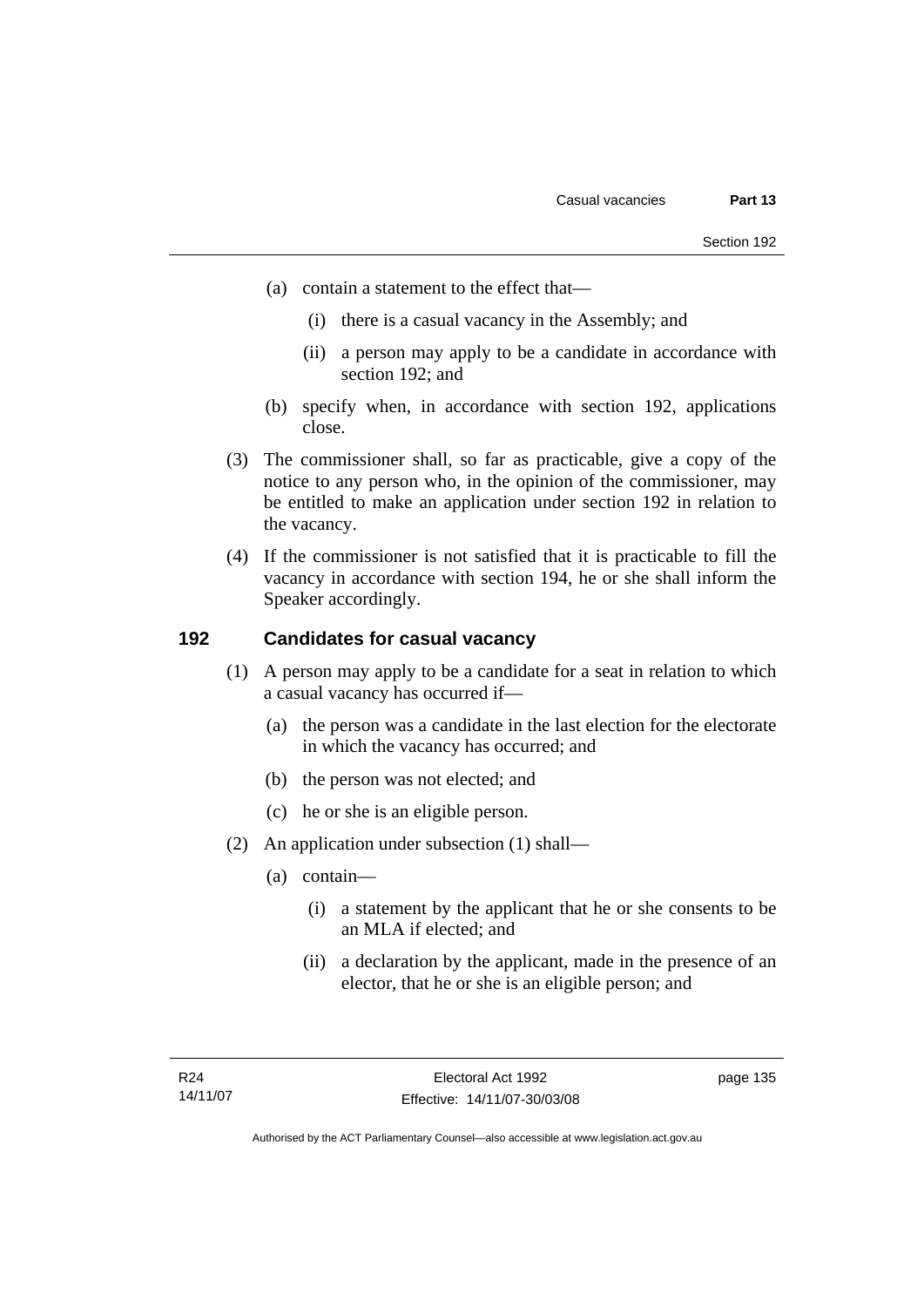(a) contain a statement to the effect that—

  (i) there is a casual vacancy in the Assembly; and

  (ii) a person may apply to be a candidate in accordance with section 192; and

(b) specify when, in accordance with section 192, applications close.

(3) The commissioner shall, so far as practicable, give a copy of the notice to any person who, in the opinion of the commissioner, may be entitled to make an application under section 192 in relation to the vacancy.

(4) If the commissioner is not satisfied that it is practicable to fill the vacancy in accordance with section 194, he or she shall inform the Speaker accordingly.

## 192 Candidates for casual vacancy

(1) A person may apply to be a candidate for a seat in relation to which a casual vacancy has occurred if—

(a) the person was a candidate in the last election for the electorate in which the vacancy has occurred; and

(b) the person was not elected; and

(c) he or she is an eligible person.

(2) An application under subsection (1) shall—

(a) contain—

  (i) a statement by the applicant that he or she consents to be an MLA if elected; and

  (ii) a declaration by the applicant, made in the presence of an elector, that he or she is an eligible person; and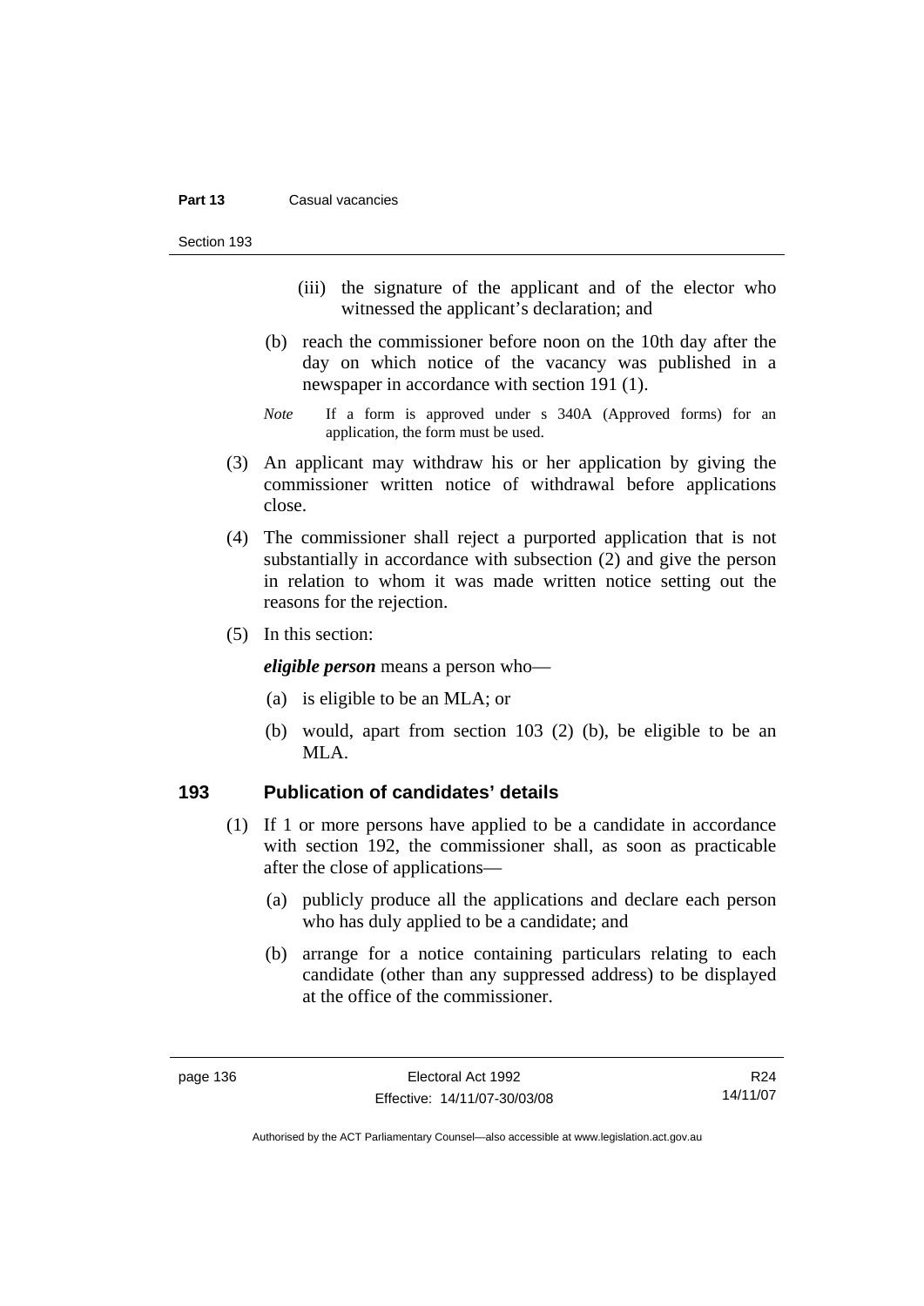(iii) the signature of the applicant and of the elector who witnessed the applicant's declaration; and

(b) reach the commissioner before noon on the 10th day after the day on which notice of the vacancy was published in a newspaper in accordance with section 191 (1).

*Note* If a form is approved under s 340A (Approved forms) for an application, the form must be used.

(3) An applicant may withdraw his or her application by giving the commissioner written notice of withdrawal before applications close.

(4) The commissioner shall reject a purported application that is not substantially in accordance with subsection (2) and give the person in relation to whom it was made written notice setting out the reasons for the rejection.

(5) In this section:

***eligible person*** means a person who—

(a) is eligible to be an MLA; or

(b) would, apart from section 103 (2) (b), be eligible to be an MLA.

## 193 Publication of candidates' details

(1) If 1 or more persons have applied to be a candidate in accordance with section 192, the commissioner shall, as soon as practicable after the close of applications—

(a) publicly produce all the applications and declare each person who has duly applied to be a candidate; and

(b) arrange for a notice containing particulars relating to each candidate (other than any suppressed address) to be displayed at the office of the commissioner.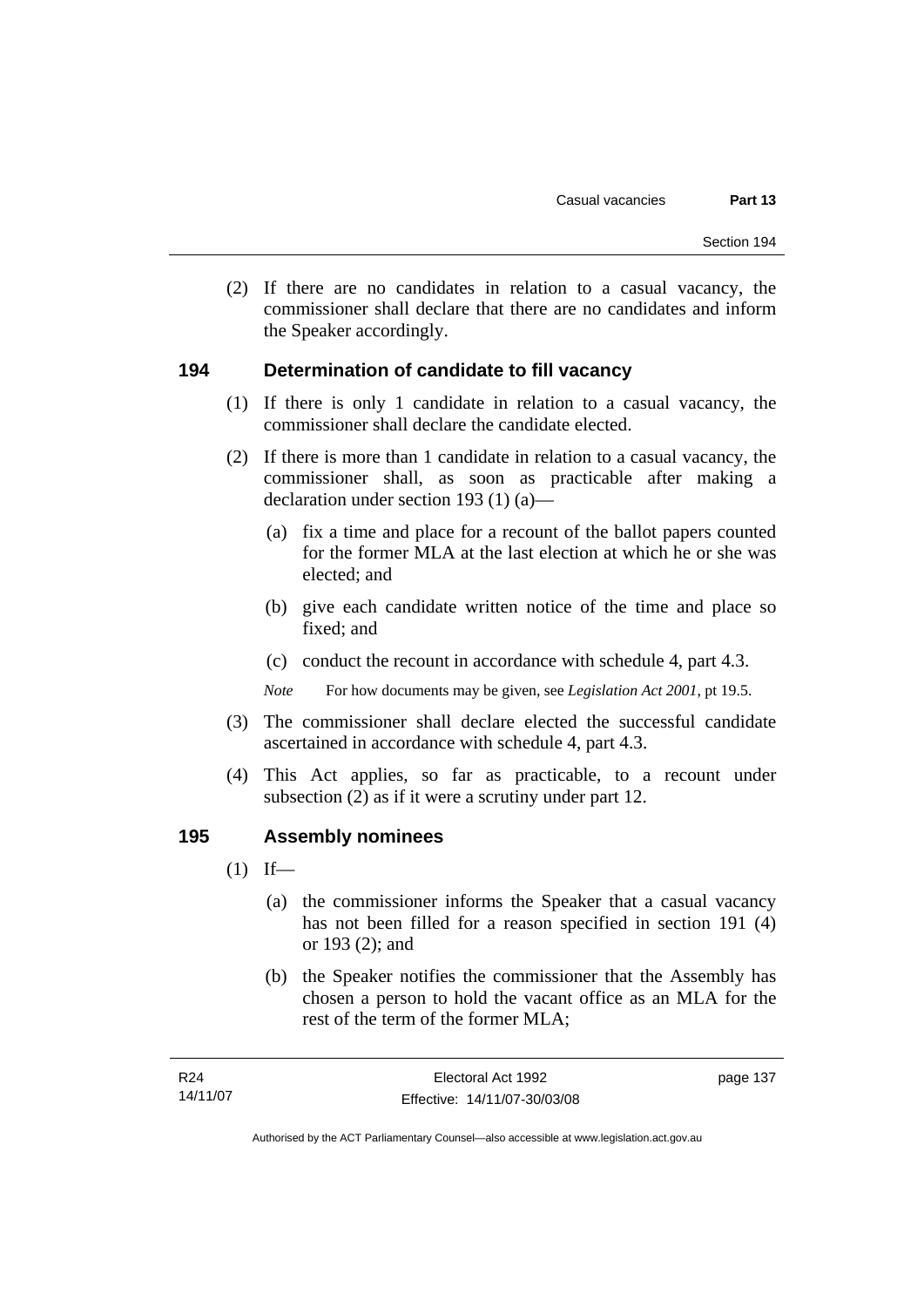(2) If there are no candidates in relation to a casual vacancy, the commissioner shall declare that there are no candidates and inform the Speaker accordingly.

## 194 Determination of candidate to fill vacancy

(1) If there is only 1 candidate in relation to a casual vacancy, the commissioner shall declare the candidate elected.

(2) If there is more than 1 candidate in relation to a casual vacancy, the commissioner shall, as soon as practicable after making a declaration under section 193 (1) (a)—

(a) fix a time and place for a recount of the ballot papers counted for the former MLA at the last election at which he or she was elected; and

(b) give each candidate written notice of the time and place so fixed; and

(c) conduct the recount in accordance with schedule 4, part 4.3.

*Note* For how documents may be given, see *Legislation Act 2001*, pt 19.5.

(3) The commissioner shall declare elected the successful candidate ascertained in accordance with schedule 4, part 4.3.

(4) This Act applies, so far as practicable, to a recount under subsection (2) as if it were a scrutiny under part 12.

## 195 Assembly nominees

(1) If—

(a) the commissioner informs the Speaker that a casual vacancy has not been filled for a reason specified in section 191 (4) or 193 (2); and

(b) the Speaker notifies the commissioner that the Assembly has chosen a person to hold the vacant office as an MLA for the rest of the term of the former MLA;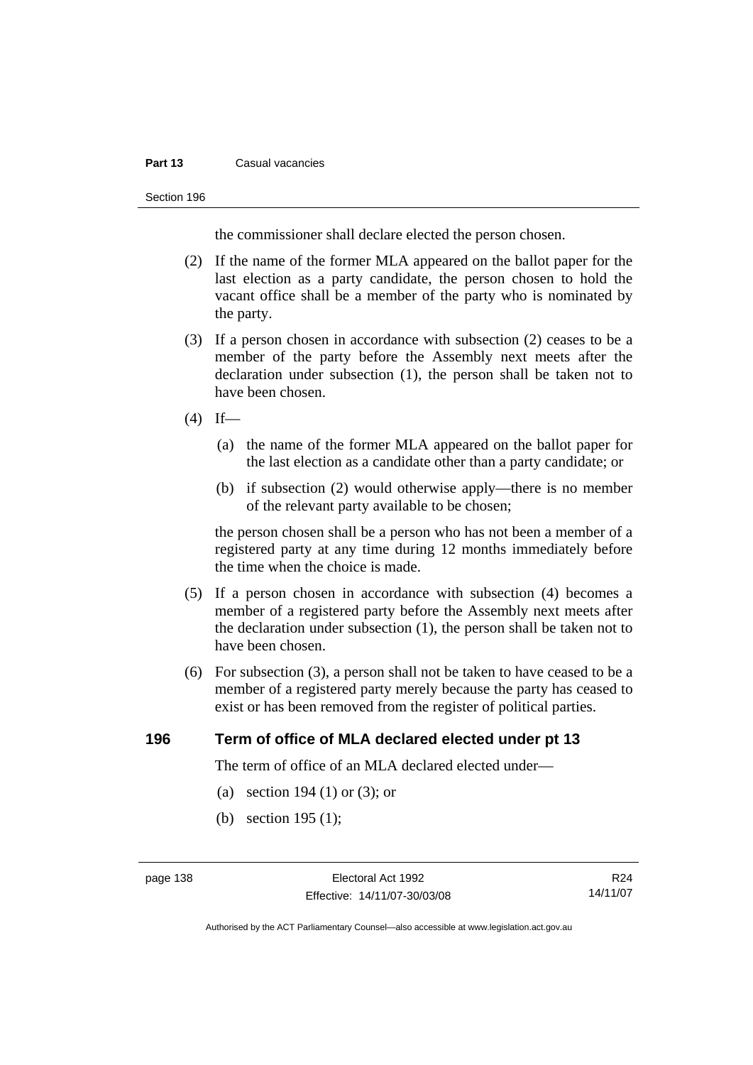the commissioner shall declare elected the person chosen.

(2) If the name of the former MLA appeared on the ballot paper for the last election as a party candidate, the person chosen to hold the vacant office shall be a member of the party who is nominated by the party.

(3) If a person chosen in accordance with subsection (2) ceases to be a member of the party before the Assembly next meets after the declaration under subsection (1), the person shall be taken not to have been chosen.

(4) If—

(a) the name of the former MLA appeared on the ballot paper for the last election as a candidate other than a party candidate; or

(b) if subsection (2) would otherwise apply—there is no member of the relevant party available to be chosen;

the person chosen shall be a person who has not been a member of a registered party at any time during 12 months immediately before the time when the choice is made.

(5) If a person chosen in accordance with subsection (4) becomes a member of a registered party before the Assembly next meets after the declaration under subsection (1), the person shall be taken not to have been chosen.

(6) For subsection (3), a person shall not be taken to have ceased to be a member of a registered party merely because the party has ceased to exist or has been removed from the register of political parties.

## 196 Term of office of MLA declared elected under pt 13

The term of office of an MLA declared elected under—

(a) section 194 (1) or (3); or

(b) section 195 (1);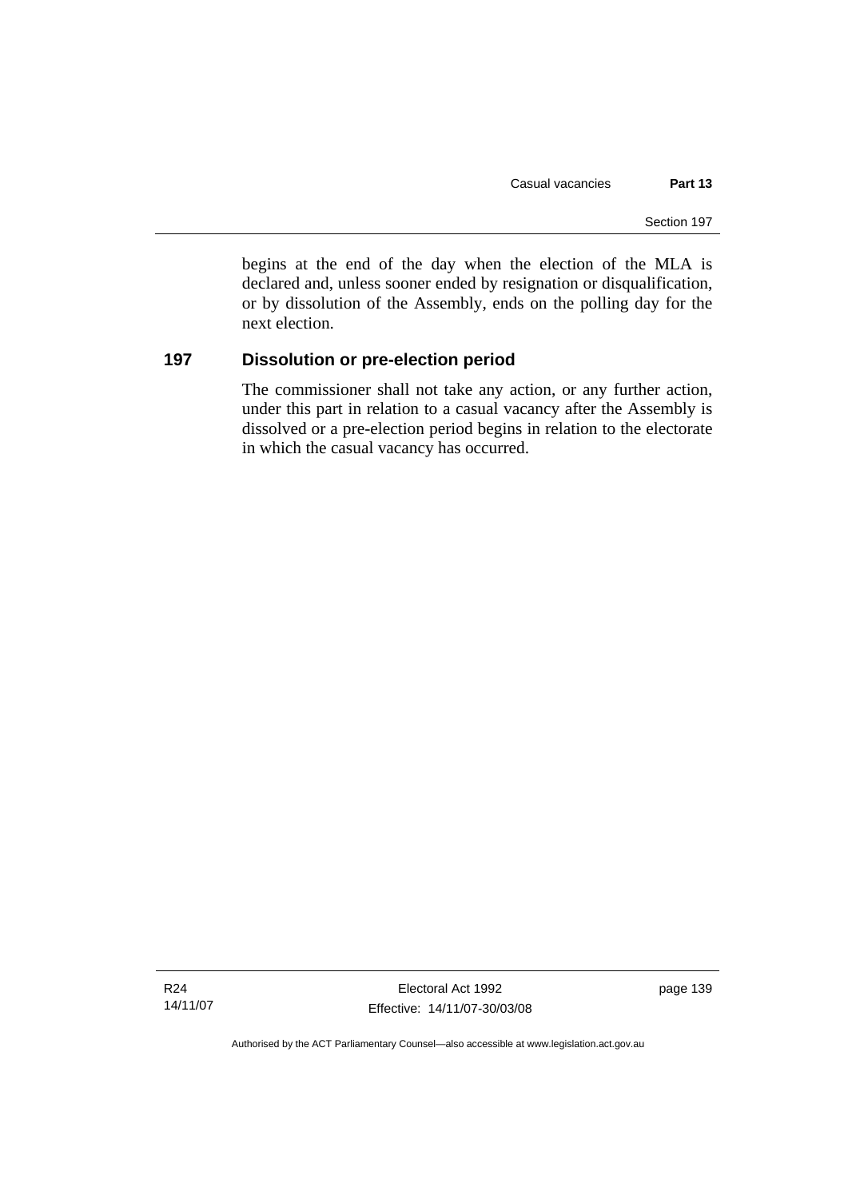begins at the end of the day when the election of the MLA is declared and, unless sooner ended by resignation or disqualification, or by dissolution of the Assembly, ends on the polling day for the next election.

### 197 Dissolution or pre-election period

The commissioner shall not take any action, or any further action, under this part in relation to a casual vacancy after the Assembly is dissolved or a pre-election period begins in relation to the electorate in which the casual vacancy has occurred.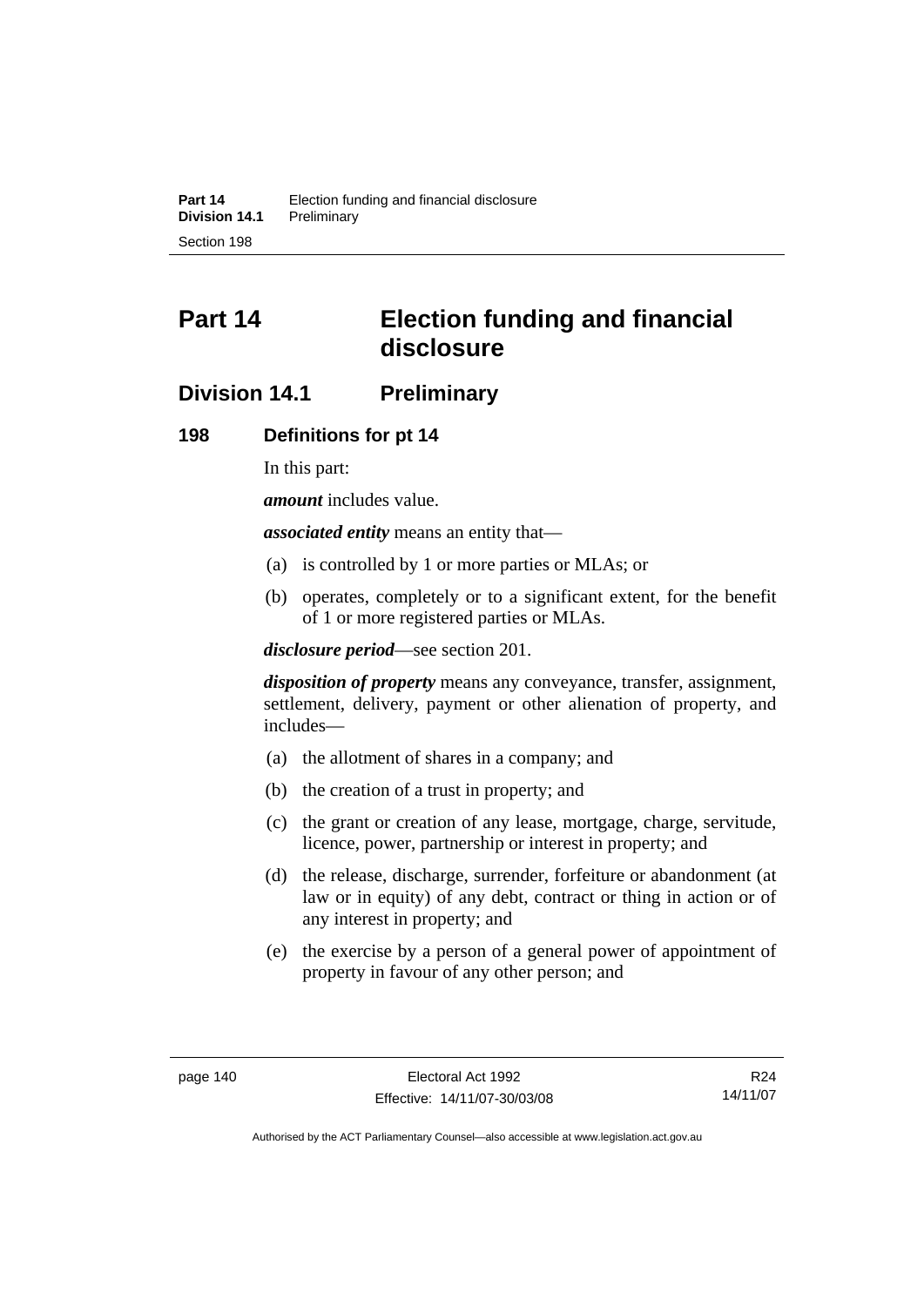# Part 14 Election funding and financial disclosure

## Division 14.1 Preliminary

### 198 Definitions for pt 14

In this part:

***amount*** includes value.

***associated entity*** means an entity that—

(a) is controlled by 1 or more parties or MLAs; or

(b) operates, completely or to a significant extent, for the benefit of 1 or more registered parties or MLAs.

***disclosure period***—see section 201.

***disposition of property*** means any conveyance, transfer, assignment, settlement, delivery, payment or other alienation of property, and includes—

(a) the allotment of shares in a company; and

(b) the creation of a trust in property; and

(c) the grant or creation of any lease, mortgage, charge, servitude, licence, power, partnership or interest in property; and

(d) the release, discharge, surrender, forfeiture or abandonment (at law or in equity) of any debt, contract or thing in action or of any interest in property; and

(e) the exercise by a person of a general power of appointment of property in favour of any other person; and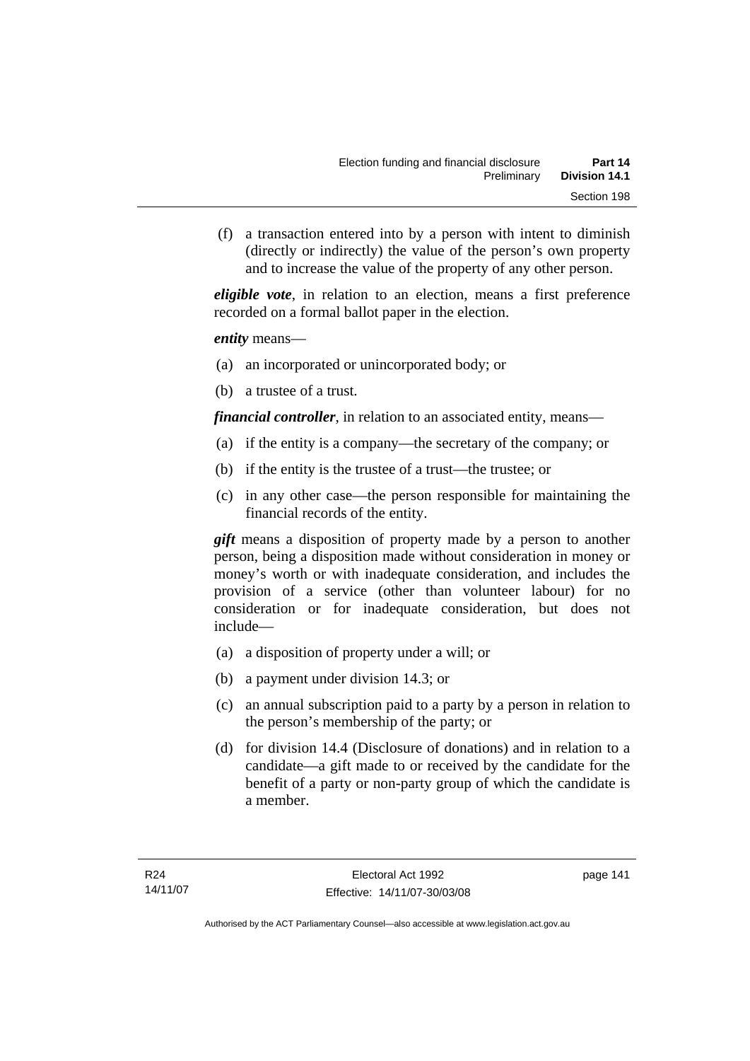(f) a transaction entered into by a person with intent to diminish (directly or indirectly) the value of the person's own property and to increase the value of the property of any other person.

***eligible vote***, in relation to an election, means a first preference recorded on a formal ballot paper in the election.

***entity*** means—

(a) an incorporated or unincorporated body; or

(b) a trustee of a trust.

***financial controller***, in relation to an associated entity, means—

(a) if the entity is a company—the secretary of the company; or

(b) if the entity is the trustee of a trust—the trustee; or

(c) in any other case—the person responsible for maintaining the financial records of the entity.

***gift*** means a disposition of property made by a person to another person, being a disposition made without consideration in money or money's worth or with inadequate consideration, and includes the provision of a service (other than volunteer labour) for no consideration or for inadequate consideration, but does not include—

(a) a disposition of property under a will; or

(b) a payment under division 14.3; or

(c) an annual subscription paid to a party by a person in relation to the person's membership of the party; or

(d) for division 14.4 (Disclosure of donations) and in relation to a candidate—a gift made to or received by the candidate for the benefit of a party or non-party group of which the candidate is a member.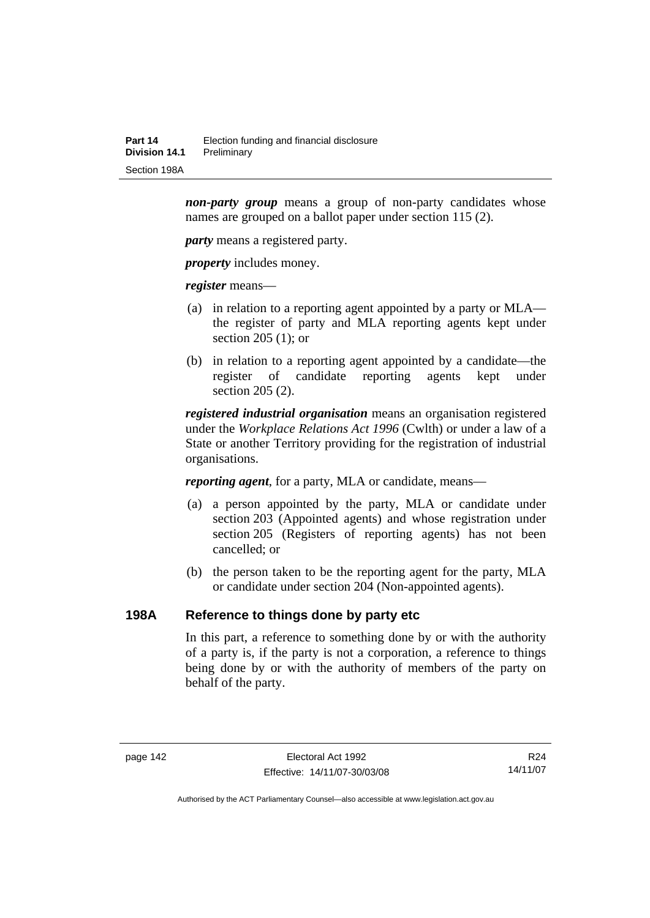***non-party group*** means a group of non-party candidates whose names are grouped on a ballot paper under section 115 (2).

***party*** means a registered party.

***property*** includes money.

***register*** means—

(a) in relation to a reporting agent appointed by a party or MLA—the register of party and MLA reporting agents kept under section 205 (1); or

(b) in relation to a reporting agent appointed by a candidate—the register of candidate reporting agents kept under section 205 (2).

***registered industrial organisation*** means an organisation registered under the *Workplace Relations Act 1996* (Cwlth) or under a law of a State or another Territory providing for the registration of industrial organisations.

***reporting agent***, for a party, MLA or candidate, means—

(a) a person appointed by the party, MLA or candidate under section 203 (Appointed agents) and whose registration under section 205 (Registers of reporting agents) has not been cancelled; or

(b) the person taken to be the reporting agent for the party, MLA or candidate under section 204 (Non-appointed agents).

## 198A Reference to things done by party etc

In this part, a reference to something done by or with the authority of a party is, if the party is not a corporation, a reference to things being done by or with the authority of members of the party on behalf of the party.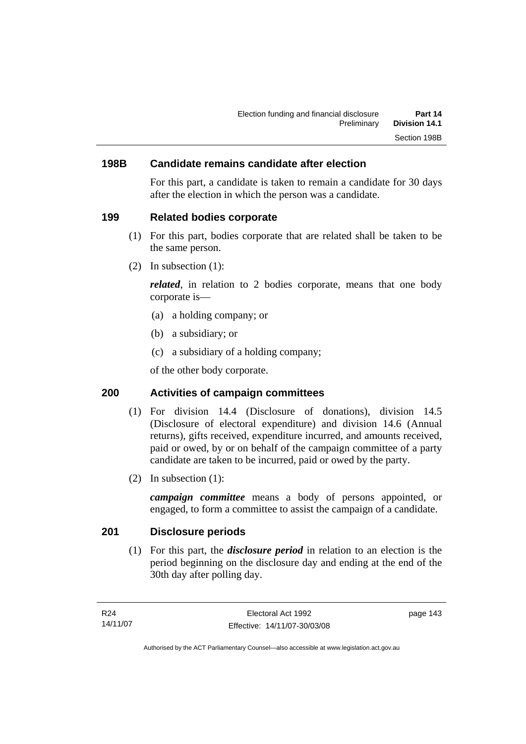## 198B Candidate remains candidate after election

For this part, a candidate is taken to remain a candidate for 30 days after the election in which the person was a candidate.

## 199 Related bodies corporate

(1) For this part, bodies corporate that are related shall be taken to be the same person.

(2) In subsection (1):

***related***, in relation to 2 bodies corporate, means that one body corporate is—

(a) a holding company; or

(b) a subsidiary; or

(c) a subsidiary of a holding company;

of the other body corporate.

## 200 Activities of campaign committees

(1) For division 14.4 (Disclosure of donations), division 14.5 (Disclosure of electoral expenditure) and division 14.6 (Annual returns), gifts received, expenditure incurred, and amounts received, paid or owed, by or on behalf of the campaign committee of a party candidate are taken to be incurred, paid or owed by the party.

(2) In subsection (1):

***campaign committee*** means a body of persons appointed, or engaged, to form a committee to assist the campaign of a candidate.

## 201 Disclosure periods

(1) For this part, the ***disclosure period*** in relation to an election is the period beginning on the disclosure day and ending at the end of the 30th day after polling day.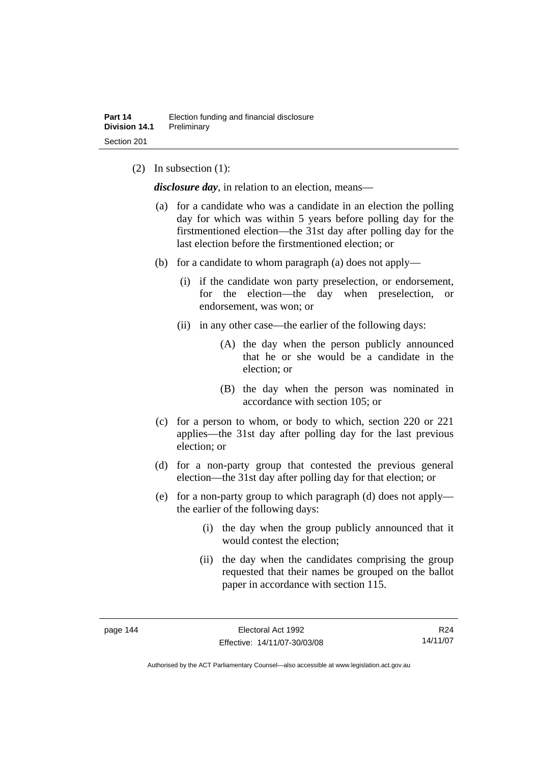(2) In subsection (1):

***disclosure day***, in relation to an election, means—

(a) for a candidate who was a candidate in an election the polling day for which was within 5 years before polling day for the firstmentioned election—the 31st day after polling day for the last election before the firstmentioned election; or

(b) for a candidate to whom paragraph (a) does not apply—

(i) if the candidate won party preselection, or endorsement, for the election—the day when preselection, or endorsement, was won; or

(ii) in any other case—the earlier of the following days:

(A) the day when the person publicly announced that he or she would be a candidate in the election; or

(B) the day when the person was nominated in accordance with section 105; or

(c) for a person to whom, or body to which, section 220 or 221 applies—the 31st day after polling day for the last previous election; or

(d) for a non-party group that contested the previous general election—the 31st day after polling day for that election; or

(e) for a non-party group to which paragraph (d) does not apply—the earlier of the following days:

(i) the day when the group publicly announced that it would contest the election;

(ii) the day when the candidates comprising the group requested that their names be grouped on the ballot paper in accordance with section 115.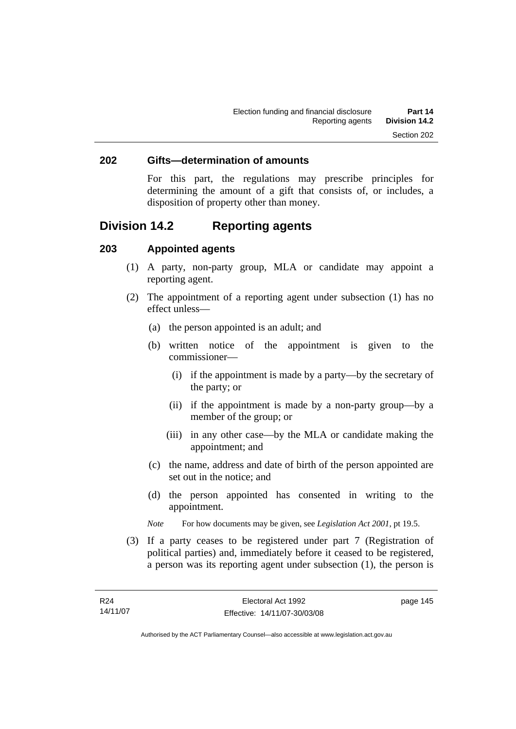### 202 Gifts—determination of amounts

For this part, the regulations may prescribe principles for determining the amount of a gift that consists of, or includes, a disposition of property other than money.

## Division 14.2 Reporting agents

### 203 Appointed agents

(1) A party, non-party group, MLA or candidate may appoint a reporting agent.

(2) The appointment of a reporting agent under subsection (1) has no effect unless—

(a) the person appointed is an adult; and

(b) written notice of the appointment is given to the commissioner—

(i) if the appointment is made by a party—by the secretary of the party; or

(ii) if the appointment is made by a non-party group—by a member of the group; or

(iii) in any other case—by the MLA or candidate making the appointment; and

(c) the name, address and date of birth of the person appointed are set out in the notice; and

(d) the person appointed has consented in writing to the appointment.

*Note* For how documents may be given, see *Legislation Act 2001*, pt 19.5.

(3) If a party ceases to be registered under part 7 (Registration of political parties) and, immediately before it ceased to be registered, a person was its reporting agent under subsection (1), the person is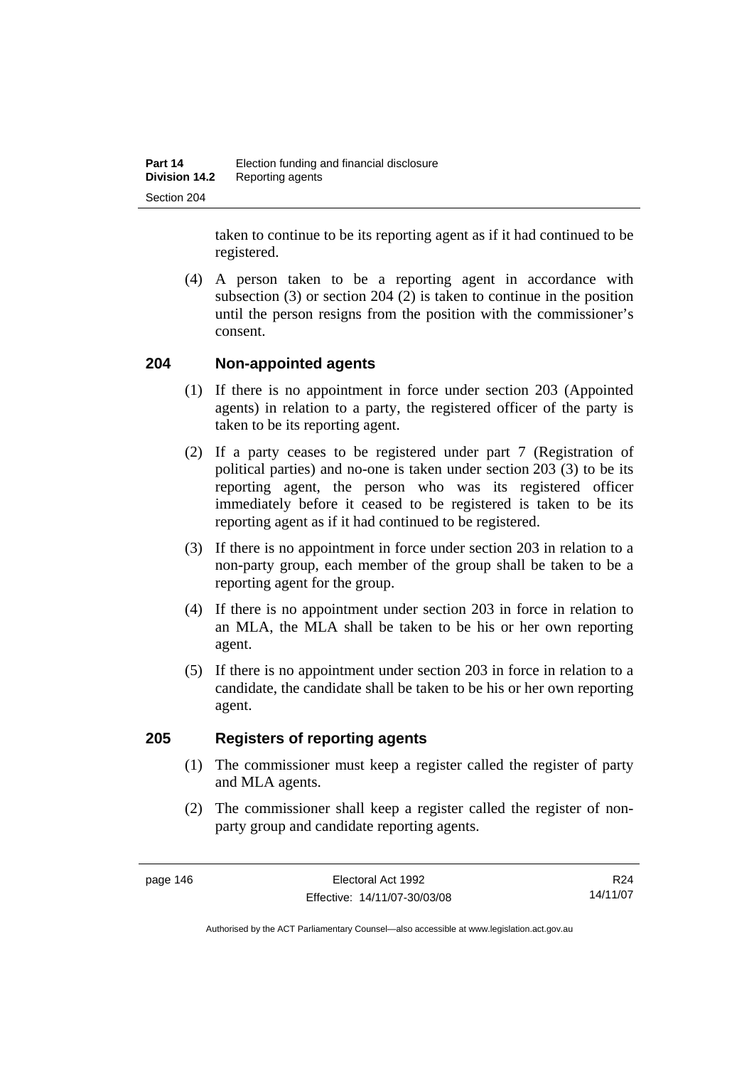taken to continue to be its reporting agent as if it had continued to be registered.

(4) A person taken to be a reporting agent in accordance with subsection (3) or section 204 (2) is taken to continue in the position until the person resigns from the position with the commissioner's consent.

## 204 Non-appointed agents

(1) If there is no appointment in force under section 203 (Appointed agents) in relation to a party, the registered officer of the party is taken to be its reporting agent.

(2) If a party ceases to be registered under part 7 (Registration of political parties) and no-one is taken under section 203 (3) to be its reporting agent, the person who was its registered officer immediately before it ceased to be registered is taken to be its reporting agent as if it had continued to be registered.

(3) If there is no appointment in force under section 203 in relation to a non-party group, each member of the group shall be taken to be a reporting agent for the group.

(4) If there is no appointment under section 203 in force in relation to an MLA, the MLA shall be taken to be his or her own reporting agent.

(5) If there is no appointment under section 203 in force in relation to a candidate, the candidate shall be taken to be his or her own reporting agent.

## 205 Registers of reporting agents

(1) The commissioner must keep a register called the register of party and MLA agents.

(2) The commissioner shall keep a register called the register of non-party group and candidate reporting agents.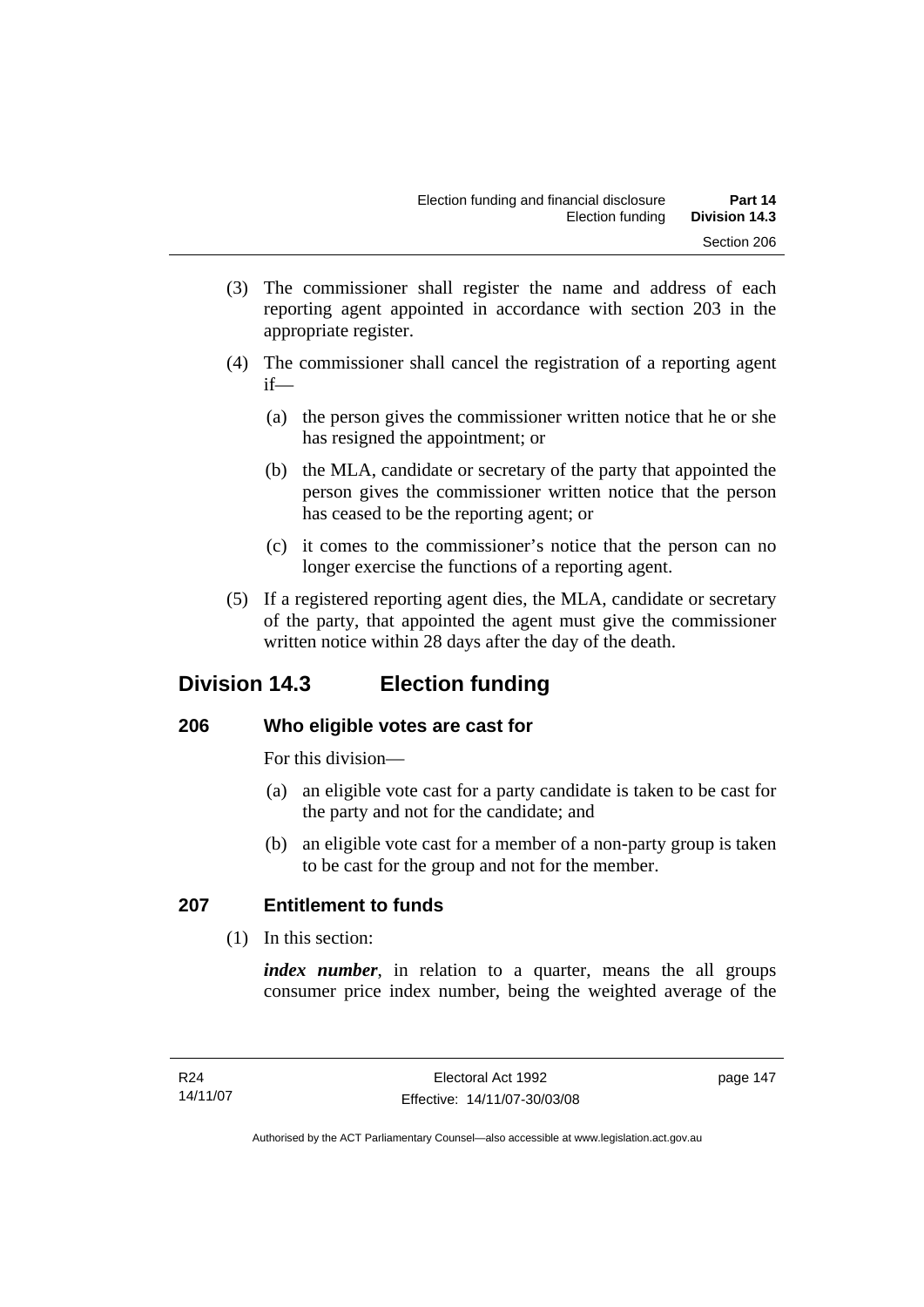(3) The commissioner shall register the name and address of each reporting agent appointed in accordance with section 203 in the appropriate register.

(4) The commissioner shall cancel the registration of a reporting agent if—

(a) the person gives the commissioner written notice that he or she has resigned the appointment; or

(b) the MLA, candidate or secretary of the party that appointed the person gives the commissioner written notice that the person has ceased to be the reporting agent; or

(c) it comes to the commissioner's notice that the person can no longer exercise the functions of a reporting agent.

(5) If a registered reporting agent dies, the MLA, candidate or secretary of the party, that appointed the agent must give the commissioner written notice within 28 days after the day of the death.

## Division 14.3 Election funding

### 206 Who eligible votes are cast for

For this division—

(a) an eligible vote cast for a party candidate is taken to be cast for the party and not for the candidate; and

(b) an eligible vote cast for a member of a non-party group is taken to be cast for the group and not for the member.

### 207 Entitlement to funds

(1) In this section:

***index number***, in relation to a quarter, means the all groups consumer price index number, being the weighted average of the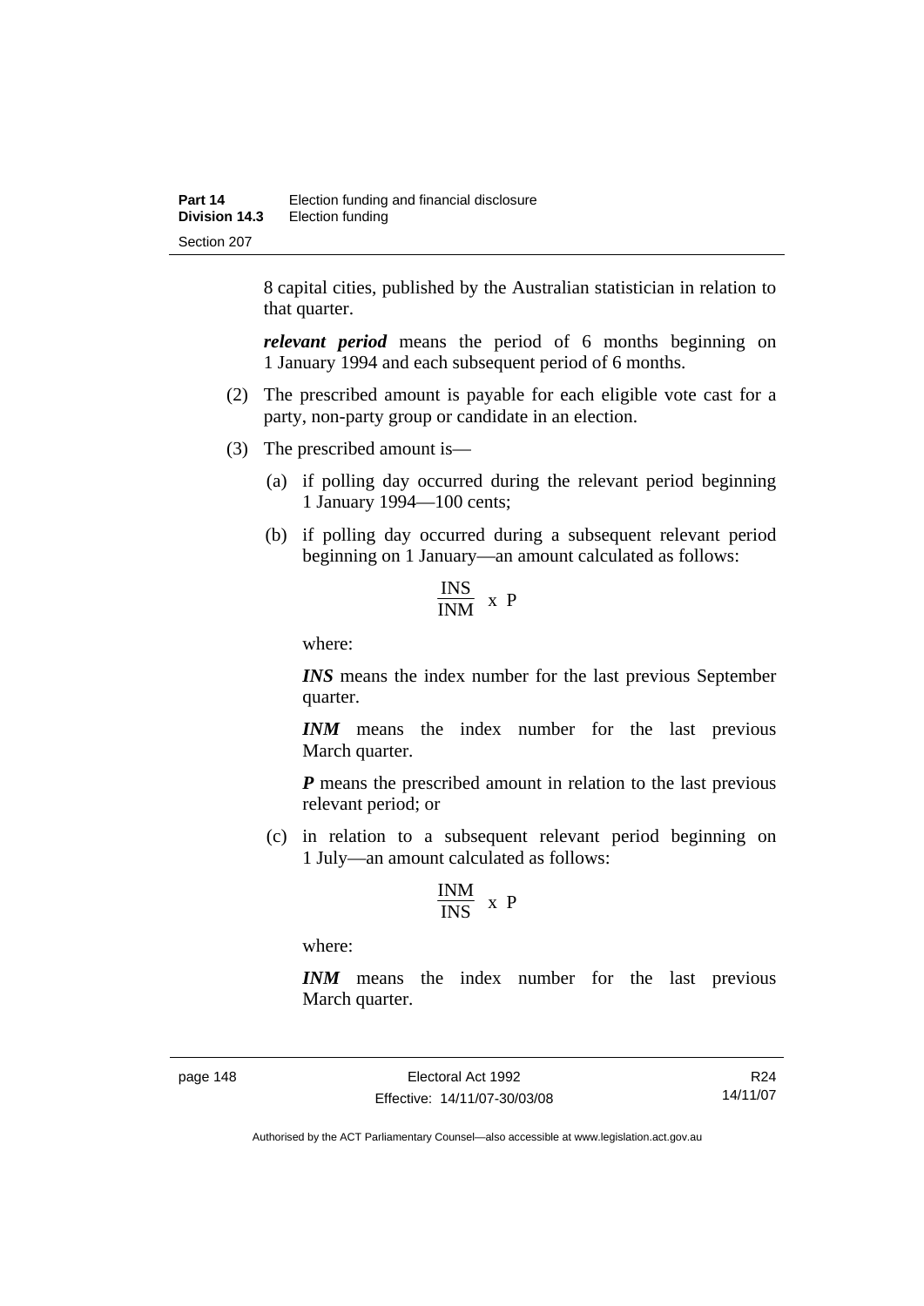8 capital cities, published by the Australian statistician in relation to that quarter.

***relevant period*** means the period of 6 months beginning on 1 January 1994 and each subsequent period of 6 months.

(2) The prescribed amount is payable for each eligible vote cast for a party, non-party group or candidate in an election.

(3) The prescribed amount is—

(a) if polling day occurred during the relevant period beginning 1 January 1994—100 cents;

(b) if polling day occurred during a subsequent relevant period beginning on 1 January—an amount calculated as follows:

$$\frac{INS}{INM} \times P$$

where:

***INS*** means the index number for the last previous September quarter.

***INM*** means the index number for the last previous March quarter.

***P*** means the prescribed amount in relation to the last previous relevant period; or

(c) in relation to a subsequent relevant period beginning on 1 July—an amount calculated as follows:

$$\frac{INM}{INS} \times P$$

where:

***INM*** means the index number for the last previous March quarter.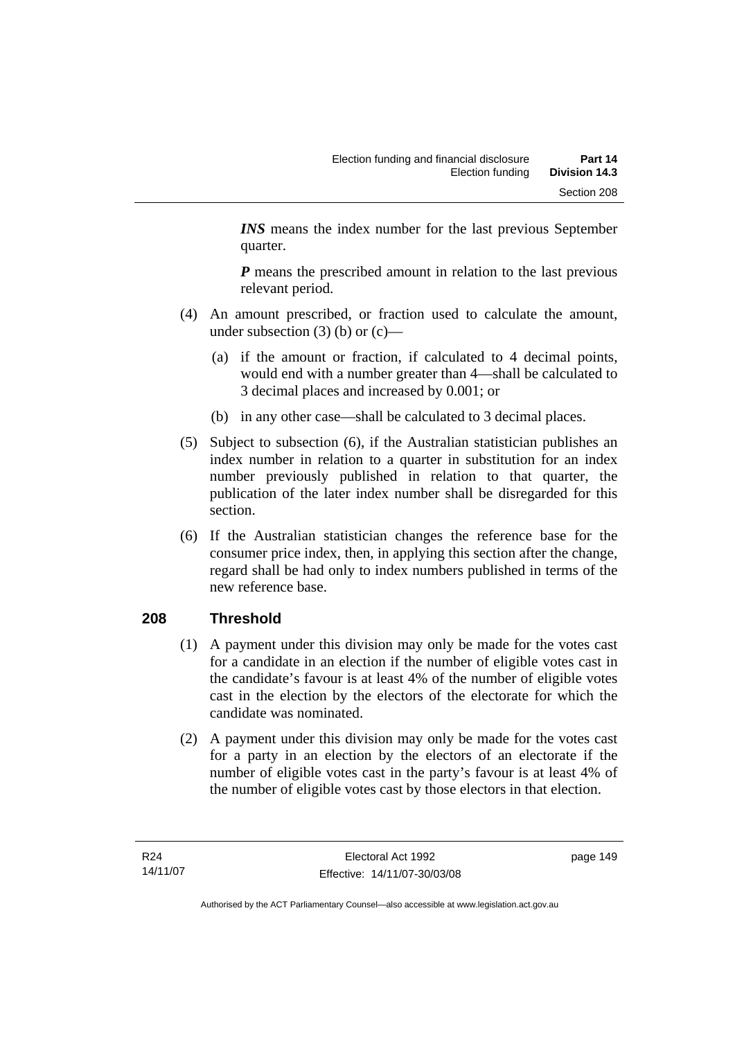***INS*** means the index number for the last previous September quarter.

***P*** means the prescribed amount in relation to the last previous relevant period.

(4) An amount prescribed, or fraction used to calculate the amount, under subsection (3) (b) or (c)—

(a) if the amount or fraction, if calculated to 4 decimal points, would end with a number greater than 4—shall be calculated to 3 decimal places and increased by 0.001; or

(b) in any other case—shall be calculated to 3 decimal places.

(5) Subject to subsection (6), if the Australian statistician publishes an index number in relation to a quarter in substitution for an index number previously published in relation to that quarter, the publication of the later index number shall be disregarded for this section.

(6) If the Australian statistician changes the reference base for the consumer price index, then, in applying this section after the change, regard shall be had only to index numbers published in terms of the new reference base.

## 208 Threshold

(1) A payment under this division may only be made for the votes cast for a candidate in an election if the number of eligible votes cast in the candidate's favour is at least 4% of the number of eligible votes cast in the election by the electors of the electorate for which the candidate was nominated.

(2) A payment under this division may only be made for the votes cast for a party in an election by the electors of an electorate if the number of eligible votes cast in the party's favour is at least 4% of the number of eligible votes cast by those electors in that election.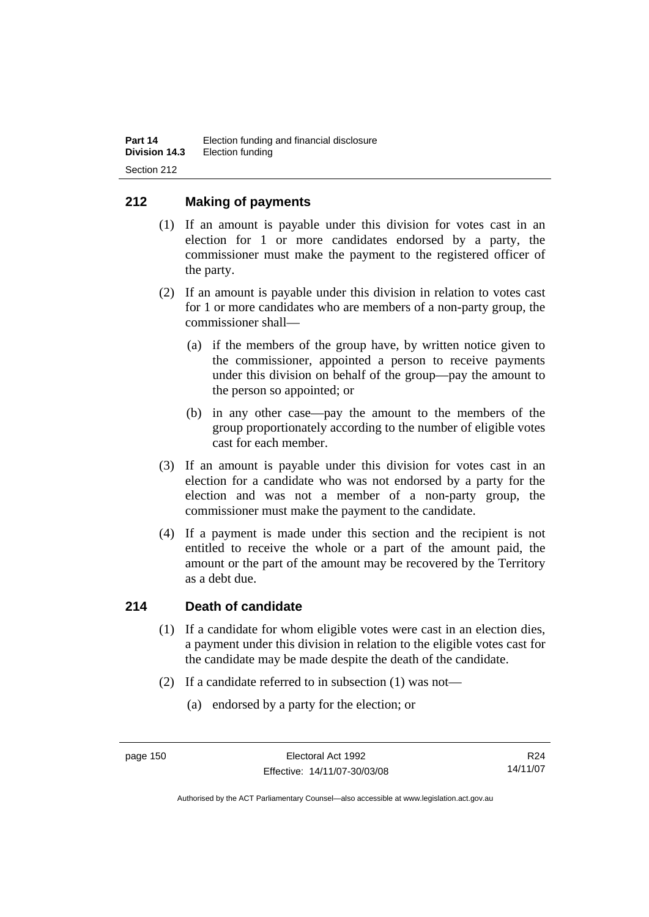## 212 Making of payments

(1) If an amount is payable under this division for votes cast in an election for 1 or more candidates endorsed by a party, the commissioner must make the payment to the registered officer of the party.

(2) If an amount is payable under this division in relation to votes cast for 1 or more candidates who are members of a non-party group, the commissioner shall—

(a) if the members of the group have, by written notice given to the commissioner, appointed a person to receive payments under this division on behalf of the group—pay the amount to the person so appointed; or

(b) in any other case—pay the amount to the members of the group proportionately according to the number of eligible votes cast for each member.

(3) If an amount is payable under this division for votes cast in an election for a candidate who was not endorsed by a party for the election and was not a member of a non-party group, the commissioner must make the payment to the candidate.

(4) If a payment is made under this section and the recipient is not entitled to receive the whole or a part of the amount paid, the amount or the part of the amount may be recovered by the Territory as a debt due.

## 214 Death of candidate

(1) If a candidate for whom eligible votes were cast in an election dies, a payment under this division in relation to the eligible votes cast for the candidate may be made despite the death of the candidate.

(2) If a candidate referred to in subsection (1) was not—

(a) endorsed by a party for the election; or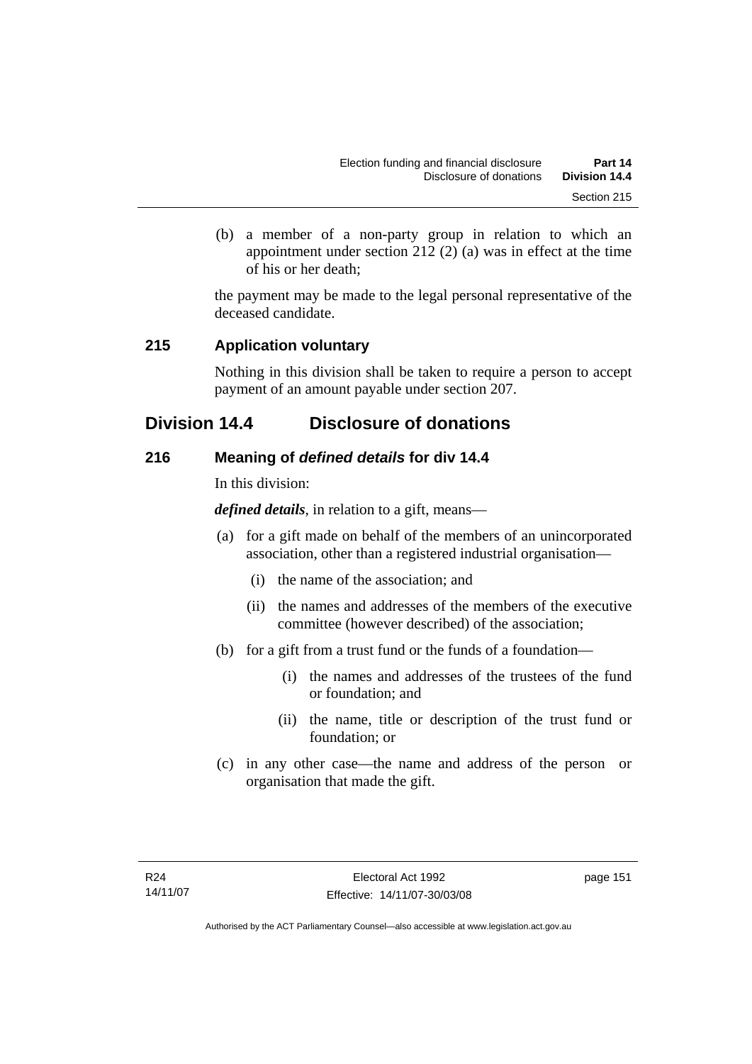(b) a member of a non-party group in relation to which an appointment under section 212 (2) (a) was in effect at the time of his or her death;

the payment may be made to the legal personal representative of the deceased candidate.

### 215 Application voluntary

Nothing in this division shall be taken to require a person to accept payment of an amount payable under section 207.

## Division 14.4 Disclosure of donations

### 216 Meaning of *defined details* for div 14.4

In this division:

***defined details***, in relation to a gift, means—

(a) for a gift made on behalf of the members of an unincorporated association, other than a registered industrial organisation—

(i) the name of the association; and

(ii) the names and addresses of the members of the executive committee (however described) of the association;

(b) for a gift from a trust fund or the funds of a foundation—

(i) the names and addresses of the trustees of the fund or foundation; and

(ii) the name, title or description of the trust fund or foundation; or

(c) in any other case—the name and address of the person or organisation that made the gift.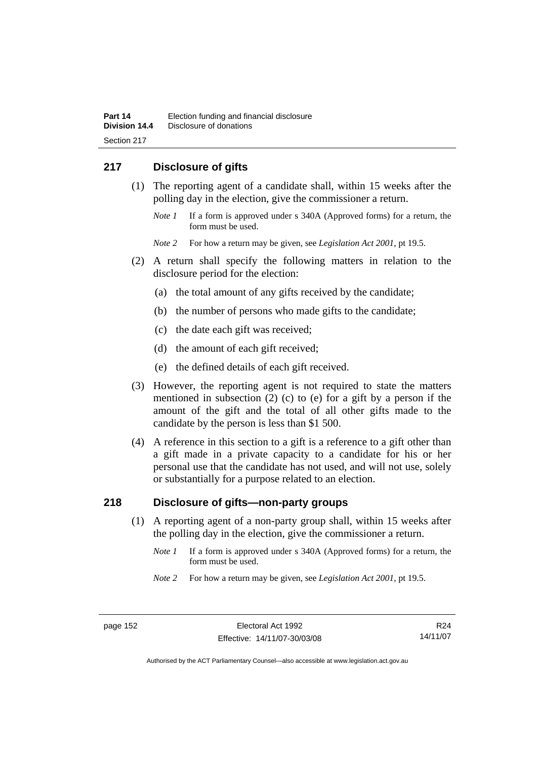## 217 Disclosure of gifts

(1) The reporting agent of a candidate shall, within 15 weeks after the polling day in the election, give the commissioner a return.

*Note 1* If a form is approved under s 340A (Approved forms) for a return, the form must be used.

*Note 2* For how a return may be given, see *Legislation Act 2001*, pt 19.5.

(2) A return shall specify the following matters in relation to the disclosure period for the election:

(a) the total amount of any gifts received by the candidate;

(b) the number of persons who made gifts to the candidate;

(c) the date each gift was received;

(d) the amount of each gift received;

(e) the defined details of each gift received.

(3) However, the reporting agent is not required to state the matters mentioned in subsection (2) (c) to (e) for a gift by a person if the amount of the gift and the total of all other gifts made to the candidate by the person is less than $1 500.

(4) A reference in this section to a gift is a reference to a gift other than a gift made in a private capacity to a candidate for his or her personal use that the candidate has not used, and will not use, solely or substantially for a purpose related to an election.

## 218 Disclosure of gifts—non-party groups

(1) A reporting agent of a non-party group shall, within 15 weeks after the polling day in the election, give the commissioner a return.

*Note 1* If a form is approved under s 340A (Approved forms) for a return, the form must be used.

*Note 2* For how a return may be given, see *Legislation Act 2001*, pt 19.5.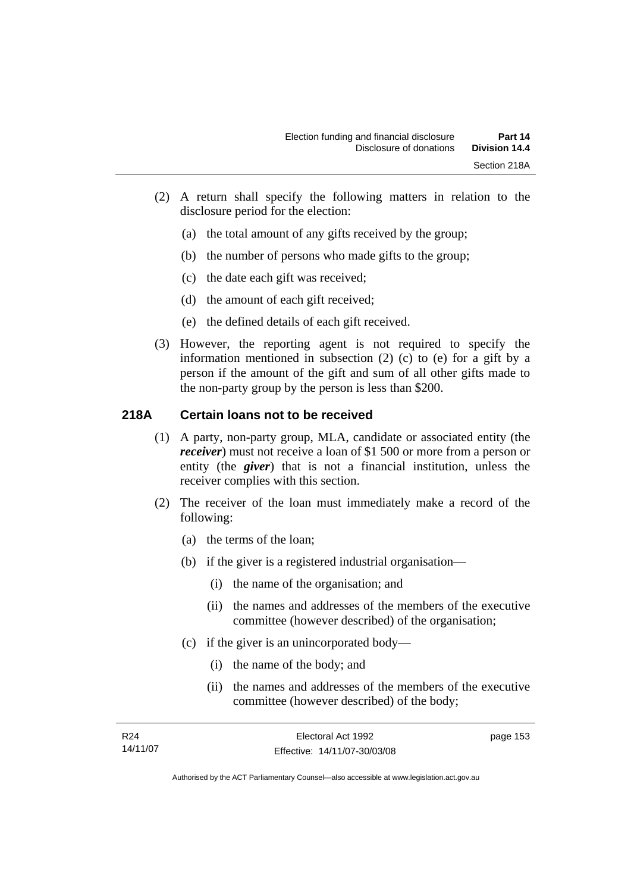(2) A return shall specify the following matters in relation to the disclosure period for the election:

(a) the total amount of any gifts received by the group;

(b) the number of persons who made gifts to the group;

(c) the date each gift was received;

(d) the amount of each gift received;

(e) the defined details of each gift received.

(3) However, the reporting agent is not required to specify the information mentioned in subsection (2) (c) to (e) for a gift by a person if the amount of the gift and sum of all other gifts made to the non-party group by the person is less than $200.

## 218A Certain loans not to be received

(1) A party, non-party group, MLA, candidate or associated entity (the ***receiver***) must not receive a loan of $1 500 or more from a person or entity (the ***giver***) that is not a financial institution, unless the receiver complies with this section.

(2) The receiver of the loan must immediately make a record of the following:

(a) the terms of the loan;

(b) if the giver is a registered industrial organisation—

(i) the name of the organisation; and

(ii) the names and addresses of the members of the executive committee (however described) of the organisation;

(c) if the giver is an unincorporated body—

(i) the name of the body; and

(ii) the names and addresses of the members of the executive committee (however described) of the body;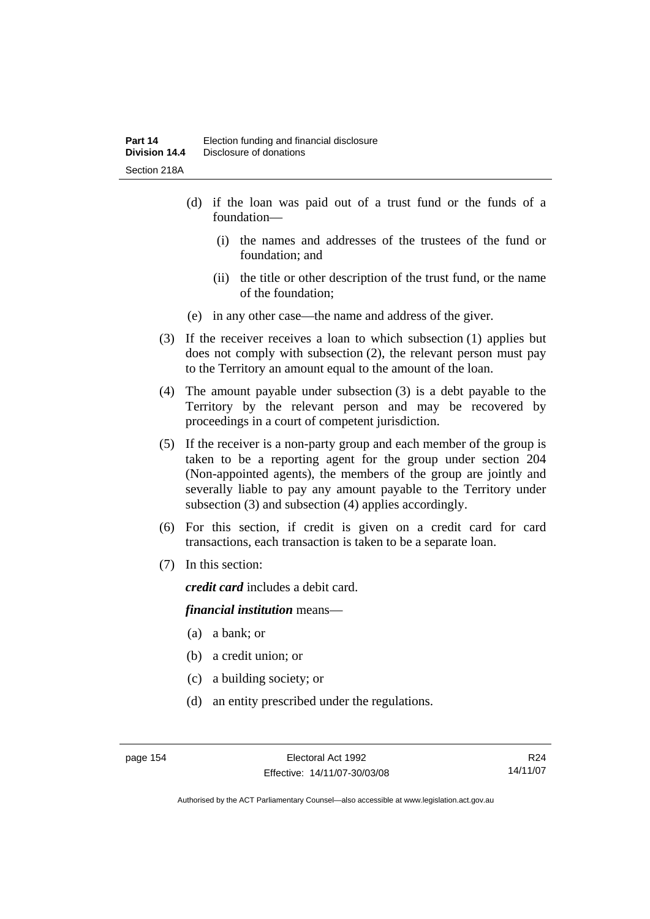(d) if the loan was paid out of a trust fund or the funds of a foundation—

  (i) the names and addresses of the trustees of the fund or foundation; and

  (ii) the title or other description of the trust fund, or the name of the foundation;

(e) in any other case—the name and address of the giver.

(3) If the receiver receives a loan to which subsection (1) applies but does not comply with subsection (2), the relevant person must pay to the Territory an amount equal to the amount of the loan.

(4) The amount payable under subsection (3) is a debt payable to the Territory by the relevant person and may be recovered by proceedings in a court of competent jurisdiction.

(5) If the receiver is a non-party group and each member of the group is taken to be a reporting agent for the group under section 204 (Non-appointed agents), the members of the group are jointly and severally liable to pay any amount payable to the Territory under subsection (3) and subsection (4) applies accordingly.

(6) For this section, if credit is given on a credit card for card transactions, each transaction is taken to be a separate loan.

(7) In this section:

***credit card*** includes a debit card.

***financial institution*** means—

(a) a bank; or

(b) a credit union; or

(c) a building society; or

(d) an entity prescribed under the regulations.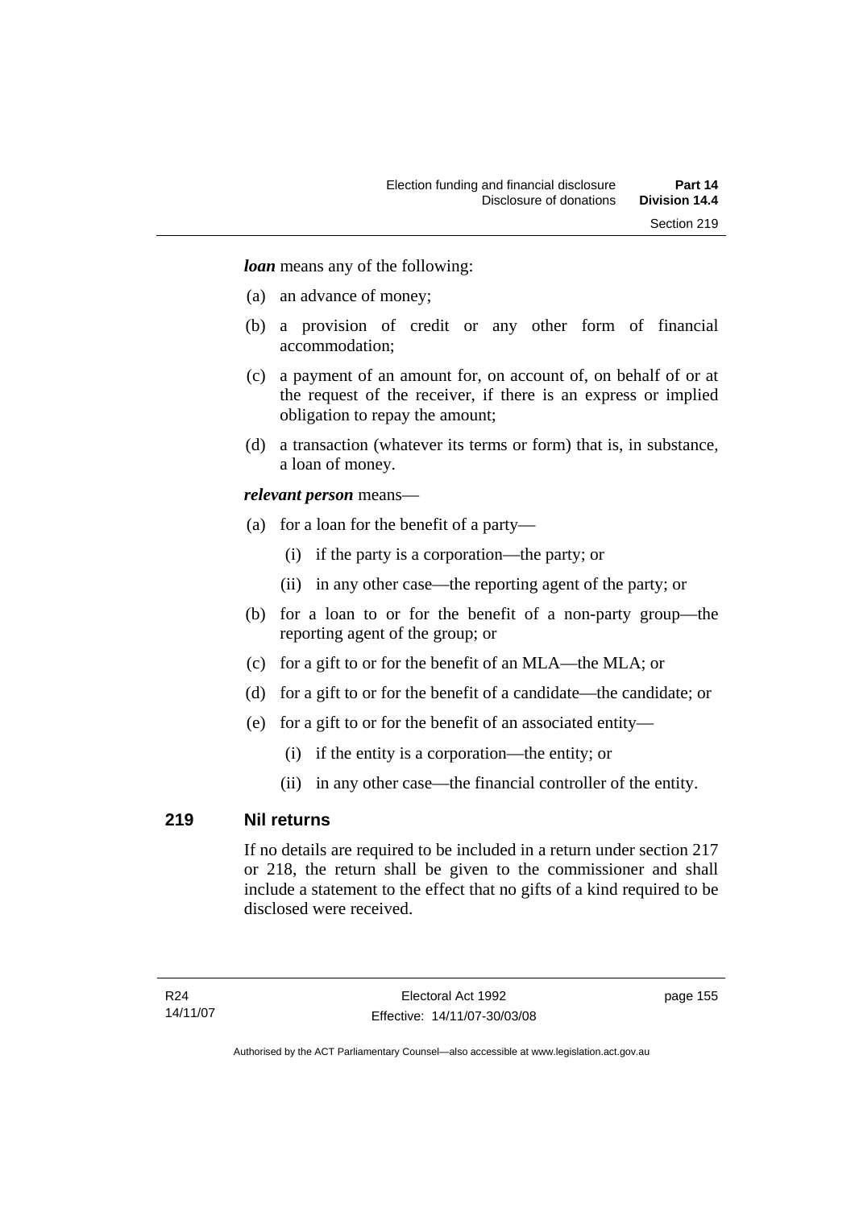***loan*** means any of the following:

(a) an advance of money;

(b) a provision of credit or any other form of financial accommodation;

(c) a payment of an amount for, on account of, on behalf of or at the request of the receiver, if there is an express or implied obligation to repay the amount;

(d) a transaction (whatever its terms or form) that is, in substance, a loan of money.

***relevant person*** means—

(a) for a loan for the benefit of a party—

   (i) if the party is a corporation—the party; or

   (ii) in any other case—the reporting agent of the party; or

(b) for a loan to or for the benefit of a non-party group—the reporting agent of the group; or

(c) for a gift to or for the benefit of an MLA—the MLA; or

(d) for a gift to or for the benefit of a candidate—the candidate; or

(e) for a gift to or for the benefit of an associated entity—

   (i) if the entity is a corporation—the entity; or

   (ii) in any other case—the financial controller of the entity.

## 219 Nil returns

If no details are required to be included in a return under section 217 or 218, the return shall be given to the commissioner and shall include a statement to the effect that no gifts of a kind required to be disclosed were received.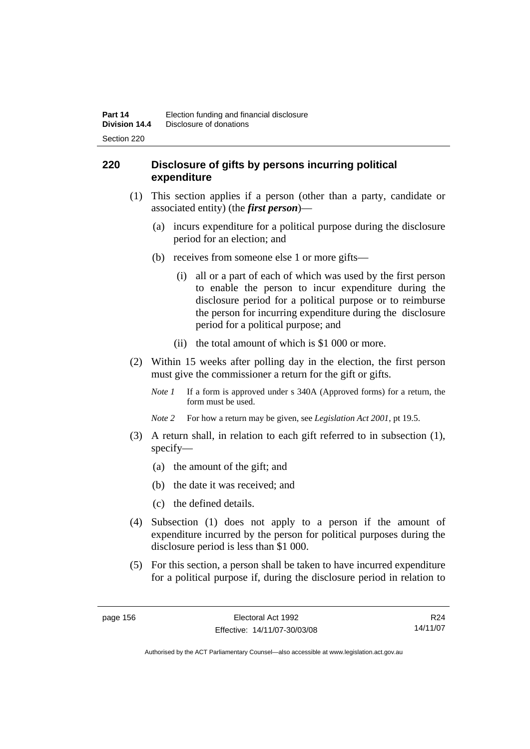## 220 Disclosure of gifts by persons incurring political expenditure

(1) This section applies if a person (other than a party, candidate or associated entity) (the ***first person***)—

(a) incurs expenditure for a political purpose during the disclosure period for an election; and

(b) receives from someone else 1 or more gifts—

(i) all or a part of each of which was used by the first person to enable the person to incur expenditure during the disclosure period for a political purpose or to reimburse the person for incurring expenditure during the disclosure period for a political purpose; and

(ii) the total amount of which is $1 000 or more.

(2) Within 15 weeks after polling day in the election, the first person must give the commissioner a return for the gift or gifts.

*Note 1* If a form is approved under s 340A (Approved forms) for a return, the form must be used.

*Note 2* For how a return may be given, see *Legislation Act 2001*, pt 19.5.

(3) A return shall, in relation to each gift referred to in subsection (1), specify—

(a) the amount of the gift; and

(b) the date it was received; and

(c) the defined details.

(4) Subsection (1) does not apply to a person if the amount of expenditure incurred by the person for political purposes during the disclosure period is less than $1 000.

(5) For this section, a person shall be taken to have incurred expenditure for a political purpose if, during the disclosure period in relation to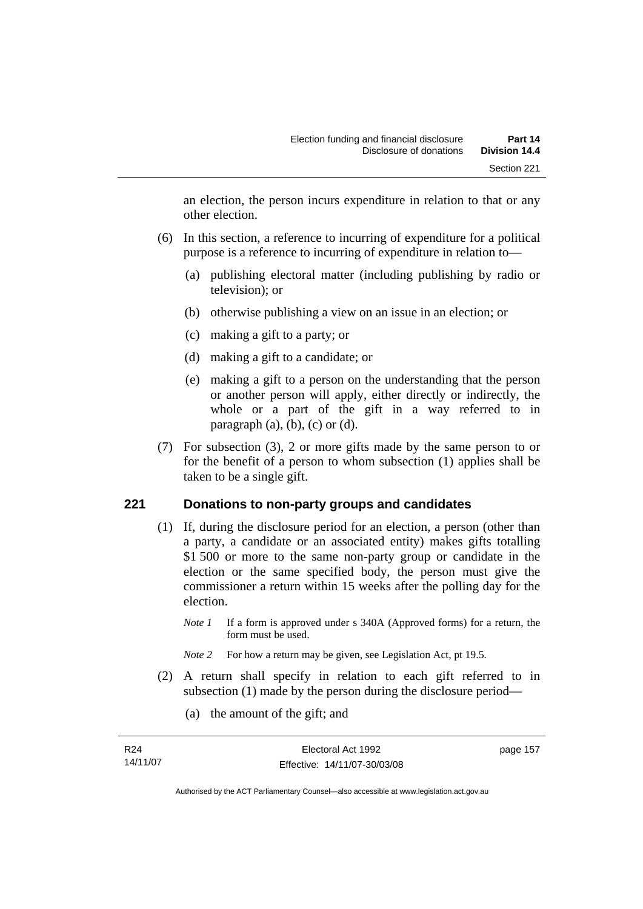an election, the person incurs expenditure in relation to that or any other election.

(6) In this section, a reference to incurring of expenditure for a political purpose is a reference to incurring of expenditure in relation to—

(a) publishing electoral matter (including publishing by radio or television); or

(b) otherwise publishing a view on an issue in an election; or

(c) making a gift to a party; or

(d) making a gift to a candidate; or

(e) making a gift to a person on the understanding that the person or another person will apply, either directly or indirectly, the whole or a part of the gift in a way referred to in paragraph (a), (b), (c) or (d).

(7) For subsection (3), 2 or more gifts made by the same person to or for the benefit of a person to whom subsection (1) applies shall be taken to be a single gift.

## 221 Donations to non-party groups and candidates

(1) If, during the disclosure period for an election, a person (other than a party, a candidate or an associated entity) makes gifts totalling \$1 500 or more to the same non-party group or candidate in the election or the same specified body, the person must give the commissioner a return within 15 weeks after the polling day for the election.

*Note 1* If a form is approved under s 340A (Approved forms) for a return, the form must be used.

*Note 2* For how a return may be given, see Legislation Act, pt 19.5.

(2) A return shall specify in relation to each gift referred to in subsection (1) made by the person during the disclosure period—

(a) the amount of the gift; and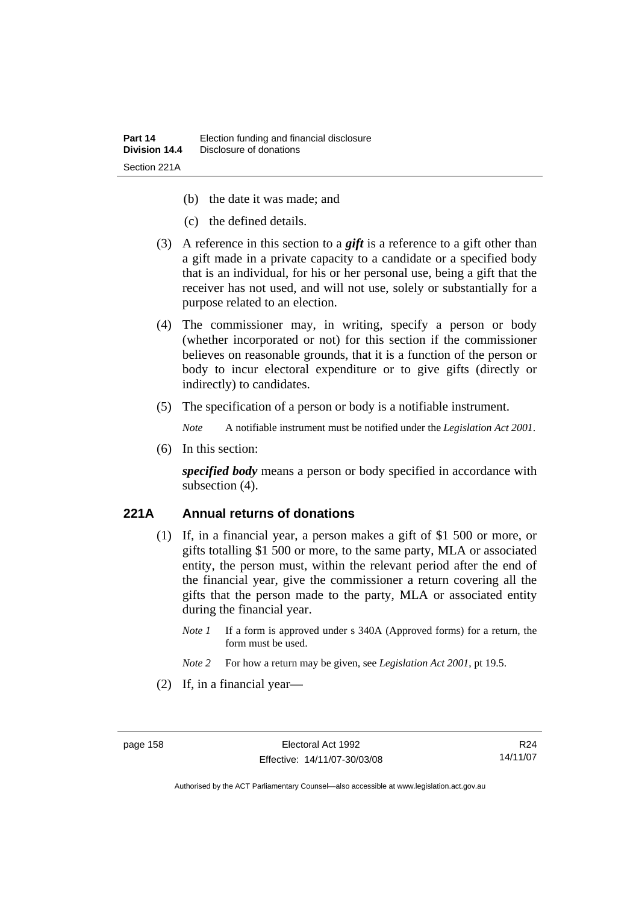(b) the date it was made; and

(c) the defined details.

(3) A reference in this section to a ***gift*** is a reference to a gift other than a gift made in a private capacity to a candidate or a specified body that is an individual, for his or her personal use, being a gift that the receiver has not used, and will not use, solely or substantially for a purpose related to an election.

(4) The commissioner may, in writing, specify a person or body (whether incorporated or not) for this section if the commissioner believes on reasonable grounds, that it is a function of the person or body to incur electoral expenditure or to give gifts (directly or indirectly) to candidates.

(5) The specification of a person or body is a notifiable instrument.

*Note* A notifiable instrument must be notified under the *Legislation Act 2001*.

(6) In this section:

***specified body*** means a person or body specified in accordance with subsection (4).

## 221A Annual returns of donations

(1) If, in a financial year, a person makes a gift of $1 500 or more, or gifts totalling $1 500 or more, to the same party, MLA or associated entity, the person must, within the relevant period after the end of the financial year, give the commissioner a return covering all the gifts that the person made to the party, MLA or associated entity during the financial year.

*Note 1* If a form is approved under s 340A (Approved forms) for a return, the form must be used.

*Note 2* For how a return may be given, see *Legislation Act 2001*, pt 19.5.

(2) If, in a financial year—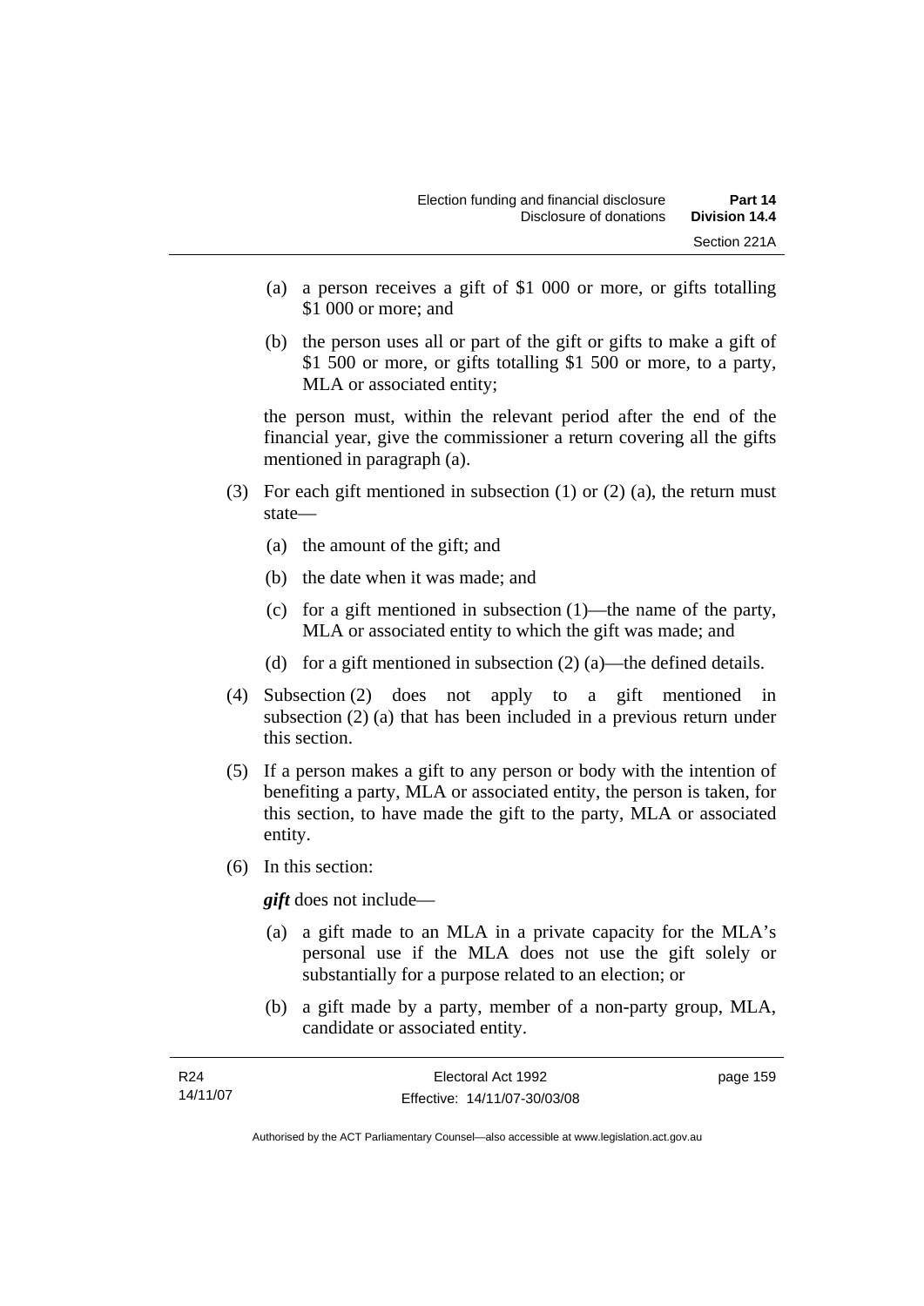(a) a person receives a gift of $1 000 or more, or gifts totalling $1 000 or more; and

(b) the person uses all or part of the gift or gifts to make a gift of $1 500 or more, or gifts totalling $1 500 or more, to a party, MLA or associated entity;

the person must, within the relevant period after the end of the financial year, give the commissioner a return covering all the gifts mentioned in paragraph (a).

(3) For each gift mentioned in subsection (1) or (2) (a), the return must state—

(a) the amount of the gift; and

(b) the date when it was made; and

(c) for a gift mentioned in subsection (1)—the name of the party, MLA or associated entity to which the gift was made; and

(d) for a gift mentioned in subsection (2) (a)—the defined details.

(4) Subsection (2) does not apply to a gift mentioned in subsection (2) (a) that has been included in a previous return under this section.

(5) If a person makes a gift to any person or body with the intention of benefiting a party, MLA or associated entity, the person is taken, for this section, to have made the gift to the party, MLA or associated entity.

(6) In this section:

***gift*** does not include—

(a) a gift made to an MLA in a private capacity for the MLA's personal use if the MLA does not use the gift solely or substantially for a purpose related to an election; or

(b) a gift made by a party, member of a non-party group, MLA, candidate or associated entity.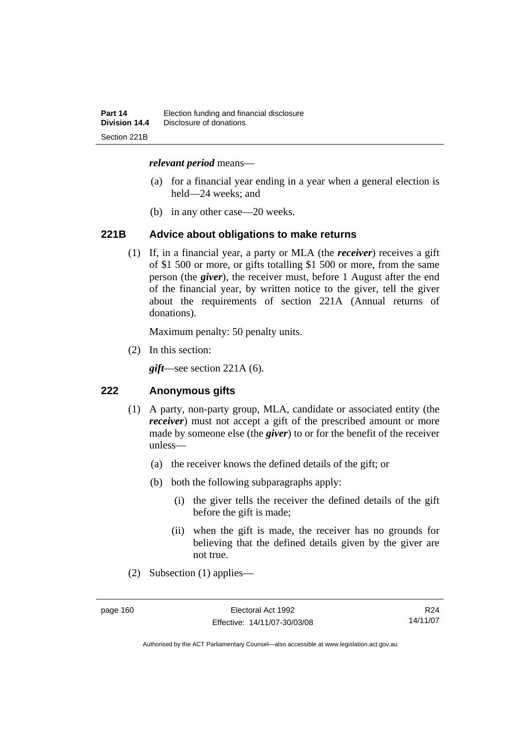***relevant period*** means—

(a) for a financial year ending in a year when a general election is held—24 weeks; and

(b) in any other case—20 weeks.

## 221B Advice about obligations to make returns

(1) If, in a financial year, a party or MLA (the ***receiver***) receives a gift of $1 500 or more, or gifts totalling $1 500 or more, from the same person (the ***giver***), the receiver must, before 1 August after the end of the financial year, by written notice to the giver, tell the giver about the requirements of section 221A (Annual returns of donations).

Maximum penalty: 50 penalty units.

(2) In this section:

***gift***—see section 221A (6).

## 222 Anonymous gifts

(1) A party, non-party group, MLA, candidate or associated entity (the ***receiver***) must not accept a gift of the prescribed amount or more made by someone else (the ***giver***) to or for the benefit of the receiver unless—

(a) the receiver knows the defined details of the gift; or

(b) both the following subparagraphs apply:

(i) the giver tells the receiver the defined details of the gift before the gift is made;

(ii) when the gift is made, the receiver has no grounds for believing that the defined details given by the giver are not true.

(2) Subsection (1) applies—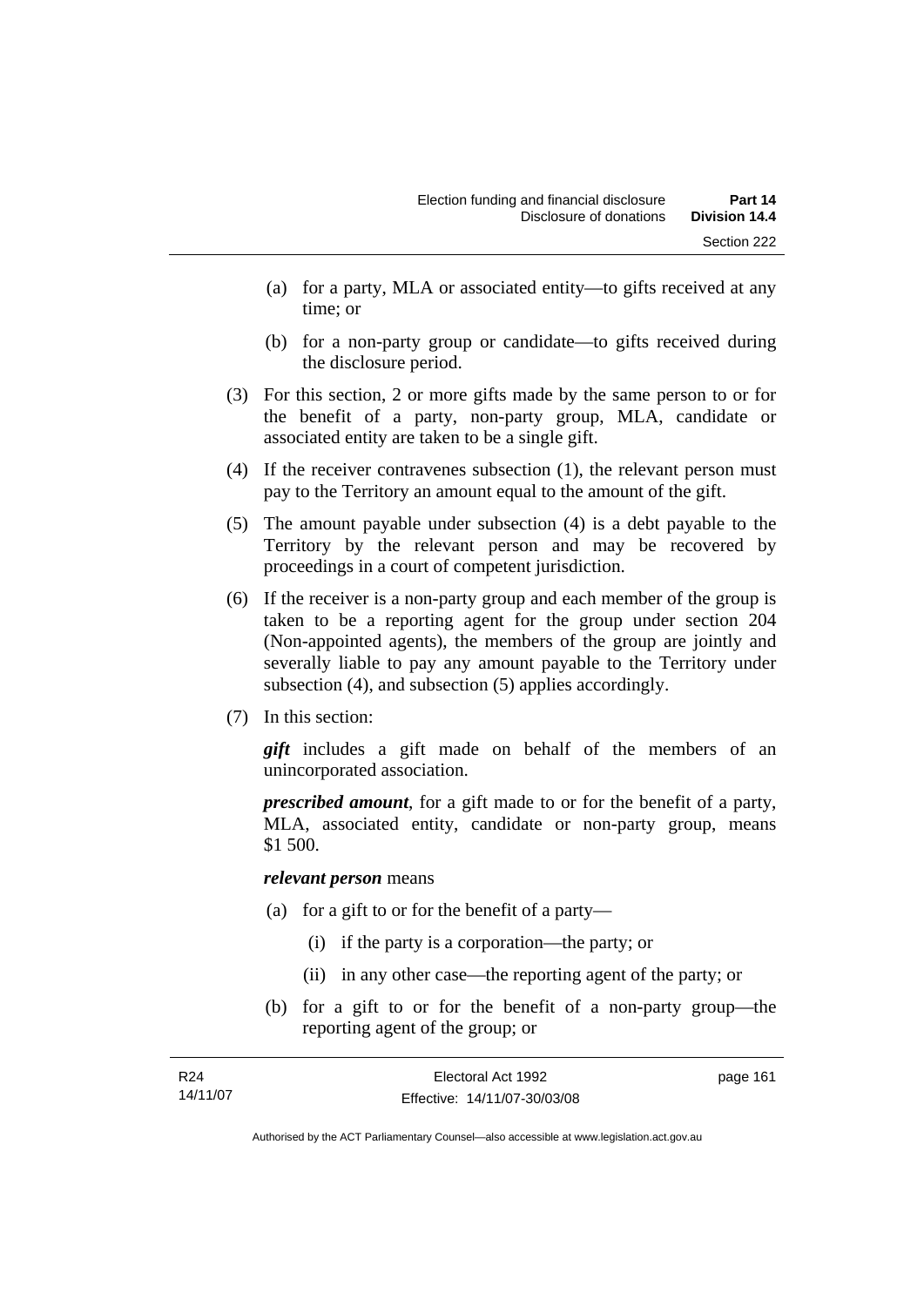(a) for a party, MLA or associated entity—to gifts received at any time; or

(b) for a non-party group or candidate—to gifts received during the disclosure period.

(3) For this section, 2 or more gifts made by the same person to or for the benefit of a party, non-party group, MLA, candidate or associated entity are taken to be a single gift.

(4) If the receiver contravenes subsection (1), the relevant person must pay to the Territory an amount equal to the amount of the gift.

(5) The amount payable under subsection (4) is a debt payable to the Territory by the relevant person and may be recovered by proceedings in a court of competent jurisdiction.

(6) If the receiver is a non-party group and each member of the group is taken to be a reporting agent for the group under section 204 (Non-appointed agents), the members of the group are jointly and severally liable to pay any amount payable to the Territory under subsection (4), and subsection (5) applies accordingly.

(7) In this section:

***gift*** includes a gift made on behalf of the members of an unincorporated association.

***prescribed amount***, for a gift made to or for the benefit of a party, MLA, associated entity, candidate or non-party group, means $1 500.

***relevant person*** means

(a) for a gift to or for the benefit of a party—

(i) if the party is a corporation—the party; or

(ii) in any other case—the reporting agent of the party; or

(b) for a gift to or for the benefit of a non-party group—the reporting agent of the group; or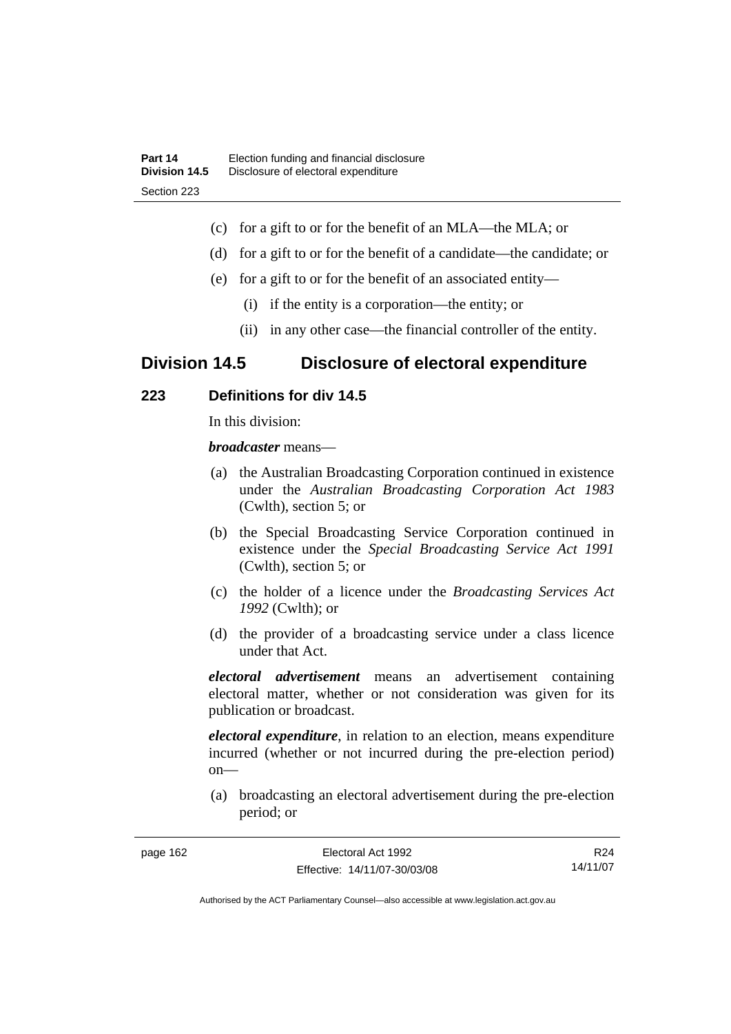(c) for a gift to or for the benefit of an MLA—the MLA; or

(d) for a gift to or for the benefit of a candidate—the candidate; or

(e) for a gift to or for the benefit of an associated entity—

   (i) if the entity is a corporation—the entity; or

   (ii) in any other case—the financial controller of the entity.

## Division 14.5 Disclosure of electoral expenditure

### 223 Definitions for div 14.5

In this division:

***broadcaster*** means—

(a) the Australian Broadcasting Corporation continued in existence under the *Australian Broadcasting Corporation Act 1983* (Cwlth), section 5; or

(b) the Special Broadcasting Service Corporation continued in existence under the *Special Broadcasting Service Act 1991* (Cwlth), section 5; or

(c) the holder of a licence under the *Broadcasting Services Act 1992* (Cwlth); or

(d) the provider of a broadcasting service under a class licence under that Act.

***electoral advertisement*** means an advertisement containing electoral matter, whether or not consideration was given for its publication or broadcast.

***electoral expenditure***, in relation to an election, means expenditure incurred (whether or not incurred during the pre-election period) on—

(a) broadcasting an electoral advertisement during the pre-election period; or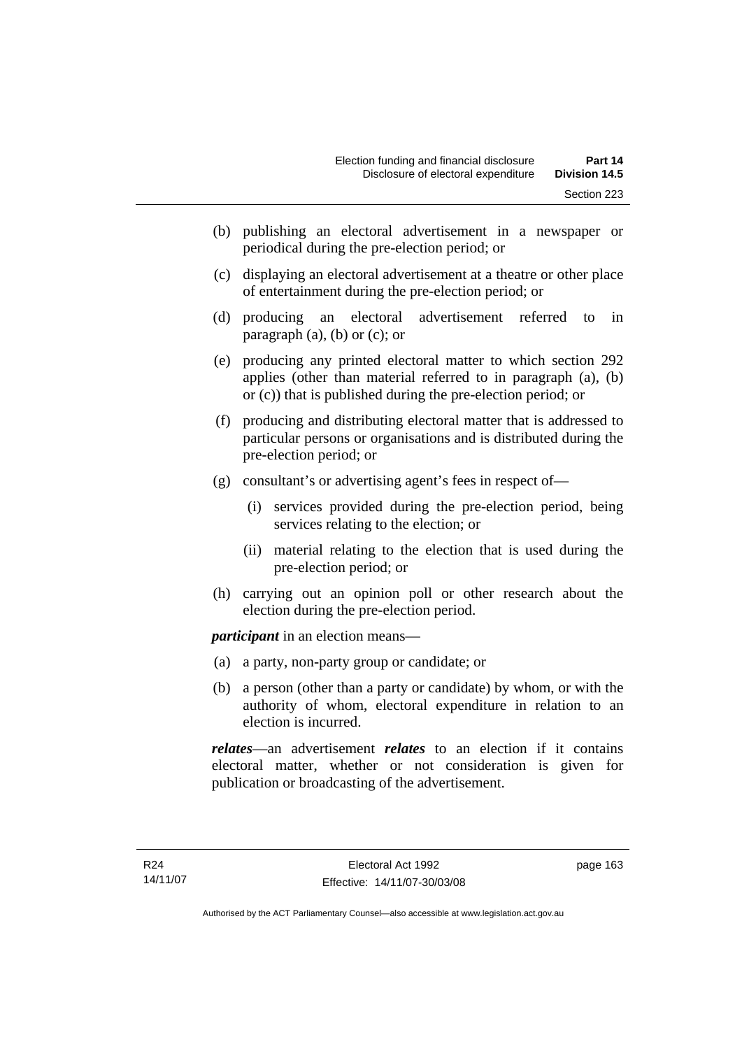(b) publishing an electoral advertisement in a newspaper or periodical during the pre-election period; or

(c) displaying an electoral advertisement at a theatre or other place of entertainment during the pre-election period; or

(d) producing an electoral advertisement referred to in paragraph (a), (b) or (c); or

(e) producing any printed electoral matter to which section 292 applies (other than material referred to in paragraph (a), (b) or (c)) that is published during the pre-election period; or

(f) producing and distributing electoral matter that is addressed to particular persons or organisations and is distributed during the pre-election period; or

(g) consultant's or advertising agent's fees in respect of—

  (i) services provided during the pre-election period, being services relating to the election; or

  (ii) material relating to the election that is used during the pre-election period; or

(h) carrying out an opinion poll or other research about the election during the pre-election period.

***participant*** in an election means—

(a) a party, non-party group or candidate; or

(b) a person (other than a party or candidate) by whom, or with the authority of whom, electoral expenditure in relation to an election is incurred.

***relates***—an advertisement ***relates*** to an election if it contains electoral matter, whether or not consideration is given for publication or broadcasting of the advertisement.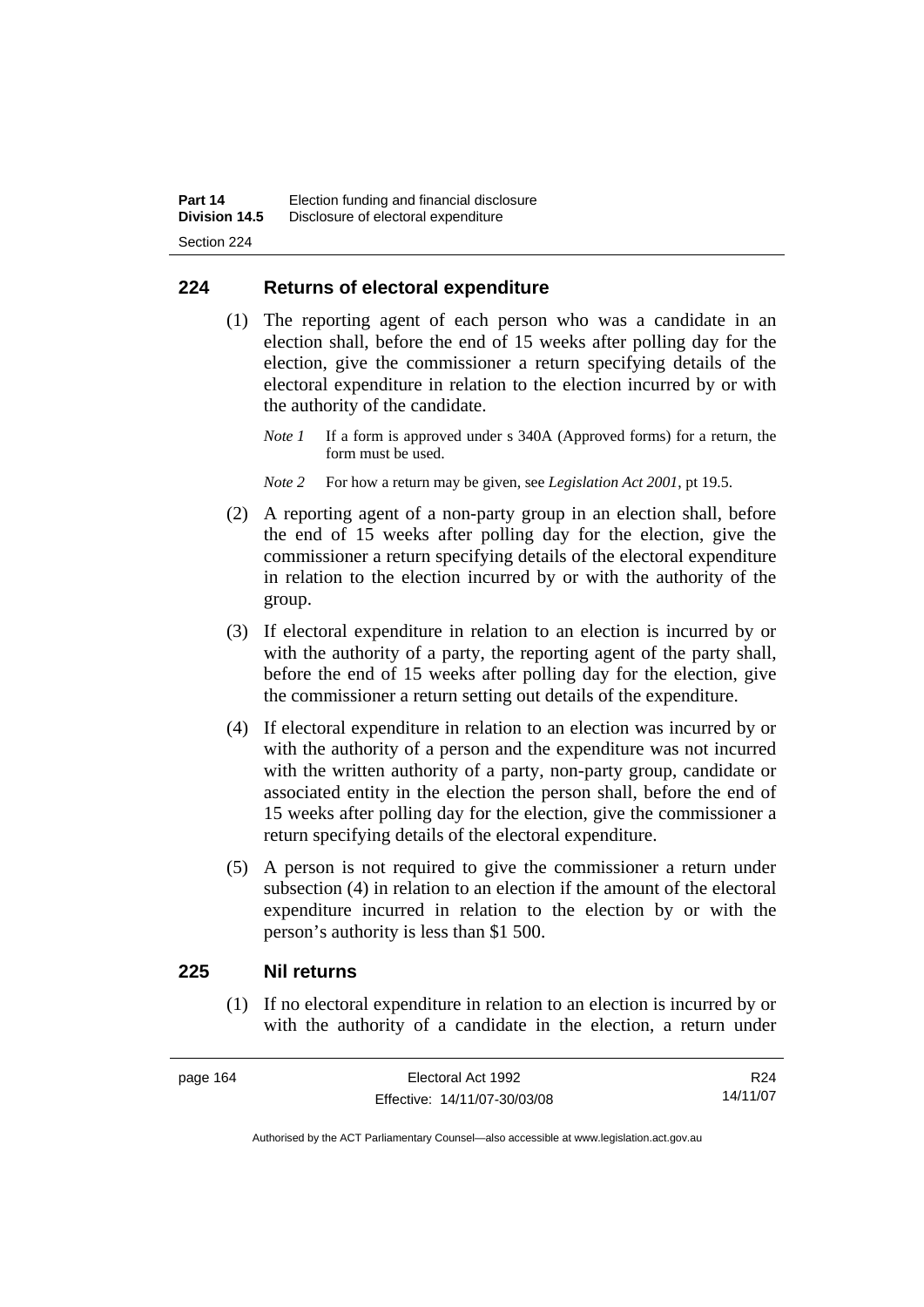## 224 Returns of electoral expenditure

(1) The reporting agent of each person who was a candidate in an election shall, before the end of 15 weeks after polling day for the election, give the commissioner a return specifying details of the electoral expenditure in relation to the election incurred by or with the authority of the candidate.

*Note 1* If a form is approved under s 340A (Approved forms) for a return, the form must be used.

*Note 2* For how a return may be given, see *Legislation Act 2001*, pt 19.5.

(2) A reporting agent of a non-party group in an election shall, before the end of 15 weeks after polling day for the election, give the commissioner a return specifying details of the electoral expenditure in relation to the election incurred by or with the authority of the group.

(3) If electoral expenditure in relation to an election is incurred by or with the authority of a party, the reporting agent of the party shall, before the end of 15 weeks after polling day for the election, give the commissioner a return setting out details of the expenditure.

(4) If electoral expenditure in relation to an election was incurred by or with the authority of a person and the expenditure was not incurred with the written authority of a party, non-party group, candidate or associated entity in the election the person shall, before the end of 15 weeks after polling day for the election, give the commissioner a return specifying details of the electoral expenditure.

(5) A person is not required to give the commissioner a return under subsection (4) in relation to an election if the amount of the electoral expenditure incurred in relation to the election by or with the person's authority is less than $1 500.

## 225 Nil returns

(1) If no electoral expenditure in relation to an election is incurred by or with the authority of a candidate in the election, a return under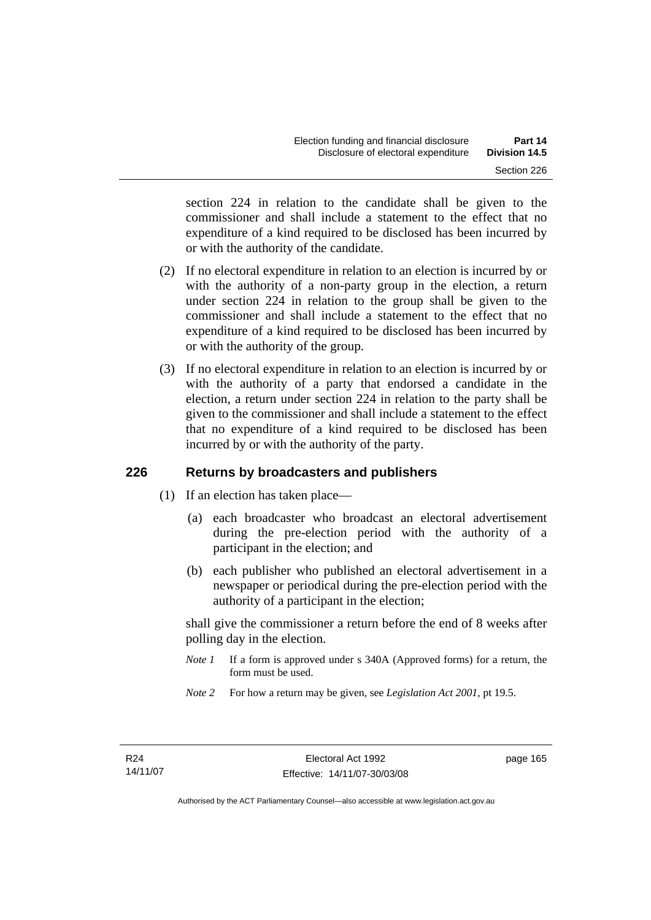section 224 in relation to the candidate shall be given to the commissioner and shall include a statement to the effect that no expenditure of a kind required to be disclosed has been incurred by or with the authority of the candidate.

(2) If no electoral expenditure in relation to an election is incurred by or with the authority of a non-party group in the election, a return under section 224 in relation to the group shall be given to the commissioner and shall include a statement to the effect that no expenditure of a kind required to be disclosed has been incurred by or with the authority of the group.

(3) If no electoral expenditure in relation to an election is incurred by or with the authority of a party that endorsed a candidate in the election, a return under section 224 in relation to the party shall be given to the commissioner and shall include a statement to the effect that no expenditure of a kind required to be disclosed has been incurred by or with the authority of the party.

## 226 Returns by broadcasters and publishers

(1) If an election has taken place—

(a) each broadcaster who broadcast an electoral advertisement during the pre-election period with the authority of a participant in the election; and

(b) each publisher who published an electoral advertisement in a newspaper or periodical during the pre-election period with the authority of a participant in the election;

shall give the commissioner a return before the end of 8 weeks after polling day in the election.

*Note 1* If a form is approved under s 340A (Approved forms) for a return, the form must be used.

*Note 2* For how a return may be given, see *Legislation Act 2001*, pt 19.5.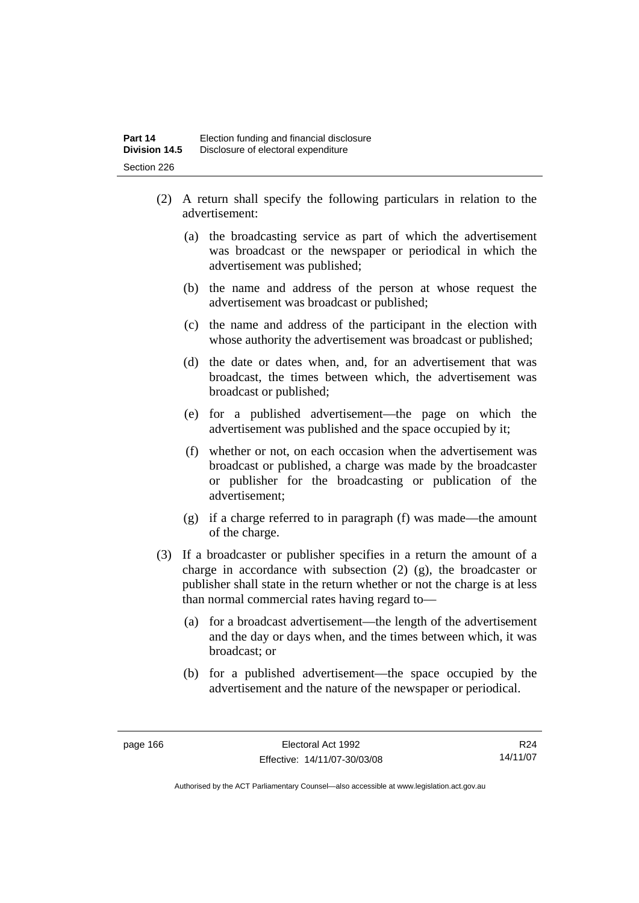(2) A return shall specify the following particulars in relation to the advertisement:

   (a) the broadcasting service as part of which the advertisement was broadcast or the newspaper or periodical in which the advertisement was published;

   (b) the name and address of the person at whose request the advertisement was broadcast or published;

   (c) the name and address of the participant in the election with whose authority the advertisement was broadcast or published;

   (d) the date or dates when, and, for an advertisement that was broadcast, the times between which, the advertisement was broadcast or published;

   (e) for a published advertisement—the page on which the advertisement was published and the space occupied by it;

   (f) whether or not, on each occasion when the advertisement was broadcast or published, a charge was made by the broadcaster or publisher for the broadcasting or publication of the advertisement;

   (g) if a charge referred to in paragraph (f) was made—the amount of the charge.

(3) If a broadcaster or publisher specifies in a return the amount of a charge in accordance with subsection (2) (g), the broadcaster or publisher shall state in the return whether or not the charge is at less than normal commercial rates having regard to—

   (a) for a broadcast advertisement—the length of the advertisement and the day or days when, and the times between which, it was broadcast; or

   (b) for a published advertisement—the space occupied by the advertisement and the nature of the newspaper or periodical.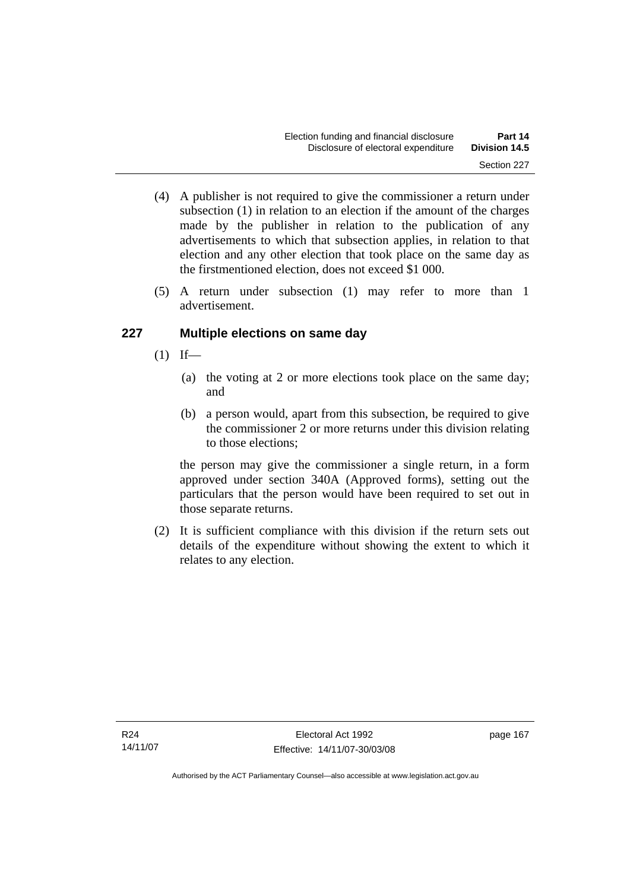(4) A publisher is not required to give the commissioner a return under subsection (1) in relation to an election if the amount of the charges made by the publisher in relation to the publication of any advertisements to which that subsection applies, in relation to that election and any other election that took place on the same day as the firstmentioned election, does not exceed $1 000.

(5) A return under subsection (1) may refer to more than 1 advertisement.

## 227 Multiple elections on same day

(1) If—

(a) the voting at 2 or more elections took place on the same day; and

(b) a person would, apart from this subsection, be required to give the commissioner 2 or more returns under this division relating to those elections;

the person may give the commissioner a single return, in a form approved under section 340A (Approved forms), setting out the particulars that the person would have been required to set out in those separate returns.

(2) It is sufficient compliance with this division if the return sets out details of the expenditure without showing the extent to which it relates to any election.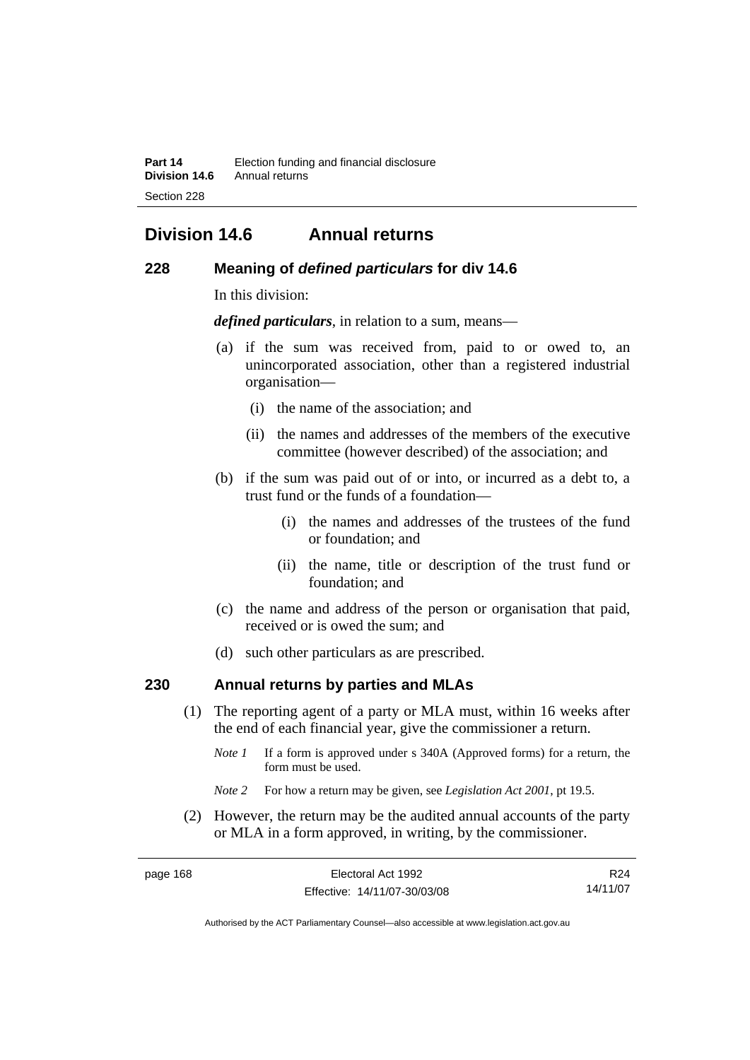## Division 14.6 Annual returns

### 228 Meaning of *defined particulars* for div 14.6

In this division:

***defined particulars***, in relation to a sum, means—

(a) if the sum was received from, paid to or owed to, an unincorporated association, other than a registered industrial organisation—

  (i) the name of the association; and

  (ii) the names and addresses of the members of the executive committee (however described) of the association; and

(b) if the sum was paid out of or into, or incurred as a debt to, a trust fund or the funds of a foundation—

  (i) the names and addresses of the trustees of the fund or foundation; and

  (ii) the name, title or description of the trust fund or foundation; and

(c) the name and address of the person or organisation that paid, received or is owed the sum; and

(d) such other particulars as are prescribed.

### 230 Annual returns by parties and MLAs

(1) The reporting agent of a party or MLA must, within 16 weeks after the end of each financial year, give the commissioner a return.

*Note 1* If a form is approved under s 340A (Approved forms) for a return, the form must be used.

*Note 2* For how a return may be given, see *Legislation Act 2001*, pt 19.5.

(2) However, the return may be the audited annual accounts of the party or MLA in a form approved, in writing, by the commissioner.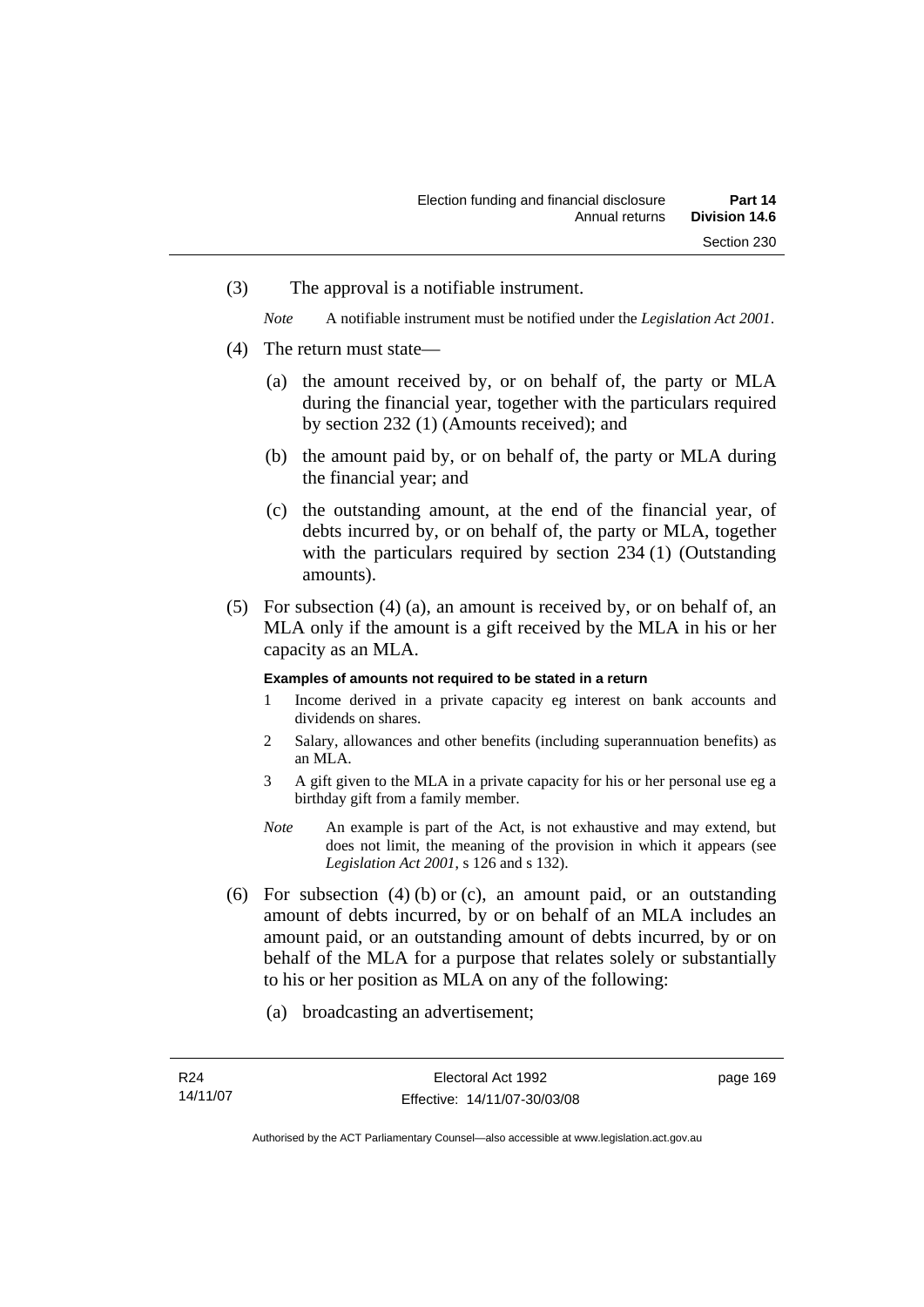(3) The approval is a notifiable instrument.

*Note* A notifiable instrument must be notified under the *Legislation Act 2001*.

(4) The return must state—

(a) the amount received by, or on behalf of, the party or MLA during the financial year, together with the particulars required by section 232 (1) (Amounts received); and

(b) the amount paid by, or on behalf of, the party or MLA during the financial year; and

(c) the outstanding amount, at the end of the financial year, of debts incurred by, or on behalf of, the party or MLA, together with the particulars required by section 234 (1) (Outstanding amounts).

(5) For subsection (4) (a), an amount is received by, or on behalf of, an MLA only if the amount is a gift received by the MLA in his or her capacity as an MLA.

**Examples of amounts not required to be stated in a return**

1 Income derived in a private capacity eg interest on bank accounts and dividends on shares.

2 Salary, allowances and other benefits (including superannuation benefits) as an MLA.

3 A gift given to the MLA in a private capacity for his or her personal use eg a birthday gift from a family member.

*Note* An example is part of the Act, is not exhaustive and may extend, but does not limit, the meaning of the provision in which it appears (see *Legislation Act 2001*, s 126 and s 132).

(6) For subsection (4) (b) or (c), an amount paid, or an outstanding amount of debts incurred, by or on behalf of an MLA includes an amount paid, or an outstanding amount of debts incurred, by or on behalf of the MLA for a purpose that relates solely or substantially to his or her position as MLA on any of the following:

(a) broadcasting an advertisement;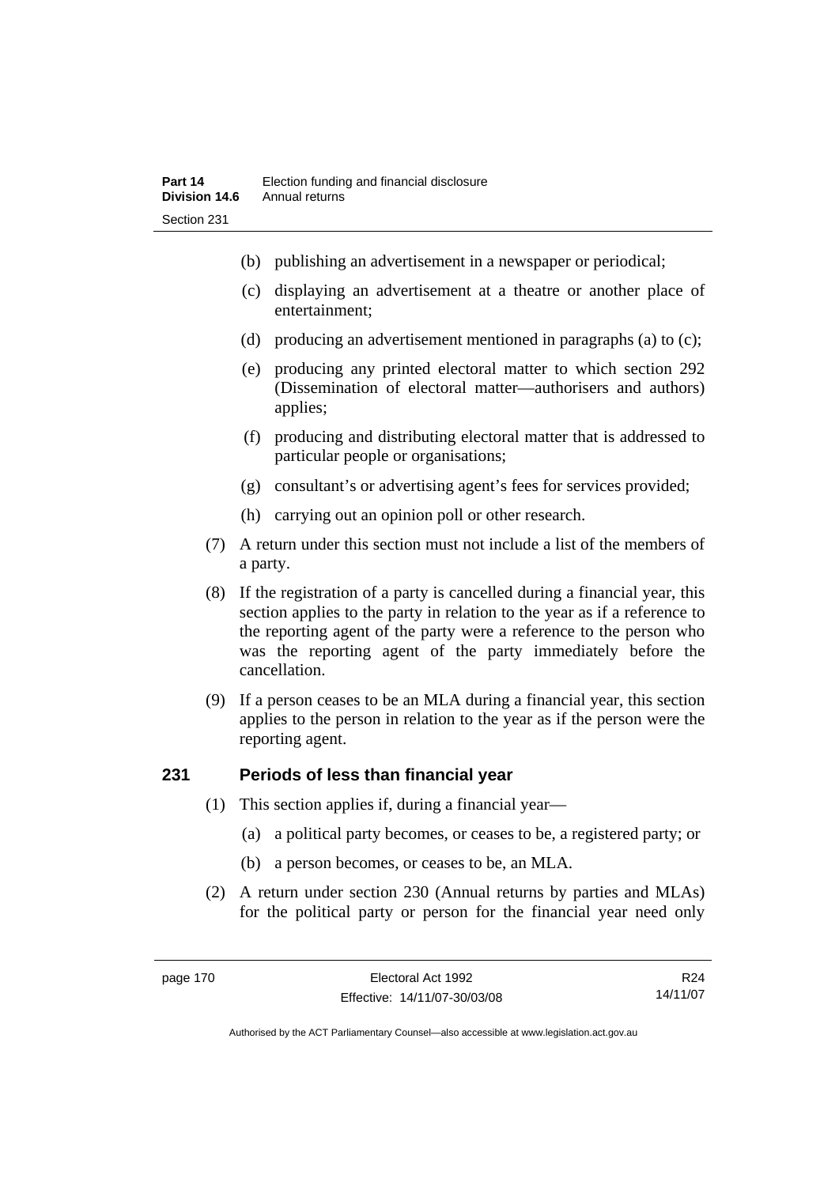(b) publishing an advertisement in a newspaper or periodical;

(c) displaying an advertisement at a theatre or another place of entertainment;

(d) producing an advertisement mentioned in paragraphs (a) to (c);

(e) producing any printed electoral matter to which section 292 (Dissemination of electoral matter—authorisers and authors) applies;

(f) producing and distributing electoral matter that is addressed to particular people or organisations;

(g) consultant's or advertising agent's fees for services provided;

(h) carrying out an opinion poll or other research.

(7) A return under this section must not include a list of the members of a party.

(8) If the registration of a party is cancelled during a financial year, this section applies to the party in relation to the year as if a reference to the reporting agent of the party were a reference to the person who was the reporting agent of the party immediately before the cancellation.

(9) If a person ceases to be an MLA during a financial year, this section applies to the person in relation to the year as if the person were the reporting agent.

## 231 Periods of less than financial year

(1) This section applies if, during a financial year—

(a) a political party becomes, or ceases to be, a registered party; or

(b) a person becomes, or ceases to be, an MLA.

(2) A return under section 230 (Annual returns by parties and MLAs) for the political party or person for the financial year need only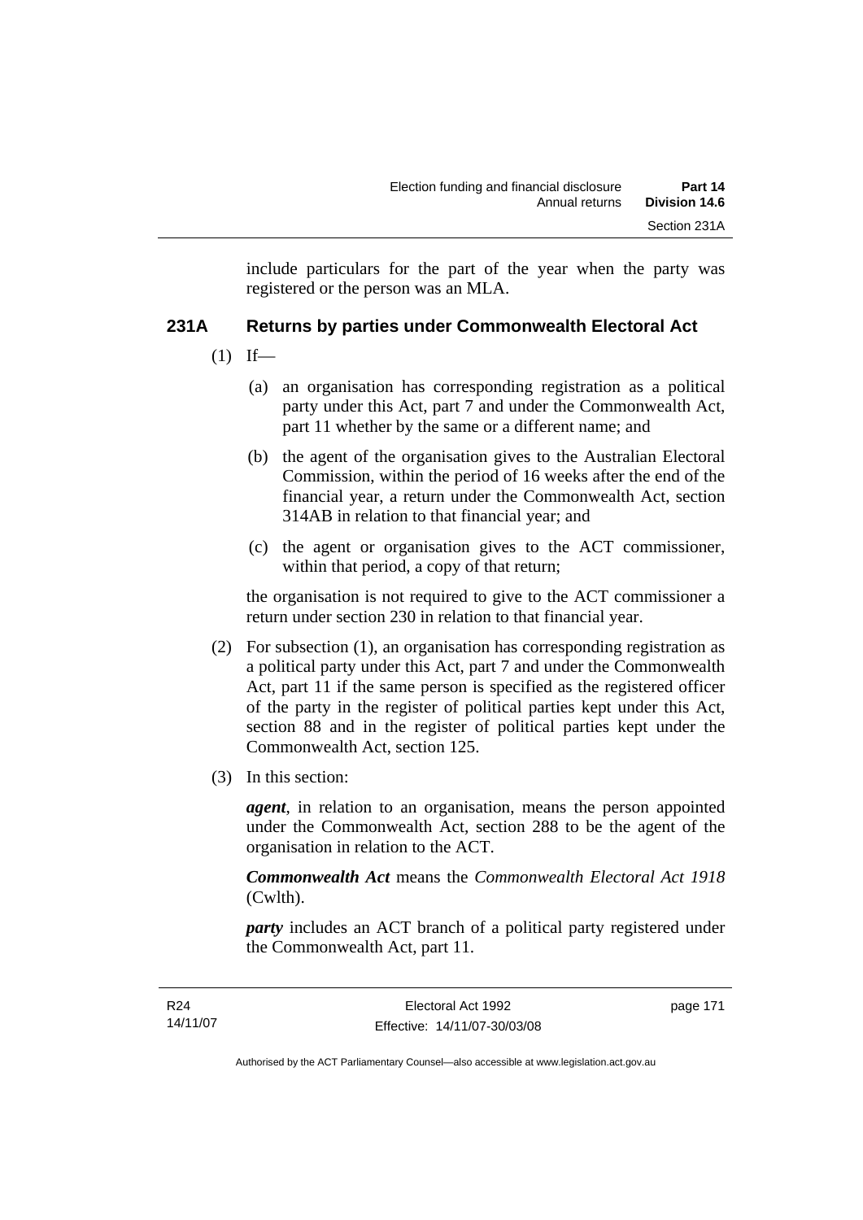include particulars for the part of the year when the party was registered or the person was an MLA.

### 231A Returns by parties under Commonwealth Electoral Act

(1) If—

(a) an organisation has corresponding registration as a political party under this Act, part 7 and under the Commonwealth Act, part 11 whether by the same or a different name; and

(b) the agent of the organisation gives to the Australian Electoral Commission, within the period of 16 weeks after the end of the financial year, a return under the Commonwealth Act, section 314AB in relation to that financial year; and

(c) the agent or organisation gives to the ACT commissioner, within that period, a copy of that return;

the organisation is not required to give to the ACT commissioner a return under section 230 in relation to that financial year.

(2) For subsection (1), an organisation has corresponding registration as a political party under this Act, part 7 and under the Commonwealth Act, part 11 if the same person is specified as the registered officer of the party in the register of political parties kept under this Act, section 88 and in the register of political parties kept under the Commonwealth Act, section 125.

(3) In this section:

***agent***, in relation to an organisation, means the person appointed under the Commonwealth Act, section 288 to be the agent of the organisation in relation to the ACT.

***Commonwealth Act*** means the *Commonwealth Electoral Act 1918* (Cwlth).

***party*** includes an ACT branch of a political party registered under the Commonwealth Act, part 11.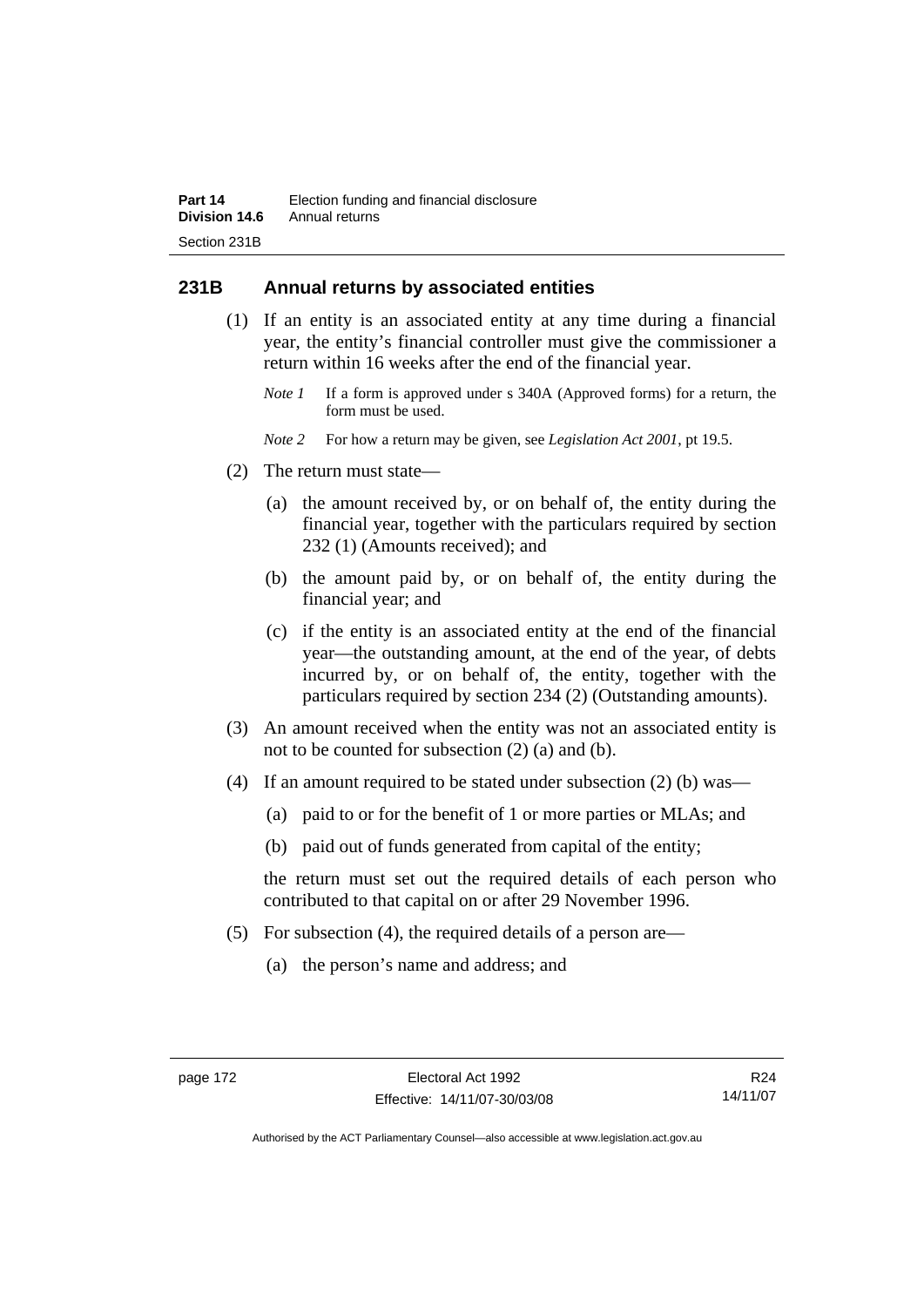## 231B Annual returns by associated entities

(1) If an entity is an associated entity at any time during a financial year, the entity's financial controller must give the commissioner a return within 16 weeks after the end of the financial year.

*Note 1* If a form is approved under s 340A (Approved forms) for a return, the form must be used.

*Note 2* For how a return may be given, see *Legislation Act 2001*, pt 19.5.

(2) The return must state—

(a) the amount received by, or on behalf of, the entity during the financial year, together with the particulars required by section 232 (1) (Amounts received); and

(b) the amount paid by, or on behalf of, the entity during the financial year; and

(c) if the entity is an associated entity at the end of the financial year—the outstanding amount, at the end of the year, of debts incurred by, or on behalf of, the entity, together with the particulars required by section 234 (2) (Outstanding amounts).

(3) An amount received when the entity was not an associated entity is not to be counted for subsection (2) (a) and (b).

(4) If an amount required to be stated under subsection (2) (b) was—

(a) paid to or for the benefit of 1 or more parties or MLAs; and

(b) paid out of funds generated from capital of the entity;

the return must set out the required details of each person who contributed to that capital on or after 29 November 1996.

(5) For subsection (4), the required details of a person are—

(a) the person's name and address; and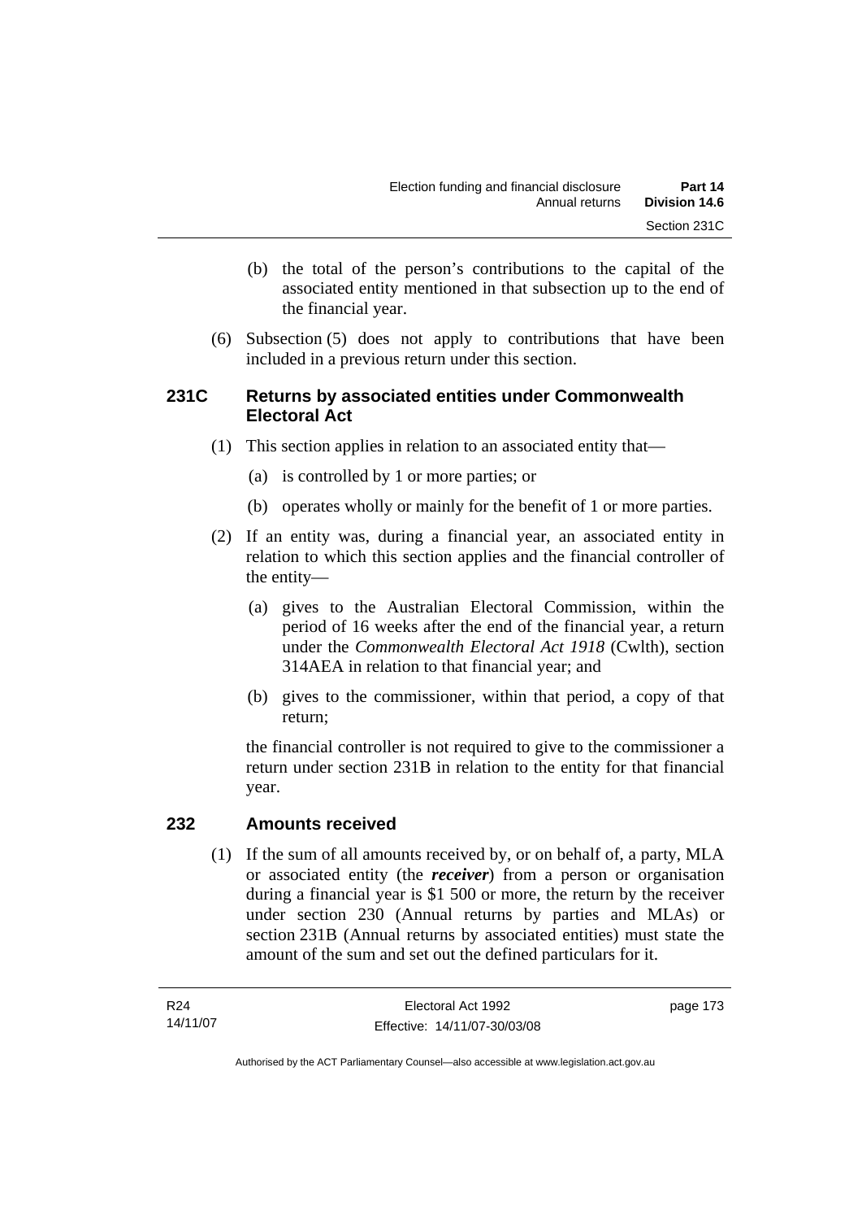(b) the total of the person's contributions to the capital of the associated entity mentioned in that subsection up to the end of the financial year.

(6) Subsection (5) does not apply to contributions that have been included in a previous return under this section.

### 231C Returns by associated entities under Commonwealth Electoral Act

(1) This section applies in relation to an associated entity that—

(a) is controlled by 1 or more parties; or

(b) operates wholly or mainly for the benefit of 1 or more parties.

(2) If an entity was, during a financial year, an associated entity in relation to which this section applies and the financial controller of the entity—

(a) gives to the Australian Electoral Commission, within the period of 16 weeks after the end of the financial year, a return under the *Commonwealth Electoral Act 1918* (Cwlth), section 314AEA in relation to that financial year; and

(b) gives to the commissioner, within that period, a copy of that return;

the financial controller is not required to give to the commissioner a return under section 231B in relation to the entity for that financial year.

### 232 Amounts received

(1) If the sum of all amounts received by, or on behalf of, a party, MLA or associated entity (the ***receiver***) from a person or organisation during a financial year is $1 500 or more, the return by the receiver under section 230 (Annual returns by parties and MLAs) or section 231B (Annual returns by associated entities) must state the amount of the sum and set out the defined particulars for it.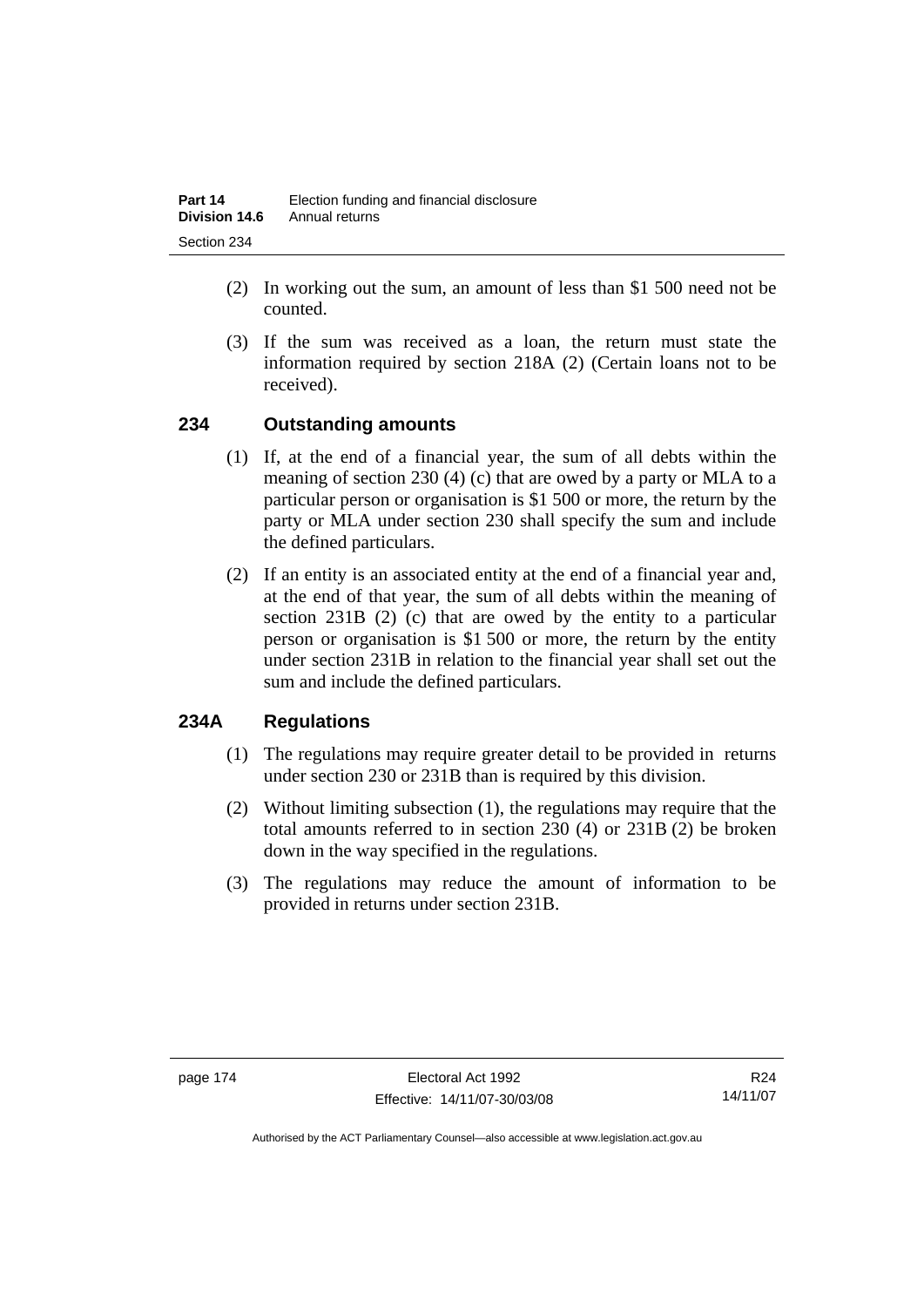(2) In working out the sum, an amount of less than $1 500 need not be counted.

(3) If the sum was received as a loan, the return must state the information required by section 218A (2) (Certain loans not to be received).

## 234 Outstanding amounts

(1) If, at the end of a financial year, the sum of all debts within the meaning of section 230 (4) (c) that are owed by a party or MLA to a particular person or organisation is $1 500 or more, the return by the party or MLA under section 230 shall specify the sum and include the defined particulars.

(2) If an entity is an associated entity at the end of a financial year and, at the end of that year, the sum of all debts within the meaning of section 231B (2) (c) that are owed by the entity to a particular person or organisation is $1 500 or more, the return by the entity under section 231B in relation to the financial year shall set out the sum and include the defined particulars.

## 234A Regulations

(1) The regulations may require greater detail to be provided in returns under section 230 or 231B than is required by this division.

(2) Without limiting subsection (1), the regulations may require that the total amounts referred to in section 230 (4) or 231B (2) be broken down in the way specified in the regulations.

(3) The regulations may reduce the amount of information to be provided in returns under section 231B.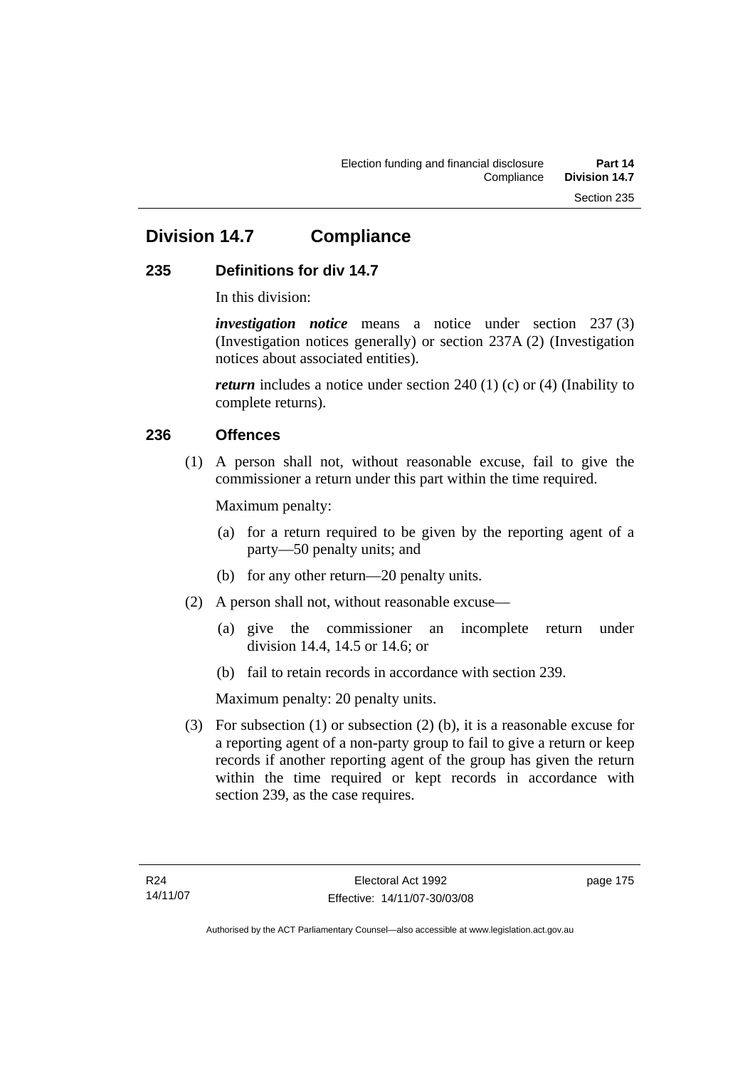## Division 14.7 Compliance

### 235 Definitions for div 14.7

In this division:

***investigation notice*** means a notice under section 237 (3) (Investigation notices generally) or section 237A (2) (Investigation notices about associated entities).

***return*** includes a notice under section 240 (1) (c) or (4) (Inability to complete returns).

### 236 Offences

(1) A person shall not, without reasonable excuse, fail to give the commissioner a return under this part within the time required.

Maximum penalty:

(a) for a return required to be given by the reporting agent of a party—50 penalty units; and

(b) for any other return—20 penalty units.

(2) A person shall not, without reasonable excuse—

(a) give the commissioner an incomplete return under division 14.4, 14.5 or 14.6; or

(b) fail to retain records in accordance with section 239.

Maximum penalty: 20 penalty units.

(3) For subsection (1) or subsection (2) (b), it is a reasonable excuse for a reporting agent of a non-party group to fail to give a return or keep records if another reporting agent of the group has given the return within the time required or kept records in accordance with section 239, as the case requires.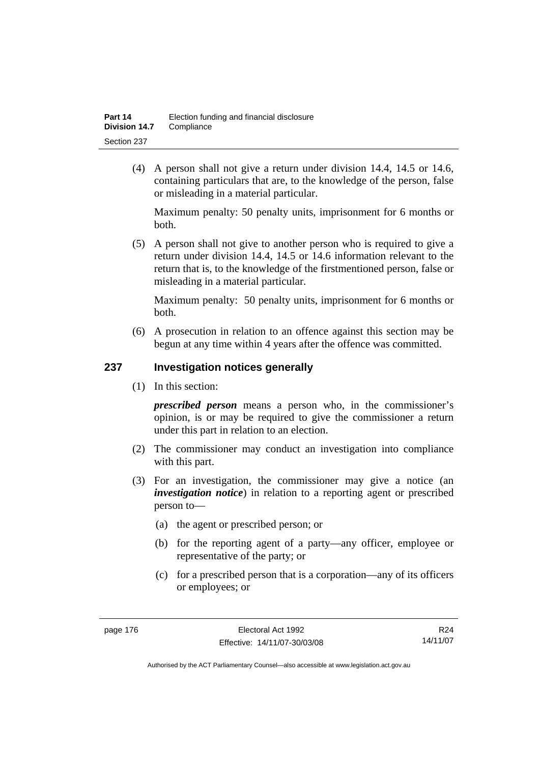(4) A person shall not give a return under division 14.4, 14.5 or 14.6, containing particulars that are, to the knowledge of the person, false or misleading in a material particular.

Maximum penalty: 50 penalty units, imprisonment for 6 months or both.

(5) A person shall not give to another person who is required to give a return under division 14.4, 14.5 or 14.6 information relevant to the return that is, to the knowledge of the firstmentioned person, false or misleading in a material particular.

Maximum penalty: 50 penalty units, imprisonment for 6 months or both.

(6) A prosecution in relation to an offence against this section may be begun at any time within 4 years after the offence was committed.

## 237 Investigation notices generally

(1) In this section:

***prescribed person*** means a person who, in the commissioner's opinion, is or may be required to give the commissioner a return under this part in relation to an election.

(2) The commissioner may conduct an investigation into compliance with this part.

(3) For an investigation, the commissioner may give a notice (an ***investigation notice***) in relation to a reporting agent or prescribed person to—

(a) the agent or prescribed person; or

(b) for the reporting agent of a party—any officer, employee or representative of the party; or

(c) for a prescribed person that is a corporation—any of its officers or employees; or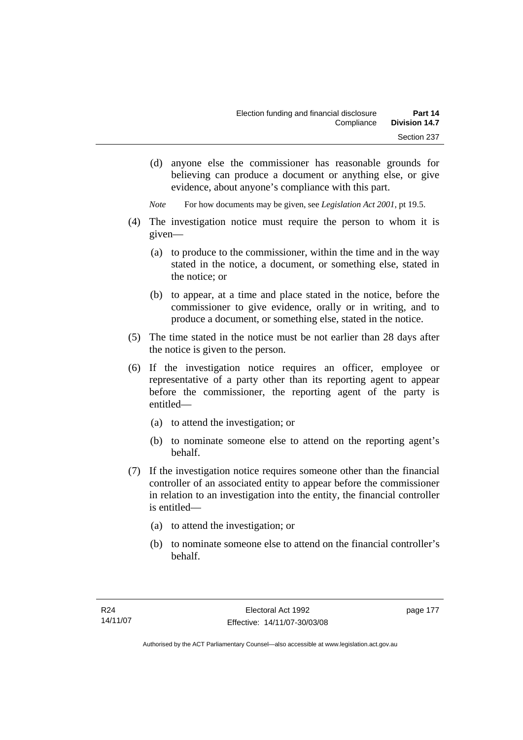(d) anyone else the commissioner has reasonable grounds for believing can produce a document or anything else, or give evidence, about anyone's compliance with this part.

*Note* For how documents may be given, see *Legislation Act 2001*, pt 19.5.

(4) The investigation notice must require the person to whom it is given—

(a) to produce to the commissioner, within the time and in the way stated in the notice, a document, or something else, stated in the notice; or

(b) to appear, at a time and place stated in the notice, before the commissioner to give evidence, orally or in writing, and to produce a document, or something else, stated in the notice.

(5) The time stated in the notice must be not earlier than 28 days after the notice is given to the person.

(6) If the investigation notice requires an officer, employee or representative of a party other than its reporting agent to appear before the commissioner, the reporting agent of the party is entitled—

(a) to attend the investigation; or

(b) to nominate someone else to attend on the reporting agent's behalf.

(7) If the investigation notice requires someone other than the financial controller of an associated entity to appear before the commissioner in relation to an investigation into the entity, the financial controller is entitled—

(a) to attend the investigation; or

(b) to nominate someone else to attend on the financial controller's behalf.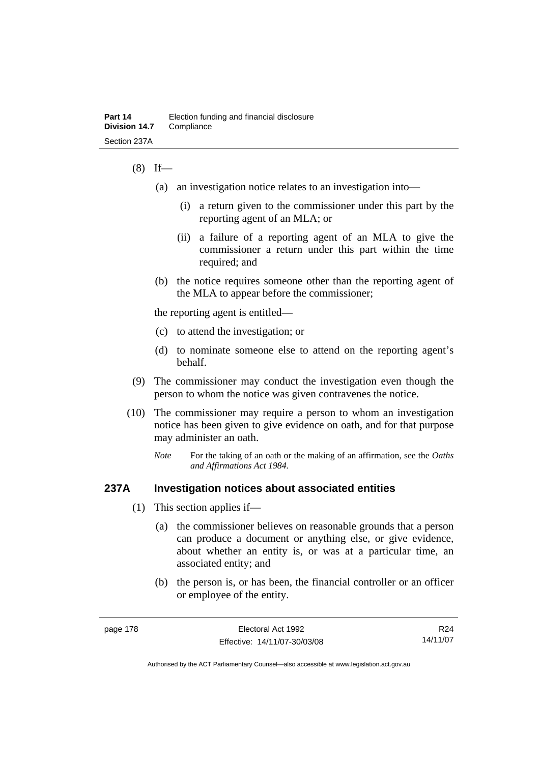(8) If—

(a) an investigation notice relates to an investigation into—

(i) a return given to the commissioner under this part by the reporting agent of an MLA; or

(ii) a failure of a reporting agent of an MLA to give the commissioner a return under this part within the time required; and

(b) the notice requires someone other than the reporting agent of the MLA to appear before the commissioner;

the reporting agent is entitled—

(c) to attend the investigation; or

(d) to nominate someone else to attend on the reporting agent's behalf.

(9) The commissioner may conduct the investigation even though the person to whom the notice was given contravenes the notice.

(10) The commissioner may require a person to whom an investigation notice has been given to give evidence on oath, and for that purpose may administer an oath.

*Note* For the taking of an oath or the making of an affirmation, see the *Oaths and Affirmations Act 1984*.

## 237A Investigation notices about associated entities

(1) This section applies if—

(a) the commissioner believes on reasonable grounds that a person can produce a document or anything else, or give evidence, about whether an entity is, or was at a particular time, an associated entity; and

(b) the person is, or has been, the financial controller or an officer or employee of the entity.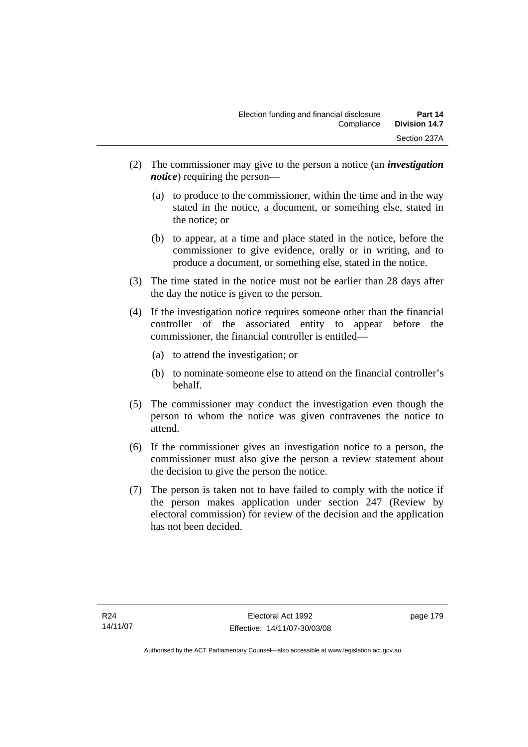(2) The commissioner may give to the person a notice (an ***investigation notice***) requiring the person—

(a) to produce to the commissioner, within the time and in the way stated in the notice, a document, or something else, stated in the notice; or

(b) to appear, at a time and place stated in the notice, before the commissioner to give evidence, orally or in writing, and to produce a document, or something else, stated in the notice.

(3) The time stated in the notice must not be earlier than 28 days after the day the notice is given to the person.

(4) If the investigation notice requires someone other than the financial controller of the associated entity to appear before the commissioner, the financial controller is entitled—

(a) to attend the investigation; or

(b) to nominate someone else to attend on the financial controller's behalf.

(5) The commissioner may conduct the investigation even though the person to whom the notice was given contravenes the notice to attend.

(6) If the commissioner gives an investigation notice to a person, the commissioner must also give the person a review statement about the decision to give the person the notice.

(7) The person is taken not to have failed to comply with the notice if the person makes application under section 247 (Review by electoral commission) for review of the decision and the application has not been decided.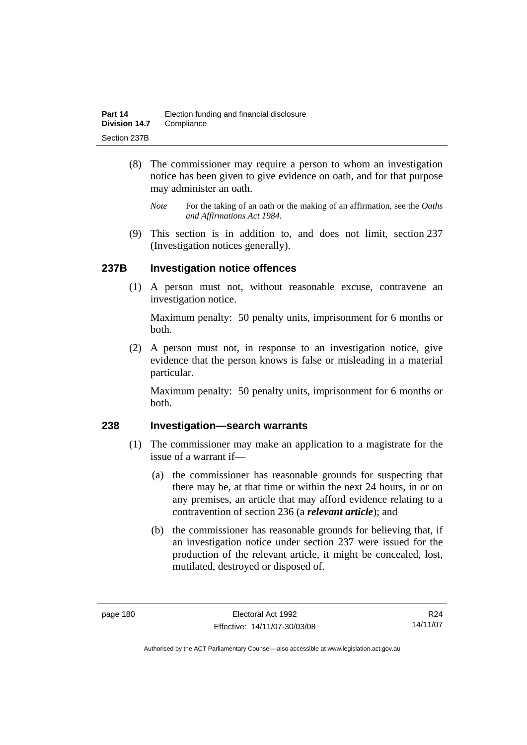(8) The commissioner may require a person to whom an investigation notice has been given to give evidence on oath, and for that purpose may administer an oath.

*Note* For the taking of an oath or the making of an affirmation, see the *Oaths and Affirmations Act 1984.*

(9) This section is in addition to, and does not limit, section 237 (Investigation notices generally).

## 237B Investigation notice offences

(1) A person must not, without reasonable excuse, contravene an investigation notice.

Maximum penalty: 50 penalty units, imprisonment for 6 months or both.

(2) A person must not, in response to an investigation notice, give evidence that the person knows is false or misleading in a material particular.

Maximum penalty: 50 penalty units, imprisonment for 6 months or both.

## 238 Investigation—search warrants

(1) The commissioner may make an application to a magistrate for the issue of a warrant if—

(a) the commissioner has reasonable grounds for suspecting that there may be, at that time or within the next 24 hours, in or on any premises, an article that may afford evidence relating to a contravention of section 236 (a ***relevant article***); and

(b) the commissioner has reasonable grounds for believing that, if an investigation notice under section 237 were issued for the production of the relevant article, it might be concealed, lost, mutilated, destroyed or disposed of.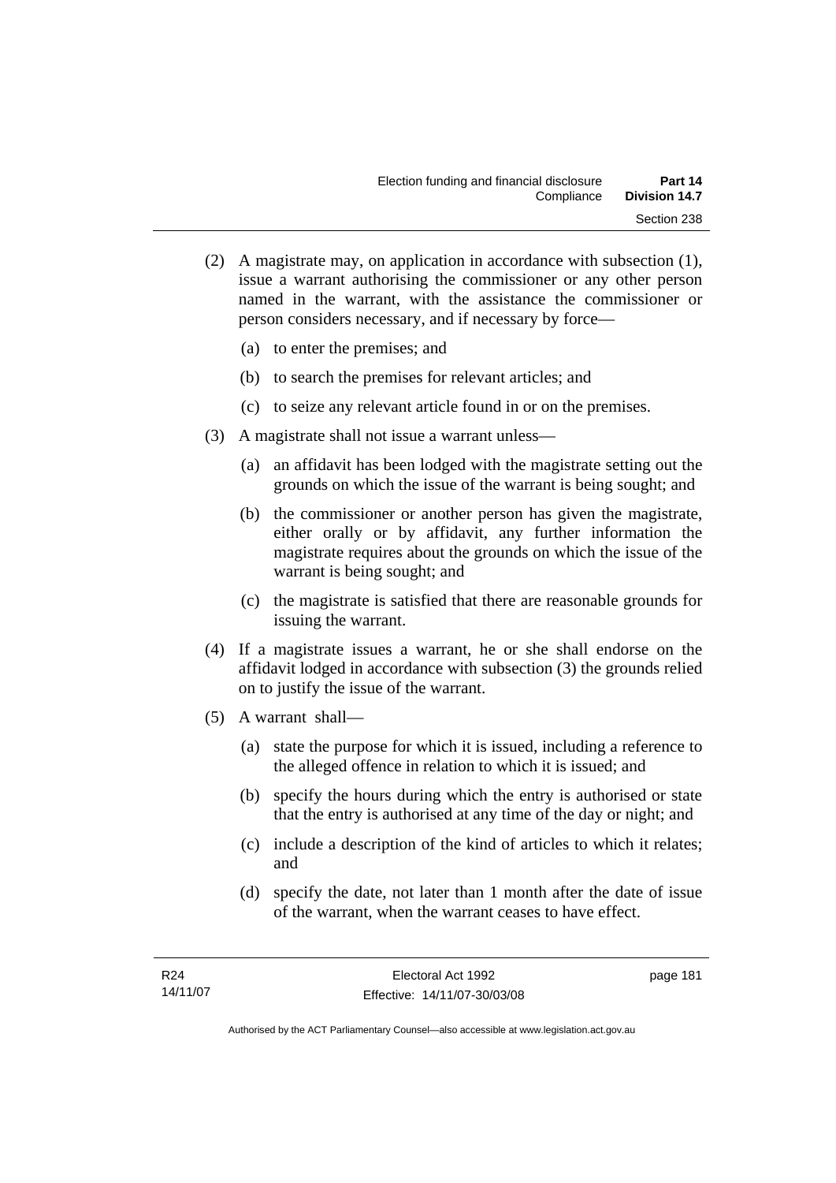(2) A magistrate may, on application in accordance with subsection (1), issue a warrant authorising the commissioner or any other person named in the warrant, with the assistance the commissioner or person considers necessary, and if necessary by force—

(a) to enter the premises; and

(b) to search the premises for relevant articles; and

(c) to seize any relevant article found in or on the premises.

(3) A magistrate shall not issue a warrant unless—

(a) an affidavit has been lodged with the magistrate setting out the grounds on which the issue of the warrant is being sought; and

(b) the commissioner or another person has given the magistrate, either orally or by affidavit, any further information the magistrate requires about the grounds on which the issue of the warrant is being sought; and

(c) the magistrate is satisfied that there are reasonable grounds for issuing the warrant.

(4) If a magistrate issues a warrant, he or she shall endorse on the affidavit lodged in accordance with subsection (3) the grounds relied on to justify the issue of the warrant.

(5) A warrant shall—

(a) state the purpose for which it is issued, including a reference to the alleged offence in relation to which it is issued; and

(b) specify the hours during which the entry is authorised or state that the entry is authorised at any time of the day or night; and

(c) include a description of the kind of articles to which it relates; and

(d) specify the date, not later than 1 month after the date of issue of the warrant, when the warrant ceases to have effect.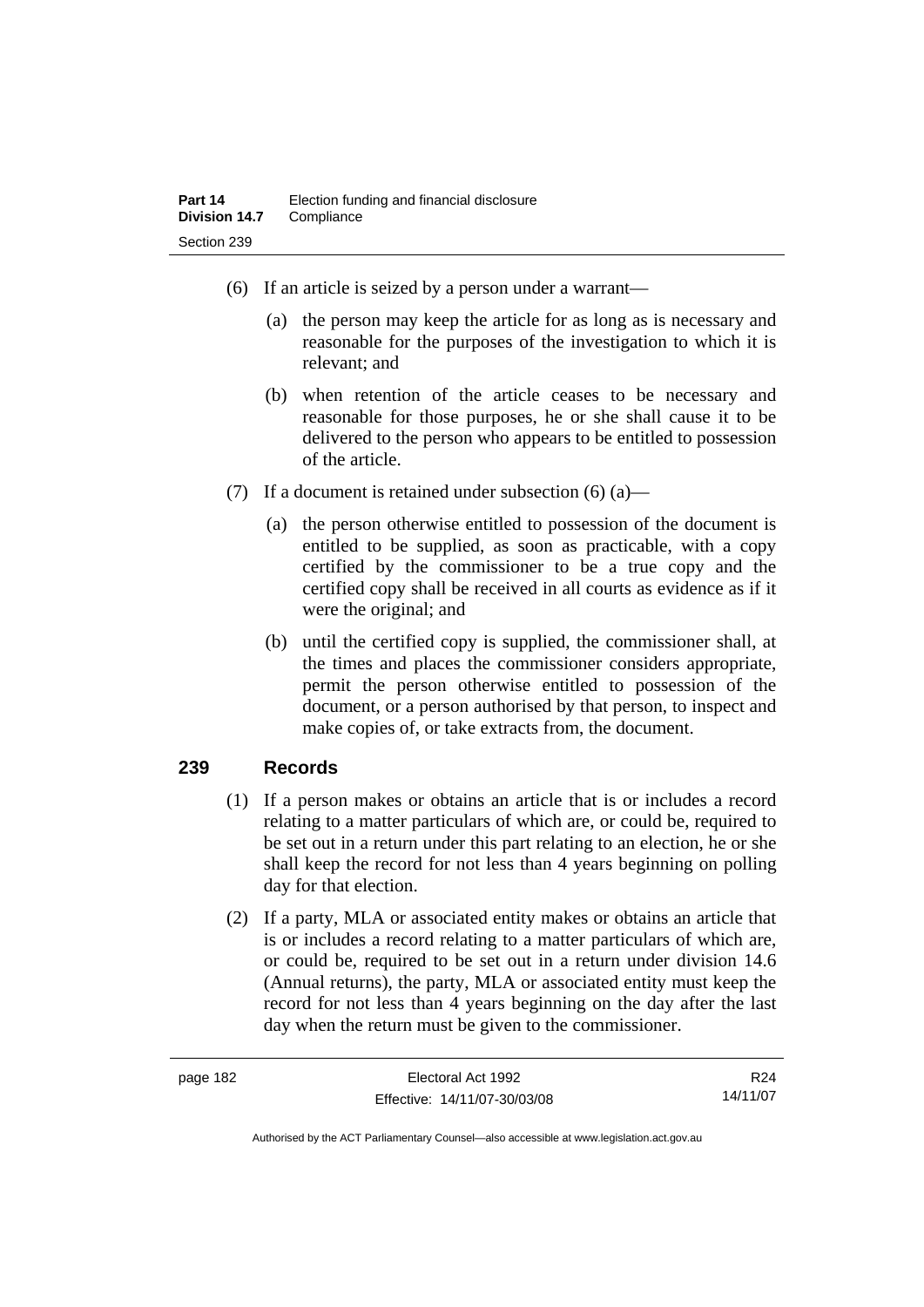(6) If an article is seized by a person under a warrant—

(a) the person may keep the article for as long as is necessary and reasonable for the purposes of the investigation to which it is relevant; and

(b) when retention of the article ceases to be necessary and reasonable for those purposes, he or she shall cause it to be delivered to the person who appears to be entitled to possession of the article.

(7) If a document is retained under subsection (6) (a)—

(a) the person otherwise entitled to possession of the document is entitled to be supplied, as soon as practicable, with a copy certified by the commissioner to be a true copy and the certified copy shall be received in all courts as evidence as if it were the original; and

(b) until the certified copy is supplied, the commissioner shall, at the times and places the commissioner considers appropriate, permit the person otherwise entitled to possession of the document, or a person authorised by that person, to inspect and make copies of, or take extracts from, the document.

## 239 Records

(1) If a person makes or obtains an article that is or includes a record relating to a matter particulars of which are, or could be, required to be set out in a return under this part relating to an election, he or she shall keep the record for not less than 4 years beginning on polling day for that election.

(2) If a party, MLA or associated entity makes or obtains an article that is or includes a record relating to a matter particulars of which are, or could be, required to be set out in a return under division 14.6 (Annual returns), the party, MLA or associated entity must keep the record for not less than 4 years beginning on the day after the last day when the return must be given to the commissioner.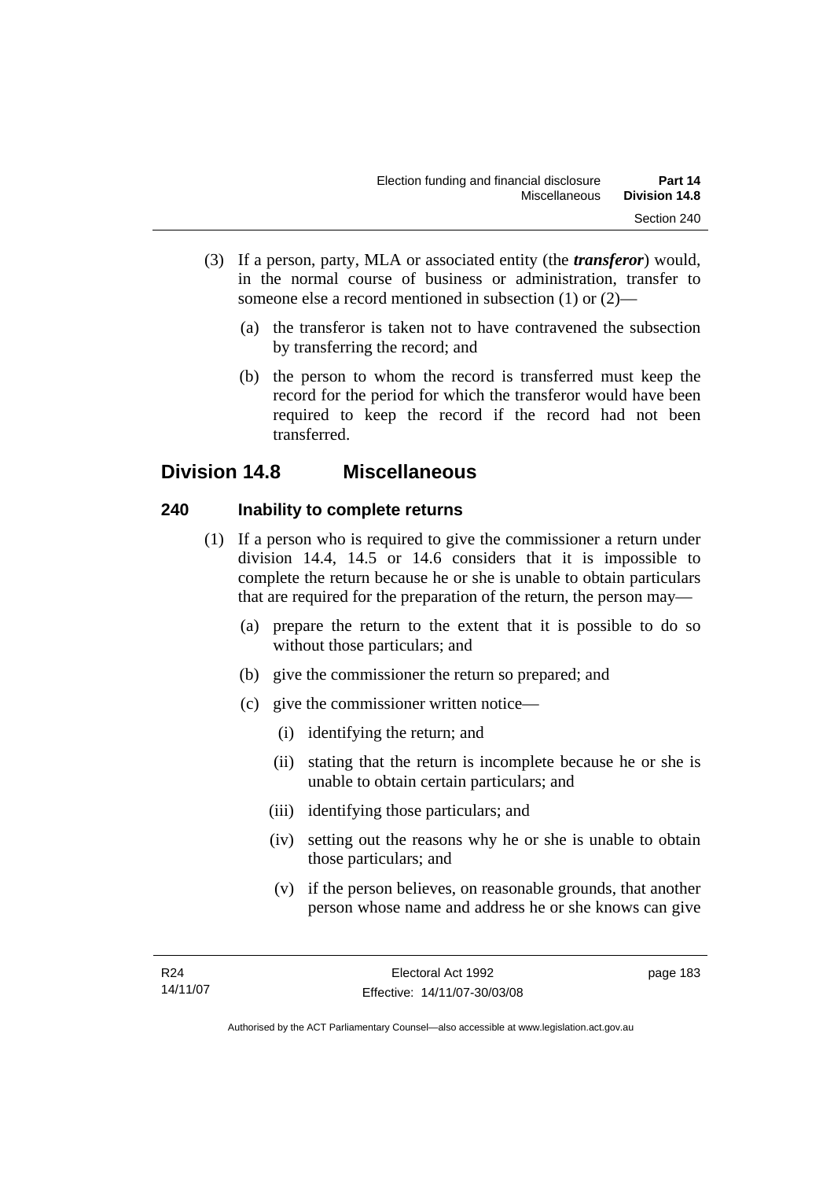(3) If a person, party, MLA or associated entity (the ***transferor***) would, in the normal course of business or administration, transfer to someone else a record mentioned in subsection (1) or (2)—

(a) the transferor is taken not to have contravened the subsection by transferring the record; and

(b) the person to whom the record is transferred must keep the record for the period for which the transferor would have been required to keep the record if the record had not been transferred.

## Division 14.8 Miscellaneous

### 240 Inability to complete returns

(1) If a person who is required to give the commissioner a return under division 14.4, 14.5 or 14.6 considers that it is impossible to complete the return because he or she is unable to obtain particulars that are required for the preparation of the return, the person may—

(a) prepare the return to the extent that it is possible to do so without those particulars; and

(b) give the commissioner the return so prepared; and

(c) give the commissioner written notice—

(i) identifying the return; and

(ii) stating that the return is incomplete because he or she is unable to obtain certain particulars; and

(iii) identifying those particulars; and

(iv) setting out the reasons why he or she is unable to obtain those particulars; and

(v) if the person believes, on reasonable grounds, that another person whose name and address he or she knows can give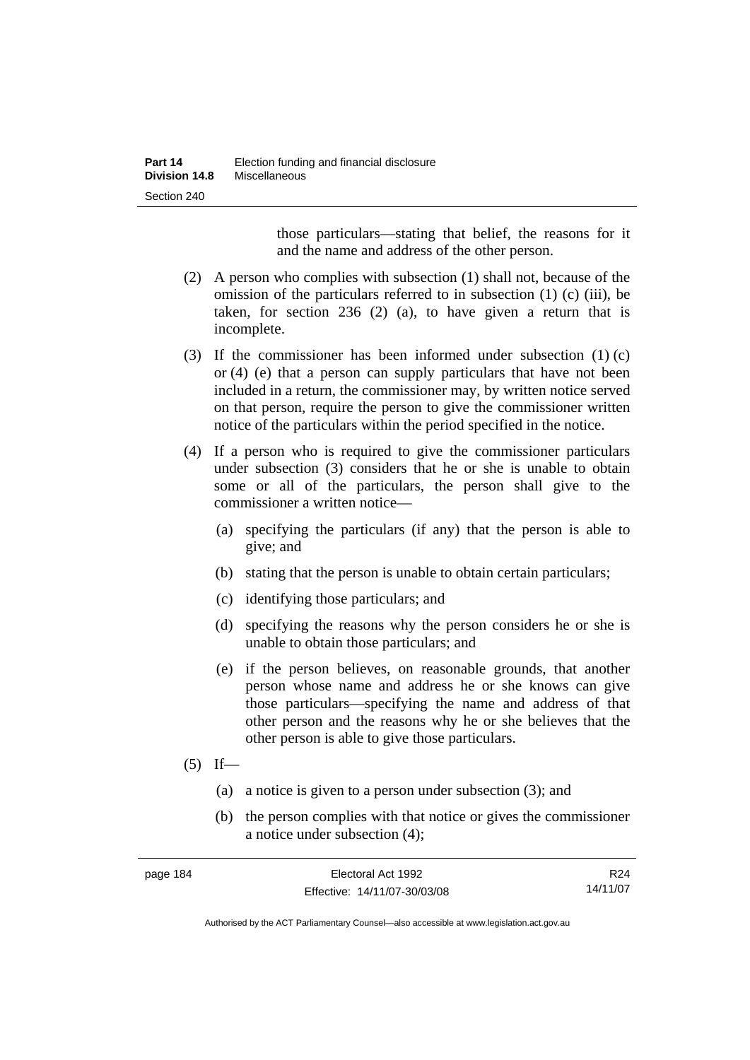those particulars—stating that belief, the reasons for it and the name and address of the other person.

(2) A person who complies with subsection (1) shall not, because of the omission of the particulars referred to in subsection (1) (c) (iii), be taken, for section 236 (2) (a), to have given a return that is incomplete.

(3) If the commissioner has been informed under subsection (1) (c) or (4) (e) that a person can supply particulars that have not been included in a return, the commissioner may, by written notice served on that person, require the person to give the commissioner written notice of the particulars within the period specified in the notice.

(4) If a person who is required to give the commissioner particulars under subsection (3) considers that he or she is unable to obtain some or all of the particulars, the person shall give to the commissioner a written notice—

(a) specifying the particulars (if any) that the person is able to give; and

(b) stating that the person is unable to obtain certain particulars;

(c) identifying those particulars; and

(d) specifying the reasons why the person considers he or she is unable to obtain those particulars; and

(e) if the person believes, on reasonable grounds, that another person whose name and address he or she knows can give those particulars—specifying the name and address of that other person and the reasons why he or she believes that the other person is able to give those particulars.

(5) If—

(a) a notice is given to a person under subsection (3); and

(b) the person complies with that notice or gives the commissioner a notice under subsection (4);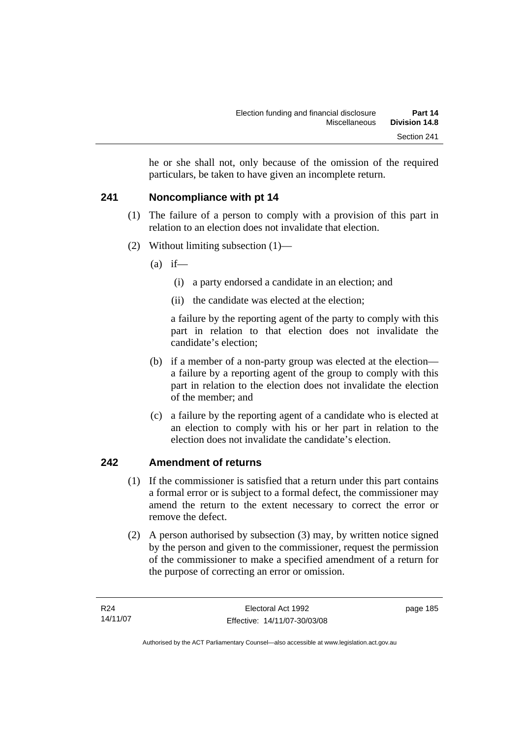he or she shall not, only because of the omission of the required particulars, be taken to have given an incomplete return.

## 241 Noncompliance with pt 14

(1) The failure of a person to comply with a provision of this part in relation to an election does not invalidate that election.

(2) Without limiting subsection (1)—

(a) if—

(i) a party endorsed a candidate in an election; and

(ii) the candidate was elected at the election;

a failure by the reporting agent of the party to comply with this part in relation to that election does not invalidate the candidate's election;

(b) if a member of a non-party group was elected at the election—a failure by a reporting agent of the group to comply with this part in relation to the election does not invalidate the election of the member; and

(c) a failure by the reporting agent of a candidate who is elected at an election to comply with his or her part in relation to the election does not invalidate the candidate's election.

## 242 Amendment of returns

(1) If the commissioner is satisfied that a return under this part contains a formal error or is subject to a formal defect, the commissioner may amend the return to the extent necessary to correct the error or remove the defect.

(2) A person authorised by subsection (3) may, by written notice signed by the person and given to the commissioner, request the permission of the commissioner to make a specified amendment of a return for the purpose of correcting an error or omission.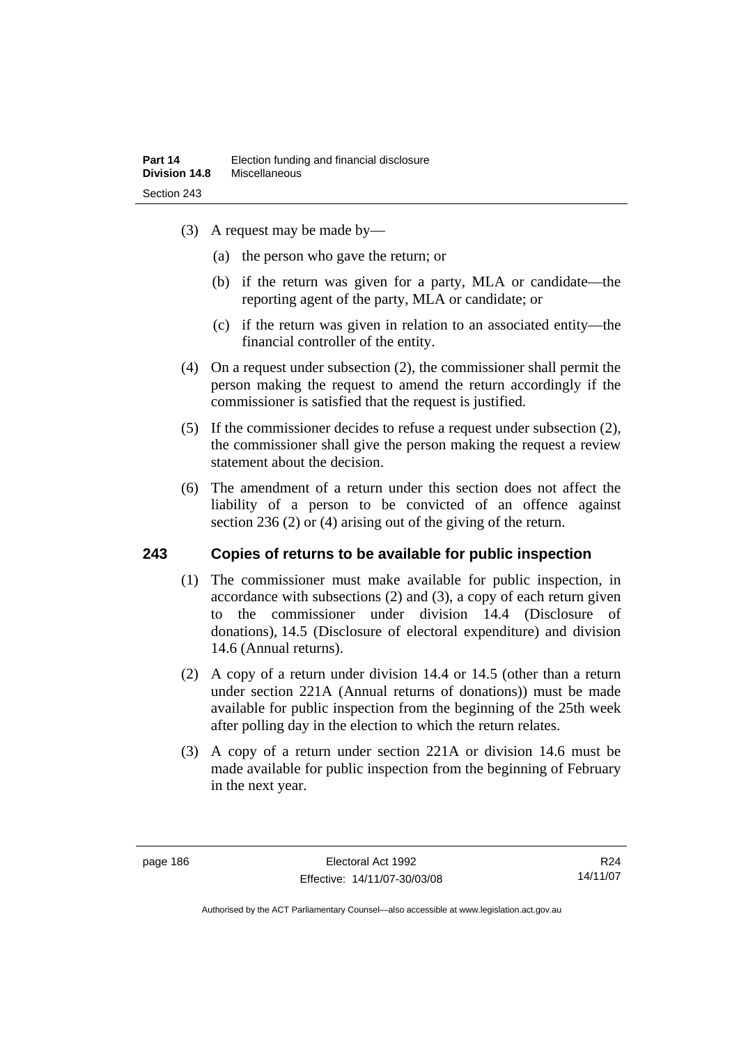(3) A request may be made by—

(a) the person who gave the return; or

(b) if the return was given for a party, MLA or candidate—the reporting agent of the party, MLA or candidate; or

(c) if the return was given in relation to an associated entity—the financial controller of the entity.

(4) On a request under subsection (2), the commissioner shall permit the person making the request to amend the return accordingly if the commissioner is satisfied that the request is justified.

(5) If the commissioner decides to refuse a request under subsection (2), the commissioner shall give the person making the request a review statement about the decision.

(6) The amendment of a return under this section does not affect the liability of a person to be convicted of an offence against section 236 (2) or (4) arising out of the giving of the return.

## 243 Copies of returns to be available for public inspection

(1) The commissioner must make available for public inspection, in accordance with subsections (2) and (3), a copy of each return given to the commissioner under division 14.4 (Disclosure of donations), 14.5 (Disclosure of electoral expenditure) and division 14.6 (Annual returns).

(2) A copy of a return under division 14.4 or 14.5 (other than a return under section 221A (Annual returns of donations)) must be made available for public inspection from the beginning of the 25th week after polling day in the election to which the return relates.

(3) A copy of a return under section 221A or division 14.6 must be made available for public inspection from the beginning of February in the next year.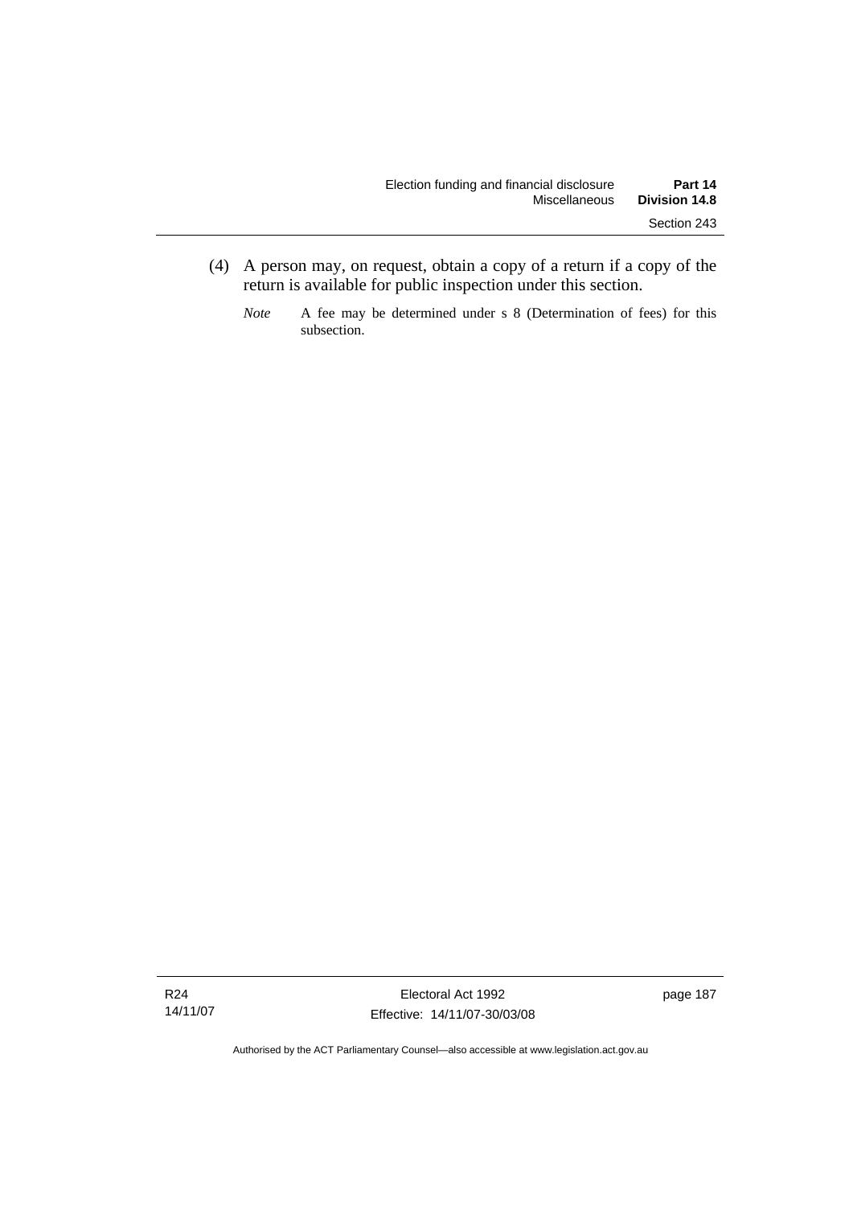(4) A person may, on request, obtain a copy of a return if a copy of the return is available for public inspection under this section.

*Note* A fee may be determined under s 8 (Determination of fees) for this subsection.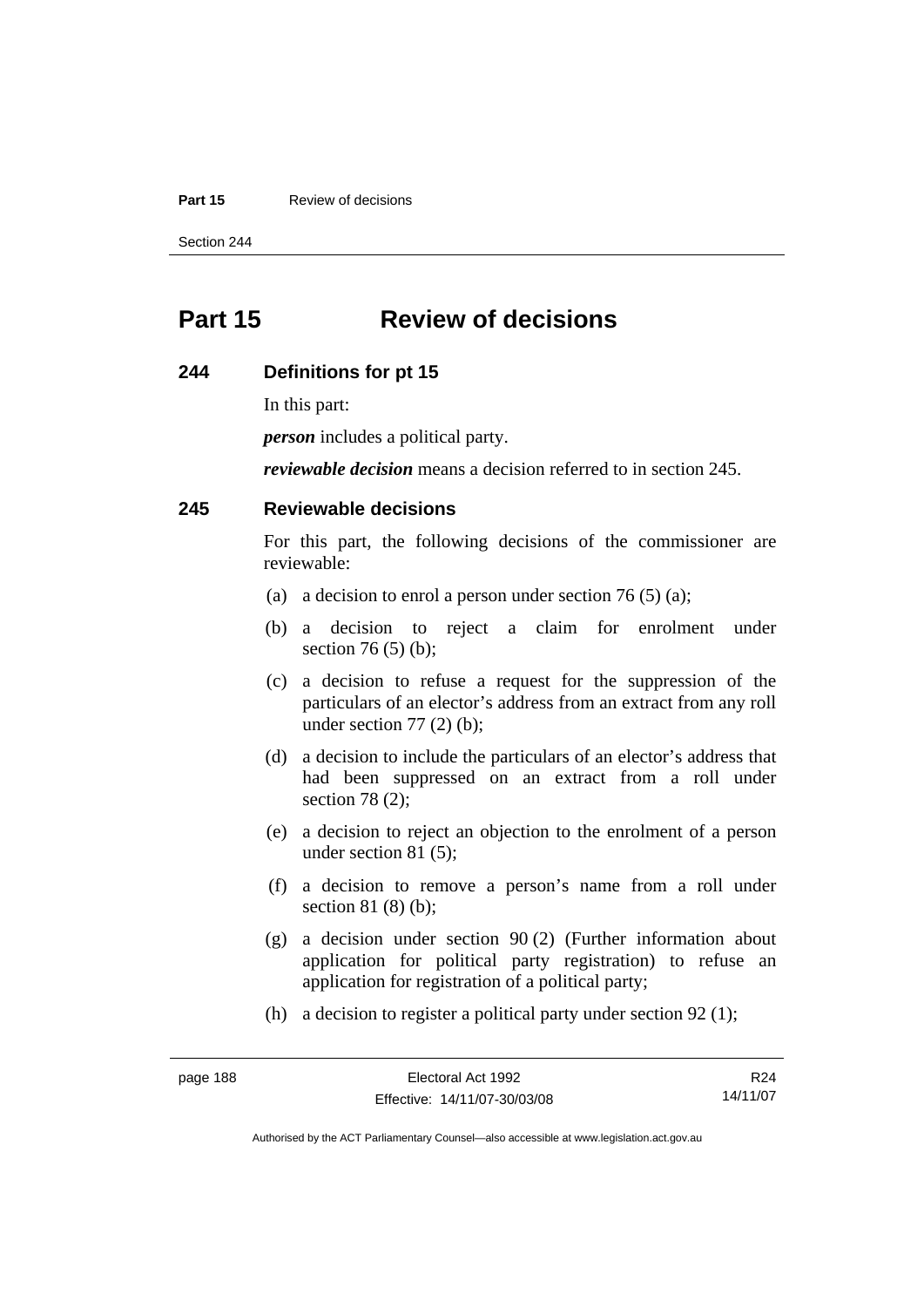# Part 15 Review of decisions

## 244 Definitions for pt 15

In this part:

***person*** includes a political party.

***reviewable decision*** means a decision referred to in section 245.

## 245 Reviewable decisions

For this part, the following decisions of the commissioner are reviewable:

(a) a decision to enrol a person under section 76 (5) (a);

(b) a decision to reject a claim for enrolment under section 76 (5) (b);

(c) a decision to refuse a request for the suppression of the particulars of an elector's address from an extract from any roll under section 77 (2) (b);

(d) a decision to include the particulars of an elector's address that had been suppressed on an extract from a roll under section 78 (2);

(e) a decision to reject an objection to the enrolment of a person under section 81 (5);

(f) a decision to remove a person's name from a roll under section 81 (8) (b);

(g) a decision under section 90 (2) (Further information about application for political party registration) to refuse an application for registration of a political party;

(h) a decision to register a political party under section 92 (1);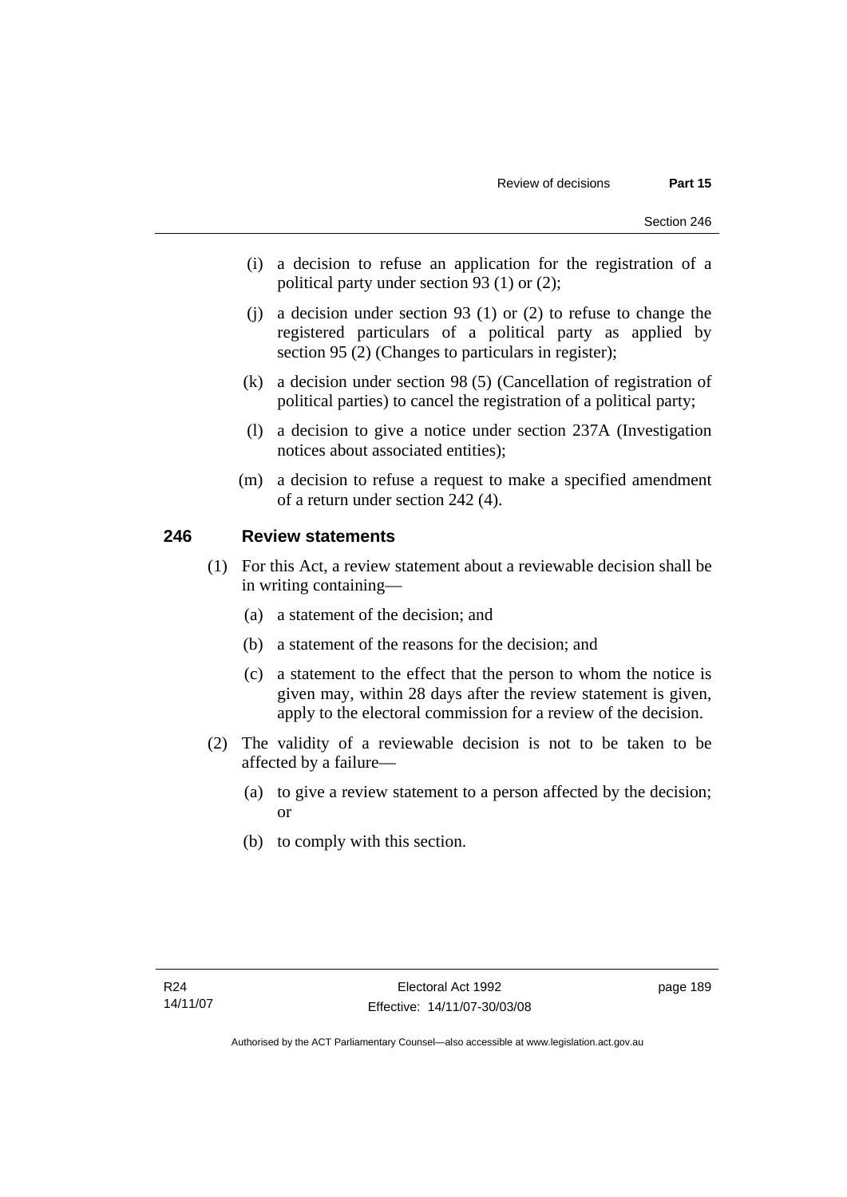(i) a decision to refuse an application for the registration of a political party under section 93 (1) or (2);

(j) a decision under section 93 (1) or (2) to refuse to change the registered particulars of a political party as applied by section 95 (2) (Changes to particulars in register);

(k) a decision under section 98 (5) (Cancellation of registration of political parties) to cancel the registration of a political party;

(l) a decision to give a notice under section 237A (Investigation notices about associated entities);

(m) a decision to refuse a request to make a specified amendment of a return under section 242 (4).

## 246 Review statements

(1) For this Act, a review statement about a reviewable decision shall be in writing containing—

(a) a statement of the decision; and

(b) a statement of the reasons for the decision; and

(c) a statement to the effect that the person to whom the notice is given may, within 28 days after the review statement is given, apply to the electoral commission for a review of the decision.

(2) The validity of a reviewable decision is not to be taken to be affected by a failure—

(a) to give a review statement to a person affected by the decision; or

(b) to comply with this section.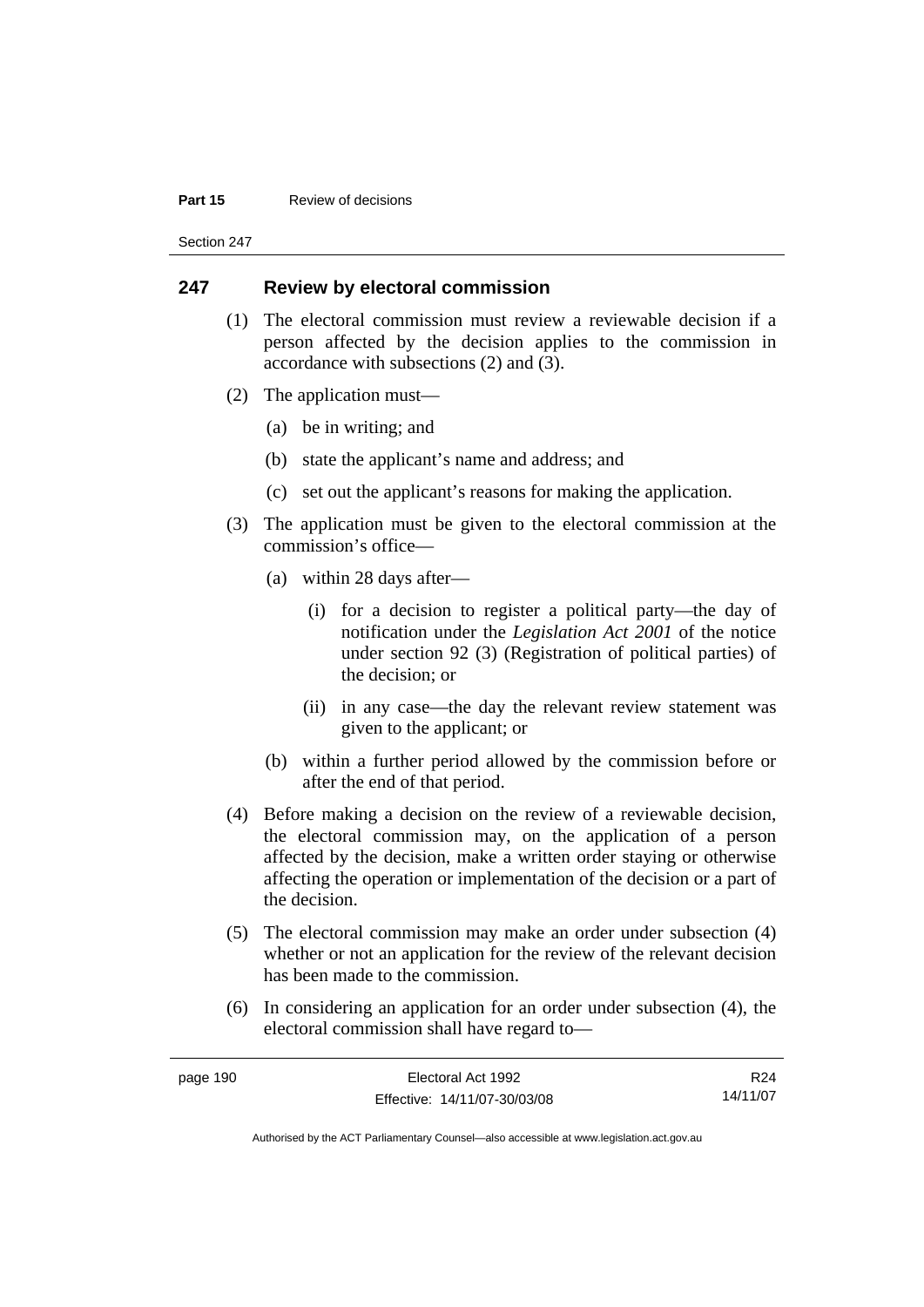## 247 Review by electoral commission

(1) The electoral commission must review a reviewable decision if a person affected by the decision applies to the commission in accordance with subsections (2) and (3).

(2) The application must—

(a) be in writing; and

(b) state the applicant's name and address; and

(c) set out the applicant's reasons for making the application.

(3) The application must be given to the electoral commission at the commission's office—

(a) within 28 days after—

(i) for a decision to register a political party—the day of notification under the *Legislation Act 2001* of the notice under section 92 (3) (Registration of political parties) of the decision; or

(ii) in any case—the day the relevant review statement was given to the applicant; or

(b) within a further period allowed by the commission before or after the end of that period.

(4) Before making a decision on the review of a reviewable decision, the electoral commission may, on the application of a person affected by the decision, make a written order staying or otherwise affecting the operation or implementation of the decision or a part of the decision.

(5) The electoral commission may make an order under subsection (4) whether or not an application for the review of the relevant decision has been made to the commission.

(6) In considering an application for an order under subsection (4), the electoral commission shall have regard to—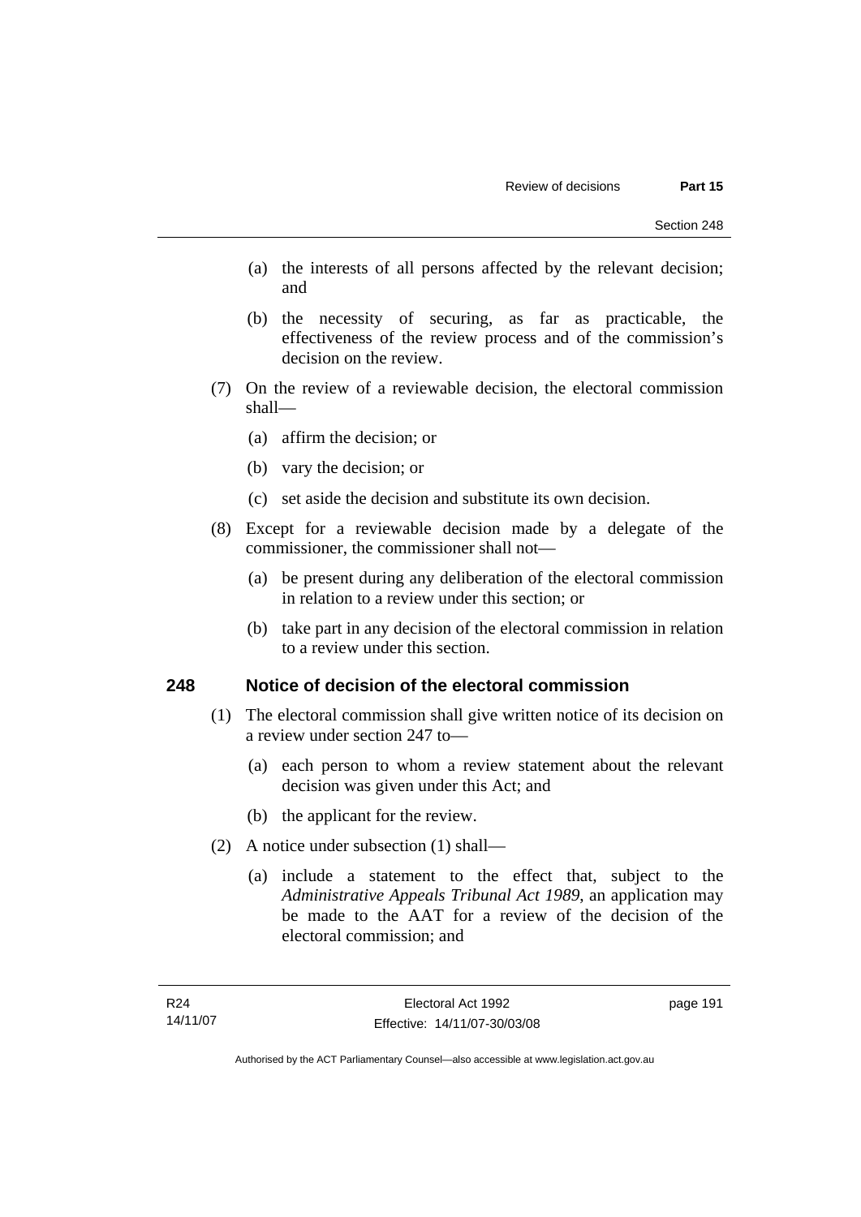(a) the interests of all persons affected by the relevant decision; and

(b) the necessity of securing, as far as practicable, the effectiveness of the review process and of the commission's decision on the review.

(7) On the review of a reviewable decision, the electoral commission shall—

(a) affirm the decision; or

(b) vary the decision; or

(c) set aside the decision and substitute its own decision.

(8) Except for a reviewable decision made by a delegate of the commissioner, the commissioner shall not—

(a) be present during any deliberation of the electoral commission in relation to a review under this section; or

(b) take part in any decision of the electoral commission in relation to a review under this section.

## 248 Notice of decision of the electoral commission

(1) The electoral commission shall give written notice of its decision on a review under section 247 to—

(a) each person to whom a review statement about the relevant decision was given under this Act; and

(b) the applicant for the review.

(2) A notice under subsection (1) shall—

(a) include a statement to the effect that, subject to the *Administrative Appeals Tribunal Act 1989*, an application may be made to the AAT for a review of the decision of the electoral commission; and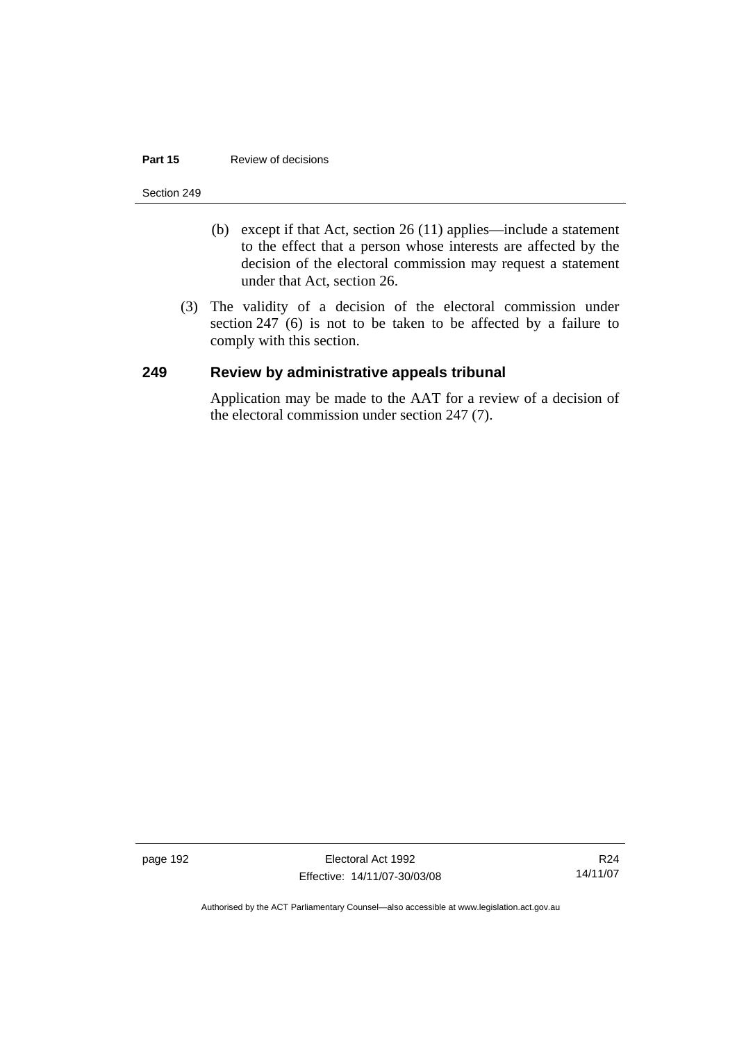(b) except if that Act, section 26 (11) applies—include a statement to the effect that a person whose interests are affected by the decision of the electoral commission may request a statement under that Act, section 26.

(3) The validity of a decision of the electoral commission under section 247 (6) is not to be taken to be affected by a failure to comply with this section.

## 249 Review by administrative appeals tribunal

Application may be made to the AAT for a review of a decision of the electoral commission under section 247 (7).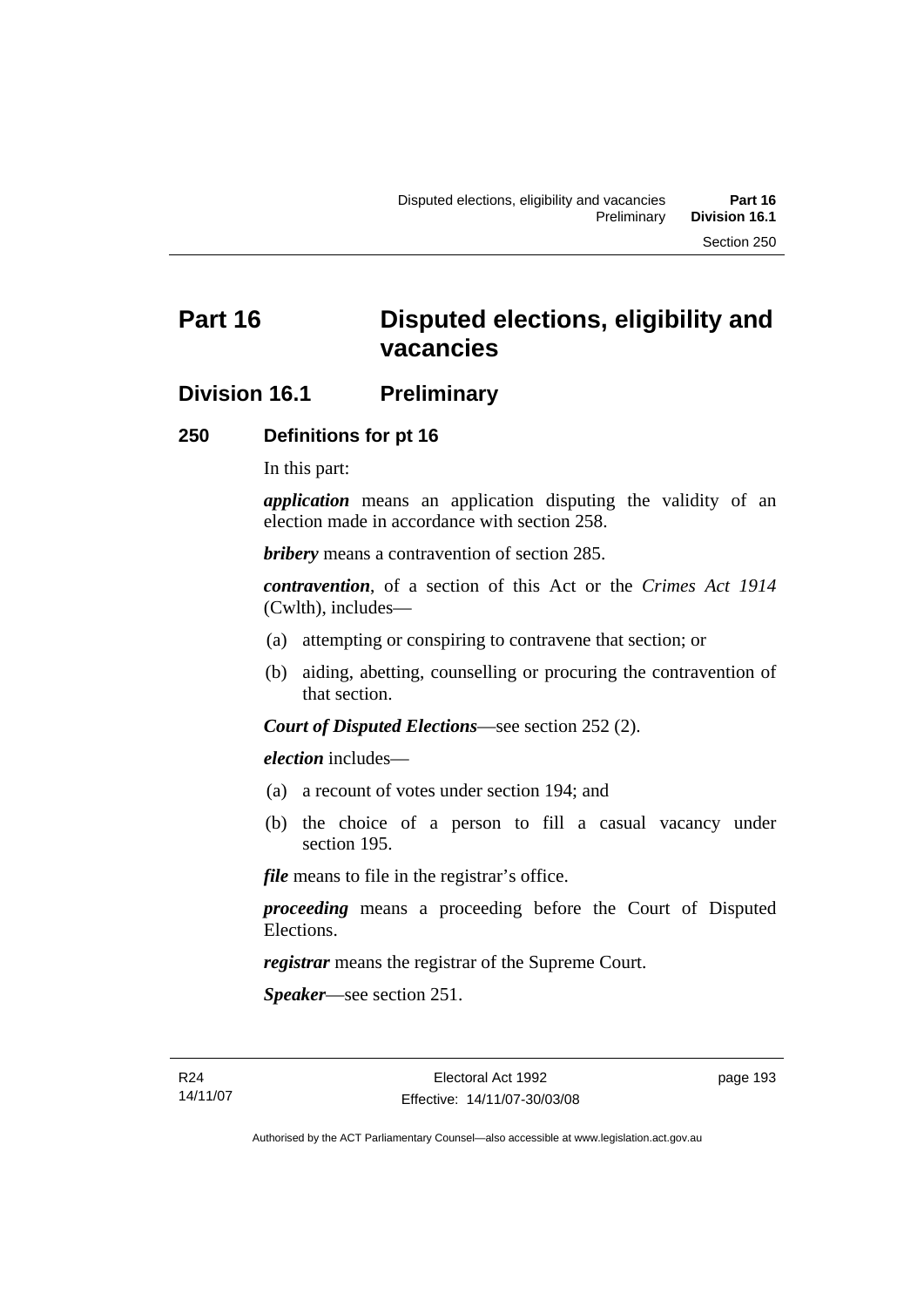# Part 16 Disputed elections, eligibility and vacancies

## Division 16.1 Preliminary

### 250 Definitions for pt 16

In this part:

***application*** means an application disputing the validity of an election made in accordance with section 258.

***bribery*** means a contravention of section 285.

***contravention***, of a section of this Act or the *Crimes Act 1914* (Cwlth), includes—

(a) attempting or conspiring to contravene that section; or

(b) aiding, abetting, counselling or procuring the contravention of that section.

***Court of Disputed Elections***—see section 252 (2).

***election*** includes—

(a) a recount of votes under section 194; and

(b) the choice of a person to fill a casual vacancy under section 195.

***file*** means to file in the registrar's office.

***proceeding*** means a proceeding before the Court of Disputed Elections.

***registrar*** means the registrar of the Supreme Court.

***Speaker***—see section 251.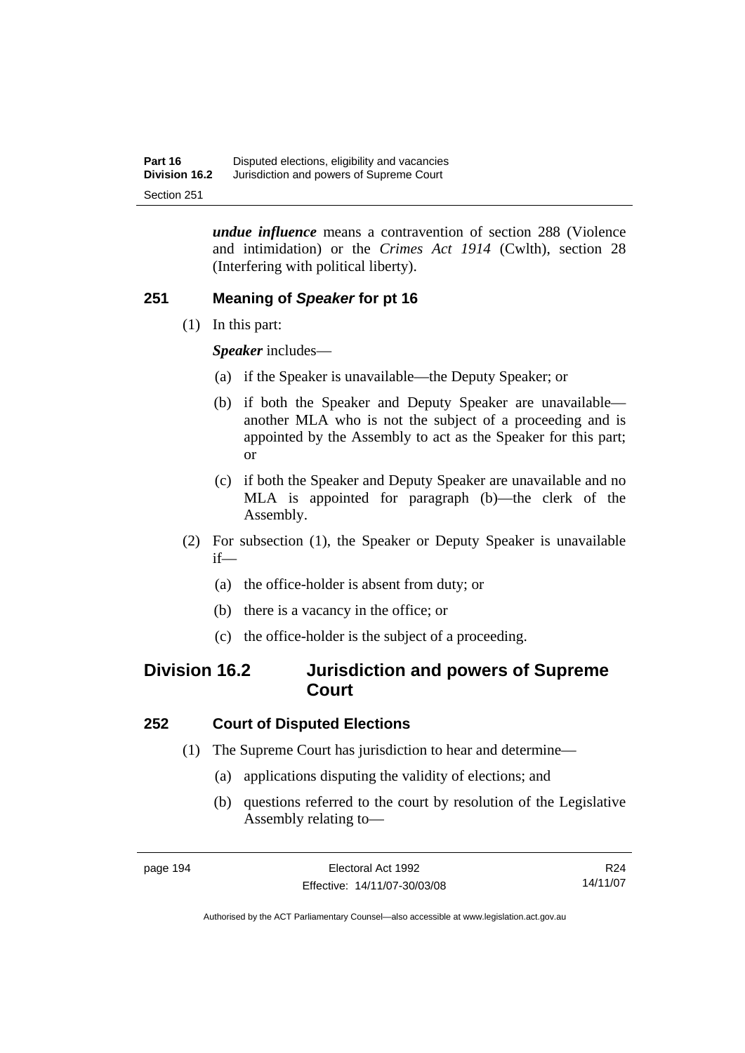***undue influence*** means a contravention of section 288 (Violence and intimidation) or the *Crimes Act 1914* (Cwlth), section 28 (Interfering with political liberty).

### 251 Meaning of *Speaker* for pt 16

(1) In this part:

***Speaker*** includes—

(a) if the Speaker is unavailable—the Deputy Speaker; or

(b) if both the Speaker and Deputy Speaker are unavailable—another MLA who is not the subject of a proceeding and is appointed by the Assembly to act as the Speaker for this part; or

(c) if both the Speaker and Deputy Speaker are unavailable and no MLA is appointed for paragraph (b)—the clerk of the Assembly.

(2) For subsection (1), the Speaker or Deputy Speaker is unavailable if—

(a) the office-holder is absent from duty; or

(b) there is a vacancy in the office; or

(c) the office-holder is the subject of a proceeding.

## Division 16.2 Jurisdiction and powers of Supreme Court

### 252 Court of Disputed Elections

(1) The Supreme Court has jurisdiction to hear and determine—

(a) applications disputing the validity of elections; and

(b) questions referred to the court by resolution of the Legislative Assembly relating to—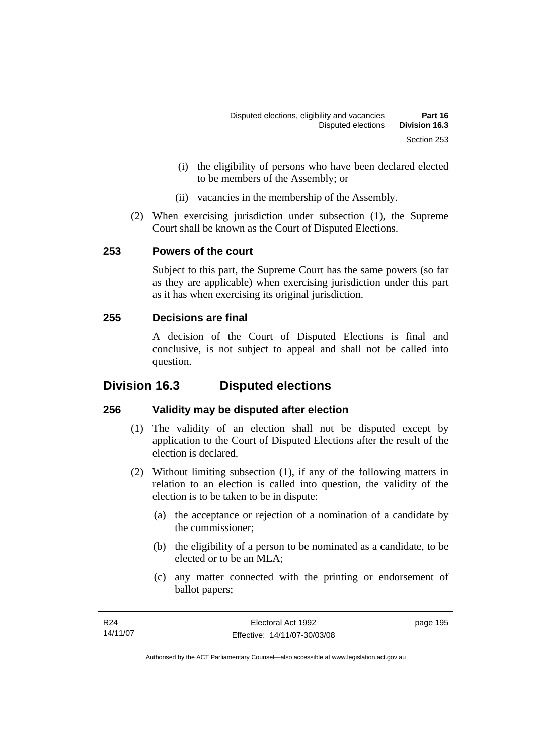(i) the eligibility of persons who have been declared elected to be members of the Assembly; or

(ii) vacancies in the membership of the Assembly.

(2) When exercising jurisdiction under subsection (1), the Supreme Court shall be known as the Court of Disputed Elections.

### 253 Powers of the court

Subject to this part, the Supreme Court has the same powers (so far as they are applicable) when exercising jurisdiction under this part as it has when exercising its original jurisdiction.

### 255 Decisions are final

A decision of the Court of Disputed Elections is final and conclusive, is not subject to appeal and shall not be called into question.

## Division 16.3 Disputed elections

### 256 Validity may be disputed after election

(1) The validity of an election shall not be disputed except by application to the Court of Disputed Elections after the result of the election is declared.

(2) Without limiting subsection (1), if any of the following matters in relation to an election is called into question, the validity of the election is to be taken to be in dispute:

(a) the acceptance or rejection of a nomination of a candidate by the commissioner;

(b) the eligibility of a person to be nominated as a candidate, to be elected or to be an MLA;

(c) any matter connected with the printing or endorsement of ballot papers;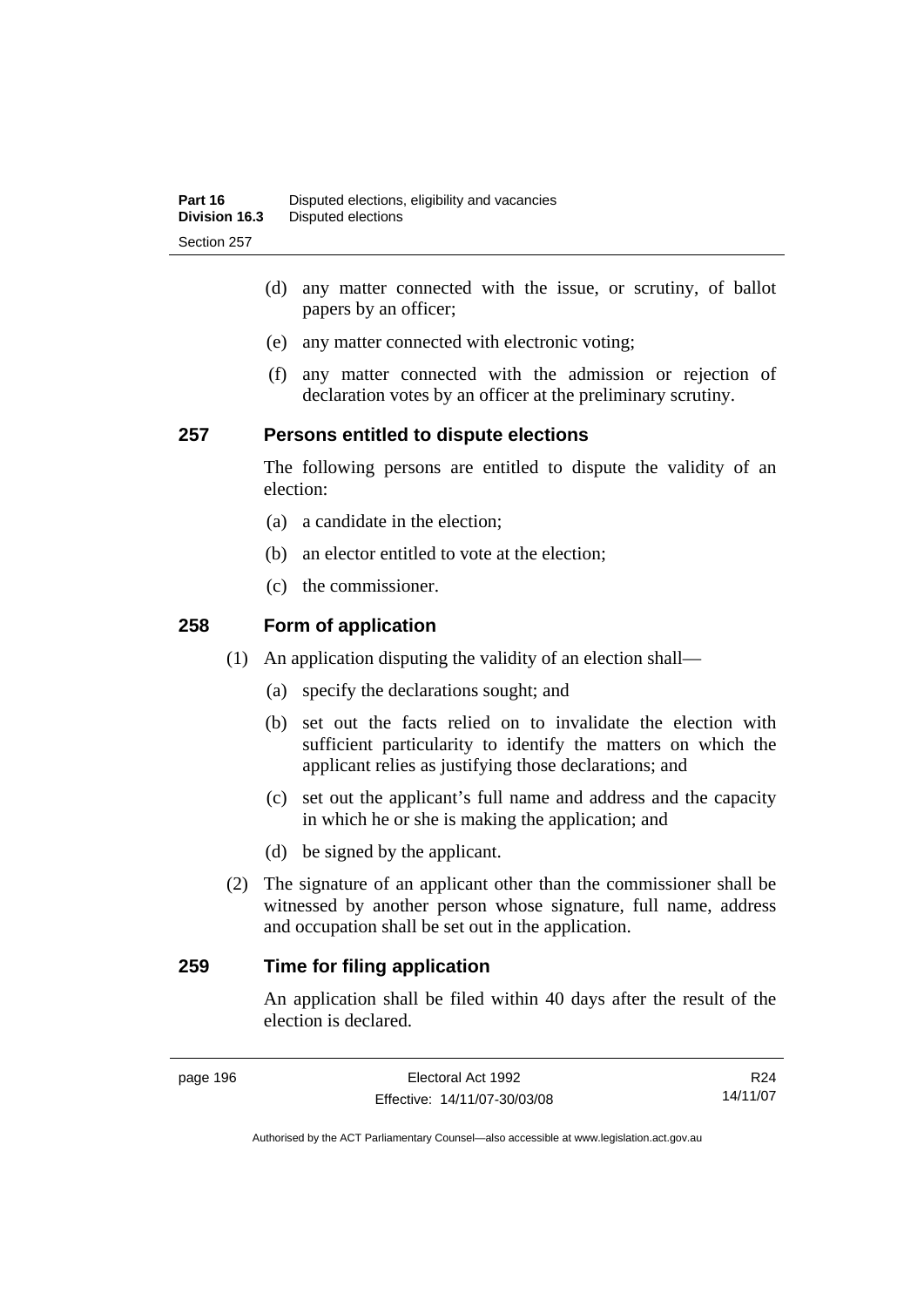(d) any matter connected with the issue, or scrutiny, of ballot papers by an officer;

(e) any matter connected with electronic voting;

(f) any matter connected with the admission or rejection of declaration votes by an officer at the preliminary scrutiny.

## 257 Persons entitled to dispute elections

The following persons are entitled to dispute the validity of an election:

(a) a candidate in the election;

(b) an elector entitled to vote at the election;

(c) the commissioner.

## 258 Form of application

(1) An application disputing the validity of an election shall—

(a) specify the declarations sought; and

(b) set out the facts relied on to invalidate the election with sufficient particularity to identify the matters on which the applicant relies as justifying those declarations; and

(c) set out the applicant's full name and address and the capacity in which he or she is making the application; and

(d) be signed by the applicant.

(2) The signature of an applicant other than the commissioner shall be witnessed by another person whose signature, full name, address and occupation shall be set out in the application.

## 259 Time for filing application

An application shall be filed within 40 days after the result of the election is declared.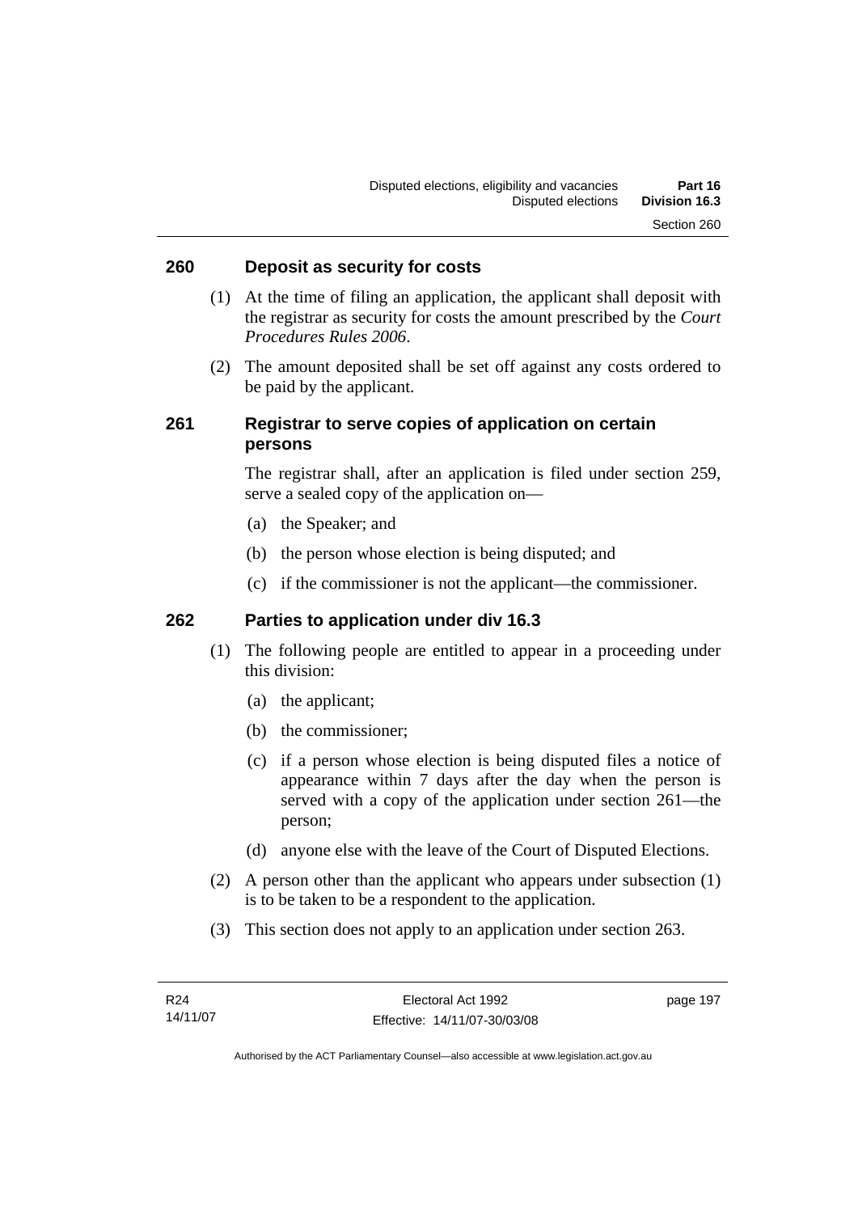## 260 Deposit as security for costs

(1) At the time of filing an application, the applicant shall deposit with the registrar as security for costs the amount prescribed by the *Court Procedures Rules 2006*.

(2) The amount deposited shall be set off against any costs ordered to be paid by the applicant.

## 261 Registrar to serve copies of application on certain persons

The registrar shall, after an application is filed under section 259, serve a sealed copy of the application on—

(a) the Speaker; and

(b) the person whose election is being disputed; and

(c) if the commissioner is not the applicant—the commissioner.

## 262 Parties to application under div 16.3

(1) The following people are entitled to appear in a proceeding under this division:

(a) the applicant;

(b) the commissioner;

(c) if a person whose election is being disputed files a notice of appearance within 7 days after the day when the person is served with a copy of the application under section 261—the person;

(d) anyone else with the leave of the Court of Disputed Elections.

(2) A person other than the applicant who appears under subsection (1) is to be taken to be a respondent to the application.

(3) This section does not apply to an application under section 263.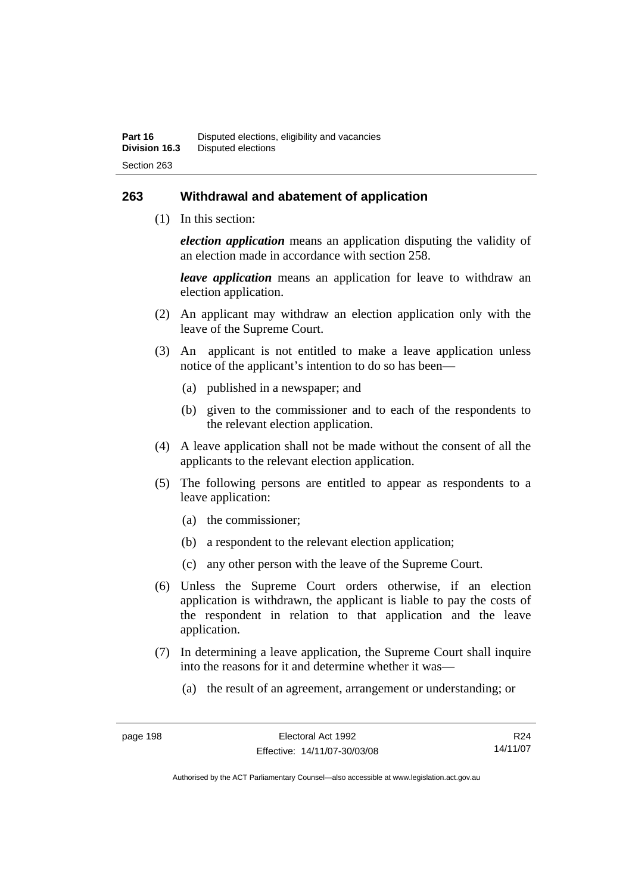## 263 Withdrawal and abatement of application

(1) In this section:

***election application*** means an application disputing the validity of an election made in accordance with section 258.

***leave application*** means an application for leave to withdraw an election application.

(2) An applicant may withdraw an election application only with the leave of the Supreme Court.

(3) An applicant is not entitled to make a leave application unless notice of the applicant's intention to do so has been—

(a) published in a newspaper; and

(b) given to the commissioner and to each of the respondents to the relevant election application.

(4) A leave application shall not be made without the consent of all the applicants to the relevant election application.

(5) The following persons are entitled to appear as respondents to a leave application:

(a) the commissioner;

(b) a respondent to the relevant election application;

(c) any other person with the leave of the Supreme Court.

(6) Unless the Supreme Court orders otherwise, if an election application is withdrawn, the applicant is liable to pay the costs of the respondent in relation to that application and the leave application.

(7) In determining a leave application, the Supreme Court shall inquire into the reasons for it and determine whether it was—

(a) the result of an agreement, arrangement or understanding; or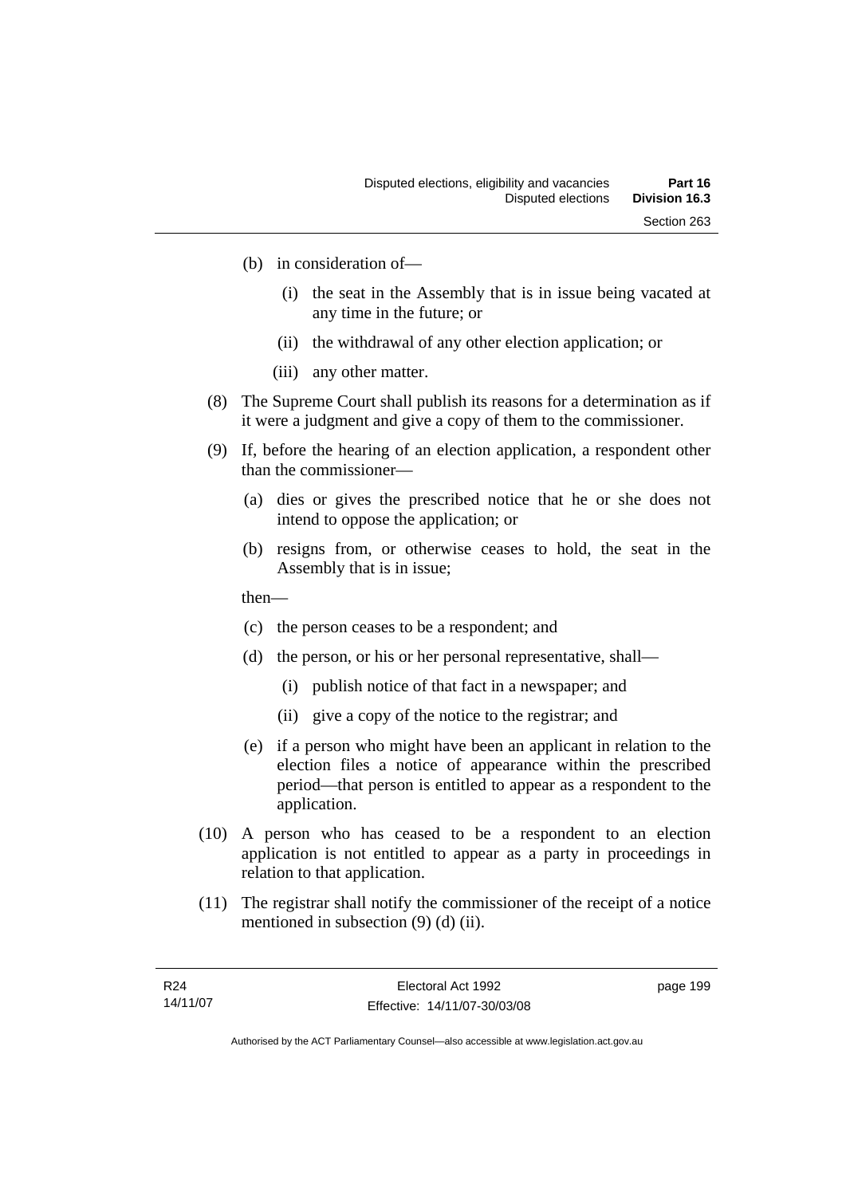(b) in consideration of—

  (i) the seat in the Assembly that is in issue being vacated at any time in the future; or

  (ii) the withdrawal of any other election application; or

  (iii) any other matter.

(8) The Supreme Court shall publish its reasons for a determination as if it were a judgment and give a copy of them to the commissioner.

(9) If, before the hearing of an election application, a respondent other than the commissioner—

  (a) dies or gives the prescribed notice that he or she does not intend to oppose the application; or

  (b) resigns from, or otherwise ceases to hold, the seat in the Assembly that is in issue;

  then—

  (c) the person ceases to be a respondent; and

  (d) the person, or his or her personal representative, shall—

    (i) publish notice of that fact in a newspaper; and

    (ii) give a copy of the notice to the registrar; and

  (e) if a person who might have been an applicant in relation to the election files a notice of appearance within the prescribed period—that person is entitled to appear as a respondent to the application.

(10) A person who has ceased to be a respondent to an election application is not entitled to appear as a party in proceedings in relation to that application.

(11) The registrar shall notify the commissioner of the receipt of a notice mentioned in subsection (9) (d) (ii).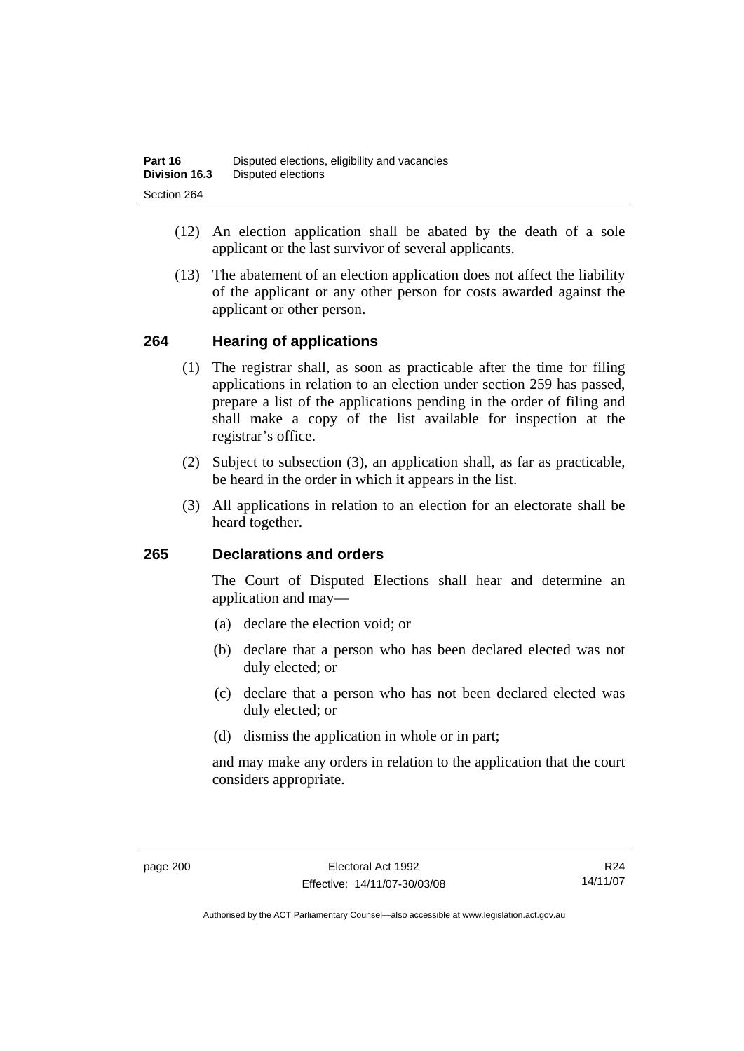(12) An election application shall be abated by the death of a sole applicant or the last survivor of several applicants.

(13) The abatement of an election application does not affect the liability of the applicant or any other person for costs awarded against the applicant or other person.

## 264 Hearing of applications

(1) The registrar shall, as soon as practicable after the time for filing applications in relation to an election under section 259 has passed, prepare a list of the applications pending in the order of filing and shall make a copy of the list available for inspection at the registrar's office.

(2) Subject to subsection (3), an application shall, as far as practicable, be heard in the order in which it appears in the list.

(3) All applications in relation to an election for an electorate shall be heard together.

## 265 Declarations and orders

The Court of Disputed Elections shall hear and determine an application and may—

(a) declare the election void; or

(b) declare that a person who has been declared elected was not duly elected; or

(c) declare that a person who has not been declared elected was duly elected; or

(d) dismiss the application in whole or in part;

and may make any orders in relation to the application that the court considers appropriate.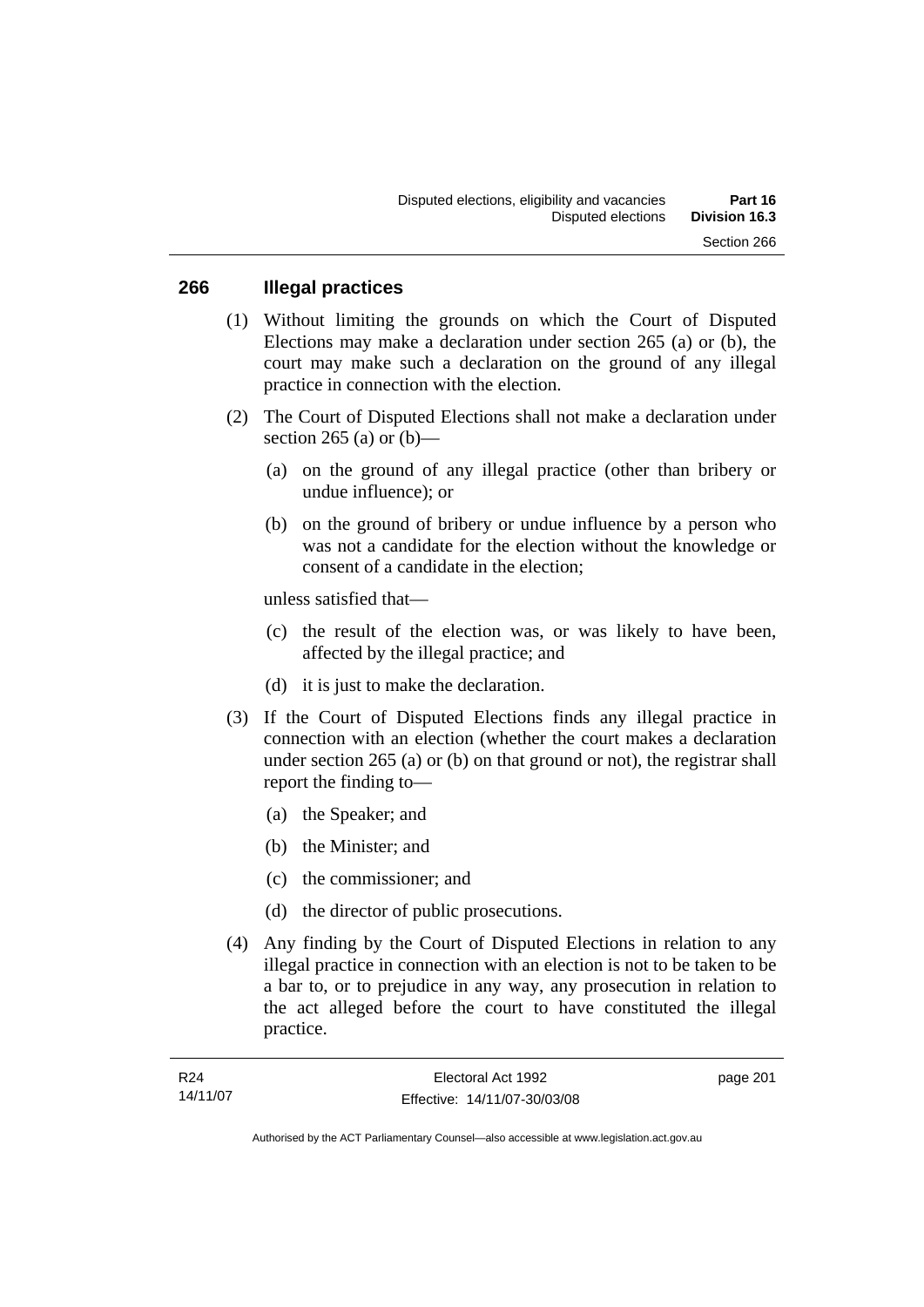## 266 Illegal practices

(1) Without limiting the grounds on which the Court of Disputed Elections may make a declaration under section 265 (a) or (b), the court may make such a declaration on the ground of any illegal practice in connection with the election.

(2) The Court of Disputed Elections shall not make a declaration under section 265 (a) or (b)—

(a) on the ground of any illegal practice (other than bribery or undue influence); or

(b) on the ground of bribery or undue influence by a person who was not a candidate for the election without the knowledge or consent of a candidate in the election;

unless satisfied that—

(c) the result of the election was, or was likely to have been, affected by the illegal practice; and

(d) it is just to make the declaration.

(3) If the Court of Disputed Elections finds any illegal practice in connection with an election (whether the court makes a declaration under section 265 (a) or (b) on that ground or not), the registrar shall report the finding to—

(a) the Speaker; and

(b) the Minister; and

(c) the commissioner; and

(d) the director of public prosecutions.

(4) Any finding by the Court of Disputed Elections in relation to any illegal practice in connection with an election is not to be taken to be a bar to, or to prejudice in any way, any prosecution in relation to the act alleged before the court to have constituted the illegal practice.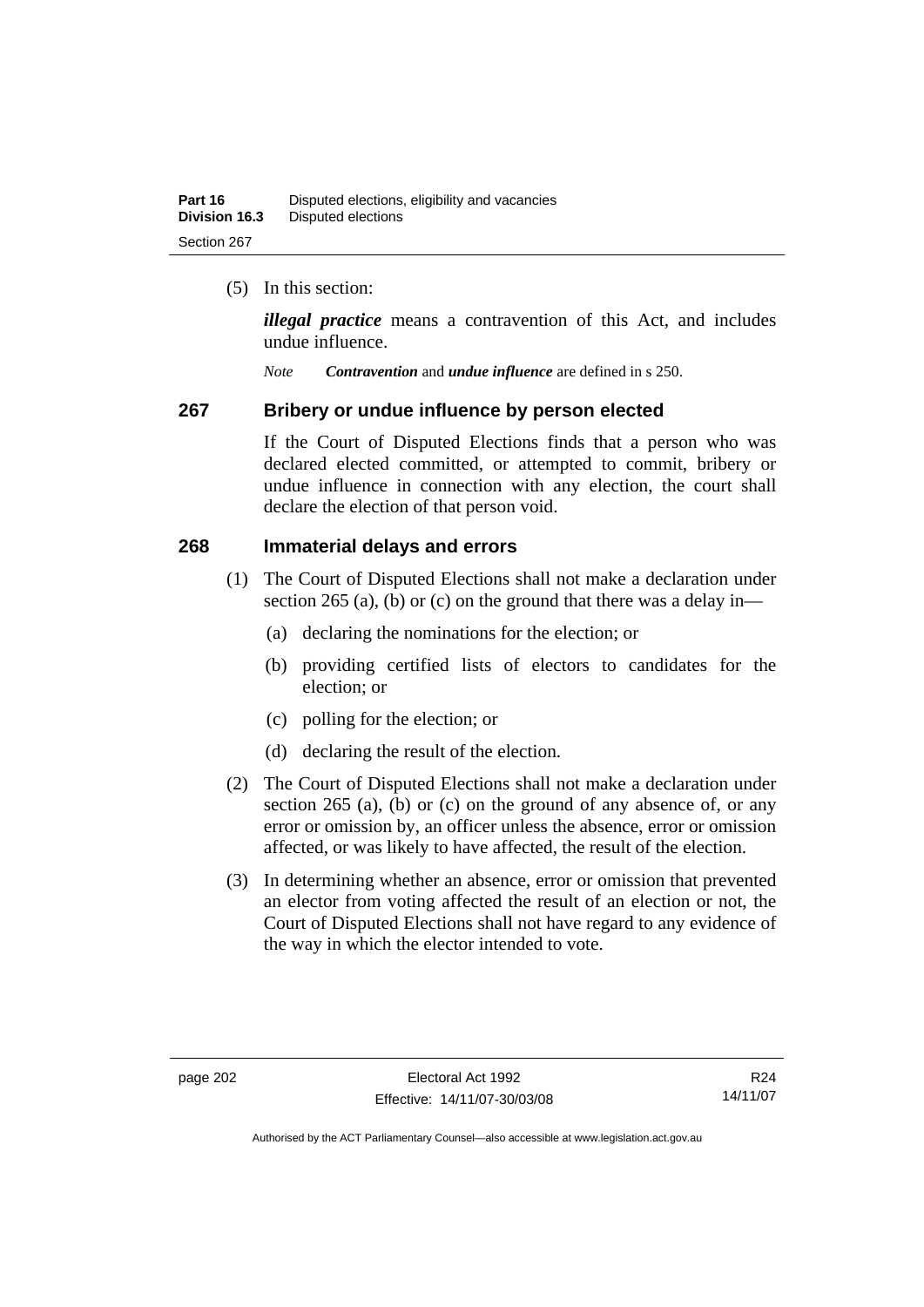(5) In this section:

***illegal practice*** means a contravention of this Act, and includes undue influence.

*Note* ***Contravention*** and ***undue influence*** are defined in s 250.

## 267 Bribery or undue influence by person elected

If the Court of Disputed Elections finds that a person who was declared elected committed, or attempted to commit, bribery or undue influence in connection with any election, the court shall declare the election of that person void.

## 268 Immaterial delays and errors

(1) The Court of Disputed Elections shall not make a declaration under section 265 (a), (b) or (c) on the ground that there was a delay in—

(a) declaring the nominations for the election; or

(b) providing certified lists of electors to candidates for the election; or

(c) polling for the election; or

(d) declaring the result of the election.

(2) The Court of Disputed Elections shall not make a declaration under section 265 (a), (b) or (c) on the ground of any absence of, or any error or omission by, an officer unless the absence, error or omission affected, or was likely to have affected, the result of the election.

(3) In determining whether an absence, error or omission that prevented an elector from voting affected the result of an election or not, the Court of Disputed Elections shall not have regard to any evidence of the way in which the elector intended to vote.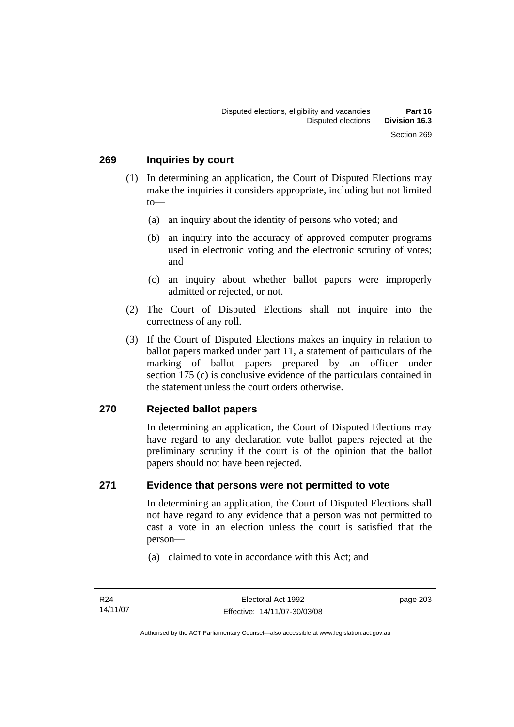## 269 Inquiries by court

(1) In determining an application, the Court of Disputed Elections may make the inquiries it considers appropriate, including but not limited to—

(a) an inquiry about the identity of persons who voted; and

(b) an inquiry into the accuracy of approved computer programs used in electronic voting and the electronic scrutiny of votes; and

(c) an inquiry about whether ballot papers were improperly admitted or rejected, or not.

(2) The Court of Disputed Elections shall not inquire into the correctness of any roll.

(3) If the Court of Disputed Elections makes an inquiry in relation to ballot papers marked under part 11, a statement of particulars of the marking of ballot papers prepared by an officer under section 175 (c) is conclusive evidence of the particulars contained in the statement unless the court orders otherwise.

## 270 Rejected ballot papers

In determining an application, the Court of Disputed Elections may have regard to any declaration vote ballot papers rejected at the preliminary scrutiny if the court is of the opinion that the ballot papers should not have been rejected.

## 271 Evidence that persons were not permitted to vote

In determining an application, the Court of Disputed Elections shall not have regard to any evidence that a person was not permitted to cast a vote in an election unless the court is satisfied that the person—

(a) claimed to vote in accordance with this Act; and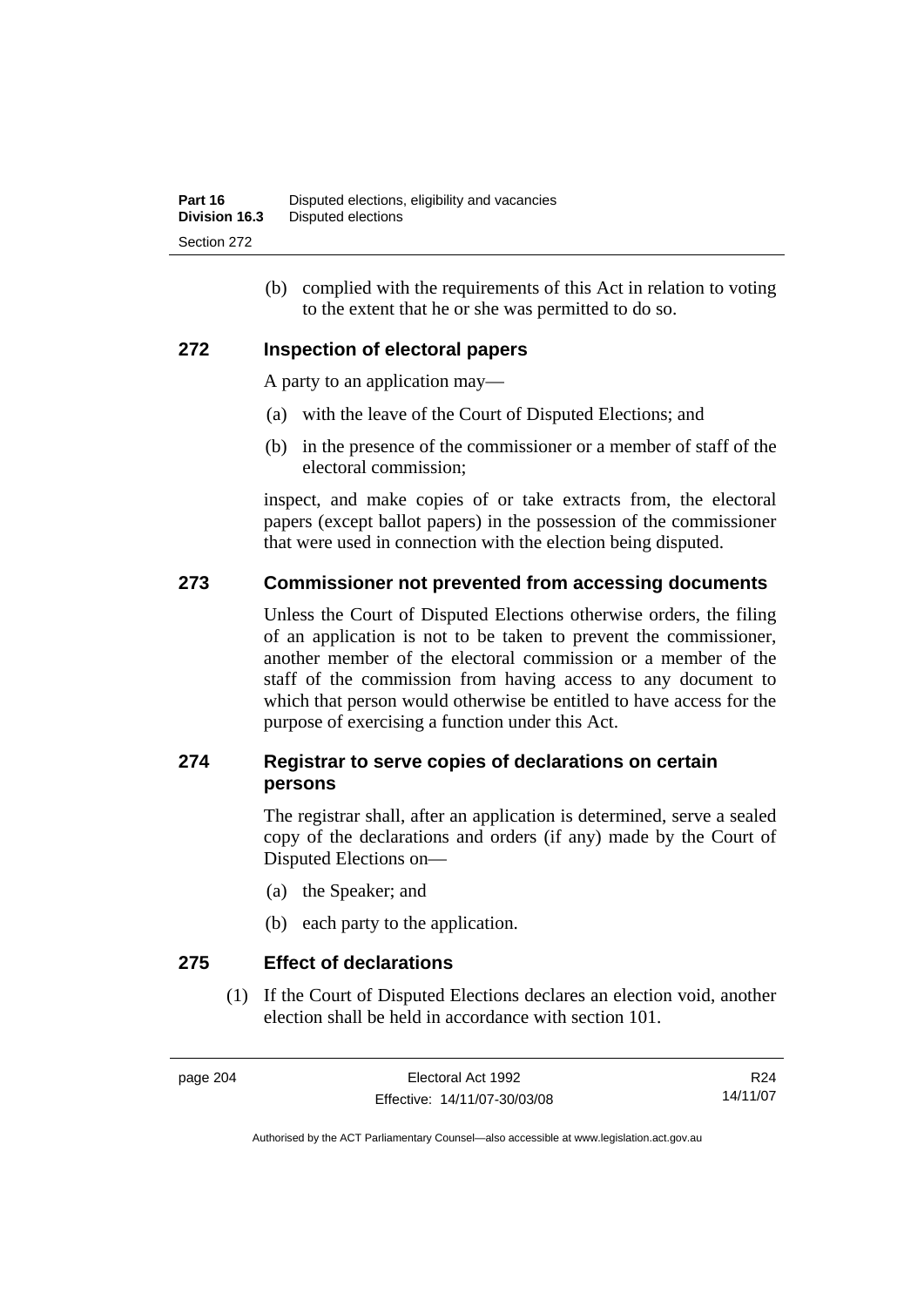(b) complied with the requirements of this Act in relation to voting to the extent that he or she was permitted to do so.

## 272 Inspection of electoral papers

A party to an application may—

(a) with the leave of the Court of Disputed Elections; and

(b) in the presence of the commissioner or a member of staff of the electoral commission;

inspect, and make copies of or take extracts from, the electoral papers (except ballot papers) in the possession of the commissioner that were used in connection with the election being disputed.

## 273 Commissioner not prevented from accessing documents

Unless the Court of Disputed Elections otherwise orders, the filing of an application is not to be taken to prevent the commissioner, another member of the electoral commission or a member of the staff of the commission from having access to any document to which that person would otherwise be entitled to have access for the purpose of exercising a function under this Act.

## 274 Registrar to serve copies of declarations on certain persons

The registrar shall, after an application is determined, serve a sealed copy of the declarations and orders (if any) made by the Court of Disputed Elections on—

(a) the Speaker; and

(b) each party to the application.

## 275 Effect of declarations

(1) If the Court of Disputed Elections declares an election void, another election shall be held in accordance with section 101.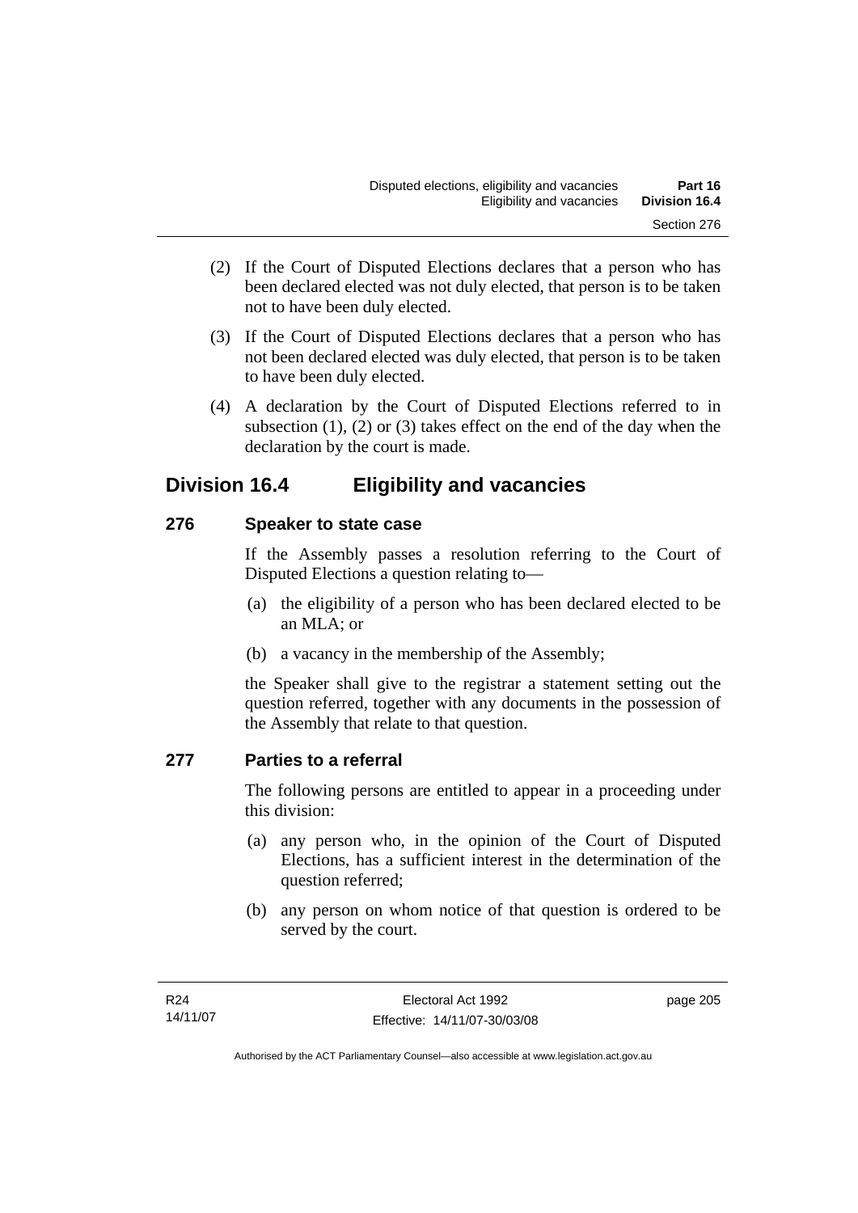(2) If the Court of Disputed Elections declares that a person who has been declared elected was not duly elected, that person is to be taken not to have been duly elected.

(3) If the Court of Disputed Elections declares that a person who has not been declared elected was duly elected, that person is to be taken to have been duly elected.

(4) A declaration by the Court of Disputed Elections referred to in subsection (1), (2) or (3) takes effect on the end of the day when the declaration by the court is made.

## Division 16.4 Eligibility and vacancies

### 276 Speaker to state case

If the Assembly passes a resolution referring to the Court of Disputed Elections a question relating to—

(a) the eligibility of a person who has been declared elected to be an MLA; or

(b) a vacancy in the membership of the Assembly;

the Speaker shall give to the registrar a statement setting out the question referred, together with any documents in the possession of the Assembly that relate to that question.

### 277 Parties to a referral

The following persons are entitled to appear in a proceeding under this division:

(a) any person who, in the opinion of the Court of Disputed Elections, has a sufficient interest in the determination of the question referred;

(b) any person on whom notice of that question is ordered to be served by the court.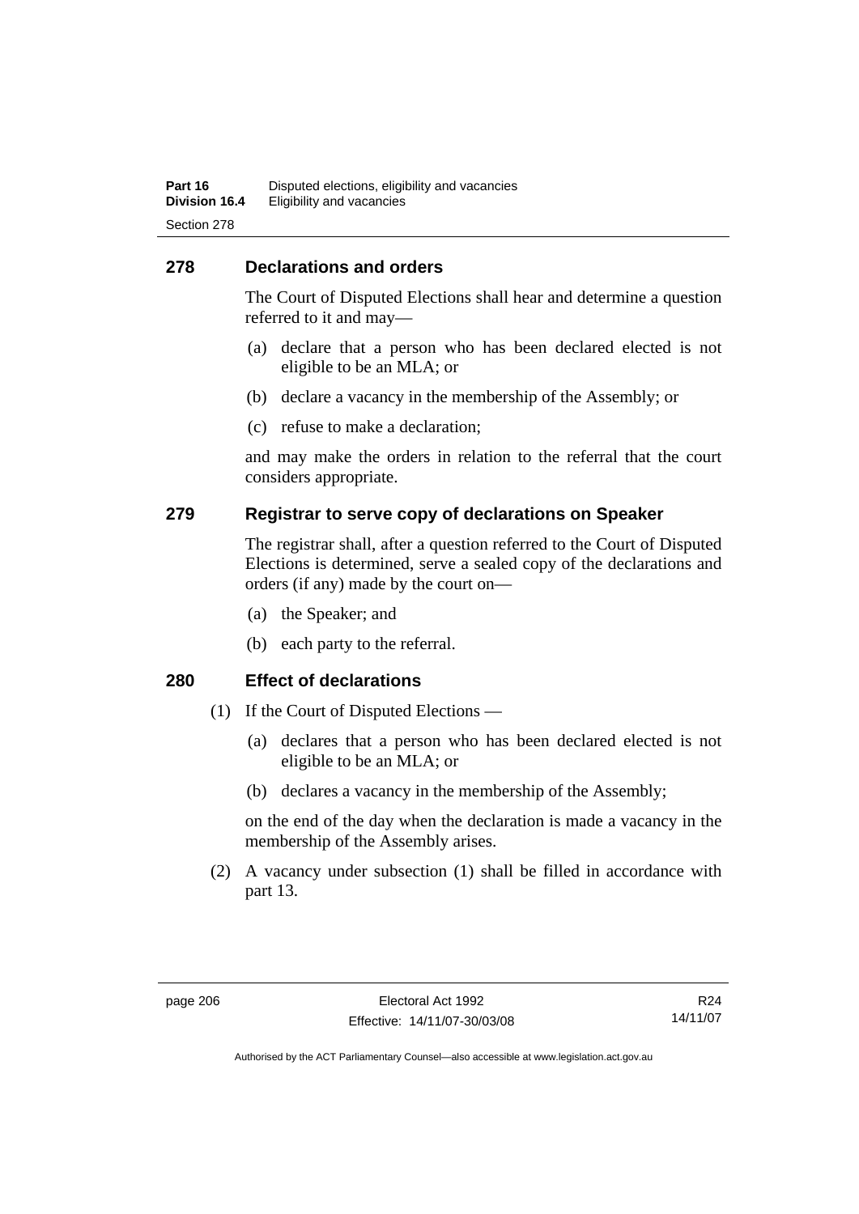## 278 Declarations and orders

The Court of Disputed Elections shall hear and determine a question referred to it and may—

(a) declare that a person who has been declared elected is not eligible to be an MLA; or

(b) declare a vacancy in the membership of the Assembly; or

(c) refuse to make a declaration;

and may make the orders in relation to the referral that the court considers appropriate.

## 279 Registrar to serve copy of declarations on Speaker

The registrar shall, after a question referred to the Court of Disputed Elections is determined, serve a sealed copy of the declarations and orders (if any) made by the court on—

(a) the Speaker; and

(b) each party to the referral.

## 280 Effect of declarations

(1) If the Court of Disputed Elections —

(a) declares that a person who has been declared elected is not eligible to be an MLA; or

(b) declares a vacancy in the membership of the Assembly;

on the end of the day when the declaration is made a vacancy in the membership of the Assembly arises.

(2) A vacancy under subsection (1) shall be filled in accordance with part 13.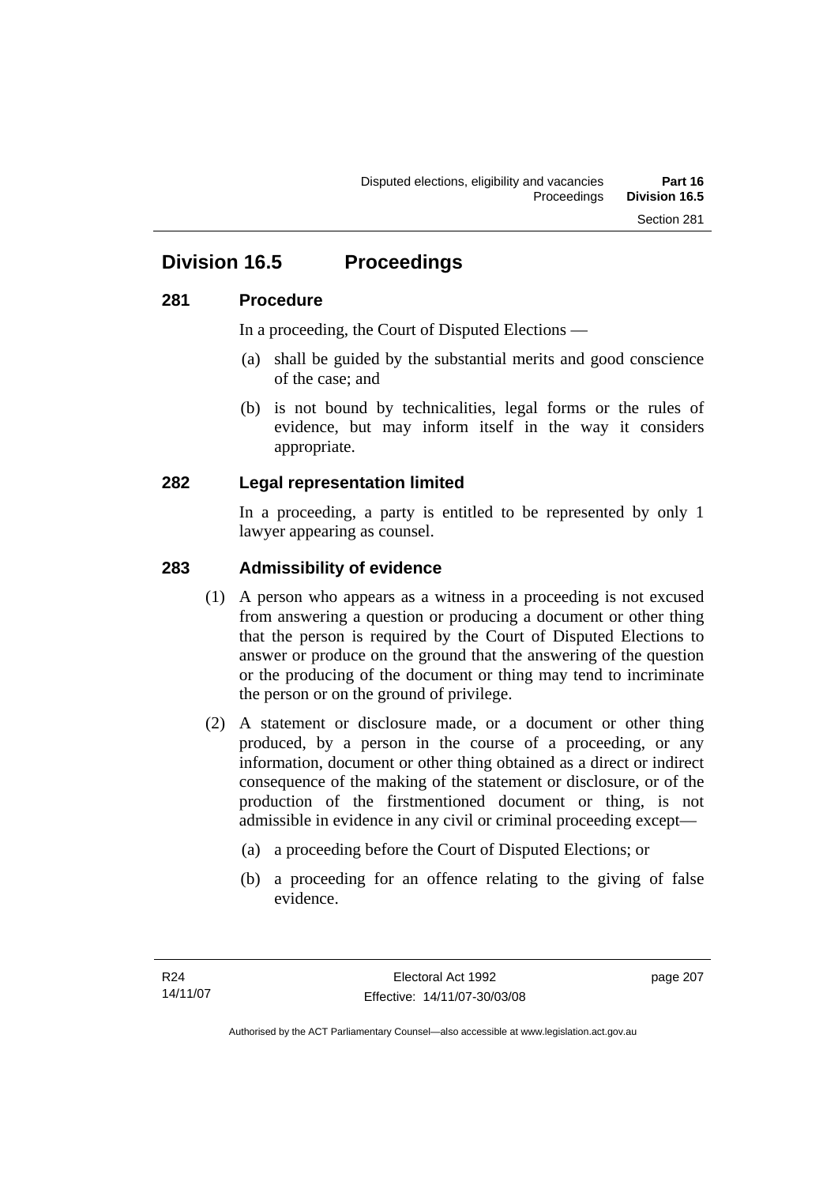## Division 16.5 Proceedings

### 281 Procedure

In a proceeding, the Court of Disputed Elections —

(a) shall be guided by the substantial merits and good conscience of the case; and

(b) is not bound by technicalities, legal forms or the rules of evidence, but may inform itself in the way it considers appropriate.

### 282 Legal representation limited

In a proceeding, a party is entitled to be represented by only 1 lawyer appearing as counsel.

### 283 Admissibility of evidence

(1) A person who appears as a witness in a proceeding is not excused from answering a question or producing a document or other thing that the person is required by the Court of Disputed Elections to answer or produce on the ground that the answering of the question or the producing of the document or thing may tend to incriminate the person or on the ground of privilege.

(2) A statement or disclosure made, or a document or other thing produced, by a person in the course of a proceeding, or any information, document or other thing obtained as a direct or indirect consequence of the making of the statement or disclosure, or of the production of the firstmentioned document or thing, is not admissible in evidence in any civil or criminal proceeding except—

(a) a proceeding before the Court of Disputed Elections; or

(b) a proceeding for an offence relating to the giving of false evidence.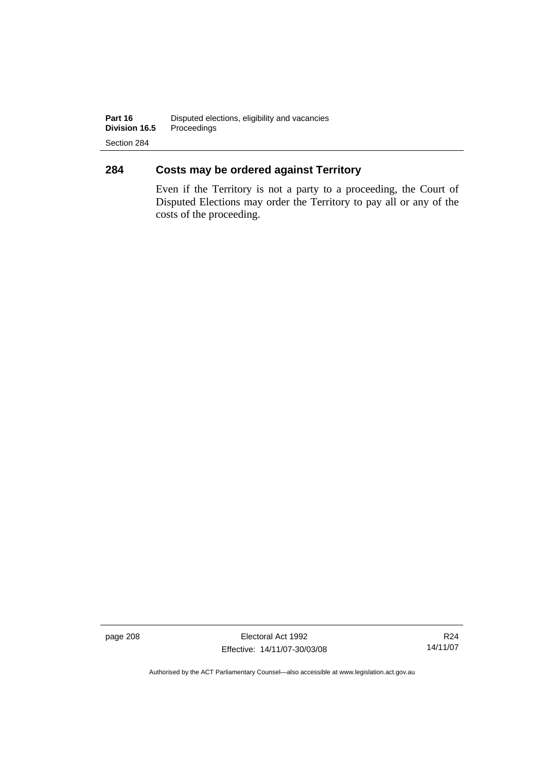## 284 Costs may be ordered against Territory

Even if the Territory is not a party to a proceeding, the Court of Disputed Elections may order the Territory to pay all or any of the costs of the proceeding.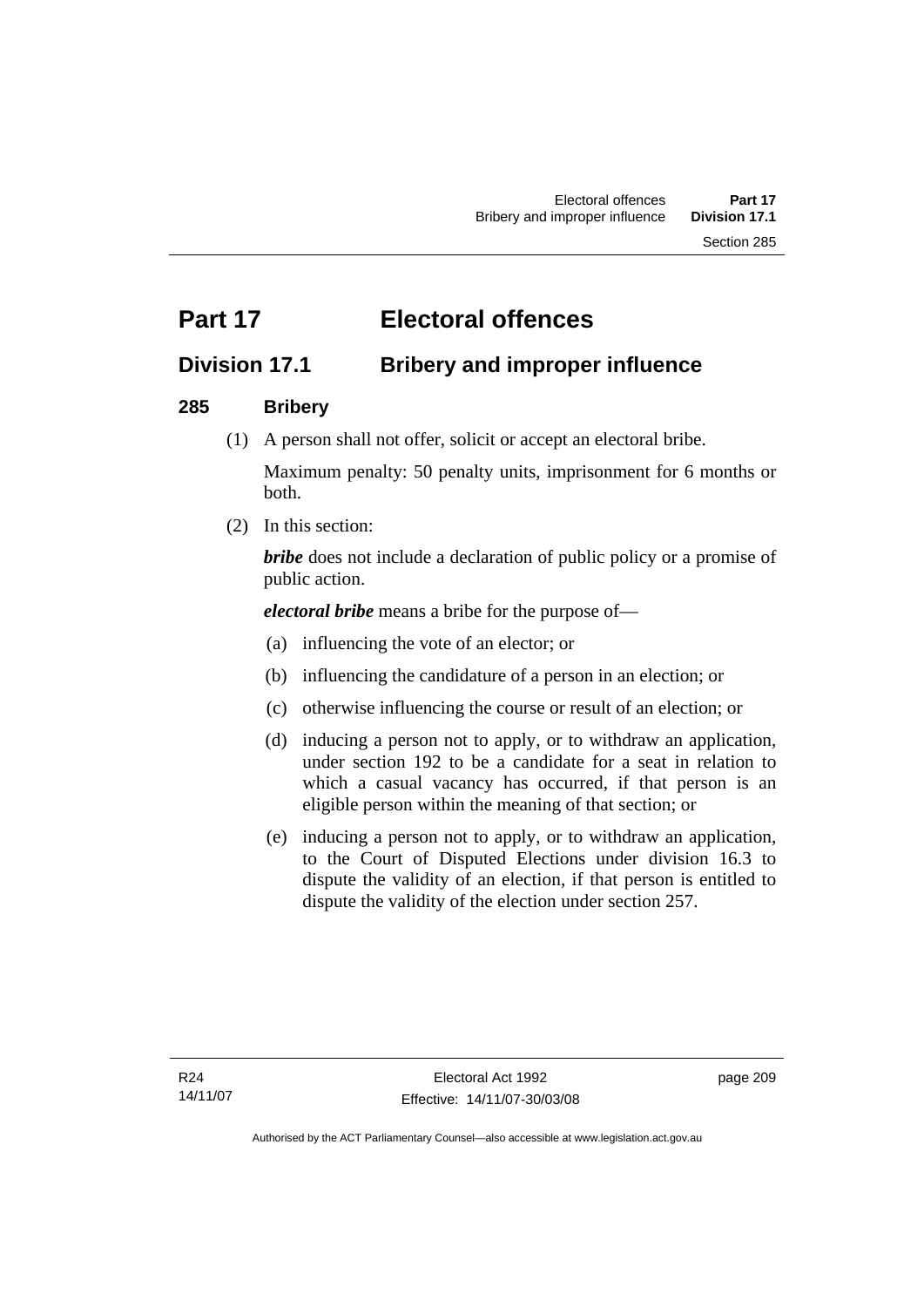# Part 17 Electoral offences

## Division 17.1 Bribery and improper influence

### 285 Bribery

(1) A person shall not offer, solicit or accept an electoral bribe.

Maximum penalty: 50 penalty units, imprisonment for 6 months or both.

(2) In this section:

***bribe*** does not include a declaration of public policy or a promise of public action.

***electoral bribe*** means a bribe for the purpose of—

(a) influencing the vote of an elector; or

(b) influencing the candidature of a person in an election; or

(c) otherwise influencing the course or result of an election; or

(d) inducing a person not to apply, or to withdraw an application, under section 192 to be a candidate for a seat in relation to which a casual vacancy has occurred, if that person is an eligible person within the meaning of that section; or

(e) inducing a person not to apply, or to withdraw an application, to the Court of Disputed Elections under division 16.3 to dispute the validity of an election, if that person is entitled to dispute the validity of the election under section 257.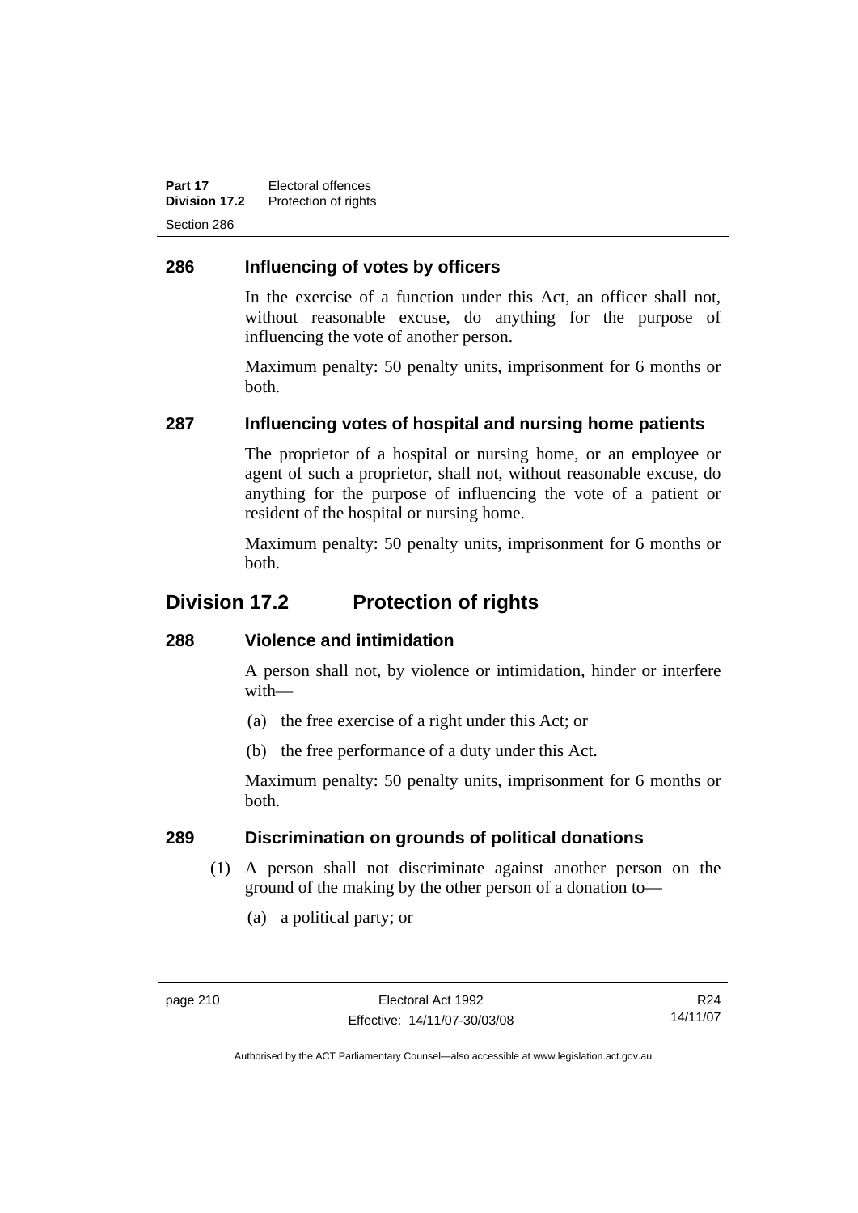### 286 Influencing of votes by officers

In the exercise of a function under this Act, an officer shall not, without reasonable excuse, do anything for the purpose of influencing the vote of another person.

Maximum penalty: 50 penalty units, imprisonment for 6 months or both.

### 287 Influencing votes of hospital and nursing home patients

The proprietor of a hospital or nursing home, or an employee or agent of such a proprietor, shall not, without reasonable excuse, do anything for the purpose of influencing the vote of a patient or resident of the hospital or nursing home.

Maximum penalty: 50 penalty units, imprisonment for 6 months or both.

## Division 17.2 Protection of rights

### 288 Violence and intimidation

A person shall not, by violence or intimidation, hinder or interfere with—

(a) the free exercise of a right under this Act; or

(b) the free performance of a duty under this Act.

Maximum penalty: 50 penalty units, imprisonment for 6 months or both.

### 289 Discrimination on grounds of political donations

(1) A person shall not discriminate against another person on the ground of the making by the other person of a donation to—

(a) a political party; or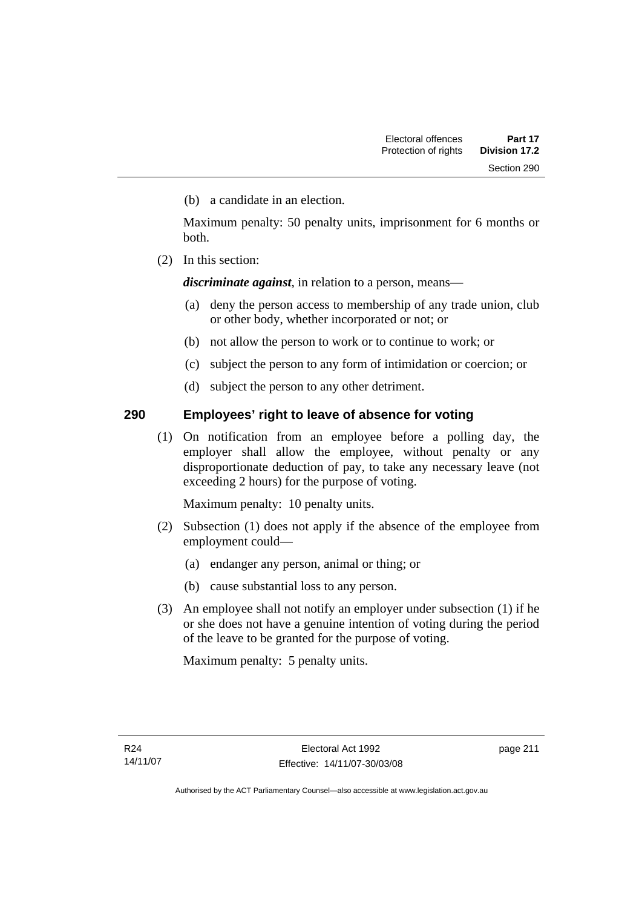(b) a candidate in an election.

Maximum penalty: 50 penalty units, imprisonment for 6 months or both.

(2) In this section:

***discriminate against***, in relation to a person, means—

(a) deny the person access to membership of any trade union, club or other body, whether incorporated or not; or

(b) not allow the person to work or to continue to work; or

(c) subject the person to any form of intimidation or coercion; or

(d) subject the person to any other detriment.

## 290 Employees' right to leave of absence for voting

(1) On notification from an employee before a polling day, the employer shall allow the employee, without penalty or any disproportionate deduction of pay, to take any necessary leave (not exceeding 2 hours) for the purpose of voting.

Maximum penalty: 10 penalty units.

(2) Subsection (1) does not apply if the absence of the employee from employment could—

(a) endanger any person, animal or thing; or

(b) cause substantial loss to any person.

(3) An employee shall not notify an employer under subsection (1) if he or she does not have a genuine intention of voting during the period of the leave to be granted for the purpose of voting.

Maximum penalty: 5 penalty units.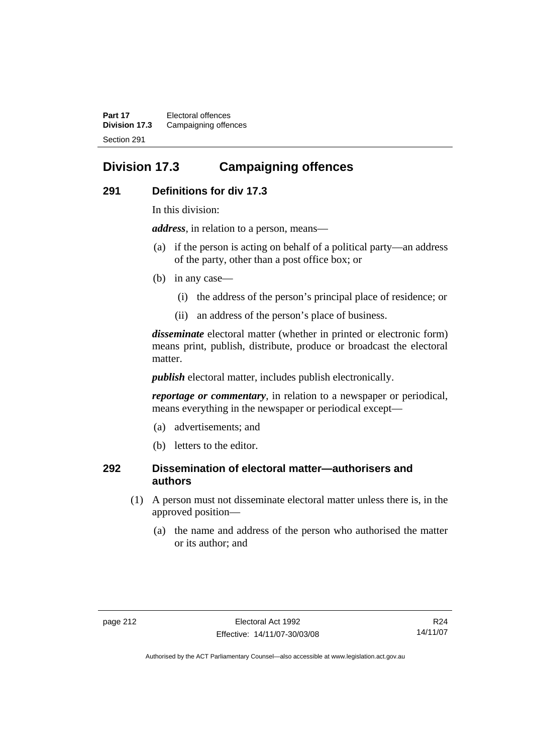## Division 17.3 Campaigning offences

### 291 Definitions for div 17.3

In this division:

***address***, in relation to a person, means—

(a) if the person is acting on behalf of a political party—an address of the party, other than a post office box; or

(b) in any case—

  (i) the address of the person's principal place of residence; or

  (ii) an address of the person's place of business.

***disseminate*** electoral matter (whether in printed or electronic form) means print, publish, distribute, produce or broadcast the electoral matter.

***publish*** electoral matter, includes publish electronically.

***reportage or commentary***, in relation to a newspaper or periodical, means everything in the newspaper or periodical except—

(a) advertisements; and

(b) letters to the editor.

### 292 Dissemination of electoral matter—authorisers and authors

(1) A person must not disseminate electoral matter unless there is, in the approved position—

  (a) the name and address of the person who authorised the matter or its author; and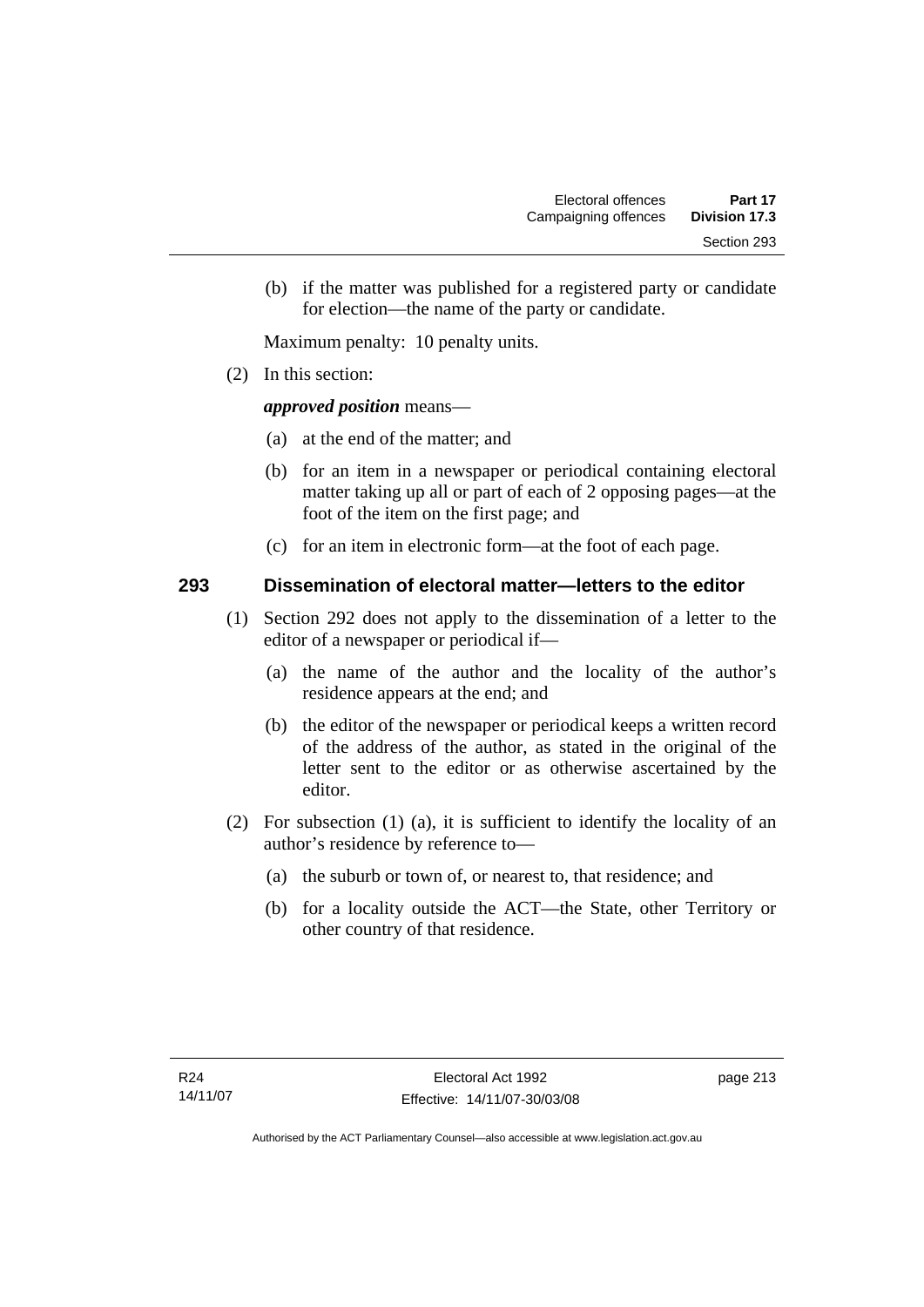(b) if the matter was published for a registered party or candidate for election—the name of the party or candidate.

Maximum penalty: 10 penalty units.

(2) In this section:

***approved position*** means—

(a) at the end of the matter; and

(b) for an item in a newspaper or periodical containing electoral matter taking up all or part of each of 2 opposing pages—at the foot of the item on the first page; and

(c) for an item in electronic form—at the foot of each page.

### 293 Dissemination of electoral matter—letters to the editor

(1) Section 292 does not apply to the dissemination of a letter to the editor of a newspaper or periodical if—

(a) the name of the author and the locality of the author's residence appears at the end; and

(b) the editor of the newspaper or periodical keeps a written record of the address of the author, as stated in the original of the letter sent to the editor or as otherwise ascertained by the editor.

(2) For subsection (1) (a), it is sufficient to identify the locality of an author's residence by reference to—

(a) the suburb or town of, or nearest to, that residence; and

(b) for a locality outside the ACT—the State, other Territory or other country of that residence.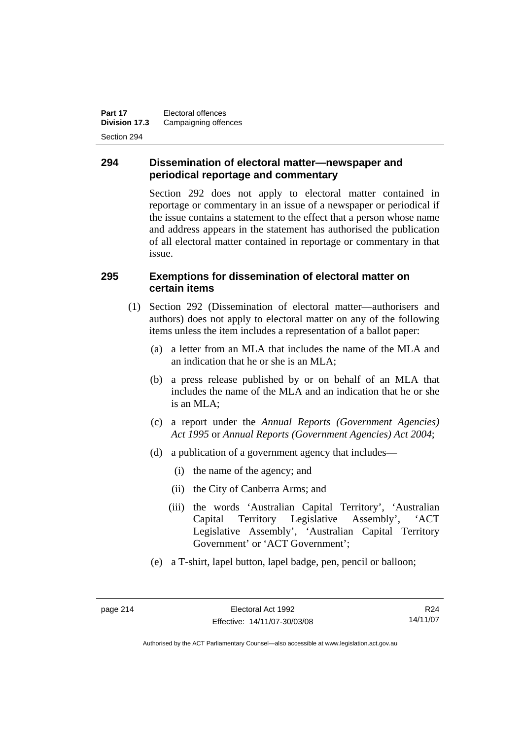## 294 Dissemination of electoral matter—newspaper and periodical reportage and commentary

Section 292 does not apply to electoral matter contained in reportage or commentary in an issue of a newspaper or periodical if the issue contains a statement to the effect that a person whose name and address appears in the statement has authorised the publication of all electoral matter contained in reportage or commentary in that issue.

## 295 Exemptions for dissemination of electoral matter on certain items

(1) Section 292 (Dissemination of electoral matter—authorisers and authors) does not apply to electoral matter on any of the following items unless the item includes a representation of a ballot paper:

(a) a letter from an MLA that includes the name of the MLA and an indication that he or she is an MLA;

(b) a press release published by or on behalf of an MLA that includes the name of the MLA and an indication that he or she is an MLA;

(c) a report under the *Annual Reports (Government Agencies) Act 1995* or *Annual Reports (Government Agencies) Act 2004*;

(d) a publication of a government agency that includes—

(i) the name of the agency; and

(ii) the City of Canberra Arms; and

(iii) the words 'Australian Capital Territory', 'Australian Capital Territory Legislative Assembly', 'ACT Legislative Assembly', 'Australian Capital Territory Government' or 'ACT Government';

(e) a T-shirt, lapel button, lapel badge, pen, pencil or balloon;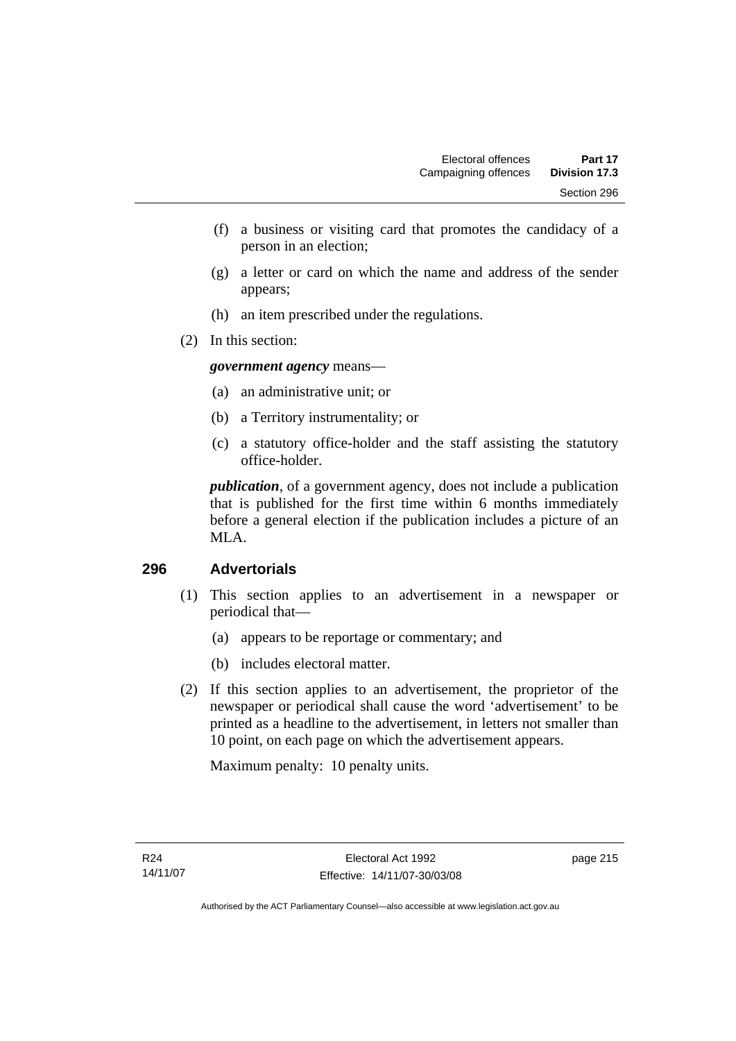(f) a business or visiting card that promotes the candidacy of a person in an election;

(g) a letter or card on which the name and address of the sender appears;

(h) an item prescribed under the regulations.

(2) In this section:

***government agency*** means—

(a) an administrative unit; or

(b) a Territory instrumentality; or

(c) a statutory office-holder and the staff assisting the statutory office-holder.

***publication***, of a government agency, does not include a publication that is published for the first time within 6 months immediately before a general election if the publication includes a picture of an MLA.

## 296 Advertorials

(1) This section applies to an advertisement in a newspaper or periodical that—

(a) appears to be reportage or commentary; and

(b) includes electoral matter.

(2) If this section applies to an advertisement, the proprietor of the newspaper or periodical shall cause the word 'advertisement' to be printed as a headline to the advertisement, in letters not smaller than 10 point, on each page on which the advertisement appears.

Maximum penalty: 10 penalty units.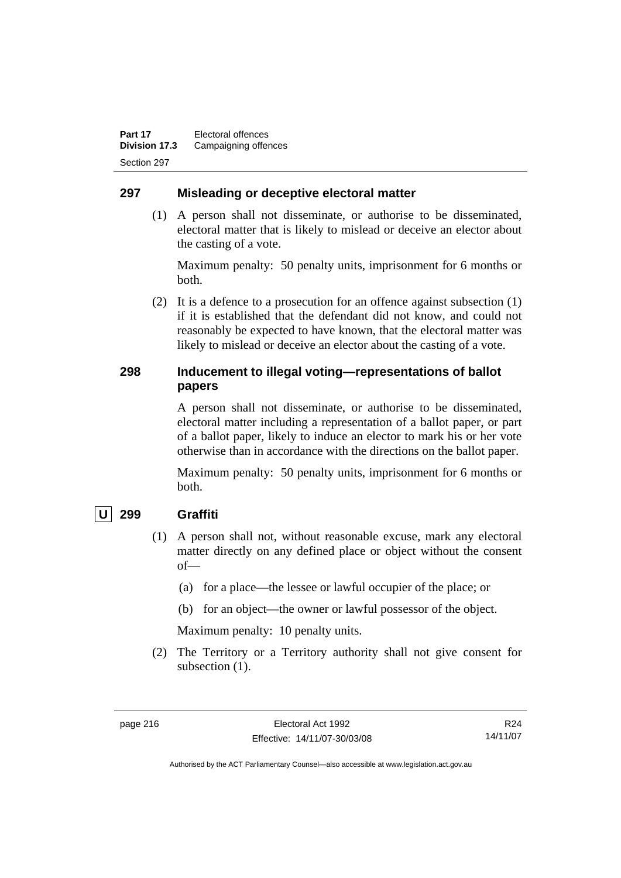## 297 Misleading or deceptive electoral matter

(1) A person shall not disseminate, or authorise to be disseminated, electoral matter that is likely to mislead or deceive an elector about the casting of a vote.

Maximum penalty: 50 penalty units, imprisonment for 6 months or both.

(2) It is a defence to a prosecution for an offence against subsection (1) if it is established that the defendant did not know, and could not reasonably be expected to have known, that the electoral matter was likely to mislead or deceive an elector about the casting of a vote.

## 298 Inducement to illegal voting—representations of ballot papers

A person shall not disseminate, or authorise to be disseminated, electoral matter including a representation of a ballot paper, or part of a ballot paper, likely to induce an elector to mark his or her vote otherwise than in accordance with the directions on the ballot paper.

Maximum penalty: 50 penalty units, imprisonment for 6 months or both.

## U 299 Graffiti

(1) A person shall not, without reasonable excuse, mark any electoral matter directly on any defined place or object without the consent of—

(a) for a place—the lessee or lawful occupier of the place; or

(b) for an object—the owner or lawful possessor of the object.

Maximum penalty: 10 penalty units.

(2) The Territory or a Territory authority shall not give consent for subsection (1).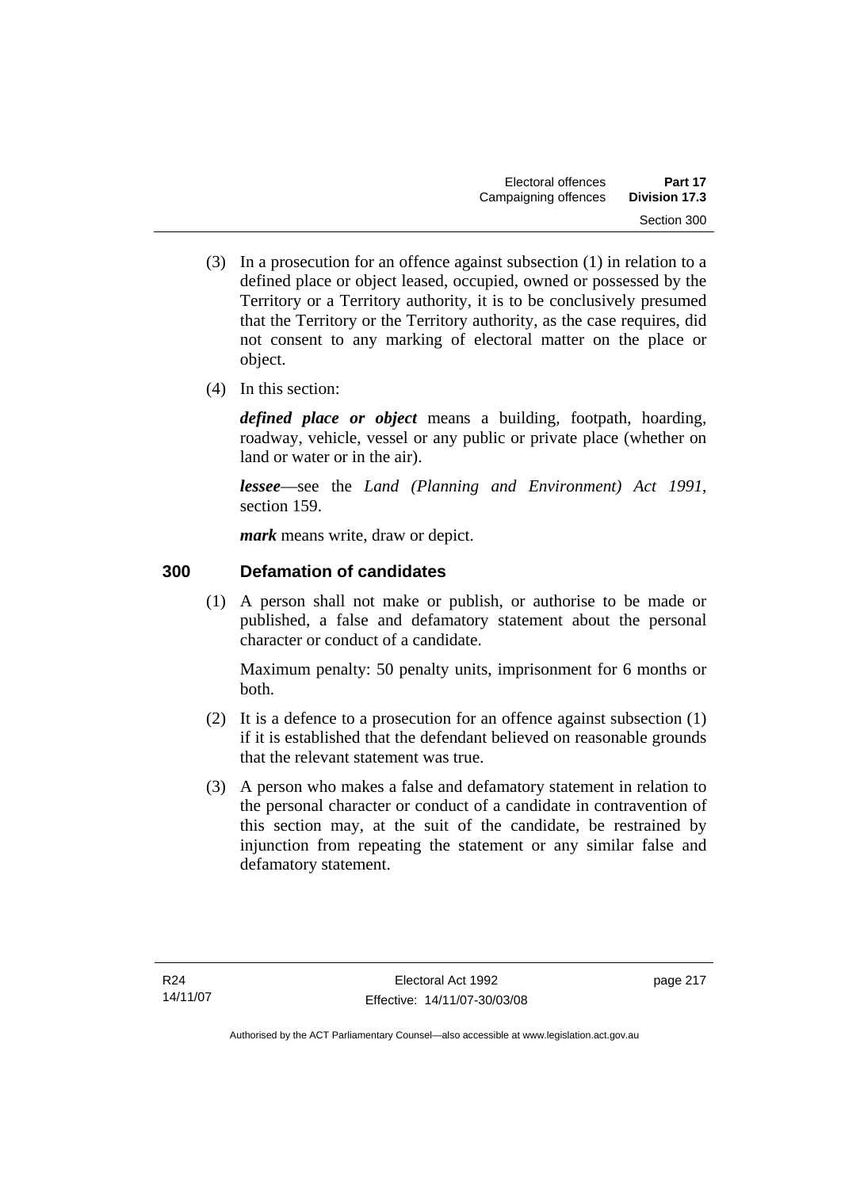(3) In a prosecution for an offence against subsection (1) in relation to a defined place or object leased, occupied, owned or possessed by the Territory or a Territory authority, it is to be conclusively presumed that the Territory or the Territory authority, as the case requires, did not consent to any marking of electoral matter on the place or object.

(4) In this section:

***defined place or object*** means a building, footpath, hoarding, roadway, vehicle, vessel or any public or private place (whether on land or water or in the air).

***lessee***—see the *Land (Planning and Environment) Act 1991*, section 159.

***mark*** means write, draw or depict.

## 300 Defamation of candidates

(1) A person shall not make or publish, or authorise to be made or published, a false and defamatory statement about the personal character or conduct of a candidate.

Maximum penalty: 50 penalty units, imprisonment for 6 months or both.

(2) It is a defence to a prosecution for an offence against subsection (1) if it is established that the defendant believed on reasonable grounds that the relevant statement was true.

(3) A person who makes a false and defamatory statement in relation to the personal character or conduct of a candidate in contravention of this section may, at the suit of the candidate, be restrained by injunction from repeating the statement or any similar false and defamatory statement.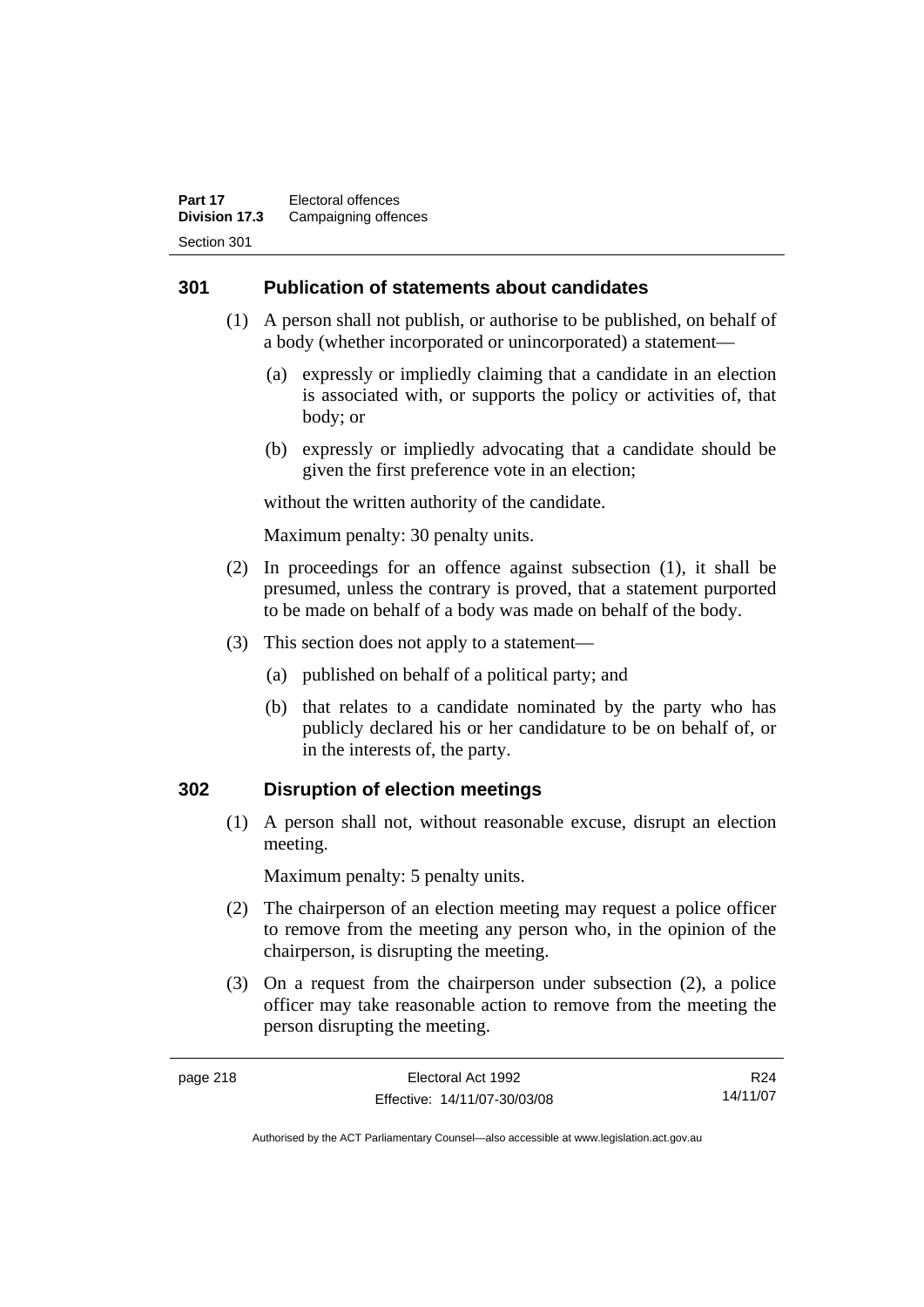## 301 Publication of statements about candidates

(1) A person shall not publish, or authorise to be published, on behalf of a body (whether incorporated or unincorporated) a statement—

(a) expressly or impliedly claiming that a candidate in an election is associated with, or supports the policy or activities of, that body; or

(b) expressly or impliedly advocating that a candidate should be given the first preference vote in an election;

without the written authority of the candidate.

Maximum penalty: 30 penalty units.

(2) In proceedings for an offence against subsection (1), it shall be presumed, unless the contrary is proved, that a statement purported to be made on behalf of a body was made on behalf of the body.

(3) This section does not apply to a statement—

(a) published on behalf of a political party; and

(b) that relates to a candidate nominated by the party who has publicly declared his or her candidature to be on behalf of, or in the interests of, the party.

## 302 Disruption of election meetings

(1) A person shall not, without reasonable excuse, disrupt an election meeting.

Maximum penalty: 5 penalty units.

(2) The chairperson of an election meeting may request a police officer to remove from the meeting any person who, in the opinion of the chairperson, is disrupting the meeting.

(3) On a request from the chairperson under subsection (2), a police officer may take reasonable action to remove from the meeting the person disrupting the meeting.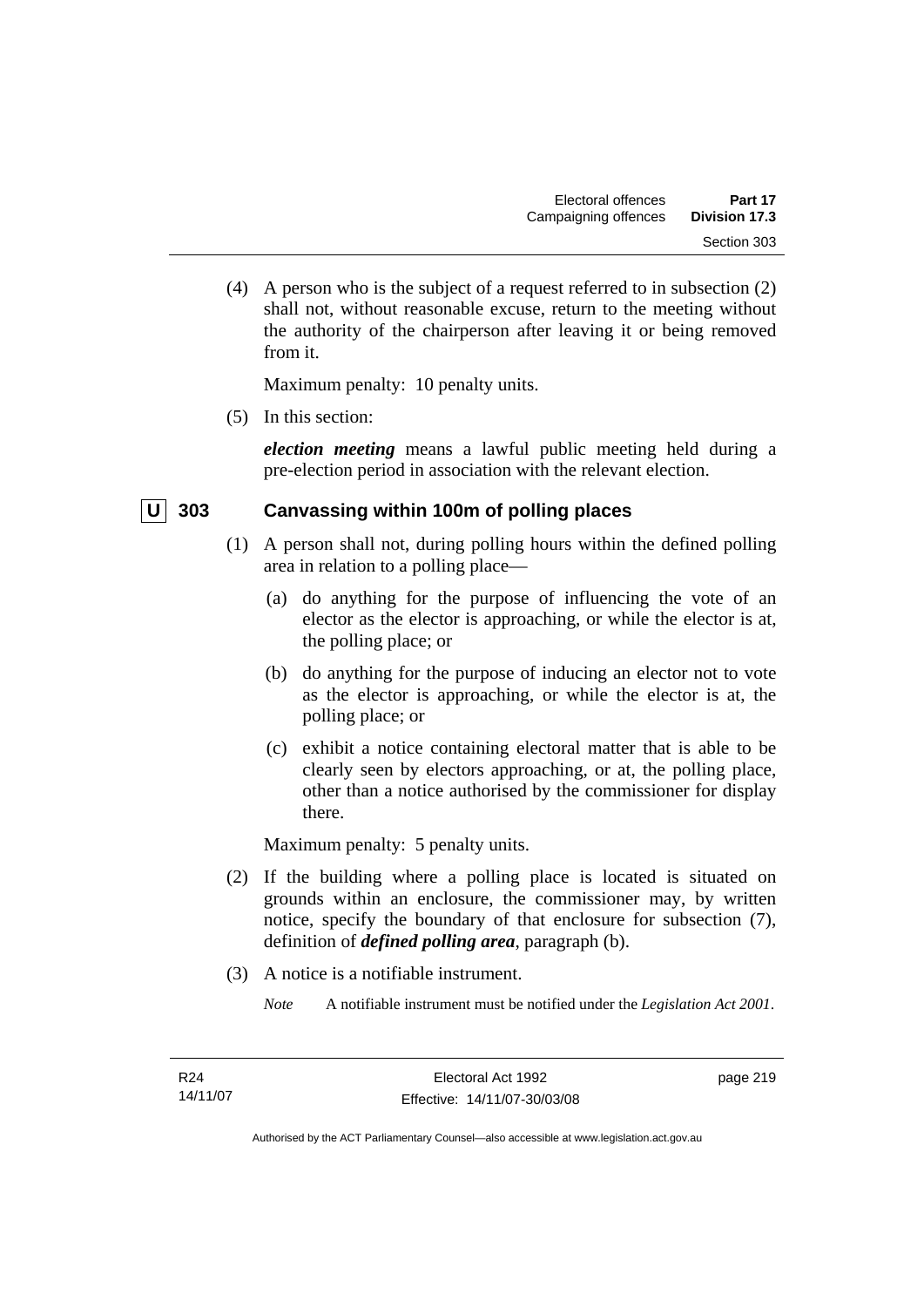(4) A person who is the subject of a request referred to in subsection (2) shall not, without reasonable excuse, return to the meeting without the authority of the chairperson after leaving it or being removed from it.

Maximum penalty: 10 penalty units.

(5) In this section:

***election meeting*** means a lawful public meeting held during a pre-election period in association with the relevant election.

## U 303 Canvassing within 100m of polling places

(1) A person shall not, during polling hours within the defined polling area in relation to a polling place—

(a) do anything for the purpose of influencing the vote of an elector as the elector is approaching, or while the elector is at, the polling place; or

(b) do anything for the purpose of inducing an elector not to vote as the elector is approaching, or while the elector is at, the polling place; or

(c) exhibit a notice containing electoral matter that is able to be clearly seen by electors approaching, or at, the polling place, other than a notice authorised by the commissioner for display there.

Maximum penalty: 5 penalty units.

(2) If the building where a polling place is located is situated on grounds within an enclosure, the commissioner may, by written notice, specify the boundary of that enclosure for subsection (7), definition of ***defined polling area***, paragraph (b).

(3) A notice is a notifiable instrument.

*Note* A notifiable instrument must be notified under the *Legislation Act 2001*.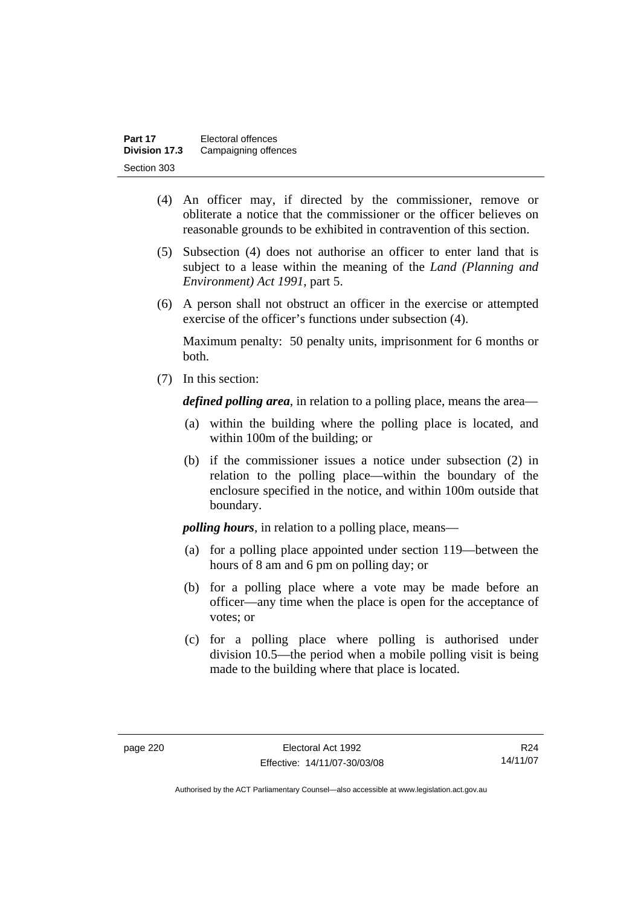(4) An officer may, if directed by the commissioner, remove or obliterate a notice that the commissioner or the officer believes on reasonable grounds to be exhibited in contravention of this section.

(5) Subsection (4) does not authorise an officer to enter land that is subject to a lease within the meaning of the *Land (Planning and Environment) Act 1991*, part 5.

(6) A person shall not obstruct an officer in the exercise or attempted exercise of the officer's functions under subsection (4).

Maximum penalty: 50 penalty units, imprisonment for 6 months or both.

(7) In this section:

***defined polling area***, in relation to a polling place, means the area—

(a) within the building where the polling place is located, and within 100m of the building; or

(b) if the commissioner issues a notice under subsection (2) in relation to the polling place—within the boundary of the enclosure specified in the notice, and within 100m outside that boundary.

***polling hours***, in relation to a polling place, means—

(a) for a polling place appointed under section 119—between the hours of 8 am and 6 pm on polling day; or

(b) for a polling place where a vote may be made before an officer—any time when the place is open for the acceptance of votes; or

(c) for a polling place where polling is authorised under division 10.5—the period when a mobile polling visit is being made to the building where that place is located.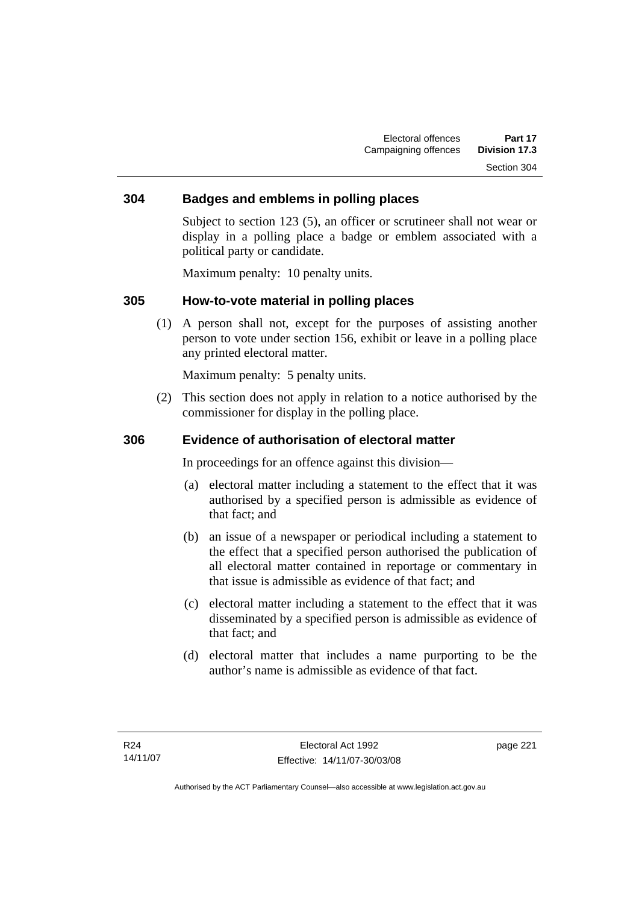## 304 Badges and emblems in polling places

Subject to section 123 (5), an officer or scrutineer shall not wear or display in a polling place a badge or emblem associated with a political party or candidate.

Maximum penalty: 10 penalty units.

## 305 How-to-vote material in polling places

(1) A person shall not, except for the purposes of assisting another person to vote under section 156, exhibit or leave in a polling place any printed electoral matter.

Maximum penalty: 5 penalty units.

(2) This section does not apply in relation to a notice authorised by the commissioner for display in the polling place.

## 306 Evidence of authorisation of electoral matter

In proceedings for an offence against this division—

(a) electoral matter including a statement to the effect that it was authorised by a specified person is admissible as evidence of that fact; and

(b) an issue of a newspaper or periodical including a statement to the effect that a specified person authorised the publication of all electoral matter contained in reportage or commentary in that issue is admissible as evidence of that fact; and

(c) electoral matter including a statement to the effect that it was disseminated by a specified person is admissible as evidence of that fact; and

(d) electoral matter that includes a name purporting to be the author's name is admissible as evidence of that fact.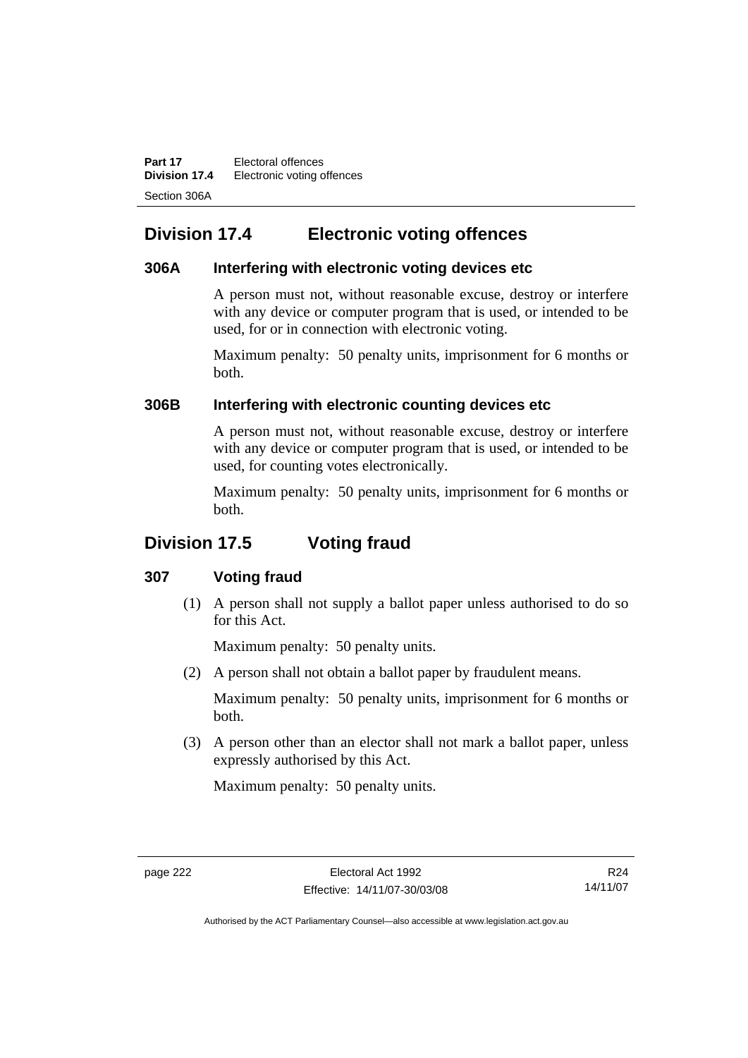## Division 17.4 Electronic voting offences

### 306A Interfering with electronic voting devices etc

A person must not, without reasonable excuse, destroy or interfere with any device or computer program that is used, or intended to be used, for or in connection with electronic voting.

Maximum penalty: 50 penalty units, imprisonment for 6 months or both.

### 306B Interfering with electronic counting devices etc

A person must not, without reasonable excuse, destroy or interfere with any device or computer program that is used, or intended to be used, for counting votes electronically.

Maximum penalty: 50 penalty units, imprisonment for 6 months or both.

## Division 17.5 Voting fraud

### 307 Voting fraud

(1) A person shall not supply a ballot paper unless authorised to do so for this Act.

Maximum penalty: 50 penalty units.

(2) A person shall not obtain a ballot paper by fraudulent means.

Maximum penalty: 50 penalty units, imprisonment for 6 months or both.

(3) A person other than an elector shall not mark a ballot paper, unless expressly authorised by this Act.

Maximum penalty: 50 penalty units.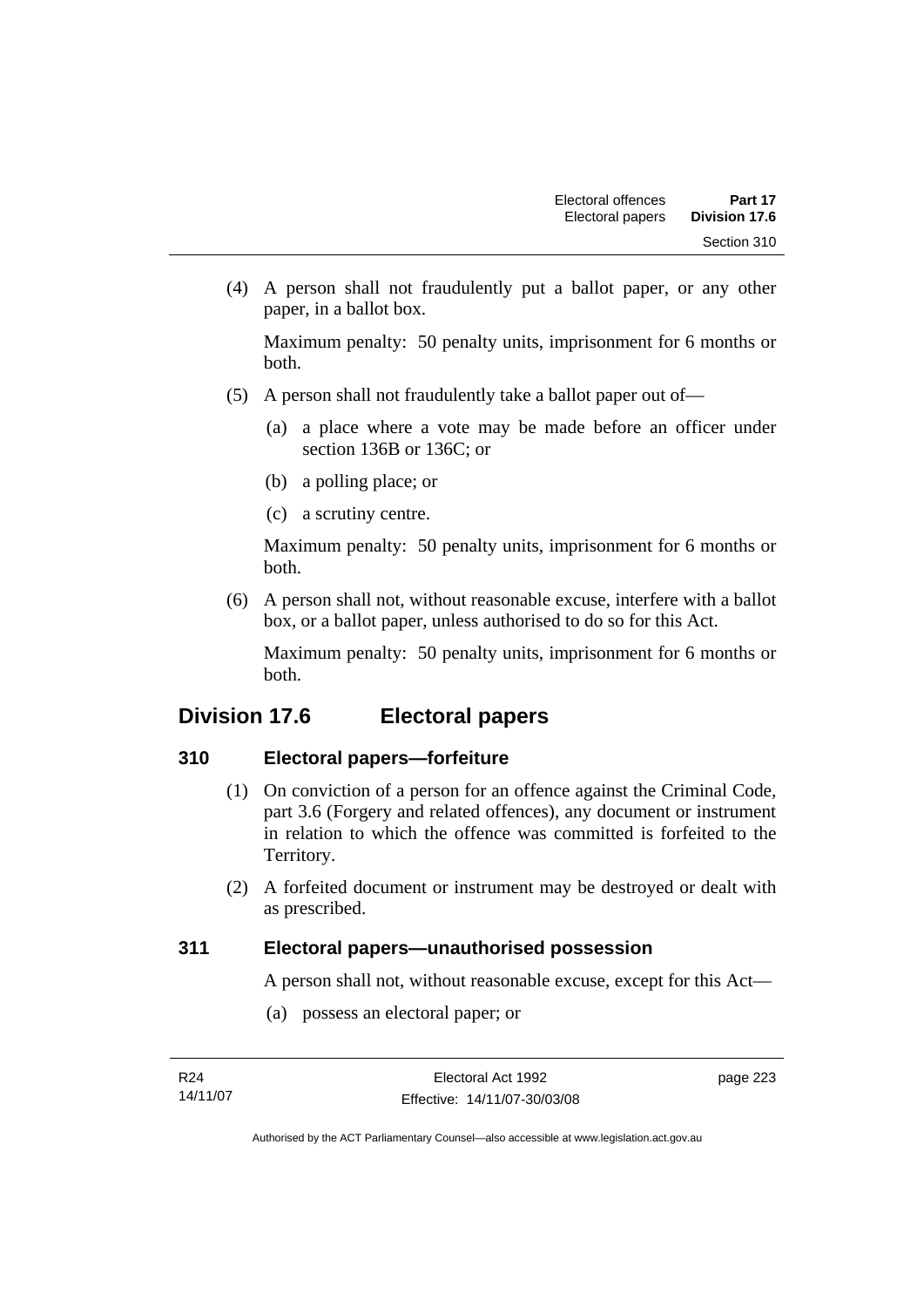(4) A person shall not fraudulently put a ballot paper, or any other paper, in a ballot box.

Maximum penalty: 50 penalty units, imprisonment for 6 months or both.

(5) A person shall not fraudulently take a ballot paper out of—

(a) a place where a vote may be made before an officer under section 136B or 136C; or

(b) a polling place; or

(c) a scrutiny centre.

Maximum penalty: 50 penalty units, imprisonment for 6 months or both.

(6) A person shall not, without reasonable excuse, interfere with a ballot box, or a ballot paper, unless authorised to do so for this Act.

Maximum penalty: 50 penalty units, imprisonment for 6 months or both.

## Division 17.6 Electoral papers

### 310 Electoral papers—forfeiture

(1) On conviction of a person for an offence against the Criminal Code, part 3.6 (Forgery and related offences), any document or instrument in relation to which the offence was committed is forfeited to the Territory.

(2) A forfeited document or instrument may be destroyed or dealt with as prescribed.

### 311 Electoral papers—unauthorised possession

A person shall not, without reasonable excuse, except for this Act—

(a) possess an electoral paper; or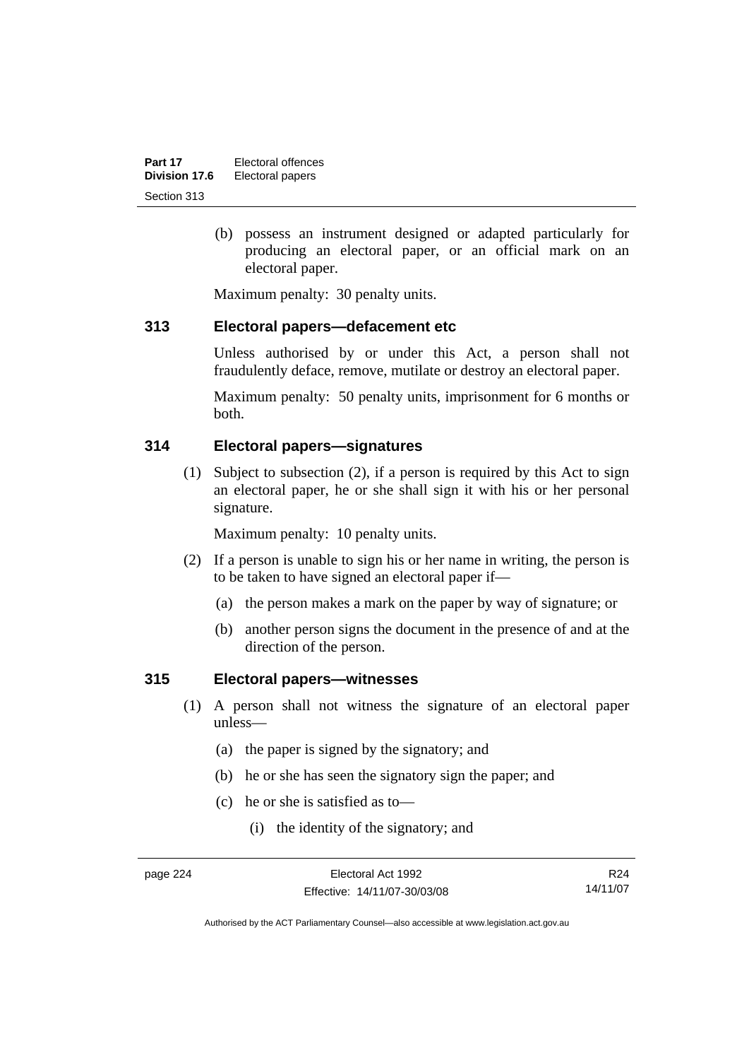(b) possess an instrument designed or adapted particularly for producing an electoral paper, or an official mark on an electoral paper.

Maximum penalty: 30 penalty units.

### 313 Electoral papers—defacement etc

Unless authorised by or under this Act, a person shall not fraudulently deface, remove, mutilate or destroy an electoral paper.

Maximum penalty: 50 penalty units, imprisonment for 6 months or both.

### 314 Electoral papers—signatures

(1) Subject to subsection (2), if a person is required by this Act to sign an electoral paper, he or she shall sign it with his or her personal signature.

Maximum penalty: 10 penalty units.

(2) If a person is unable to sign his or her name in writing, the person is to be taken to have signed an electoral paper if—

(a) the person makes a mark on the paper by way of signature; or

(b) another person signs the document in the presence of and at the direction of the person.

### 315 Electoral papers—witnesses

(1) A person shall not witness the signature of an electoral paper unless—

(a) the paper is signed by the signatory; and

(b) he or she has seen the signatory sign the paper; and

(c) he or she is satisfied as to—

(i) the identity of the signatory; and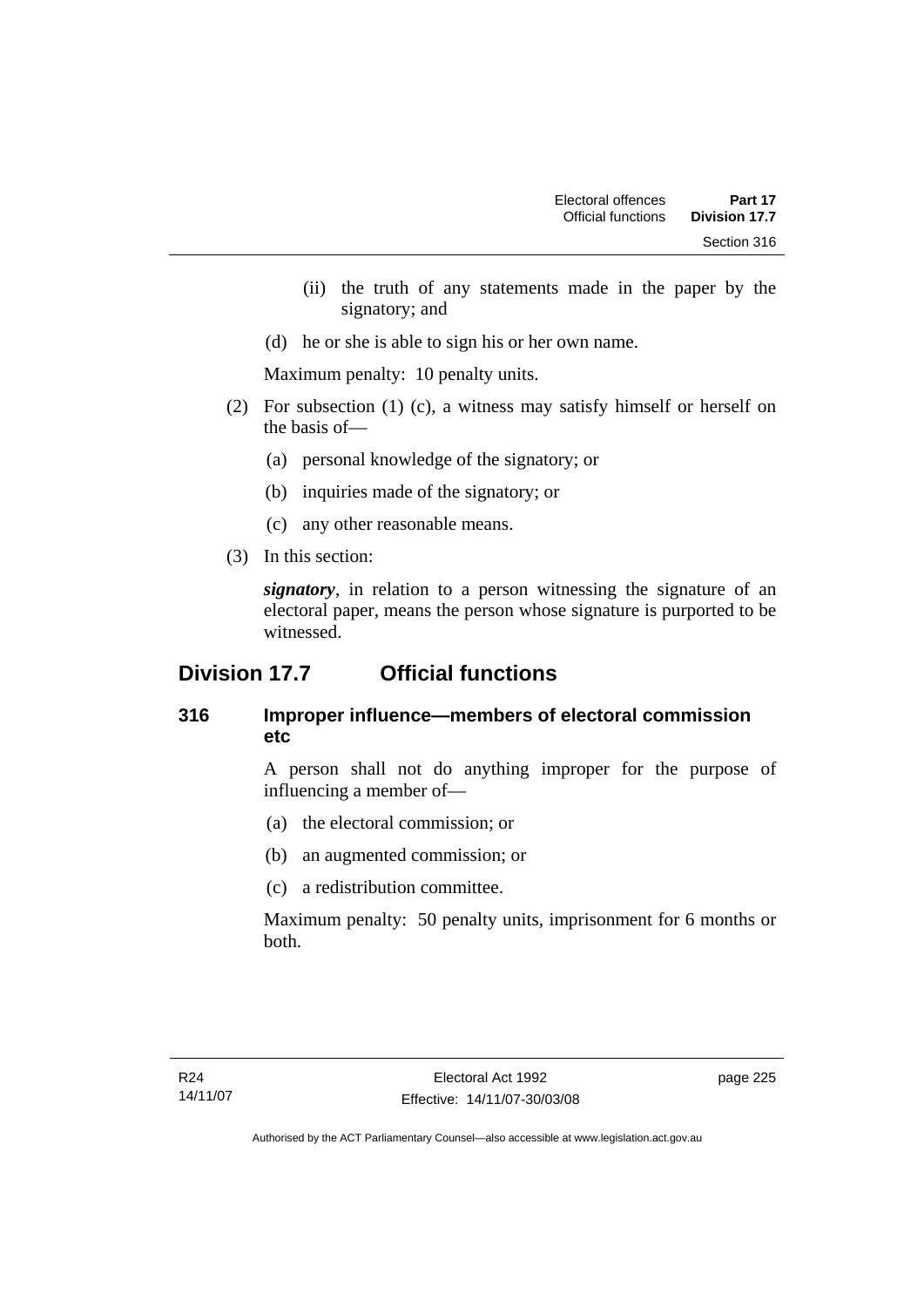(ii) the truth of any statements made in the paper by the signatory; and

(d) he or she is able to sign his or her own name.

Maximum penalty: 10 penalty units.

(2) For subsection (1) (c), a witness may satisfy himself or herself on the basis of—

(a) personal knowledge of the signatory; or

(b) inquiries made of the signatory; or

(c) any other reasonable means.

(3) In this section:

***signatory***, in relation to a person witnessing the signature of an electoral paper, means the person whose signature is purported to be witnessed.

## Division 17.7 Official functions

### 316 Improper influence—members of electoral commission etc

A person shall not do anything improper for the purpose of influencing a member of—

(a) the electoral commission; or

(b) an augmented commission; or

(c) a redistribution committee.

Maximum penalty: 50 penalty units, imprisonment for 6 months or both.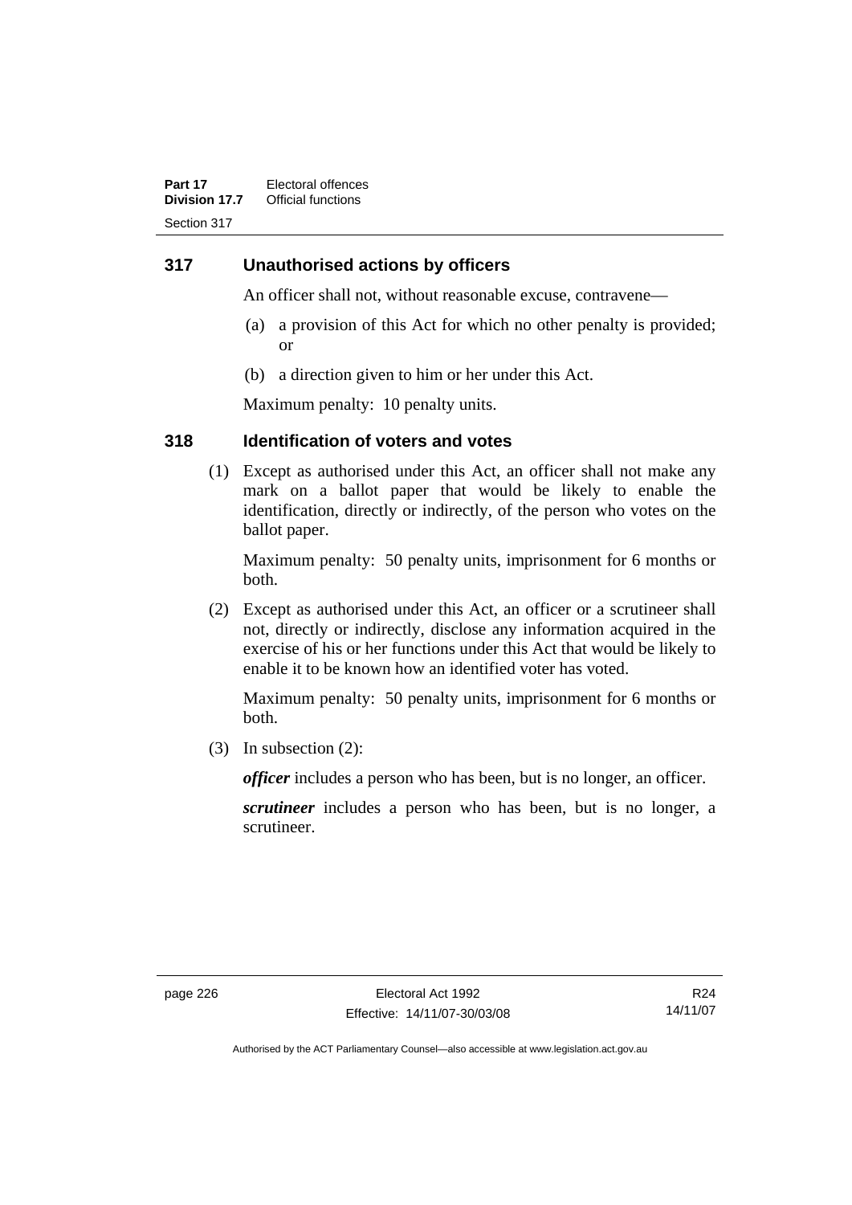## 317 Unauthorised actions by officers

An officer shall not, without reasonable excuse, contravene—

(a) a provision of this Act for which no other penalty is provided; or

(b) a direction given to him or her under this Act.

Maximum penalty: 10 penalty units.

## 318 Identification of voters and votes

(1) Except as authorised under this Act, an officer shall not make any mark on a ballot paper that would be likely to enable the identification, directly or indirectly, of the person who votes on the ballot paper.

Maximum penalty: 50 penalty units, imprisonment for 6 months or both.

(2) Except as authorised under this Act, an officer or a scrutineer shall not, directly or indirectly, disclose any information acquired in the exercise of his or her functions under this Act that would be likely to enable it to be known how an identified voter has voted.

Maximum penalty: 50 penalty units, imprisonment for 6 months or both.

(3) In subsection (2):

***officer*** includes a person who has been, but is no longer, an officer.

***scrutineer*** includes a person who has been, but is no longer, a scrutineer.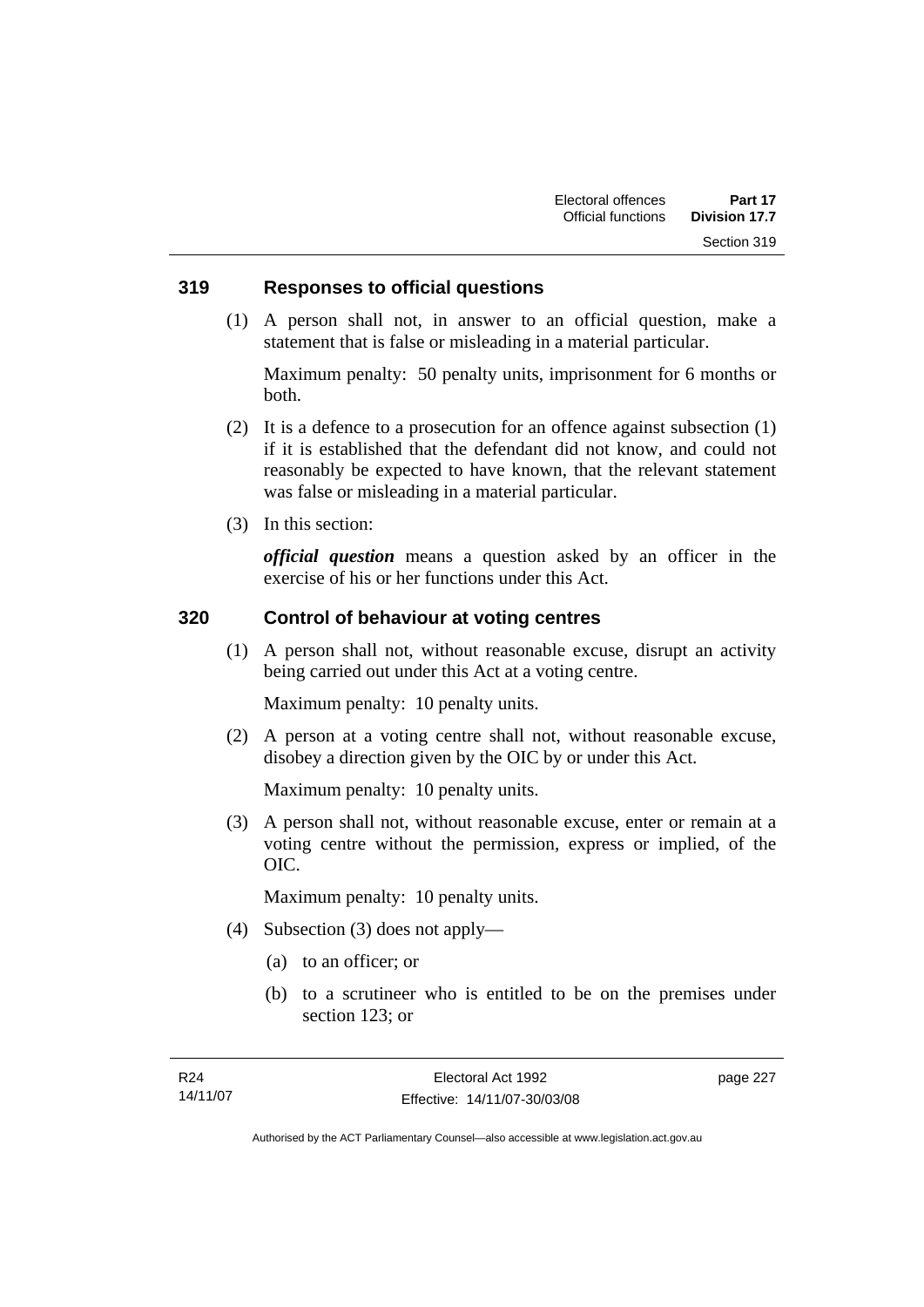## 319 Responses to official questions

(1) A person shall not, in answer to an official question, make a statement that is false or misleading in a material particular.

Maximum penalty: 50 penalty units, imprisonment for 6 months or both.

(2) It is a defence to a prosecution for an offence against subsection (1) if it is established that the defendant did not know, and could not reasonably be expected to have known, that the relevant statement was false or misleading in a material particular.

(3) In this section:

***official question*** means a question asked by an officer in the exercise of his or her functions under this Act.

## 320 Control of behaviour at voting centres

(1) A person shall not, without reasonable excuse, disrupt an activity being carried out under this Act at a voting centre.

Maximum penalty: 10 penalty units.

(2) A person at a voting centre shall not, without reasonable excuse, disobey a direction given by the OIC by or under this Act.

Maximum penalty: 10 penalty units.

(3) A person shall not, without reasonable excuse, enter or remain at a voting centre without the permission, express or implied, of the OIC.

Maximum penalty: 10 penalty units.

(4) Subsection (3) does not apply—

(a) to an officer; or

(b) to a scrutineer who is entitled to be on the premises under section 123; or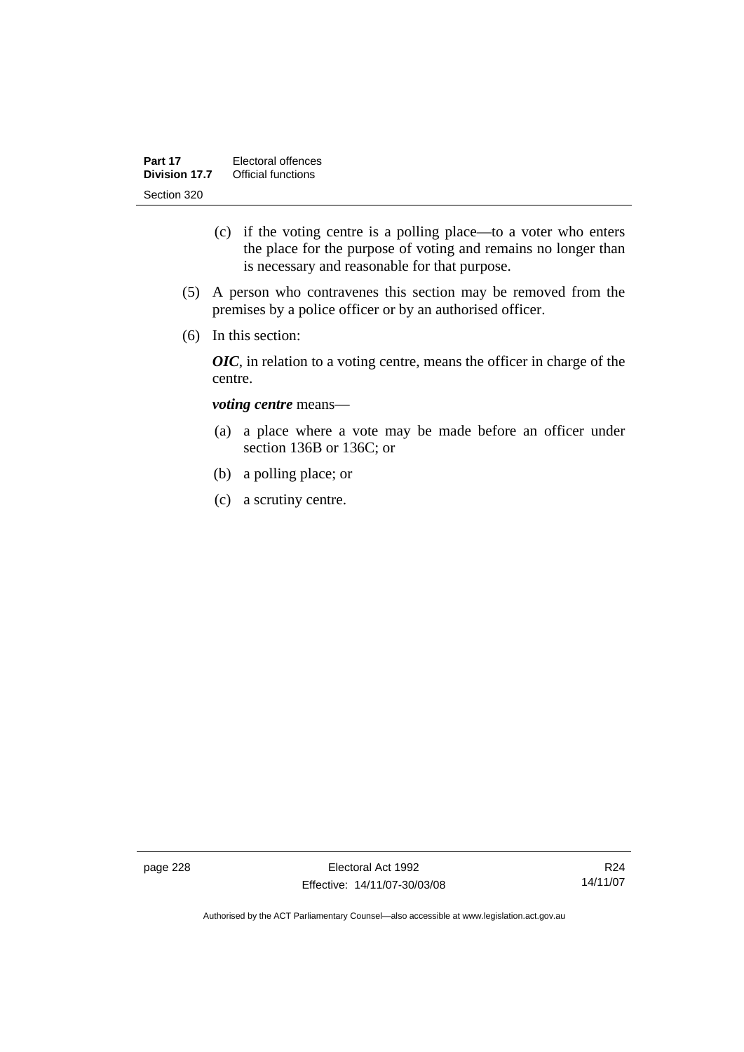(c) if the voting centre is a polling place—to a voter who enters the place for the purpose of voting and remains no longer than is necessary and reasonable for that purpose.

(5) A person who contravenes this section may be removed from the premises by a police officer or by an authorised officer.

(6) In this section:

***OIC***, in relation to a voting centre, means the officer in charge of the centre.

***voting centre*** means—

(a) a place where a vote may be made before an officer under section 136B or 136C; or

(b) a polling place; or

(c) a scrutiny centre.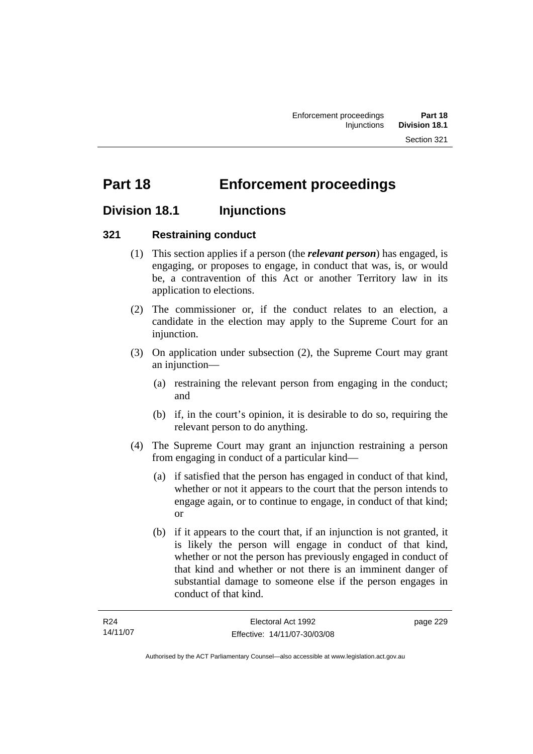# Part 18 Enforcement proceedings

## Division 18.1 Injunctions

### 321 Restraining conduct

(1) This section applies if a person (the ***relevant person***) has engaged, is engaging, or proposes to engage, in conduct that was, is, or would be, a contravention of this Act or another Territory law in its application to elections.

(2) The commissioner or, if the conduct relates to an election, a candidate in the election may apply to the Supreme Court for an injunction.

(3) On application under subsection (2), the Supreme Court may grant an injunction—

(a) restraining the relevant person from engaging in the conduct; and

(b) if, in the court's opinion, it is desirable to do so, requiring the relevant person to do anything.

(4) The Supreme Court may grant an injunction restraining a person from engaging in conduct of a particular kind—

(a) if satisfied that the person has engaged in conduct of that kind, whether or not it appears to the court that the person intends to engage again, or to continue to engage, in conduct of that kind; or

(b) if it appears to the court that, if an injunction is not granted, it is likely the person will engage in conduct of that kind, whether or not the person has previously engaged in conduct of that kind and whether or not there is an imminent danger of substantial damage to someone else if the person engages in conduct of that kind.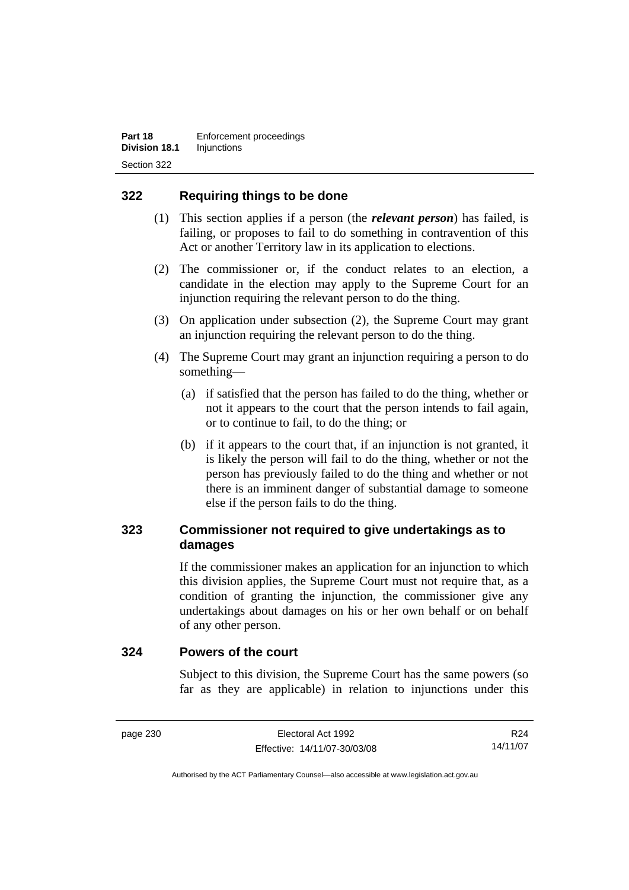## 322 Requiring things to be done

(1) This section applies if a person (the ***relevant person***) has failed, is failing, or proposes to fail to do something in contravention of this Act or another Territory law in its application to elections.

(2) The commissioner or, if the conduct relates to an election, a candidate in the election may apply to the Supreme Court for an injunction requiring the relevant person to do the thing.

(3) On application under subsection (2), the Supreme Court may grant an injunction requiring the relevant person to do the thing.

(4) The Supreme Court may grant an injunction requiring a person to do something—

(a) if satisfied that the person has failed to do the thing, whether or not it appears to the court that the person intends to fail again, or to continue to fail, to do the thing; or

(b) if it appears to the court that, if an injunction is not granted, it is likely the person will fail to do the thing, whether or not the person has previously failed to do the thing and whether or not there is an imminent danger of substantial damage to someone else if the person fails to do the thing.

## 323 Commissioner not required to give undertakings as to damages

If the commissioner makes an application for an injunction to which this division applies, the Supreme Court must not require that, as a condition of granting the injunction, the commissioner give any undertakings about damages on his or her own behalf or on behalf of any other person.

## 324 Powers of the court

Subject to this division, the Supreme Court has the same powers (so far as they are applicable) in relation to injunctions under this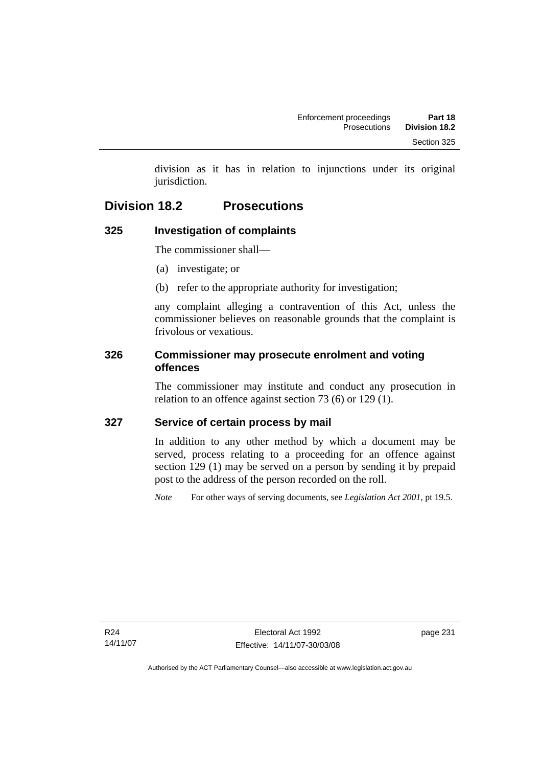division as it has in relation to injunctions under its original jurisdiction.

## Division 18.2 Prosecutions

### 325 Investigation of complaints

The commissioner shall—

(a) investigate; or

(b) refer to the appropriate authority for investigation;

any complaint alleging a contravention of this Act, unless the commissioner believes on reasonable grounds that the complaint is frivolous or vexatious.

### 326 Commissioner may prosecute enrolment and voting offences

The commissioner may institute and conduct any prosecution in relation to an offence against section 73 (6) or 129 (1).

### 327 Service of certain process by mail

In addition to any other method by which a document may be served, process relating to a proceeding for an offence against section 129 (1) may be served on a person by sending it by prepaid post to the address of the person recorded on the roll.

*Note* For other ways of serving documents, see *Legislation Act 2001*, pt 19.5.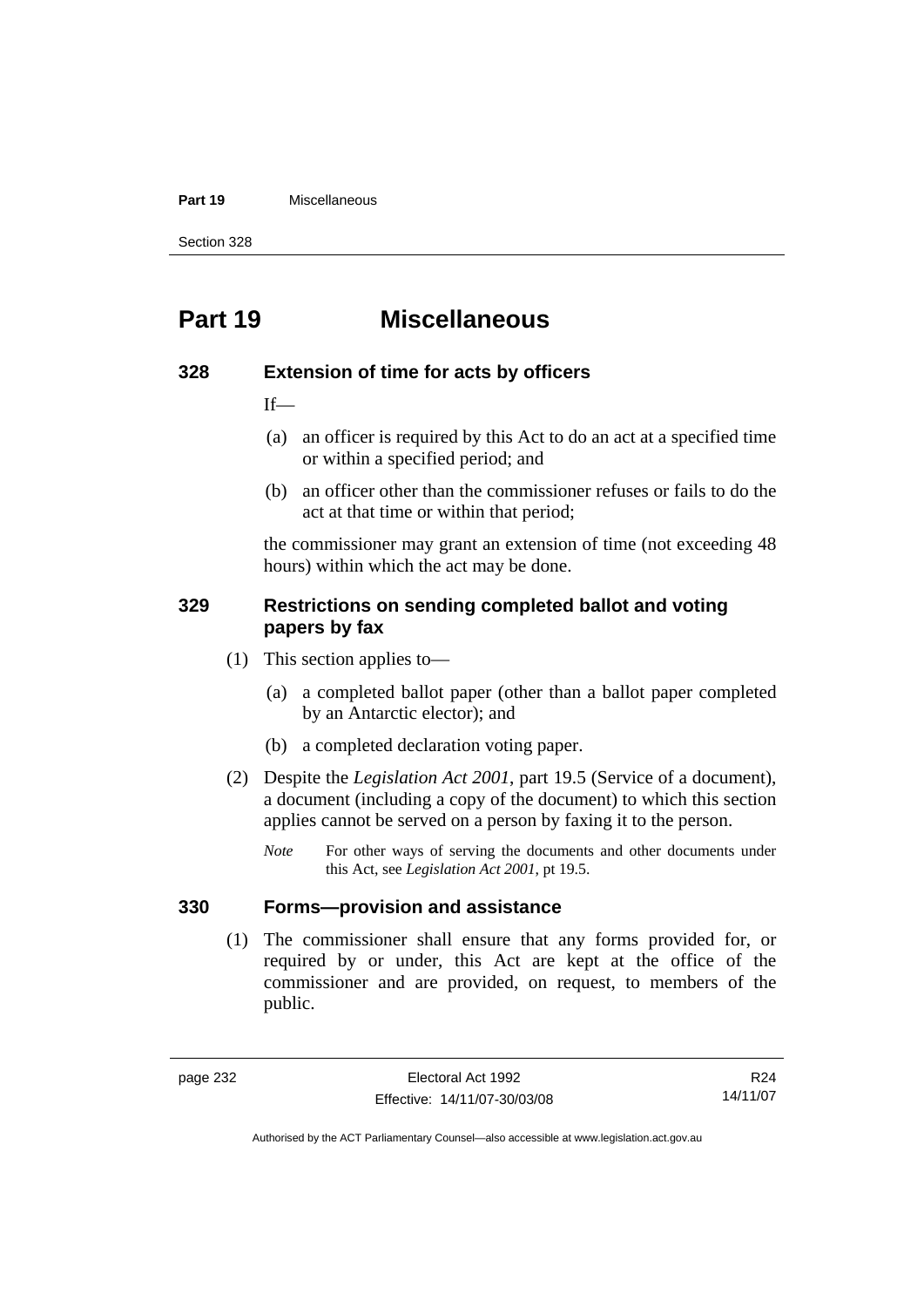# Part 19 Miscellaneous

### 328 Extension of time for acts by officers

If—

(a) an officer is required by this Act to do an act at a specified time or within a specified period; and

(b) an officer other than the commissioner refuses or fails to do the act at that time or within that period;

the commissioner may grant an extension of time (not exceeding 48 hours) within which the act may be done.

### 329 Restrictions on sending completed ballot and voting papers by fax

(1) This section applies to—

(a) a completed ballot paper (other than a ballot paper completed by an Antarctic elector); and

(b) a completed declaration voting paper.

(2) Despite the *Legislation Act 2001*, part 19.5 (Service of a document), a document (including a copy of the document) to which this section applies cannot be served on a person by faxing it to the person.

*Note* For other ways of serving the documents and other documents under this Act, see *Legislation Act 2001*, pt 19.5.

### 330 Forms—provision and assistance

(1) The commissioner shall ensure that any forms provided for, or required by or under, this Act are kept at the office of the commissioner and are provided, on request, to members of the public.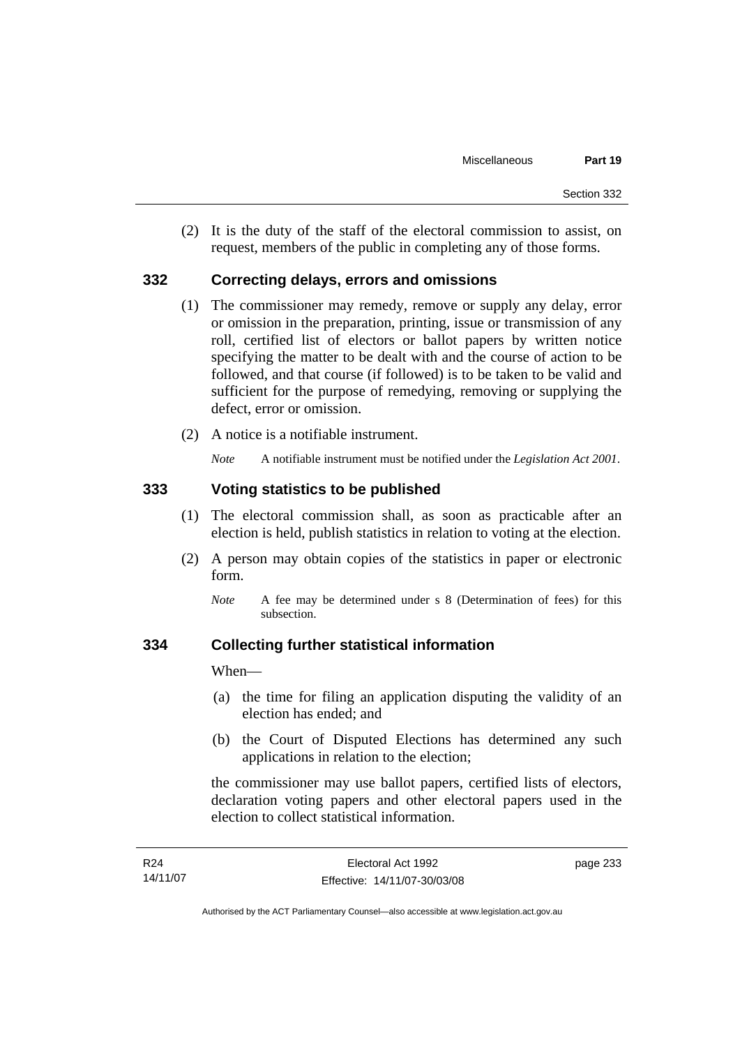(2) It is the duty of the staff of the electoral commission to assist, on request, members of the public in completing any of those forms.

### 332 Correcting delays, errors and omissions

(1) The commissioner may remedy, remove or supply any delay, error or omission in the preparation, printing, issue or transmission of any roll, certified list of electors or ballot papers by written notice specifying the matter to be dealt with and the course of action to be followed, and that course (if followed) is to be taken to be valid and sufficient for the purpose of remedying, removing or supplying the defect, error or omission.

(2) A notice is a notifiable instrument.

*Note* A notifiable instrument must be notified under the *Legislation Act 2001*.

### 333 Voting statistics to be published

(1) The electoral commission shall, as soon as practicable after an election is held, publish statistics in relation to voting at the election.

(2) A person may obtain copies of the statistics in paper or electronic form.

*Note* A fee may be determined under s 8 (Determination of fees) for this subsection.

### 334 Collecting further statistical information

When—

(a) the time for filing an application disputing the validity of an election has ended; and

(b) the Court of Disputed Elections has determined any such applications in relation to the election;

the commissioner may use ballot papers, certified lists of electors, declaration voting papers and other electoral papers used in the election to collect statistical information.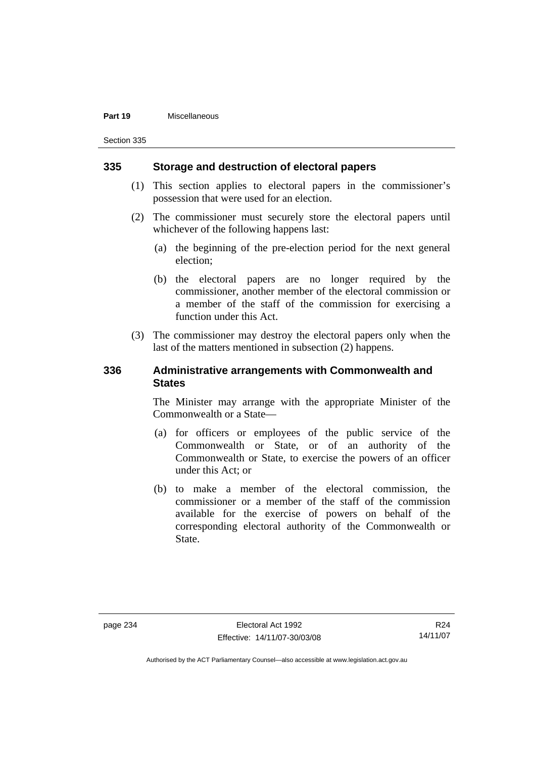### 335 Storage and destruction of electoral papers

(1) This section applies to electoral papers in the commissioner's possession that were used for an election.

(2) The commissioner must securely store the electoral papers until whichever of the following happens last:

(a) the beginning of the pre-election period for the next general election;

(b) the electoral papers are no longer required by the commissioner, another member of the electoral commission or a member of the staff of the commission for exercising a function under this Act.

(3) The commissioner may destroy the electoral papers only when the last of the matters mentioned in subsection (2) happens.

### 336 Administrative arrangements with Commonwealth and States

The Minister may arrange with the appropriate Minister of the Commonwealth or a State—

(a) for officers or employees of the public service of the Commonwealth or State, or of an authority of the Commonwealth or State, to exercise the powers of an officer under this Act; or

(b) to make a member of the electoral commission, the commissioner or a member of the staff of the commission available for the exercise of powers on behalf of the corresponding electoral authority of the Commonwealth or State.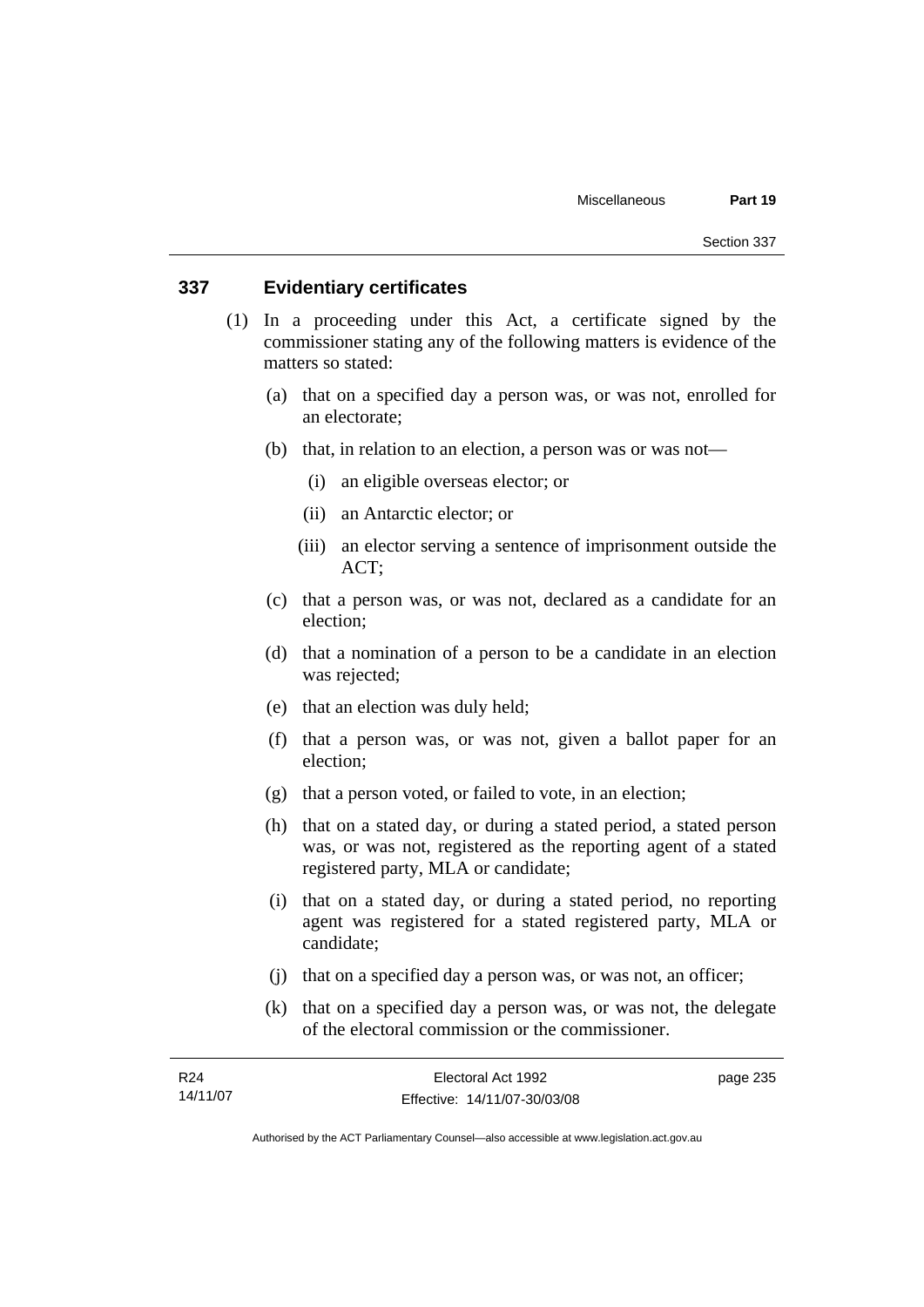## 337 Evidentiary certificates

(1) In a proceeding under this Act, a certificate signed by the commissioner stating any of the following matters is evidence of the matters so stated:

(a) that on a specified day a person was, or was not, enrolled for an electorate;

(b) that, in relation to an election, a person was or was not—

(i) an eligible overseas elector; or

(ii) an Antarctic elector; or

(iii) an elector serving a sentence of imprisonment outside the ACT;

(c) that a person was, or was not, declared as a candidate for an election;

(d) that a nomination of a person to be a candidate in an election was rejected;

(e) that an election was duly held;

(f) that a person was, or was not, given a ballot paper for an election;

(g) that a person voted, or failed to vote, in an election;

(h) that on a stated day, or during a stated period, a stated person was, or was not, registered as the reporting agent of a stated registered party, MLA or candidate;

(i) that on a stated day, or during a stated period, no reporting agent was registered for a stated registered party, MLA or candidate;

(j) that on a specified day a person was, or was not, an officer;

(k) that on a specified day a person was, or was not, the delegate of the electoral commission or the commissioner.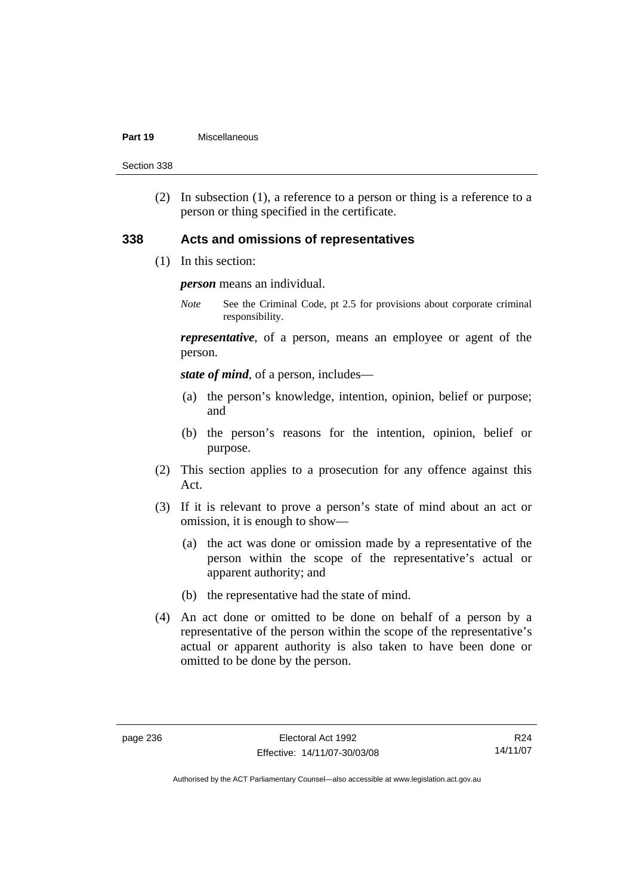(2) In subsection (1), a reference to a person or thing is a reference to a person or thing specified in the certificate.

## 338 Acts and omissions of representatives

(1) In this section:

***person*** means an individual.

*Note* See the Criminal Code, pt 2.5 for provisions about corporate criminal responsibility.

***representative***, of a person, means an employee or agent of the person.

***state of mind***, of a person, includes—

(a) the person's knowledge, intention, opinion, belief or purpose; and

(b) the person's reasons for the intention, opinion, belief or purpose.

(2) This section applies to a prosecution for any offence against this Act.

(3) If it is relevant to prove a person's state of mind about an act or omission, it is enough to show—

(a) the act was done or omission made by a representative of the person within the scope of the representative's actual or apparent authority; and

(b) the representative had the state of mind.

(4) An act done or omitted to be done on behalf of a person by a representative of the person within the scope of the representative's actual or apparent authority is also taken to have been done or omitted to be done by the person.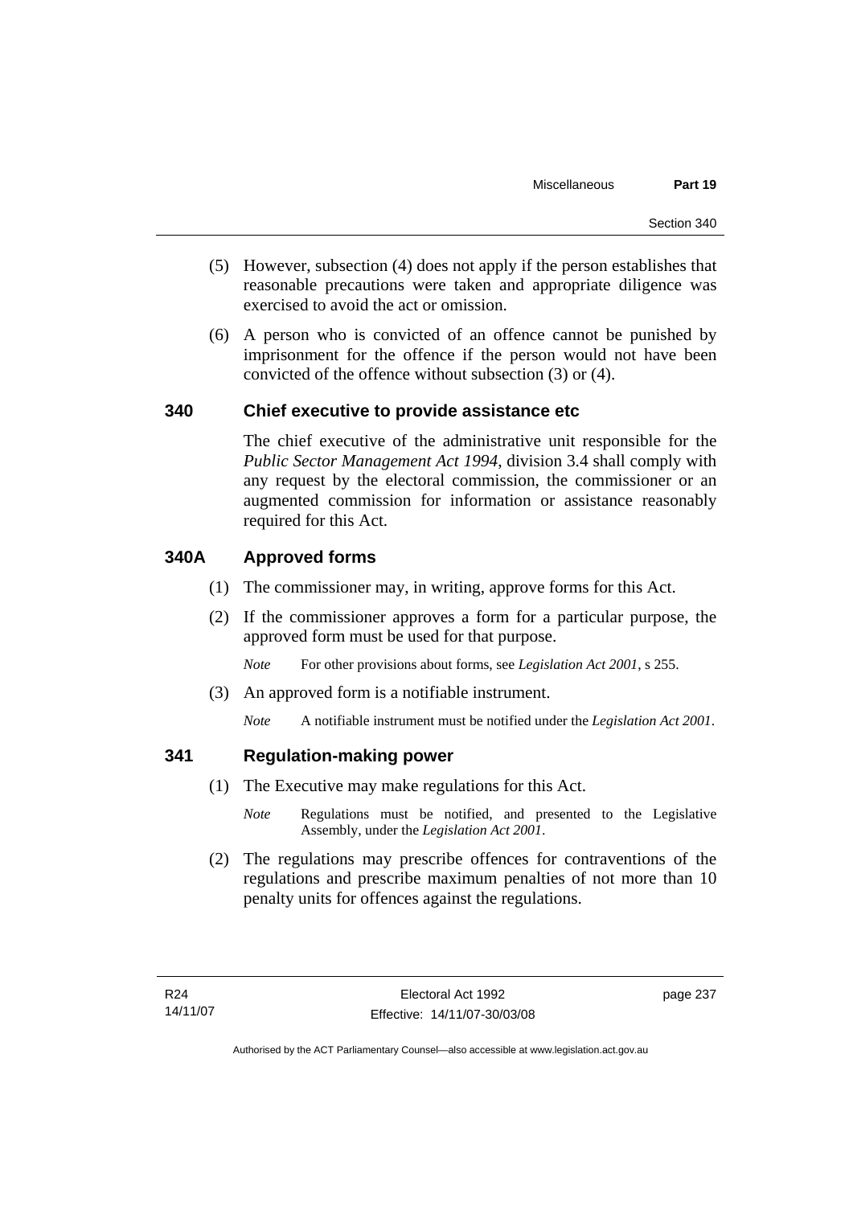(5) However, subsection (4) does not apply if the person establishes that reasonable precautions were taken and appropriate diligence was exercised to avoid the act or omission.

(6) A person who is convicted of an offence cannot be punished by imprisonment for the offence if the person would not have been convicted of the offence without subsection (3) or (4).

## 340 Chief executive to provide assistance etc

The chief executive of the administrative unit responsible for the *Public Sector Management Act 1994*, division 3.4 shall comply with any request by the electoral commission, the commissioner or an augmented commission for information or assistance reasonably required for this Act.

## 340A Approved forms

(1) The commissioner may, in writing, approve forms for this Act.

(2) If the commissioner approves a form for a particular purpose, the approved form must be used for that purpose.

*Note* For other provisions about forms, see *Legislation Act 2001*, s 255.

(3) An approved form is a notifiable instrument.

*Note* A notifiable instrument must be notified under the *Legislation Act 2001*.

## 341 Regulation-making power

(1) The Executive may make regulations for this Act.

*Note* Regulations must be notified, and presented to the Legislative Assembly, under the *Legislation Act 2001*.

(2) The regulations may prescribe offences for contraventions of the regulations and prescribe maximum penalties of not more than 10 penalty units for offences against the regulations.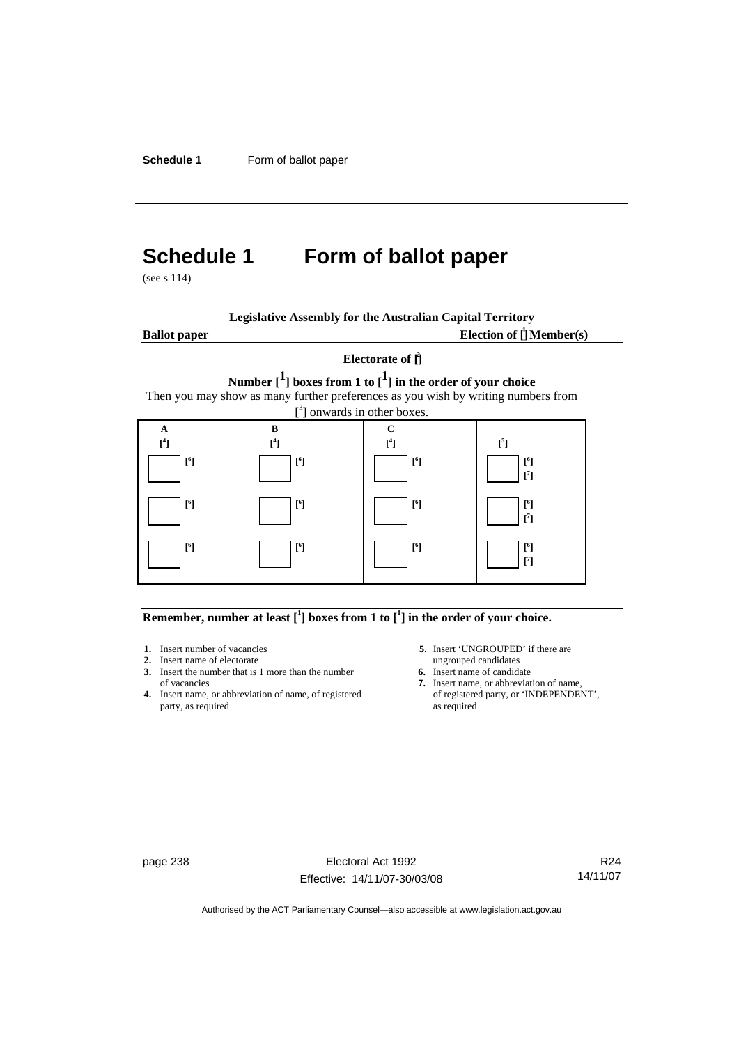# Schedule 1 Form of ballot paper

(see s 114)

**Legislative Assembly for the Australian Capital Territory**

**Ballot paper** **Election of [1] Member(s)**

**Electorate of [2]**

**Number [1] boxes from 1 to [1] in the order of your choice**

Then you may show as many further preferences as you wish by writing numbers from [3] onwards in other boxes.

| A | B | C | |
|---|---|---|---|
| [4] | [4] | [4] | [5] |
| ☐ [6] | ☐ [6] | ☐ [6] | ☐ [6] [7] |
| ☐ [6] | ☐ [6] | ☐ [6] | ☐ [6] [7] |
| ☐ [6] | ☐ [6] | ☐ [6] | ☐ [6] [7] |

**Remember, number at least [1] boxes from 1 to [1] in the order of your choice.**

1. Insert number of vacancies
2. Insert name of electorate
3. Insert the number that is 1 more than the number of vacancies
4. Insert name, or abbreviation of name, of registered party, as required
5. Insert 'UNGROUPED' if there are ungrouped candidates
6. Insert name of candidate
7. Insert name, or abbreviation of name, of registered party, or 'INDEPENDENT', as required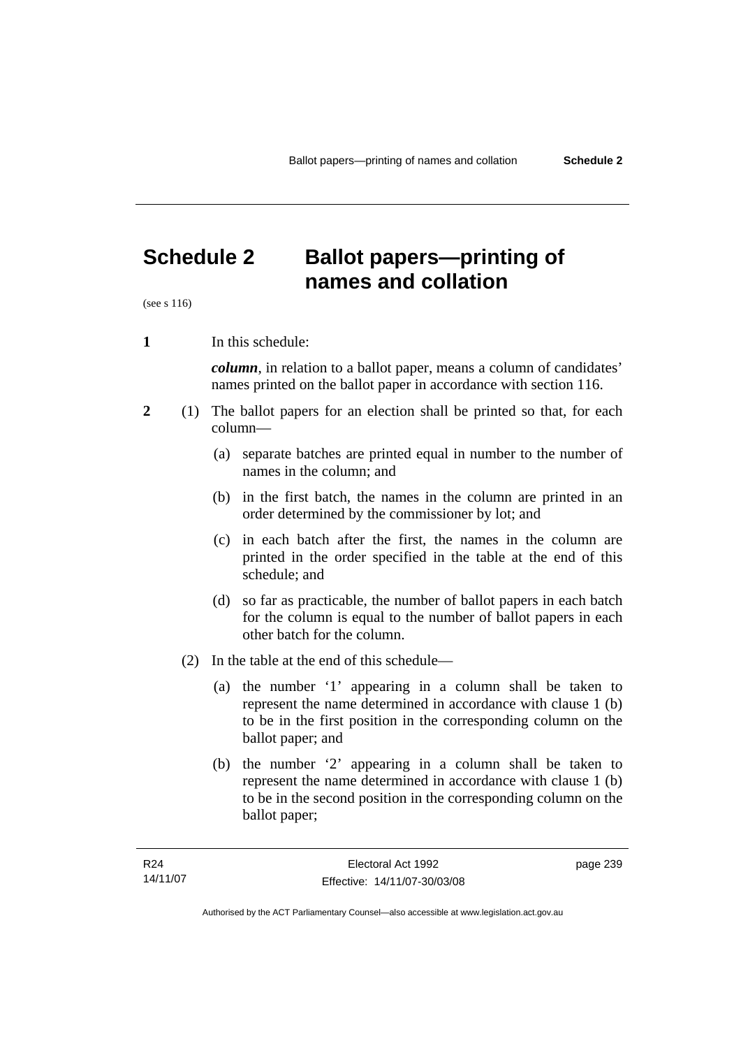# Schedule 2 Ballot papers—printing of names and collation

(see s 116)

**1** In this schedule:

***column***, in relation to a ballot paper, means a column of candidates' names printed on the ballot paper in accordance with section 116.

**2** (1) The ballot papers for an election shall be printed so that, for each column—

(a) separate batches are printed equal in number to the number of names in the column; and

(b) in the first batch, the names in the column are printed in an order determined by the commissioner by lot; and

(c) in each batch after the first, the names in the column are printed in the order specified in the table at the end of this schedule; and

(d) so far as practicable, the number of ballot papers in each batch for the column is equal to the number of ballot papers in each other batch for the column.

(2) In the table at the end of this schedule—

(a) the number '1' appearing in a column shall be taken to represent the name determined in accordance with clause 1 (b) to be in the first position in the corresponding column on the ballot paper; and

(b) the number '2' appearing in a column shall be taken to represent the name determined in accordance with clause 1 (b) to be in the second position in the corresponding column on the ballot paper;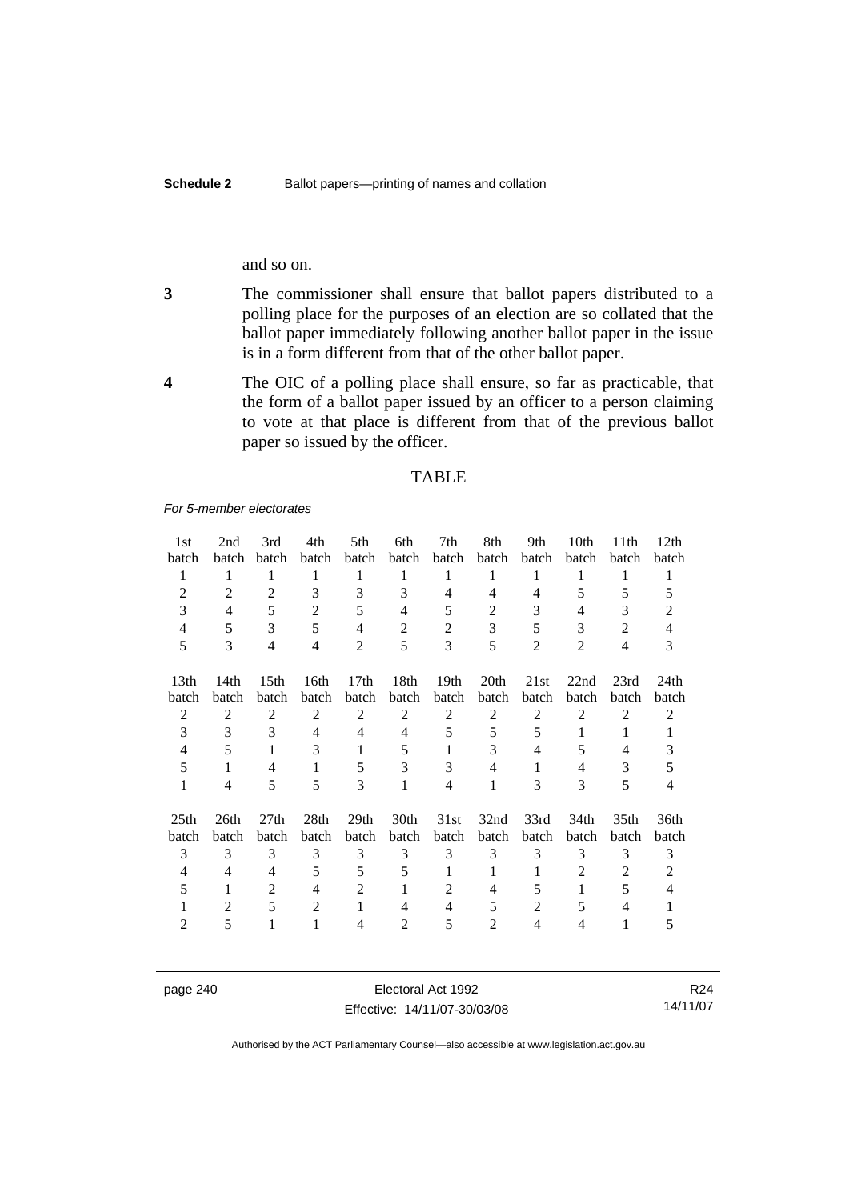and so on.

**3** The commissioner shall ensure that ballot papers distributed to a polling place for the purposes of an election are so collated that the ballot paper immediately following another ballot paper in the issue is in a form different from that of the other ballot paper.

**4** The OIC of a polling place shall ensure, so far as practicable, that the form of a ballot paper issued by an officer to a person claiming to vote at that place is different from that of the previous ballot paper so issued by the officer.

TABLE

*For 5-member electorates*

| 1st batch | 2nd batch | 3rd batch | 4th batch | 5th batch | 6th batch | 7th batch | 8th batch | 9th batch | 10th batch | 11th batch | 12th batch |
|---|---|---|---|---|---|---|---|---|---|---|---|
| 1 | 1 | 1 | 1 | 1 | 1 | 1 | 1 | 1 | 1 | 1 | 1 |
| 2 | 2 | 2 | 3 | 3 | 3 | 4 | 4 | 4 | 5 | 5 | 5 |
| 3 | 4 | 5 | 2 | 5 | 4 | 5 | 2 | 3 | 4 | 3 | 2 |
| 4 | 5 | 3 | 5 | 4 | 2 | 2 | 3 | 5 | 3 | 2 | 4 |
| 5 | 3 | 4 | 4 | 2 | 5 | 3 | 5 | 2 | 2 | 4 | 3 |

| 13th batch | 14th batch | 15th batch | 16th batch | 17th batch | 18th batch | 19th batch | 20th batch | 21st batch | 22nd batch | 23rd batch | 24th batch |
|---|---|---|---|---|---|---|---|---|---|---|---|
| 2 | 2 | 2 | 2 | 2 | 2 | 2 | 2 | 2 | 2 | 2 | 2 |
| 3 | 3 | 3 | 4 | 4 | 4 | 5 | 5 | 5 | 1 | 1 | 1 |
| 4 | 5 | 1 | 3 | 1 | 5 | 1 | 3 | 4 | 5 | 4 | 3 |
| 5 | 1 | 4 | 1 | 5 | 3 | 3 | 4 | 1 | 4 | 3 | 5 |
| 1 | 4 | 5 | 5 | 3 | 1 | 4 | 1 | 3 | 3 | 5 | 4 |

| 25th batch | 26th batch | 27th batch | 28th batch | 29th batch | 30th batch | 31st batch | 32nd batch | 33rd batch | 34th batch | 35th batch | 36th batch |
|---|---|---|---|---|---|---|---|---|---|---|---|
| 3 | 3 | 3 | 3 | 3 | 3 | 3 | 3 | 3 | 3 | 3 | 3 |
| 4 | 4 | 4 | 5 | 5 | 5 | 1 | 1 | 1 | 2 | 2 | 2 |
| 5 | 1 | 2 | 4 | 2 | 1 | 2 | 4 | 5 | 1 | 5 | 4 |
| 1 | 2 | 5 | 2 | 1 | 4 | 4 | 5 | 2 | 5 | 4 | 1 |
| 2 | 5 | 1 | 1 | 4 | 2 | 5 | 2 | 4 | 4 | 1 | 5 |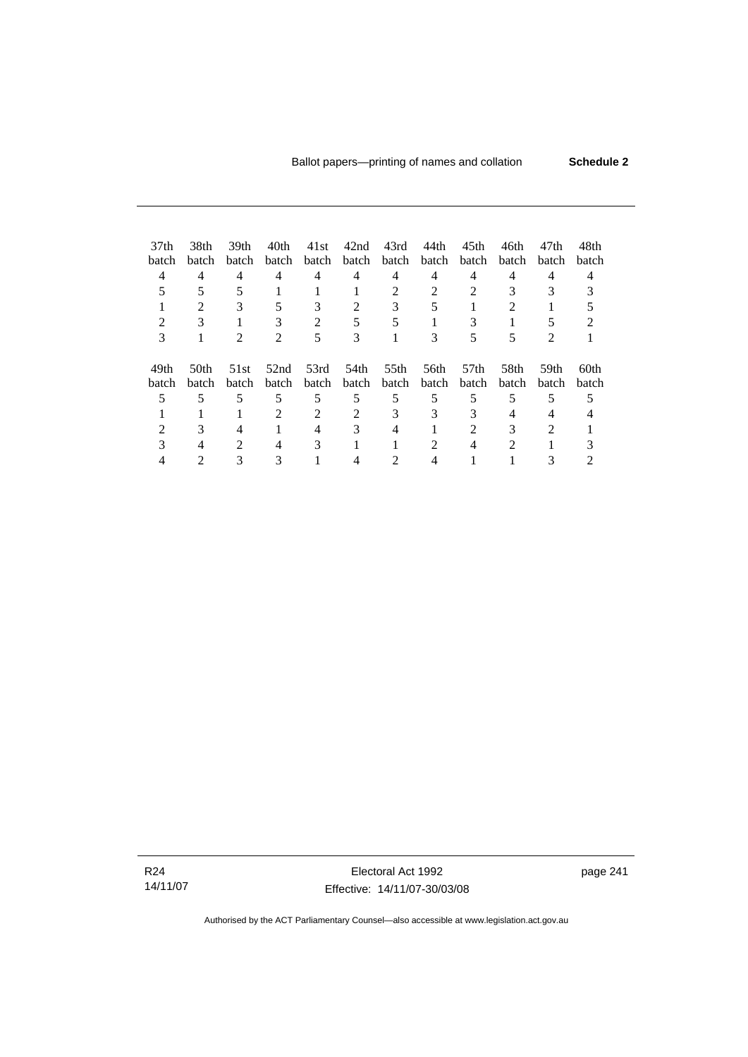| 37th batch | 38th batch | 39th batch | 40th batch | 41st batch | 42nd batch | 43rd batch | 44th batch | 45th batch | 46th batch | 47th batch | 48th batch |
|---|---|---|---|---|---|---|---|---|---|---|---|
| 4 | 4 | 4 | 4 | 4 | 4 | 4 | 4 | 4 | 4 | 4 | 4 |
| 5 | 5 | 5 | 1 | 1 | 1 | 2 | 2 | 2 | 3 | 3 | 3 |
| 1 | 2 | 3 | 5 | 3 | 2 | 3 | 5 | 1 | 2 | 1 | 5 |
| 2 | 3 | 1 | 3 | 2 | 5 | 5 | 1 | 3 | 1 | 5 | 2 |
| 3 | 1 | 2 | 2 | 5 | 3 | 1 | 3 | 5 | 5 | 2 | 1 |

| 49th batch | 50th batch | 51st batch | 52nd batch | 53rd batch | 54th batch | 55th batch | 56th batch | 57th batch | 58th batch | 59th batch | 60th batch |
|---|---|---|---|---|---|---|---|---|---|---|---|
| 5 | 5 | 5 | 5 | 5 | 5 | 5 | 5 | 5 | 5 | 5 | 5 |
| 1 | 1 | 1 | 2 | 2 | 2 | 3 | 3 | 3 | 4 | 4 | 4 |
| 2 | 3 | 4 | 1 | 4 | 3 | 4 | 1 | 2 | 3 | 2 | 1 |
| 3 | 4 | 2 | 4 | 3 | 1 | 1 | 2 | 4 | 2 | 1 | 3 |
| 4 | 2 | 3 | 3 | 1 | 4 | 2 | 4 | 1 | 1 | 3 | 2 |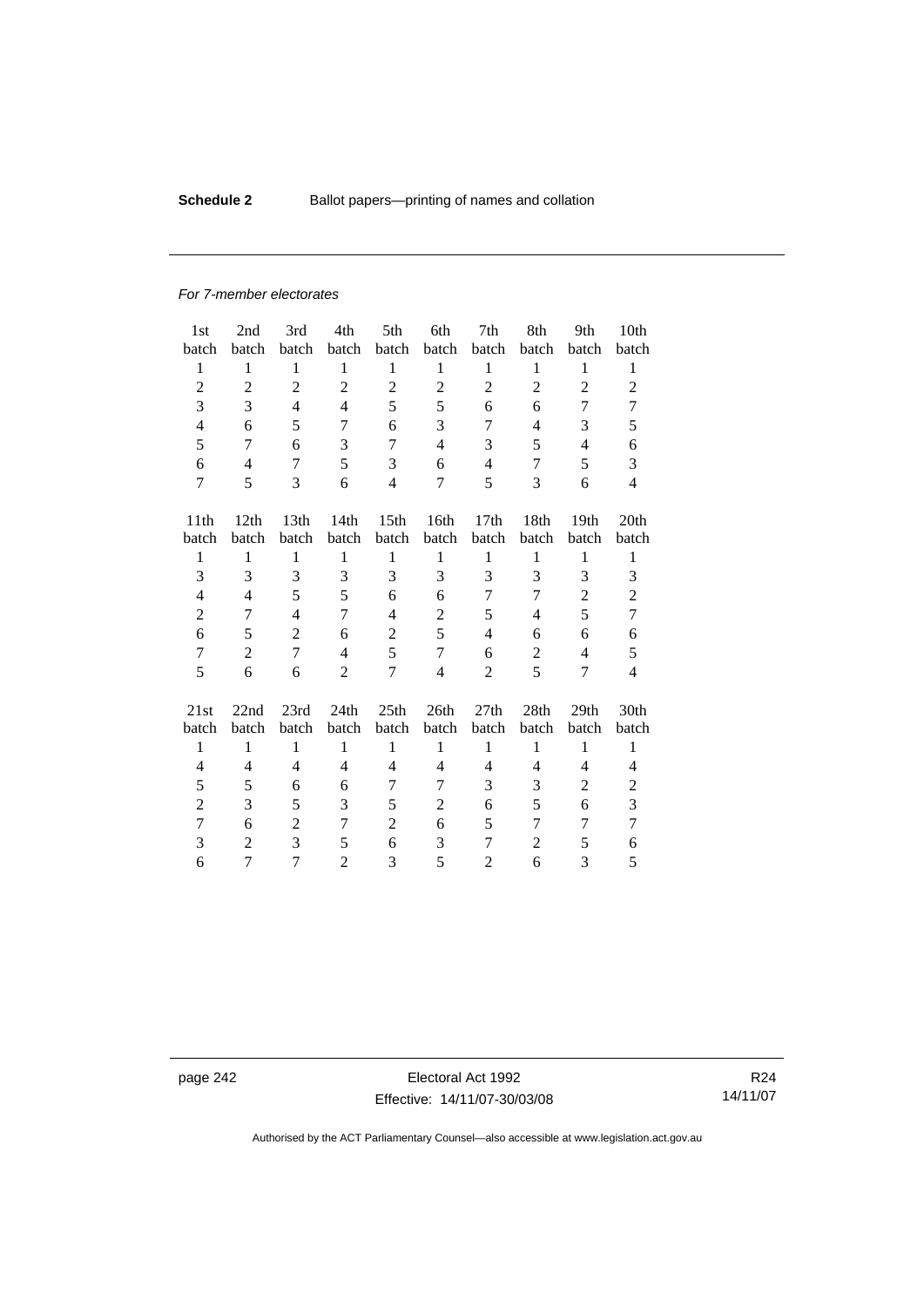*For 7-member electorates*

| 1st batch | 2nd batch | 3rd batch | 4th batch | 5th batch | 6th batch | 7th batch | 8th batch | 9th batch | 10th batch |
|---|---|---|---|---|---|---|---|---|---|
| 1 | 1 | 1 | 1 | 1 | 1 | 1 | 1 | 1 | 1 |
| 2 | 2 | 2 | 2 | 2 | 2 | 2 | 2 | 2 | 2 |
| 3 | 3 | 4 | 4 | 5 | 5 | 6 | 6 | 7 | 7 |
| 4 | 6 | 5 | 7 | 6 | 3 | 7 | 4 | 3 | 5 |
| 5 | 7 | 6 | 3 | 7 | 4 | 3 | 5 | 4 | 6 |
| 6 | 4 | 7 | 5 | 3 | 6 | 4 | 7 | 5 | 3 |
| 7 | 5 | 3 | 6 | 4 | 7 | 5 | 3 | 6 | 4 |

| 11th batch | 12th batch | 13th batch | 14th batch | 15th batch | 16th batch | 17th batch | 18th batch | 19th batch | 20th batch |
|---|---|---|---|---|---|---|---|---|---|
| 1 | 1 | 1 | 1 | 1 | 1 | 1 | 1 | 1 | 1 |
| 3 | 3 | 3 | 3 | 3 | 3 | 3 | 3 | 3 | 3 |
| 4 | 4 | 5 | 5 | 6 | 6 | 7 | 7 | 2 | 2 |
| 2 | 7 | 4 | 7 | 4 | 2 | 5 | 4 | 5 | 7 |
| 6 | 5 | 2 | 6 | 2 | 5 | 4 | 6 | 6 | 6 |
| 7 | 2 | 7 | 4 | 5 | 7 | 6 | 2 | 4 | 5 |
| 5 | 6 | 6 | 2 | 7 | 4 | 2 | 5 | 7 | 4 |

| 21st batch | 22nd batch | 23rd batch | 24th batch | 25th batch | 26th batch | 27th batch | 28th batch | 29th batch | 30th batch |
|---|---|---|---|---|---|---|---|---|---|
| 1 | 1 | 1 | 1 | 1 | 1 | 1 | 1 | 1 | 1 |
| 4 | 4 | 4 | 4 | 4 | 4 | 4 | 4 | 4 | 4 |
| 5 | 5 | 6 | 6 | 7 | 7 | 3 | 3 | 2 | 2 |
| 2 | 3 | 5 | 3 | 5 | 2 | 6 | 5 | 6 | 3 |
| 7 | 6 | 2 | 7 | 2 | 6 | 5 | 7 | 7 | 7 |
| 3 | 2 | 3 | 5 | 6 | 3 | 7 | 2 | 5 | 6 |
| 6 | 7 | 7 | 2 | 3 | 5 | 2 | 6 | 3 | 5 |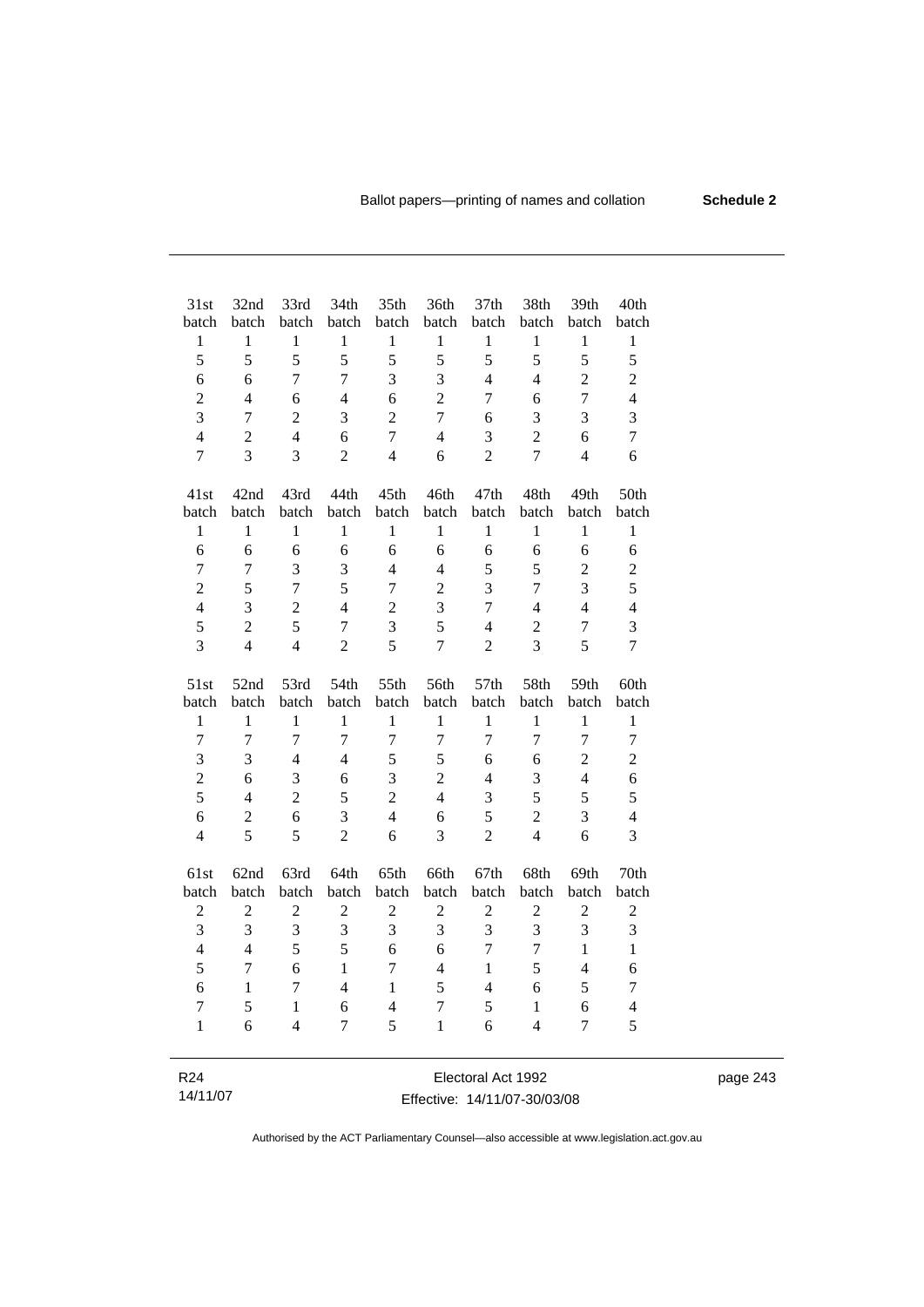| 31st batch | 32nd batch | 33rd batch | 34th batch | 35th batch | 36th batch | 37th batch | 38th batch | 39th batch | 40th batch |
|---|---|---|---|---|---|---|---|---|---|
| 1 | 1 | 1 | 1 | 1 | 1 | 1 | 1 | 1 | 1 |
| 5 | 5 | 5 | 5 | 5 | 5 | 5 | 5 | 5 | 5 |
| 6 | 6 | 7 | 7 | 3 | 3 | 4 | 4 | 2 | 2 |
| 2 | 4 | 6 | 4 | 6 | 2 | 7 | 6 | 7 | 4 |
| 3 | 7 | 2 | 3 | 2 | 7 | 6 | 3 | 3 | 3 |
| 4 | 2 | 4 | 6 | 7 | 4 | 3 | 2 | 6 | 7 |
| 7 | 3 | 3 | 2 | 4 | 6 | 2 | 7 | 4 | 6 |

| 41st batch | 42nd batch | 43rd batch | 44th batch | 45th batch | 46th batch | 47th batch | 48th batch | 49th batch | 50th batch |
|---|---|---|---|---|---|---|---|---|---|
| 1 | 1 | 1 | 1 | 1 | 1 | 1 | 1 | 1 | 1 |
| 6 | 6 | 6 | 6 | 6 | 6 | 6 | 6 | 6 | 6 |
| 7 | 7 | 3 | 3 | 4 | 4 | 5 | 5 | 2 | 2 |
| 2 | 5 | 7 | 5 | 7 | 2 | 3 | 7 | 3 | 5 |
| 4 | 3 | 2 | 4 | 2 | 3 | 7 | 4 | 4 | 4 |
| 5 | 2 | 5 | 7 | 3 | 5 | 4 | 2 | 7 | 3 |
| 3 | 4 | 4 | 2 | 5 | 7 | 2 | 3 | 5 | 7 |

| 51st batch | 52nd batch | 53rd batch | 54th batch | 55th batch | 56th batch | 57th batch | 58th batch | 59th batch | 60th batch |
|---|---|---|---|---|---|---|---|---|---|
| 1 | 1 | 1 | 1 | 1 | 1 | 1 | 1 | 1 | 1 |
| 7 | 7 | 7 | 7 | 7 | 7 | 7 | 7 | 7 | 7 |
| 3 | 3 | 4 | 4 | 5 | 5 | 6 | 6 | 2 | 2 |
| 2 | 6 | 3 | 6 | 3 | 2 | 4 | 3 | 4 | 6 |
| 5 | 4 | 2 | 5 | 2 | 4 | 3 | 5 | 5 | 5 |
| 6 | 2 | 6 | 3 | 4 | 6 | 5 | 2 | 3 | 4 |
| 4 | 5 | 5 | 2 | 6 | 3 | 2 | 4 | 6 | 3 |

| 61st batch | 62nd batch | 63rd batch | 64th batch | 65th batch | 66th batch | 67th batch | 68th batch | 69th batch | 70th batch |
|---|---|---|---|---|---|---|---|---|---|
| 2 | 2 | 2 | 2 | 2 | 2 | 2 | 2 | 2 | 2 |
| 3 | 3 | 3 | 3 | 3 | 3 | 3 | 3 | 3 | 3 |
| 4 | 4 | 5 | 5 | 6 | 6 | 7 | 7 | 1 | 1 |
| 5 | 7 | 6 | 1 | 7 | 4 | 1 | 5 | 4 | 6 |
| 6 | 1 | 7 | 4 | 1 | 5 | 4 | 6 | 5 | 7 |
| 7 | 5 | 1 | 6 | 4 | 7 | 5 | 1 | 6 | 4 |
| 1 | 6 | 4 | 7 | 5 | 1 | 6 | 4 | 7 | 5 |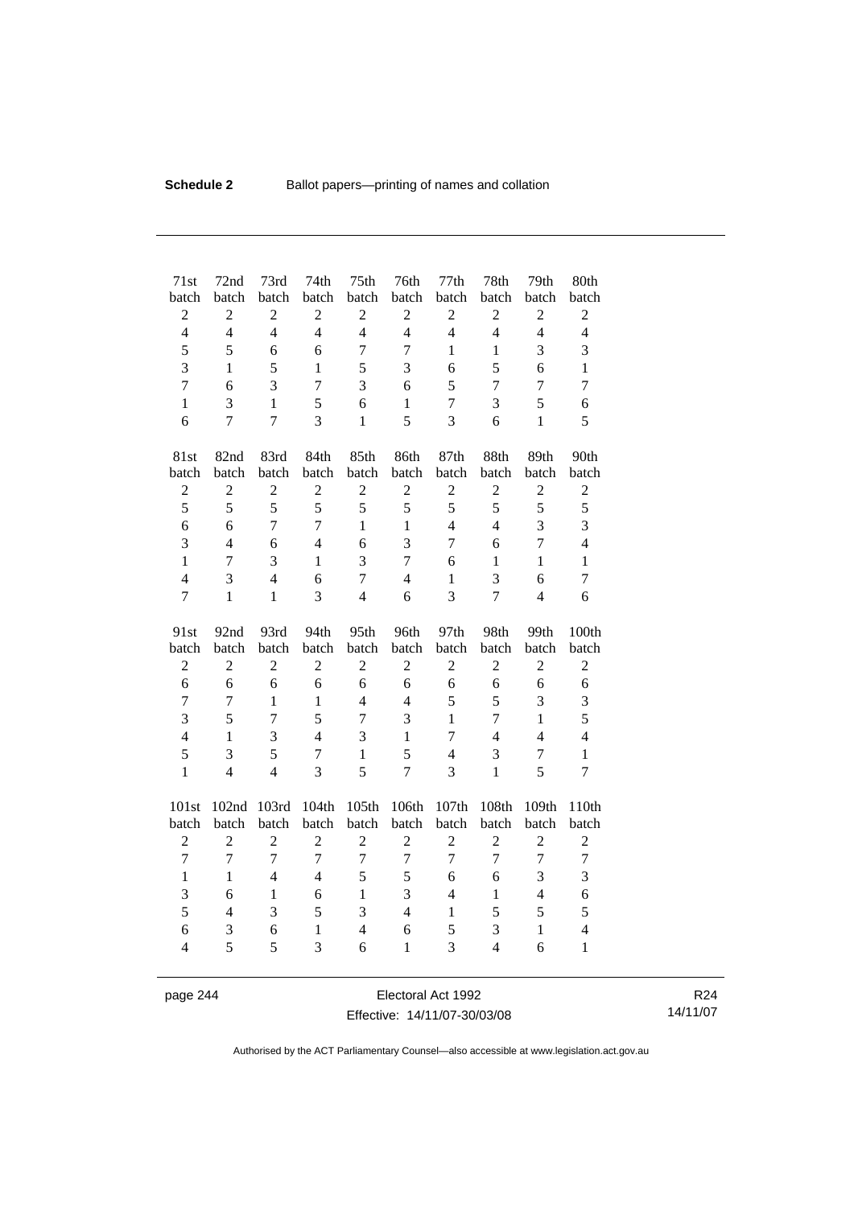| 71st batch | 72nd batch | 73rd batch | 74th batch | 75th batch | 76th batch | 77th batch | 78th batch | 79th batch | 80th batch |
|---|---|---|---|---|---|---|---|---|---|
| 2 | 2 | 2 | 2 | 2 | 2 | 2 | 2 | 2 | 2 |
| 4 | 4 | 4 | 4 | 4 | 4 | 4 | 4 | 4 | 4 |
| 5 | 5 | 6 | 6 | 7 | 7 | 1 | 1 | 3 | 3 |
| 3 | 1 | 5 | 1 | 5 | 3 | 6 | 5 | 6 | 1 |
| 7 | 6 | 3 | 7 | 3 | 6 | 5 | 7 | 7 | 7 |
| 1 | 3 | 1 | 5 | 6 | 1 | 7 | 3 | 5 | 6 |
| 6 | 7 | 7 | 3 | 1 | 5 | 3 | 6 | 1 | 5 |

| 81st batch | 82nd batch | 83rd batch | 84th batch | 85th batch | 86th batch | 87th batch | 88th batch | 89th batch | 90th batch |
|---|---|---|---|---|---|---|---|---|---|
| 2 | 2 | 2 | 2 | 2 | 2 | 2 | 2 | 2 | 2 |
| 5 | 5 | 5 | 5 | 5 | 5 | 5 | 5 | 5 | 5 |
| 6 | 6 | 7 | 7 | 1 | 1 | 4 | 4 | 3 | 3 |
| 3 | 4 | 6 | 4 | 6 | 3 | 7 | 6 | 7 | 4 |
| 1 | 7 | 3 | 1 | 3 | 7 | 6 | 1 | 1 | 1 |
| 4 | 3 | 4 | 6 | 7 | 4 | 1 | 3 | 6 | 7 |
| 7 | 1 | 1 | 3 | 4 | 6 | 3 | 7 | 4 | 6 |

| 91st batch | 92nd batch | 93rd batch | 94th batch | 95th batch | 96th batch | 97th batch | 98th batch | 99th batch | 100th batch |
|---|---|---|---|---|---|---|---|---|---|
| 2 | 2 | 2 | 2 | 2 | 2 | 2 | 2 | 2 | 2 |
| 6 | 6 | 6 | 6 | 6 | 6 | 6 | 6 | 6 | 6 |
| 7 | 7 | 1 | 1 | 4 | 4 | 5 | 5 | 3 | 3 |
| 3 | 5 | 7 | 5 | 7 | 3 | 1 | 7 | 1 | 5 |
| 4 | 1 | 3 | 4 | 3 | 1 | 7 | 4 | 4 | 4 |
| 5 | 3 | 5 | 7 | 1 | 5 | 4 | 3 | 7 | 1 |
| 1 | 4 | 4 | 3 | 5 | 7 | 3 | 1 | 5 | 7 |

| 101st batch | 102nd batch | 103rd batch | 104th batch | 105th batch | 106th batch | 107th batch | 108th batch | 109th batch | 110th batch |
|---|---|---|---|---|---|---|---|---|---|
| 2 | 2 | 2 | 2 | 2 | 2 | 2 | 2 | 2 | 2 |
| 7 | 7 | 7 | 7 | 7 | 7 | 7 | 7 | 7 | 7 |
| 1 | 1 | 4 | 4 | 5 | 5 | 6 | 6 | 3 | 3 |
| 3 | 6 | 1 | 6 | 1 | 3 | 4 | 1 | 4 | 6 |
| 5 | 4 | 3 | 5 | 3 | 4 | 1 | 5 | 5 | 5 |
| 6 | 3 | 6 | 1 | 4 | 6 | 5 | 3 | 1 | 4 |
| 4 | 5 | 5 | 3 | 6 | 1 | 3 | 4 | 6 | 1 |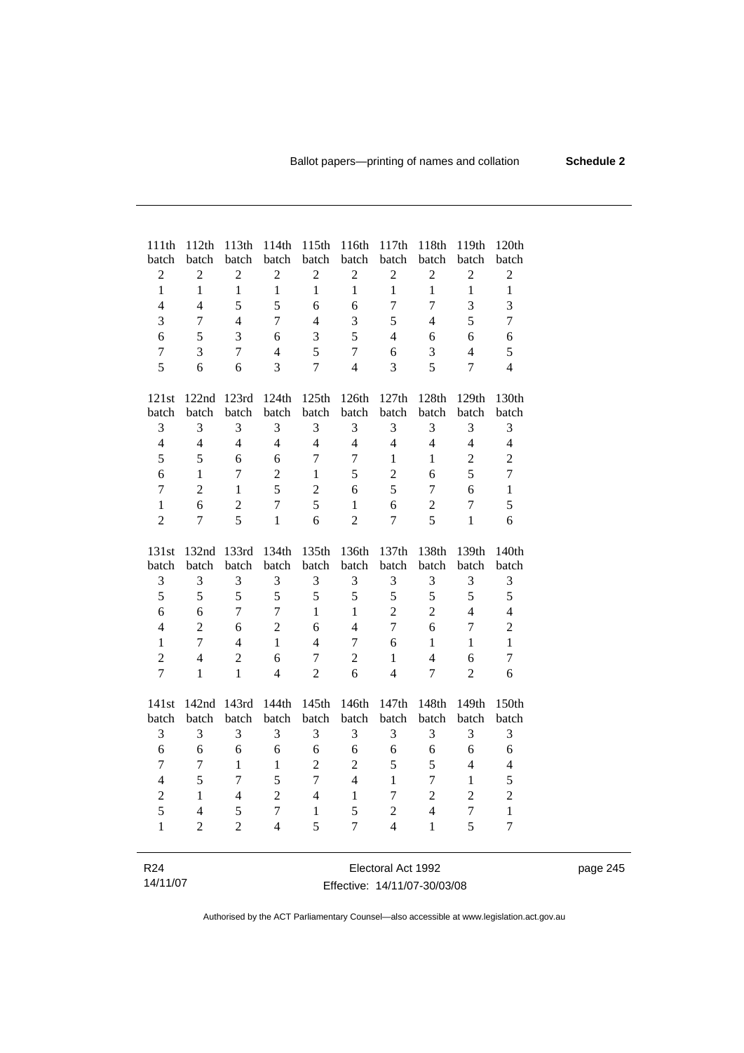| 111th batch | 112th batch | 113th batch | 114th batch | 115th batch | 116th batch | 117th batch | 118th batch | 119th batch | 120th batch |
|---|---|---|---|---|---|---|---|---|---|
| 2 | 2 | 2 | 2 | 2 | 2 | 2 | 2 | 2 | 2 |
| 1 | 1 | 1 | 1 | 1 | 1 | 1 | 1 | 1 | 1 |
| 4 | 4 | 5 | 5 | 6 | 6 | 7 | 7 | 3 | 3 |
| 3 | 7 | 4 | 7 | 4 | 3 | 5 | 4 | 5 | 7 |
| 6 | 5 | 3 | 6 | 3 | 5 | 4 | 6 | 6 | 6 |
| 7 | 3 | 7 | 4 | 5 | 7 | 6 | 3 | 4 | 5 |
| 5 | 6 | 6 | 3 | 7 | 4 | 3 | 5 | 7 | 4 |

| 121st batch | 122nd batch | 123rd batch | 124th batch | 125th batch | 126th batch | 127th batch | 128th batch | 129th batch | 130th batch |
|---|---|---|---|---|---|---|---|---|---|
| 3 | 3 | 3 | 3 | 3 | 3 | 3 | 3 | 3 | 3 |
| 4 | 4 | 4 | 4 | 4 | 4 | 4 | 4 | 4 | 4 |
| 5 | 5 | 6 | 6 | 7 | 7 | 1 | 1 | 2 | 2 |
| 6 | 1 | 7 | 2 | 1 | 5 | 2 | 6 | 5 | 7 |
| 7 | 2 | 1 | 5 | 2 | 6 | 5 | 7 | 6 | 1 |
| 1 | 6 | 2 | 7 | 5 | 1 | 6 | 2 | 7 | 5 |
| 2 | 7 | 5 | 1 | 6 | 2 | 7 | 5 | 1 | 6 |

| 131st batch | 132nd batch | 133rd batch | 134th batch | 135th batch | 136th batch | 137th batch | 138th batch | 139th batch | 140th batch |
|---|---|---|---|---|---|---|---|---|---|
| 3 | 3 | 3 | 3 | 3 | 3 | 3 | 3 | 3 | 3 |
| 5 | 5 | 5 | 5 | 5 | 5 | 5 | 5 | 5 | 5 |
| 6 | 6 | 7 | 7 | 1 | 1 | 2 | 2 | 4 | 4 |
| 4 | 2 | 6 | 2 | 6 | 4 | 7 | 6 | 7 | 2 |
| 1 | 7 | 4 | 1 | 4 | 7 | 6 | 1 | 1 | 1 |
| 2 | 4 | 2 | 6 | 7 | 2 | 1 | 4 | 6 | 7 |
| 7 | 1 | 1 | 4 | 2 | 6 | 4 | 7 | 2 | 6 |

| 141st batch | 142nd batch | 143rd batch | 144th batch | 145th batch | 146th batch | 147th batch | 148th batch | 149th batch | 150th batch |
|---|---|---|---|---|---|---|---|---|---|
| 3 | 3 | 3 | 3 | 3 | 3 | 3 | 3 | 3 | 3 |
| 6 | 6 | 6 | 6 | 6 | 6 | 6 | 6 | 6 | 6 |
| 7 | 7 | 1 | 1 | 2 | 2 | 5 | 5 | 4 | 4 |
| 4 | 5 | 7 | 5 | 7 | 4 | 1 | 7 | 1 | 5 |
| 2 | 1 | 4 | 2 | 4 | 1 | 7 | 2 | 2 | 2 |
| 5 | 4 | 5 | 7 | 1 | 5 | 2 | 4 | 7 | 1 |
| 1 | 2 | 2 | 4 | 5 | 7 | 4 | 1 | 5 | 7 |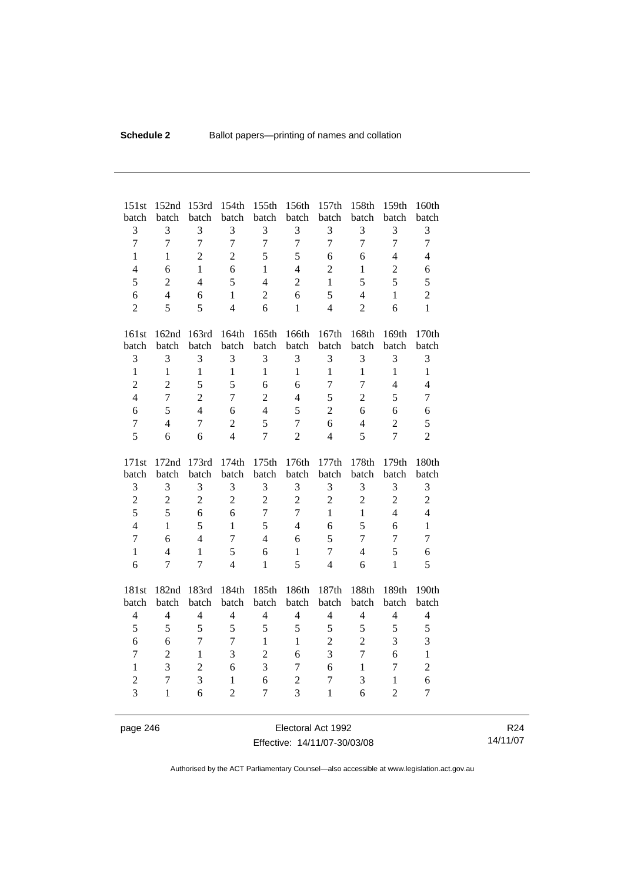| 151st batch | 152nd batch | 153rd batch | 154th batch | 155th batch | 156th batch | 157th batch | 158th batch | 159th batch | 160th batch |
|---|---|---|---|---|---|---|---|---|---|
| 3 | 3 | 3 | 3 | 3 | 3 | 3 | 3 | 3 | 3 |
| 7 | 7 | 7 | 7 | 7 | 7 | 7 | 7 | 7 | 7 |
| 1 | 1 | 2 | 2 | 5 | 5 | 6 | 6 | 4 | 4 |
| 4 | 6 | 1 | 6 | 1 | 4 | 2 | 1 | 2 | 6 |
| 5 | 2 | 4 | 5 | 4 | 2 | 1 | 5 | 5 | 5 |
| 6 | 4 | 6 | 1 | 2 | 6 | 5 | 4 | 1 | 2 |
| 2 | 5 | 5 | 4 | 6 | 1 | 4 | 2 | 6 | 1 |

| 161st batch | 162nd batch | 163rd batch | 164th batch | 165th batch | 166th batch | 167th batch | 168th batch | 169th batch | 170th batch |
|---|---|---|---|---|---|---|---|---|---|
| 3 | 3 | 3 | 3 | 3 | 3 | 3 | 3 | 3 | 3 |
| 1 | 1 | 1 | 1 | 1 | 1 | 1 | 1 | 1 | 1 |
| 2 | 2 | 5 | 5 | 6 | 6 | 7 | 7 | 4 | 4 |
| 4 | 7 | 2 | 7 | 2 | 4 | 5 | 2 | 5 | 7 |
| 6 | 5 | 4 | 6 | 4 | 5 | 2 | 6 | 6 | 6 |
| 7 | 4 | 7 | 2 | 5 | 7 | 6 | 4 | 2 | 5 |
| 5 | 6 | 6 | 4 | 7 | 2 | 4 | 5 | 7 | 2 |

| 171st batch | 172nd batch | 173rd batch | 174th batch | 175th batch | 176th batch | 177th batch | 178th batch | 179th batch | 180th batch |
|---|---|---|---|---|---|---|---|---|---|
| 3 | 3 | 3 | 3 | 3 | 3 | 3 | 3 | 3 | 3 |
| 2 | 2 | 2 | 2 | 2 | 2 | 2 | 2 | 2 | 2 |
| 5 | 5 | 6 | 6 | 7 | 7 | 1 | 1 | 4 | 4 |
| 4 | 1 | 5 | 1 | 5 | 4 | 6 | 5 | 6 | 1 |
| 7 | 6 | 4 | 7 | 4 | 6 | 5 | 7 | 7 | 7 |
| 1 | 4 | 1 | 5 | 6 | 1 | 7 | 4 | 5 | 6 |
| 6 | 7 | 7 | 4 | 1 | 5 | 4 | 6 | 1 | 5 |

| 181st batch | 182nd batch | 183rd batch | 184th batch | 185th batch | 186th batch | 187th batch | 188th batch | 189th batch | 190th batch |
|---|---|---|---|---|---|---|---|---|---|
| 4 | 4 | 4 | 4 | 4 | 4 | 4 | 4 | 4 | 4 |
| 5 | 5 | 5 | 5 | 5 | 5 | 5 | 5 | 5 | 5 |
| 6 | 6 | 7 | 7 | 1 | 1 | 2 | 2 | 3 | 3 |
| 7 | 2 | 1 | 3 | 2 | 6 | 3 | 7 | 6 | 1 |
| 1 | 3 | 2 | 6 | 3 | 7 | 6 | 1 | 7 | 2 |
| 2 | 7 | 3 | 1 | 6 | 2 | 7 | 3 | 1 | 6 |
| 3 | 1 | 6 | 2 | 7 | 3 | 1 | 6 | 2 | 7 |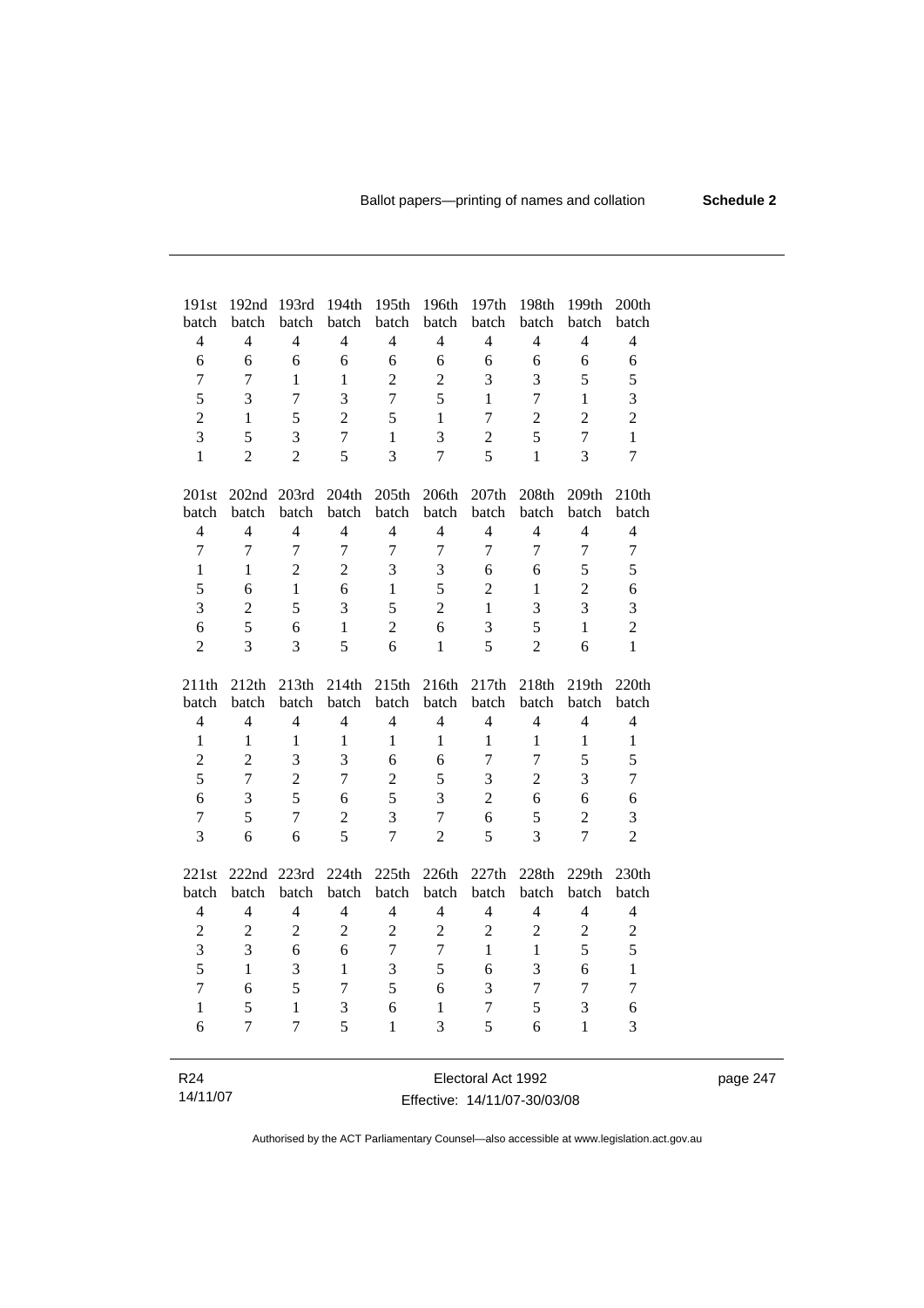| 191st batch | 192nd batch | 193rd batch | 194th batch | 195th batch | 196th batch | 197th batch | 198th batch | 199th batch | 200th batch |
|---|---|---|---|---|---|---|---|---|---|
| 4 | 4 | 4 | 4 | 4 | 4 | 4 | 4 | 4 | 4 |
| 6 | 6 | 6 | 6 | 6 | 6 | 6 | 6 | 6 | 6 |
| 7 | 7 | 1 | 1 | 2 | 2 | 3 | 3 | 5 | 5 |
| 5 | 3 | 7 | 3 | 7 | 5 | 1 | 7 | 1 | 3 |
| 2 | 1 | 5 | 2 | 5 | 1 | 7 | 2 | 2 | 2 |
| 3 | 5 | 3 | 7 | 1 | 3 | 2 | 5 | 7 | 1 |
| 1 | 2 | 2 | 5 | 3 | 7 | 5 | 1 | 3 | 7 |

| 201st batch | 202nd batch | 203rd batch | 204th batch | 205th batch | 206th batch | 207th batch | 208th batch | 209th batch | 210th batch |
|---|---|---|---|---|---|---|---|---|---|
| 4 | 4 | 4 | 4 | 4 | 4 | 4 | 4 | 4 | 4 |
| 7 | 7 | 7 | 7 | 7 | 7 | 7 | 7 | 7 | 7 |
| 1 | 1 | 2 | 2 | 3 | 3 | 6 | 6 | 5 | 5 |
| 5 | 6 | 1 | 6 | 1 | 5 | 2 | 1 | 2 | 6 |
| 3 | 2 | 5 | 3 | 5 | 2 | 1 | 3 | 3 | 3 |
| 6 | 5 | 6 | 1 | 2 | 6 | 3 | 5 | 1 | 2 |
| 2 | 3 | 3 | 5 | 6 | 1 | 5 | 2 | 6 | 1 |

| 211th batch | 212th batch | 213th batch | 214th batch | 215th batch | 216th batch | 217th batch | 218th batch | 219th batch | 220th batch |
|---|---|---|---|---|---|---|---|---|---|
| 4 | 4 | 4 | 4 | 4 | 4 | 4 | 4 | 4 | 4 |
| 1 | 1 | 1 | 1 | 1 | 1 | 1 | 1 | 1 | 1 |
| 2 | 2 | 3 | 3 | 6 | 6 | 7 | 7 | 5 | 5 |
| 5 | 7 | 2 | 7 | 2 | 5 | 3 | 2 | 3 | 7 |
| 6 | 3 | 5 | 6 | 5 | 3 | 2 | 6 | 6 | 6 |
| 7 | 5 | 7 | 2 | 3 | 7 | 6 | 5 | 2 | 3 |
| 3 | 6 | 6 | 5 | 7 | 2 | 5 | 3 | 7 | 2 |

| 221st batch | 222nd batch | 223rd batch | 224th batch | 225th batch | 226th batch | 227th batch | 228th batch | 229th batch | 230th batch |
|---|---|---|---|---|---|---|---|---|---|
| 4 | 4 | 4 | 4 | 4 | 4 | 4 | 4 | 4 | 4 |
| 2 | 2 | 2 | 2 | 2 | 2 | 2 | 2 | 2 | 2 |
| 3 | 3 | 6 | 6 | 7 | 7 | 1 | 1 | 5 | 5 |
| 5 | 1 | 3 | 1 | 3 | 5 | 6 | 3 | 6 | 1 |
| 7 | 6 | 5 | 7 | 5 | 6 | 3 | 7 | 7 | 7 |
| 1 | 5 | 1 | 3 | 6 | 1 | 7 | 5 | 3 | 6 |
| 6 | 7 | 7 | 5 | 1 | 3 | 5 | 6 | 1 | 3 |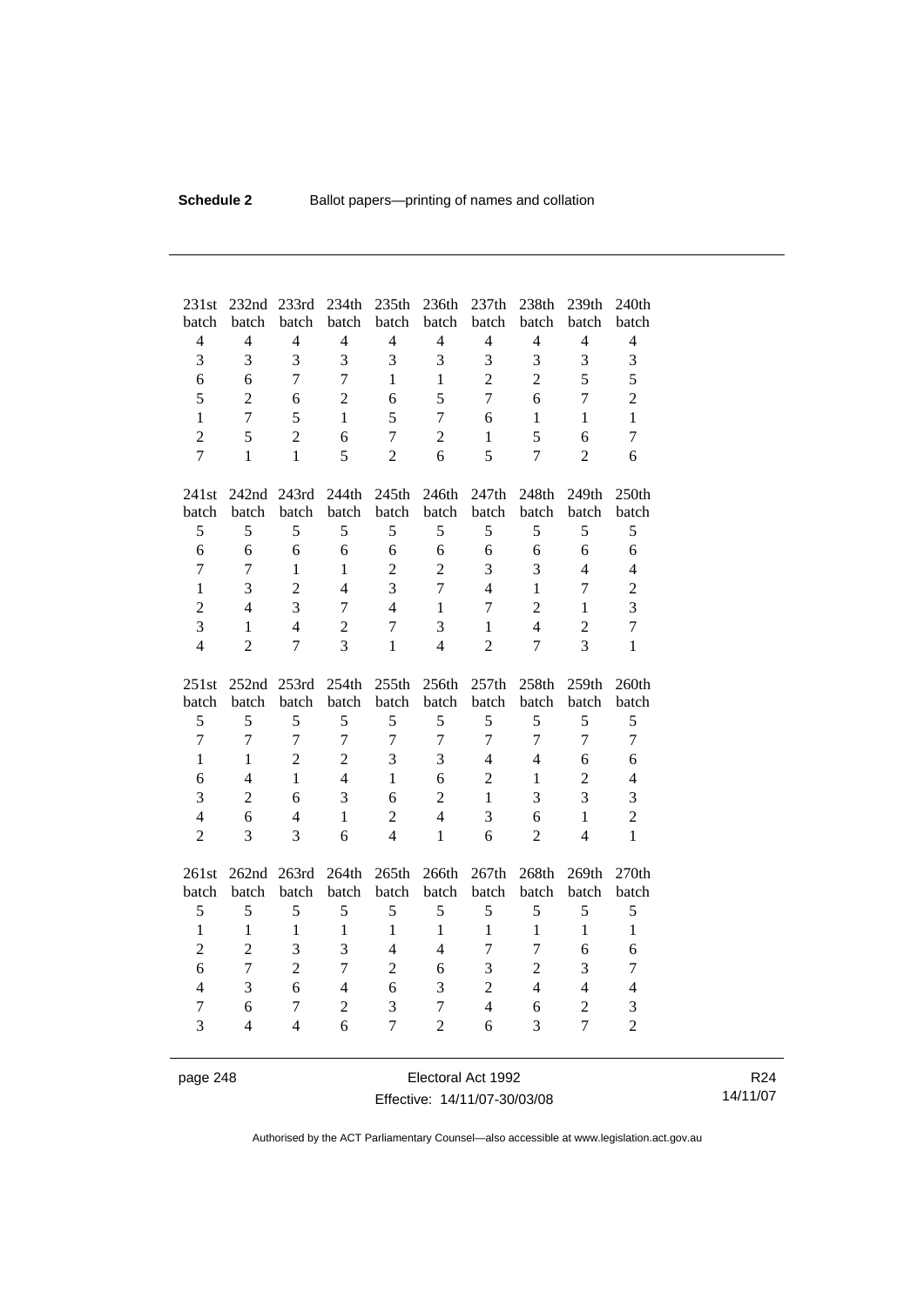| 231st batch | 232nd batch | 233rd batch | 234th batch | 235th batch | 236th batch | 237th batch | 238th batch | 239th batch | 240th batch |
|---|---|---|---|---|---|---|---|---|---|
| 4 | 4 | 4 | 4 | 4 | 4 | 4 | 4 | 4 | 4 |
| 3 | 3 | 3 | 3 | 3 | 3 | 3 | 3 | 3 | 3 |
| 6 | 6 | 7 | 7 | 1 | 1 | 2 | 2 | 5 | 5 |
| 5 | 2 | 6 | 2 | 6 | 5 | 7 | 6 | 7 | 2 |
| 1 | 7 | 5 | 1 | 5 | 7 | 6 | 1 | 1 | 1 |
| 2 | 5 | 2 | 6 | 7 | 2 | 1 | 5 | 6 | 7 |
| 7 | 1 | 1 | 5 | 2 | 6 | 5 | 7 | 2 | 6 |

| 241st batch | 242nd batch | 243rd batch | 244th batch | 245th batch | 246th batch | 247th batch | 248th batch | 249th batch | 250th batch |
|---|---|---|---|---|---|---|---|---|---|
| 5 | 5 | 5 | 5 | 5 | 5 | 5 | 5 | 5 | 5 |
| 6 | 6 | 6 | 6 | 6 | 6 | 6 | 6 | 6 | 6 |
| 7 | 7 | 1 | 1 | 2 | 2 | 3 | 3 | 4 | 4 |
| 1 | 3 | 2 | 4 | 3 | 7 | 4 | 1 | 7 | 2 |
| 2 | 4 | 3 | 7 | 4 | 1 | 7 | 2 | 1 | 3 |
| 3 | 1 | 4 | 2 | 7 | 3 | 1 | 4 | 2 | 7 |
| 4 | 2 | 7 | 3 | 1 | 4 | 2 | 7 | 3 | 1 |

| 251st batch | 252nd batch | 253rd batch | 254th batch | 255th batch | 256th batch | 257th batch | 258th batch | 259th batch | 260th batch |
|---|---|---|---|---|---|---|---|---|---|
| 5 | 5 | 5 | 5 | 5 | 5 | 5 | 5 | 5 | 5 |
| 7 | 7 | 7 | 7 | 7 | 7 | 7 | 7 | 7 | 7 |
| 1 | 1 | 2 | 2 | 3 | 3 | 4 | 4 | 6 | 6 |
| 6 | 4 | 1 | 4 | 1 | 6 | 2 | 1 | 2 | 4 |
| 3 | 2 | 6 | 3 | 6 | 2 | 1 | 3 | 3 | 3 |
| 4 | 6 | 4 | 1 | 2 | 4 | 3 | 6 | 1 | 2 |
| 2 | 3 | 3 | 6 | 4 | 1 | 6 | 2 | 4 | 1 |

| 261st batch | 262nd batch | 263rd batch | 264th batch | 265th batch | 266th batch | 267th batch | 268th batch | 269th batch | 270th batch |
|---|---|---|---|---|---|---|---|---|---|
| 5 | 5 | 5 | 5 | 5 | 5 | 5 | 5 | 5 | 5 |
| 1 | 1 | 1 | 1 | 1 | 1 | 1 | 1 | 1 | 1 |
| 2 | 2 | 3 | 3 | 4 | 4 | 7 | 7 | 6 | 6 |
| 6 | 7 | 2 | 7 | 2 | 6 | 3 | 2 | 3 | 7 |
| 4 | 3 | 6 | 4 | 6 | 3 | 2 | 4 | 4 | 4 |
| 7 | 6 | 7 | 2 | 3 | 7 | 4 | 6 | 2 | 3 |
| 3 | 4 | 4 | 6 | 7 | 2 | 6 | 3 | 7 | 2 |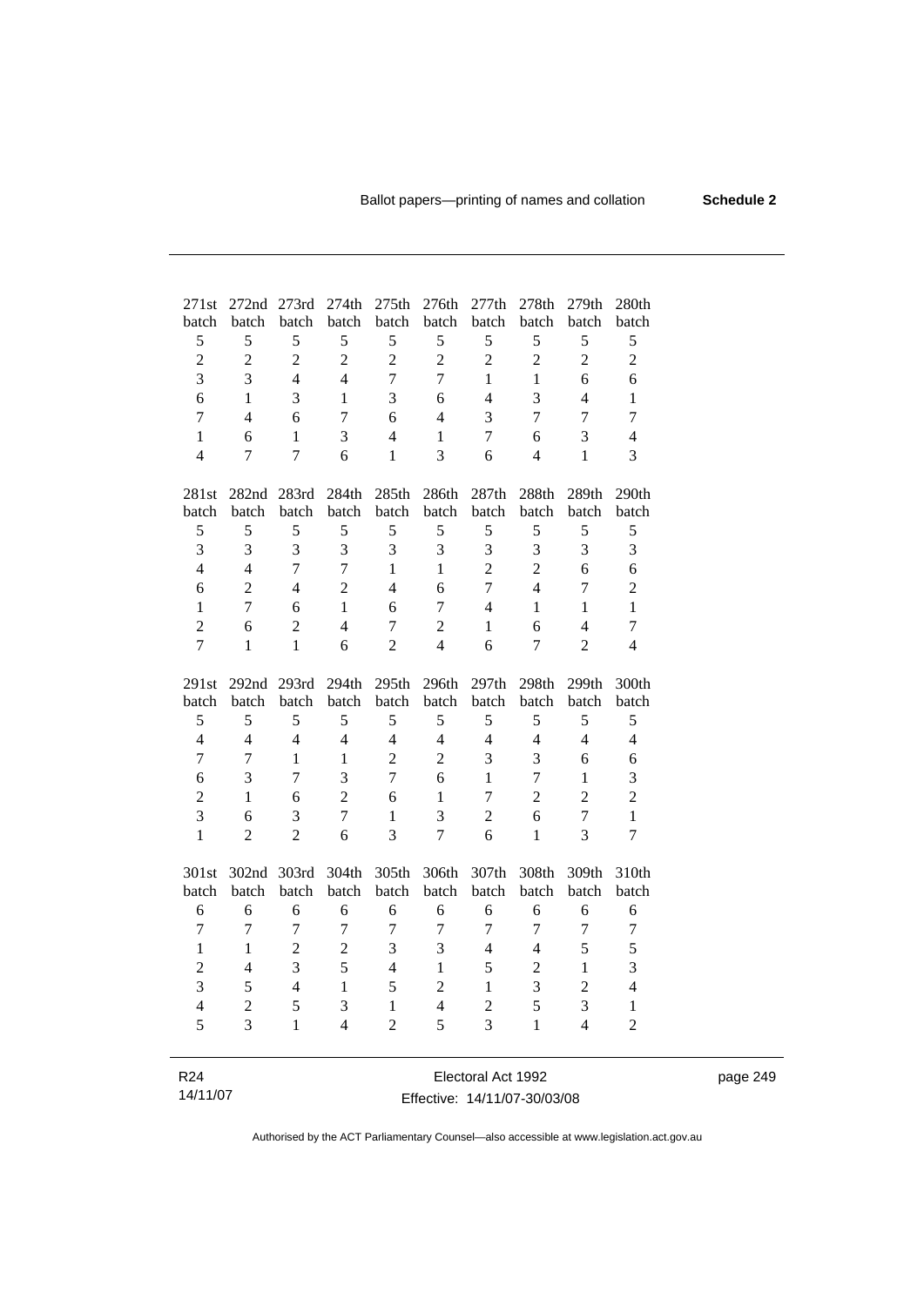| 271st batch | 272nd batch | 273rd batch | 274th batch | 275th batch | 276th batch | 277th batch | 278th batch | 279th batch | 280th batch |
|---|---|---|---|---|---|---|---|---|---|
| 5 | 5 | 5 | 5 | 5 | 5 | 5 | 5 | 5 | 5 |
| 2 | 2 | 2 | 2 | 2 | 2 | 2 | 2 | 2 | 2 |
| 3 | 3 | 4 | 4 | 7 | 7 | 1 | 1 | 6 | 6 |
| 6 | 1 | 3 | 1 | 3 | 6 | 4 | 3 | 4 | 1 |
| 7 | 4 | 6 | 7 | 6 | 4 | 3 | 7 | 7 | 7 |
| 1 | 6 | 1 | 3 | 4 | 1 | 7 | 6 | 3 | 4 |
| 4 | 7 | 7 | 6 | 1 | 3 | 6 | 4 | 1 | 3 |

| 281st batch | 282nd batch | 283rd batch | 284th batch | 285th batch | 286th batch | 287th batch | 288th batch | 289th batch | 290th batch |
|---|---|---|---|---|---|---|---|---|---|
| 5 | 5 | 5 | 5 | 5 | 5 | 5 | 5 | 5 | 5 |
| 3 | 3 | 3 | 3 | 3 | 3 | 3 | 3 | 3 | 3 |
| 4 | 4 | 7 | 7 | 1 | 1 | 2 | 2 | 6 | 6 |
| 6 | 2 | 4 | 2 | 4 | 6 | 7 | 4 | 7 | 2 |
| 1 | 7 | 6 | 1 | 6 | 7 | 4 | 1 | 1 | 1 |
| 2 | 6 | 2 | 4 | 7 | 2 | 1 | 6 | 4 | 7 |
| 7 | 1 | 1 | 6 | 2 | 4 | 6 | 7 | 2 | 4 |

| 291st batch | 292nd batch | 293rd batch | 294th batch | 295th batch | 296th batch | 297th batch | 298th batch | 299th batch | 300th batch |
|---|---|---|---|---|---|---|---|---|---|
| 5 | 5 | 5 | 5 | 5 | 5 | 5 | 5 | 5 | 5 |
| 4 | 4 | 4 | 4 | 4 | 4 | 4 | 4 | 4 | 4 |
| 7 | 7 | 1 | 1 | 2 | 2 | 3 | 3 | 6 | 6 |
| 6 | 3 | 7 | 3 | 7 | 6 | 1 | 7 | 1 | 3 |
| 2 | 1 | 6 | 2 | 6 | 1 | 7 | 2 | 2 | 2 |
| 3 | 6 | 3 | 7 | 1 | 3 | 2 | 6 | 7 | 1 |
| 1 | 2 | 2 | 6 | 3 | 7 | 6 | 1 | 3 | 7 |

| 301st batch | 302nd batch | 303rd batch | 304th batch | 305th batch | 306th batch | 307th batch | 308th batch | 309th batch | 310th batch |
|---|---|---|---|---|---|---|---|---|---|
| 6 | 6 | 6 | 6 | 6 | 6 | 6 | 6 | 6 | 6 |
| 7 | 7 | 7 | 7 | 7 | 7 | 7 | 7 | 7 | 7 |
| 1 | 1 | 2 | 2 | 3 | 3 | 4 | 4 | 5 | 5 |
| 2 | 4 | 3 | 5 | 4 | 1 | 5 | 2 | 1 | 3 |
| 3 | 5 | 4 | 1 | 5 | 2 | 1 | 3 | 2 | 4 |
| 4 | 2 | 5 | 3 | 1 | 4 | 2 | 5 | 3 | 1 |
| 5 | 3 | 1 | 4 | 2 | 5 | 3 | 1 | 4 | 2 |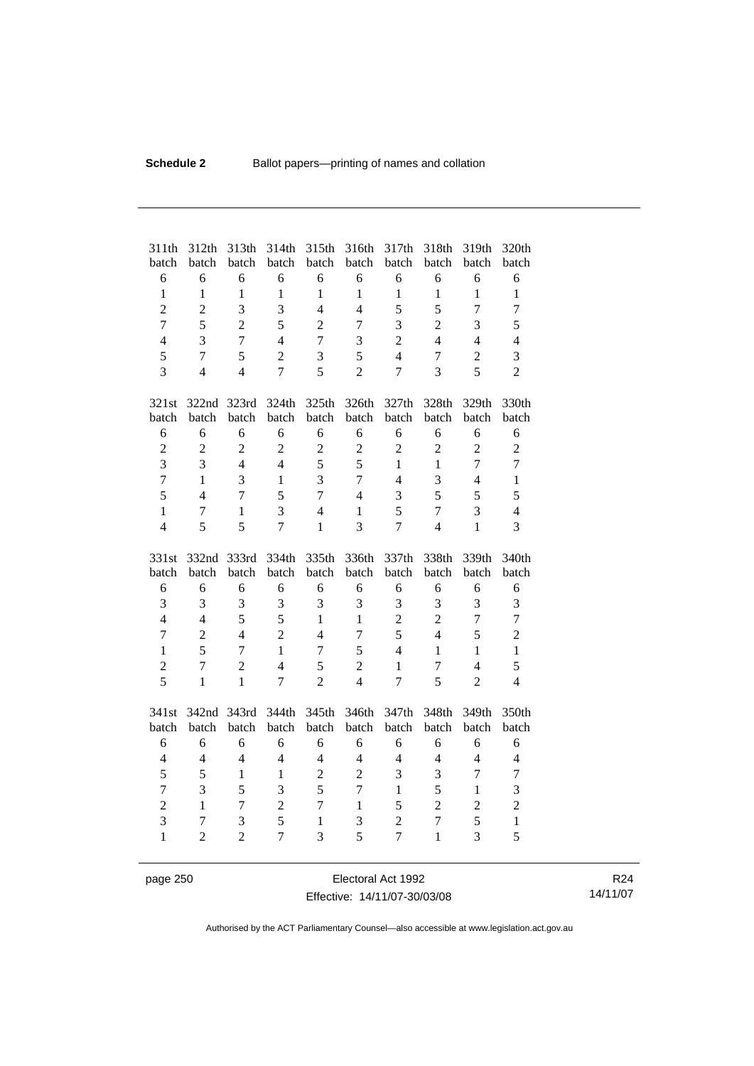| 311th batch | 312th batch | 313th batch | 314th batch | 315th batch | 316th batch | 317th batch | 318th batch | 319th batch | 320th batch |
|---|---|---|---|---|---|---|---|---|---|
| 6 | 6 | 6 | 6 | 6 | 6 | 6 | 6 | 6 | 6 |
| 1 | 1 | 1 | 1 | 1 | 1 | 1 | 1 | 1 | 1 |
| 2 | 2 | 3 | 3 | 4 | 4 | 5 | 5 | 7 | 7 |
| 7 | 5 | 2 | 5 | 2 | 7 | 3 | 2 | 3 | 5 |
| 4 | 3 | 7 | 4 | 7 | 3 | 2 | 4 | 4 | 4 |
| 5 | 7 | 5 | 2 | 3 | 5 | 4 | 7 | 2 | 3 |
| 3 | 4 | 4 | 7 | 5 | 2 | 7 | 3 | 5 | 2 |

| 321st batch | 322nd batch | 323rd batch | 324th batch | 325th batch | 326th batch | 327th batch | 328th batch | 329th batch | 330th batch |
|---|---|---|---|---|---|---|---|---|---|
| 6 | 6 | 6 | 6 | 6 | 6 | 6 | 6 | 6 | 6 |
| 2 | 2 | 2 | 2 | 2 | 2 | 2 | 2 | 2 | 2 |
| 3 | 3 | 4 | 4 | 5 | 5 | 1 | 1 | 7 | 7 |
| 7 | 1 | 3 | 1 | 3 | 7 | 4 | 3 | 4 | 1 |
| 5 | 4 | 7 | 5 | 7 | 4 | 3 | 5 | 5 | 5 |
| 1 | 7 | 1 | 3 | 4 | 1 | 5 | 7 | 3 | 4 |
| 4 | 5 | 5 | 7 | 1 | 3 | 7 | 4 | 1 | 3 |

| 331st batch | 332nd batch | 333rd batch | 334th batch | 335th batch | 336th batch | 337th batch | 338th batch | 339th batch | 340th batch |
|---|---|---|---|---|---|---|---|---|---|
| 6 | 6 | 6 | 6 | 6 | 6 | 6 | 6 | 6 | 6 |
| 3 | 3 | 3 | 3 | 3 | 3 | 3 | 3 | 3 | 3 |
| 4 | 4 | 5 | 5 | 1 | 1 | 2 | 2 | 7 | 7 |
| 7 | 2 | 4 | 2 | 4 | 7 | 5 | 4 | 5 | 2 |
| 1 | 5 | 7 | 1 | 7 | 5 | 4 | 1 | 1 | 1 |
| 2 | 7 | 2 | 4 | 5 | 2 | 1 | 7 | 4 | 5 |
| 5 | 1 | 1 | 7 | 2 | 4 | 7 | 5 | 2 | 4 |

| 341st batch | 342nd batch | 343rd batch | 344th batch | 345th batch | 346th batch | 347th batch | 348th batch | 349th batch | 350th batch |
|---|---|---|---|---|---|---|---|---|---|
| 6 | 6 | 6 | 6 | 6 | 6 | 6 | 6 | 6 | 6 |
| 4 | 4 | 4 | 4 | 4 | 4 | 4 | 4 | 4 | 4 |
| 5 | 5 | 1 | 1 | 2 | 2 | 3 | 3 | 7 | 7 |
| 7 | 3 | 5 | 3 | 5 | 7 | 1 | 5 | 1 | 3 |
| 2 | 1 | 7 | 2 | 7 | 1 | 5 | 2 | 2 | 2 |
| 3 | 7 | 3 | 5 | 1 | 3 | 2 | 7 | 5 | 1 |
| 1 | 2 | 2 | 7 | 3 | 5 | 7 | 1 | 3 | 5 |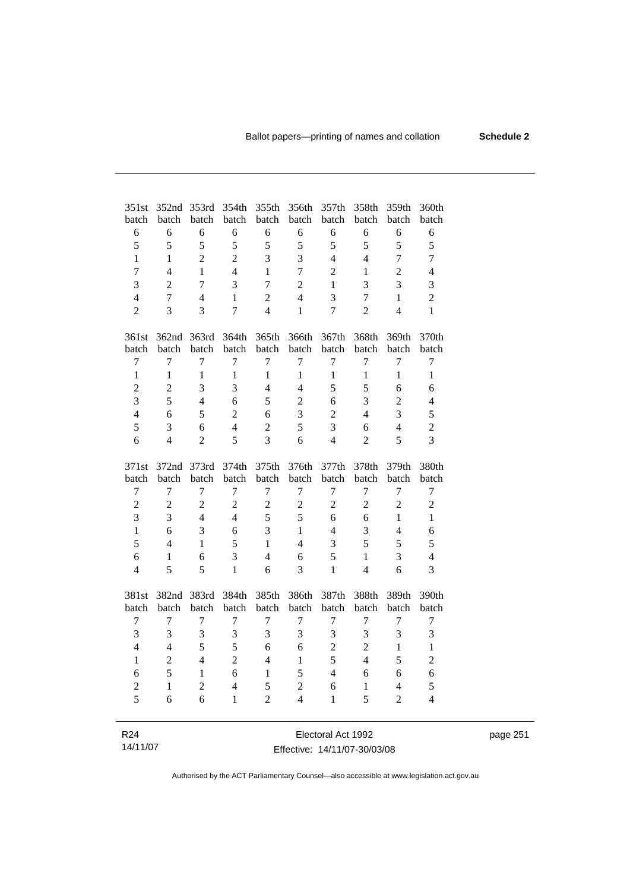| 351st batch | 352nd batch | 353rd batch | 354th batch | 355th batch | 356th batch | 357th batch | 358th batch | 359th batch | 360th batch |
|---|---|---|---|---|---|---|---|---|---|
| 6 | 6 | 6 | 6 | 6 | 6 | 6 | 6 | 6 | 6 |
| 5 | 5 | 5 | 5 | 5 | 5 | 5 | 5 | 5 | 5 |
| 1 | 1 | 2 | 2 | 3 | 3 | 4 | 4 | 7 | 7 |
| 7 | 4 | 1 | 4 | 1 | 7 | 2 | 1 | 2 | 4 |
| 3 | 2 | 7 | 3 | 7 | 2 | 1 | 3 | 3 | 3 |
| 4 | 7 | 4 | 1 | 2 | 4 | 3 | 7 | 1 | 2 |
| 2 | 3 | 3 | 7 | 4 | 1 | 7 | 2 | 4 | 1 |

| 361st batch | 362nd batch | 363rd batch | 364th batch | 365th batch | 366th batch | 367th batch | 368th batch | 369th batch | 370th batch |
|---|---|---|---|---|---|---|---|---|---|
| 7 | 7 | 7 | 7 | 7 | 7 | 7 | 7 | 7 | 7 |
| 1 | 1 | 1 | 1 | 1 | 1 | 1 | 1 | 1 | 1 |
| 2 | 2 | 3 | 3 | 4 | 4 | 5 | 5 | 6 | 6 |
| 3 | 5 | 4 | 6 | 5 | 2 | 6 | 3 | 2 | 4 |
| 4 | 6 | 5 | 2 | 6 | 3 | 2 | 4 | 3 | 5 |
| 5 | 3 | 6 | 4 | 2 | 5 | 3 | 6 | 4 | 2 |
| 6 | 4 | 2 | 5 | 3 | 6 | 4 | 2 | 5 | 3 |

| 371st batch | 372nd batch | 373rd batch | 374th batch | 375th batch | 376th batch | 377th batch | 378th batch | 379th batch | 380th batch |
|---|---|---|---|---|---|---|---|---|---|
| 7 | 7 | 7 | 7 | 7 | 7 | 7 | 7 | 7 | 7 |
| 2 | 2 | 2 | 2 | 2 | 2 | 2 | 2 | 2 | 2 |
| 3 | 3 | 4 | 4 | 5 | 5 | 6 | 6 | 1 | 1 |
| 1 | 6 | 3 | 6 | 3 | 1 | 4 | 3 | 4 | 6 |
| 5 | 4 | 1 | 5 | 1 | 4 | 3 | 5 | 5 | 5 |
| 6 | 1 | 6 | 3 | 4 | 6 | 5 | 1 | 3 | 4 |
| 4 | 5 | 5 | 1 | 6 | 3 | 1 | 4 | 6 | 3 |

| 381st batch | 382nd batch | 383rd batch | 384th batch | 385th batch | 386th batch | 387th batch | 388th batch | 389th batch | 390th batch |
|---|---|---|---|---|---|---|---|---|---|
| 7 | 7 | 7 | 7 | 7 | 7 | 7 | 7 | 7 | 7 |
| 3 | 3 | 3 | 3 | 3 | 3 | 3 | 3 | 3 | 3 |
| 4 | 4 | 5 | 5 | 6 | 6 | 2 | 2 | 1 | 1 |
| 1 | 2 | 4 | 2 | 4 | 1 | 5 | 4 | 5 | 2 |
| 6 | 5 | 1 | 6 | 1 | 5 | 4 | 6 | 6 | 6 |
| 2 | 1 | 2 | 4 | 5 | 2 | 6 | 1 | 4 | 5 |
| 5 | 6 | 6 | 1 | 2 | 4 | 1 | 5 | 2 | 4 |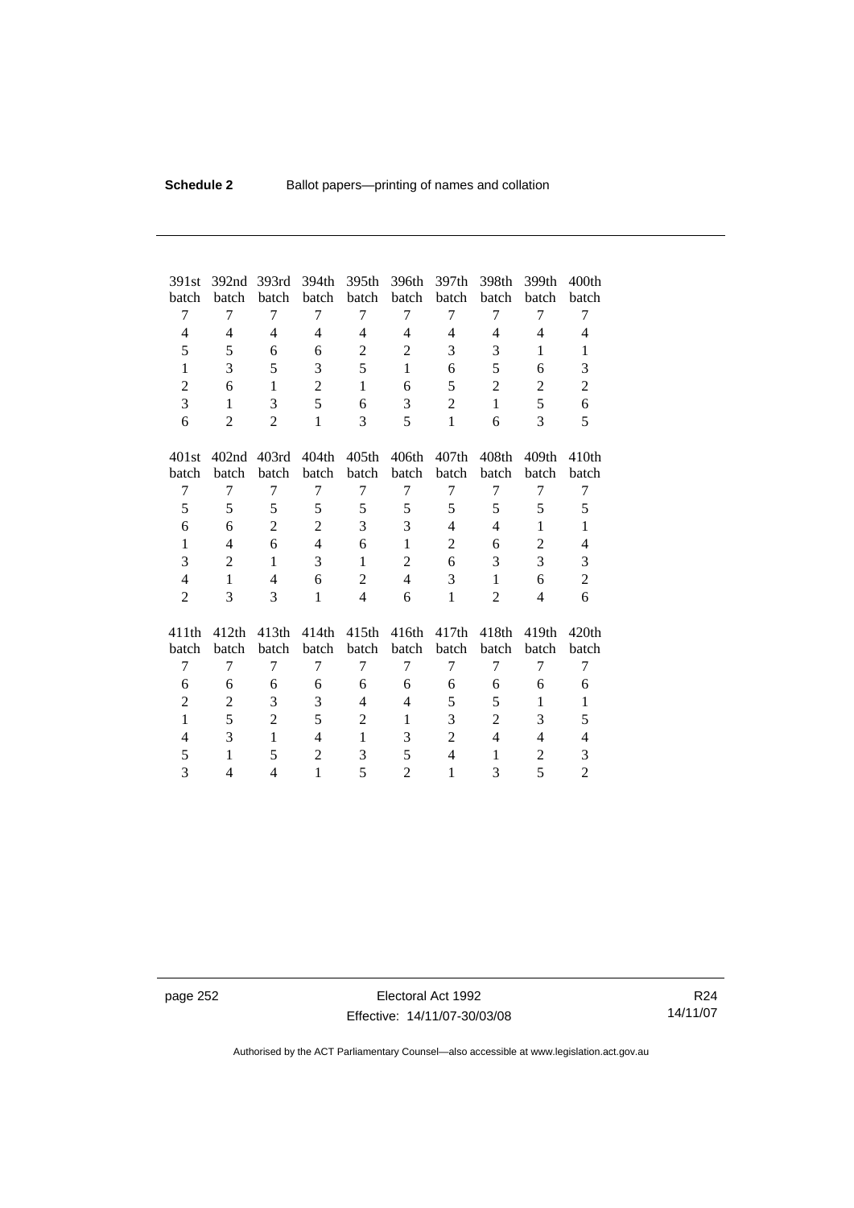| 391st batch | 392nd batch | 393rd batch | 394th batch | 395th batch | 396th batch | 397th batch | 398th batch | 399th batch | 400th batch |
|---|---|---|---|---|---|---|---|---|---|
| 7 | 7 | 7 | 7 | 7 | 7 | 7 | 7 | 7 | 7 |
| 4 | 4 | 4 | 4 | 4 | 4 | 4 | 4 | 4 | 4 |
| 5 | 5 | 6 | 6 | 2 | 2 | 3 | 3 | 1 | 1 |
| 1 | 3 | 5 | 3 | 5 | 1 | 6 | 5 | 6 | 3 |
| 2 | 6 | 1 | 2 | 1 | 6 | 5 | 2 | 2 | 2 |
| 3 | 1 | 3 | 5 | 6 | 3 | 2 | 1 | 5 | 6 |
| 6 | 2 | 2 | 1 | 3 | 5 | 1 | 6 | 3 | 5 |

| 401st batch | 402nd batch | 403rd batch | 404th batch | 405th batch | 406th batch | 407th batch | 408th batch | 409th batch | 410th batch |
|---|---|---|---|---|---|---|---|---|---|
| 7 | 7 | 7 | 7 | 7 | 7 | 7 | 7 | 7 | 7 |
| 5 | 5 | 5 | 5 | 5 | 5 | 5 | 5 | 5 | 5 |
| 6 | 6 | 2 | 2 | 3 | 3 | 4 | 4 | 1 | 1 |
| 1 | 4 | 6 | 4 | 6 | 1 | 2 | 6 | 2 | 4 |
| 3 | 2 | 1 | 3 | 1 | 2 | 6 | 3 | 3 | 3 |
| 4 | 1 | 4 | 6 | 2 | 4 | 3 | 1 | 6 | 2 |
| 2 | 3 | 3 | 1 | 4 | 6 | 1 | 2 | 4 | 6 |

| 411th batch | 412th batch | 413th batch | 414th batch | 415th batch | 416th batch | 417th batch | 418th batch | 419th batch | 420th batch |
|---|---|---|---|---|---|---|---|---|---|
| 7 | 7 | 7 | 7 | 7 | 7 | 7 | 7 | 7 | 7 |
| 6 | 6 | 6 | 6 | 6 | 6 | 6 | 6 | 6 | 6 |
| 2 | 2 | 3 | 3 | 4 | 4 | 5 | 5 | 1 | 1 |
| 1 | 5 | 2 | 5 | 2 | 1 | 3 | 2 | 3 | 5 |
| 4 | 3 | 1 | 4 | 1 | 3 | 2 | 4 | 4 | 4 |
| 5 | 1 | 5 | 2 | 3 | 5 | 4 | 1 | 2 | 3 |
| 3 | 4 | 4 | 1 | 5 | 2 | 1 | 3 | 5 | 2 |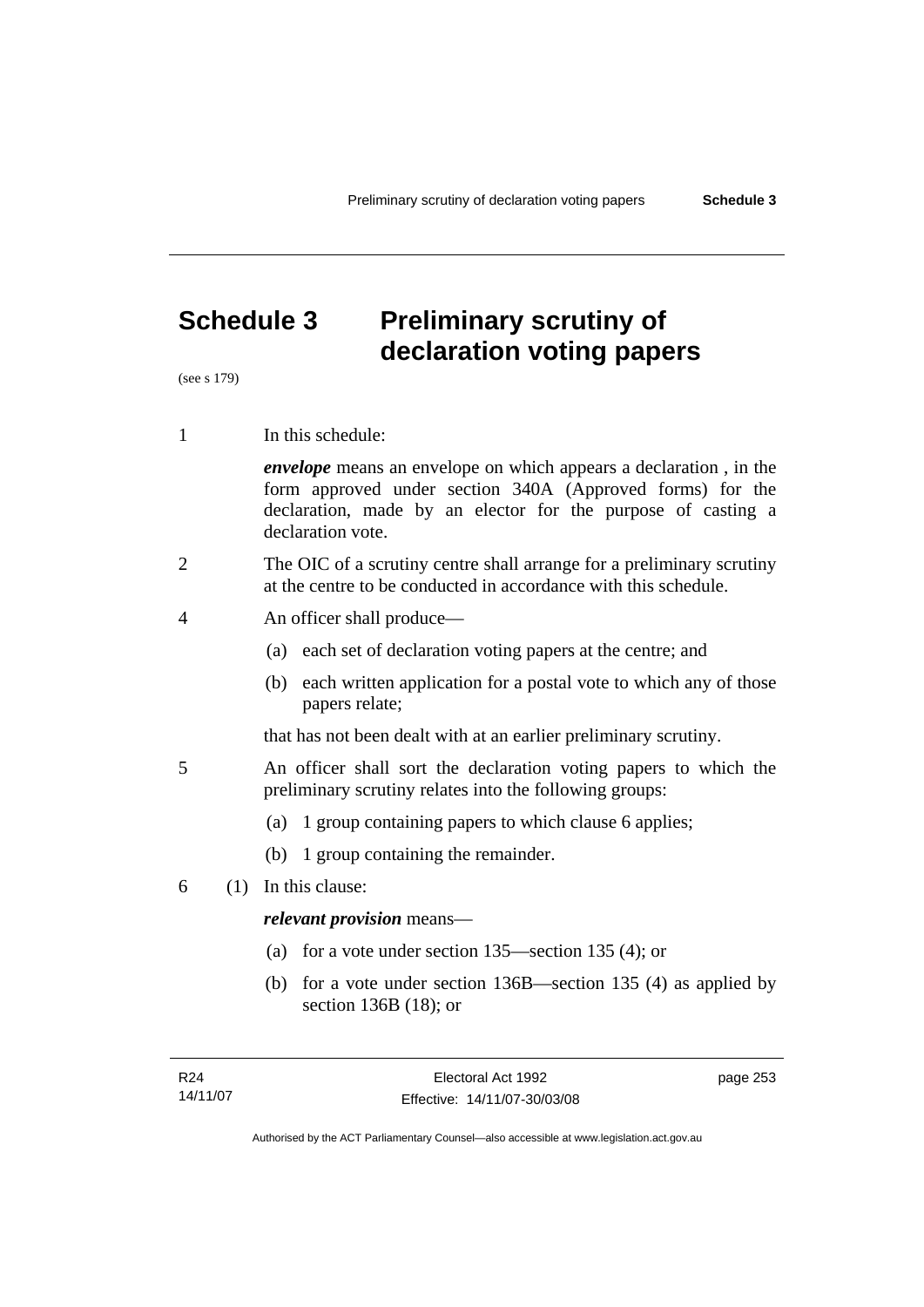# Schedule 3 Preliminary scrutiny of declaration voting papers

(see s 179)

1 In this schedule:

***envelope*** means an envelope on which appears a declaration , in the form approved under section 340A (Approved forms) for the declaration, made by an elector for the purpose of casting a declaration vote.

2 The OIC of a scrutiny centre shall arrange for a preliminary scrutiny at the centre to be conducted in accordance with this schedule.

4 An officer shall produce—

(a) each set of declaration voting papers at the centre; and

(b) each written application for a postal vote to which any of those papers relate;

that has not been dealt with at an earlier preliminary scrutiny.

5 An officer shall sort the declaration voting papers to which the preliminary scrutiny relates into the following groups:

(a) 1 group containing papers to which clause 6 applies;

(b) 1 group containing the remainder.

6 (1) In this clause:

***relevant provision*** means—

(a) for a vote under section 135—section 135 (4); or

(b) for a vote under section 136B—section 135 (4) as applied by section 136B (18); or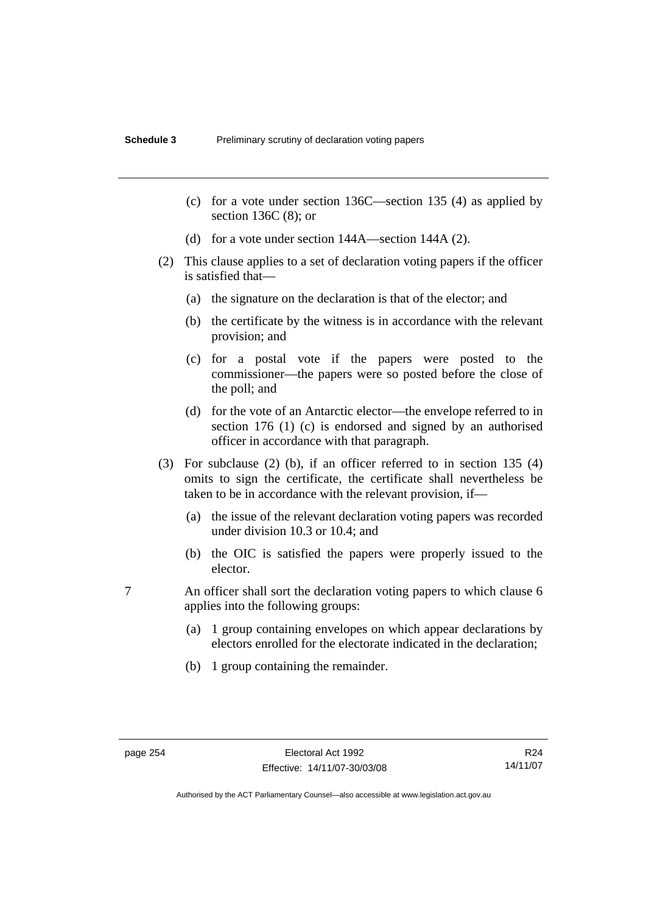(c) for a vote under section 136C—section 135 (4) as applied by section 136C (8); or

(d) for a vote under section 144A—section 144A (2).

(2) This clause applies to a set of declaration voting papers if the officer is satisfied that—

(a) the signature on the declaration is that of the elector; and

(b) the certificate by the witness is in accordance with the relevant provision; and

(c) for a postal vote if the papers were posted to the commissioner—the papers were so posted before the close of the poll; and

(d) for the vote of an Antarctic elector—the envelope referred to in section 176 (1) (c) is endorsed and signed by an authorised officer in accordance with that paragraph.

(3) For subclause (2) (b), if an officer referred to in section 135 (4) omits to sign the certificate, the certificate shall nevertheless be taken to be in accordance with the relevant provision, if—

(a) the issue of the relevant declaration voting papers was recorded under division 10.3 or 10.4; and

(b) the OIC is satisfied the papers were properly issued to the elector.

7 An officer shall sort the declaration voting papers to which clause 6 applies into the following groups:

(a) 1 group containing envelopes on which appear declarations by electors enrolled for the electorate indicated in the declaration;

(b) 1 group containing the remainder.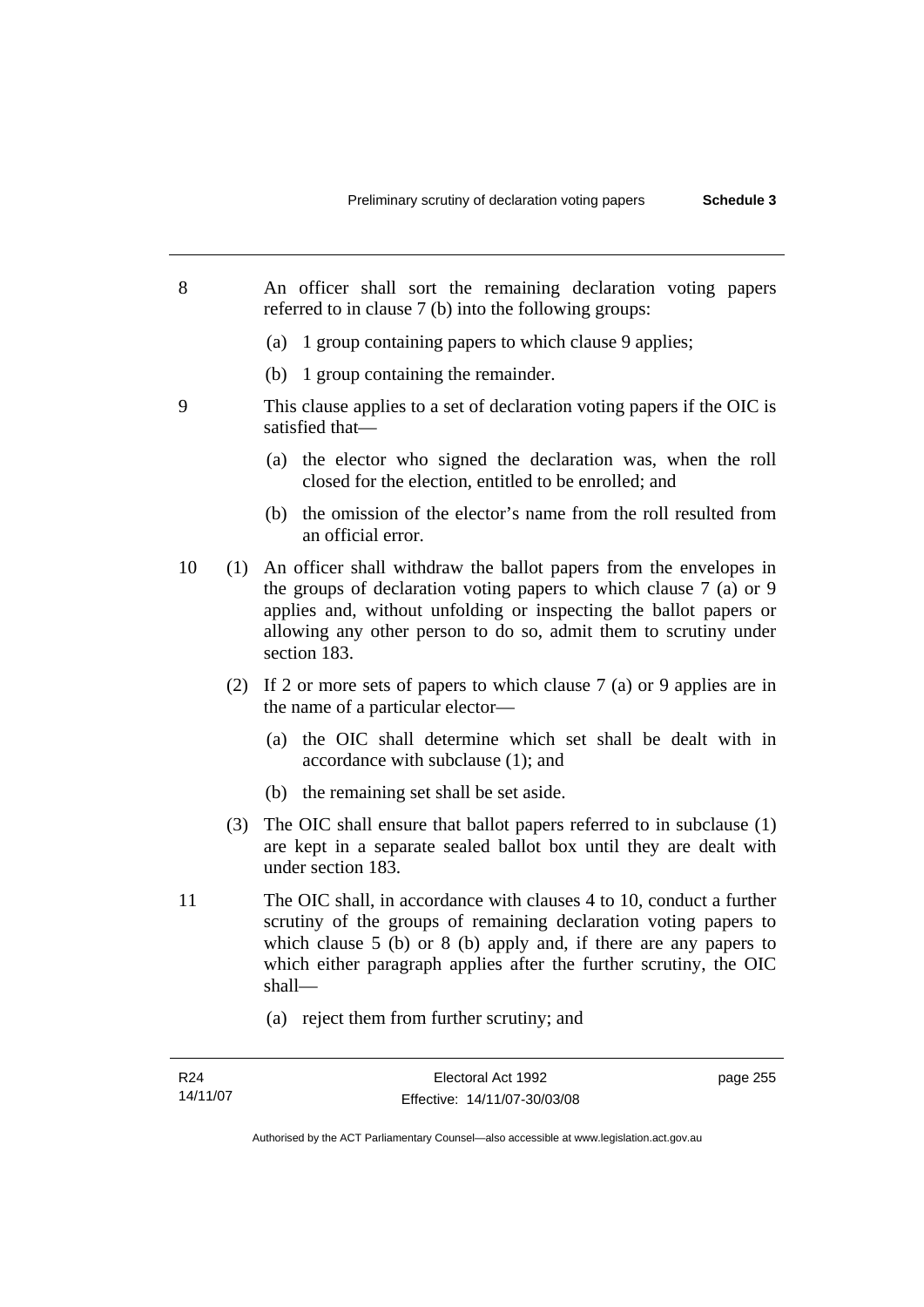8 An officer shall sort the remaining declaration voting papers referred to in clause 7 (b) into the following groups:

(a) 1 group containing papers to which clause 9 applies;

(b) 1 group containing the remainder.

9 This clause applies to a set of declaration voting papers if the OIC is satisfied that—

(a) the elector who signed the declaration was, when the roll closed for the election, entitled to be enrolled; and

(b) the omission of the elector's name from the roll resulted from an official error.

10 (1) An officer shall withdraw the ballot papers from the envelopes in the groups of declaration voting papers to which clause 7 (a) or 9 applies and, without unfolding or inspecting the ballot papers or allowing any other person to do so, admit them to scrutiny under section 183.

(2) If 2 or more sets of papers to which clause 7 (a) or 9 applies are in the name of a particular elector—

(a) the OIC shall determine which set shall be dealt with in accordance with subclause (1); and

(b) the remaining set shall be set aside.

(3) The OIC shall ensure that ballot papers referred to in subclause (1) are kept in a separate sealed ballot box until they are dealt with under section 183.

11 The OIC shall, in accordance with clauses 4 to 10, conduct a further scrutiny of the groups of remaining declaration voting papers to which clause 5 (b) or 8 (b) apply and, if there are any papers to which either paragraph applies after the further scrutiny, the OIC shall—

(a) reject them from further scrutiny; and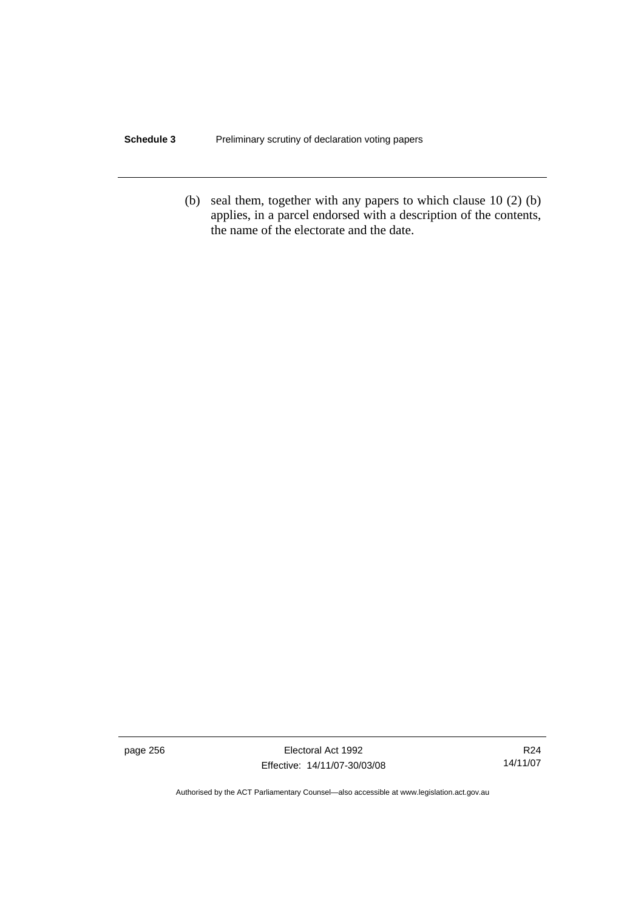(b) seal them, together with any papers to which clause 10 (2) (b) applies, in a parcel endorsed with a description of the contents, the name of the electorate and the date.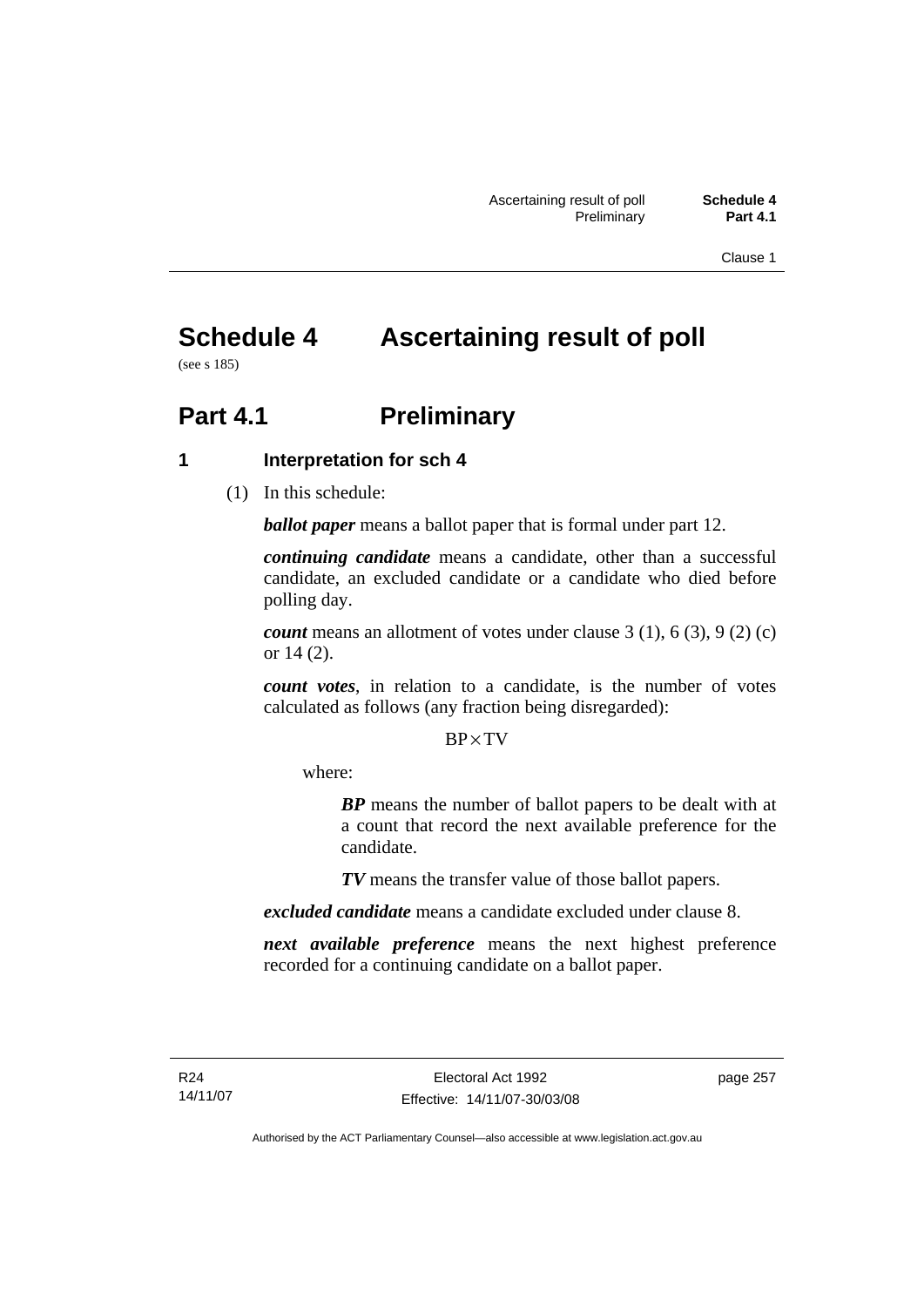# Schedule 4 Ascertaining result of poll

(see s 185)

## Part 4.1 Preliminary

### 1 Interpretation for sch 4

(1) In this schedule:

***ballot paper*** means a ballot paper that is formal under part 12.

***continuing candidate*** means a candidate, other than a successful candidate, an excluded candidate or a candidate who died before polling day.

***count*** means an allotment of votes under clause 3 (1), 6 (3), 9 (2) (c) or 14 (2).

***count votes***, in relation to a candidate, is the number of votes calculated as follows (any fraction being disregarded):

$$BP \times TV$$

where:

> ***BP*** means the number of ballot papers to be dealt with at a count that record the next available preference for the candidate.
>
> ***TV*** means the transfer value of those ballot papers.

***excluded candidate*** means a candidate excluded under clause 8.

***next available preference*** means the next highest preference recorded for a continuing candidate on a ballot paper.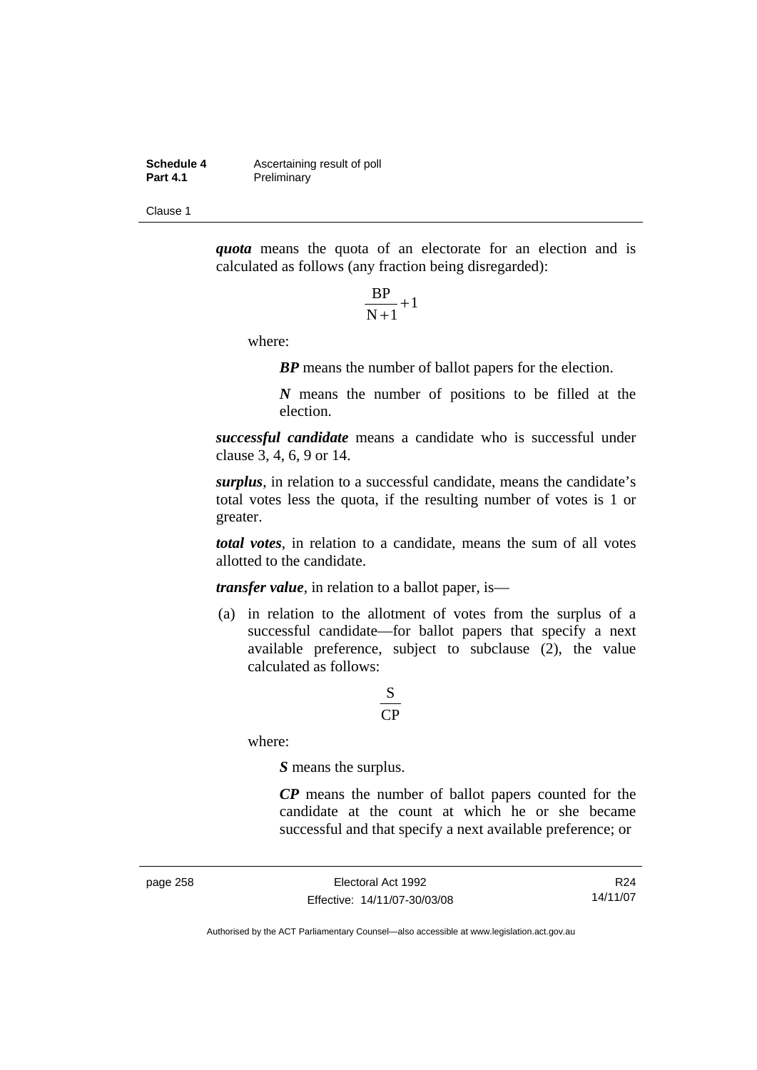***quota*** means the quota of an electorate for an election and is calculated as follows (any fraction being disregarded):

$$\frac{BP}{N+1}+1$$

where:

> ***BP*** means the number of ballot papers for the election.
>
> ***N*** means the number of positions to be filled at the election.

***successful candidate*** means a candidate who is successful under clause 3, 4, 6, 9 or 14.

***surplus***, in relation to a successful candidate, means the candidate's total votes less the quota, if the resulting number of votes is 1 or greater.

***total votes***, in relation to a candidate, means the sum of all votes allotted to the candidate.

***transfer value***, in relation to a ballot paper, is—

(a) in relation to the allotment of votes from the surplus of a successful candidate—for ballot papers that specify a next available preference, subject to subclause (2), the value calculated as follows:

$$\frac{S}{CP}$$

where:

> ***S*** means the surplus.
>
> ***CP*** means the number of ballot papers counted for the candidate at the count at which he or she became successful and that specify a next available preference; or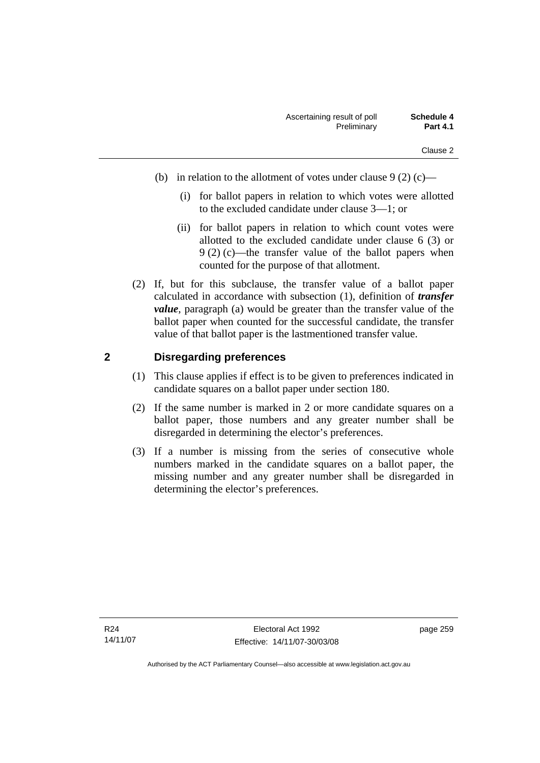(b) in relation to the allotment of votes under clause 9 (2) (c)—

   (i) for ballot papers in relation to which votes were allotted to the excluded candidate under clause 3—1; or

   (ii) for ballot papers in relation to which count votes were allotted to the excluded candidate under clause 6 (3) or 9 (2) (c)—the transfer value of the ballot papers when counted for the purpose of that allotment.

(2) If, but for this subclause, the transfer value of a ballot paper calculated in accordance with subsection (1), definition of ***transfer value***, paragraph (a) would be greater than the transfer value of the ballot paper when counted for the successful candidate, the transfer value of that ballot paper is the lastmentioned transfer value.

## 2 Disregarding preferences

(1) This clause applies if effect is to be given to preferences indicated in candidate squares on a ballot paper under section 180.

(2) If the same number is marked in 2 or more candidate squares on a ballot paper, those numbers and any greater number shall be disregarded in determining the elector's preferences.

(3) If a number is missing from the series of consecutive whole numbers marked in the candidate squares on a ballot paper, the missing number and any greater number shall be disregarded in determining the elector's preferences.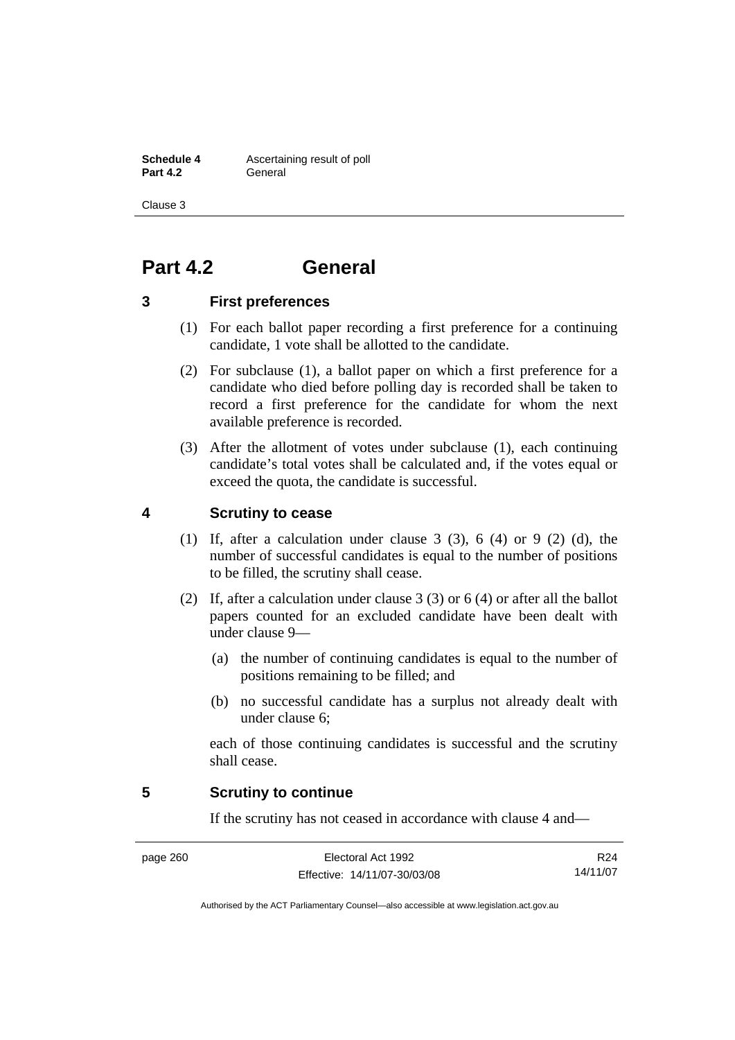# Part 4.2 General

## 3 First preferences

(1) For each ballot paper recording a first preference for a continuing candidate, 1 vote shall be allotted to the candidate.

(2) For subclause (1), a ballot paper on which a first preference for a candidate who died before polling day is recorded shall be taken to record a first preference for the candidate for whom the next available preference is recorded.

(3) After the allotment of votes under subclause (1), each continuing candidate's total votes shall be calculated and, if the votes equal or exceed the quota, the candidate is successful.

## 4 Scrutiny to cease

(1) If, after a calculation under clause 3 (3), 6 (4) or 9 (2) (d), the number of successful candidates is equal to the number of positions to be filled, the scrutiny shall cease.

(2) If, after a calculation under clause 3 (3) or 6 (4) or after all the ballot papers counted for an excluded candidate have been dealt with under clause 9—

(a) the number of continuing candidates is equal to the number of positions remaining to be filled; and

(b) no successful candidate has a surplus not already dealt with under clause 6;

each of those continuing candidates is successful and the scrutiny shall cease.

## 5 Scrutiny to continue

If the scrutiny has not ceased in accordance with clause 4 and—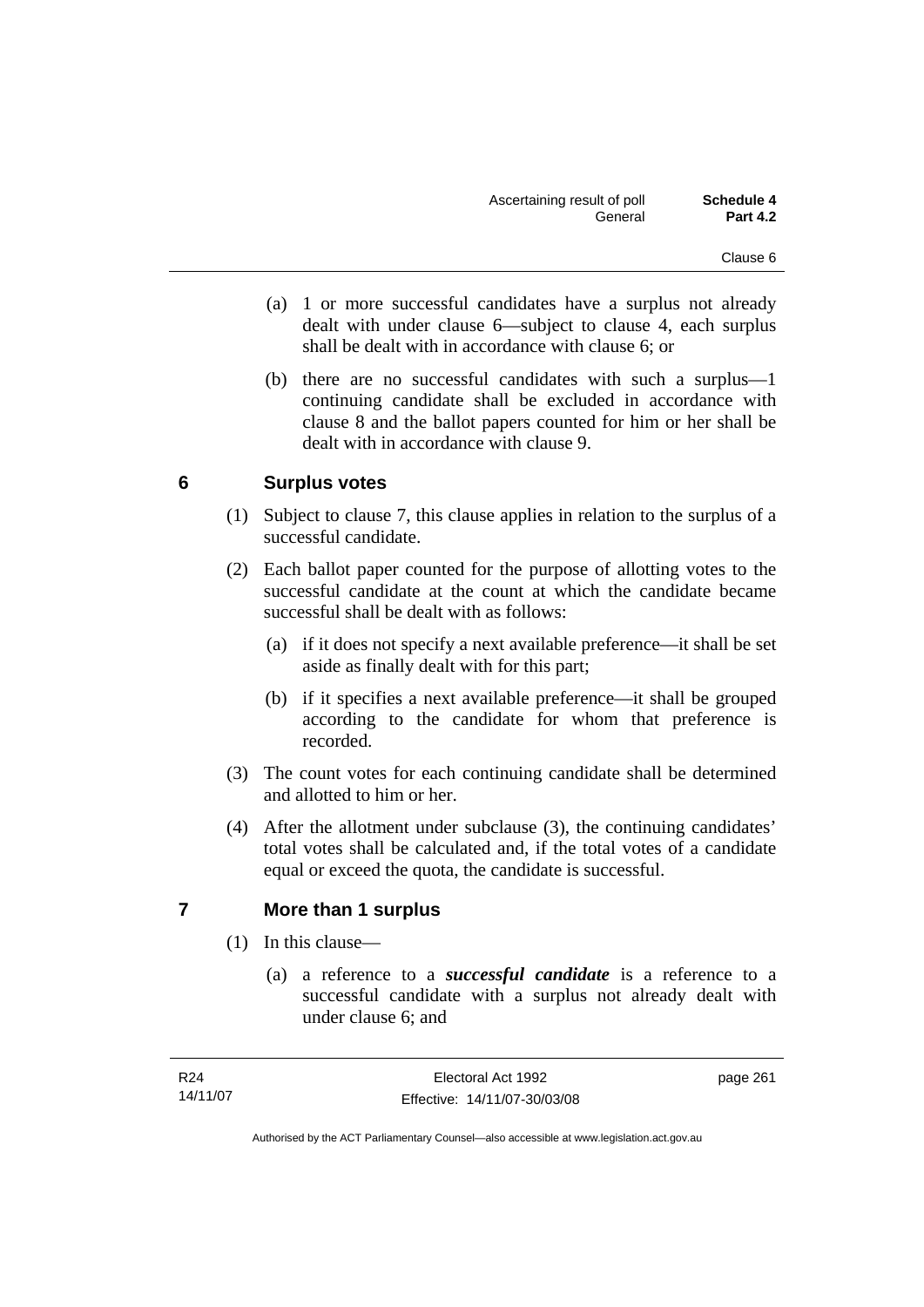(a) 1 or more successful candidates have a surplus not already dealt with under clause 6—subject to clause 4, each surplus shall be dealt with in accordance with clause 6; or

(b) there are no successful candidates with such a surplus—1 continuing candidate shall be excluded in accordance with clause 8 and the ballot papers counted for him or her shall be dealt with in accordance with clause 9.

## 6 Surplus votes

(1) Subject to clause 7, this clause applies in relation to the surplus of a successful candidate.

(2) Each ballot paper counted for the purpose of allotting votes to the successful candidate at the count at which the candidate became successful shall be dealt with as follows:

(a) if it does not specify a next available preference—it shall be set aside as finally dealt with for this part;

(b) if it specifies a next available preference—it shall be grouped according to the candidate for whom that preference is recorded.

(3) The count votes for each continuing candidate shall be determined and allotted to him or her.

(4) After the allotment under subclause (3), the continuing candidates' total votes shall be calculated and, if the total votes of a candidate equal or exceed the quota, the candidate is successful.

## 7 More than 1 surplus

(1) In this clause—

(a) a reference to a ***successful candidate*** is a reference to a successful candidate with a surplus not already dealt with under clause 6; and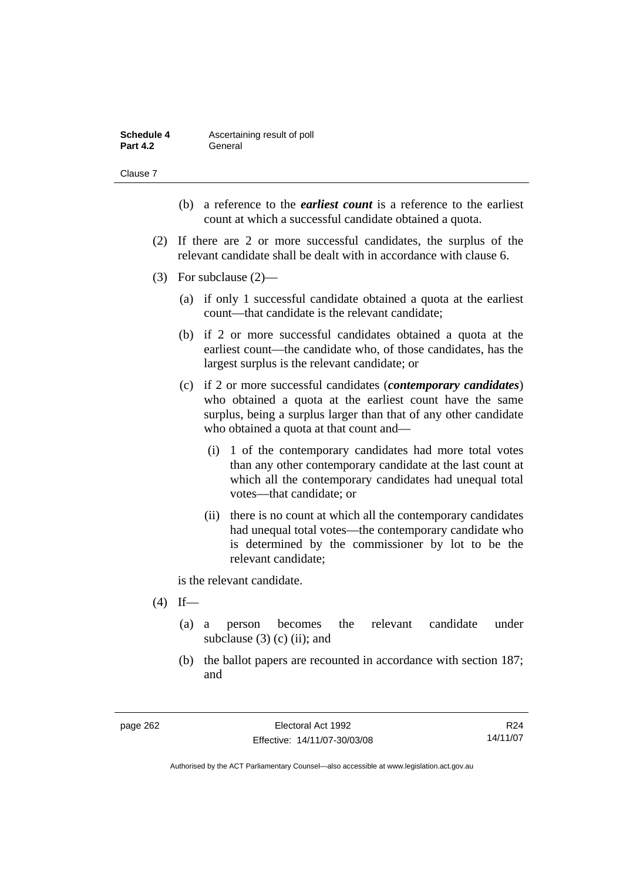(b) a reference to the ***earliest count*** is a reference to the earliest count at which a successful candidate obtained a quota.

(2) If there are 2 or more successful candidates, the surplus of the relevant candidate shall be dealt with in accordance with clause 6.

(3) For subclause (2)—

(a) if only 1 successful candidate obtained a quota at the earliest count—that candidate is the relevant candidate;

(b) if 2 or more successful candidates obtained a quota at the earliest count—the candidate who, of those candidates, has the largest surplus is the relevant candidate; or

(c) if 2 or more successful candidates (***contemporary candidates***) who obtained a quota at the earliest count have the same surplus, being a surplus larger than that of any other candidate who obtained a quota at that count and—

(i) 1 of the contemporary candidates had more total votes than any other contemporary candidate at the last count at which all the contemporary candidates had unequal total votes—that candidate; or

(ii) there is no count at which all the contemporary candidates had unequal total votes—the contemporary candidate who is determined by the commissioner by lot to be the relevant candidate;

is the relevant candidate.

(4) If—

(a) a person becomes the relevant candidate under subclause (3) (c) (ii); and

(b) the ballot papers are recounted in accordance with section 187; and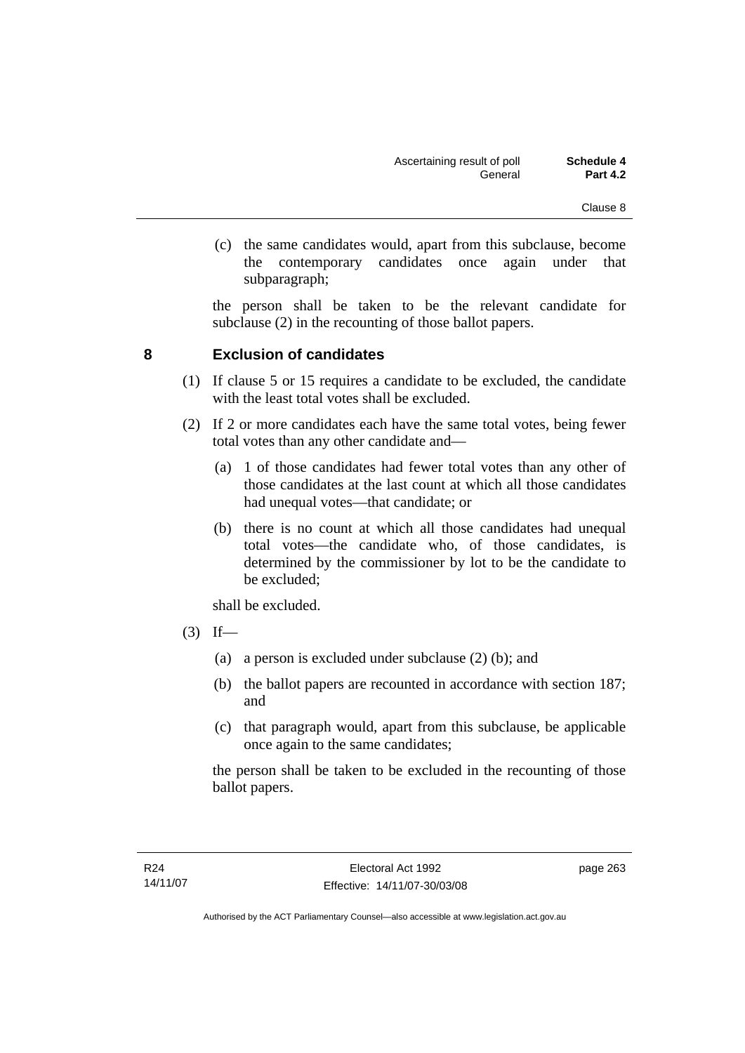(c) the same candidates would, apart from this subclause, become the contemporary candidates once again under that subparagraph;

the person shall be taken to be the relevant candidate for subclause (2) in the recounting of those ballot papers.

## 8 Exclusion of candidates

(1) If clause 5 or 15 requires a candidate to be excluded, the candidate with the least total votes shall be excluded.

(2) If 2 or more candidates each have the same total votes, being fewer total votes than any other candidate and—

(a) 1 of those candidates had fewer total votes than any other of those candidates at the last count at which all those candidates had unequal votes—that candidate; or

(b) there is no count at which all those candidates had unequal total votes—the candidate who, of those candidates, is determined by the commissioner by lot to be the candidate to be excluded;

shall be excluded.

(3) If—

(a) a person is excluded under subclause (2) (b); and

(b) the ballot papers are recounted in accordance with section 187; and

(c) that paragraph would, apart from this subclause, be applicable once again to the same candidates;

the person shall be taken to be excluded in the recounting of those ballot papers.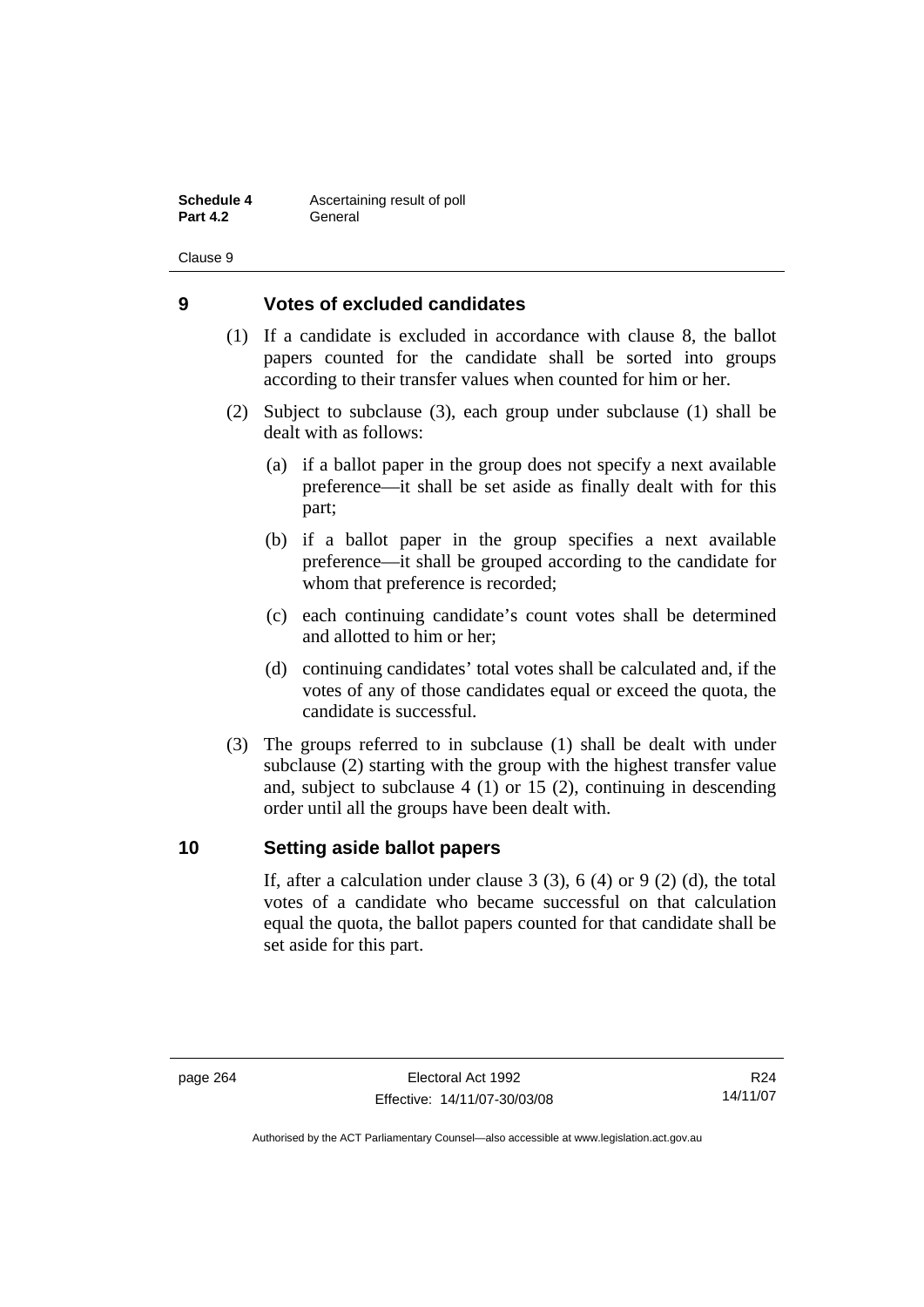## 9 Votes of excluded candidates

(1) If a candidate is excluded in accordance with clause 8, the ballot papers counted for the candidate shall be sorted into groups according to their transfer values when counted for him or her.

(2) Subject to subclause (3), each group under subclause (1) shall be dealt with as follows:

(a) if a ballot paper in the group does not specify a next available preference—it shall be set aside as finally dealt with for this part;

(b) if a ballot paper in the group specifies a next available preference—it shall be grouped according to the candidate for whom that preference is recorded;

(c) each continuing candidate's count votes shall be determined and allotted to him or her;

(d) continuing candidates' total votes shall be calculated and, if the votes of any of those candidates equal or exceed the quota, the candidate is successful.

(3) The groups referred to in subclause (1) shall be dealt with under subclause (2) starting with the group with the highest transfer value and, subject to subclause 4 (1) or 15 (2), continuing in descending order until all the groups have been dealt with.

## 10 Setting aside ballot papers

If, after a calculation under clause 3 (3), 6 (4) or 9 (2) (d), the total votes of a candidate who became successful on that calculation equal the quota, the ballot papers counted for that candidate shall be set aside for this part.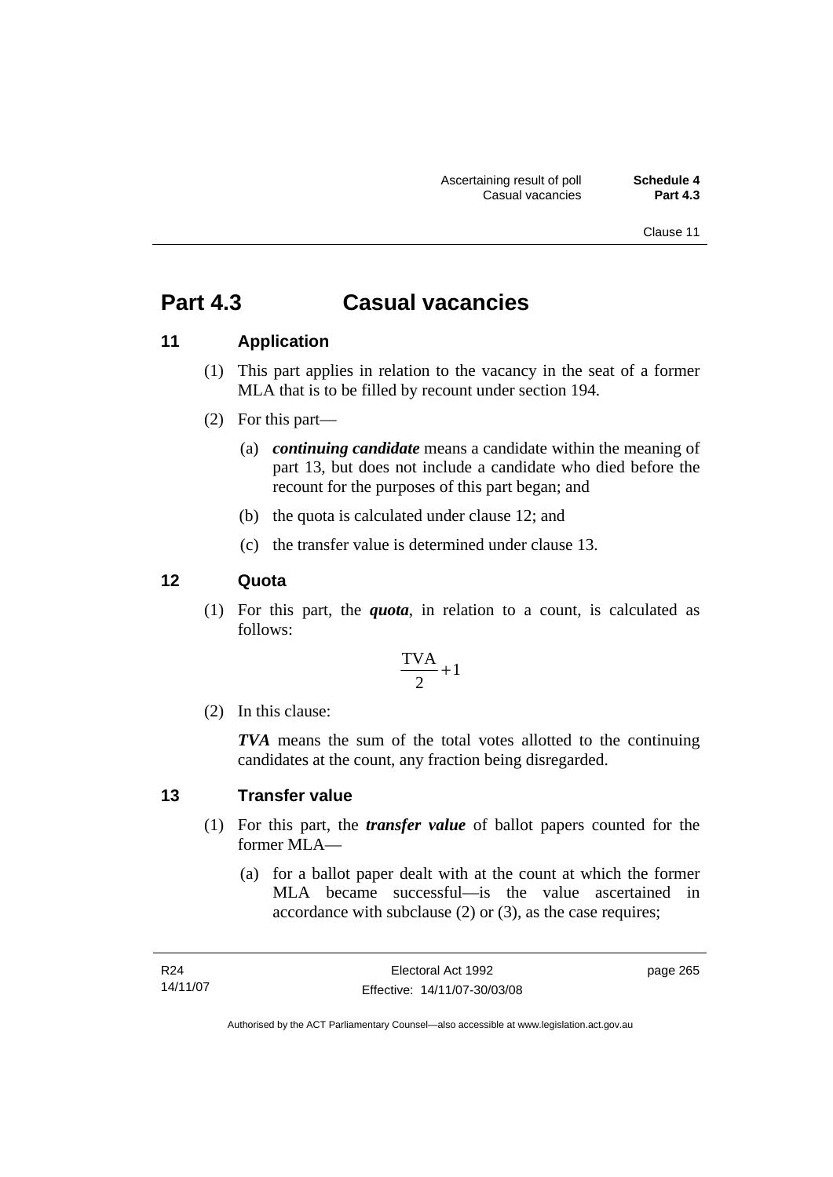# Part 4.3 Casual vacancies

## 11 Application

(1) This part applies in relation to the vacancy in the seat of a former MLA that is to be filled by recount under section 194.

(2) For this part—

(a) ***continuing candidate*** means a candidate within the meaning of part 13, but does not include a candidate who died before the recount for the purposes of this part began; and

(b) the quota is calculated under clause 12; and

(c) the transfer value is determined under clause 13.

## 12 Quota

(1) For this part, the ***quota***, in relation to a count, is calculated as follows:

$$\frac{\text{TVA}}{2} + 1$$

(2) In this clause:

***TVA*** means the sum of the total votes allotted to the continuing candidates at the count, any fraction being disregarded.

## 13 Transfer value

(1) For this part, the ***transfer value*** of ballot papers counted for the former MLA—

(a) for a ballot paper dealt with at the count at which the former MLA became successful—is the value ascertained in accordance with subclause (2) or (3), as the case requires;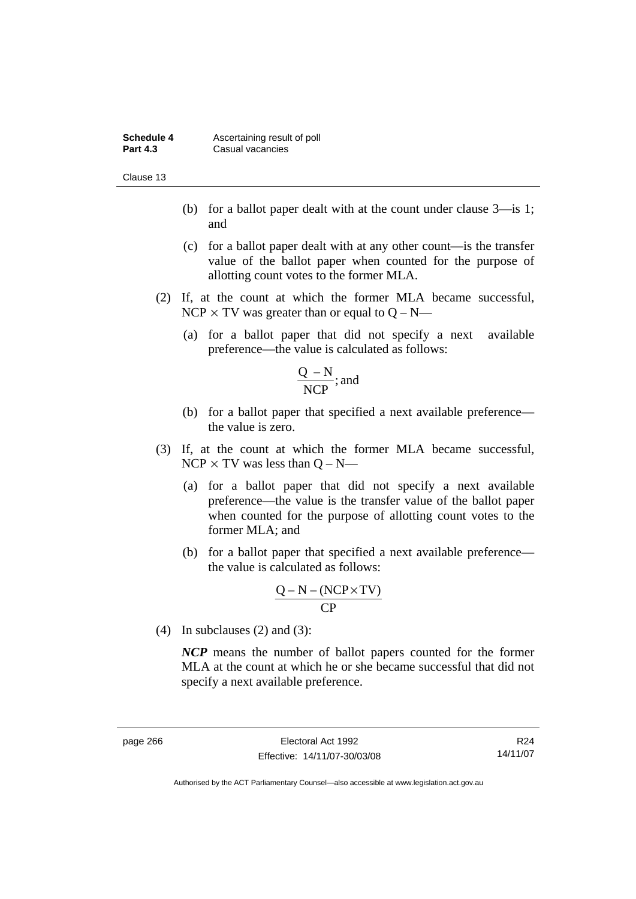(b) for a ballot paper dealt with at the count under clause 3—is 1; and

(c) for a ballot paper dealt with at any other count—is the transfer value of the ballot paper when counted for the purpose of allotting count votes to the former MLA.

(2) If, at the count at which the former MLA became successful, $NCP \times TV$ was greater than or equal to $Q - N$—

(a) for a ballot paper that did not specify a next available preference—the value is calculated as follows:

$$\frac{Q - N}{NCP}\text{; and}$$

(b) for a ballot paper that specified a next available preference—the value is zero.

(3) If, at the count at which the former MLA became successful, $NCP \times TV$ was less than $Q - N$—

(a) for a ballot paper that did not specify a next available preference—the value is the transfer value of the ballot paper when counted for the purpose of allotting count votes to the former MLA; and

(b) for a ballot paper that specified a next available preference—the value is calculated as follows:

$$\frac{Q - N - (NCP \times TV)}{CP}$$

(4) In subclauses (2) and (3):

***NCP*** means the number of ballot papers counted for the former MLA at the count at which he or she became successful that did not specify a next available preference.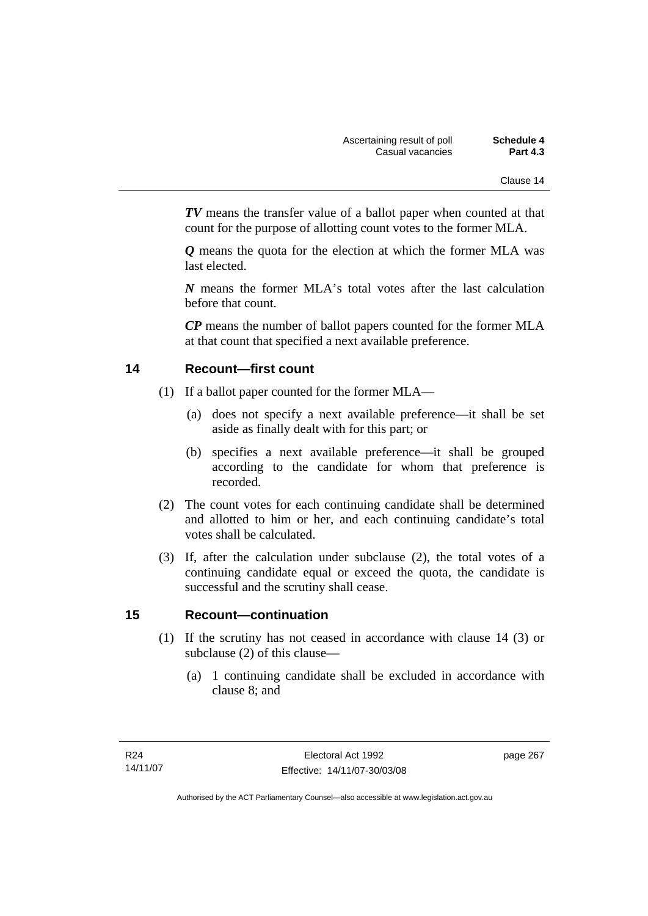***TV*** means the transfer value of a ballot paper when counted at that count for the purpose of allotting count votes to the former MLA.

***Q*** means the quota for the election at which the former MLA was last elected.

***N*** means the former MLA's total votes after the last calculation before that count.

***CP*** means the number of ballot papers counted for the former MLA at that count that specified a next available preference.

## 14 Recount—first count

(1) If a ballot paper counted for the former MLA—

(a) does not specify a next available preference—it shall be set aside as finally dealt with for this part; or

(b) specifies a next available preference—it shall be grouped according to the candidate for whom that preference is recorded.

(2) The count votes for each continuing candidate shall be determined and allotted to him or her, and each continuing candidate's total votes shall be calculated.

(3) If, after the calculation under subclause (2), the total votes of a continuing candidate equal or exceed the quota, the candidate is successful and the scrutiny shall cease.

## 15 Recount—continuation

(1) If the scrutiny has not ceased in accordance with clause 14 (3) or subclause (2) of this clause—

(a) 1 continuing candidate shall be excluded in accordance with clause 8; and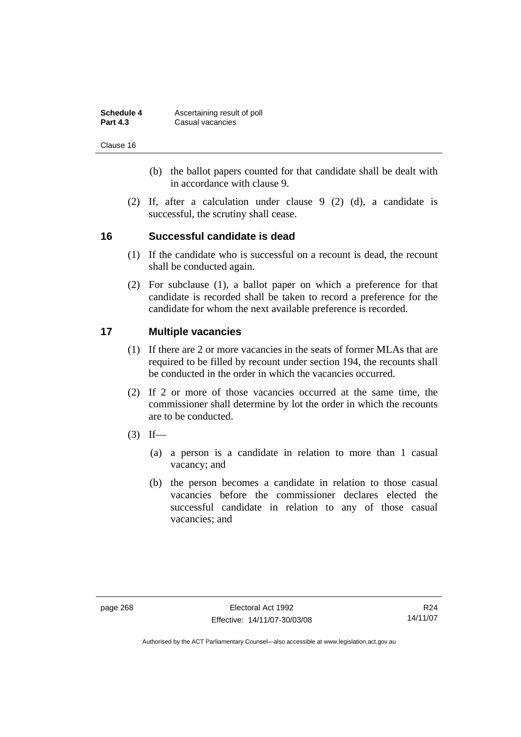(b) the ballot papers counted for that candidate shall be dealt with in accordance with clause 9.

(2) If, after a calculation under clause 9 (2) (d), a candidate is successful, the scrutiny shall cease.

## 16 Successful candidate is dead

(1) If the candidate who is successful on a recount is dead, the recount shall be conducted again.

(2) For subclause (1), a ballot paper on which a preference for that candidate is recorded shall be taken to record a preference for the candidate for whom the next available preference is recorded.

## 17 Multiple vacancies

(1) If there are 2 or more vacancies in the seats of former MLAs that are required to be filled by recount under section 194, the recounts shall be conducted in the order in which the vacancies occurred.

(2) If 2 or more of those vacancies occurred at the same time, the commissioner shall determine by lot the order in which the recounts are to be conducted.

(3) If—

(a) a person is a candidate in relation to more than 1 casual vacancy; and

(b) the person becomes a candidate in relation to those casual vacancies before the commissioner declares elected the successful candidate in relation to any of those casual vacancies; and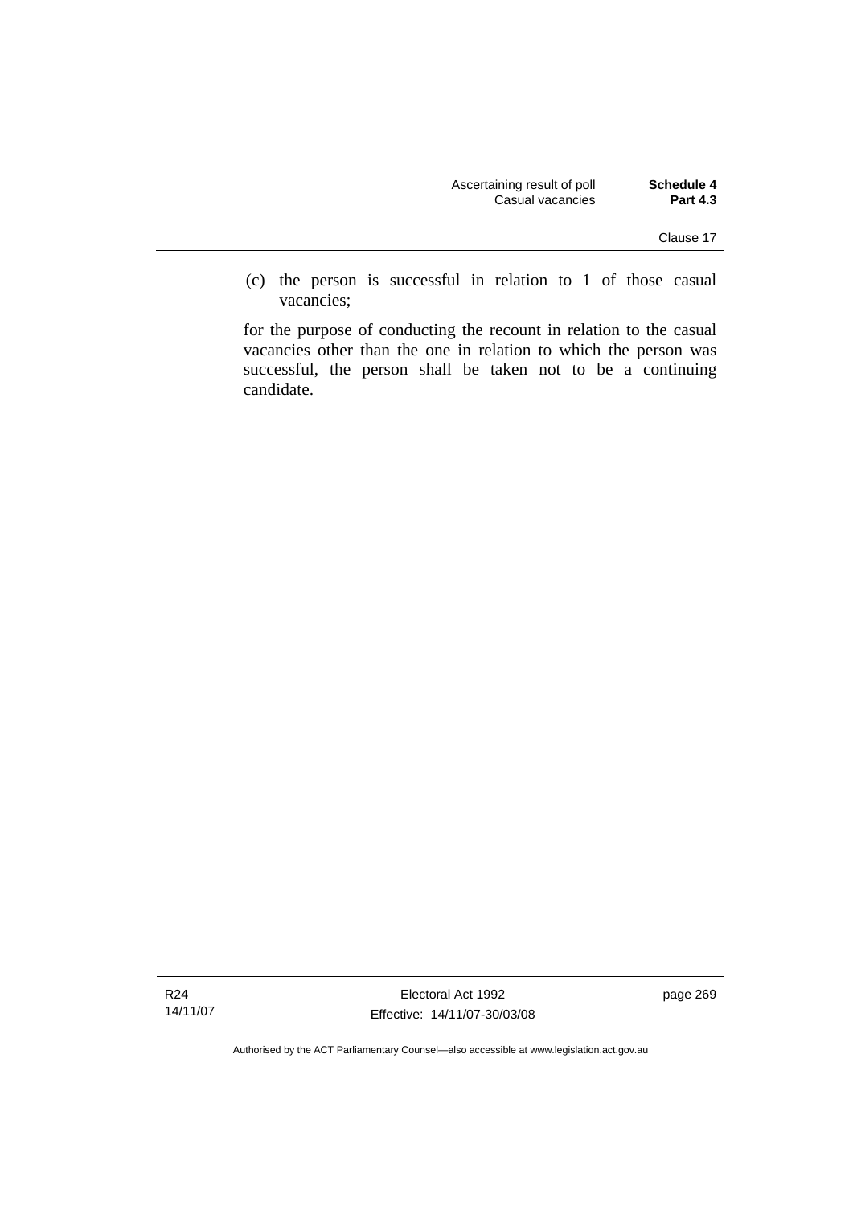(c) the person is successful in relation to 1 of those casual vacancies;

for the purpose of conducting the recount in relation to the casual vacancies other than the one in relation to which the person was successful, the person shall be taken not to be a continuing candidate.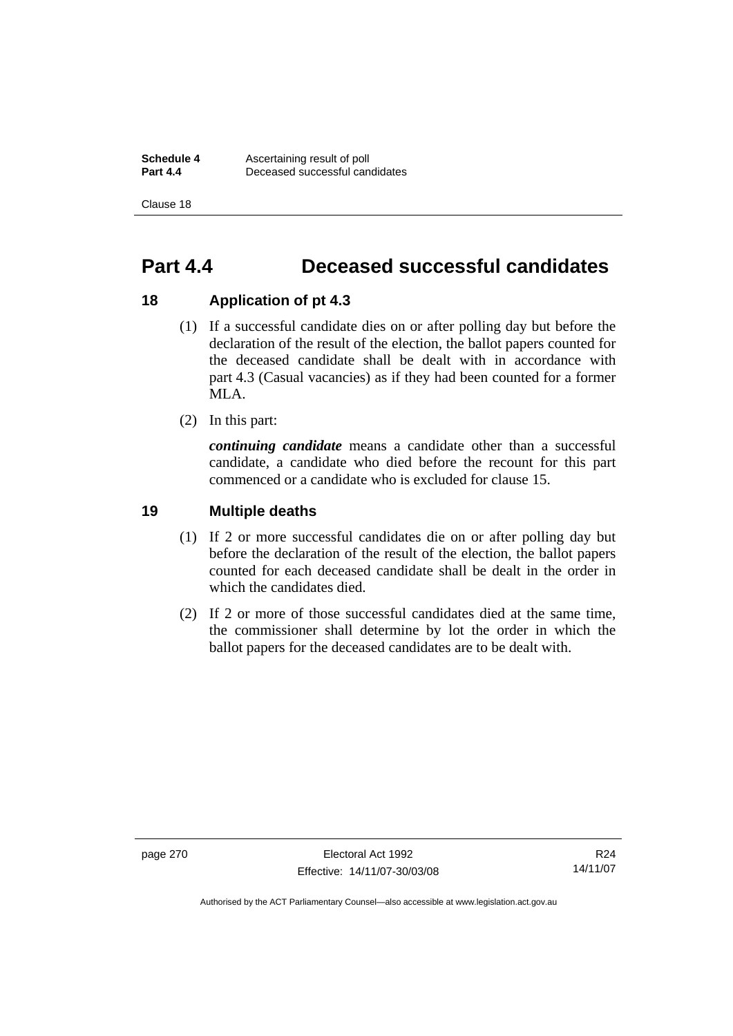# Part 4.4 Deceased successful candidates

## 18 Application of pt 4.3

(1) If a successful candidate dies on or after polling day but before the declaration of the result of the election, the ballot papers counted for the deceased candidate shall be dealt with in accordance with part 4.3 (Casual vacancies) as if they had been counted for a former MLA.

(2) In this part:

***continuing candidate*** means a candidate other than a successful candidate, a candidate who died before the recount for this part commenced or a candidate who is excluded for clause 15.

## 19 Multiple deaths

(1) If 2 or more successful candidates die on or after polling day but before the declaration of the result of the election, the ballot papers counted for each deceased candidate shall be dealt in the order in which the candidates died.

(2) If 2 or more of those successful candidates died at the same time, the commissioner shall determine by lot the order in which the ballot papers for the deceased candidates are to be dealt with.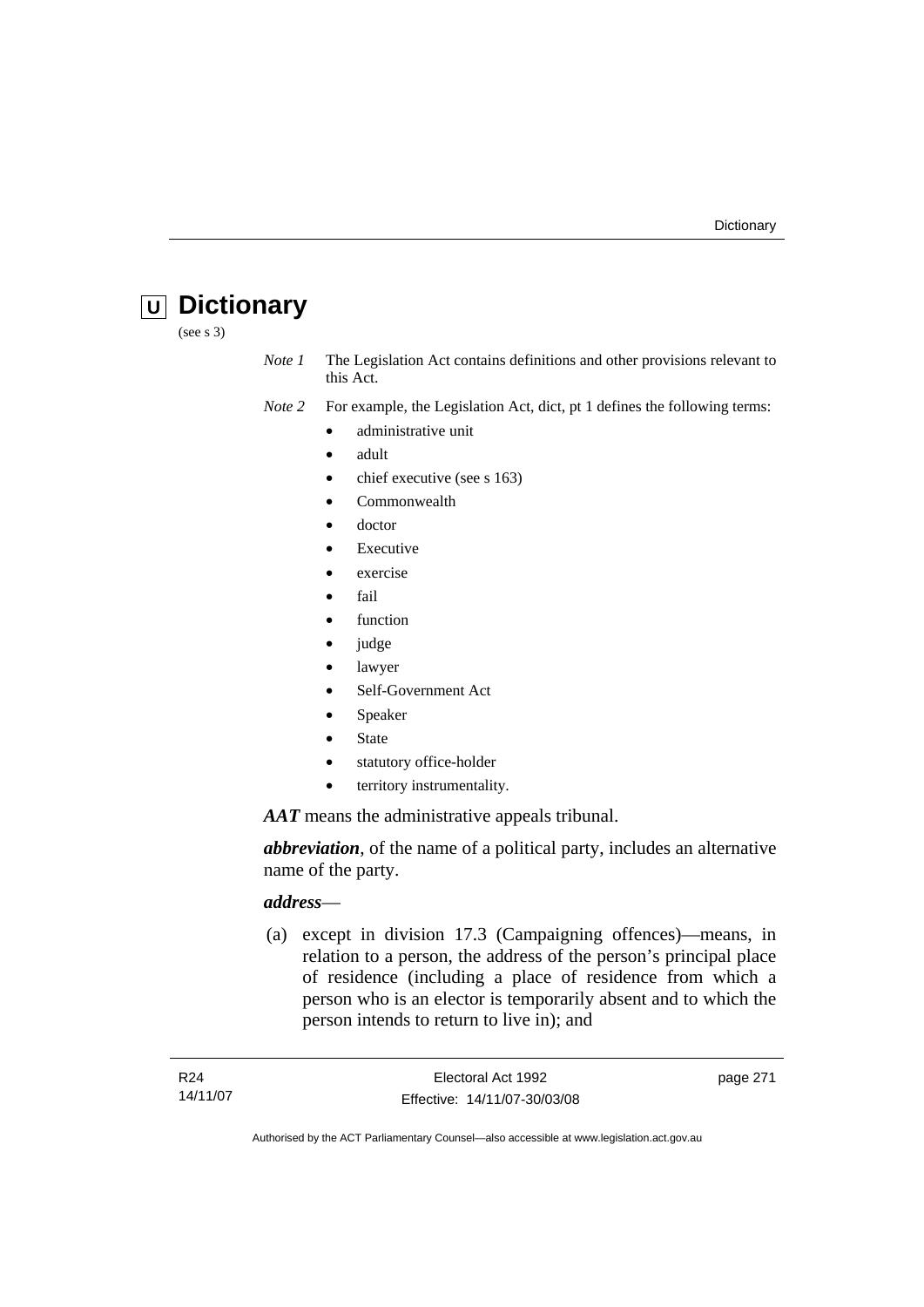# U Dictionary

(see s 3)

*Note 1* The Legislation Act contains definitions and other provisions relevant to this Act.

*Note 2* For example, the Legislation Act, dict, pt 1 defines the following terms:

- administrative unit
- adult
- chief executive (see s 163)
- Commonwealth
- doctor
- Executive
- exercise
- fail
- function
- judge
- lawyer
- Self-Government Act
- Speaker
- State
- statutory office-holder
- territory instrumentality.

***AAT*** means the administrative appeals tribunal.

***abbreviation***, of the name of a political party, includes an alternative name of the party.

***address***—

(a) except in division 17.3 (Campaigning offences)—means, in relation to a person, the address of the person's principal place of residence (including a place of residence from which a person who is an elector is temporarily absent and to which the person intends to return to live in); and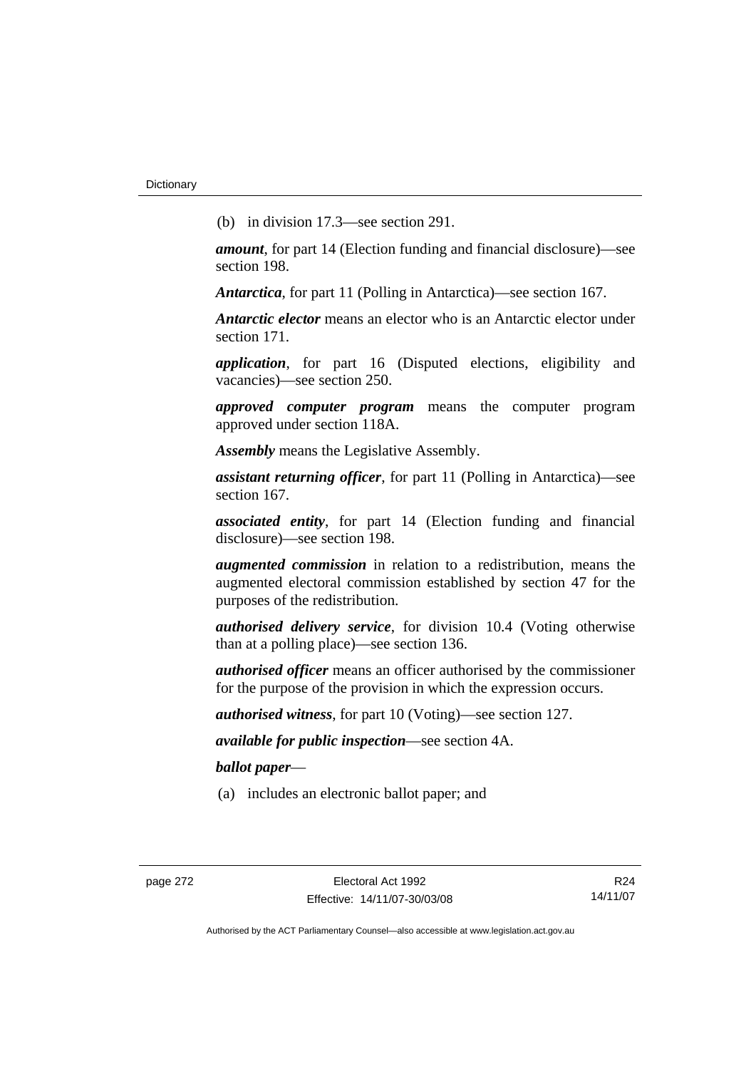(b) in division 17.3—see section 291.

***amount***, for part 14 (Election funding and financial disclosure)—see section 198.

***Antarctica***, for part 11 (Polling in Antarctica)—see section 167.

***Antarctic elector*** means an elector who is an Antarctic elector under section 171.

***application***, for part 16 (Disputed elections, eligibility and vacancies)—see section 250.

***approved computer program*** means the computer program approved under section 118A.

***Assembly*** means the Legislative Assembly.

***assistant returning officer***, for part 11 (Polling in Antarctica)—see section 167.

***associated entity***, for part 14 (Election funding and financial disclosure)—see section 198.

***augmented commission*** in relation to a redistribution, means the augmented electoral commission established by section 47 for the purposes of the redistribution.

***authorised delivery service***, for division 10.4 (Voting otherwise than at a polling place)—see section 136.

***authorised officer*** means an officer authorised by the commissioner for the purpose of the provision in which the expression occurs.

***authorised witness***, for part 10 (Voting)—see section 127.

***available for public inspection***—see section 4A.

***ballot paper***—

(a) includes an electronic ballot paper; and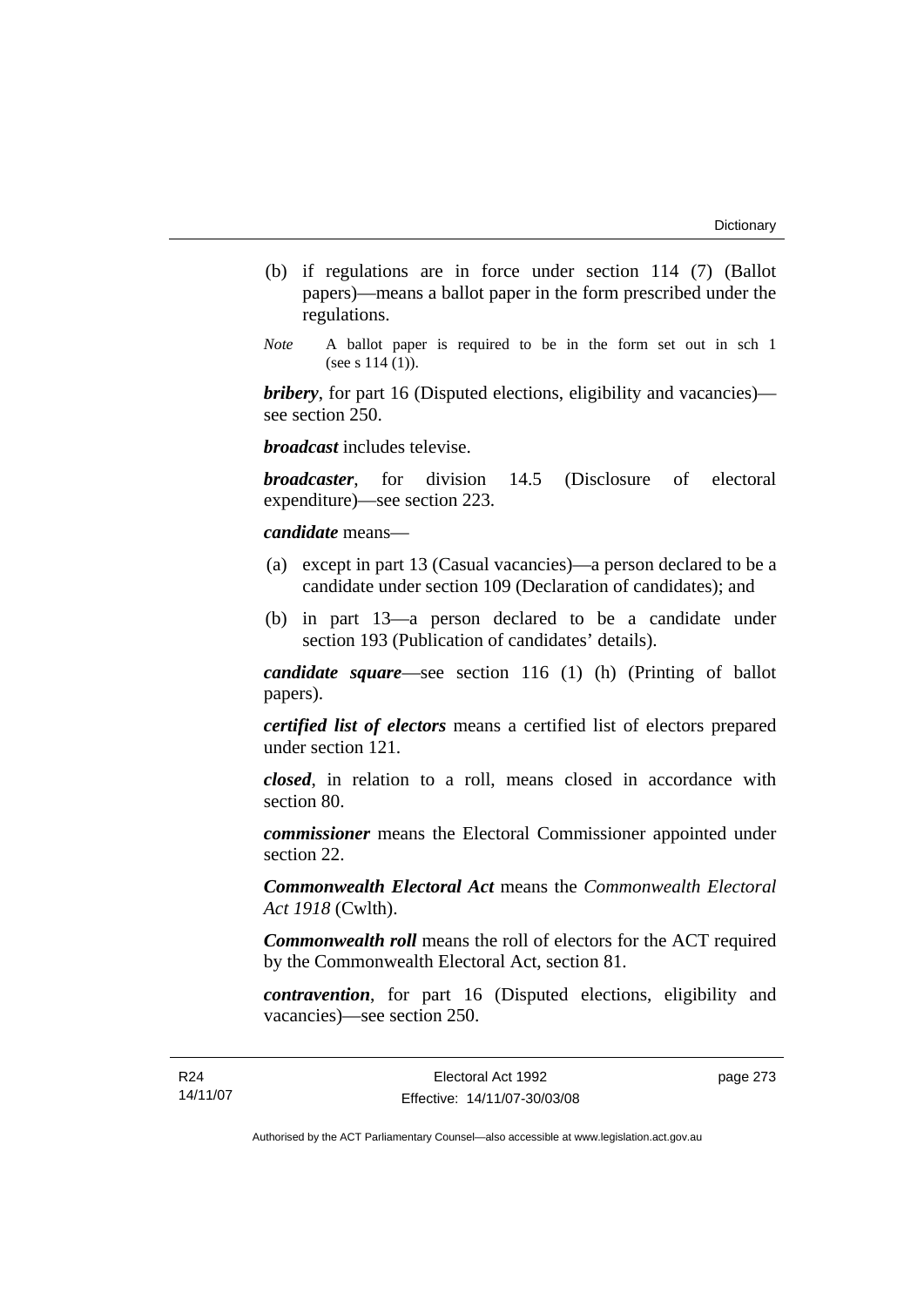(b) if regulations are in force under section 114 (7) (Ballot papers)—means a ballot paper in the form prescribed under the regulations.

*Note* A ballot paper is required to be in the form set out in sch 1 (see s 114 (1)).

***bribery***, for part 16 (Disputed elections, eligibility and vacancies)—see section 250.

***broadcast*** includes televise.

***broadcaster***, for division 14.5 (Disclosure of electoral expenditure)—see section 223.

***candidate*** means—

(a) except in part 13 (Casual vacancies)—a person declared to be a candidate under section 109 (Declaration of candidates); and

(b) in part 13—a person declared to be a candidate under section 193 (Publication of candidates' details).

***candidate square***—see section 116 (1) (h) (Printing of ballot papers).

***certified list of electors*** means a certified list of electors prepared under section 121.

***closed***, in relation to a roll, means closed in accordance with section 80.

***commissioner*** means the Electoral Commissioner appointed under section 22.

***Commonwealth Electoral Act*** means the *Commonwealth Electoral Act 1918* (Cwlth).

***Commonwealth roll*** means the roll of electors for the ACT required by the Commonwealth Electoral Act, section 81.

***contravention***, for part 16 (Disputed elections, eligibility and vacancies)—see section 250.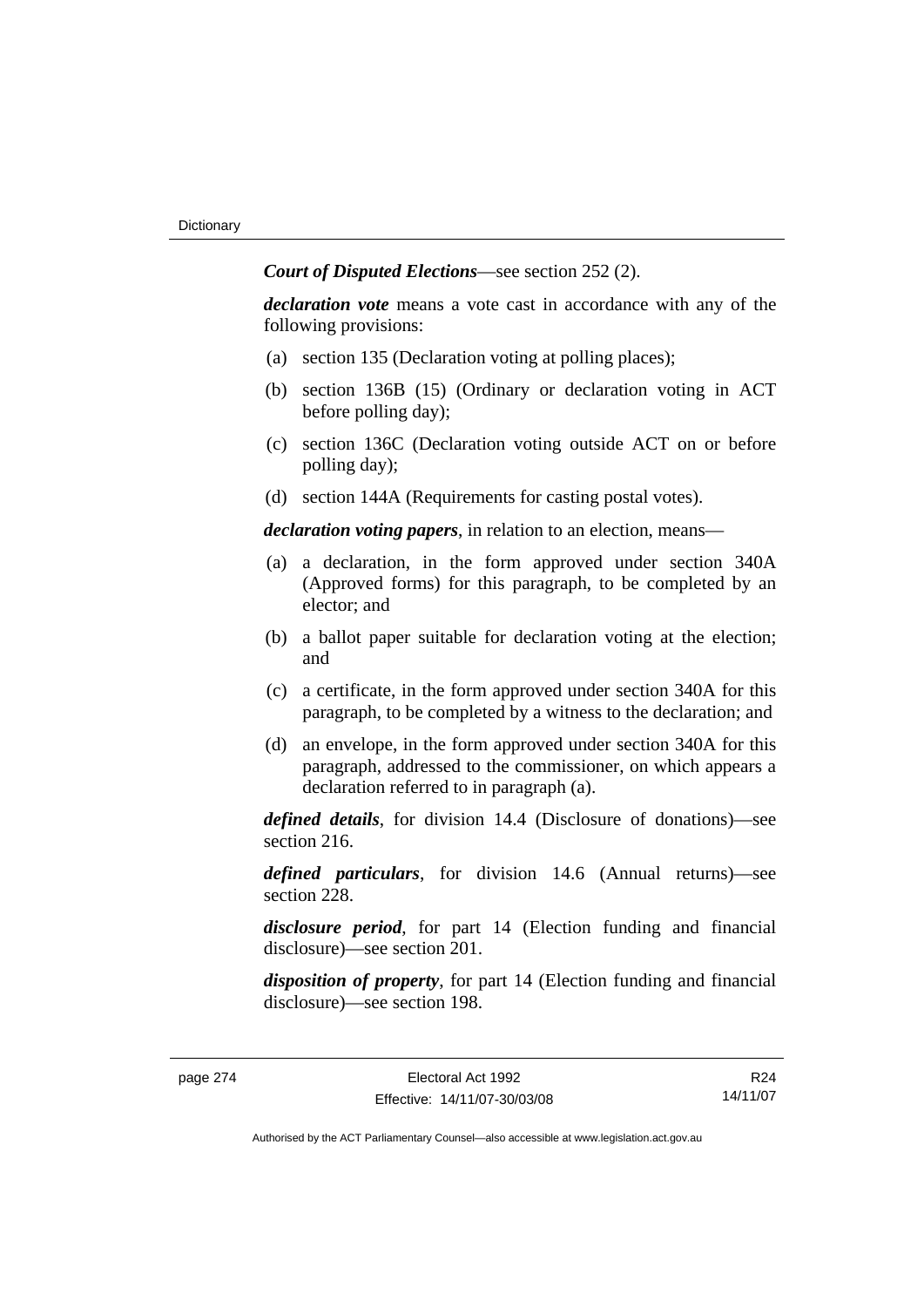***Court of Disputed Elections***—see section 252 (2).

***declaration vote*** means a vote cast in accordance with any of the following provisions:

(a) section 135 (Declaration voting at polling places);

(b) section 136B (15) (Ordinary or declaration voting in ACT before polling day);

(c) section 136C (Declaration voting outside ACT on or before polling day);

(d) section 144A (Requirements for casting postal votes).

***declaration voting papers***, in relation to an election, means—

(a) a declaration, in the form approved under section 340A (Approved forms) for this paragraph, to be completed by an elector; and

(b) a ballot paper suitable for declaration voting at the election; and

(c) a certificate, in the form approved under section 340A for this paragraph, to be completed by a witness to the declaration; and

(d) an envelope, in the form approved under section 340A for this paragraph, addressed to the commissioner, on which appears a declaration referred to in paragraph (a).

***defined details***, for division 14.4 (Disclosure of donations)—see section 216.

***defined particulars***, for division 14.6 (Annual returns)—see section 228.

***disclosure period***, for part 14 (Election funding and financial disclosure)—see section 201.

***disposition of property***, for part 14 (Election funding and financial disclosure)—see section 198.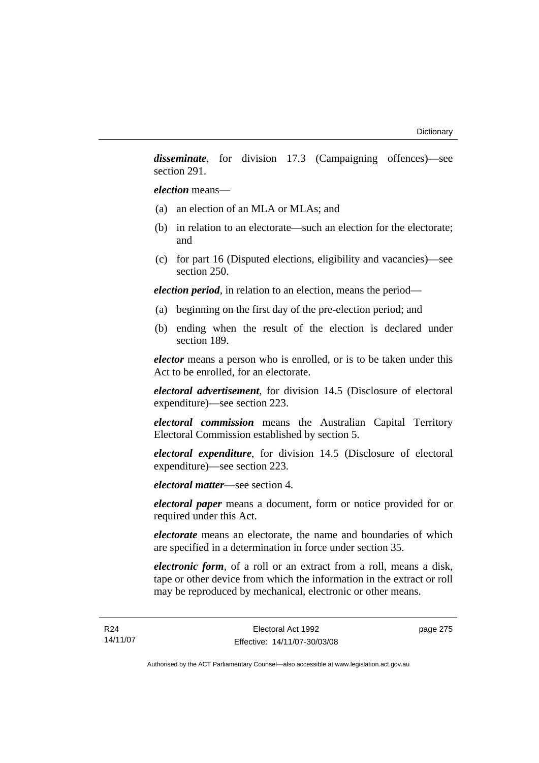***disseminate***, for division 17.3 (Campaigning offences)—see section 291.

***election*** means—

(a) an election of an MLA or MLAs; and

(b) in relation to an electorate—such an election for the electorate; and

(c) for part 16 (Disputed elections, eligibility and vacancies)—see section 250.

***election period***, in relation to an election, means the period—

(a) beginning on the first day of the pre-election period; and

(b) ending when the result of the election is declared under section 189.

***elector*** means a person who is enrolled, or is to be taken under this Act to be enrolled, for an electorate.

***electoral advertisement***, for division 14.5 (Disclosure of electoral expenditure)—see section 223.

***electoral commission*** means the Australian Capital Territory Electoral Commission established by section 5.

***electoral expenditure***, for division 14.5 (Disclosure of electoral expenditure)—see section 223.

***electoral matter***—see section 4.

***electoral paper*** means a document, form or notice provided for or required under this Act.

***electorate*** means an electorate, the name and boundaries of which are specified in a determination in force under section 35.

***electronic form***, of a roll or an extract from a roll, means a disk, tape or other device from which the information in the extract or roll may be reproduced by mechanical, electronic or other means.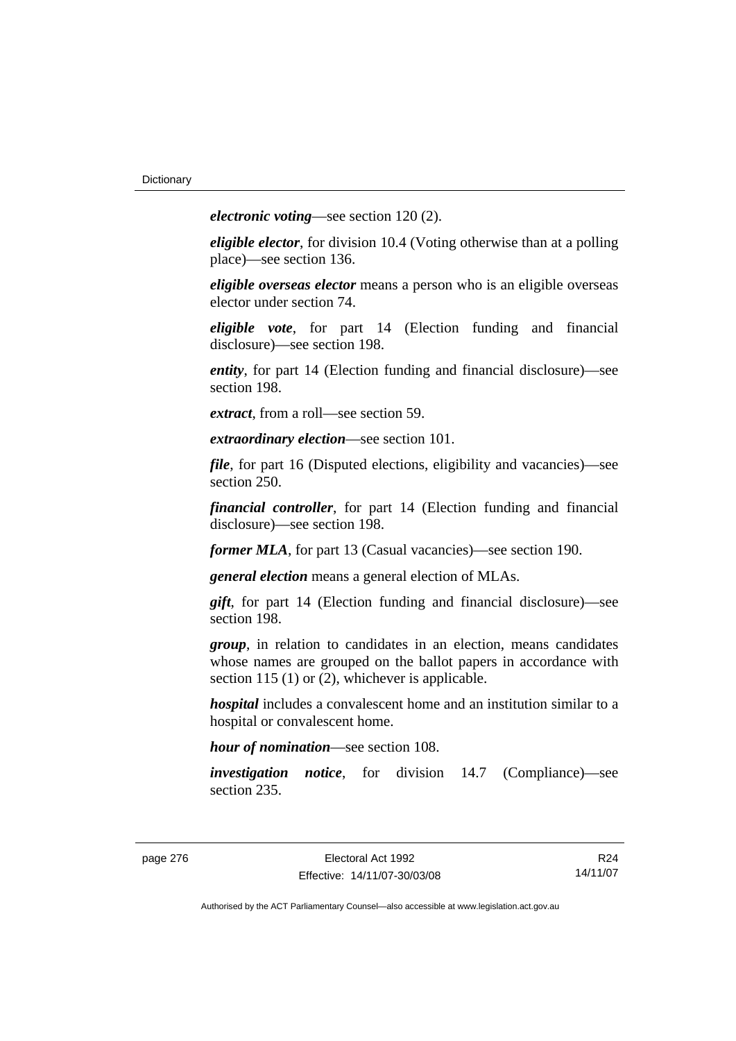***electronic voting***—see section 120 (2).

***eligible elector***, for division 10.4 (Voting otherwise than at a polling place)—see section 136.

***eligible overseas elector*** means a person who is an eligible overseas elector under section 74.

***eligible vote***, for part 14 (Election funding and financial disclosure)—see section 198.

***entity***, for part 14 (Election funding and financial disclosure)—see section 198.

***extract***, from a roll—see section 59.

***extraordinary election***—see section 101.

***file***, for part 16 (Disputed elections, eligibility and vacancies)—see section 250.

***financial controller***, for part 14 (Election funding and financial disclosure)—see section 198.

***former MLA***, for part 13 (Casual vacancies)—see section 190.

***general election*** means a general election of MLAs.

***gift***, for part 14 (Election funding and financial disclosure)—see section 198.

***group***, in relation to candidates in an election, means candidates whose names are grouped on the ballot papers in accordance with section 115 (1) or (2), whichever is applicable.

***hospital*** includes a convalescent home and an institution similar to a hospital or convalescent home.

***hour of nomination***—see section 108.

***investigation notice***, for division 14.7 (Compliance)—see section 235.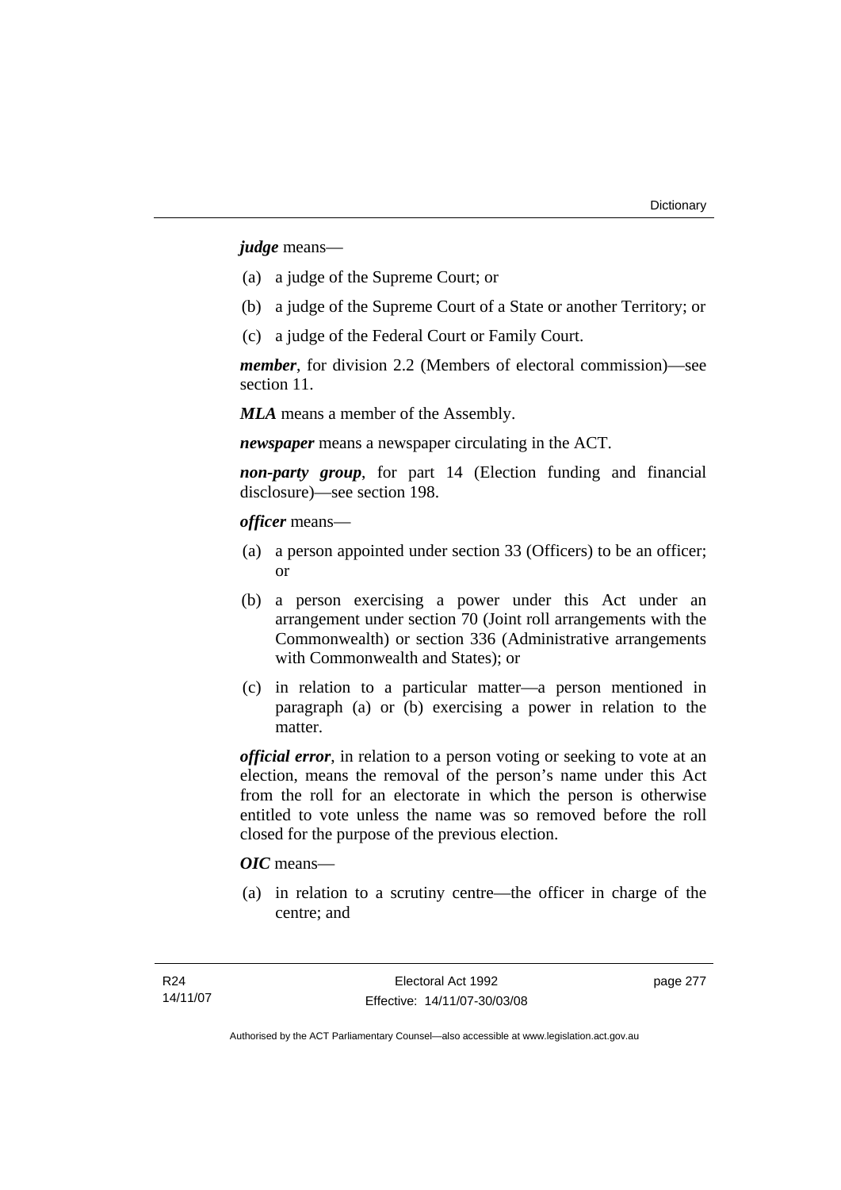***judge*** means—

(a) a judge of the Supreme Court; or

(b) a judge of the Supreme Court of a State or another Territory; or

(c) a judge of the Federal Court or Family Court.

***member***, for division 2.2 (Members of electoral commission)—see section 11.

***MLA*** means a member of the Assembly.

***newspaper*** means a newspaper circulating in the ACT.

***non-party group***, for part 14 (Election funding and financial disclosure)—see section 198.

***officer*** means—

(a) a person appointed under section 33 (Officers) to be an officer; or

(b) a person exercising a power under this Act under an arrangement under section 70 (Joint roll arrangements with the Commonwealth) or section 336 (Administrative arrangements with Commonwealth and States); or

(c) in relation to a particular matter—a person mentioned in paragraph (a) or (b) exercising a power in relation to the matter.

***official error***, in relation to a person voting or seeking to vote at an election, means the removal of the person's name under this Act from the roll for an electorate in which the person is otherwise entitled to vote unless the name was so removed before the roll closed for the purpose of the previous election.

***OIC*** means—

(a) in relation to a scrutiny centre—the officer in charge of the centre; and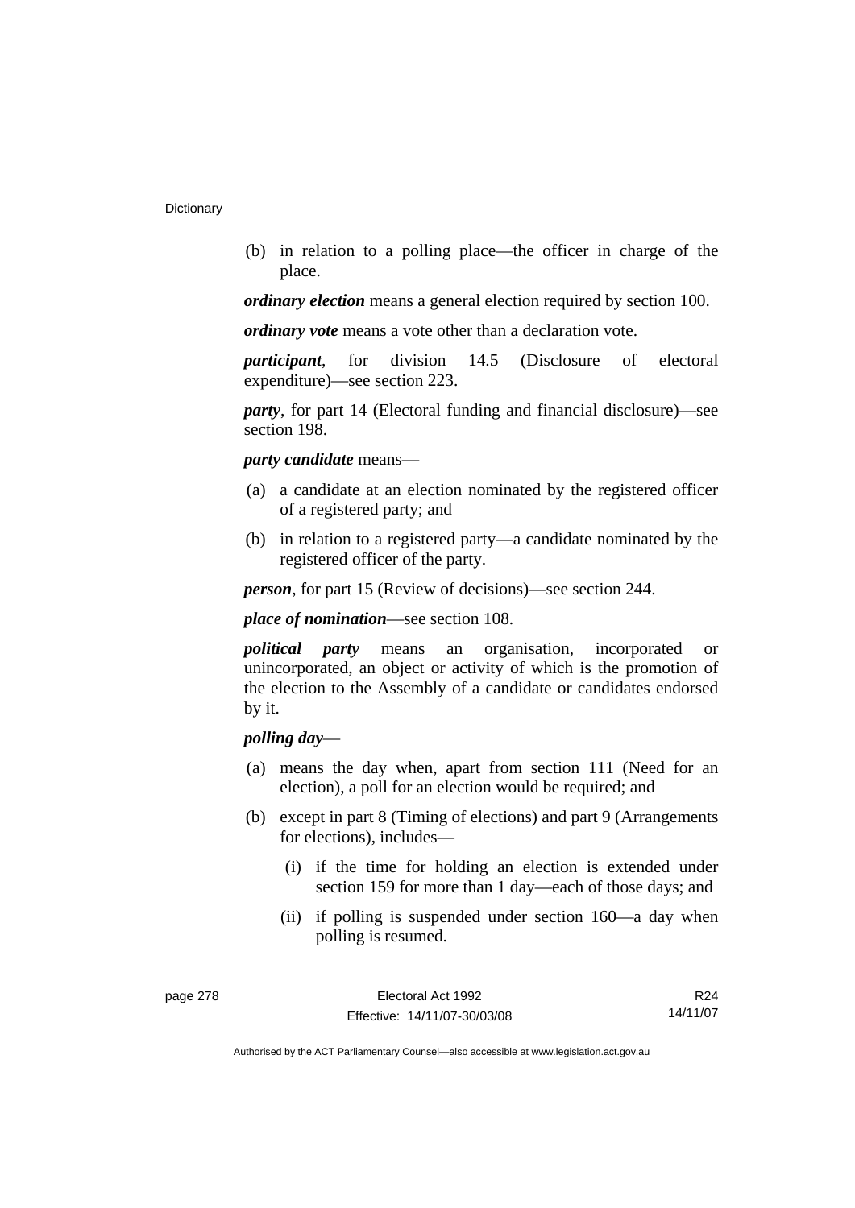(b) in relation to a polling place—the officer in charge of the place.

***ordinary election*** means a general election required by section 100.

***ordinary vote*** means a vote other than a declaration vote.

***participant***, for division 14.5 (Disclosure of electoral expenditure)—see section 223.

***party***, for part 14 (Electoral funding and financial disclosure)—see section 198.

***party candidate*** means—

(a) a candidate at an election nominated by the registered officer of a registered party; and

(b) in relation to a registered party—a candidate nominated by the registered officer of the party.

***person***, for part 15 (Review of decisions)—see section 244.

***place of nomination***—see section 108.

***political party*** means an organisation, incorporated or unincorporated, an object or activity of which is the promotion of the election to the Assembly of a candidate or candidates endorsed by it.

***polling day***—

(a) means the day when, apart from section 111 (Need for an election), a poll for an election would be required; and

(b) except in part 8 (Timing of elections) and part 9 (Arrangements for elections), includes—

  (i) if the time for holding an election is extended under section 159 for more than 1 day—each of those days; and

  (ii) if polling is suspended under section 160—a day when polling is resumed.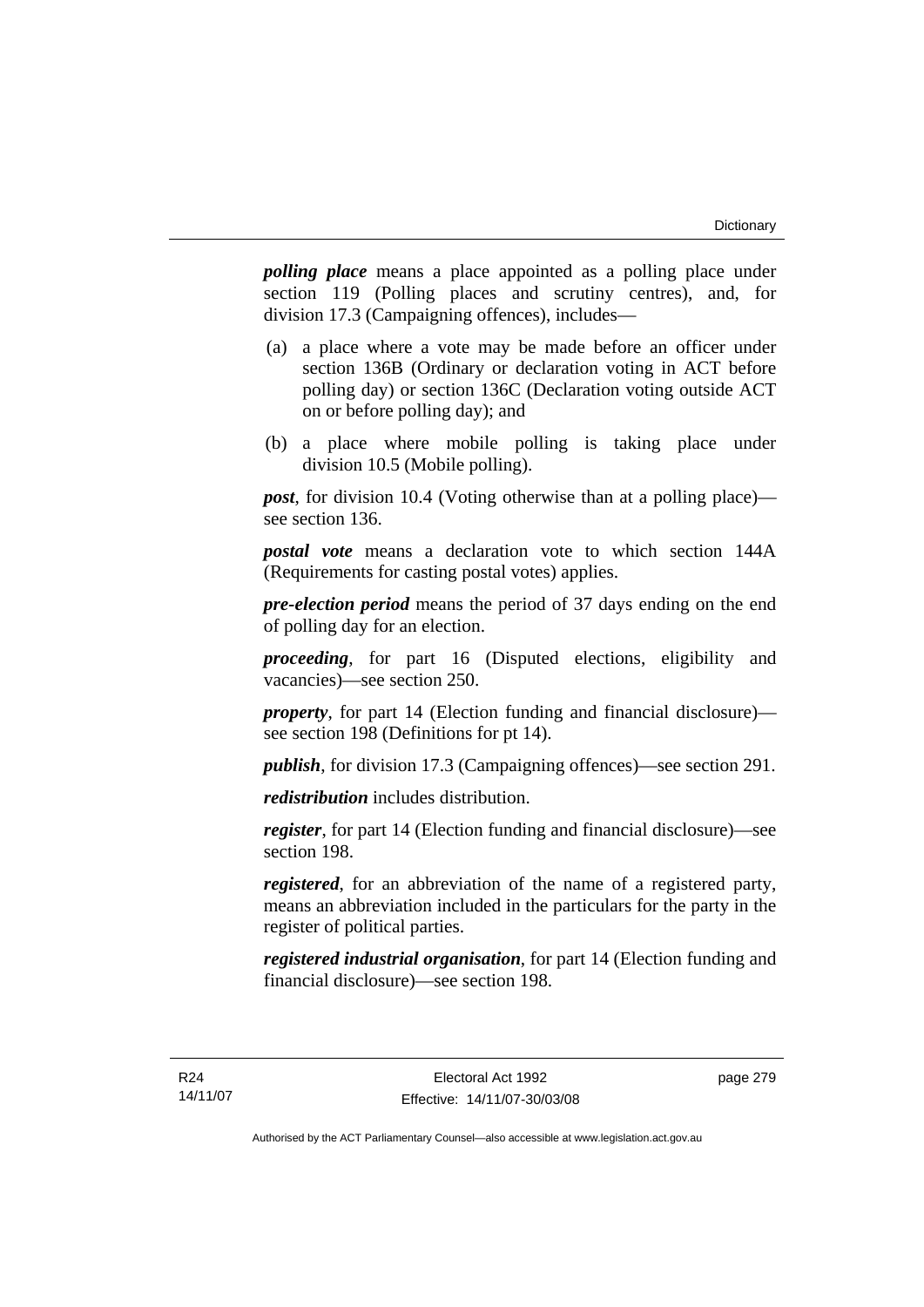***polling place*** means a place appointed as a polling place under section 119 (Polling places and scrutiny centres), and, for division 17.3 (Campaigning offences), includes—

(a) a place where a vote may be made before an officer under section 136B (Ordinary or declaration voting in ACT before polling day) or section 136C (Declaration voting outside ACT on or before polling day); and

(b) a place where mobile polling is taking place under division 10.5 (Mobile polling).

***post***, for division 10.4 (Voting otherwise than at a polling place)—see section 136.

***postal vote*** means a declaration vote to which section 144A (Requirements for casting postal votes) applies.

***pre-election period*** means the period of 37 days ending on the end of polling day for an election.

***proceeding***, for part 16 (Disputed elections, eligibility and vacancies)—see section 250.

***property***, for part 14 (Election funding and financial disclosure)—see section 198 (Definitions for pt 14).

***publish***, for division 17.3 (Campaigning offences)—see section 291.

***redistribution*** includes distribution.

***register***, for part 14 (Election funding and financial disclosure)—see section 198.

***registered***, for an abbreviation of the name of a registered party, means an abbreviation included in the particulars for the party in the register of political parties.

***registered industrial organisation***, for part 14 (Election funding and financial disclosure)—see section 198.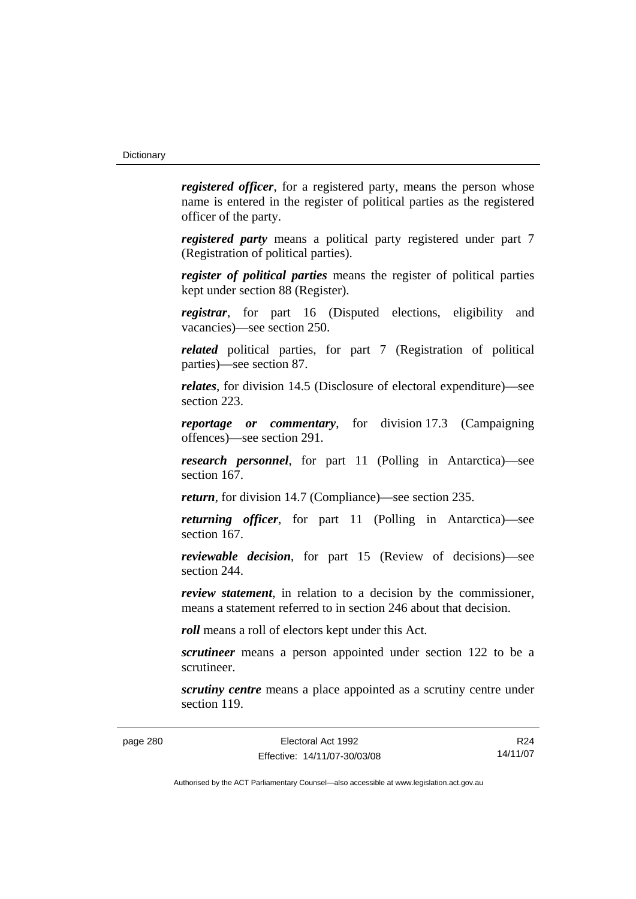***registered officer***, for a registered party, means the person whose name is entered in the register of political parties as the registered officer of the party.

***registered party*** means a political party registered under part 7 (Registration of political parties).

***register of political parties*** means the register of political parties kept under section 88 (Register).

***registrar***, for part 16 (Disputed elections, eligibility and vacancies)—see section 250.

***related*** political parties, for part 7 (Registration of political parties)—see section 87.

***relates***, for division 14.5 (Disclosure of electoral expenditure)—see section 223.

***reportage or commentary***, for division 17.3 (Campaigning offences)—see section 291.

***research personnel***, for part 11 (Polling in Antarctica)—see section 167.

***return***, for division 14.7 (Compliance)—see section 235.

***returning officer***, for part 11 (Polling in Antarctica)—see section 167.

***reviewable decision***, for part 15 (Review of decisions)—see section 244.

***review statement***, in relation to a decision by the commissioner, means a statement referred to in section 246 about that decision.

***roll*** means a roll of electors kept under this Act.

***scrutineer*** means a person appointed under section 122 to be a scrutineer.

***scrutiny centre*** means a place appointed as a scrutiny centre under section 119.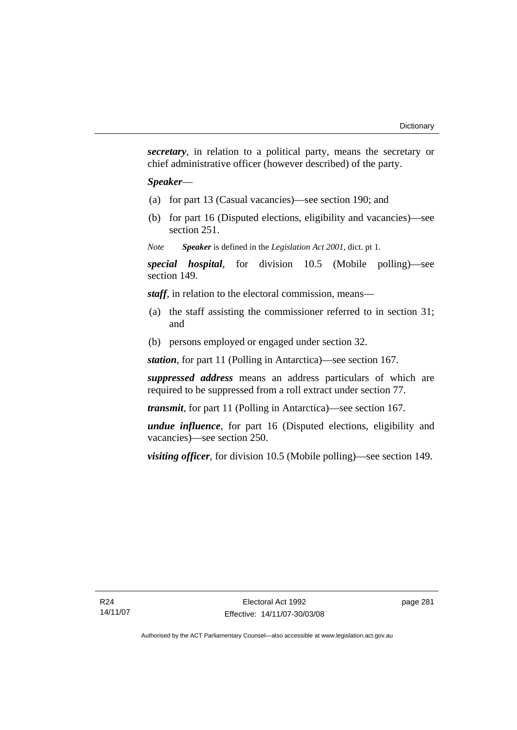***secretary***, in relation to a political party, means the secretary or chief administrative officer (however described) of the party.

***Speaker***—

(a) for part 13 (Casual vacancies)—see section 190; and

(b) for part 16 (Disputed elections, eligibility and vacancies)—see section 251.

*Note* ***Speaker*** is defined in the *Legislation Act 2001*, dict. pt 1.

***special hospital***, for division 10.5 (Mobile polling)—see section 149.

***staff***, in relation to the electoral commission, means—

(a) the staff assisting the commissioner referred to in section 31; and

(b) persons employed or engaged under section 32.

***station***, for part 11 (Polling in Antarctica)—see section 167.

***suppressed address*** means an address particulars of which are required to be suppressed from a roll extract under section 77.

***transmit***, for part 11 (Polling in Antarctica)—see section 167.

***undue influence***, for part 16 (Disputed elections, eligibility and vacancies)—see section 250.

***visiting officer***, for division 10.5 (Mobile polling)—see section 149.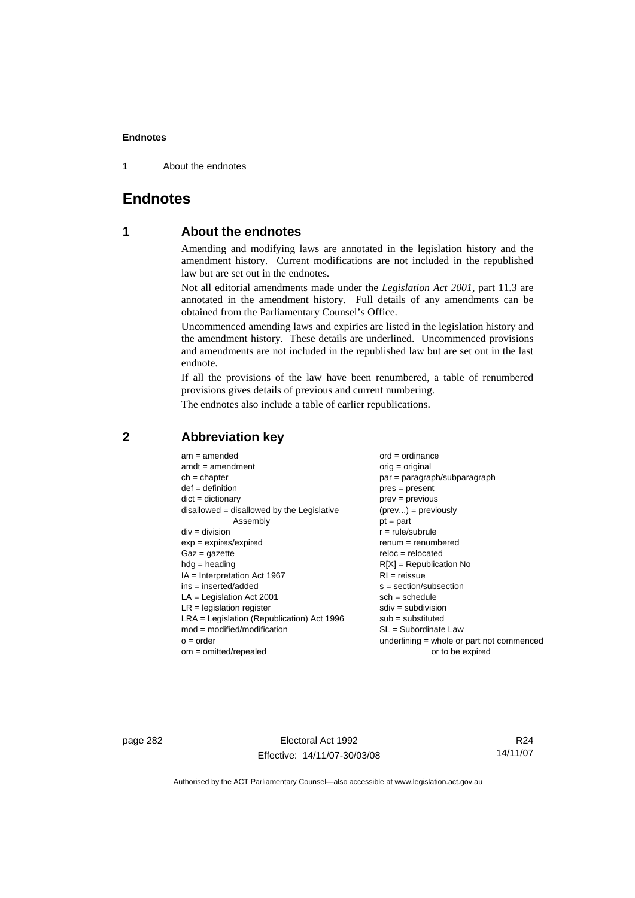# Endnotes

## 1 About the endnotes

Amending and modifying laws are annotated in the legislation history and the amendment history. Current modifications are not included in the republished law but are set out in the endnotes.

Not all editorial amendments made under the *Legislation Act 2001*, part 11.3 are annotated in the amendment history. Full details of any amendments can be obtained from the Parliamentary Counsel's Office.

Uncommenced amending laws and expiries are listed in the legislation history and the amendment history. These details are underlined. Uncommenced provisions and amendments are not included in the republished law but are set out in the last endnote.

If all the provisions of the law have been renumbered, a table of renumbered provisions gives details of previous and current numbering.

The endnotes also include a table of earlier republications.

## 2 Abbreviation key

am = amended
amdt = amendment
ch = chapter
def = definition
dict = dictionary
disallowed = disallowed by the Legislative Assembly
div = division
exp = expires/expired
Gaz = gazette
hdg = heading
IA = Interpretation Act 1967
ins = inserted/added
LA = Legislation Act 2001
LR = legislation register
LRA = Legislation (Republication) Act 1996
mod = modified/modification
o = order
om = omitted/repealed
ord = ordinance
orig = original
par = paragraph/subparagraph
pres = present
prev = previous
(prev...) = previously
pt = part
r = rule/subrule
renum = renumbered
reloc = relocated
R[X] = Republication No
RI = reissue
s = section/subsection
sch = schedule
sdiv = subdivision
sub = substituted
SL = Subordinate Law
underlining = whole or part not commenced or to be expired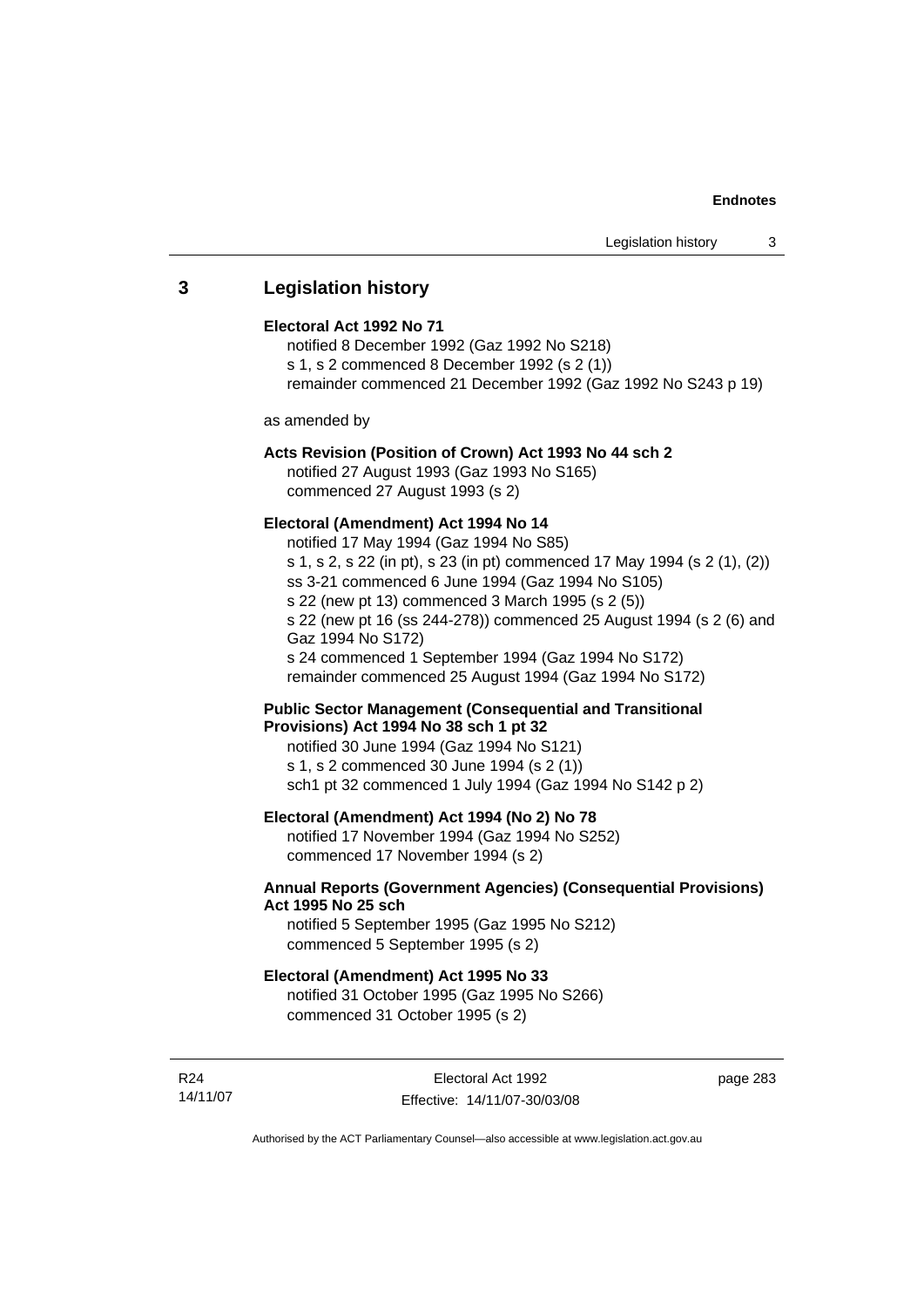## 3 Legislation history

**Electoral Act 1992 No 71**
notified 8 December 1992 (Gaz 1992 No S218)
s 1, s 2 commenced 8 December 1992 (s 2 (1))
remainder commenced 21 December 1992 (Gaz 1992 No S243 p 19)

as amended by

**Acts Revision (Position of Crown) Act 1993 No 44 sch 2**
notified 27 August 1993 (Gaz 1993 No S165)
commenced 27 August 1993 (s 2)

**Electoral (Amendment) Act 1994 No 14**
notified 17 May 1994 (Gaz 1994 No S85)
s 1, s 2, s 22 (in pt), s 23 (in pt) commenced 17 May 1994 (s 2 (1), (2))
ss 3-21 commenced 6 June 1994 (Gaz 1994 No S105)
s 22 (new pt 13) commenced 3 March 1995 (s 2 (5))
s 22 (new pt 16 (ss 244-278)) commenced 25 August 1994 (s 2 (6) and Gaz 1994 No S172)
s 24 commenced 1 September 1994 (Gaz 1994 No S172)
remainder commenced 25 August 1994 (Gaz 1994 No S172)

**Public Sector Management (Consequential and Transitional Provisions) Act 1994 No 38 sch 1 pt 32**
notified 30 June 1994 (Gaz 1994 No S121)
s 1, s 2 commenced 30 June 1994 (s 2 (1))
sch1 pt 32 commenced 1 July 1994 (Gaz 1994 No S142 p 2)

**Electoral (Amendment) Act 1994 (No 2) No 78**
notified 17 November 1994 (Gaz 1994 No S252)
commenced 17 November 1994 (s 2)

**Annual Reports (Government Agencies) (Consequential Provisions) Act 1995 No 25 sch**
notified 5 September 1995 (Gaz 1995 No S212)
commenced 5 September 1995 (s 2)

**Electoral (Amendment) Act 1995 No 33**
notified 31 October 1995 (Gaz 1995 No S266)
commenced 31 October 1995 (s 2)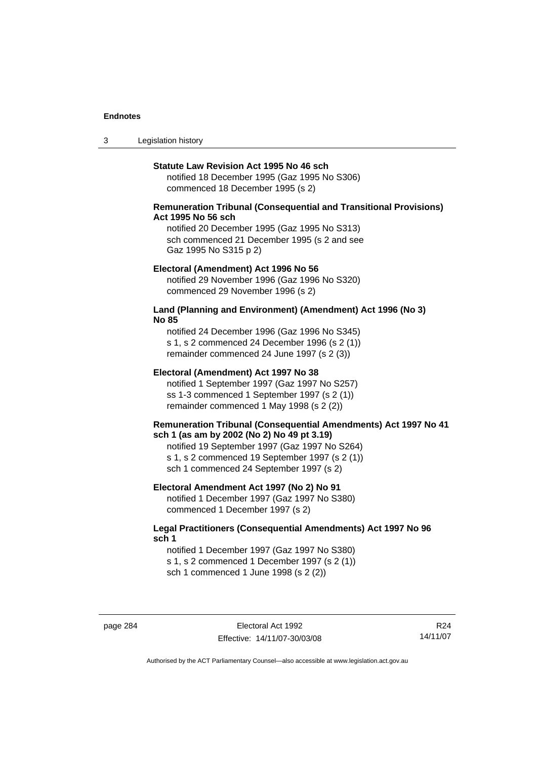**Statute Law Revision Act 1995 No 46 sch**

notified 18 December 1995 (Gaz 1995 No S306)
commenced 18 December 1995 (s 2)

**Remuneration Tribunal (Consequential and Transitional Provisions) Act 1995 No 56 sch**

notified 20 December 1995 (Gaz 1995 No S313)
sch commenced 21 December 1995 (s 2 and see Gaz 1995 No S315 p 2)

**Electoral (Amendment) Act 1996 No 56**

notified 29 November 1996 (Gaz 1996 No S320)
commenced 29 November 1996 (s 2)

**Land (Planning and Environment) (Amendment) Act 1996 (No 3) No 85**

notified 24 December 1996 (Gaz 1996 No S345)
s 1, s 2 commenced 24 December 1996 (s 2 (1))
remainder commenced 24 June 1997 (s 2 (3))

**Electoral (Amendment) Act 1997 No 38**

notified 1 September 1997 (Gaz 1997 No S257)
ss 1-3 commenced 1 September 1997 (s 2 (1))
remainder commenced 1 May 1998 (s 2 (2))

**Remuneration Tribunal (Consequential Amendments) Act 1997 No 41 sch 1 (as am by 2002 (No 2) No 49 pt 3.19)**

notified 19 September 1997 (Gaz 1997 No S264)
s 1, s 2 commenced 19 September 1997 (s 2 (1))
sch 1 commenced 24 September 1997 (s 2)

**Electoral Amendment Act 1997 (No 2) No 91**

notified 1 December 1997 (Gaz 1997 No S380)
commenced 1 December 1997 (s 2)

**Legal Practitioners (Consequential Amendments) Act 1997 No 96 sch 1**

notified 1 December 1997 (Gaz 1997 No S380)
s 1, s 2 commenced 1 December 1997 (s 2 (1))
sch 1 commenced 1 June 1998 (s 2 (2))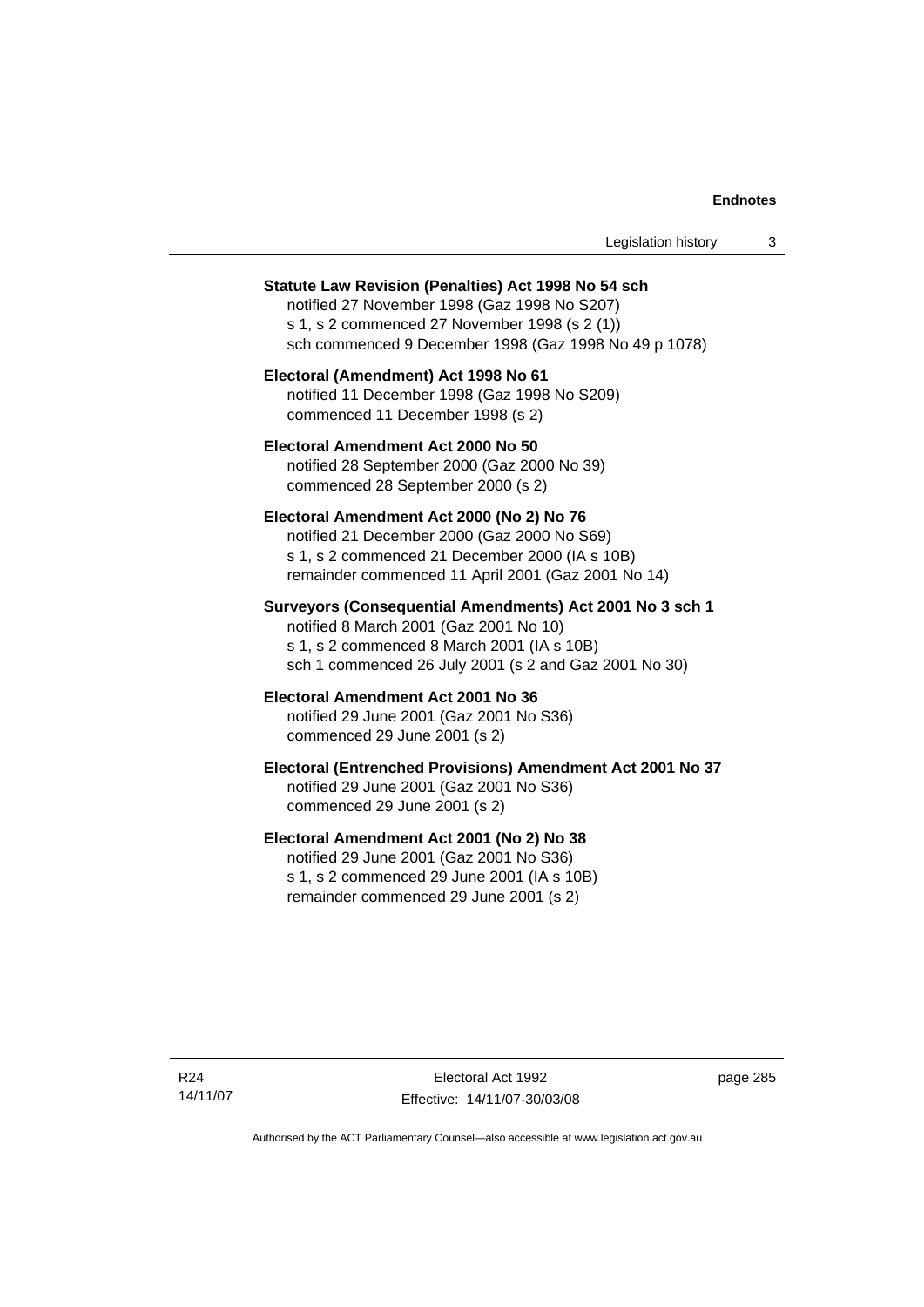**Statute Law Revision (Penalties) Act 1998 No 54 sch**
notified 27 November 1998 (Gaz 1998 No S207)
s 1, s 2 commenced 27 November 1998 (s 2 (1))
sch commenced 9 December 1998 (Gaz 1998 No 49 p 1078)

**Electoral (Amendment) Act 1998 No 61**
notified 11 December 1998 (Gaz 1998 No S209)
commenced 11 December 1998 (s 2)

**Electoral Amendment Act 2000 No 50**
notified 28 September 2000 (Gaz 2000 No 39)
commenced 28 September 2000 (s 2)

**Electoral Amendment Act 2000 (No 2) No 76**
notified 21 December 2000 (Gaz 2000 No S69)
s 1, s 2 commenced 21 December 2000 (IA s 10B)
remainder commenced 11 April 2001 (Gaz 2001 No 14)

**Surveyors (Consequential Amendments) Act 2001 No 3 sch 1**
notified 8 March 2001 (Gaz 2001 No 10)
s 1, s 2 commenced 8 March 2001 (IA s 10B)
sch 1 commenced 26 July 2001 (s 2 and Gaz 2001 No 30)

**Electoral Amendment Act 2001 No 36**
notified 29 June 2001 (Gaz 2001 No S36)
commenced 29 June 2001 (s 2)

**Electoral (Entrenched Provisions) Amendment Act 2001 No 37**
notified 29 June 2001 (Gaz 2001 No S36)
commenced 29 June 2001 (s 2)

**Electoral Amendment Act 2001 (No 2) No 38**
notified 29 June 2001 (Gaz 2001 No S36)
s 1, s 2 commenced 29 June 2001 (IA s 10B)
remainder commenced 29 June 2001 (s 2)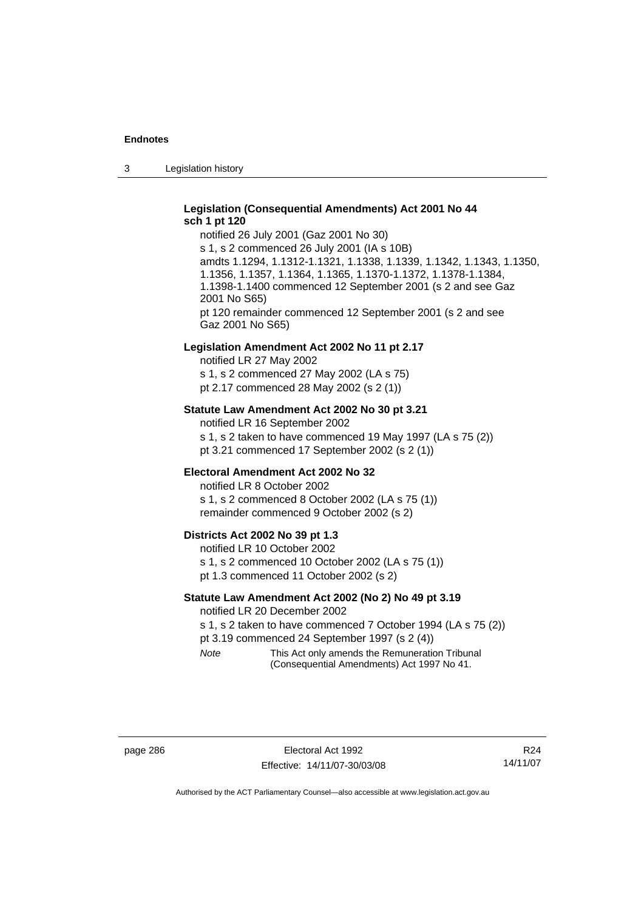**Legislation (Consequential Amendments) Act 2001 No 44 sch 1 pt 120**

notified 26 July 2001 (Gaz 2001 No 30)

s 1, s 2 commenced 26 July 2001 (IA s 10B)

amdts 1.1294, 1.1312-1.1321, 1.1338, 1.1339, 1.1342, 1.1343, 1.1350, 1.1356, 1.1357, 1.1364, 1.1365, 1.1370-1.1372, 1.1378-1.1384, 1.1398-1.1400 commenced 12 September 2001 (s 2 and see Gaz 2001 No S65)

pt 120 remainder commenced 12 September 2001 (s 2 and see Gaz 2001 No S65)

**Legislation Amendment Act 2002 No 11 pt 2.17**

notified LR 27 May 2002

s 1, s 2 commenced 27 May 2002 (LA s 75)

pt 2.17 commenced 28 May 2002 (s 2 (1))

**Statute Law Amendment Act 2002 No 30 pt 3.21**

notified LR 16 September 2002

s 1, s 2 taken to have commenced 19 May 1997 (LA s 75 (2))

pt 3.21 commenced 17 September 2002 (s 2 (1))

**Electoral Amendment Act 2002 No 32**

notified LR 8 October 2002

s 1, s 2 commenced 8 October 2002 (LA s 75 (1))

remainder commenced 9 October 2002 (s 2)

**Districts Act 2002 No 39 pt 1.3**

notified LR 10 October 2002

s 1, s 2 commenced 10 October 2002 (LA s 75 (1))

pt 1.3 commenced 11 October 2002 (s 2)

**Statute Law Amendment Act 2002 (No 2) No 49 pt 3.19**

notified LR 20 December 2002

s 1, s 2 taken to have commenced 7 October 1994 (LA s 75 (2))

pt 3.19 commenced 24 September 1997 (s 2 (4))

*Note* This Act only amends the Remuneration Tribunal (Consequential Amendments) Act 1997 No 41.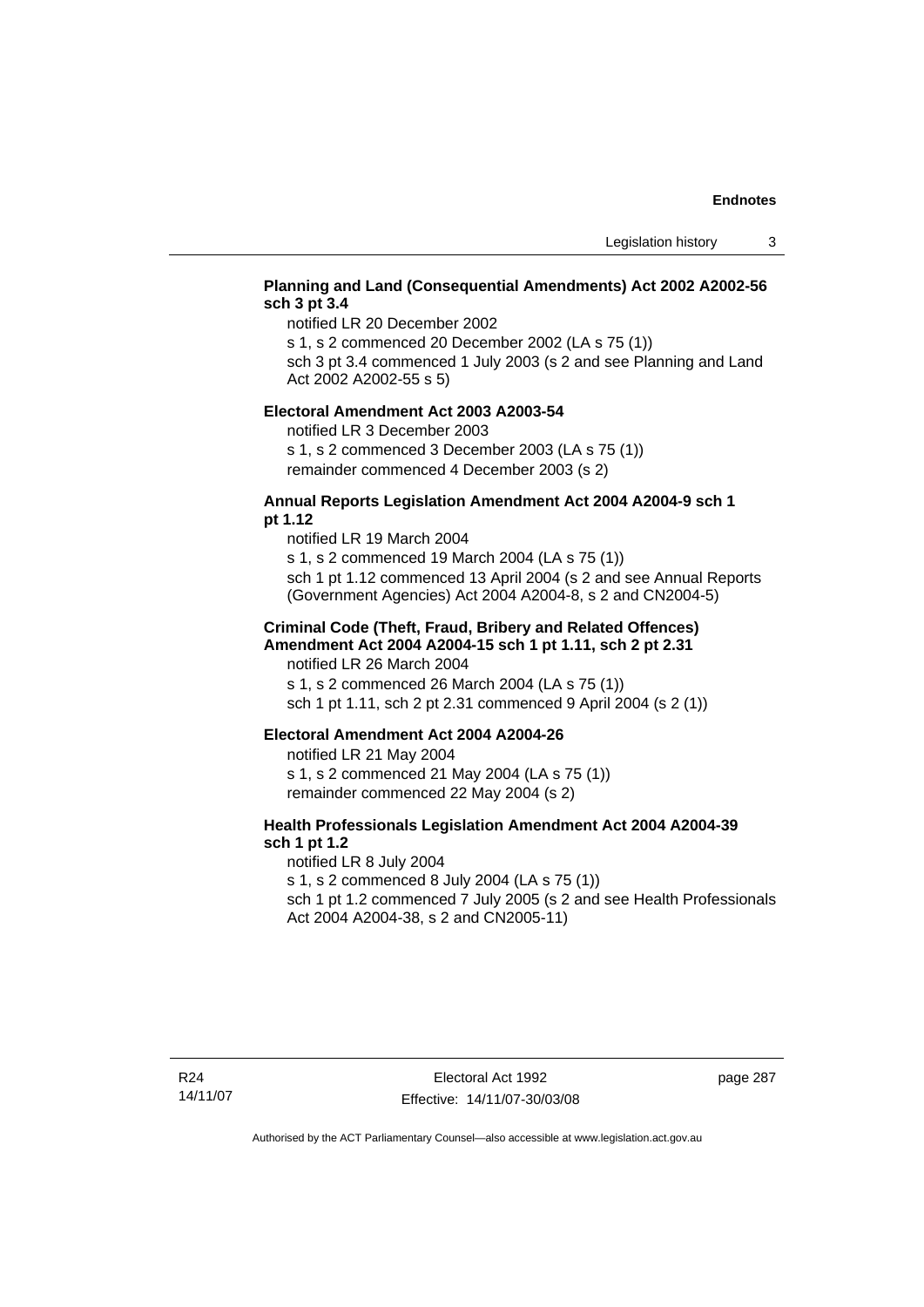**Planning and Land (Consequential Amendments) Act 2002 A2002-56 sch 3 pt 3.4**

notified LR 20 December 2002

s 1, s 2 commenced 20 December 2002 (LA s 75 (1))

sch 3 pt 3.4 commenced 1 July 2003 (s 2 and see Planning and Land Act 2002 A2002-55 s 5)

**Electoral Amendment Act 2003 A2003-54**

notified LR 3 December 2003

s 1, s 2 commenced 3 December 2003 (LA s 75 (1))

remainder commenced 4 December 2003 (s 2)

**Annual Reports Legislation Amendment Act 2004 A2004-9 sch 1 pt 1.12**

notified LR 19 March 2004

s 1, s 2 commenced 19 March 2004 (LA s 75 (1))

sch 1 pt 1.12 commenced 13 April 2004 (s 2 and see Annual Reports (Government Agencies) Act 2004 A2004-8, s 2 and CN2004-5)

**Criminal Code (Theft, Fraud, Bribery and Related Offences) Amendment Act 2004 A2004-15 sch 1 pt 1.11, sch 2 pt 2.31**

notified LR 26 March 2004

s 1, s 2 commenced 26 March 2004 (LA s 75 (1))

sch 1 pt 1.11, sch 2 pt 2.31 commenced 9 April 2004 (s 2 (1))

**Electoral Amendment Act 2004 A2004-26**

notified LR 21 May 2004

s 1, s 2 commenced 21 May 2004 (LA s 75 (1))

remainder commenced 22 May 2004 (s 2)

**Health Professionals Legislation Amendment Act 2004 A2004-39 sch 1 pt 1.2**

notified LR 8 July 2004

s 1, s 2 commenced 8 July 2004 (LA s 75 (1))

sch 1 pt 1.2 commenced 7 July 2005 (s 2 and see Health Professionals Act 2004 A2004-38, s 2 and CN2005-11)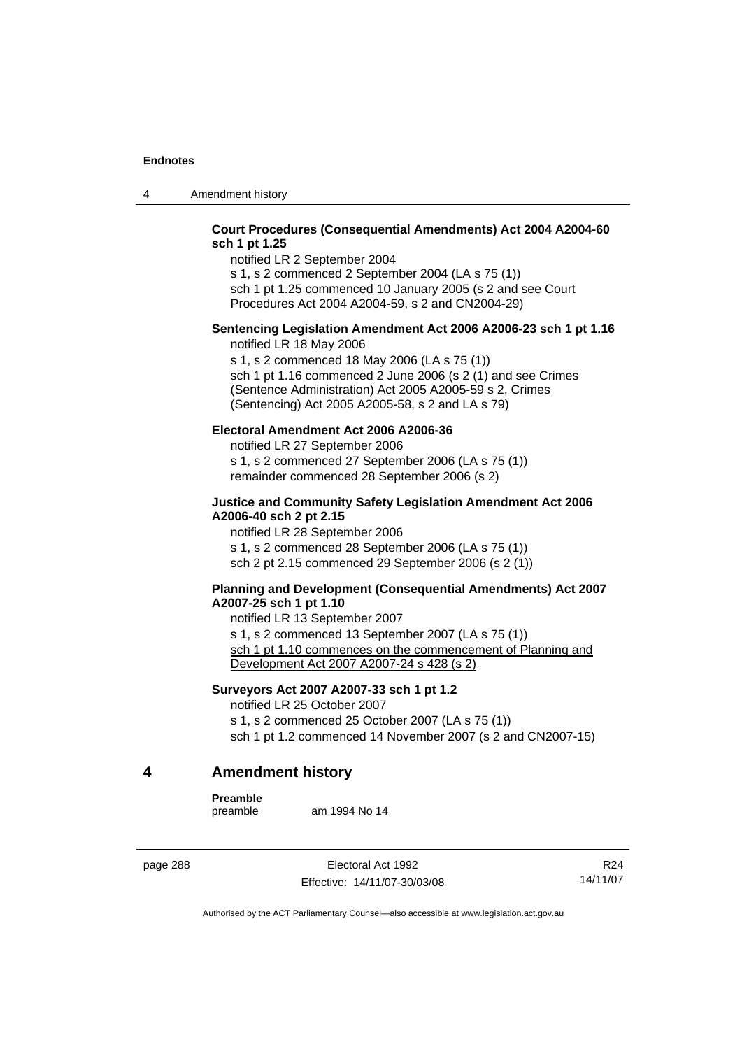**Court Procedures (Consequential Amendments) Act 2004 A2004-60 sch 1 pt 1.25**

notified LR 2 September 2004
s 1, s 2 commenced 2 September 2004 (LA s 75 (1))
sch 1 pt 1.25 commenced 10 January 2005 (s 2 and see Court Procedures Act 2004 A2004-59, s 2 and CN2004-29)

**Sentencing Legislation Amendment Act 2006 A2006-23 sch 1 pt 1.16**

notified LR 18 May 2006
s 1, s 2 commenced 18 May 2006 (LA s 75 (1))
sch 1 pt 1.16 commenced 2 June 2006 (s 2 (1) and see Crimes (Sentence Administration) Act 2005 A2005-59 s 2, Crimes (Sentencing) Act 2005 A2005-58, s 2 and LA s 79)

**Electoral Amendment Act 2006 A2006-36**

notified LR 27 September 2006
s 1, s 2 commenced 27 September 2006 (LA s 75 (1))
remainder commenced 28 September 2006 (s 2)

**Justice and Community Safety Legislation Amendment Act 2006 A2006-40 sch 2 pt 2.15**

notified LR 28 September 2006
s 1, s 2 commenced 28 September 2006 (LA s 75 (1))
sch 2 pt 2.15 commenced 29 September 2006 (s 2 (1))

**Planning and Development (Consequential Amendments) Act 2007 A2007-25 sch 1 pt 1.10**

notified LR 13 September 2007
s 1, s 2 commenced 13 September 2007 (LA s 75 (1))
sch 1 pt 1.10 commences on the commencement of Planning and Development Act 2007 A2007-24 s 428 (s 2)

**Surveyors Act 2007 A2007-33 sch 1 pt 1.2**

notified LR 25 October 2007
s 1, s 2 commenced 25 October 2007 (LA s 75 (1))
sch 1 pt 1.2 commenced 14 November 2007 (s 2 and CN2007-15)

## 4 Amendment history

**Preamble**
preamble am 1994 No 14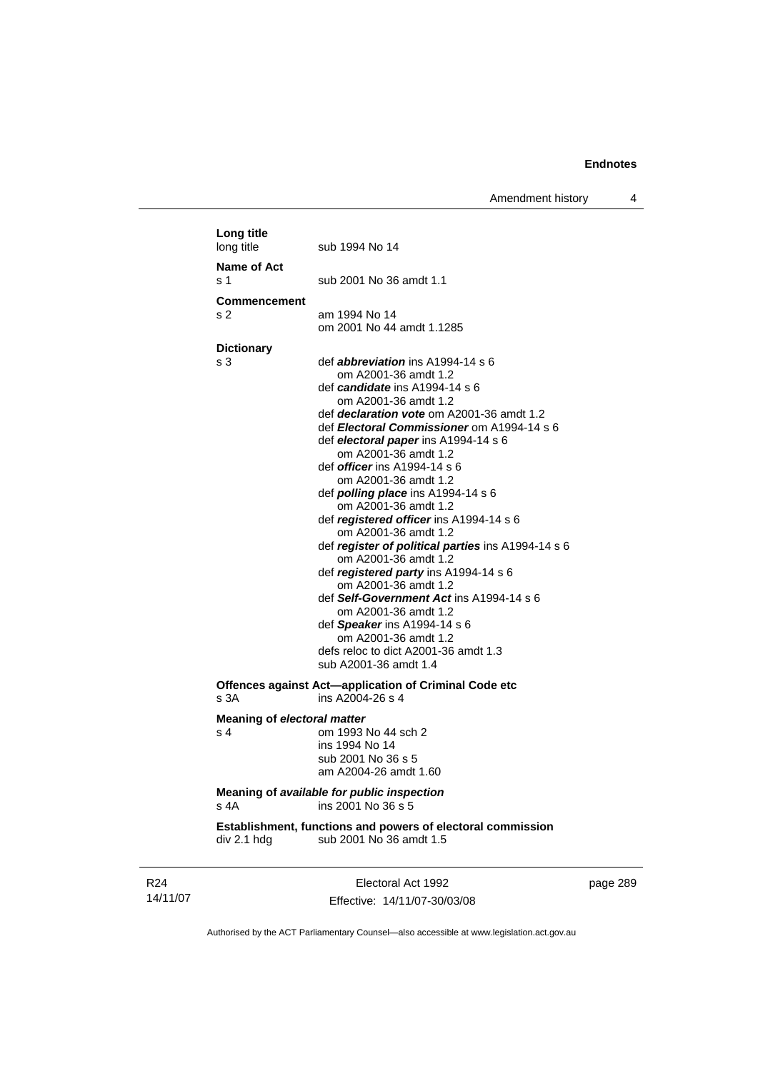**Long title**

long title sub 1994 No 14

**Name of Act**

s 1 sub 2001 No 36 amdt 1.1

**Commencement**

s 2 am 1994 No 14
om 2001 No 44 amdt 1.1285

**Dictionary**

s 3 def ***abbreviation*** ins A1994-14 s 6
om A2001-36 amdt 1.2
def ***candidate*** ins A1994-14 s 6
om A2001-36 amdt 1.2
def ***declaration vote*** om A2001-36 amdt 1.2
def ***Electoral Commissioner*** om A1994-14 s 6
def ***electoral paper*** ins A1994-14 s 6
om A2001-36 amdt 1.2
def ***officer*** ins A1994-14 s 6
om A2001-36 amdt 1.2
def ***polling place*** ins A1994-14 s 6
om A2001-36 amdt 1.2
def ***registered officer*** ins A1994-14 s 6
om A2001-36 amdt 1.2
def ***register of political parties*** ins A1994-14 s 6
om A2001-36 amdt 1.2
def ***registered party*** ins A1994-14 s 6
om A2001-36 amdt 1.2
def ***Self-Government Act*** ins A1994-14 s 6
om A2001-36 amdt 1.2
def ***Speaker*** ins A1994-14 s 6
om A2001-36 amdt 1.2
defs reloc to dict A2001-36 amdt 1.3
sub A2001-36 amdt 1.4

**Offences against Act—application of Criminal Code etc**

s 3A ins A2004-26 s 4

**Meaning of *electoral matter***

s 4 om 1993 No 44 sch 2
ins 1994 No 14
sub 2001 No 36 s 5
am A2004-26 amdt 1.60

**Meaning of *available for public inspection***

s 4A ins 2001 No 36 s 5

**Establishment, functions and powers of electoral commission**

div 2.1 hdg sub 2001 No 36 amdt 1.5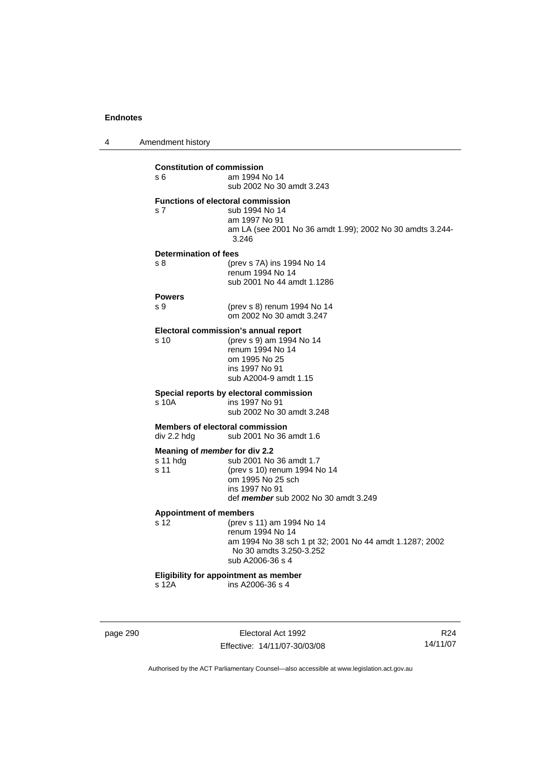**Constitution of commission**

s 6 — am 1994 No 14
sub 2002 No 30 amdt 3.243

**Functions of electoral commission**

s 7 — sub 1994 No 14
am 1997 No 91
am LA (see 2001 No 36 amdt 1.99); 2002 No 30 amdts 3.244-3.246

**Determination of fees**

s 8 — (prev s 7A) ins 1994 No 14
renum 1994 No 14
sub 2001 No 44 amdt 1.1286

**Powers**

s 9 — (prev s 8) renum 1994 No 14
om 2002 No 30 amdt 3.247

**Electoral commission's annual report**

s 10 — (prev s 9) am 1994 No 14
renum 1994 No 14
om 1995 No 25
ins 1997 No 91
sub A2004-9 amdt 1.15

**Special reports by electoral commission**

s 10A — ins 1997 No 91
sub 2002 No 30 amdt 3.248

**Members of electoral commission**

div 2.2 hdg — sub 2001 No 36 amdt 1.6

**Meaning of *member* for div 2.2**

s 11 hdg — sub 2001 No 36 amdt 1.7

s 11 — (prev s 10) renum 1994 No 14
om 1995 No 25 sch
ins 1997 No 91
def ***member*** sub 2002 No 30 amdt 3.249

**Appointment of members**

s 12 — (prev s 11) am 1994 No 14
renum 1994 No 14
am 1994 No 38 sch 1 pt 32; 2001 No 44 amdt 1.1287; 2002 No 30 amdts 3.250-3.252
sub A2006-36 s 4

**Eligibility for appointment as member**

s 12A — ins A2006-36 s 4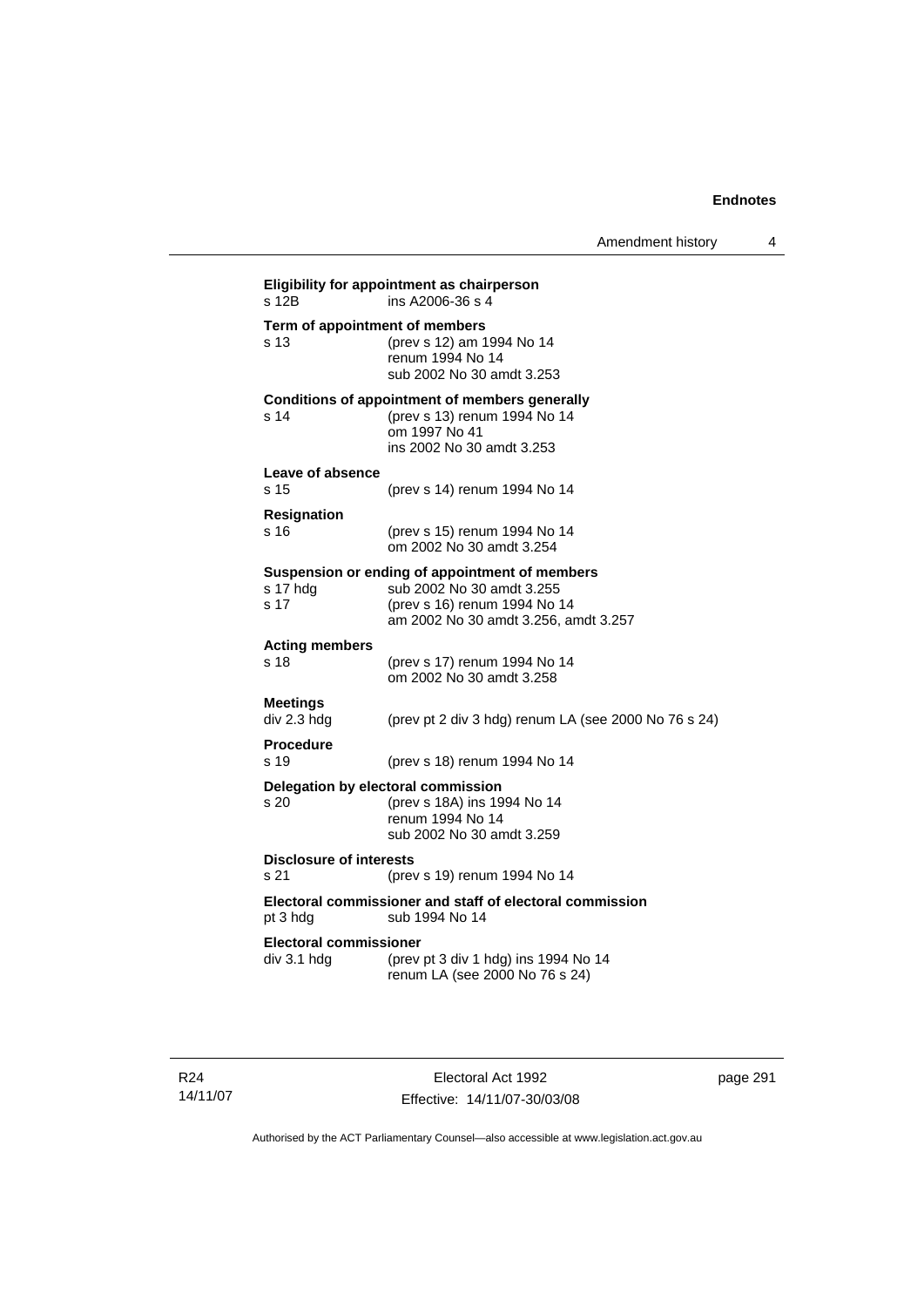**Eligibility for appointment as chairperson**
s 12B ins A2006-36 s 4

**Term of appointment of members**
s 13 (prev s 12) am 1994 No 14
renum 1994 No 14
sub 2002 No 30 amdt 3.253

**Conditions of appointment of members generally**
s 14 (prev s 13) renum 1994 No 14
om 1997 No 41
ins 2002 No 30 amdt 3.253

**Leave of absence**
s 15 (prev s 14) renum 1994 No 14

**Resignation**
s 16 (prev s 15) renum 1994 No 14
om 2002 No 30 amdt 3.254

**Suspension or ending of appointment of members**
s 17 hdg sub 2002 No 30 amdt 3.255
s 17 (prev s 16) renum 1994 No 14
am 2002 No 30 amdt 3.256, amdt 3.257

**Acting members**
s 18 (prev s 17) renum 1994 No 14
om 2002 No 30 amdt 3.258

**Meetings**
div 2.3 hdg (prev pt 2 div 3 hdg) renum LA (see 2000 No 76 s 24)

**Procedure**
s 19 (prev s 18) renum 1994 No 14

**Delegation by electoral commission**
s 20 (prev s 18A) ins 1994 No 14
renum 1994 No 14
sub 2002 No 30 amdt 3.259

**Disclosure of interests**
s 21 (prev s 19) renum 1994 No 14

**Electoral commissioner and staff of electoral commission**
pt 3 hdg sub 1994 No 14

**Electoral commissioner**
div 3.1 hdg (prev pt 3 div 1 hdg) ins 1994 No 14
renum LA (see 2000 No 76 s 24)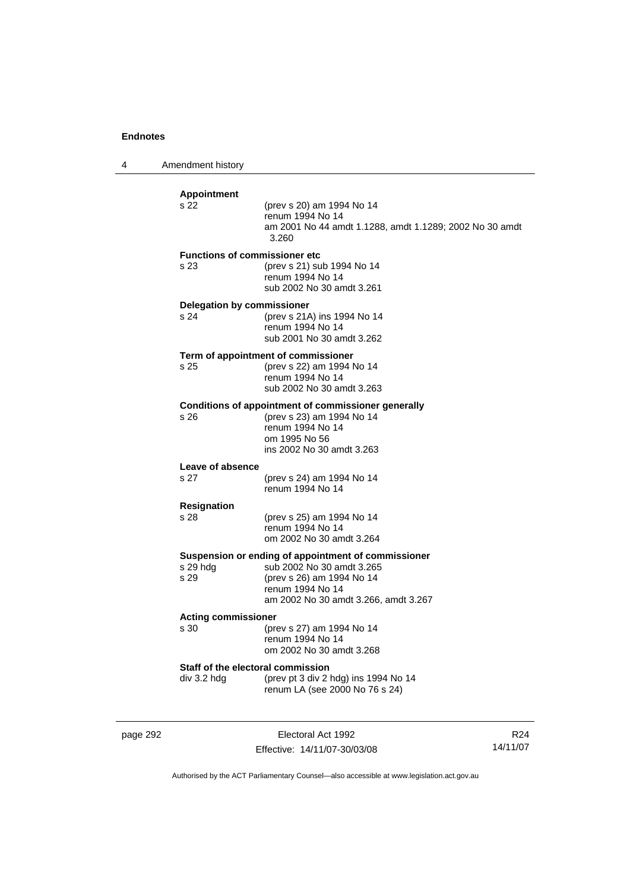**Appointment**

s 22 (prev s 20) am 1994 No 14
renum 1994 No 14
am 2001 No 44 amdt 1.1288, amdt 1.1289; 2002 No 30 amdt 3.260

**Functions of commissioner etc**

s 23 (prev s 21) sub 1994 No 14
renum 1994 No 14
sub 2002 No 30 amdt 3.261

**Delegation by commissioner**

s 24 (prev s 21A) ins 1994 No 14
renum 1994 No 14
sub 2001 No 30 amdt 3.262

**Term of appointment of commissioner**

s 25 (prev s 22) am 1994 No 14
renum 1994 No 14
sub 2002 No 30 amdt 3.263

**Conditions of appointment of commissioner generally**

s 26 (prev s 23) am 1994 No 14
renum 1994 No 14
om 1995 No 56
ins 2002 No 30 amdt 3.263

**Leave of absence**

s 27 (prev s 24) am 1994 No 14
renum 1994 No 14

**Resignation**

s 28 (prev s 25) am 1994 No 14
renum 1994 No 14
om 2002 No 30 amdt 3.264

**Suspension or ending of appointment of commissioner**

s 29 hdg sub 2002 No 30 amdt 3.265
s 29 (prev s 26) am 1994 No 14
renum 1994 No 14
am 2002 No 30 amdt 3.266, amdt 3.267

**Acting commissioner**

s 30 (prev s 27) am 1994 No 14
renum 1994 No 14
om 2002 No 30 amdt 3.268

**Staff of the electoral commission**

div 3.2 hdg (prev pt 3 div 2 hdg) ins 1994 No 14
renum LA (see 2000 No 76 s 24)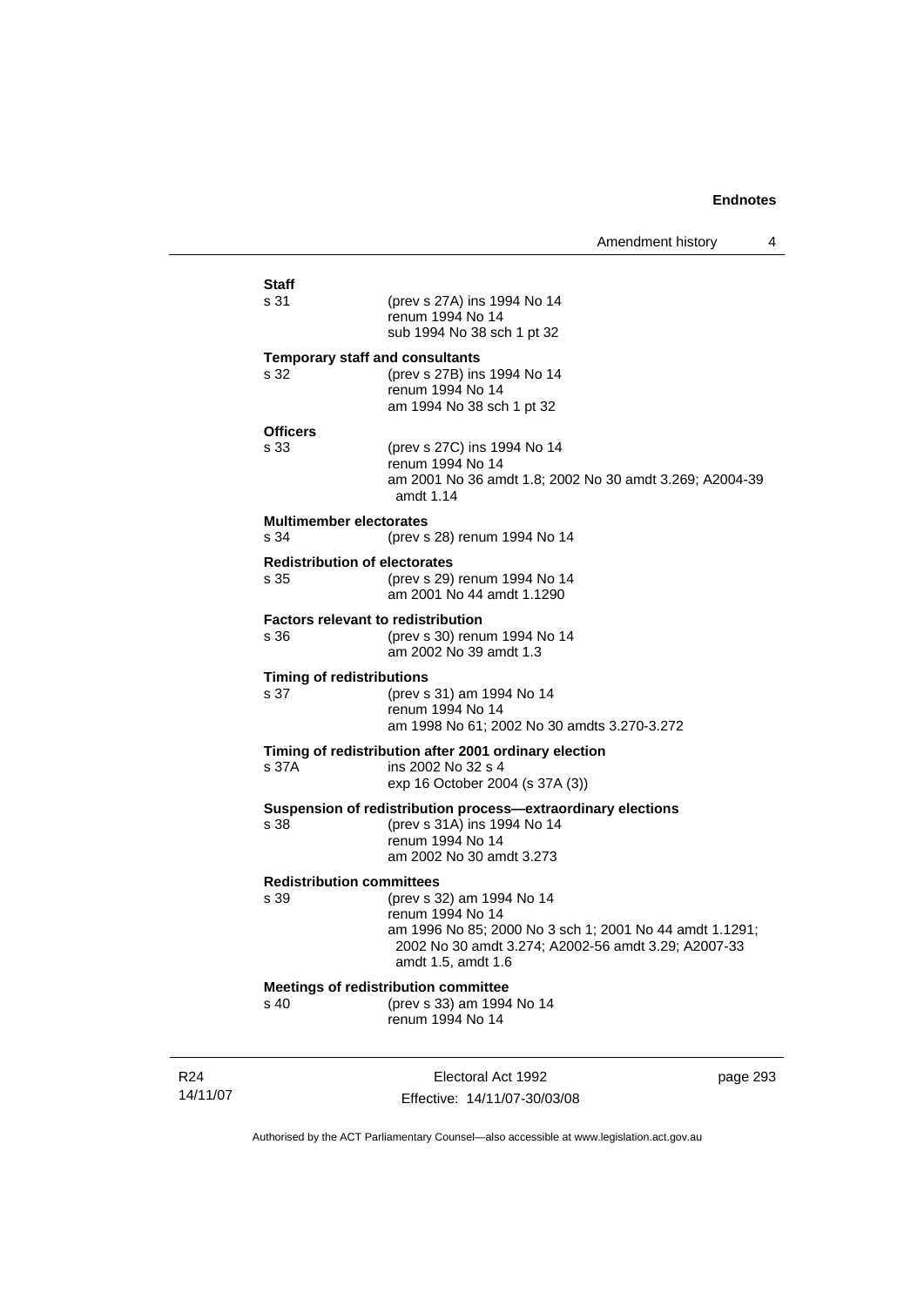**Staff**

s 31 (prev s 27A) ins 1994 No 14
renum 1994 No 14
sub 1994 No 38 sch 1 pt 32

**Temporary staff and consultants**

s 32 (prev s 27B) ins 1994 No 14
renum 1994 No 14
am 1994 No 38 sch 1 pt 32

**Officers**

s 33 (prev s 27C) ins 1994 No 14
renum 1994 No 14
am 2001 No 36 amdt 1.8; 2002 No 30 amdt 3.269; A2004-39 amdt 1.14

**Multimember electorates**

s 34 (prev s 28) renum 1994 No 14

**Redistribution of electorates**

s 35 (prev s 29) renum 1994 No 14
am 2001 No 44 amdt 1.1290

**Factors relevant to redistribution**

s 36 (prev s 30) renum 1994 No 14
am 2002 No 39 amdt 1.3

**Timing of redistributions**

s 37 (prev s 31) am 1994 No 14
renum 1994 No 14
am 1998 No 61; 2002 No 30 amdts 3.270-3.272

**Timing of redistribution after 2001 ordinary election**

s 37A ins 2002 No 32 s 4
exp 16 October 2004 (s 37A (3))

**Suspension of redistribution process—extraordinary elections**

s 38 (prev s 31A) ins 1994 No 14
renum 1994 No 14
am 2002 No 30 amdt 3.273

**Redistribution committees**

s 39 (prev s 32) am 1994 No 14
renum 1994 No 14
am 1996 No 85; 2000 No 3 sch 1; 2001 No 44 amdt 1.1291; 2002 No 30 amdt 3.274; A2002-56 amdt 3.29; A2007-33 amdt 1.5, amdt 1.6

**Meetings of redistribution committee**

s 40 (prev s 33) am 1994 No 14
renum 1994 No 14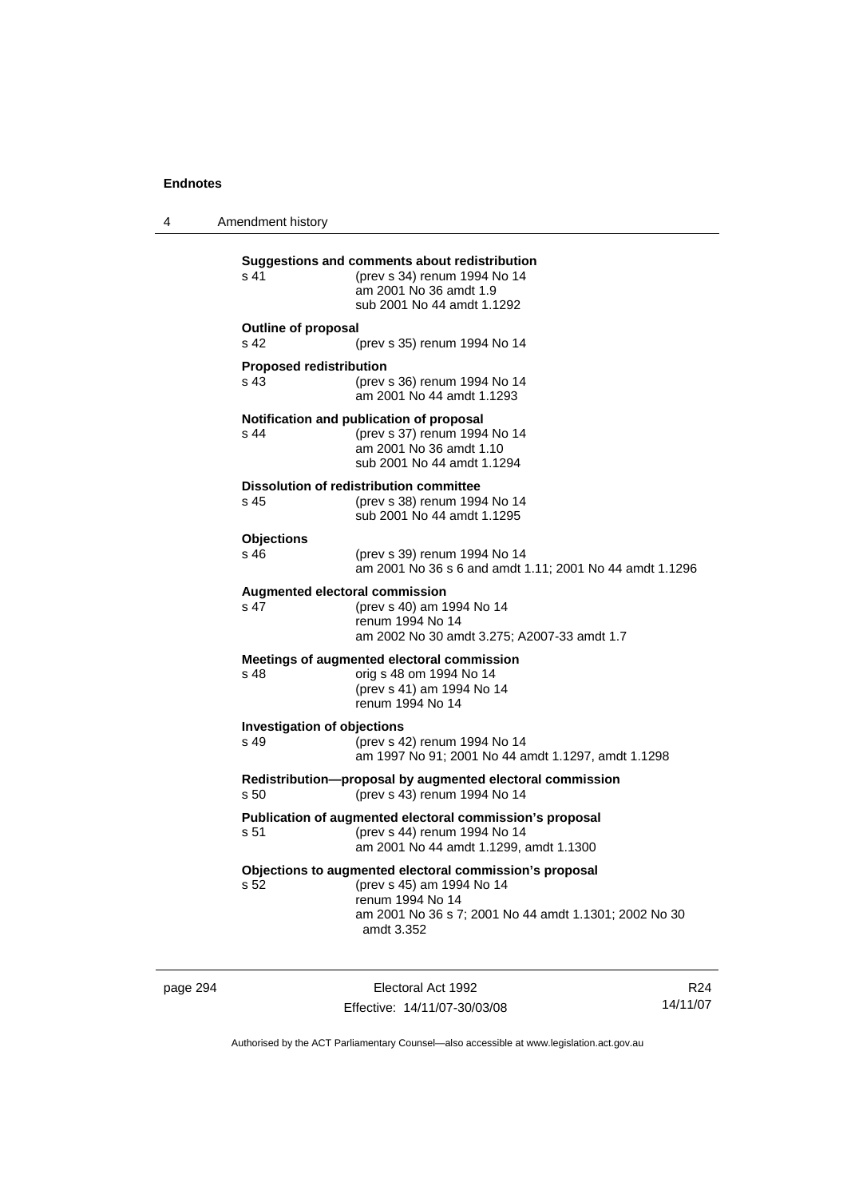**Suggestions and comments about redistribution**
s 41 (prev s 34) renum 1994 No 14
am 2001 No 36 amdt 1.9
sub 2001 No 44 amdt 1.1292

**Outline of proposal**
s 42 (prev s 35) renum 1994 No 14

**Proposed redistribution**
s 43 (prev s 36) renum 1994 No 14
am 2001 No 44 amdt 1.1293

**Notification and publication of proposal**
s 44 (prev s 37) renum 1994 No 14
am 2001 No 36 amdt 1.10
sub 2001 No 44 amdt 1.1294

**Dissolution of redistribution committee**
s 45 (prev s 38) renum 1994 No 14
sub 2001 No 44 amdt 1.1295

**Objections**
s 46 (prev s 39) renum 1994 No 14
am 2001 No 36 s 6 and amdt 1.11; 2001 No 44 amdt 1.1296

**Augmented electoral commission**
s 47 (prev s 40) am 1994 No 14
renum 1994 No 14
am 2002 No 30 amdt 3.275; A2007-33 amdt 1.7

**Meetings of augmented electoral commission**
s 48 orig s 48 om 1994 No 14
(prev s 41) am 1994 No 14
renum 1994 No 14

**Investigation of objections**
s 49 (prev s 42) renum 1994 No 14
am 1997 No 91; 2001 No 44 amdt 1.1297, amdt 1.1298

**Redistribution—proposal by augmented electoral commission**
s 50 (prev s 43) renum 1994 No 14

**Publication of augmented electoral commission's proposal**
s 51 (prev s 44) renum 1994 No 14
am 2001 No 44 amdt 1.1299, amdt 1.1300

**Objections to augmented electoral commission's proposal**
s 52 (prev s 45) am 1994 No 14
renum 1994 No 14
am 2001 No 36 s 7; 2001 No 44 amdt 1.1301; 2002 No 30 amdt 3.352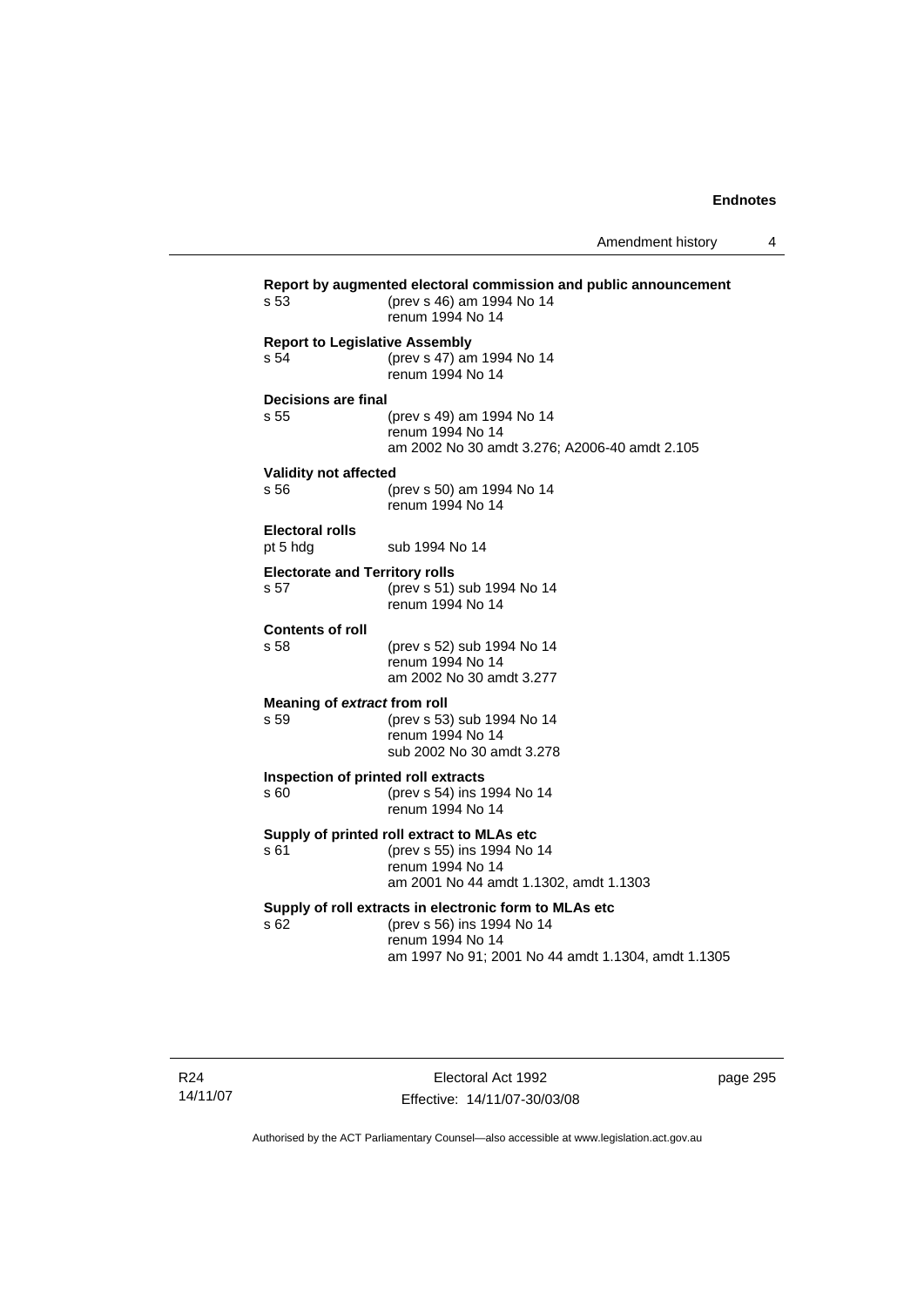**Report by augmented electoral commission and public announcement**

s 53 (prev s 46) am 1994 No 14
renum 1994 No 14

**Report to Legislative Assembly**

s 54 (prev s 47) am 1994 No 14
renum 1994 No 14

**Decisions are final**

s 55 (prev s 49) am 1994 No 14
renum 1994 No 14
am 2002 No 30 amdt 3.276; A2006-40 amdt 2.105

**Validity not affected**

s 56 (prev s 50) am 1994 No 14
renum 1994 No 14

**Electoral rolls**

pt 5 hdg sub 1994 No 14

**Electorate and Territory rolls**

s 57 (prev s 51) sub 1994 No 14
renum 1994 No 14

**Contents of roll**

s 58 (prev s 52) sub 1994 No 14
renum 1994 No 14
am 2002 No 30 amdt 3.277

**Meaning of *extract* from roll**

s 59 (prev s 53) sub 1994 No 14
renum 1994 No 14
sub 2002 No 30 amdt 3.278

**Inspection of printed roll extracts**

s 60 (prev s 54) ins 1994 No 14
renum 1994 No 14

**Supply of printed roll extract to MLAs etc**

s 61 (prev s 55) ins 1994 No 14
renum 1994 No 14
am 2001 No 44 amdt 1.1302, amdt 1.1303

**Supply of roll extracts in electronic form to MLAs etc**

s 62 (prev s 56) ins 1994 No 14
renum 1994 No 14
am 1997 No 91; 2001 No 44 amdt 1.1304, amdt 1.1305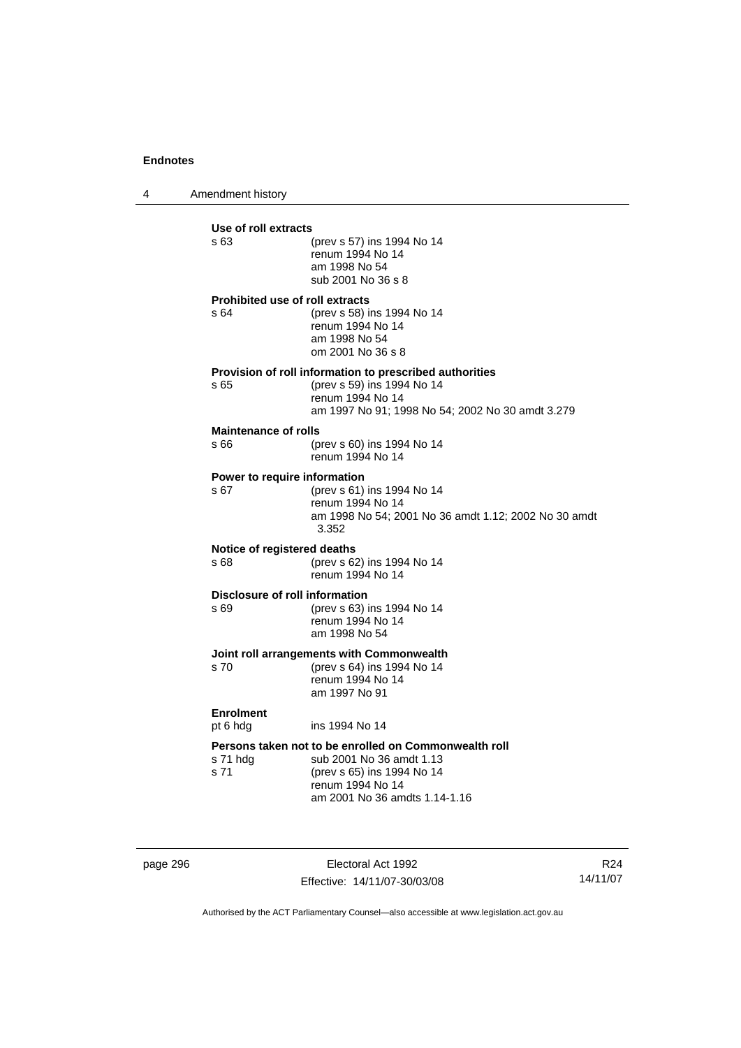**Use of roll extracts**

s 63 (prev s 57) ins 1994 No 14
renum 1994 No 14
am 1998 No 54
sub 2001 No 36 s 8

**Prohibited use of roll extracts**

s 64 (prev s 58) ins 1994 No 14
renum 1994 No 14
am 1998 No 54
om 2001 No 36 s 8

**Provision of roll information to prescribed authorities**

s 65 (prev s 59) ins 1994 No 14
renum 1994 No 14
am 1997 No 91; 1998 No 54; 2002 No 30 amdt 3.279

**Maintenance of rolls**

s 66 (prev s 60) ins 1994 No 14
renum 1994 No 14

**Power to require information**

s 67 (prev s 61) ins 1994 No 14
renum 1994 No 14
am 1998 No 54; 2001 No 36 amdt 1.12; 2002 No 30 amdt 3.352

**Notice of registered deaths**

s 68 (prev s 62) ins 1994 No 14
renum 1994 No 14

**Disclosure of roll information**

s 69 (prev s 63) ins 1994 No 14
renum 1994 No 14
am 1998 No 54

**Joint roll arrangements with Commonwealth**

s 70 (prev s 64) ins 1994 No 14
renum 1994 No 14
am 1997 No 91

**Enrolment**

pt 6 hdg ins 1994 No 14

**Persons taken not to be enrolled on Commonwealth roll**

s 71 hdg sub 2001 No 36 amdt 1.13
s 71 (prev s 65) ins 1994 No 14
renum 1994 No 14
am 2001 No 36 amdts 1.14-1.16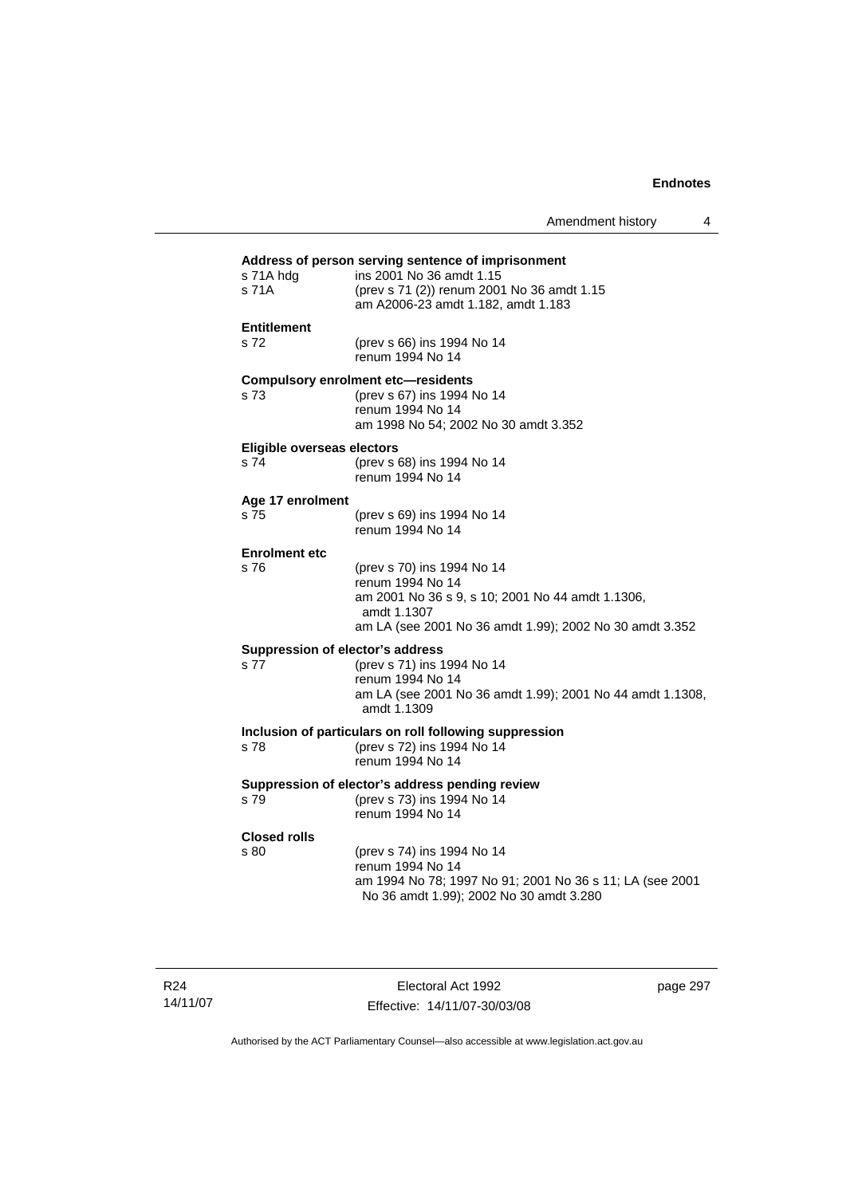**Address of person serving sentence of imprisonment**

s 71A hdg ins 2001 No 36 amdt 1.15

s 71A (prev s 71 (2)) renum 2001 No 36 amdt 1.15
am A2006-23 amdt 1.182, amdt 1.183

**Entitlement**

s 72 (prev s 66) ins 1994 No 14
renum 1994 No 14

**Compulsory enrolment etc—residents**

s 73 (prev s 67) ins 1994 No 14
renum 1994 No 14
am 1998 No 54; 2002 No 30 amdt 3.352

**Eligible overseas electors**

s 74 (prev s 68) ins 1994 No 14
renum 1994 No 14

**Age 17 enrolment**

s 75 (prev s 69) ins 1994 No 14
renum 1994 No 14

**Enrolment etc**

s 76 (prev s 70) ins 1994 No 14
renum 1994 No 14
am 2001 No 36 s 9, s 10; 2001 No 44 amdt 1.1306, amdt 1.1307
am LA (see 2001 No 36 amdt 1.99); 2002 No 30 amdt 3.352

**Suppression of elector's address**

s 77 (prev s 71) ins 1994 No 14
renum 1994 No 14
am LA (see 2001 No 36 amdt 1.99); 2001 No 44 amdt 1.1308, amdt 1.1309

**Inclusion of particulars on roll following suppression**

s 78 (prev s 72) ins 1994 No 14
renum 1994 No 14

**Suppression of elector's address pending review**

s 79 (prev s 73) ins 1994 No 14
renum 1994 No 14

**Closed rolls**

s 80 (prev s 74) ins 1994 No 14
renum 1994 No 14
am 1994 No 78; 1997 No 91; 2001 No 36 s 11; LA (see 2001 No 36 amdt 1.99); 2002 No 30 amdt 3.280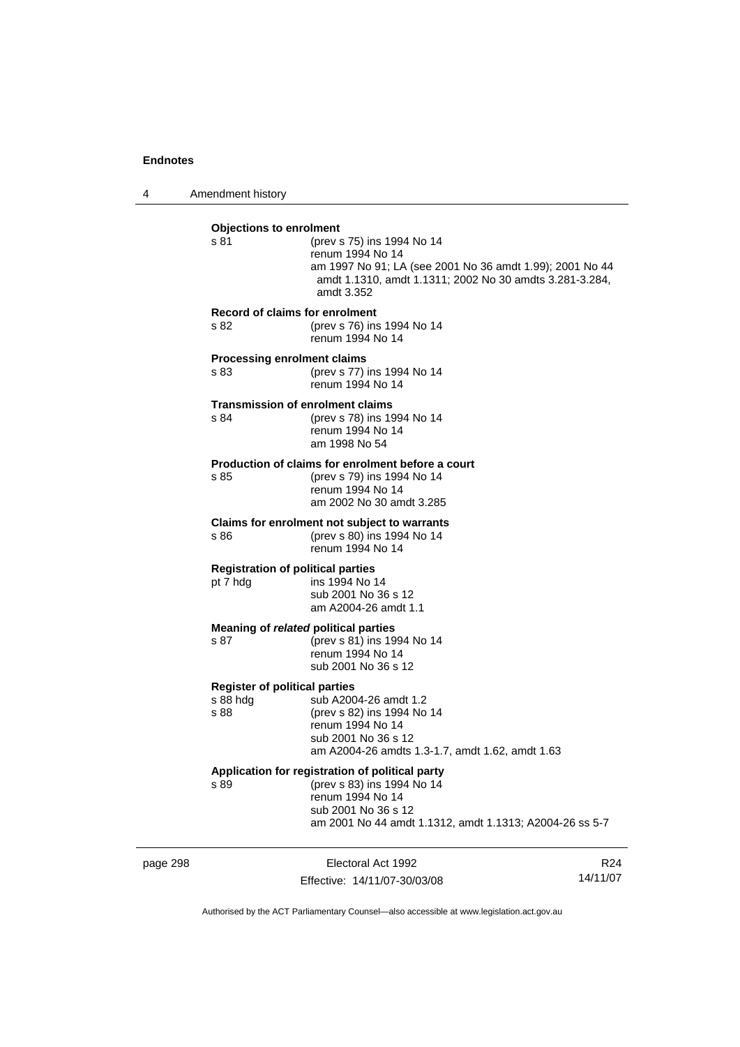**Objections to enrolment**

s 81 (prev s 75) ins 1994 No 14
renum 1994 No 14
am 1997 No 91; LA (see 2001 No 36 amdt 1.99); 2001 No 44 amdt 1.1310, amdt 1.1311; 2002 No 30 amdts 3.281-3.284, amdt 3.352

**Record of claims for enrolment**

s 82 (prev s 76) ins 1994 No 14
renum 1994 No 14

**Processing enrolment claims**

s 83 (prev s 77) ins 1994 No 14
renum 1994 No 14

**Transmission of enrolment claims**

s 84 (prev s 78) ins 1994 No 14
renum 1994 No 14
am 1998 No 54

**Production of claims for enrolment before a court**

s 85 (prev s 79) ins 1994 No 14
renum 1994 No 14
am 2002 No 30 amdt 3.285

**Claims for enrolment not subject to warrants**

s 86 (prev s 80) ins 1994 No 14
renum 1994 No 14

**Registration of political parties**

pt 7 hdg ins 1994 No 14
sub 2001 No 36 s 12
am A2004-26 amdt 1.1

**Meaning of *related* political parties**

s 87 (prev s 81) ins 1994 No 14
renum 1994 No 14
sub 2001 No 36 s 12

**Register of political parties**

s 88 hdg sub A2004-26 amdt 1.2
s 88 (prev s 82) ins 1994 No 14
renum 1994 No 14
sub 2001 No 36 s 12
am A2004-26 amdts 1.3-1.7, amdt 1.62, amdt 1.63

**Application for registration of political party**

s 89 (prev s 83) ins 1994 No 14
renum 1994 No 14
sub 2001 No 36 s 12
am 2001 No 44 amdt 1.1312, amdt 1.1313; A2004-26 ss 5-7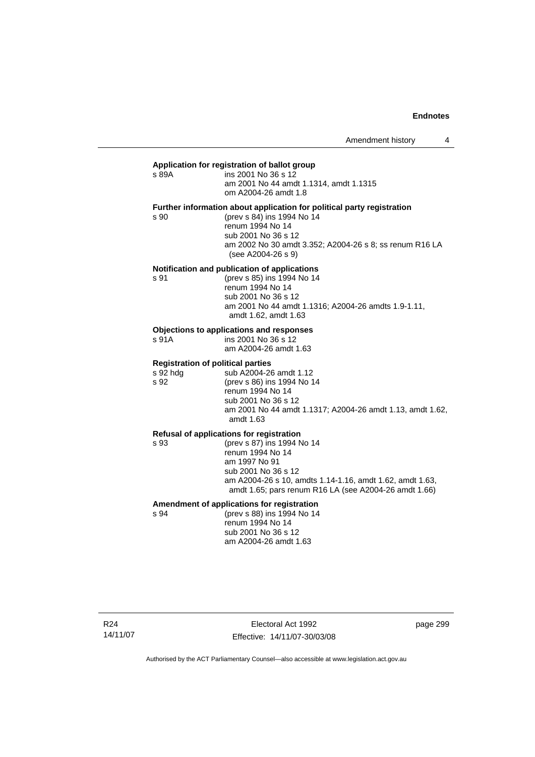**Application for registration of ballot group**

s 89A ins 2001 No 36 s 12
am 2001 No 44 amdt 1.1314, amdt 1.1315
om A2004-26 amdt 1.8

**Further information about application for political party registration**

s 90 (prev s 84) ins 1994 No 14
renum 1994 No 14
sub 2001 No 36 s 12
am 2002 No 30 amdt 3.352; A2004-26 s 8; ss renum R16 LA (see A2004-26 s 9)

**Notification and publication of applications**

s 91 (prev s 85) ins 1994 No 14
renum 1994 No 14
sub 2001 No 36 s 12
am 2001 No 44 amdt 1.1316; A2004-26 amdts 1.9-1.11, amdt 1.62, amdt 1.63

**Objections to applications and responses**

s 91A ins 2001 No 36 s 12
am A2004-26 amdt 1.63

**Registration of political parties**

s 92 hdg sub A2004-26 amdt 1.12
s 92 (prev s 86) ins 1994 No 14
renum 1994 No 14
sub 2001 No 36 s 12
am 2001 No 44 amdt 1.1317; A2004-26 amdt 1.13, amdt 1.62, amdt 1.63

**Refusal of applications for registration**

s 93 (prev s 87) ins 1994 No 14
renum 1994 No 14
am 1997 No 91
sub 2001 No 36 s 12
am A2004-26 s 10, amdts 1.14-1.16, amdt 1.62, amdt 1.63, amdt 1.65; pars renum R16 LA (see A2004-26 amdt 1.66)

**Amendment of applications for registration**

s 94 (prev s 88) ins 1994 No 14
renum 1994 No 14
sub 2001 No 36 s 12
am A2004-26 amdt 1.63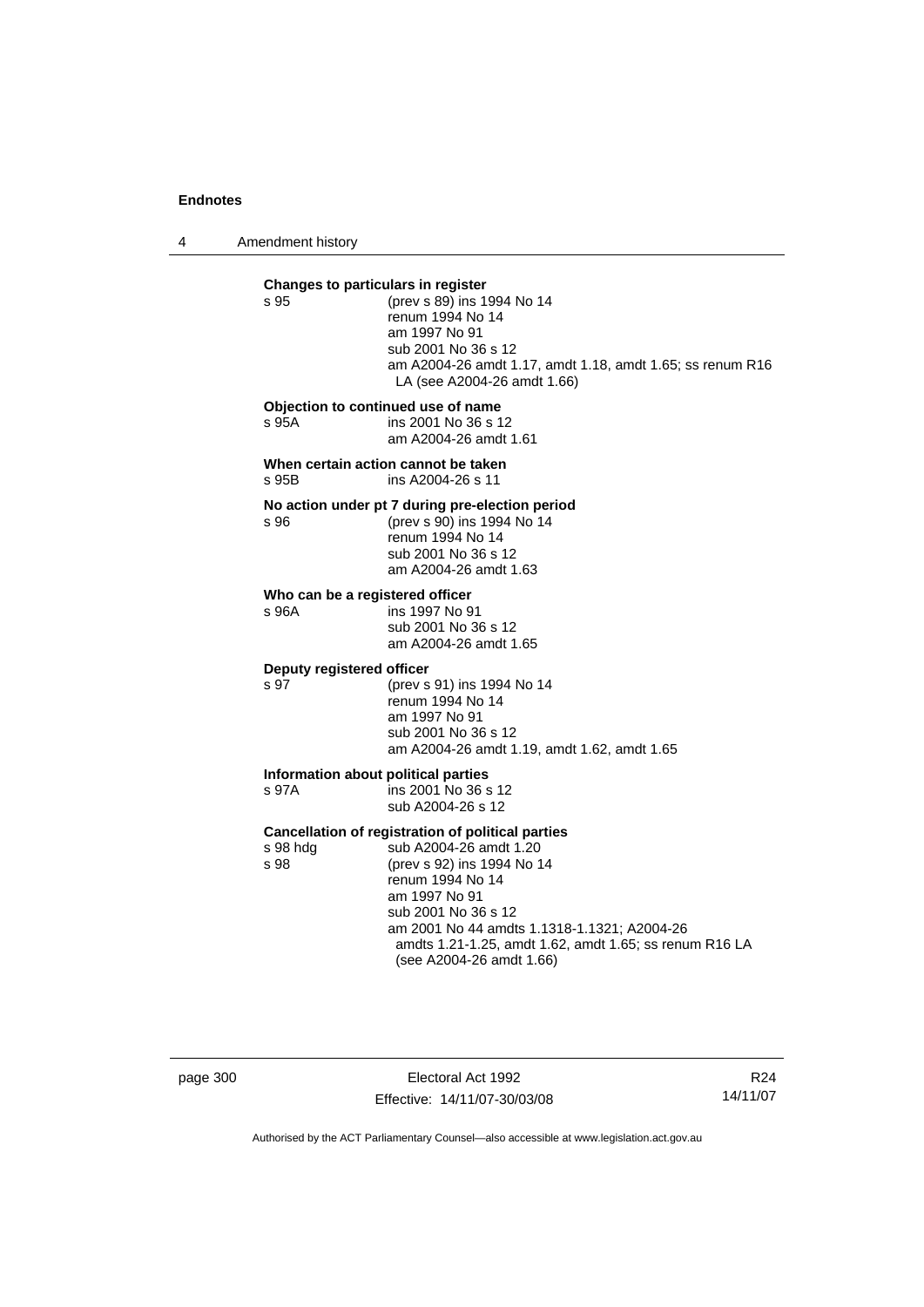**Changes to particulars in register**

s 95 (prev s 89) ins 1994 No 14
renum 1994 No 14
am 1997 No 91
sub 2001 No 36 s 12
am A2004-26 amdt 1.17, amdt 1.18, amdt 1.65; ss renum R16 LA (see A2004-26 amdt 1.66)

**Objection to continued use of name**

s 95A ins 2001 No 36 s 12
am A2004-26 amdt 1.61

**When certain action cannot be taken**

s 95B ins A2004-26 s 11

**No action under pt 7 during pre-election period**

s 96 (prev s 90) ins 1994 No 14
renum 1994 No 14
sub 2001 No 36 s 12
am A2004-26 amdt 1.63

**Who can be a registered officer**

s 96A ins 1997 No 91
sub 2001 No 36 s 12
am A2004-26 amdt 1.65

**Deputy registered officer**

s 97 (prev s 91) ins 1994 No 14
renum 1994 No 14
am 1997 No 91
sub 2001 No 36 s 12
am A2004-26 amdt 1.19, amdt 1.62, amdt 1.65

**Information about political parties**

s 97A ins 2001 No 36 s 12
sub A2004-26 s 12

**Cancellation of registration of political parties**

s 98 hdg sub A2004-26 amdt 1.20

s 98 (prev s 92) ins 1994 No 14
renum 1994 No 14
am 1997 No 91
sub 2001 No 36 s 12
am 2001 No 44 amdts 1.1318-1.1321; A2004-26 amdts 1.21-1.25, amdt 1.62, amdt 1.65; ss renum R16 LA (see A2004-26 amdt 1.66)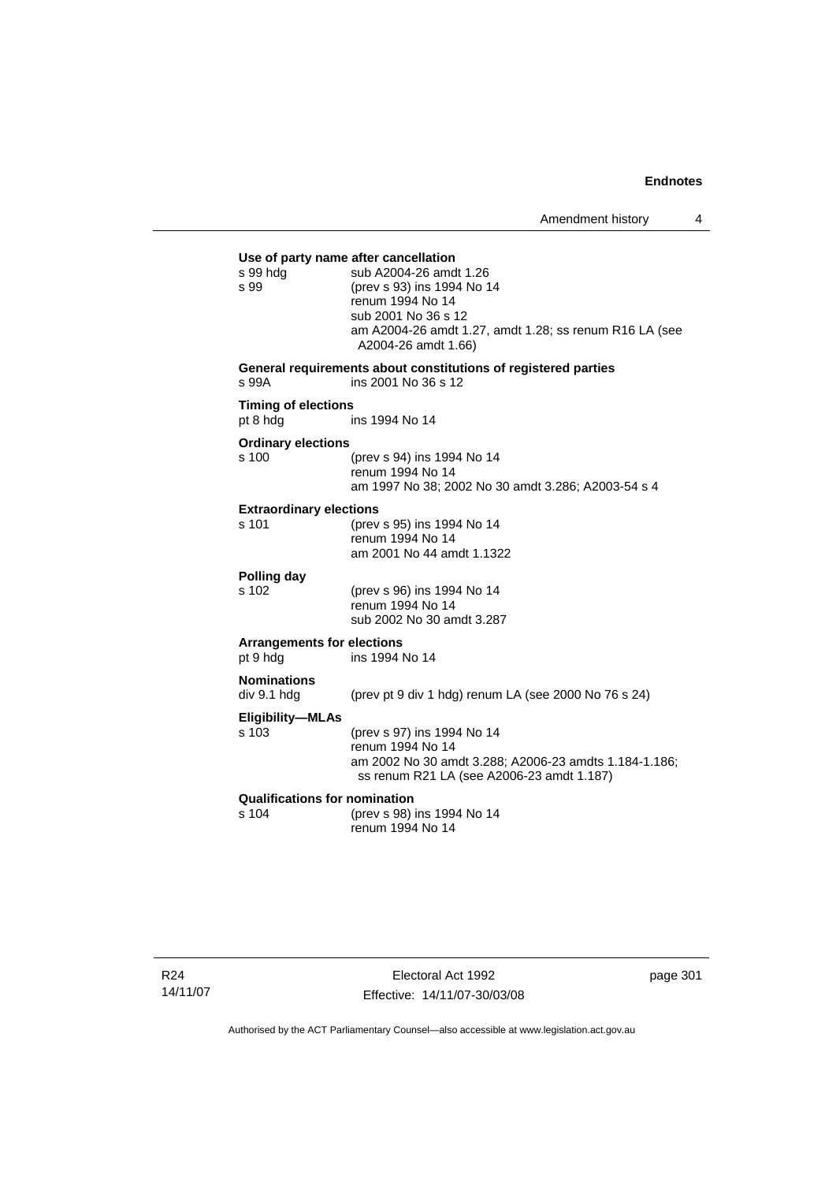**Use of party name after cancellation**

s 99 hdg sub A2004-26 amdt 1.26
s 99 (prev s 93) ins 1994 No 14
renum 1994 No 14
sub 2001 No 36 s 12
am A2004-26 amdt 1.27, amdt 1.28; ss renum R16 LA (see A2004-26 amdt 1.66)

**General requirements about constitutions of registered parties**

s 99A ins 2001 No 36 s 12

**Timing of elections**

pt 8 hdg ins 1994 No 14

**Ordinary elections**

s 100 (prev s 94) ins 1994 No 14
renum 1994 No 14
am 1997 No 38; 2002 No 30 amdt 3.286; A2003-54 s 4

**Extraordinary elections**

s 101 (prev s 95) ins 1994 No 14
renum 1994 No 14
am 2001 No 44 amdt 1.1322

**Polling day**

s 102 (prev s 96) ins 1994 No 14
renum 1994 No 14
sub 2002 No 30 amdt 3.287

**Arrangements for elections**

pt 9 hdg ins 1994 No 14

**Nominations**

div 9.1 hdg (prev pt 9 div 1 hdg) renum LA (see 2000 No 76 s 24)

**Eligibility—MLAs**

s 103 (prev s 97) ins 1994 No 14
renum 1994 No 14
am 2002 No 30 amdt 3.288; A2006-23 amdts 1.184-1.186; ss renum R21 LA (see A2006-23 amdt 1.187)

**Qualifications for nomination**

s 104 (prev s 98) ins 1994 No 14
renum 1994 No 14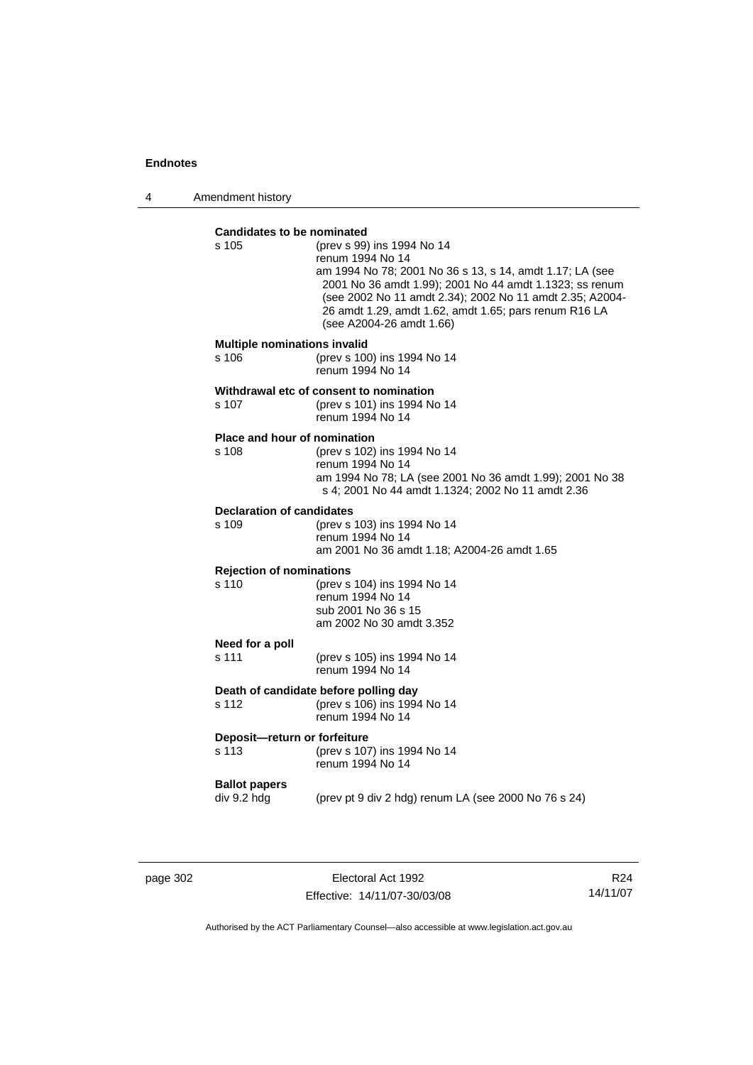**Candidates to be nominated**

s 105 (prev s 99) ins 1994 No 14
renum 1994 No 14
am 1994 No 78; 2001 No 36 s 13, s 14, amdt 1.17; LA (see 2001 No 36 amdt 1.99); 2001 No 44 amdt 1.1323; ss renum (see 2002 No 11 amdt 2.34); 2002 No 11 amdt 2.35; A2004-26 amdt 1.29, amdt 1.62, amdt 1.65; pars renum R16 LA (see A2004-26 amdt 1.66)

**Multiple nominations invalid**

s 106 (prev s 100) ins 1994 No 14
renum 1994 No 14

**Withdrawal etc of consent to nomination**

s 107 (prev s 101) ins 1994 No 14
renum 1994 No 14

**Place and hour of nomination**

s 108 (prev s 102) ins 1994 No 14
renum 1994 No 14
am 1994 No 78; LA (see 2001 No 36 amdt 1.99); 2001 No 38 s 4; 2001 No 44 amdt 1.1324; 2002 No 11 amdt 2.36

**Declaration of candidates**

s 109 (prev s 103) ins 1994 No 14
renum 1994 No 14
am 2001 No 36 amdt 1.18; A2004-26 amdt 1.65

**Rejection of nominations**

s 110 (prev s 104) ins 1994 No 14
renum 1994 No 14
sub 2001 No 36 s 15
am 2002 No 30 amdt 3.352

**Need for a poll**

s 111 (prev s 105) ins 1994 No 14
renum 1994 No 14

**Death of candidate before polling day**

s 112 (prev s 106) ins 1994 No 14
renum 1994 No 14

**Deposit—return or forfeiture**

s 113 (prev s 107) ins 1994 No 14
renum 1994 No 14

**Ballot papers**

div 9.2 hdg (prev pt 9 div 2 hdg) renum LA (see 2000 No 76 s 24)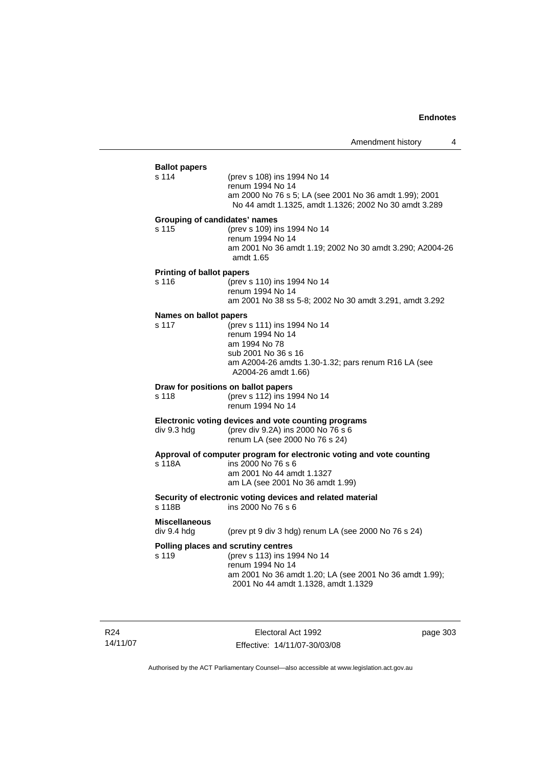**Ballot papers**

s 114 (prev s 108) ins 1994 No 14
renum 1994 No 14
am 2000 No 76 s 5; LA (see 2001 No 36 amdt 1.99); 2001 No 44 amdt 1.1325, amdt 1.1326; 2002 No 30 amdt 3.289

**Grouping of candidates' names**

s 115 (prev s 109) ins 1994 No 14
renum 1994 No 14
am 2001 No 36 amdt 1.19; 2002 No 30 amdt 3.290; A2004-26 amdt 1.65

**Printing of ballot papers**

s 116 (prev s 110) ins 1994 No 14
renum 1994 No 14
am 2001 No 38 ss 5-8; 2002 No 30 amdt 3.291, amdt 3.292

**Names on ballot papers**

s 117 (prev s 111) ins 1994 No 14
renum 1994 No 14
am 1994 No 78
sub 2001 No 36 s 16
am A2004-26 amdts 1.30-1.32; pars renum R16 LA (see A2004-26 amdt 1.66)

**Draw for positions on ballot papers**

s 118 (prev s 112) ins 1994 No 14
renum 1994 No 14

**Electronic voting devices and vote counting programs**

div 9.3 hdg (prev div 9.2A) ins 2000 No 76 s 6
renum LA (see 2000 No 76 s 24)

**Approval of computer program for electronic voting and vote counting**

s 118A ins 2000 No 76 s 6
am 2001 No 44 amdt 1.1327
am LA (see 2001 No 36 amdt 1.99)

**Security of electronic voting devices and related material**

s 118B ins 2000 No 76 s 6

**Miscellaneous**

div 9.4 hdg (prev pt 9 div 3 hdg) renum LA (see 2000 No 76 s 24)

**Polling places and scrutiny centres**

s 119 (prev s 113) ins 1994 No 14
renum 1994 No 14
am 2001 No 36 amdt 1.20; LA (see 2001 No 36 amdt 1.99); 2001 No 44 amdt 1.1328, amdt 1.1329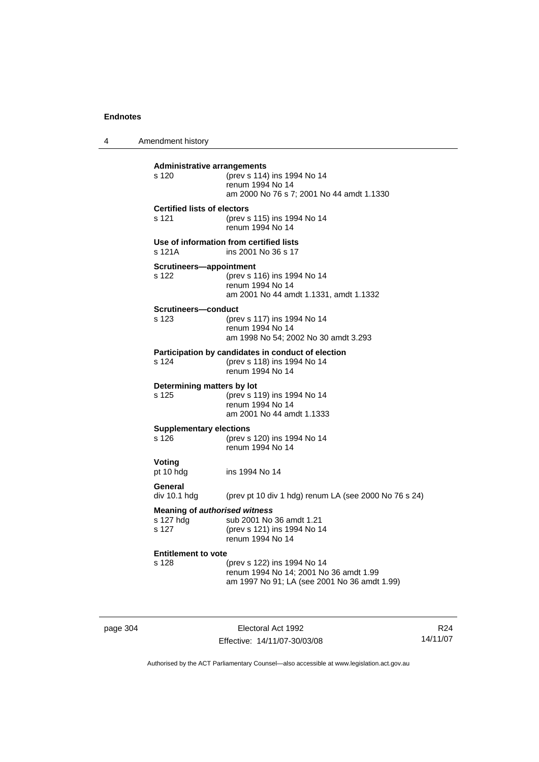**Administrative arrangements**

s 120 (prev s 114) ins 1994 No 14
renum 1994 No 14
am 2000 No 76 s 7; 2001 No 44 amdt 1.1330

**Certified lists of electors**

s 121 (prev s 115) ins 1994 No 14
renum 1994 No 14

**Use of information from certified lists**

s 121A ins 2001 No 36 s 17

**Scrutineers—appointment**

s 122 (prev s 116) ins 1994 No 14
renum 1994 No 14
am 2001 No 44 amdt 1.1331, amdt 1.1332

**Scrutineers—conduct**

s 123 (prev s 117) ins 1994 No 14
renum 1994 No 14
am 1998 No 54; 2002 No 30 amdt 3.293

**Participation by candidates in conduct of election**

s 124 (prev s 118) ins 1994 No 14
renum 1994 No 14

**Determining matters by lot**

s 125 (prev s 119) ins 1994 No 14
renum 1994 No 14
am 2001 No 44 amdt 1.1333

**Supplementary elections**

s 126 (prev s 120) ins 1994 No 14
renum 1994 No 14

**Voting**

pt 10 hdg ins 1994 No 14

**General**

div 10.1 hdg (prev pt 10 div 1 hdg) renum LA (see 2000 No 76 s 24)

**Meaning of *authorised witness***

s 127 hdg sub 2001 No 36 amdt 1.21
s 127 (prev s 121) ins 1994 No 14
renum 1994 No 14

**Entitlement to vote**

s 128 (prev s 122) ins 1994 No 14
renum 1994 No 14; 2001 No 36 amdt 1.99
am 1997 No 91; LA (see 2001 No 36 amdt 1.99)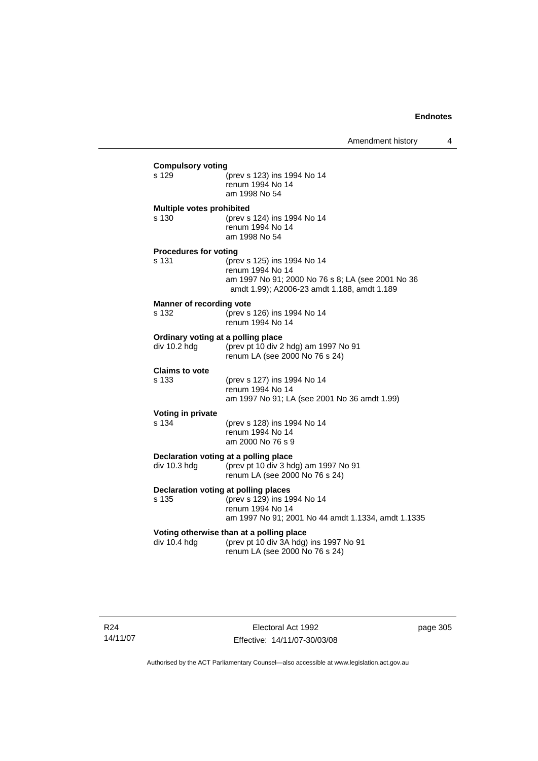**Compulsory voting**

s 129 (prev s 123) ins 1994 No 14
renum 1994 No 14
am 1998 No 54

**Multiple votes prohibited**

s 130 (prev s 124) ins 1994 No 14
renum 1994 No 14
am 1998 No 54

**Procedures for voting**

s 131 (prev s 125) ins 1994 No 14
renum 1994 No 14
am 1997 No 91; 2000 No 76 s 8; LA (see 2001 No 36 amdt 1.99); A2006-23 amdt 1.188, amdt 1.189

**Manner of recording vote**

s 132 (prev s 126) ins 1994 No 14
renum 1994 No 14

**Ordinary voting at a polling place**

div 10.2 hdg (prev pt 10 div 2 hdg) am 1997 No 91
renum LA (see 2000 No 76 s 24)

**Claims to vote**

s 133 (prev s 127) ins 1994 No 14
renum 1994 No 14
am 1997 No 91; LA (see 2001 No 36 amdt 1.99)

**Voting in private**

s 134 (prev s 128) ins 1994 No 14
renum 1994 No 14
am 2000 No 76 s 9

**Declaration voting at a polling place**

div 10.3 hdg (prev pt 10 div 3 hdg) am 1997 No 91
renum LA (see 2000 No 76 s 24)

**Declaration voting at polling places**

s 135 (prev s 129) ins 1994 No 14
renum 1994 No 14
am 1997 No 91; 2001 No 44 amdt 1.1334, amdt 1.1335

**Voting otherwise than at a polling place**

div 10.4 hdg (prev pt 10 div 3A hdg) ins 1997 No 91
renum LA (see 2000 No 76 s 24)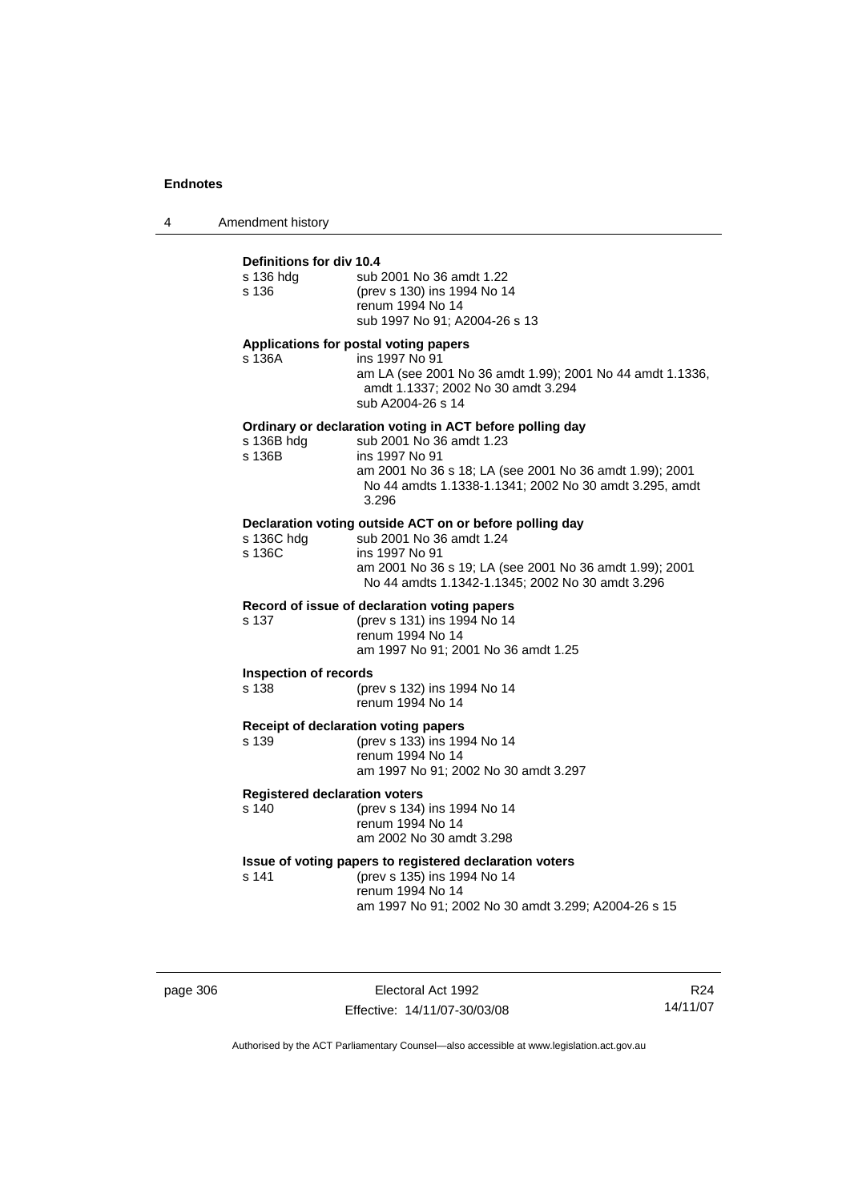**Definitions for div 10.4**

s 136 hdg sub 2001 No 36 amdt 1.22
s 136 (prev s 130) ins 1994 No 14
renum 1994 No 14
sub 1997 No 91; A2004-26 s 13

**Applications for postal voting papers**

s 136A ins 1997 No 91
am LA (see 2001 No 36 amdt 1.99); 2001 No 44 amdt 1.1336, amdt 1.1337; 2002 No 30 amdt 3.294
sub A2004-26 s 14

**Ordinary or declaration voting in ACT before polling day**

s 136B hdg sub 2001 No 36 amdt 1.23
s 136B ins 1997 No 91
am 2001 No 36 s 18; LA (see 2001 No 36 amdt 1.99); 2001 No 44 amdts 1.1338-1.1341; 2002 No 30 amdt 3.295, amdt 3.296

**Declaration voting outside ACT on or before polling day**

s 136C hdg sub 2001 No 36 amdt 1.24
s 136C ins 1997 No 91
am 2001 No 36 s 19; LA (see 2001 No 36 amdt 1.99); 2001 No 44 amdts 1.1342-1.1345; 2002 No 30 amdt 3.296

**Record of issue of declaration voting papers**

s 137 (prev s 131) ins 1994 No 14
renum 1994 No 14
am 1997 No 91; 2001 No 36 amdt 1.25

**Inspection of records**

s 138 (prev s 132) ins 1994 No 14
renum 1994 No 14

**Receipt of declaration voting papers**

s 139 (prev s 133) ins 1994 No 14
renum 1994 No 14
am 1997 No 91; 2002 No 30 amdt 3.297

**Registered declaration voters**

s 140 (prev s 134) ins 1994 No 14
renum 1994 No 14
am 2002 No 30 amdt 3.298

**Issue of voting papers to registered declaration voters**

s 141 (prev s 135) ins 1994 No 14
renum 1994 No 14
am 1997 No 91; 2002 No 30 amdt 3.299; A2004-26 s 15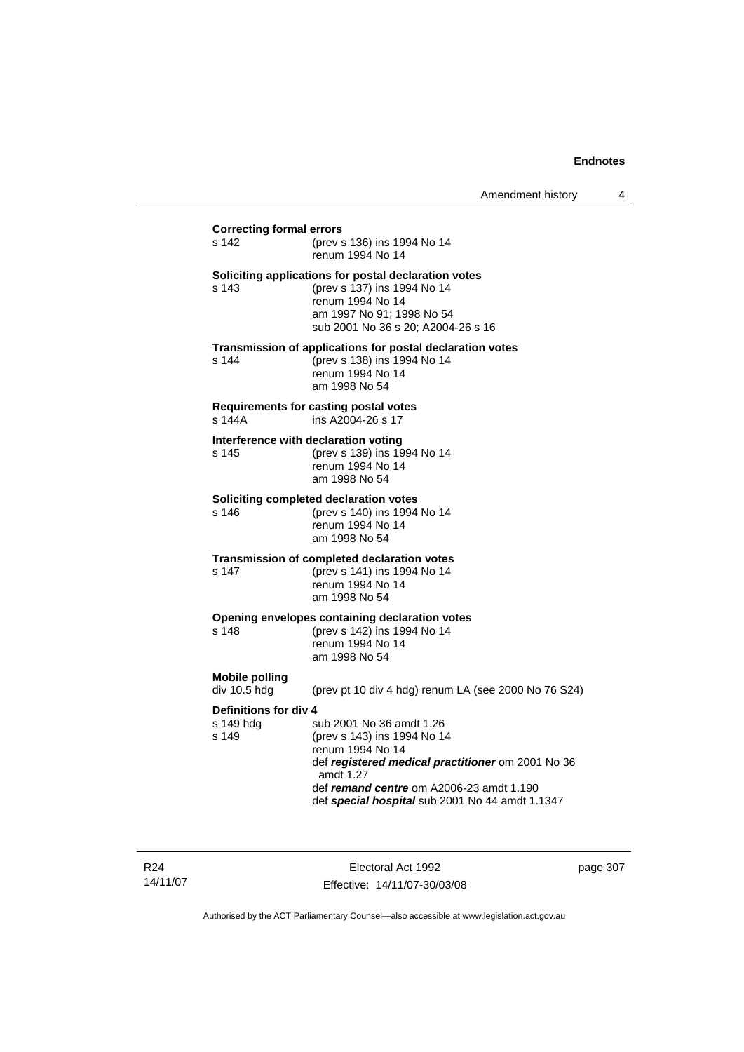**Correcting formal errors**

s 142 (prev s 136) ins 1994 No 14
renum 1994 No 14

**Soliciting applications for postal declaration votes**

s 143 (prev s 137) ins 1994 No 14
renum 1994 No 14
am 1997 No 91; 1998 No 54
sub 2001 No 36 s 20; A2004-26 s 16

**Transmission of applications for postal declaration votes**

s 144 (prev s 138) ins 1994 No 14
renum 1994 No 14
am 1998 No 54

**Requirements for casting postal votes**

s 144A ins A2004-26 s 17

**Interference with declaration voting**

s 145 (prev s 139) ins 1994 No 14
renum 1994 No 14
am 1998 No 54

**Soliciting completed declaration votes**

s 146 (prev s 140) ins 1994 No 14
renum 1994 No 14
am 1998 No 54

**Transmission of completed declaration votes**

s 147 (prev s 141) ins 1994 No 14
renum 1994 No 14
am 1998 No 54

**Opening envelopes containing declaration votes**

s 148 (prev s 142) ins 1994 No 14
renum 1994 No 14
am 1998 No 54

**Mobile polling**

div 10.5 hdg (prev pt 10 div 4 hdg) renum LA (see 2000 No 76 S24)

**Definitions for div 4**

s 149 hdg sub 2001 No 36 amdt 1.26

s 149 (prev s 143) ins 1994 No 14
renum 1994 No 14
def ***registered medical practitioner*** om 2001 No 36 amdt 1.27
def ***remand centre*** om A2006-23 amdt 1.190
def ***special hospital*** sub 2001 No 44 amdt 1.1347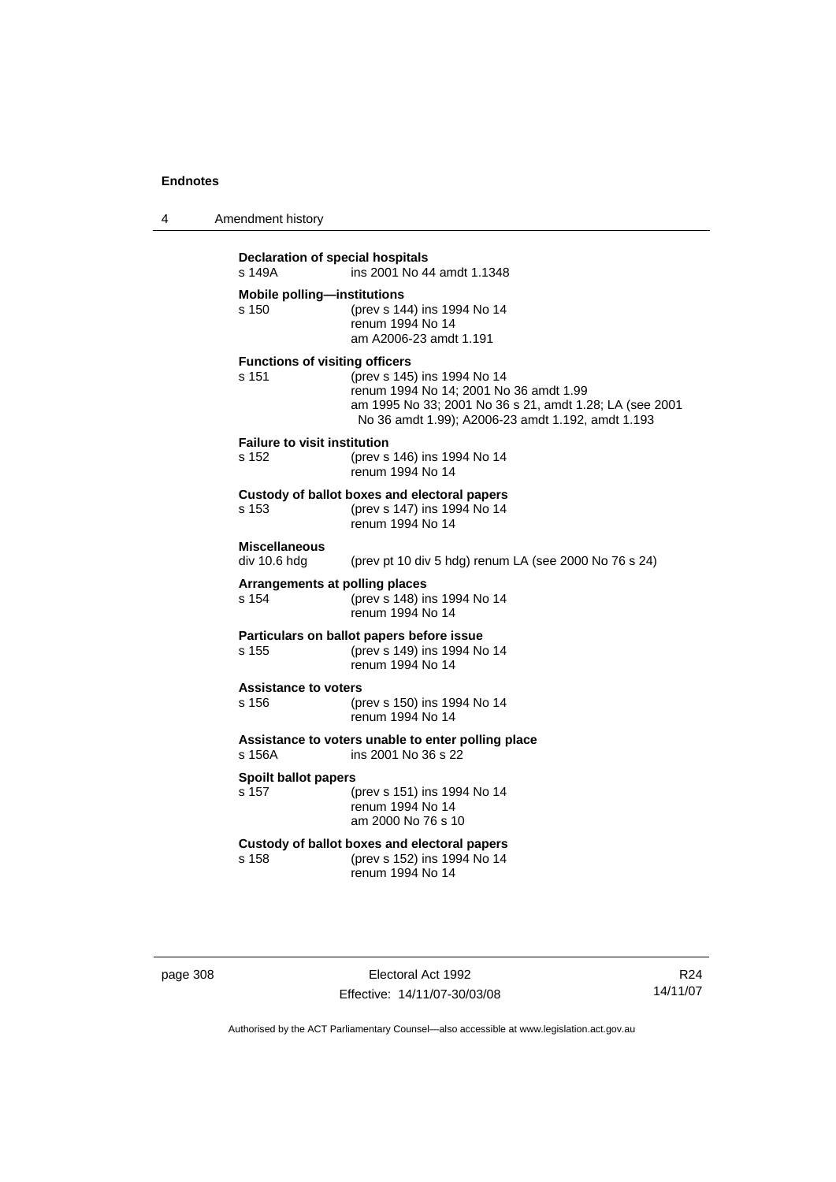**Declaration of special hospitals**
s 149A ins 2001 No 44 amdt 1.1348

**Mobile polling—institutions**
s 150 (prev s 144) ins 1994 No 14
renum 1994 No 14
am A2006-23 amdt 1.191

**Functions of visiting officers**
s 151 (prev s 145) ins 1994 No 14
renum 1994 No 14; 2001 No 36 amdt 1.99
am 1995 No 33; 2001 No 36 s 21, amdt 1.28; LA (see 2001 No 36 amdt 1.99); A2006-23 amdt 1.192, amdt 1.193

**Failure to visit institution**
s 152 (prev s 146) ins 1994 No 14
renum 1994 No 14

**Custody of ballot boxes and electoral papers**
s 153 (prev s 147) ins 1994 No 14
renum 1994 No 14

**Miscellaneous**
div 10.6 hdg (prev pt 10 div 5 hdg) renum LA (see 2000 No 76 s 24)

**Arrangements at polling places**
s 154 (prev s 148) ins 1994 No 14
renum 1994 No 14

**Particulars on ballot papers before issue**
s 155 (prev s 149) ins 1994 No 14
renum 1994 No 14

**Assistance to voters**
s 156 (prev s 150) ins 1994 No 14
renum 1994 No 14

**Assistance to voters unable to enter polling place**
s 156A ins 2001 No 36 s 22

**Spoilt ballot papers**
s 157 (prev s 151) ins 1994 No 14
renum 1994 No 14
am 2000 No 76 s 10

**Custody of ballot boxes and electoral papers**
s 158 (prev s 152) ins 1994 No 14
renum 1994 No 14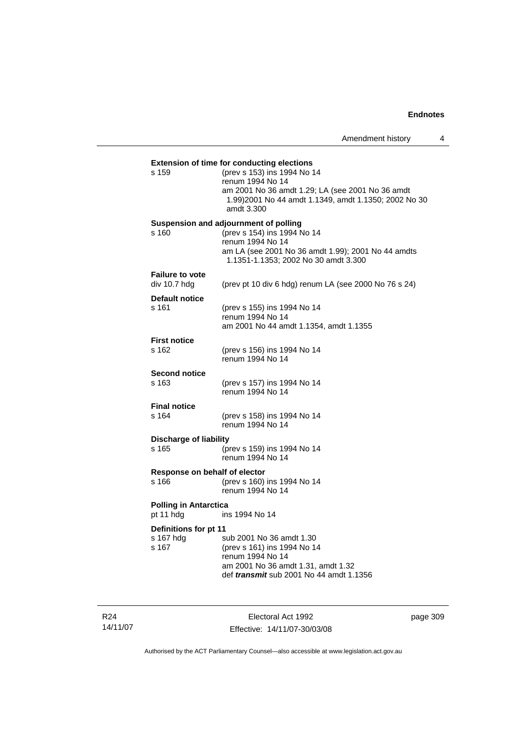**Extension of time for conducting elections**

s 159 (prev s 153) ins 1994 No 14
renum 1994 No 14
am 2001 No 36 amdt 1.29; LA (see 2001 No 36 amdt 1.99)2001 No 44 amdt 1.1349, amdt 1.1350; 2002 No 30 amdt 3.300

**Suspension and adjournment of polling**

s 160 (prev s 154) ins 1994 No 14
renum 1994 No 14
am LA (see 2001 No 36 amdt 1.99); 2001 No 44 amdts 1.1351-1.1353; 2002 No 30 amdt 3.300

**Failure to vote**

div 10.7 hdg (prev pt 10 div 6 hdg) renum LA (see 2000 No 76 s 24)

**Default notice**

s 161 (prev s 155) ins 1994 No 14
renum 1994 No 14
am 2001 No 44 amdt 1.1354, amdt 1.1355

**First notice**

s 162 (prev s 156) ins 1994 No 14
renum 1994 No 14

**Second notice**

s 163 (prev s 157) ins 1994 No 14
renum 1994 No 14

**Final notice**

s 164 (prev s 158) ins 1994 No 14
renum 1994 No 14

**Discharge of liability**

s 165 (prev s 159) ins 1994 No 14
renum 1994 No 14

**Response on behalf of elector**

s 166 (prev s 160) ins 1994 No 14
renum 1994 No 14

**Polling in Antarctica**

pt 11 hdg ins 1994 No 14

**Definitions for pt 11**

s 167 hdg sub 2001 No 36 amdt 1.30
s 167 (prev s 161) ins 1994 No 14
renum 1994 No 14
am 2001 No 36 amdt 1.31, amdt 1.32
def ***transmit*** sub 2001 No 44 amdt 1.1356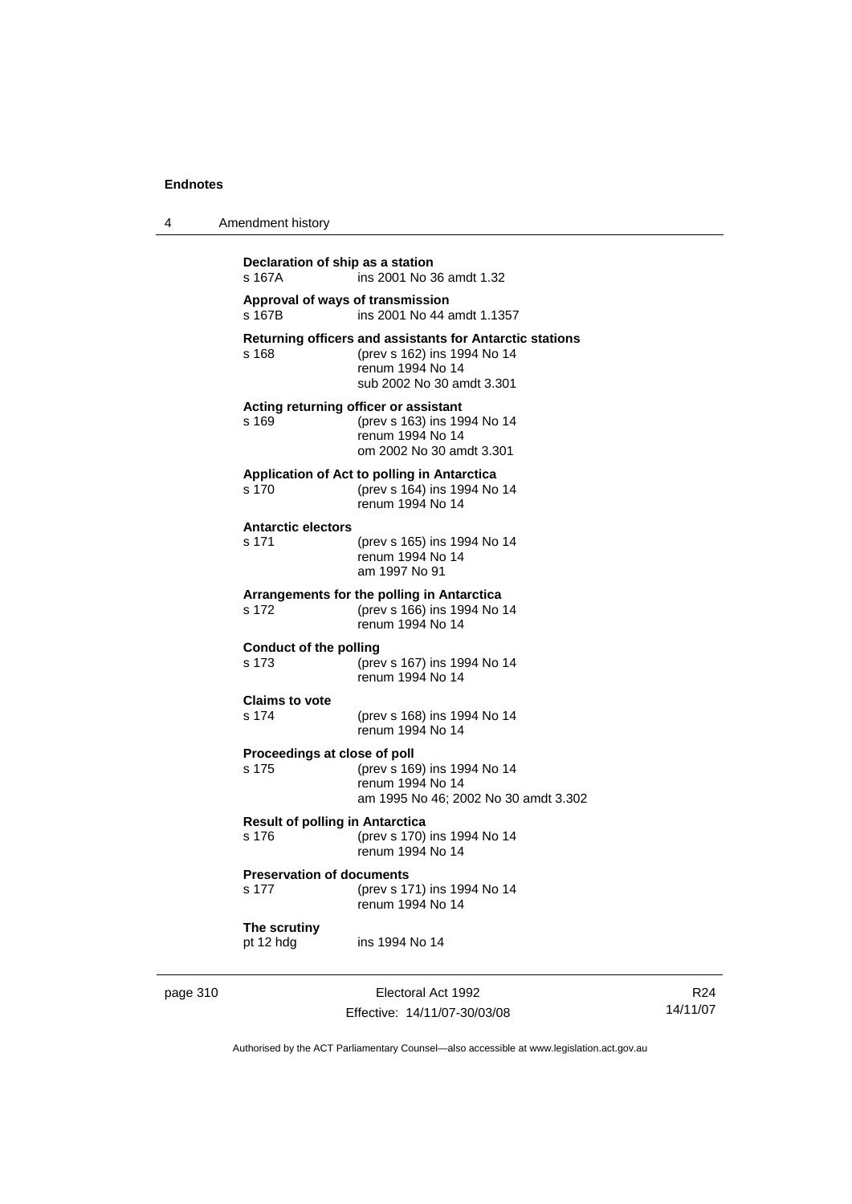**Declaration of ship as a station**
s 167A ins 2001 No 36 amdt 1.32

**Approval of ways of transmission**
s 167B ins 2001 No 44 amdt 1.1357

**Returning officers and assistants for Antarctic stations**
s 168 (prev s 162) ins 1994 No 14
renum 1994 No 14
sub 2002 No 30 amdt 3.301

**Acting returning officer or assistant**
s 169 (prev s 163) ins 1994 No 14
renum 1994 No 14
om 2002 No 30 amdt 3.301

**Application of Act to polling in Antarctica**
s 170 (prev s 164) ins 1994 No 14
renum 1994 No 14

**Antarctic electors**
s 171 (prev s 165) ins 1994 No 14
renum 1994 No 14
am 1997 No 91

**Arrangements for the polling in Antarctica**
s 172 (prev s 166) ins 1994 No 14
renum 1994 No 14

**Conduct of the polling**
s 173 (prev s 167) ins 1994 No 14
renum 1994 No 14

**Claims to vote**
s 174 (prev s 168) ins 1994 No 14
renum 1994 No 14

**Proceedings at close of poll**
s 175 (prev s 169) ins 1994 No 14
renum 1994 No 14
am 1995 No 46; 2002 No 30 amdt 3.302

**Result of polling in Antarctica**
s 176 (prev s 170) ins 1994 No 14
renum 1994 No 14

**Preservation of documents**
s 177 (prev s 171) ins 1994 No 14
renum 1994 No 14

**The scrutiny**
pt 12 hdg ins 1994 No 14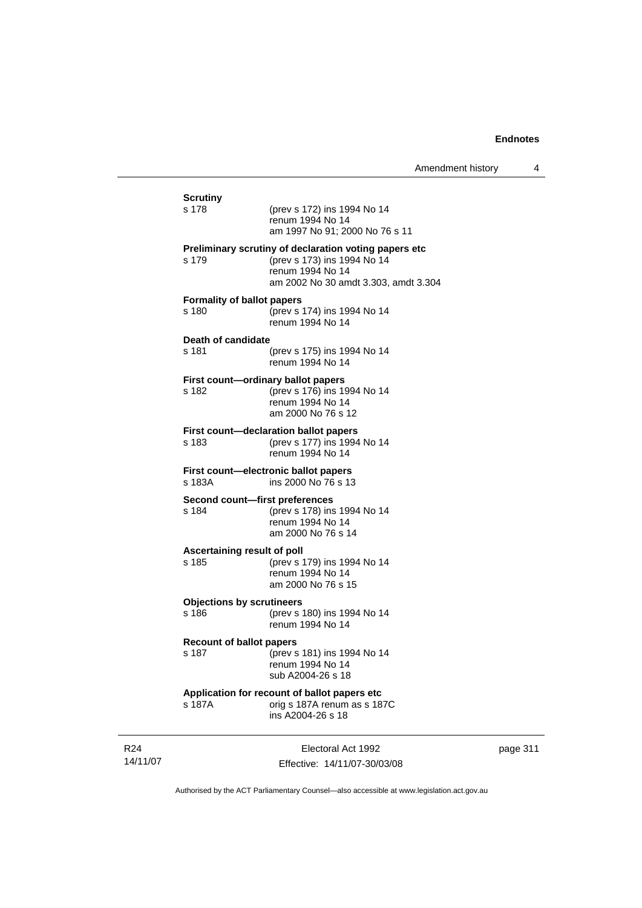**Scrutiny**

s 178 (prev s 172) ins 1994 No 14
renum 1994 No 14
am 1997 No 91; 2000 No 76 s 11

**Preliminary scrutiny of declaration voting papers etc**

s 179 (prev s 173) ins 1994 No 14
renum 1994 No 14
am 2002 No 30 amdt 3.303, amdt 3.304

**Formality of ballot papers**

s 180 (prev s 174) ins 1994 No 14
renum 1994 No 14

**Death of candidate**

s 181 (prev s 175) ins 1994 No 14
renum 1994 No 14

**First count—ordinary ballot papers**

s 182 (prev s 176) ins 1994 No 14
renum 1994 No 14
am 2000 No 76 s 12

**First count—declaration ballot papers**

s 183 (prev s 177) ins 1994 No 14
renum 1994 No 14

**First count—electronic ballot papers**

s 183A ins 2000 No 76 s 13

**Second count—first preferences**

s 184 (prev s 178) ins 1994 No 14
renum 1994 No 14
am 2000 No 76 s 14

**Ascertaining result of poll**

s 185 (prev s 179) ins 1994 No 14
renum 1994 No 14
am 2000 No 76 s 15

**Objections by scrutineers**

s 186 (prev s 180) ins 1994 No 14
renum 1994 No 14

**Recount of ballot papers**

s 187 (prev s 181) ins 1994 No 14
renum 1994 No 14
sub A2004-26 s 18

**Application for recount of ballot papers etc**

s 187A orig s 187A renum as s 187C
ins A2004-26 s 18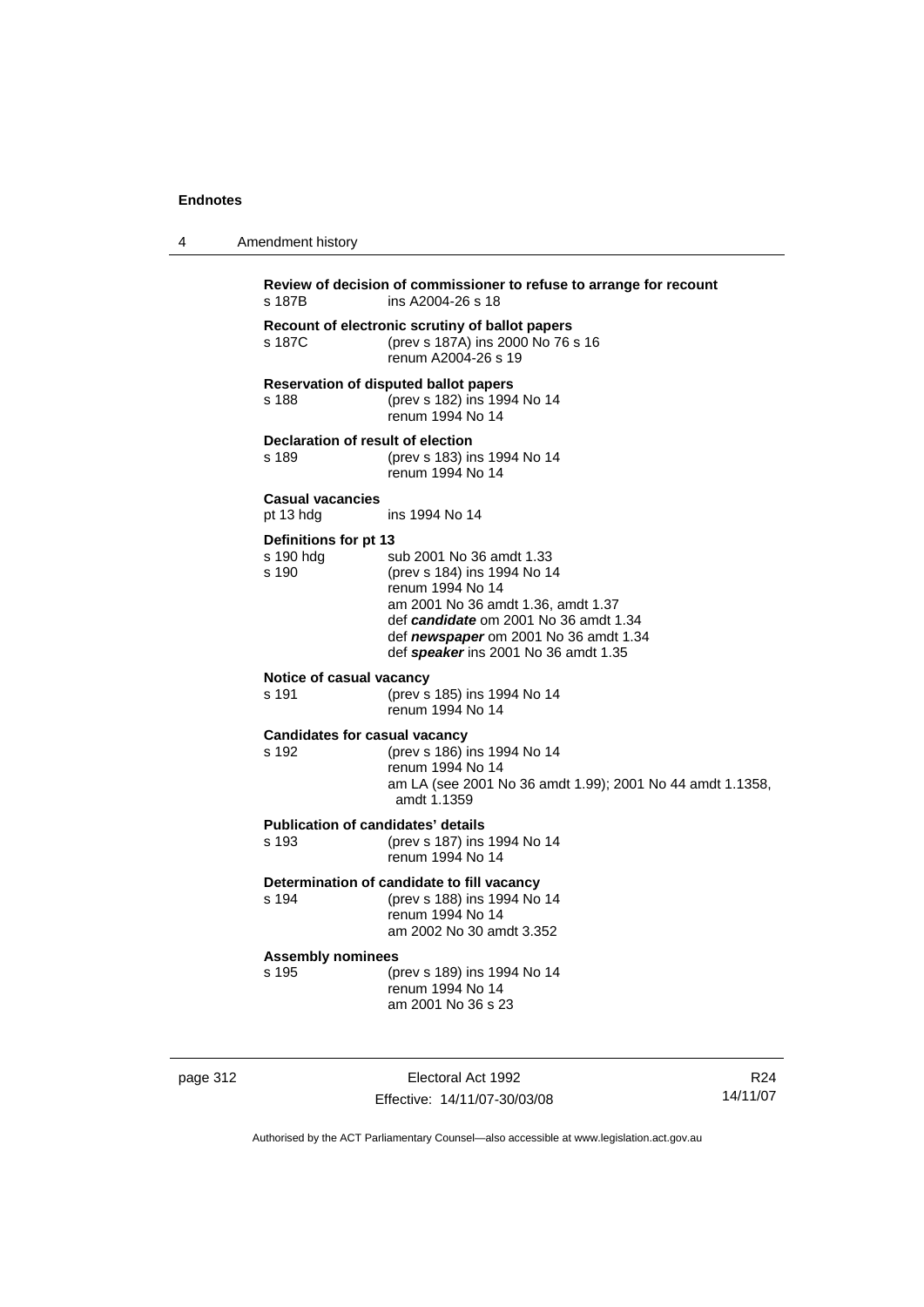**Review of decision of commissioner to refuse to arrange for recount**
s 187B ins A2004-26 s 18

**Recount of electronic scrutiny of ballot papers**
s 187C (prev s 187A) ins 2000 No 76 s 16
renum A2004-26 s 19

**Reservation of disputed ballot papers**
s 188 (prev s 182) ins 1994 No 14
renum 1994 No 14

**Declaration of result of election**
s 189 (prev s 183) ins 1994 No 14
renum 1994 No 14

**Casual vacancies**
pt 13 hdg ins 1994 No 14

**Definitions for pt 13**
s 190 hdg sub 2001 No 36 amdt 1.33
s 190 (prev s 184) ins 1994 No 14
renum 1994 No 14
am 2001 No 36 amdt 1.36, amdt 1.37
def ***candidate*** om 2001 No 36 amdt 1.34
def ***newspaper*** om 2001 No 36 amdt 1.34
def ***speaker*** ins 2001 No 36 amdt 1.35

**Notice of casual vacancy**
s 191 (prev s 185) ins 1994 No 14
renum 1994 No 14

**Candidates for casual vacancy**
s 192 (prev s 186) ins 1994 No 14
renum 1994 No 14
am LA (see 2001 No 36 amdt 1.99); 2001 No 44 amdt 1.1358, amdt 1.1359

**Publication of candidates' details**
s 193 (prev s 187) ins 1994 No 14
renum 1994 No 14

**Determination of candidate to fill vacancy**
s 194 (prev s 188) ins 1994 No 14
renum 1994 No 14
am 2002 No 30 amdt 3.352

**Assembly nominees**
s 195 (prev s 189) ins 1994 No 14
renum 1994 No 14
am 2001 No 36 s 23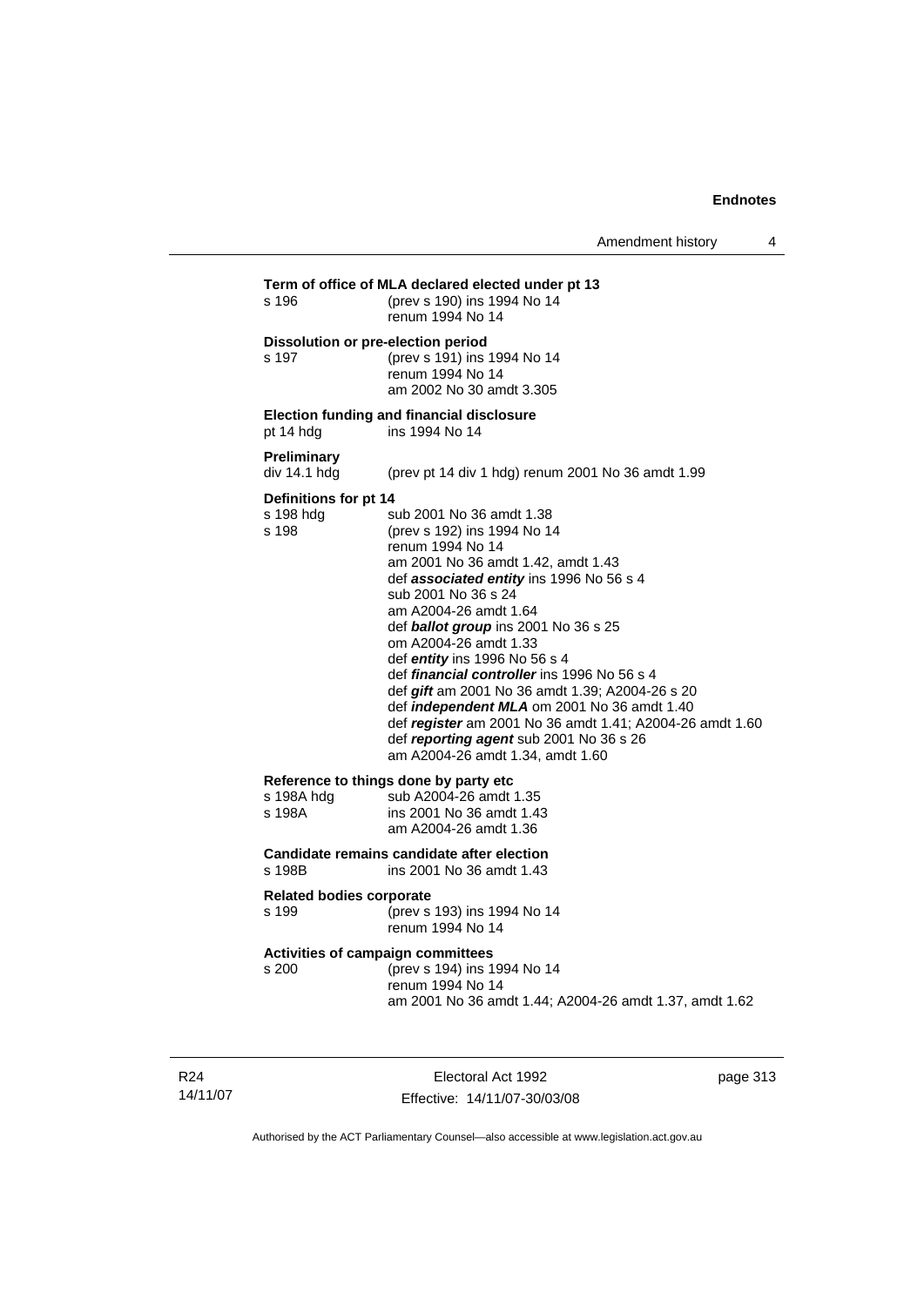**Term of office of MLA declared elected under pt 13**

s 196 (prev s 190) ins 1994 No 14
renum 1994 No 14

**Dissolution or pre-election period**

s 197 (prev s 191) ins 1994 No 14
renum 1994 No 14
am 2002 No 30 amdt 3.305

**Election funding and financial disclosure**

pt 14 hdg ins 1994 No 14

**Preliminary**

div 14.1 hdg (prev pt 14 div 1 hdg) renum 2001 No 36 amdt 1.99

**Definitions for pt 14**

s 198 hdg sub 2001 No 36 amdt 1.38
s 198 (prev s 192) ins 1994 No 14
renum 1994 No 14
am 2001 No 36 amdt 1.42, amdt 1.43
def ***associated entity*** ins 1996 No 56 s 4
sub 2001 No 36 s 24
am A2004-26 amdt 1.64
def ***ballot group*** ins 2001 No 36 s 25
om A2004-26 amdt 1.33
def ***entity*** ins 1996 No 56 s 4
def ***financial controller*** ins 1996 No 56 s 4
def ***gift*** am 2001 No 36 amdt 1.39; A2004-26 s 20
def ***independent MLA*** om 2001 No 36 amdt 1.40
def ***register*** am 2001 No 36 amdt 1.41; A2004-26 amdt 1.60
def ***reporting agent*** sub 2001 No 36 s 26
am A2004-26 amdt 1.34, amdt 1.60

**Reference to things done by party etc**

s 198A hdg sub A2004-26 amdt 1.35
s 198A ins 2001 No 36 amdt 1.43
am A2004-26 amdt 1.36

**Candidate remains candidate after election**

s 198B ins 2001 No 36 amdt 1.43

**Related bodies corporate**

s 199 (prev s 193) ins 1994 No 14
renum 1994 No 14

**Activities of campaign committees**

s 200 (prev s 194) ins 1994 No 14
renum 1994 No 14
am 2001 No 36 amdt 1.44; A2004-26 amdt 1.37, amdt 1.62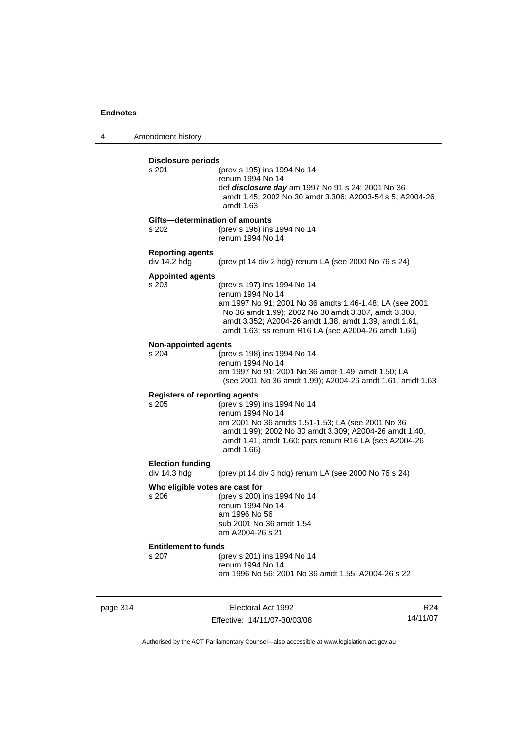**Disclosure periods**

s 201 (prev s 195) ins 1994 No 14
renum 1994 No 14
def ***disclosure day*** am 1997 No 91 s 24; 2001 No 36 amdt 1.45; 2002 No 30 amdt 3.306; A2003-54 s 5; A2004-26 amdt 1.63

**Gifts—determination of amounts**

s 202 (prev s 196) ins 1994 No 14
renum 1994 No 14

**Reporting agents**

div 14.2 hdg (prev pt 14 div 2 hdg) renum LA (see 2000 No 76 s 24)

**Appointed agents**

s 203 (prev s 197) ins 1994 No 14
renum 1994 No 14
am 1997 No 91; 2001 No 36 amdts 1.46-1.48; LA (see 2001 No 36 amdt 1.99); 2002 No 30 amdt 3.307, amdt 3.308, amdt 3.352; A2004-26 amdt 1.38, amdt 1.39, amdt 1.61, amdt 1.63; ss renum R16 LA (see A2004-26 amdt 1.66)

**Non-appointed agents**

s 204 (prev s 198) ins 1994 No 14
renum 1994 No 14
am 1997 No 91; 2001 No 36 amdt 1.49, amdt 1.50; LA (see 2001 No 36 amdt 1.99); A2004-26 amdt 1.61, amdt 1.63

**Registers of reporting agents**

s 205 (prev s 199) ins 1994 No 14
renum 1994 No 14
am 2001 No 36 amdts 1.51-1.53; LA (see 2001 No 36 amdt 1.99); 2002 No 30 amdt 3.309; A2004-26 amdt 1.40, amdt 1.41, amdt 1.60; pars renum R16 LA (see A2004-26 amdt 1.66)

**Election funding**

div 14.3 hdg (prev pt 14 div 3 hdg) renum LA (see 2000 No 76 s 24)

**Who eligible votes are cast for**

s 206 (prev s 200) ins 1994 No 14
renum 1994 No 14
am 1996 No 56
sub 2001 No 36 amdt 1.54
am A2004-26 s 21

**Entitlement to funds**

s 207 (prev s 201) ins 1994 No 14
renum 1994 No 14
am 1996 No 56; 2001 No 36 amdt 1.55; A2004-26 s 22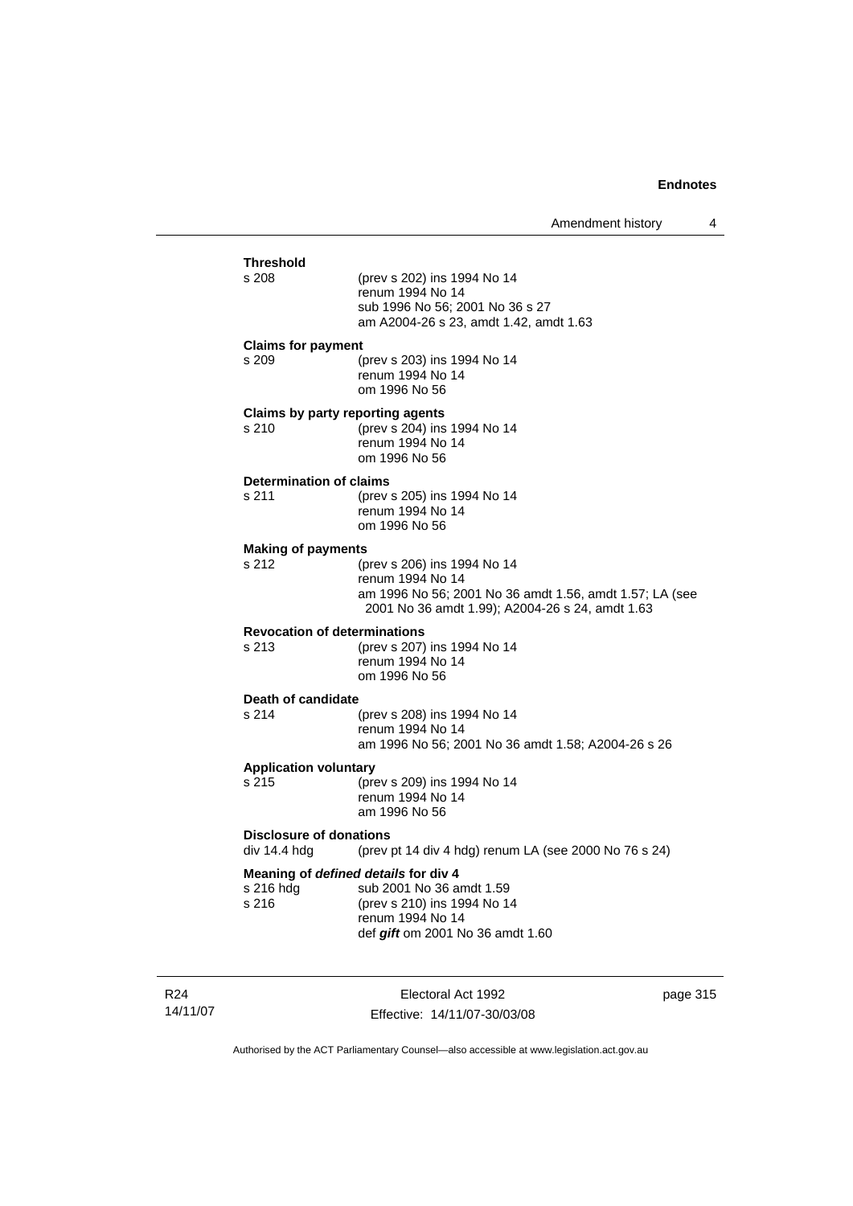**Threshold**

s 208 (prev s 202) ins 1994 No 14
renum 1994 No 14
sub 1996 No 56; 2001 No 36 s 27
am A2004-26 s 23, amdt 1.42, amdt 1.63

**Claims for payment**

s 209 (prev s 203) ins 1994 No 14
renum 1994 No 14
om 1996 No 56

**Claims by party reporting agents**

s 210 (prev s 204) ins 1994 No 14
renum 1994 No 14
om 1996 No 56

**Determination of claims**

s 211 (prev s 205) ins 1994 No 14
renum 1994 No 14
om 1996 No 56

**Making of payments**

s 212 (prev s 206) ins 1994 No 14
renum 1994 No 14
am 1996 No 56; 2001 No 36 amdt 1.56, amdt 1.57; LA (see 2001 No 36 amdt 1.99); A2004-26 s 24, amdt 1.63

**Revocation of determinations**

s 213 (prev s 207) ins 1994 No 14
renum 1994 No 14
om 1996 No 56

**Death of candidate**

s 214 (prev s 208) ins 1994 No 14
renum 1994 No 14
am 1996 No 56; 2001 No 36 amdt 1.58; A2004-26 s 26

**Application voluntary**

s 215 (prev s 209) ins 1994 No 14
renum 1994 No 14
am 1996 No 56

**Disclosure of donations**

div 14.4 hdg (prev pt 14 div 4 hdg) renum LA (see 2000 No 76 s 24)

**Meaning of *defined details* for div 4**

s 216 hdg sub 2001 No 36 amdt 1.59
s 216 (prev s 210) ins 1994 No 14
renum 1994 No 14
def ***gift*** om 2001 No 36 amdt 1.60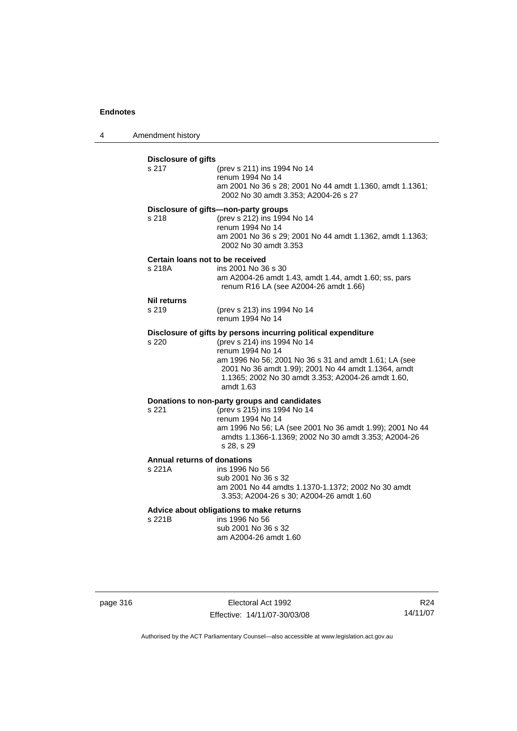**Disclosure of gifts**

s 217 (prev s 211) ins 1994 No 14
renum 1994 No 14
am 2001 No 36 s 28; 2001 No 44 amdt 1.1360, amdt 1.1361; 2002 No 30 amdt 3.353; A2004-26 s 27

**Disclosure of gifts—non-party groups**

s 218 (prev s 212) ins 1994 No 14
renum 1994 No 14
am 2001 No 36 s 29; 2001 No 44 amdt 1.1362, amdt 1.1363; 2002 No 30 amdt 3.353

**Certain loans not to be received**

s 218A ins 2001 No 36 s 30
am A2004-26 amdt 1.43, amdt 1.44, amdt 1.60; ss, pars renum R16 LA (see A2004-26 amdt 1.66)

**Nil returns**

s 219 (prev s 213) ins 1994 No 14
renum 1994 No 14

**Disclosure of gifts by persons incurring political expenditure**

s 220 (prev s 214) ins 1994 No 14
renum 1994 No 14
am 1996 No 56; 2001 No 36 s 31 and amdt 1.61; LA (see 2001 No 36 amdt 1.99); 2001 No 44 amdt 1.1364, amdt 1.1365; 2002 No 30 amdt 3.353; A2004-26 amdt 1.60, amdt 1.63

**Donations to non-party groups and candidates**

s 221 (prev s 215) ins 1994 No 14
renum 1994 No 14
am 1996 No 56; LA (see 2001 No 36 amdt 1.99); 2001 No 44 amdts 1.1366-1.1369; 2002 No 30 amdt 3.353; A2004-26 s 28, s 29

**Annual returns of donations**

s 221A ins 1996 No 56
sub 2001 No 36 s 32
am 2001 No 44 amdts 1.1370-1.1372; 2002 No 30 amdt 3.353; A2004-26 s 30; A2004-26 amdt 1.60

**Advice about obligations to make returns**

s 221B ins 1996 No 56
sub 2001 No 36 s 32
am A2004-26 amdt 1.60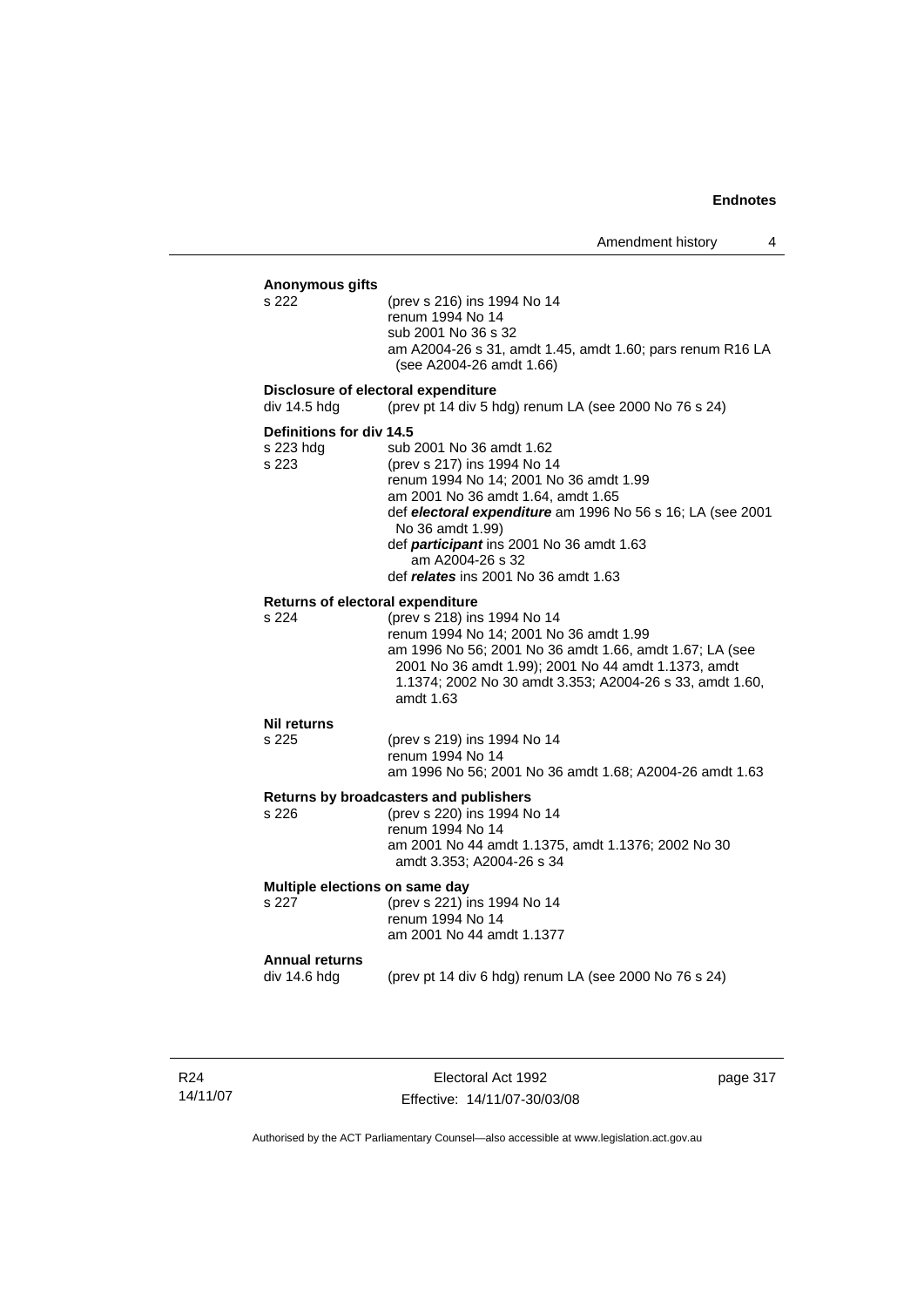**Anonymous gifts**

s 222 (prev s 216) ins 1994 No 14
renum 1994 No 14
sub 2001 No 36 s 32
am A2004-26 s 31, amdt 1.45, amdt 1.60; pars renum R16 LA (see A2004-26 amdt 1.66)

**Disclosure of electoral expenditure**

div 14.5 hdg (prev pt 14 div 5 hdg) renum LA (see 2000 No 76 s 24)

**Definitions for div 14.5**

s 223 hdg sub 2001 No 36 amdt 1.62

s 223 (prev s 217) ins 1994 No 14
renum 1994 No 14; 2001 No 36 amdt 1.99
am 2001 No 36 amdt 1.64, amdt 1.65
def ***electoral expenditure*** am 1996 No 56 s 16; LA (see 2001 No 36 amdt 1.99)
def ***participant*** ins 2001 No 36 amdt 1.63
am A2004-26 s 32
def ***relates*** ins 2001 No 36 amdt 1.63

**Returns of electoral expenditure**

s 224 (prev s 218) ins 1994 No 14
renum 1994 No 14; 2001 No 36 amdt 1.99
am 1996 No 56; 2001 No 36 amdt 1.66, amdt 1.67; LA (see 2001 No 36 amdt 1.99); 2001 No 44 amdt 1.1373, amdt 1.1374; 2002 No 30 amdt 3.353; A2004-26 s 33, amdt 1.60, amdt 1.63

**Nil returns**

s 225 (prev s 219) ins 1994 No 14
renum 1994 No 14
am 1996 No 56; 2001 No 36 amdt 1.68; A2004-26 amdt 1.63

**Returns by broadcasters and publishers**

s 226 (prev s 220) ins 1994 No 14
renum 1994 No 14
am 2001 No 44 amdt 1.1375, amdt 1.1376; 2002 No 30 amdt 3.353; A2004-26 s 34

**Multiple elections on same day**

s 227 (prev s 221) ins 1994 No 14
renum 1994 No 14
am 2001 No 44 amdt 1.1377

**Annual returns**

div 14.6 hdg (prev pt 14 div 6 hdg) renum LA (see 2000 No 76 s 24)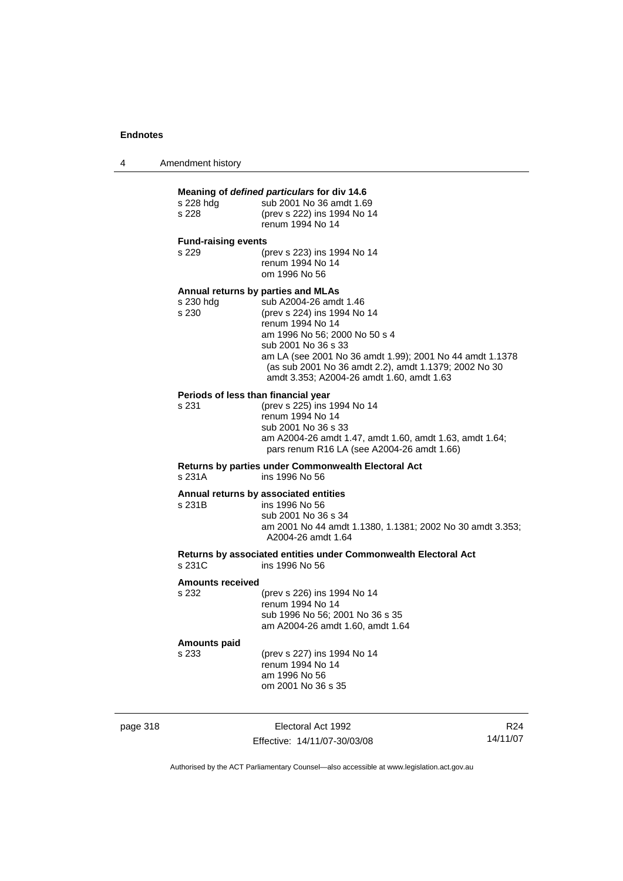**Meaning of *defined particulars* for div 14.6**

s 228 hdg sub 2001 No 36 amdt 1.69
s 228 (prev s 222) ins 1994 No 14
renum 1994 No 14

**Fund-raising events**

s 229 (prev s 223) ins 1994 No 14
renum 1994 No 14
om 1996 No 56

**Annual returns by parties and MLAs**

s 230 hdg sub A2004-26 amdt 1.46
s 230 (prev s 224) ins 1994 No 14
renum 1994 No 14
am 1996 No 56; 2000 No 50 s 4
sub 2001 No 36 s 33
am LA (see 2001 No 36 amdt 1.99); 2001 No 44 amdt 1.1378 (as sub 2001 No 36 amdt 2.2), amdt 1.1379; 2002 No 30 amdt 3.353; A2004-26 amdt 1.60, amdt 1.63

**Periods of less than financial year**

s 231 (prev s 225) ins 1994 No 14
renum 1994 No 14
sub 2001 No 36 s 33
am A2004-26 amdt 1.47, amdt 1.60, amdt 1.63, amdt 1.64; pars renum R16 LA (see A2004-26 amdt 1.66)

**Returns by parties under Commonwealth Electoral Act**

s 231A ins 1996 No 56

**Annual returns by associated entities**

s 231B ins 1996 No 56
sub 2001 No 36 s 34
am 2001 No 44 amdt 1.1380, 1.1381; 2002 No 30 amdt 3.353; A2004-26 amdt 1.64

**Returns by associated entities under Commonwealth Electoral Act**

s 231C ins 1996 No 56

**Amounts received**

s 232 (prev s 226) ins 1994 No 14
renum 1994 No 14
sub 1996 No 56; 2001 No 36 s 35
am A2004-26 amdt 1.60, amdt 1.64

**Amounts paid**

s 233 (prev s 227) ins 1994 No 14
renum 1994 No 14
am 1996 No 56
om 2001 No 36 s 35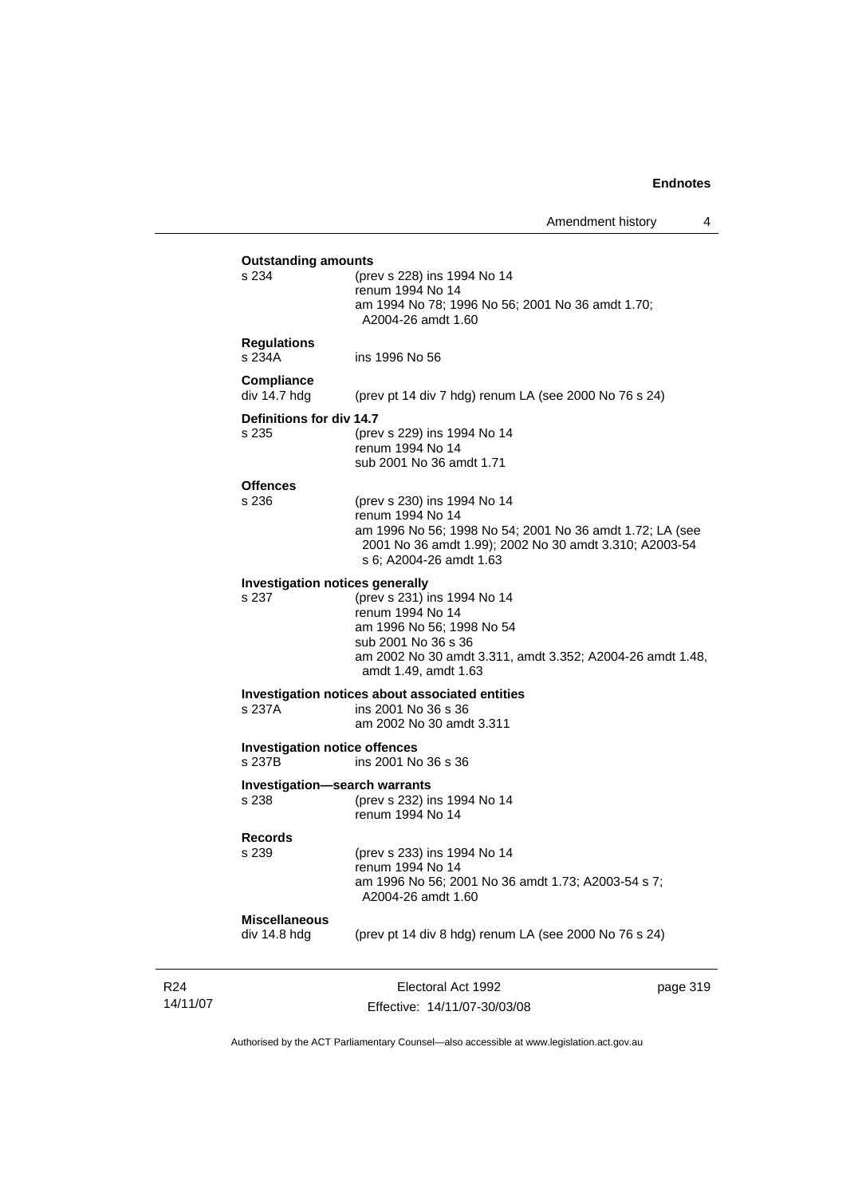**Outstanding amounts**

s 234 (prev s 228) ins 1994 No 14
renum 1994 No 14
am 1994 No 78; 1996 No 56; 2001 No 36 amdt 1.70; A2004-26 amdt 1.60

**Regulations**

s 234A ins 1996 No 56

**Compliance**

div 14.7 hdg (prev pt 14 div 7 hdg) renum LA (see 2000 No 76 s 24)

**Definitions for div 14.7**

s 235 (prev s 229) ins 1994 No 14
renum 1994 No 14
sub 2001 No 36 amdt 1.71

**Offences**

s 236 (prev s 230) ins 1994 No 14
renum 1994 No 14
am 1996 No 56; 1998 No 54; 2001 No 36 amdt 1.72; LA (see 2001 No 36 amdt 1.99); 2002 No 30 amdt 3.310; A2003-54 s 6; A2004-26 amdt 1.63

**Investigation notices generally**

s 237 (prev s 231) ins 1994 No 14
renum 1994 No 14
am 1996 No 56; 1998 No 54
sub 2001 No 36 s 36
am 2002 No 30 amdt 3.311, amdt 3.352; A2004-26 amdt 1.48, amdt 1.49, amdt 1.63

**Investigation notices about associated entities**

s 237A ins 2001 No 36 s 36
am 2002 No 30 amdt 3.311

**Investigation notice offences**

s 237B ins 2001 No 36 s 36

**Investigation—search warrants**

s 238 (prev s 232) ins 1994 No 14
renum 1994 No 14

**Records**

s 239 (prev s 233) ins 1994 No 14
renum 1994 No 14
am 1996 No 56; 2001 No 36 amdt 1.73; A2003-54 s 7; A2004-26 amdt 1.60

**Miscellaneous**

div 14.8 hdg (prev pt 14 div 8 hdg) renum LA (see 2000 No 76 s 24)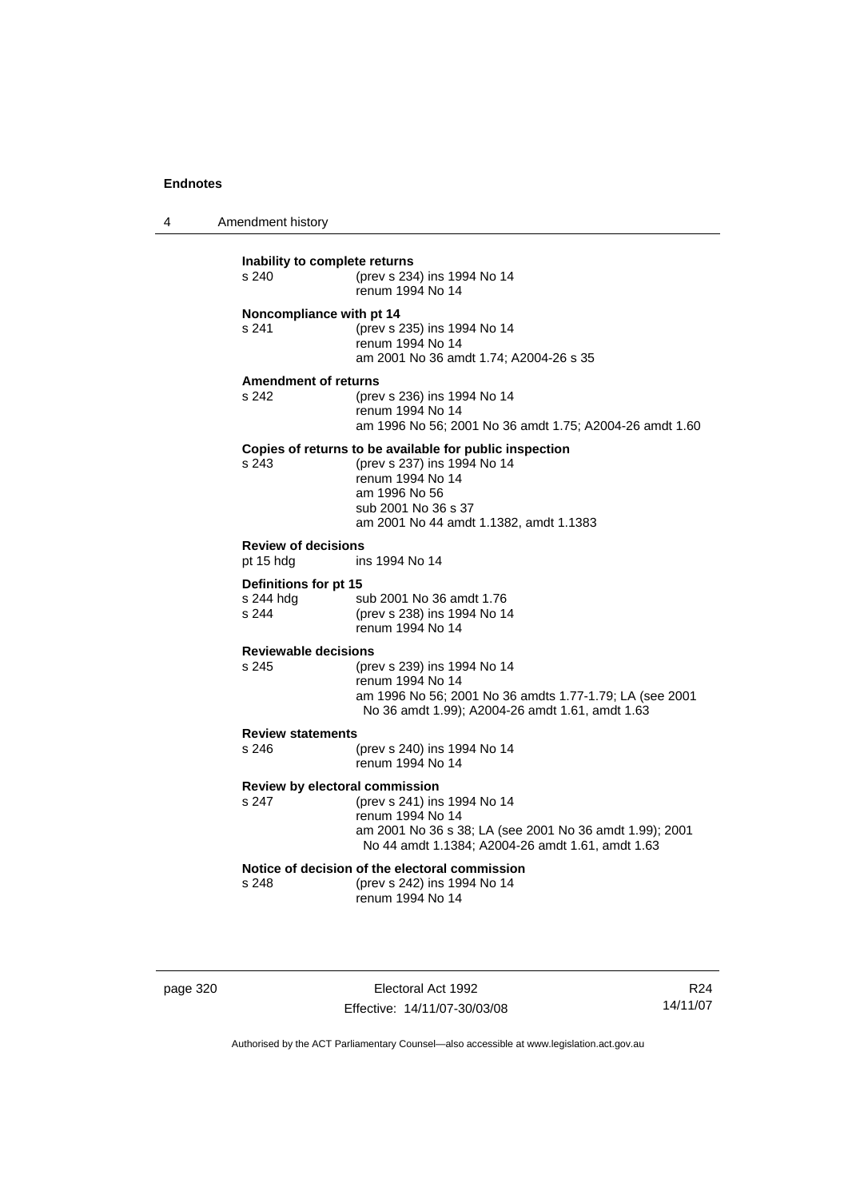**Inability to complete returns**

s 240 (prev s 234) ins 1994 No 14
renum 1994 No 14

**Noncompliance with pt 14**

s 241 (prev s 235) ins 1994 No 14
renum 1994 No 14
am 2001 No 36 amdt 1.74; A2004-26 s 35

**Amendment of returns**

s 242 (prev s 236) ins 1994 No 14
renum 1994 No 14
am 1996 No 56; 2001 No 36 amdt 1.75; A2004-26 amdt 1.60

**Copies of returns to be available for public inspection**

s 243 (prev s 237) ins 1994 No 14
renum 1994 No 14
am 1996 No 56
sub 2001 No 36 s 37
am 2001 No 44 amdt 1.1382, amdt 1.1383

**Review of decisions**

pt 15 hdg ins 1994 No 14

**Definitions for pt 15**

s 244 hdg sub 2001 No 36 amdt 1.76
s 244 (prev s 238) ins 1994 No 14
renum 1994 No 14

**Reviewable decisions**

s 245 (prev s 239) ins 1994 No 14
renum 1994 No 14
am 1996 No 56; 2001 No 36 amdts 1.77-1.79; LA (see 2001 No 36 amdt 1.99); A2004-26 amdt 1.61, amdt 1.63

**Review statements**

s 246 (prev s 240) ins 1994 No 14
renum 1994 No 14

**Review by electoral commission**

s 247 (prev s 241) ins 1994 No 14
renum 1994 No 14
am 2001 No 36 s 38; LA (see 2001 No 36 amdt 1.99); 2001 No 44 amdt 1.1384; A2004-26 amdt 1.61, amdt 1.63

**Notice of decision of the electoral commission**

s 248 (prev s 242) ins 1994 No 14
renum 1994 No 14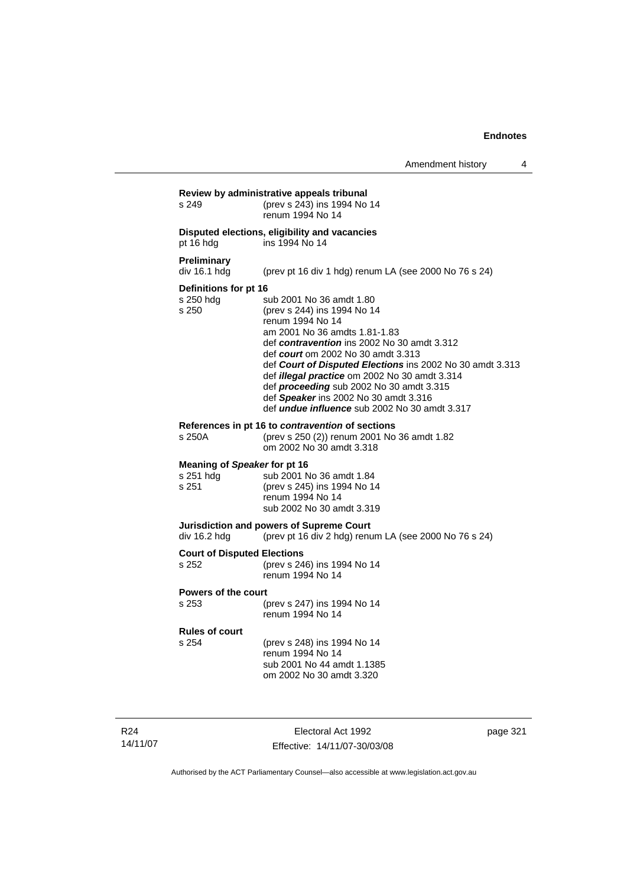**Review by administrative appeals tribunal**

s 249 (prev s 243) ins 1994 No 14
renum 1994 No 14

**Disputed elections, eligibility and vacancies**

pt 16 hdg ins 1994 No 14

**Preliminary**

div 16.1 hdg (prev pt 16 div 1 hdg) renum LA (see 2000 No 76 s 24)

**Definitions for pt 16**

s 250 hdg sub 2001 No 36 amdt 1.80

s 250 (prev s 244) ins 1994 No 14
renum 1994 No 14
am 2001 No 36 amdts 1.81-1.83
def ***contravention*** ins 2002 No 30 amdt 3.312
def ***court*** om 2002 No 30 amdt 3.313
def ***Court of Disputed Elections*** ins 2002 No 30 amdt 3.313
def ***illegal practice*** om 2002 No 30 amdt 3.314
def ***proceeding*** sub 2002 No 30 amdt 3.315
def ***Speaker*** ins 2002 No 30 amdt 3.316
def ***undue influence*** sub 2002 No 30 amdt 3.317

**References in pt 16 to *contravention* of sections**

s 250A (prev s 250 (2)) renum 2001 No 36 amdt 1.82
om 2002 No 30 amdt 3.318

**Meaning of *Speaker* for pt 16**

s 251 hdg sub 2001 No 36 amdt 1.84

s 251 (prev s 245) ins 1994 No 14
renum 1994 No 14
sub 2002 No 30 amdt 3.319

**Jurisdiction and powers of Supreme Court**

div 16.2 hdg (prev pt 16 div 2 hdg) renum LA (see 2000 No 76 s 24)

**Court of Disputed Elections**

s 252 (prev s 246) ins 1994 No 14
renum 1994 No 14

**Powers of the court**

s 253 (prev s 247) ins 1994 No 14
renum 1994 No 14

**Rules of court**

s 254 (prev s 248) ins 1994 No 14
renum 1994 No 14
sub 2001 No 44 amdt 1.1385
om 2002 No 30 amdt 3.320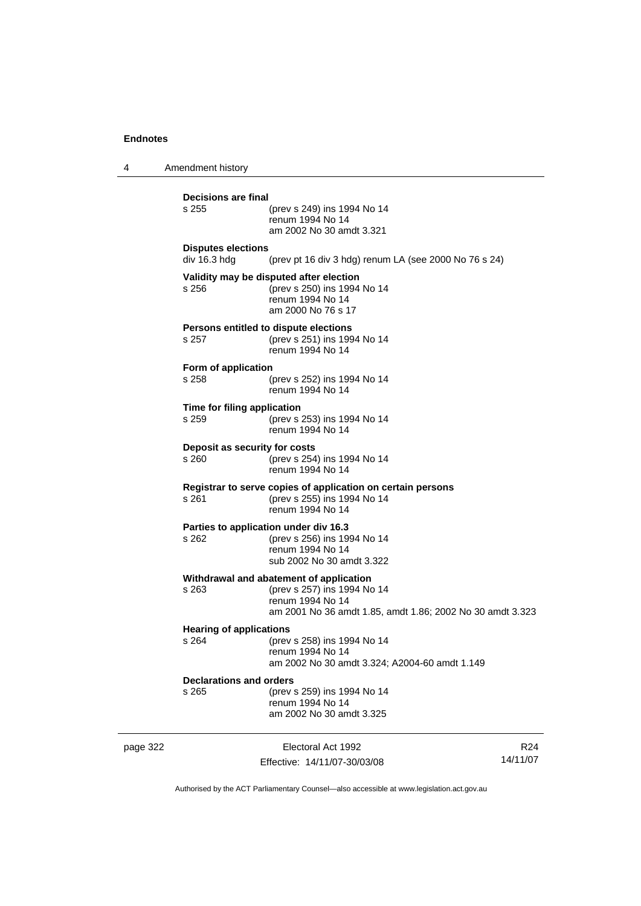**Decisions are final**
s 255 (prev s 249) ins 1994 No 14
renum 1994 No 14
am 2002 No 30 amdt 3.321

**Disputes elections**
div 16.3 hdg (prev pt 16 div 3 hdg) renum LA (see 2000 No 76 s 24)

**Validity may be disputed after election**
s 256 (prev s 250) ins 1994 No 14
renum 1994 No 14
am 2000 No 76 s 17

**Persons entitled to dispute elections**
s 257 (prev s 251) ins 1994 No 14
renum 1994 No 14

**Form of application**
s 258 (prev s 252) ins 1994 No 14
renum 1994 No 14

**Time for filing application**
s 259 (prev s 253) ins 1994 No 14
renum 1994 No 14

**Deposit as security for costs**
s 260 (prev s 254) ins 1994 No 14
renum 1994 No 14

**Registrar to serve copies of application on certain persons**
s 261 (prev s 255) ins 1994 No 14
renum 1994 No 14

**Parties to application under div 16.3**
s 262 (prev s 256) ins 1994 No 14
renum 1994 No 14
sub 2002 No 30 amdt 3.322

**Withdrawal and abatement of application**
s 263 (prev s 257) ins 1994 No 14
renum 1994 No 14
am 2001 No 36 amdt 1.85, amdt 1.86; 2002 No 30 amdt 3.323

**Hearing of applications**
s 264 (prev s 258) ins 1994 No 14
renum 1994 No 14
am 2002 No 30 amdt 3.324; A2004-60 amdt 1.149

**Declarations and orders**
s 265 (prev s 259) ins 1994 No 14
renum 1994 No 14
am 2002 No 30 amdt 3.325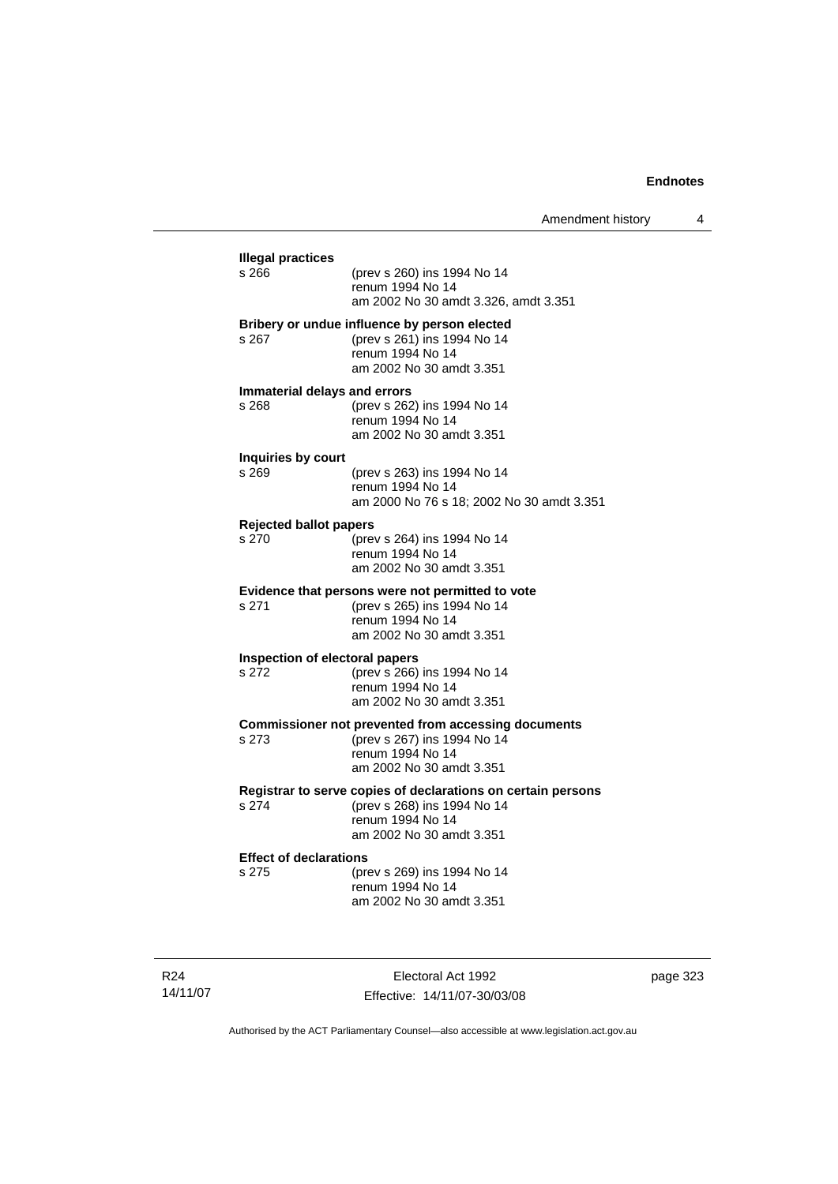**Illegal practices**
s 266 (prev s 260) ins 1994 No 14
renum 1994 No 14
am 2002 No 30 amdt 3.326, amdt 3.351

**Bribery or undue influence by person elected**
s 267 (prev s 261) ins 1994 No 14
renum 1994 No 14
am 2002 No 30 amdt 3.351

**Immaterial delays and errors**
s 268 (prev s 262) ins 1994 No 14
renum 1994 No 14
am 2002 No 30 amdt 3.351

**Inquiries by court**
s 269 (prev s 263) ins 1994 No 14
renum 1994 No 14
am 2000 No 76 s 18; 2002 No 30 amdt 3.351

**Rejected ballot papers**
s 270 (prev s 264) ins 1994 No 14
renum 1994 No 14
am 2002 No 30 amdt 3.351

**Evidence that persons were not permitted to vote**
s 271 (prev s 265) ins 1994 No 14
renum 1994 No 14
am 2002 No 30 amdt 3.351

**Inspection of electoral papers**
s 272 (prev s 266) ins 1994 No 14
renum 1994 No 14
am 2002 No 30 amdt 3.351

**Commissioner not prevented from accessing documents**
s 273 (prev s 267) ins 1994 No 14
renum 1994 No 14
am 2002 No 30 amdt 3.351

**Registrar to serve copies of declarations on certain persons**
s 274 (prev s 268) ins 1994 No 14
renum 1994 No 14
am 2002 No 30 amdt 3.351

**Effect of declarations**
s 275 (prev s 269) ins 1994 No 14
renum 1994 No 14
am 2002 No 30 amdt 3.351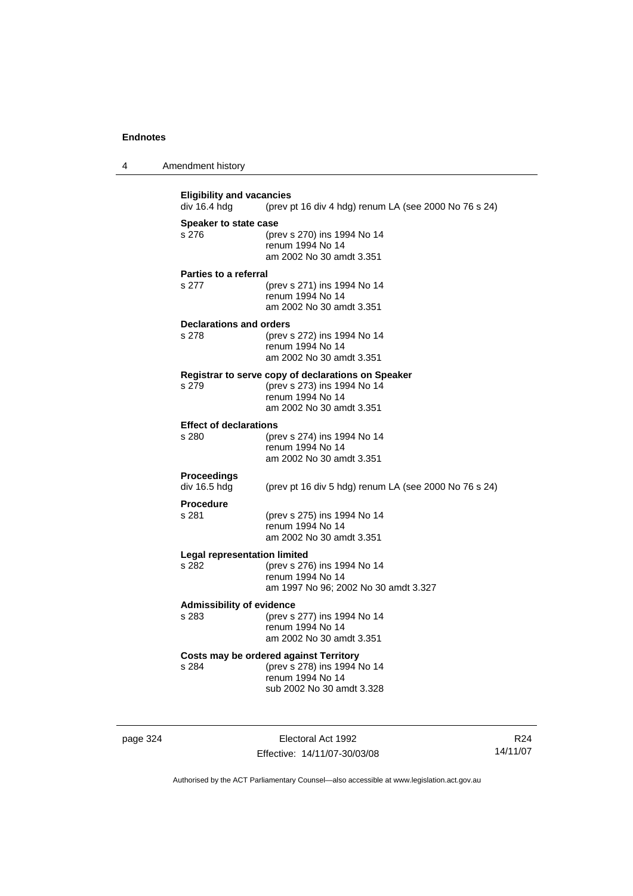**Eligibility and vacancies**
div 16.4 hdg (prev pt 16 div 4 hdg) renum LA (see 2000 No 76 s 24)

**Speaker to state case**
s 276 (prev s 270) ins 1994 No 14
renum 1994 No 14
am 2002 No 30 amdt 3.351

**Parties to a referral**
s 277 (prev s 271) ins 1994 No 14
renum 1994 No 14
am 2002 No 30 amdt 3.351

**Declarations and orders**
s 278 (prev s 272) ins 1994 No 14
renum 1994 No 14
am 2002 No 30 amdt 3.351

**Registrar to serve copy of declarations on Speaker**
s 279 (prev s 273) ins 1994 No 14
renum 1994 No 14
am 2002 No 30 amdt 3.351

**Effect of declarations**
s 280 (prev s 274) ins 1994 No 14
renum 1994 No 14
am 2002 No 30 amdt 3.351

**Proceedings**
div 16.5 hdg (prev pt 16 div 5 hdg) renum LA (see 2000 No 76 s 24)

**Procedure**
s 281 (prev s 275) ins 1994 No 14
renum 1994 No 14
am 2002 No 30 amdt 3.351

**Legal representation limited**
s 282 (prev s 276) ins 1994 No 14
renum 1994 No 14
am 1997 No 96; 2002 No 30 amdt 3.327

**Admissibility of evidence**
s 283 (prev s 277) ins 1994 No 14
renum 1994 No 14
am 2002 No 30 amdt 3.351

**Costs may be ordered against Territory**
s 284 (prev s 278) ins 1994 No 14
renum 1994 No 14
sub 2002 No 30 amdt 3.328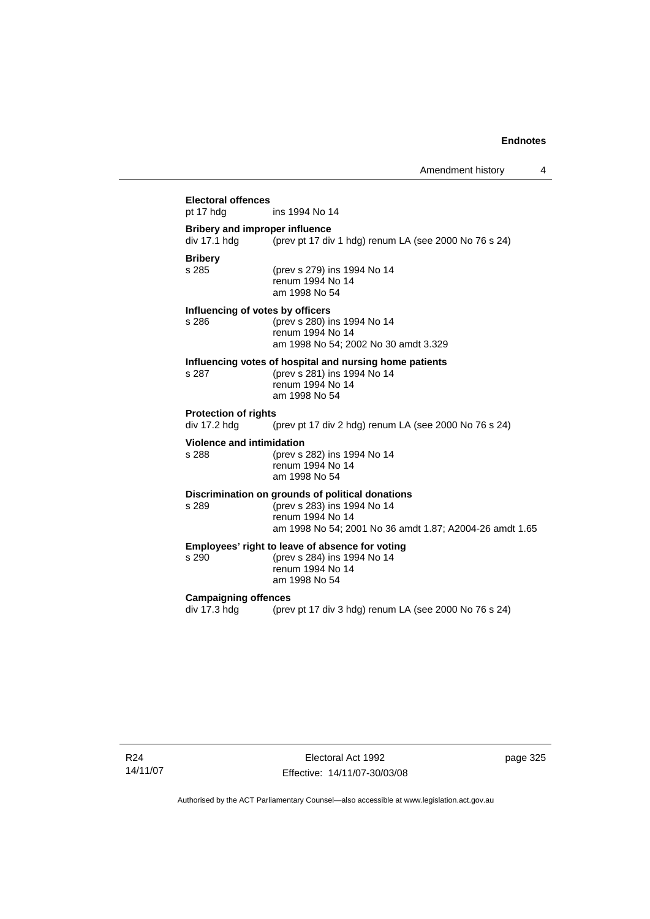**Electoral offences**

pt 17 hdg ins 1994 No 14

**Bribery and improper influence**

div 17.1 hdg (prev pt 17 div 1 hdg) renum LA (see 2000 No 76 s 24)

**Bribery**

s 285 (prev s 279) ins 1994 No 14
renum 1994 No 14
am 1998 No 54

**Influencing of votes by officers**

s 286 (prev s 280) ins 1994 No 14
renum 1994 No 14
am 1998 No 54; 2002 No 30 amdt 3.329

**Influencing votes of hospital and nursing home patients**

s 287 (prev s 281) ins 1994 No 14
renum 1994 No 14
am 1998 No 54

**Protection of rights**

div 17.2 hdg (prev pt 17 div 2 hdg) renum LA (see 2000 No 76 s 24)

**Violence and intimidation**

s 288 (prev s 282) ins 1994 No 14
renum 1994 No 14
am 1998 No 54

**Discrimination on grounds of political donations**

s 289 (prev s 283) ins 1994 No 14
renum 1994 No 14
am 1998 No 54; 2001 No 36 amdt 1.87; A2004-26 amdt 1.65

**Employees' right to leave of absence for voting**

s 290 (prev s 284) ins 1994 No 14
renum 1994 No 14
am 1998 No 54

**Campaigning offences**

div 17.3 hdg (prev pt 17 div 3 hdg) renum LA (see 2000 No 76 s 24)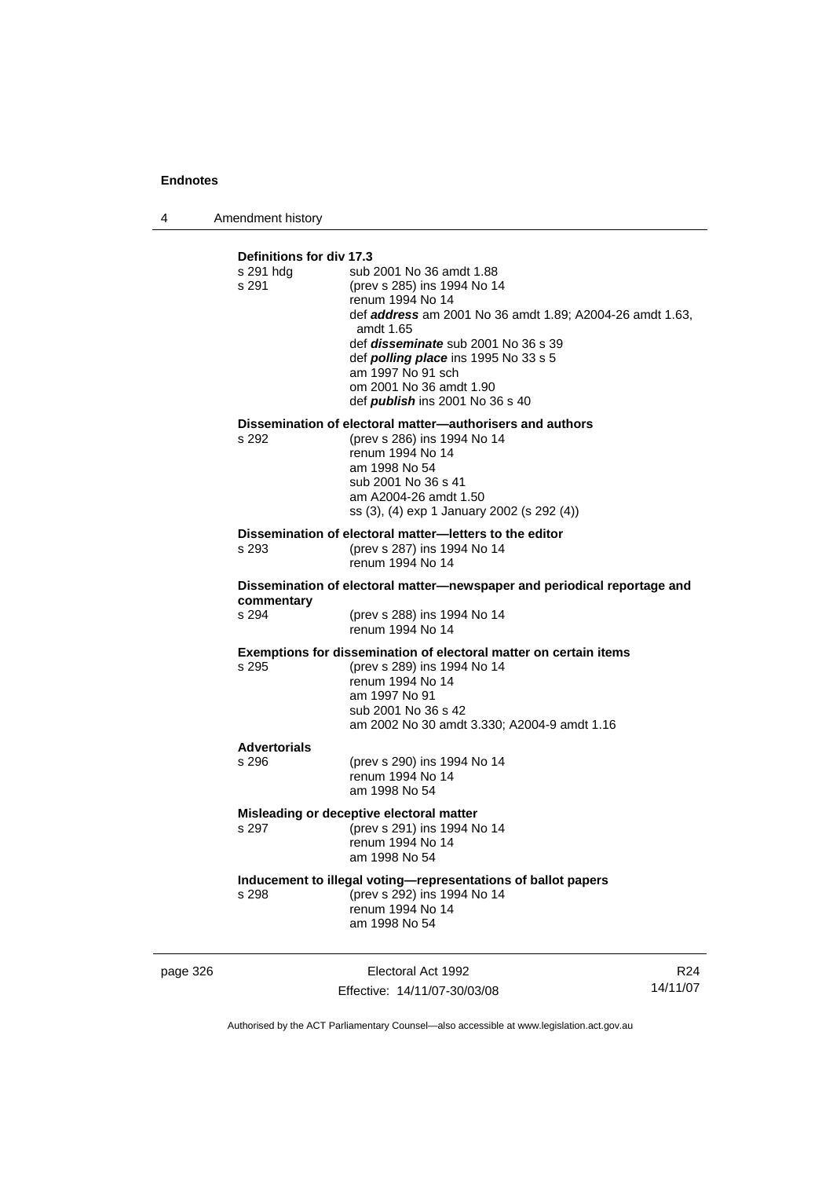**Definitions for div 17.3**

s 291 hdg sub 2001 No 36 amdt 1.88

s 291 (prev s 285) ins 1994 No 14
renum 1994 No 14
def ***address*** am 2001 No 36 amdt 1.89; A2004-26 amdt 1.63, amdt 1.65
def ***disseminate*** sub 2001 No 36 s 39
def ***polling place*** ins 1995 No 33 s 5
am 1997 No 91 sch
om 2001 No 36 amdt 1.90
def ***publish*** ins 2001 No 36 s 40

**Dissemination of electoral matter—authorisers and authors**

s 292 (prev s 286) ins 1994 No 14
renum 1994 No 14
am 1998 No 54
sub 2001 No 36 s 41
am A2004-26 amdt 1.50
ss (3), (4) exp 1 January 2002 (s 292 (4))

**Dissemination of electoral matter—letters to the editor**

s 293 (prev s 287) ins 1994 No 14
renum 1994 No 14

**Dissemination of electoral matter—newspaper and periodical reportage and commentary**

s 294 (prev s 288) ins 1994 No 14
renum 1994 No 14

**Exemptions for dissemination of electoral matter on certain items**

s 295 (prev s 289) ins 1994 No 14
renum 1994 No 14
am 1997 No 91
sub 2001 No 36 s 42
am 2002 No 30 amdt 3.330; A2004-9 amdt 1.16

**Advertorials**

s 296 (prev s 290) ins 1994 No 14
renum 1994 No 14
am 1998 No 54

**Misleading or deceptive electoral matter**

s 297 (prev s 291) ins 1994 No 14
renum 1994 No 14
am 1998 No 54

**Inducement to illegal voting—representations of ballot papers**

s 298 (prev s 292) ins 1994 No 14
renum 1994 No 14
am 1998 No 54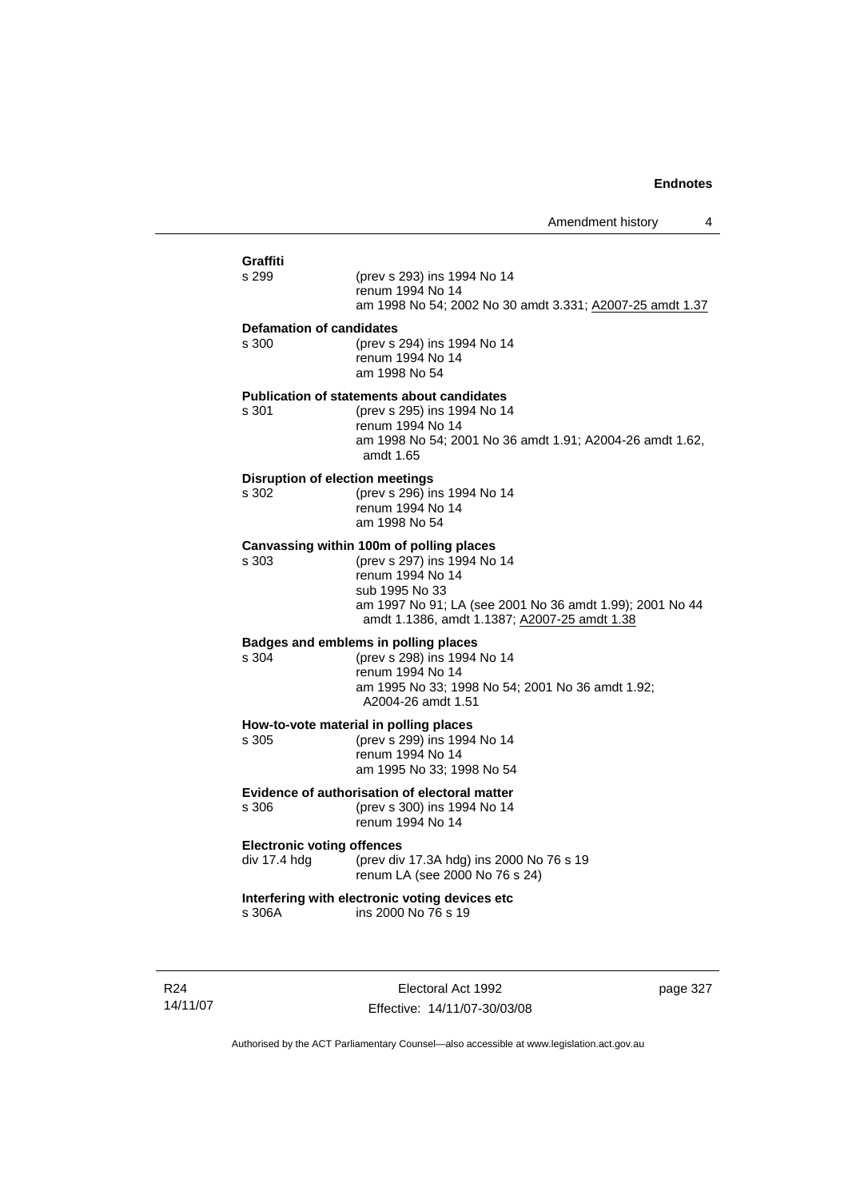**Graffiti**

s 299 (prev s 293) ins 1994 No 14
renum 1994 No 14
am 1998 No 54; 2002 No 30 amdt 3.331; A2007-25 amdt 1.37

**Defamation of candidates**

s 300 (prev s 294) ins 1994 No 14
renum 1994 No 14
am 1998 No 54

**Publication of statements about candidates**

s 301 (prev s 295) ins 1994 No 14
renum 1994 No 14
am 1998 No 54; 2001 No 36 amdt 1.91; A2004-26 amdt 1.62, amdt 1.65

**Disruption of election meetings**

s 302 (prev s 296) ins 1994 No 14
renum 1994 No 14
am 1998 No 54

**Canvassing within 100m of polling places**

s 303 (prev s 297) ins 1994 No 14
renum 1994 No 14
sub 1995 No 33
am 1997 No 91; LA (see 2001 No 36 amdt 1.99); 2001 No 44 amdt 1.1386, amdt 1.1387; A2007-25 amdt 1.38

**Badges and emblems in polling places**

s 304 (prev s 298) ins 1994 No 14
renum 1994 No 14
am 1995 No 33; 1998 No 54; 2001 No 36 amdt 1.92; A2004-26 amdt 1.51

**How-to-vote material in polling places**

s 305 (prev s 299) ins 1994 No 14
renum 1994 No 14
am 1995 No 33; 1998 No 54

**Evidence of authorisation of electoral matter**

s 306 (prev s 300) ins 1994 No 14
renum 1994 No 14

**Electronic voting offences**

div 17.4 hdg (prev div 17.3A hdg) ins 2000 No 76 s 19
renum LA (see 2000 No 76 s 24)

**Interfering with electronic voting devices etc**

s 306A ins 2000 No 76 s 19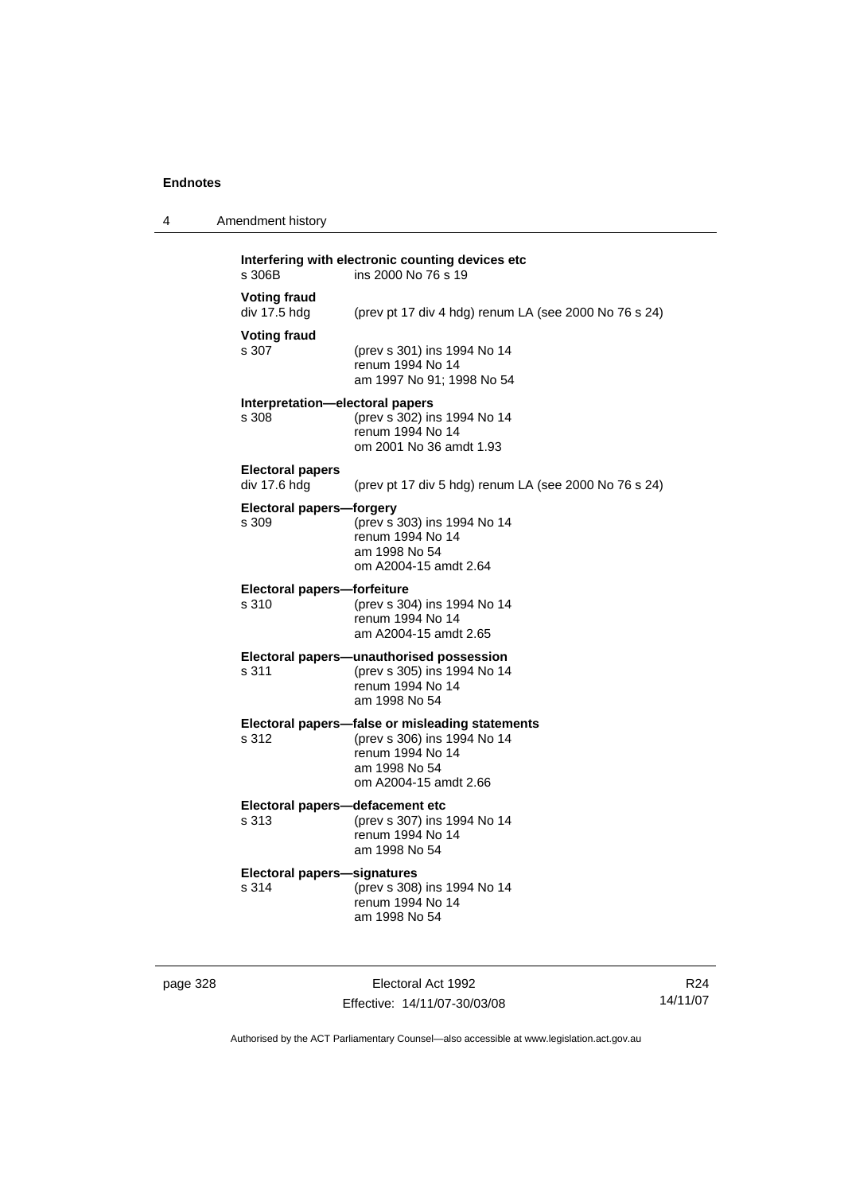**Interfering with electronic counting devices etc**
s 306B ins 2000 No 76 s 19

**Voting fraud**
div 17.5 hdg (prev pt 17 div 4 hdg) renum LA (see 2000 No 76 s 24)

**Voting fraud**
s 307 (prev s 301) ins 1994 No 14
renum 1994 No 14
am 1997 No 91; 1998 No 54

**Interpretation—electoral papers**
s 308 (prev s 302) ins 1994 No 14
renum 1994 No 14
om 2001 No 36 amdt 1.93

**Electoral papers**
div 17.6 hdg (prev pt 17 div 5 hdg) renum LA (see 2000 No 76 s 24)

**Electoral papers—forgery**
s 309 (prev s 303) ins 1994 No 14
renum 1994 No 14
am 1998 No 54
om A2004-15 amdt 2.64

**Electoral papers—forfeiture**
s 310 (prev s 304) ins 1994 No 14
renum 1994 No 14
am A2004-15 amdt 2.65

**Electoral papers—unauthorised possession**
s 311 (prev s 305) ins 1994 No 14
renum 1994 No 14
am 1998 No 54

**Electoral papers—false or misleading statements**
s 312 (prev s 306) ins 1994 No 14
renum 1994 No 14
am 1998 No 54
om A2004-15 amdt 2.66

**Electoral papers—defacement etc**
s 313 (prev s 307) ins 1994 No 14
renum 1994 No 14
am 1998 No 54

**Electoral papers—signatures**
s 314 (prev s 308) ins 1994 No 14
renum 1994 No 14
am 1998 No 54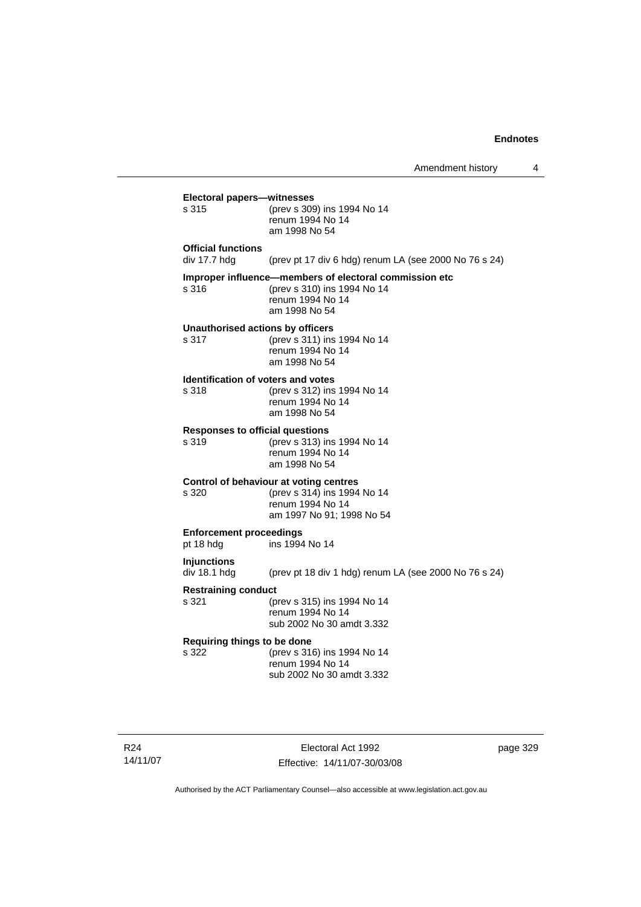**Electoral papers—witnesses**

s 315 (prev s 309) ins 1994 No 14
renum 1994 No 14
am 1998 No 54

**Official functions**

div 17.7 hdg (prev pt 17 div 6 hdg) renum LA (see 2000 No 76 s 24)

**Improper influence—members of electoral commission etc**

s 316 (prev s 310) ins 1994 No 14
renum 1994 No 14
am 1998 No 54

**Unauthorised actions by officers**

s 317 (prev s 311) ins 1994 No 14
renum 1994 No 14
am 1998 No 54

**Identification of voters and votes**

s 318 (prev s 312) ins 1994 No 14
renum 1994 No 14
am 1998 No 54

**Responses to official questions**

s 319 (prev s 313) ins 1994 No 14
renum 1994 No 14
am 1998 No 54

**Control of behaviour at voting centres**

s 320 (prev s 314) ins 1994 No 14
renum 1994 No 14
am 1997 No 91; 1998 No 54

**Enforcement proceedings**

pt 18 hdg ins 1994 No 14

**Injunctions**

div 18.1 hdg (prev pt 18 div 1 hdg) renum LA (see 2000 No 76 s 24)

**Restraining conduct**

s 321 (prev s 315) ins 1994 No 14
renum 1994 No 14
sub 2002 No 30 amdt 3.332

**Requiring things to be done**

s 322 (prev s 316) ins 1994 No 14
renum 1994 No 14
sub 2002 No 30 amdt 3.332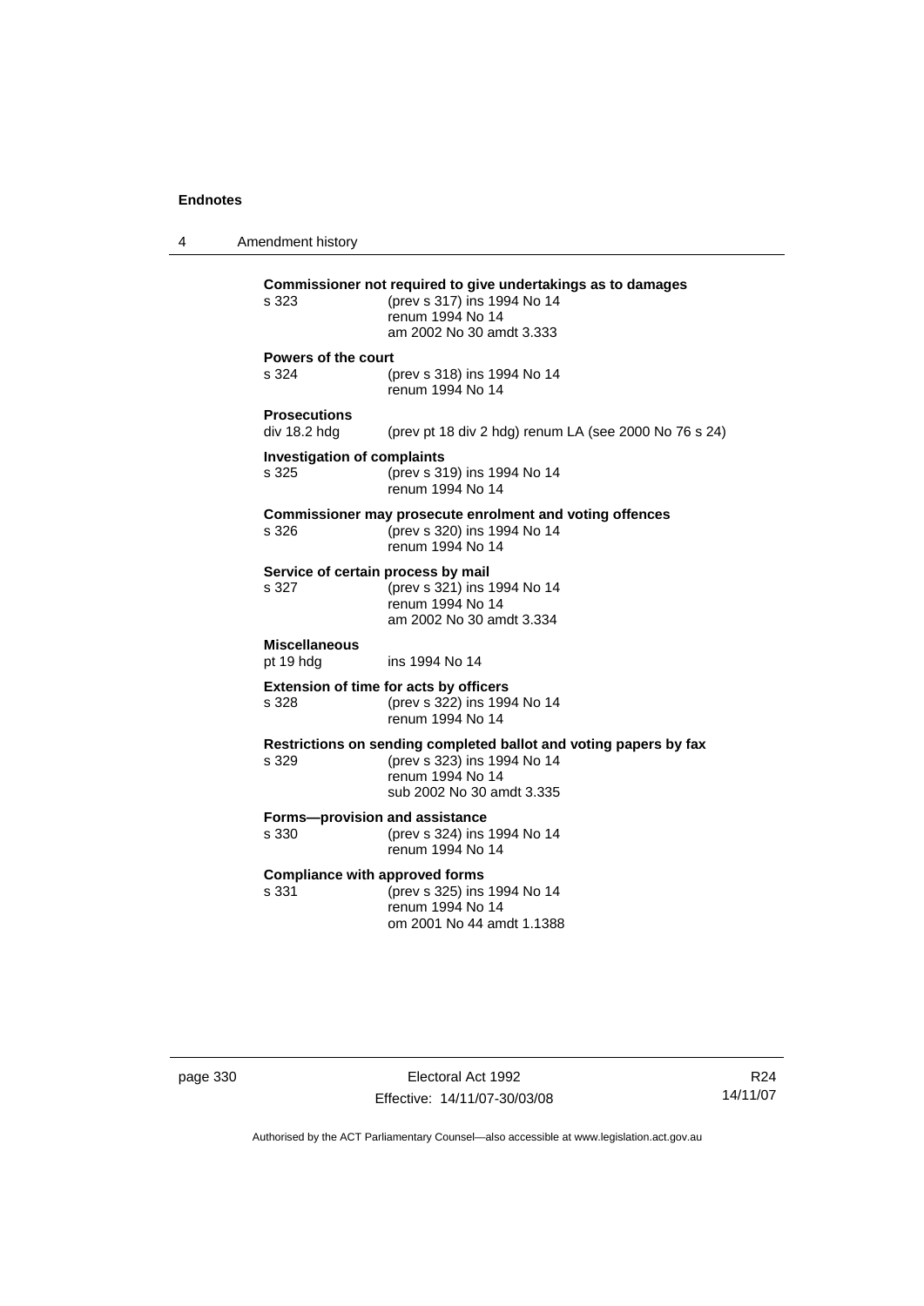**Commissioner not required to give undertakings as to damages**

s 323 (prev s 317) ins 1994 No 14
renum 1994 No 14
am 2002 No 30 amdt 3.333

**Powers of the court**

s 324 (prev s 318) ins 1994 No 14
renum 1994 No 14

**Prosecutions**

div 18.2 hdg (prev pt 18 div 2 hdg) renum LA (see 2000 No 76 s 24)

**Investigation of complaints**

s 325 (prev s 319) ins 1994 No 14
renum 1994 No 14

**Commissioner may prosecute enrolment and voting offences**

s 326 (prev s 320) ins 1994 No 14
renum 1994 No 14

**Service of certain process by mail**

s 327 (prev s 321) ins 1994 No 14
renum 1994 No 14
am 2002 No 30 amdt 3.334

**Miscellaneous**

pt 19 hdg ins 1994 No 14

**Extension of time for acts by officers**

s 328 (prev s 322) ins 1994 No 14
renum 1994 No 14

**Restrictions on sending completed ballot and voting papers by fax**

s 329 (prev s 323) ins 1994 No 14
renum 1994 No 14
sub 2002 No 30 amdt 3.335

**Forms—provision and assistance**

s 330 (prev s 324) ins 1994 No 14
renum 1994 No 14

**Compliance with approved forms**

s 331 (prev s 325) ins 1994 No 14
renum 1994 No 14
om 2001 No 44 amdt 1.1388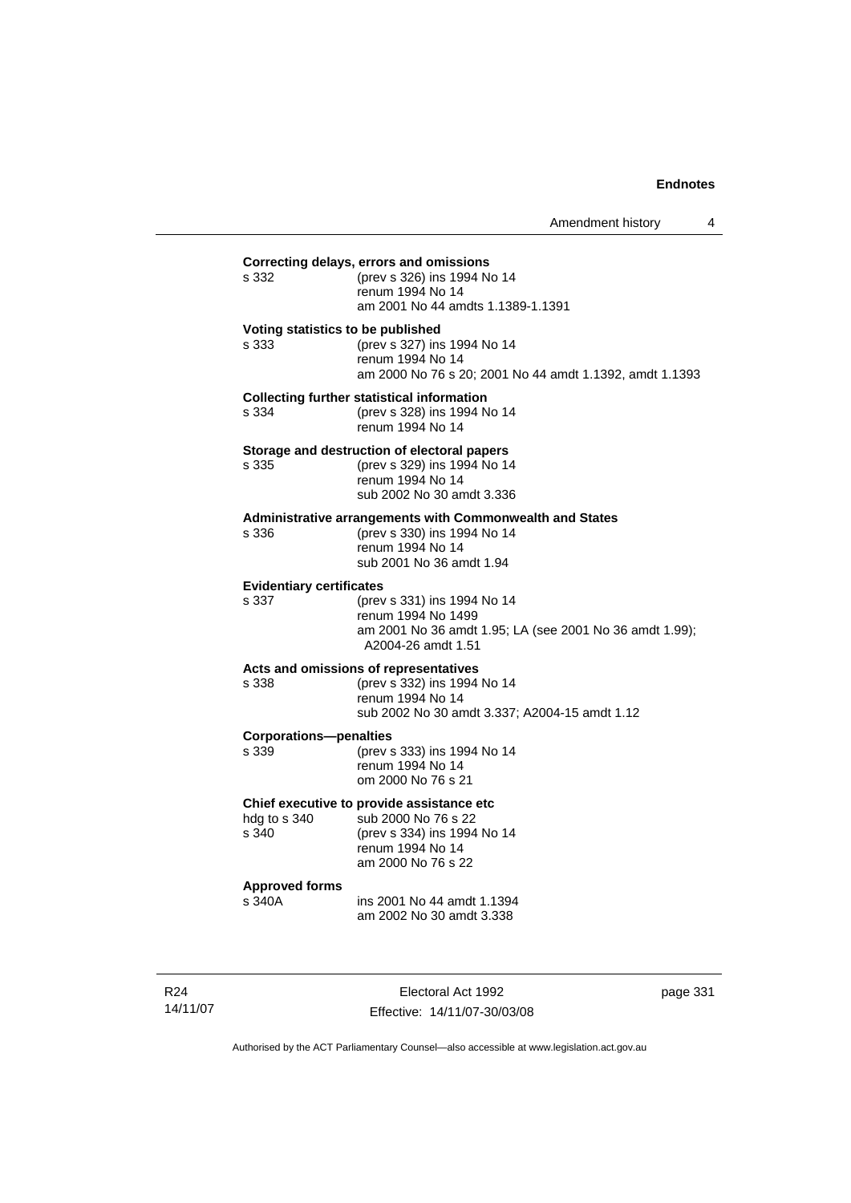**Correcting delays, errors and omissions**

s 332 (prev s 326) ins 1994 No 14
renum 1994 No 14
am 2001 No 44 amdts 1.1389-1.1391

**Voting statistics to be published**

s 333 (prev s 327) ins 1994 No 14
renum 1994 No 14
am 2000 No 76 s 20; 2001 No 44 amdt 1.1392, amdt 1.1393

**Collecting further statistical information**

s 334 (prev s 328) ins 1994 No 14
renum 1994 No 14

**Storage and destruction of electoral papers**

s 335 (prev s 329) ins 1994 No 14
renum 1994 No 14
sub 2002 No 30 amdt 3.336

**Administrative arrangements with Commonwealth and States**

s 336 (prev s 330) ins 1994 No 14
renum 1994 No 14
sub 2001 No 36 amdt 1.94

**Evidentiary certificates**

s 337 (prev s 331) ins 1994 No 14
renum 1994 No 1499
am 2001 No 36 amdt 1.95; LA (see 2001 No 36 amdt 1.99); A2004-26 amdt 1.51

**Acts and omissions of representatives**

s 338 (prev s 332) ins 1994 No 14
renum 1994 No 14
sub 2002 No 30 amdt 3.337; A2004-15 amdt 1.12

**Corporations—penalties**

s 339 (prev s 333) ins 1994 No 14
renum 1994 No 14
om 2000 No 76 s 21

**Chief executive to provide assistance etc**

hdg to s 340 sub 2000 No 76 s 22
s 340 (prev s 334) ins 1994 No 14
renum 1994 No 14
am 2000 No 76 s 22

**Approved forms**

s 340A ins 2001 No 44 amdt 1.1394
am 2002 No 30 amdt 3.338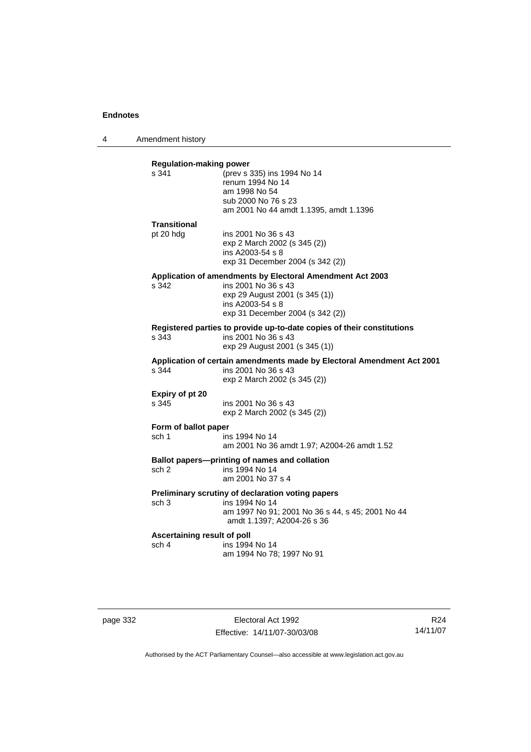**Regulation-making power**

s 341 (prev s 335) ins 1994 No 14
renum 1994 No 14
am 1998 No 54
sub 2000 No 76 s 23
am 2001 No 44 amdt 1.1395, amdt 1.1396

**Transitional**

pt 20 hdg ins 2001 No 36 s 43
exp 2 March 2002 (s 345 (2))
ins A2003-54 s 8
exp 31 December 2004 (s 342 (2))

**Application of amendments by Electoral Amendment Act 2003**

s 342 ins 2001 No 36 s 43
exp 29 August 2001 (s 345 (1))
ins A2003-54 s 8
exp 31 December 2004 (s 342 (2))

**Registered parties to provide up-to-date copies of their constitutions**

s 343 ins 2001 No 36 s 43
exp 29 August 2001 (s 345 (1))

**Application of certain amendments made by Electoral Amendment Act 2001**

s 344 ins 2001 No 36 s 43
exp 2 March 2002 (s 345 (2))

**Expiry of pt 20**

s 345 ins 2001 No 36 s 43
exp 2 March 2002 (s 345 (2))

**Form of ballot paper**

sch 1 ins 1994 No 14
am 2001 No 36 amdt 1.97; A2004-26 amdt 1.52

**Ballot papers—printing of names and collation**

sch 2 ins 1994 No 14
am 2001 No 37 s 4

**Preliminary scrutiny of declaration voting papers**

sch 3 ins 1994 No 14
am 1997 No 91; 2001 No 36 s 44, s 45; 2001 No 44 amdt 1.1397; A2004-26 s 36

**Ascertaining result of poll**

sch 4 ins 1994 No 14
am 1994 No 78; 1997 No 91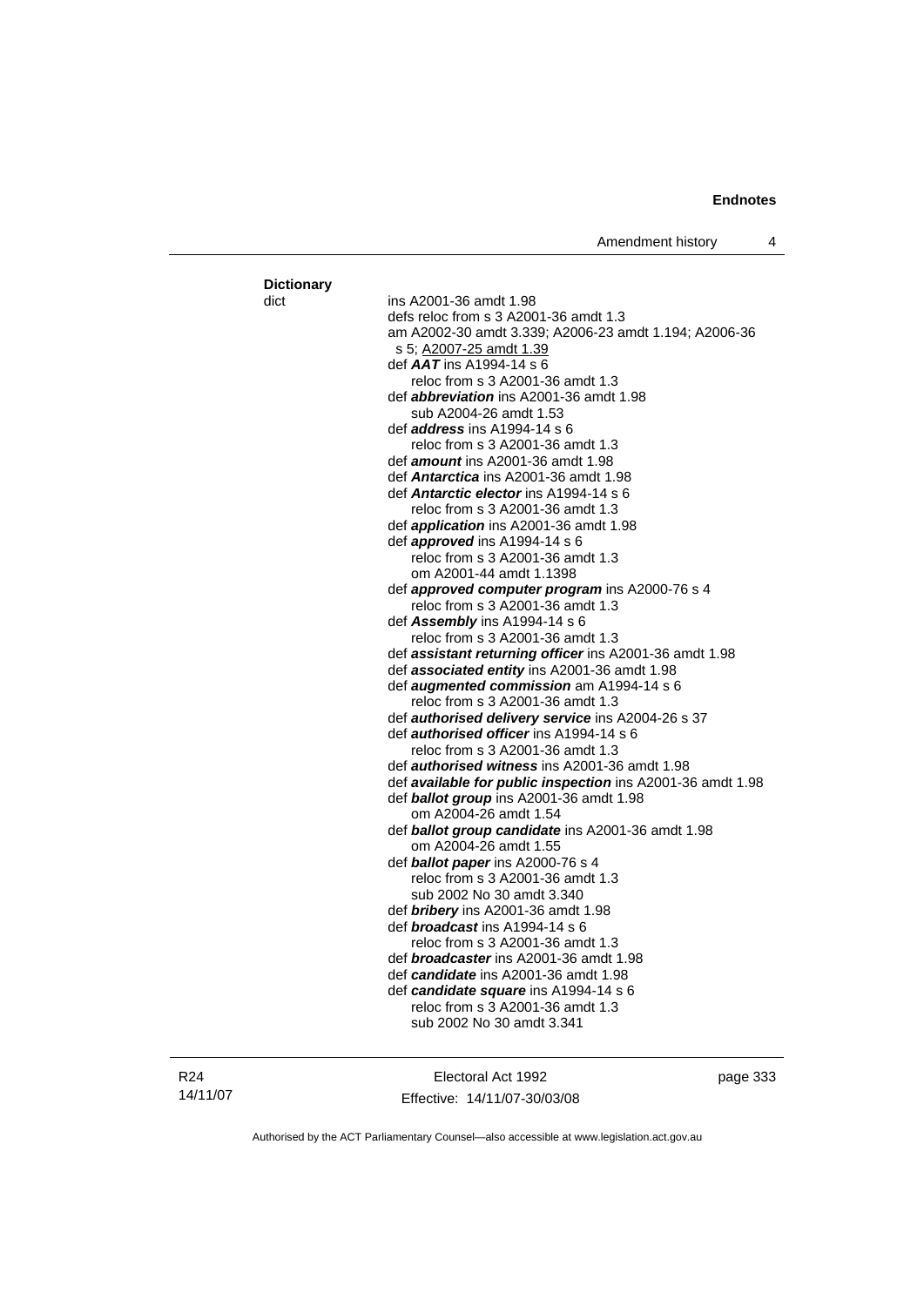**Dictionary**

dict ins A2001-36 amdt 1.98
defs reloc from s 3 A2001-36 amdt 1.3
am A2002-30 amdt 3.339; A2006-23 amdt 1.194; A2006-36 s 5; A2007-25 amdt 1.39
def ***AAT*** ins A1994-14 s 6
reloc from s 3 A2001-36 amdt 1.3
def ***abbreviation*** ins A2001-36 amdt 1.98
sub A2004-26 amdt 1.53
def ***address*** ins A1994-14 s 6
reloc from s 3 A2001-36 amdt 1.3
def ***amount*** ins A2001-36 amdt 1.98
def ***Antarctica*** ins A2001-36 amdt 1.98
def ***Antarctic elector*** ins A1994-14 s 6
reloc from s 3 A2001-36 amdt 1.3
def ***application*** ins A2001-36 amdt 1.98
def ***approved*** ins A1994-14 s 6
reloc from s 3 A2001-36 amdt 1.3
om A2001-44 amdt 1.1398
def ***approved computer program*** ins A2000-76 s 4
reloc from s 3 A2001-36 amdt 1.3
def ***Assembly*** ins A1994-14 s 6
reloc from s 3 A2001-36 amdt 1.3
def ***assistant returning officer*** ins A2001-36 amdt 1.98
def ***associated entity*** ins A2001-36 amdt 1.98
def ***augmented commission*** am A1994-14 s 6
reloc from s 3 A2001-36 amdt 1.3
def ***authorised delivery service*** ins A2004-26 s 37
def ***authorised officer*** ins A1994-14 s 6
reloc from s 3 A2001-36 amdt 1.3
def ***authorised witness*** ins A2001-36 amdt 1.98
def ***available for public inspection*** ins A2001-36 amdt 1.98
def ***ballot group*** ins A2001-36 amdt 1.98
om A2004-26 amdt 1.54
def ***ballot group candidate*** ins A2001-36 amdt 1.98
om A2004-26 amdt 1.55
def ***ballot paper*** ins A2000-76 s 4
reloc from s 3 A2001-36 amdt 1.3
sub 2002 No 30 amdt 3.340
def ***bribery*** ins A2001-36 amdt 1.98
def ***broadcast*** ins A1994-14 s 6
reloc from s 3 A2001-36 amdt 1.3
def ***broadcaster*** ins A2001-36 amdt 1.98
def ***candidate*** ins A2001-36 amdt 1.98
def ***candidate square*** ins A1994-14 s 6
reloc from s 3 A2001-36 amdt 1.3
sub 2002 No 30 amdt 3.341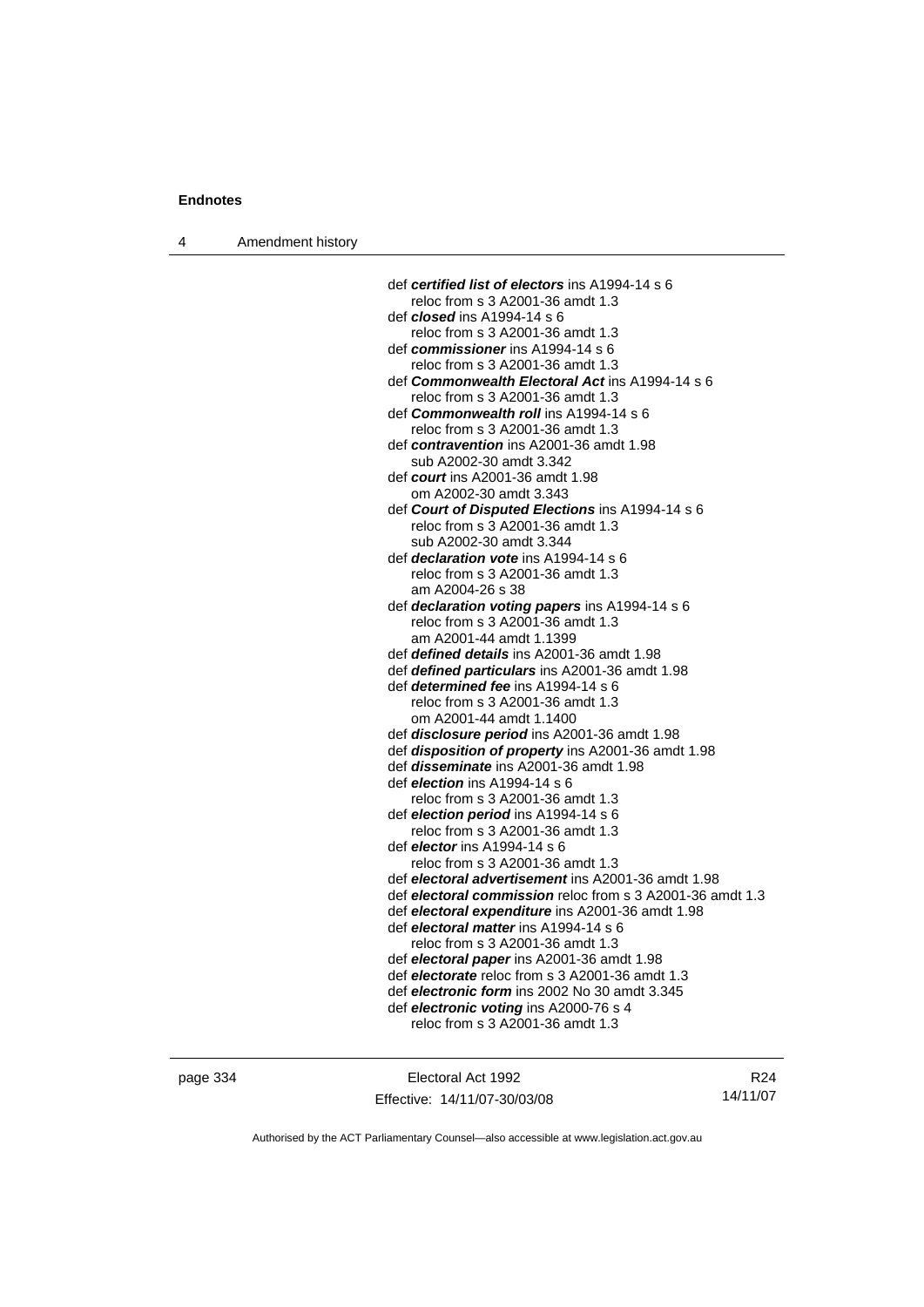def ***certified list of electors*** ins A1994-14 s 6
reloc from s 3 A2001-36 amdt 1.3
def ***closed*** ins A1994-14 s 6
reloc from s 3 A2001-36 amdt 1.3
def ***commissioner*** ins A1994-14 s 6
reloc from s 3 A2001-36 amdt 1.3
def ***Commonwealth Electoral Act*** ins A1994-14 s 6
reloc from s 3 A2001-36 amdt 1.3
def ***Commonwealth roll*** ins A1994-14 s 6
reloc from s 3 A2001-36 amdt 1.3
def ***contravention*** ins A2001-36 amdt 1.98
sub A2002-30 amdt 3.342
def ***court*** ins A2001-36 amdt 1.98
om A2002-30 amdt 3.343
def ***Court of Disputed Elections*** ins A1994-14 s 6
reloc from s 3 A2001-36 amdt 1.3
sub A2002-30 amdt 3.344
def ***declaration vote*** ins A1994-14 s 6
reloc from s 3 A2001-36 amdt 1.3
am A2004-26 s 38
def ***declaration voting papers*** ins A1994-14 s 6
reloc from s 3 A2001-36 amdt 1.3
am A2001-44 amdt 1.1399
def ***defined details*** ins A2001-36 amdt 1.98
def ***defined particulars*** ins A2001-36 amdt 1.98
def ***determined fee*** ins A1994-14 s 6
reloc from s 3 A2001-36 amdt 1.3
om A2001-44 amdt 1.1400
def ***disclosure period*** ins A2001-36 amdt 1.98
def ***disposition of property*** ins A2001-36 amdt 1.98
def ***disseminate*** ins A2001-36 amdt 1.98
def ***election*** ins A1994-14 s 6
reloc from s 3 A2001-36 amdt 1.3
def ***election period*** ins A1994-14 s 6
reloc from s 3 A2001-36 amdt 1.3
def ***elector*** ins A1994-14 s 6
reloc from s 3 A2001-36 amdt 1.3
def ***electoral advertisement*** ins A2001-36 amdt 1.98
def ***electoral commission*** reloc from s 3 A2001-36 amdt 1.3
def ***electoral expenditure*** ins A2001-36 amdt 1.98
def ***electoral matter*** ins A1994-14 s 6
reloc from s 3 A2001-36 amdt 1.3
def ***electoral paper*** ins A2001-36 amdt 1.98
def ***electorate*** reloc from s 3 A2001-36 amdt 1.3
def ***electronic form*** ins 2002 No 30 amdt 3.345
def ***electronic voting*** ins A2000-76 s 4
reloc from s 3 A2001-36 amdt 1.3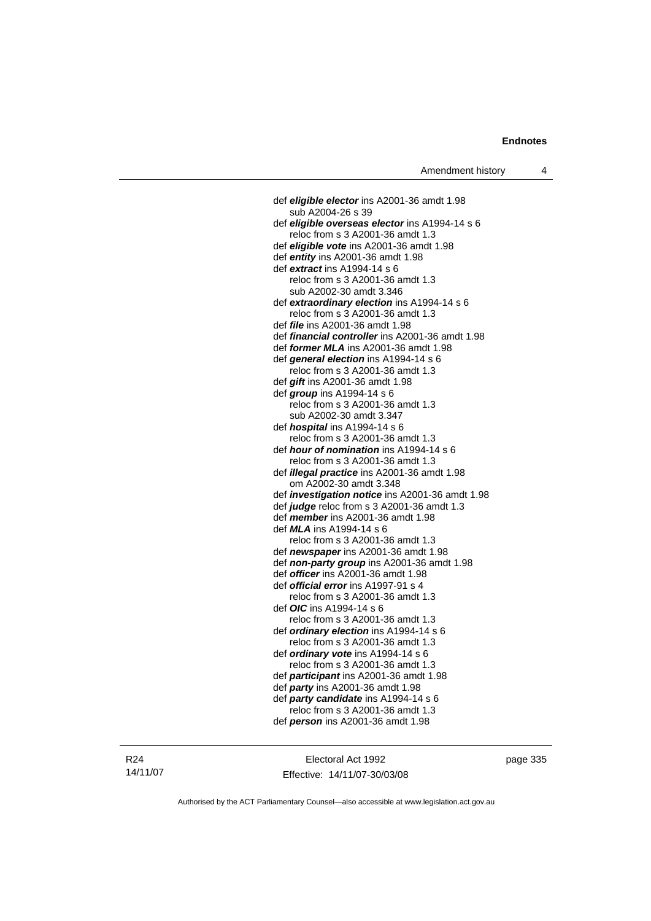def ***eligible elector*** ins A2001-36 amdt 1.98
sub A2004-26 s 39
def ***eligible overseas elector*** ins A1994-14 s 6
reloc from s 3 A2001-36 amdt 1.3
def ***eligible vote*** ins A2001-36 amdt 1.98
def ***entity*** ins A2001-36 amdt 1.98
def ***extract*** ins A1994-14 s 6
reloc from s 3 A2001-36 amdt 1.3
sub A2002-30 amdt 3.346
def ***extraordinary election*** ins A1994-14 s 6
reloc from s 3 A2001-36 amdt 1.3
def ***file*** ins A2001-36 amdt 1.98
def ***financial controller*** ins A2001-36 amdt 1.98
def ***former MLA*** ins A2001-36 amdt 1.98
def ***general election*** ins A1994-14 s 6
reloc from s 3 A2001-36 amdt 1.3
def ***gift*** ins A2001-36 amdt 1.98
def ***group*** ins A1994-14 s 6
reloc from s 3 A2001-36 amdt 1.3
sub A2002-30 amdt 3.347
def ***hospital*** ins A1994-14 s 6
reloc from s 3 A2001-36 amdt 1.3
def ***hour of nomination*** ins A1994-14 s 6
reloc from s 3 A2001-36 amdt 1.3
def ***illegal practice*** ins A2001-36 amdt 1.98
om A2002-30 amdt 3.348
def ***investigation notice*** ins A2001-36 amdt 1.98
def ***judge*** reloc from s 3 A2001-36 amdt 1.3
def ***member*** ins A2001-36 amdt 1.98
def ***MLA*** ins A1994-14 s 6
reloc from s 3 A2001-36 amdt 1.3
def ***newspaper*** ins A2001-36 amdt 1.98
def ***non-party group*** ins A2001-36 amdt 1.98
def ***officer*** ins A2001-36 amdt 1.98
def ***official error*** ins A1997-91 s 4
reloc from s 3 A2001-36 amdt 1.3
def ***OIC*** ins A1994-14 s 6
reloc from s 3 A2001-36 amdt 1.3
def ***ordinary election*** ins A1994-14 s 6
reloc from s 3 A2001-36 amdt 1.3
def ***ordinary vote*** ins A1994-14 s 6
reloc from s 3 A2001-36 amdt 1.3
def ***participant*** ins A2001-36 amdt 1.98
def ***party*** ins A2001-36 amdt 1.98
def ***party candidate*** ins A1994-14 s 6
reloc from s 3 A2001-36 amdt 1.3
def ***person*** ins A2001-36 amdt 1.98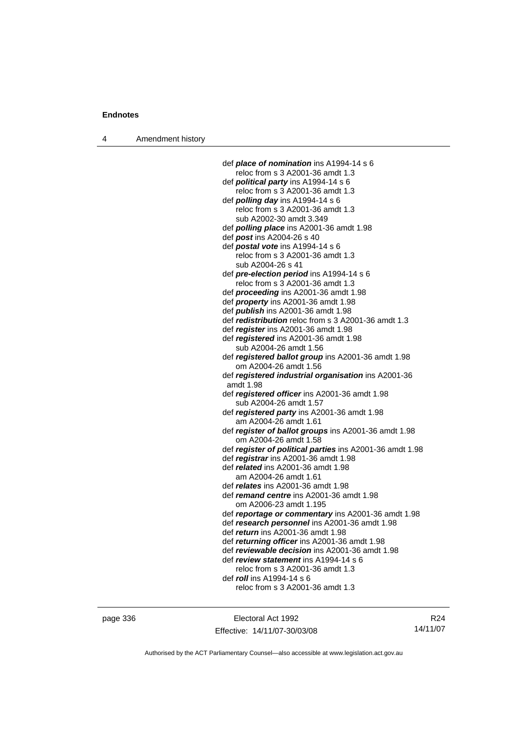def ***place of nomination*** ins A1994-14 s 6
reloc from s 3 A2001-36 amdt 1.3
def ***political party*** ins A1994-14 s 6
reloc from s 3 A2001-36 amdt 1.3
def ***polling day*** ins A1994-14 s 6
reloc from s 3 A2001-36 amdt 1.3
sub A2002-30 amdt 3.349
def ***polling place*** ins A2001-36 amdt 1.98
def ***post*** ins A2004-26 s 40
def ***postal vote*** ins A1994-14 s 6
reloc from s 3 A2001-36 amdt 1.3
sub A2004-26 s 41
def ***pre-election period*** ins A1994-14 s 6
reloc from s 3 A2001-36 amdt 1.3
def ***proceeding*** ins A2001-36 amdt 1.98
def ***property*** ins A2001-36 amdt 1.98
def ***publish*** ins A2001-36 amdt 1.98
def ***redistribution*** reloc from s 3 A2001-36 amdt 1.3
def ***register*** ins A2001-36 amdt 1.98
def ***registered*** ins A2001-36 amdt 1.98
sub A2004-26 amdt 1.56
def ***registered ballot group*** ins A2001-36 amdt 1.98
om A2004-26 amdt 1.56
def ***registered industrial organisation*** ins A2001-36 amdt 1.98
def ***registered officer*** ins A2001-36 amdt 1.98
sub A2004-26 amdt 1.57
def ***registered party*** ins A2001-36 amdt 1.98
am A2004-26 amdt 1.61
def ***register of ballot groups*** ins A2001-36 amdt 1.98
om A2004-26 amdt 1.58
def ***register of political parties*** ins A2001-36 amdt 1.98
def ***registrar*** ins A2001-36 amdt 1.98
def ***related*** ins A2001-36 amdt 1.98
am A2004-26 amdt 1.61
def ***relates*** ins A2001-36 amdt 1.98
def ***remand centre*** ins A2001-36 amdt 1.98
om A2006-23 amdt 1.195
def ***reportage or commentary*** ins A2001-36 amdt 1.98
def ***research personnel*** ins A2001-36 amdt 1.98
def ***return*** ins A2001-36 amdt 1.98
def ***returning officer*** ins A2001-36 amdt 1.98
def ***reviewable decision*** ins A2001-36 amdt 1.98
def ***review statement*** ins A1994-14 s 6
reloc from s 3 A2001-36 amdt 1.3
def ***roll*** ins A1994-14 s 6
reloc from s 3 A2001-36 amdt 1.3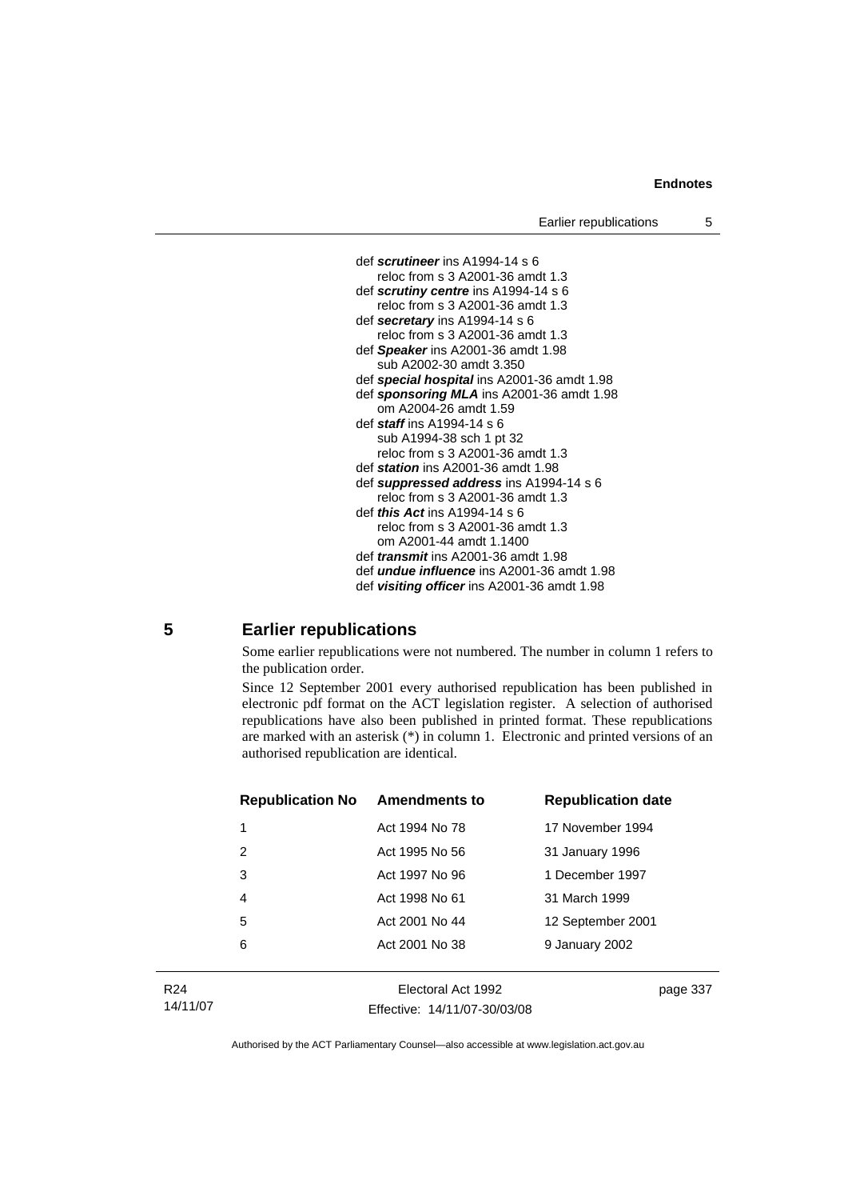def ***scrutineer*** ins A1994-14 s 6
reloc from s 3 A2001-36 amdt 1.3
def ***scrutiny centre*** ins A1994-14 s 6
reloc from s 3 A2001-36 amdt 1.3
def ***secretary*** ins A1994-14 s 6
reloc from s 3 A2001-36 amdt 1.3
def ***Speaker*** ins A2001-36 amdt 1.98
sub A2002-30 amdt 3.350
def ***special hospital*** ins A2001-36 amdt 1.98
def ***sponsoring MLA*** ins A2001-36 amdt 1.98
om A2004-26 amdt 1.59
def ***staff*** ins A1994-14 s 6
sub A1994-38 sch 1 pt 32
reloc from s 3 A2001-36 amdt 1.3
def ***station*** ins A2001-36 amdt 1.98
def ***suppressed address*** ins A1994-14 s 6
reloc from s 3 A2001-36 amdt 1.3
def ***this Act*** ins A1994-14 s 6
reloc from s 3 A2001-36 amdt 1.3
om A2001-44 amdt 1.1400
def ***transmit*** ins A2001-36 amdt 1.98
def ***undue influence*** ins A2001-36 amdt 1.98
def ***visiting officer*** ins A2001-36 amdt 1.98

## 5 Earlier republications

Some earlier republications were not numbered. The number in column 1 refers to the publication order.

Since 12 September 2001 every authorised republication has been published in electronic pdf format on the ACT legislation register. A selection of authorised republications have also been published in printed format. These republications are marked with an asterisk (*) in column 1. Electronic and printed versions of an authorised republication are identical.

| Republication No | Amendments to | Republication date |
|---|---|---|
| 1 | Act 1994 No 78 | 17 November 1994 |
| 2 | Act 1995 No 56 | 31 January 1996 |
| 3 | Act 1997 No 96 | 1 December 1997 |
| 4 | Act 1998 No 61 | 31 March 1999 |
| 5 | Act 2001 No 44 | 12 September 2001 |
| 6 | Act 2001 No 38 | 9 January 2002 |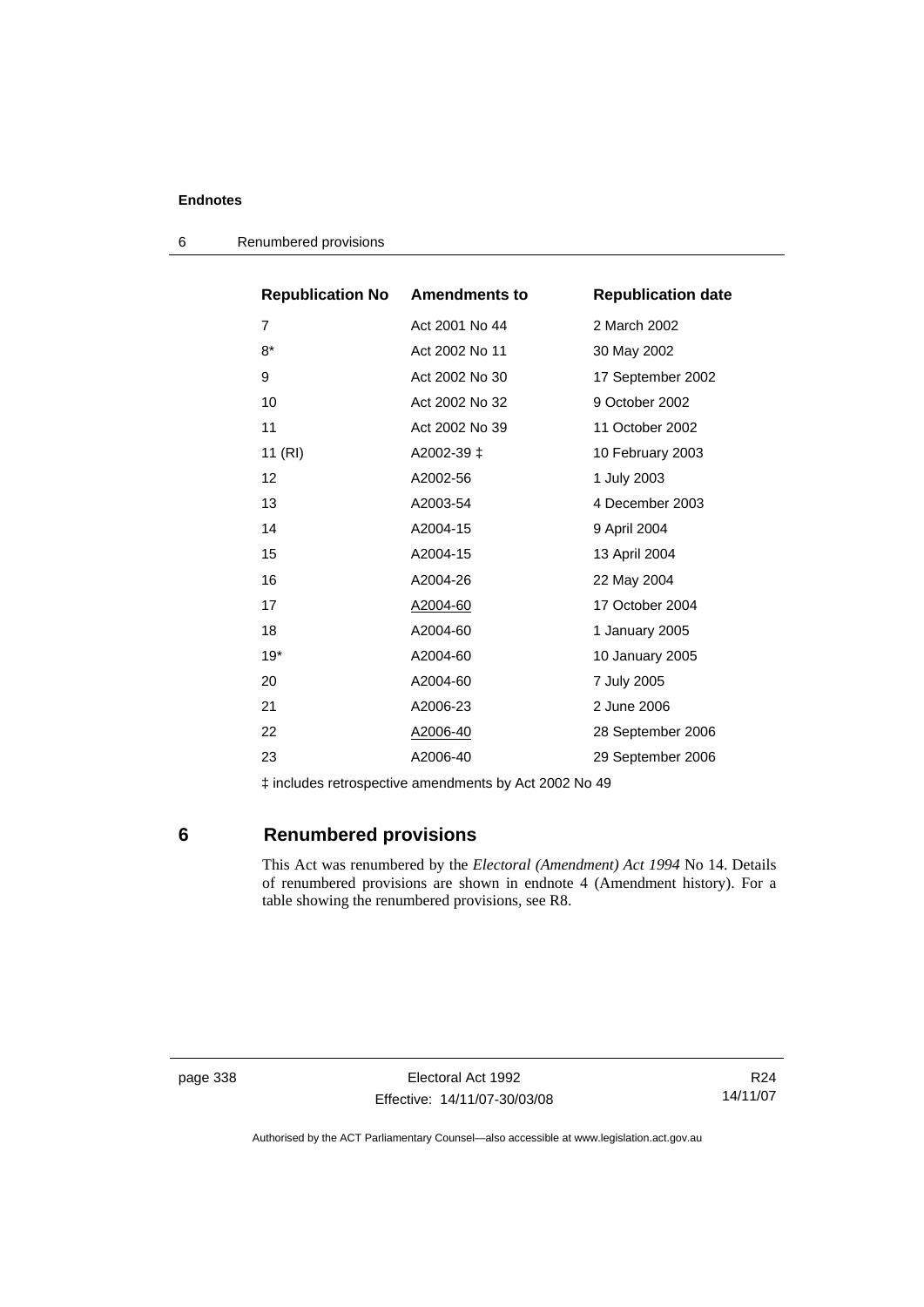| Republication No | Amendments to | Republication date |
|---|---|---|
| 7 | Act 2001 No 44 | 2 March 2002 |
| 8* | Act 2002 No 11 | 30 May 2002 |
| 9 | Act 2002 No 30 | 17 September 2002 |
| 10 | Act 2002 No 32 | 9 October 2002 |
| 11 | Act 2002 No 39 | 11 October 2002 |
| 11 (RI) | A2002-39 ‡ | 10 February 2003 |
| 12 | A2002-56 | 1 July 2003 |
| 13 | A2003-54 | 4 December 2003 |
| 14 | A2004-15 | 9 April 2004 |
| 15 | A2004-15 | 13 April 2004 |
| 16 | A2004-26 | 22 May 2004 |
| 17 | A2004-60 | 17 October 2004 |
| 18 | A2004-60 | 1 January 2005 |
| 19* | A2004-60 | 10 January 2005 |
| 20 | A2004-60 | 7 July 2005 |
| 21 | A2006-23 | 2 June 2006 |
| 22 | A2006-40 | 28 September 2006 |
| 23 | A2006-40 | 29 September 2006 |

‡ includes retrospective amendments by Act 2002 No 49

## 6 Renumbered provisions

This Act was renumbered by the *Electoral (Amendment) Act 1994* No 14. Details of renumbered provisions are shown in endnote 4 (Amendment history). For a table showing the renumbered provisions, see R8.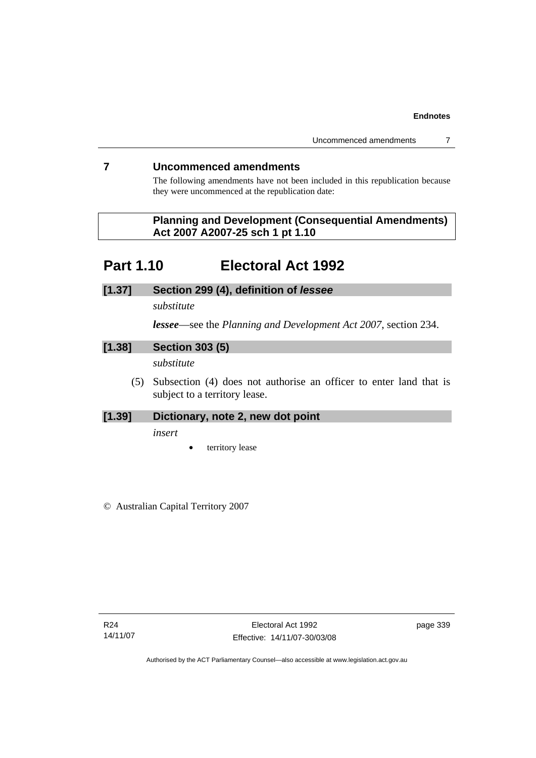## 7 Uncommenced amendments

The following amendments have not been included in this republication because they were uncommenced at the republication date:

**Planning and Development (Consequential Amendments) Act 2007 A2007-25 sch 1 pt 1.10**

# Part 1.10 Electoral Act 1992

### [1.37] Section 299 (4), definition of *lessee*

*substitute*

***lessee***—see the *Planning and Development Act 2007*, section 234.

### [1.38] Section 303 (5)

*substitute*

(5) Subsection (4) does not authorise an officer to enter land that is subject to a territory lease.

### [1.39] Dictionary, note 2, new dot point

*insert*

- territory lease

© Australian Capital Territory 2007